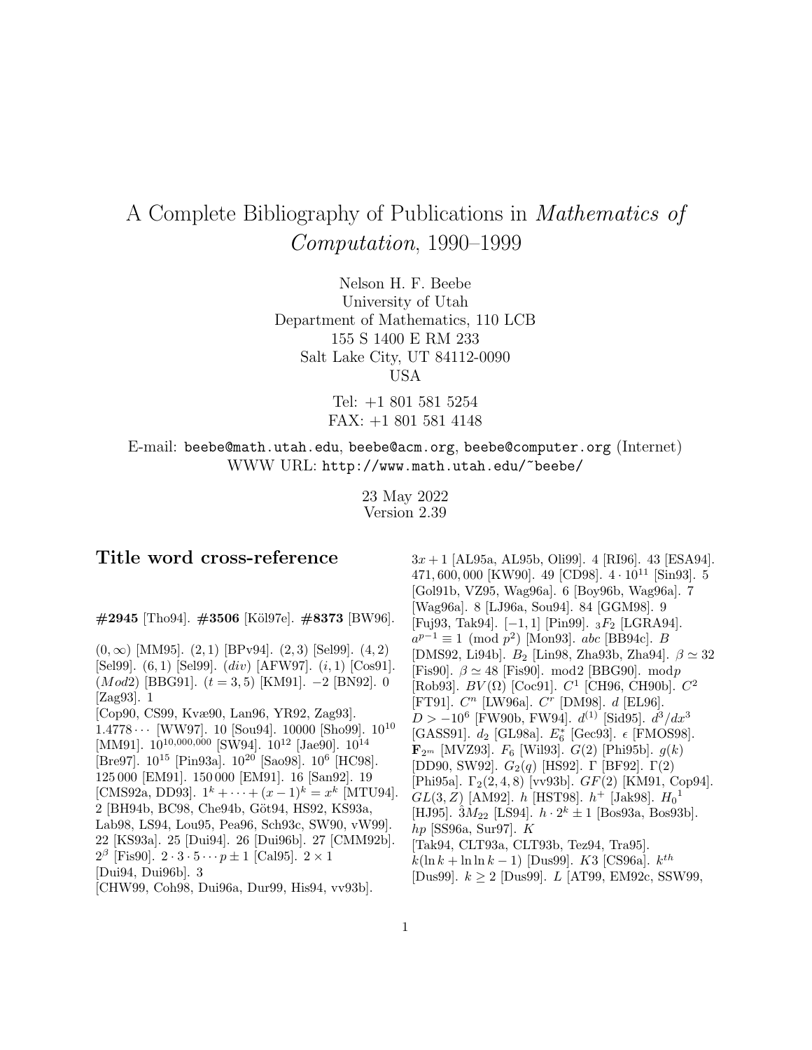# A Complete Bibliography of Publications in *Mathematics of Computation*, 1990–1999

Nelson H. F. Beebe
University of Utah
Department of Mathematics, 110 LCB
155 S 1400 E RM 233
Salt Lake City, UT 84112-0090
USA

Tel: +1 801 581 5254
FAX: +1 801 581 4148

E-mail: beebe@math.utah.edu, beebe@acm.org, beebe@computer.org (Internet)
WWW URL: http://www.math.utah.edu/~beebe/

23 May 2022
Version 2.39

## Title word cross-reference

**#2945** [Tho94]. **#3506** [Köl97e]. **#8373** [BW96].

$(0,\infty)$ [MM95]. $(2,1)$ [BPv94]. $(2,3)$ [Sel99]. $(4,2)$ [Sel99]. $(6,1)$ [Sel99]. $(div)$ [AFW97]. $(i,1)$ [Cos91]. $(Mod2)$ [BBG91]. $(t=3,5)$ [KM91]. $-2$ [BN92]. 0 [Zag93]. 1 [Cop90, CS99, Kvæ90, Lan96, YR92, Zag93]. $1.4778\cdots$ [WW97]. 10 [Sou94]. 10000 [Sho99]. $10^{10}$ [MM91]. $10^{10,000,000}$ [SW94]. $10^{12}$ [Jae90]. $10^{14}$ [Bre97]. $10^{15}$ [Pin93a]. $10^{20}$ [Sao98]. $10^{6}$ [HC98]. 125 000 [EM91]. 150 000 [EM91]. 16 [San92]. 19 [CMS92a, DD93]. $1^k+\cdots+(x-1)^k=x^k$ [MTU94]. 2 [BH94b, BC98, Che94b, Göt94, HS92, KS93a, Lab98, LS94, Lou95, Pea96, Sch93c, SW90, vW99]. 22 [KS93a]. 25 [Dui94]. 26 [Dui96b]. 27 [CMM92b]. $2^{\beta}$ [Fis90]. $2\cdot 3\cdot 5\cdots p\pm 1$ [Cal95]. $2\times 1$ [Dui94, Dui96b]. 3 [CHW99, Coh98, Dui96a, Dur99, His94, vv93b]. $3x+1$ [AL95a, AL95b, Oli99]. 4 [RI96]. 43 [ESA94]. $471,600,000$ [KW90]. 49 [CD98]. $4\cdot 10^{11}$ [Sin93]. 5 [Gol91b, VZ95, Wag96a]. 6 [Boy96b, Wag96a]. 7 [Wag96a]. 8 [LJ96a, Sou94]. 84 [GGM98]. 9 [Fuj93, Tak94]. $[-1,1]$ [Pin99]. ${}_3F_2$ [LGRA94]. $a^{p-1}\equiv 1 \pmod{p^2}$ [Mon93]. $abc$ [BB94c]. $B$ [DMS92, Li94b]. $B_2$ [Lin98, Zha93b, Zha94]. $\beta\simeq 32$ [Fis90]. $\beta\simeq 48$ [Fis90]. mod2 [BBG90]. mod$p$ [Rob93]. $BV(\Omega)$ [Coc91]. $C^1$ [CH96, CH90b]. $C^2$ [FT91]. $C^n$ [LW96a]. $C^r$ [DM98]. $d$ [EL96]. $D>-10^6$ [FW90b, FW94]. $d^{(1)}$ [Sid95]. $d^3/dx^3$ [GASS91]. $d_2$ [GL98a]. $E_6^*$ [Gec93]. $\epsilon$ [FMOS98]. $\mathbf{F}_{2^m}$ [MVZ93]. $F_6$ [Wil93]. $G(2)$ [Phi95b]. $g(k)$ [DD90, SW92]. $G_2(q)$ [HS92]. $\Gamma$ [BF92]. $\Gamma(2)$ [Phi95a]. $\Gamma_2(2,4,8)$ [vv93b]. $GF(2)$ [KM91, Cop94]. $GL(3,Z)$ [AM92]. $h$ [HST98]. $h^+$ [Jak98]. ${H_0}^1$ [HJ95]. $\hat{3}M_{22}$ [LS94]. $h\cdot 2^k\pm 1$ [Bos93a, Bos93b]. $hp$ [SS96a, Sur97]. $K$ [Tak94, CLT93a, CLT93b, Tez94, Tra95]. $k(\ln k+\ln\ln k-1)$ [Dus99]. $K3$ [CS96a]. $k^{th}$ [Dus99]. $k\geq 2$ [Dus99]. $L$ [AT99, EM92c, SSW99,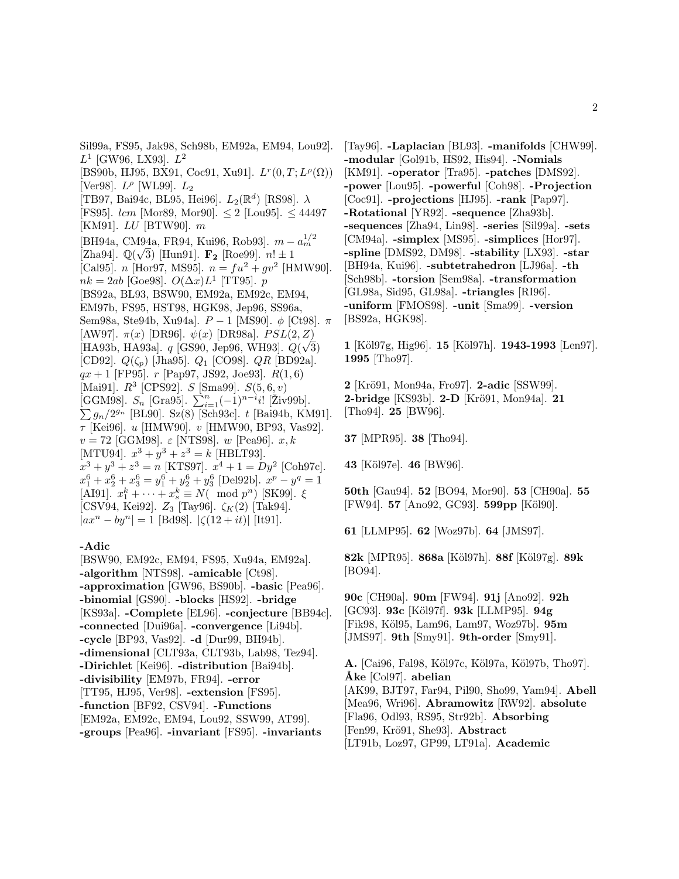Sil99a, FS95, Jak98, Sch98b, EM92a, EM94, Lou92]. $L^1$ [GW96, LX93]. $L^2$ [BS90b, HJ95, BX91, Coc91, Xu91]. $L^r(0,T;L^\rho(\Omega))$ [Ver98]. $L^\rho$ [WL99]. $L_2$ [TB97, Bai94c, BL95, Hei96]. $L_2(\mathbb{R}^d)$ [RS98]. $\lambda$ [FS95]. $lcm$ [Mor89, Mor90]. $\leq 2$ [Lou95]. $\leq 44497$ [KM91]. $LU$ [BTW90]. $m$ [BH94a, CM94a, FR94, Kui96, Rob93]. $m - a_m^{1/2}$ [Zha94]. $\mathbb{Q}(\sqrt{3})$ [Hun91]. $\mathbf{F_2}$ [Roe99]. $n! \pm 1$ [Cal95]. $n$ [Hor97, MS95]. $n = fu^2 + gv^2$ [HMW90]. $nk = 2ab$ [Goe98]. $O(\Delta x)L^1$ [TT95]. $p$ [BS92a, BL93, BSW90, EM92a, EM92c, EM94, EM97b, FS95, HST98, HGK98, Jep96, SS96a, Sem98a, Ste94b, Xu94a]. $P-1$ [MS90]. $\phi$ [Ct98]. $\pi$ [AW97]. $\pi(x)$ [DR96]. $\psi(x)$ [DR98a]. $PSL(2,Z)$ [HA93b, HA93a]. $q$ [GS90, Jep96, WH93]. $Q(\sqrt{3})$ [CD92]. $Q(\zeta_p)$ [Jha95]. $Q_1$ [CO98]. $QR$ [BD92a]. $qx+1$ [FP95]. $r$ [Pap97, JS92, Joe93]. $R(1,6)$ [Mai91]. $R^3$ [CPS92]. $S$ [Sma99]. $S(5,6,v)$ [GGM98]. $S_n$ [Gra95]. $\sum_{i=1}^{n}(-1)^{n-i}i!$ [Živ99b]. $\sum g_n/2^{g_n}$ [BL90]. Sz(8) [Sch93c]. $t$ [Bai94b, KM91]. $\tau$ [Kei96]. $u$ [HMW90]. $v$ [HMW90, BP93, Vas92]. $v = 72$ [GGM98]. $\varepsilon$ [NTS98]. $w$ [Pea96]. $x, k$ [MTU94]. $x^3 + y^3 + z^3 = k$ [HBLT93]. $x^3 + y^3 + z^3 = n$ [KTS97]. $x^4 + 1 = Dy^2$ [Coh97c]. $x_1^6 + x_2^6 + x_3^6 = y_1^6 + y_2^6 + y_3^6$ [Del92b]. $x^p - y^q = 1$ [AI91]. $x_1^k + \cdots + x_s^k \equiv N(\mod p^n)$ [SK99]. $\xi$ [CSV94, Kei92]. $Z_3$ [Tay96]. $\zeta_K(2)$ [Tak94]. $|ax^n - by^n| = 1$ [Bd98]. $|\zeta(12+it)|$ [It91].

**-Adic** [BSW90, EM92c, EM94, FS95, Xu94a, EM92a]. **-algorithm** [NTS98]. **-amicable** [Ct98]. **-approximation** [GW96, BS90b]. **-basic** [Pea96]. **-binomial** [GS90]. **-blocks** [HS92]. **-bridge** [KS93a]. **-Complete** [EL96]. **-conjecture** [BB94c]. **-connected** [Dui96a]. **-convergence** [Li94b]. **-cycle** [BP93, Vas92]. **-d** [Dur99, BH94b]. **-dimensional** [CLT93a, CLT93b, Lab98, Tez94]. **-Dirichlet** [Kei96]. **-distribution** [Bai94b]. **-divisibility** [EM97b, FR94]. **-error** [TT95, HJ95, Ver98]. **-extension** [FS95]. **-function** [BF92, CSV94]. **-Functions** [EM92a, EM92c, EM94, Lou92, SSW99, AT99]. **-groups** [Pea96]. **-invariant** [FS95]. **-invariants** [Tay96]. **-Laplacian** [BL93]. **-manifolds** [CHW99]. **-modular** [Gol91b, HS92, His94]. **-Nomials** [KM91]. **-operator** [Tra95]. **-patches** [DMS92]. **-power** [Lou95]. **-powerful** [Coh98]. **-Projection** [Coc91]. **-projections** [HJ95]. **-rank** [Pap97]. **-Rotational** [YR92]. **-sequence** [Zha93b]. **-sequences** [Zha94, Lin98]. **-series** [Sil99a]. **-sets** [CM94a]. **-simplex** [MS95]. **-simplices** [Hor97]. **-spline** [DMS92, DM98]. **-stability** [LX93]. **-star** [BH94a, Kui96]. **-subtetrahedron** [LJ96a]. **-th** [Sch98b]. **-torsion** [Sem98a]. **-transformation** [GL98a, Sid95, GL98a]. **-triangles** [RI96]. **-uniform** [FMOS98]. **-unit** [Sma99]. **-version** [BS92a, HGK98].

**1** [Köl97g, Hig96]. **15** [Köl97h]. **1943-1993** [Len97]. **1995** [Tho97].

**2** [Krö91, Mon94a, Fro97]. **2-adic** [SSW99]. **2-bridge** [KS93b]. **2-D** [Krö91, Mon94a]. **21** [Tho94]. **25** [BW96].

**37** [MPR95]. **38** [Tho94].

**43** [Köl97e]. **46** [BW96].

**50th** [Gau94]. **52** [BO94, Mor90]. **53** [CH90a]. **55** [FW94]. **57** [Ano92, GC93]. **599pp** [Köl90].

**61** [LLMP95]. **62** [Woz97b]. **64** [JMS97].

**82k** [MPR95]. **868a** [Köl97h]. **88f** [Köl97g]. **89k** [BO94].

**90c** [CH90a]. **90m** [FW94]. **91j** [Ano92]. **92h** [GC93]. **93c** [Köl97f]. **93k** [LLMP95]. **94g** [Fik98, Köl95, Lam96, Lam97, Woz97b]. **95m** [JMS97]. **9th** [Smy91]. **9th-order** [Smy91].

**A.** [Cai96, Fal98, Köl97c, Köl97a, Köl97b, Tho97]. **Åke** [Col97]. **abelian** [AK99, BJT97, Far94, Pil90, Sho99, Yam94]. **Abell** [Mea96, Wri96]. **Abramowitz** [RW92]. **absolute** [Fla96, Odl93, RS95, Str92b]. **Absorbing** [Fen99, Krö91, She93]. **Abstract** [LT91b, Loz97, GP99, LT91a]. **Academic**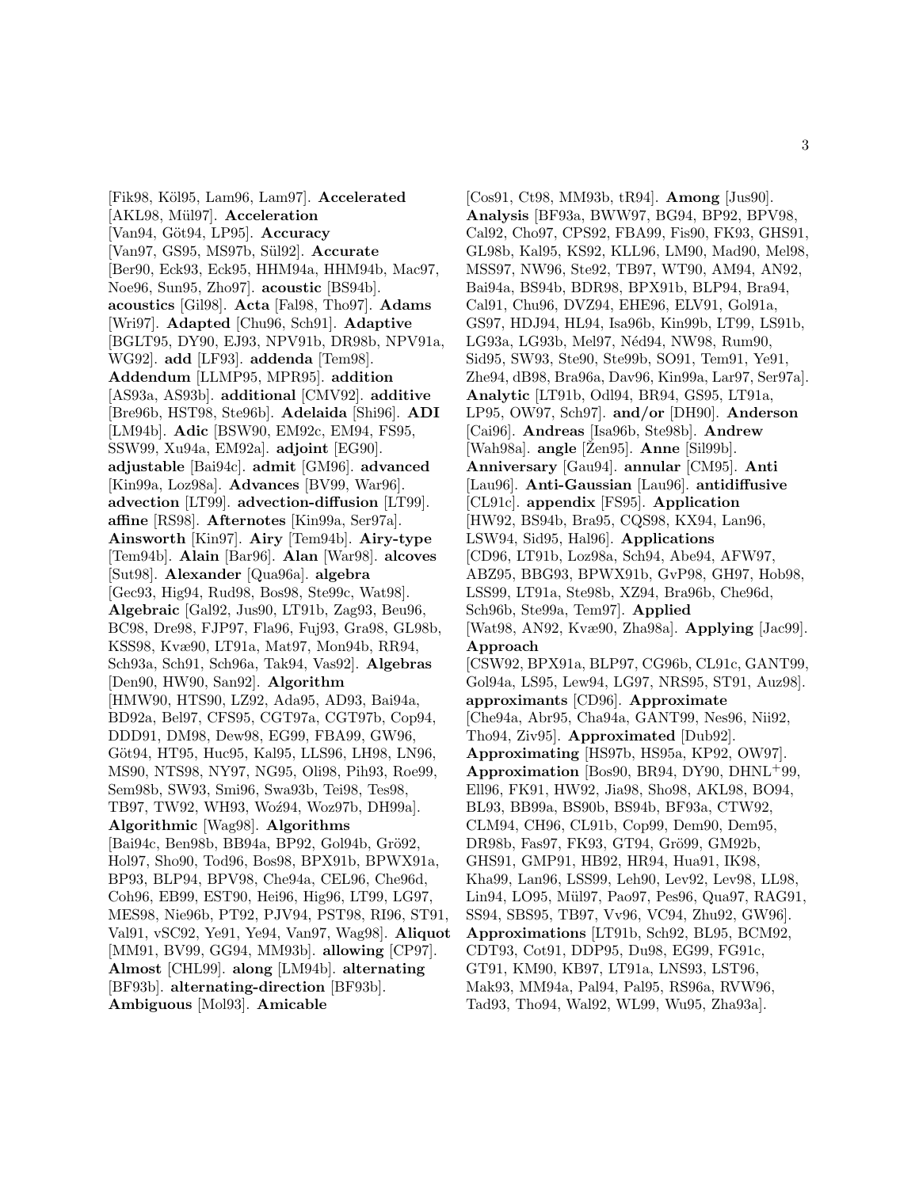[Fik98, Köl95, Lam96, Lam97]. **Accelerated** [AKL98, Mül97]. **Acceleration** [Van94, Göt94, LP95]. **Accuracy** [Van97, GS95, MS97b, Sül92]. **Accurate** [Ber90, Eck93, Eck95, HHM94a, HHM94b, Mac97, Noe96, Sun95, Zho97]. **acoustic** [BS94b]. **acoustics** [Gil98]. **Acta** [Fal98, Tho97]. **Adams** [Wri97]. **Adapted** [Chu96, Sch91]. **Adaptive** [BGLT95, DY90, EJ93, NPV91b, DR98b, NPV91a, WG92]. **add** [LF93]. **addenda** [Tem98]. **Addendum** [LLMP95, MPR95]. **addition** [AS93a, AS93b]. **additional** [CMV92]. **additive** [Bre96b, HST98, Ste96b]. **Adelaida** [Shi96]. **ADI** [LM94b]. **Adic** [BSW90, EM92c, EM94, FS95, SSW99, Xu94a, EM92a]. **adjoint** [EG90]. **adjustable** [Bai94c]. **admit** [GM96]. **advanced** [Kin99a, Loz98a]. **Advances** [BV99, War96]. **advection** [LT99]. **advection-diffusion** [LT99]. **affine** [RS98]. **Afternotes** [Kin99a, Ser97a]. **Ainsworth** [Kin97]. **Airy** [Tem94b]. **Airy-type** [Tem94b]. **Alain** [Bar96]. **Alan** [War98]. **alcoves** [Sut98]. **Alexander** [Qua96a]. **algebra** [Gec93, Hig94, Rud98, Bos98, Ste99c, Wat98]. **Algebraic** [Gal92, Jus90, LT91b, Zag93, Beu96, BC98, Dre98, FJP97, Fla96, Fuj93, Gra98, GL98b, KSS98, Kvæ90, LT91a, Mat97, Mon94b, RR94, Sch93a, Sch91, Sch96a, Tak94, Vas92]. **Algebras** [Den90, HW90, San92]. **Algorithm** [HMW90, HTS90, LZ92, Ada95, AD93, Bai94a, BD92a, Bel97, CFS95, CGT97a, CGT97b, Cop94, DDD91, DM98, Dew98, EG99, FBA99, GW96, Göt94, HT95, Huc95, Kal95, LLS96, LH98, LN96, MS90, NTS98, NY97, NG95, Oli98, Pih93, Roe99, Sem98b, SW93, Smi96, Swa93b, Tei98, Tes98, TB97, TW92, WH93, Woź94, Woz97b, DH99a]. **Algorithmic** [Wag98]. **Algorithms** [Bai94c, Ben98b, BB94a, BP92, Gol94b, Grö92, Hol97, Sho90, Tod96, Bos98, BPX91b, BPWX91a, BP93, BLP94, BPV98, Che94a, CEL96, Che96d, Coh96, EB99, EST90, Hei96, Hig96, LT99, LG97, MES98, Nie96b, PT92, PJV94, PST98, RI96, ST91, Val91, vSC92, Ye91, Ye94, Van97, Wag98]. **Aliquot** [MM91, BV99, GG94, MM93b]. **allowing** [CP97]. **Almost** [CHL99]. **along** [LM94b]. **alternating** [BF93b]. **alternating-direction** [BF93b]. **Ambiguous** [Mol93]. **Amicable** [Cos91, Ct98, MM93b, tR94]. **Among** [Jus90]. **Analysis** [BF93a, BWW97, BG94, BP92, BPV98, Cal92, Cho97, CPS92, FBA99, Fis90, FK93, GHS91, GL98b, Kal95, KS92, KLL96, LM90, Mad90, Mel98, MSS97, NW96, Ste92, TB97, WT90, AM94, AN92, Bai94a, BS94b, BDR98, BPX91b, BLP94, Bra94, Cal91, Chu96, DVZ94, EHE96, ELV91, Gol91a, GS97, HDJ94, HL94, Isa96b, Kin99b, LT99, LS91b, LG93a, LG93b, Mel97, Néd94, NW98, Rum90, Sid95, SW93, Ste90, Ste99b, SO91, Tem91, Ye91, Zhe94, dB98, Bra96a, Dav96, Kin99a, Lar97, Ser97a]. **Analytic** [LT91b, Odl94, BR94, GS95, LT91a, LP95, OW97, Sch97]. **and/or** [DH90]. **Anderson** [Cai96]. **Andreas** [Isa96b, Ste98b]. **Andrew** [Wah98a]. **angle** [Žen95]. **Anne** [Sil99b]. **Anniversary** [Gau94]. **annular** [CM95]. **Anti** [Lau96]. **Anti-Gaussian** [Lau96]. **antidiffusive** [CL91c]. **appendix** [FS95]. **Application** [HW92, BS94b, Bra95, CQS98, KX94, Lan96, LSW94, Sid95, Hal96]. **Applications** [CD96, LT91b, Loz98a, Sch94, Abe94, AFW97, ABZ95, BBG93, BPWX91b, GvP98, GH97, Hob98, LSS99, LT91a, Ste98b, XZ94, Bra96b, Che96d, Sch96b, Ste99a, Tem97]. **Applied** [Wat98, AN92, Kvæ90, Zha98a]. **Applying** [Jac99]. **Approach** [CSW92, BPX91a, BLP97, CG96b, CL91c, GANT99, Gol94a, LS95, Lew94, LG97, NRS95, ST91, Auz98]. **approximants** [CD96]. **Approximate** [Che94a, Abr95, Cha94a, GANT99, Nes96, Nii92, Tho94, Ziv95]. **Approximated** [Dub92]. **Approximating** [HS97b, HS95a, KP92, OW97]. **Approximation** [Bos90, BR94, DY90, DHNL+99, Ell96, FK91, HW92, Jia98, Sho98, AKL98, BO94, BL93, BB99a, BS90b, BS94b, BF93a, CTW92, CLM94, CH96, CL91b, Cop99, Dem90, Dem95, DR98b, Fas97, FK93, GT94, Grö99, GM92b, GHS91, GMP91, HB92, HR94, Hua91, IK98, Kha99, Lan96, LSS99, Leh90, Lev92, Lev98, LL98, Lin94, LO95, Mül97, Pao97, Pes96, Qua97, RAG91, SS94, SBS95, TB97, Vv96, VC94, Zhu92, GW96]. **Approximations** [LT91b, Sch92, BL95, BCM92, CDT93, Cot91, DDP95, Du98, EG99, FG91c, GT91, KM90, KB97, LT91a, LNS93, LST96, Mak93, MM94a, Pal94, Pal95, RS96a, RVW96, Tad93, Tho94, Wal92, WL99, Wu95, Zha93a].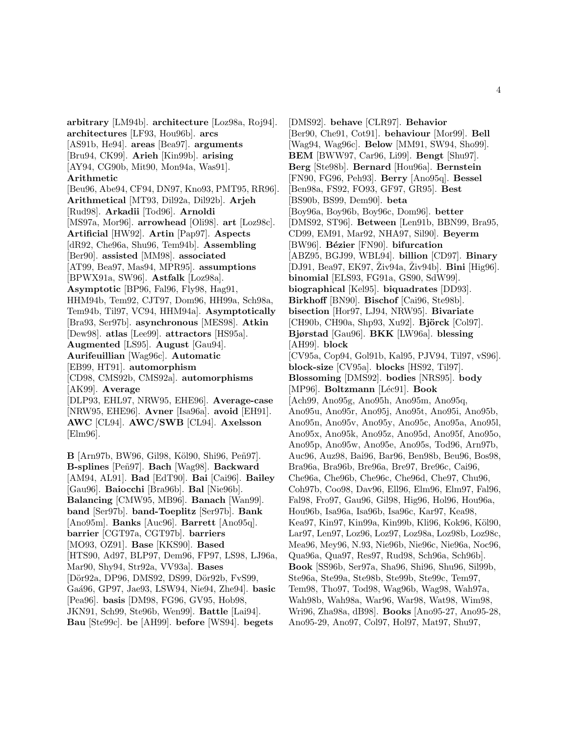**arbitrary** [LM94b]. **architecture** [Loz98a, Roj94]. **architectures** [LF93, Hou96b]. **arcs** [AS91b, He94]. **areas** [Bea97]. **arguments** [Bru94, CK99]. **Arieh** [Kin99b]. **arising** [AY94, CG90b, Mit90, Mon94a, Was91]. **Arithmetic** [Beu96, Abe94, CF94, DN97, Kno93, PMT95, RR96]. **Arithmetical** [MT93, Dil92a, Dil92b]. **Arjeh** [Rud98]. **Arkadii** [Tod96]. **Arnoldi** [MS97a, Mor96]. **arrowhead** [Oli98]. **art** [Loz98c]. **Artificial** [HW92]. **Artin** [Pap97]. **Aspects** [dR92, Che96a, Shu96, Tem94b]. **Assembling** [Ber90]. **assisted** [MM98]. **associated** [AT99, Bea97, Mas94, MPR95]. **assumptions** [BPWX91a, SW96]. **Astfalk** [Loz98a]. **Asymptotic** [BP96, Fal96, Fly98, Hag91, HHM94b, Tem92, CJT97, Dom96, HH99a, Sch98a, Tem94b, Til97, VC94, HHM94a]. **Asymptotically** [Bra93, Ser97b]. **asynchronous** [MES98]. **Atkin** [Dew98]. **atlas** [Lee99]. **attractors** [HS95a]. **Augmented** [LS95]. **August** [Gau94]. **Aurifeuillian** [Wag96c]. **Automatic** [EB99, HT91]. **automorphism** [CD98, CMS92b, CMS92a]. **automorphisms** [AK99]. **Average** [DLP93, EHL97, NRW95, EHE96]. **Average-case** [NRW95, EHE96]. **Avner** [Isa96a]. **avoid** [EH91]. **AWC** [CL94]. **AWC/SWB** [CL94]. **Axelsson** [Elm96].

**B** [Arn97b, BW96, Gil98, Köl90, Shi96, Peñ97]. **B-splines** [Peñ97]. **Bach** [Wag98]. **Backward** [AM94, AL91]. **Bad** [EdT90]. **Bai** [Cai96]. **Bailey** [Gau96]. **Baiocchi** [Bra96b]. **Bal** [Nie96b]. **Balancing** [CMW95, MB96]. **Banach** [Wan99]. **band** [Ser97b]. **band-Toeplitz** [Ser97b]. **Bank** [Ano95m]. **Banks** [Auc96]. **Barrett** [Ano95q]. **barrier** [CGT97a, CGT97b]. **barriers** [MO93, OZ91]. **Base** [KKS90]. **Based** [HTS90, Ad97, BLP97, Dem96, FP97, LS98, LJ96a, Mar90, Shy94, Str92a, VV93a]. **Bases** [Dör92a, DP96, DMS92, DS99, Dör92b, FvS99, Gaá96, GP97, Jae93, LSW94, Nie94, Zhe94]. **basic** [Pea96]. **basis** [DM98, FG96, GV95, Hob98, JKN91, Sch99, Ste96b, Wen99]. **Battle** [Lai94]. **Bau** [Ste99c]. **be** [AH99]. **before** [WS94]. **begets** [DMS92]. **behave** [CLR97]. **Behavior** [Ber90, Che91, Cot91]. **behaviour** [Mor99]. **Bell** [Wag94, Wag96c]. **Below** [MM91, SW94, Sho99]. **BEM** [BWW97, Car96, Li99]. **Bengt** [Shu97]. **Berg** [Ste98b]. **Bernard** [Hou96a]. **Bernstein** [FN90, FG96, Peh93]. **Berry** [Ano95q]. **Bessel** [Ben98a, FS92, FO93, GF97, GR95]. **Best** [BS90b, BS99, Dem90]. **beta** [Boy96a, Boy96b, Boy96c, Dom96]. **better** [DMS92, ST96]. **Between** [Len91b, BBN99, Bra95, CD99, EM91, Mar92, NHA97, Sil90]. **Beyerm** [BW96]. **Bézier** [FN90]. **bifurcation** [ABZ95, BGJ99, WBL94]. **billion** [CD97]. **Binary** [DJ91, Bea97, EK97, Živ94a, Živ94b]. **Bini** [Hig96]. **binomial** [ELS93, FG91a, GS90, SdW99]. **biographical** [Kel95]. **biquadrates** [DD93]. **Birkhoff** [BN90]. **Bischof** [Cai96, Ste98b]. **bisection** [Hor97, LJ94, NRW95]. **Bivariate** [CH90b, CH90a, Shp93, Xu92]. **Björck** [Col97]. **Bjørstad** [Gau96]. **BKK** [LW96a]. **blessing** [AH99]. **block** [CV95a, Cop94, Gol91b, Kal95, PJV94, Til97, vS96]. **block-size** [CV95a]. **blocks** [HS92, Til97]. **Blossoming** [DMS92]. **bodies** [NRS95]. **body** [MP96]. **Boltzmann** [Léc91]. **Book** [Ach99, Ano95g, Ano95h, Ano95m, Ano95q, Ano95u, Ano95r, Ano95j, Ano95t, Ano95i, Ano95b, Ano95n, Ano95v, Ano95y, Ano95c, Ano95a, Ano95l, Ano95x, Ano95k, Ano95z, Ano95d, Ano95f, Ano95o, Ano95p, Ano95w, Ano95e, Ano95s, Tod96, Arn97b, Auc96, Auz98, Bai96, Bar96, Ben98b, Beu96, Bos98, Bra96a, Bra96b, Bre96a, Bre97, Bre96c, Cai96, Che96a, Che96b, Che96c, Che96d, Che97, Chu96, Coh97b, Coo98, Dav96, Ell96, Elm96, Elm97, Fal96, Fal98, Fro97, Gau96, Gil98, Hig96, Hol96, Hou96a, Hou96b, Isa96a, Isa96b, Isa96c, Kar97, Kea98, Kea97, Kin97, Kin99a, Kin99b, Kli96, Kok96, Köl90, Lar97, Len97, Loz96, Loz97, Loz98a, Loz98b, Loz98c, Mea96, Mey96, N.93, Nie96b, Nie96c, Nie96a, Noc96, Qua96a, Qua97, Res97, Rud98, Sch96a, Sch96b]. **Book** [SS96b, Ser97a, Sha96, Shi96, Shu96, Sil99b, Ste96a, Ste99a, Ste98b, Ste99b, Ste99c, Tem97, Tem98, Tho97, Tod98, Wag96b, Wag98, Wah97a, Wah98b, Wah98a, War96, War98, Wat98, Wim98, Wri96, Zha98a, dB98]. **Books** [Ano95-27, Ano95-28, Ano95-29, Ano97, Col97, Hol97, Mat97, Shu97,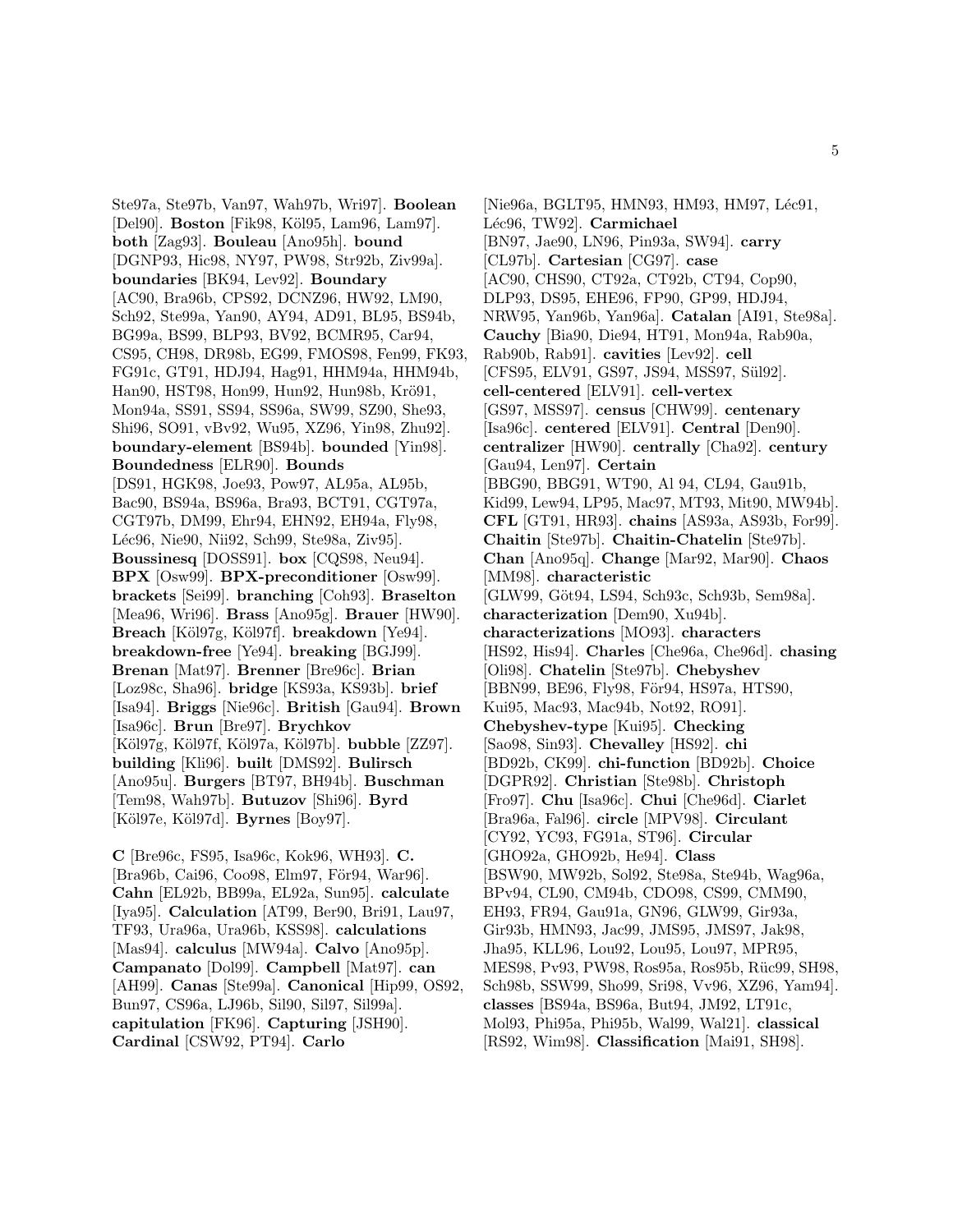Ste97a, Ste97b, Van97, Wah97b, Wri97]. **Boolean** [Del90]. **Boston** [Fik98, Köl95, Lam96, Lam97]. **both** [Zag93]. **Bouleau** [Ano95h]. **bound** [DGNP93, Hic98, NY97, PW98, Str92b, Ziv99a]. **boundaries** [BK94, Lev92]. **Boundary** [AC90, Bra96b, CPS92, DCNZ96, HW92, LM90, Sch92, Ste99a, Yan90, AY94, AD91, BL95, BS94b, BG99a, BS99, BLP93, BV92, BCMR95, Car94, CS95, CH98, DR98b, EG99, FMOS98, Fen99, FK93, FG91c, GT91, HDJ94, Hag91, HHM94a, HHM94b, Han90, HST98, Hon99, Hun92, Hun98b, Krö91, Mon94a, SS91, SS94, SS96a, SW99, SZ90, She93, Shi96, SO91, vBv92, Wu95, XZ96, Yin98, Zhu92]. **boundary-element** [BS94b]. **bounded** [Yin98]. **Boundedness** [ELR90]. **Bounds** [DS91, HGK98, Joe93, Pow97, AL95a, AL95b, Bac90, BS94a, BS96a, Bra93, BCT91, CGT97a, CGT97b, DM99, Ehr94, EHN92, EH94a, Fly98, Léc96, Nie90, Nii92, Sch99, Ste98a, Ziv95]. **Boussinesq** [DOSS91]. **box** [CQS98, Neu94]. **BPX** [Osw99]. **BPX-preconditioner** [Osw99]. **brackets** [Sei99]. **branching** [Coh93]. **Braselton** [Mea96, Wri96]. **Brass** [Ano95g]. **Brauer** [HW90]. **Breach** [Köl97g, Köl97f]. **breakdown** [Ye94]. **breakdown-free** [Ye94]. **breaking** [BGJ99]. **Brenan** [Mat97]. **Brenner** [Bre96c]. **Brian** [Loz98c, Sha96]. **bridge** [KS93a, KS93b]. **brief** [Isa94]. **Briggs** [Nie96c]. **British** [Gau94]. **Brown** [Isa96c]. **Brun** [Bre97]. **Brychkov** [Köl97g, Köl97f, Köl97a, Köl97b]. **bubble** [ZZ97]. **building** [Kli96]. **built** [DMS92]. **Bulirsch** [Ano95u]. **Burgers** [BT97, BH94b]. **Buschman** [Tem98, Wah97b]. **Butuzov** [Shi96]. **Byrd** [Köl97e, Köl97d]. **Byrnes** [Boy97].

**C** [Bre96c, FS95, Isa96c, Kok96, WH93]. **C.** [Bra96b, Cai96, Coo98, Elm97, För94, War96]. **Cahn** [EL92b, BB99a, EL92a, Sun95]. **calculate** [Iya95]. **Calculation** [AT99, Ber90, Bri91, Lau97, TF93, Ura96a, Ura96b, KSS98]. **calculations** [Mas94]. **calculus** [MW94a]. **Calvo** [Ano95p]. **Campanato** [Dol99]. **Campbell** [Mat97]. **can** [AH99]. **Canas** [Ste99a]. **Canonical** [Hip99, OS92, Bun97, CS96a, LJ96b, Sil90, Sil97, Sil99a]. **capitulation** [FK96]. **Capturing** [JSH90]. **Cardinal** [CSW92, PT94]. **Carlo** [Nie96a, BGLT95, HMN93, HM93, HM97, Léc91, Léc96, TW92]. **Carmichael** [BN97, Jae90, LN96, Pin93a, SW94]. **carry** [CL97b]. **Cartesian** [CG97]. **case** [AC90, CHS90, CT92a, CT92b, CT94, Cop90, DLP93, DS95, EHE96, FP90, GP99, HDJ94, NRW95, Yan96b, Yan96a]. **Catalan** [AI91, Ste98a]. **Cauchy** [Bia90, Die94, HT91, Mon94a, Rab90a, Rab90b, Rab91]. **cavities** [Lev92]. **cell** [CFS95, ELV91, GS97, JS94, MSS97, Sül92]. **cell-centered** [ELV91]. **cell-vertex** [GS97, MSS97]. **census** [CHW99]. **centenary** [Isa96c]. **centered** [ELV91]. **Central** [Den90]. **centralizer** [HW90]. **centrally** [Cha92]. **century** [Gau94, Len97]. **Certain** [BBG90, BBG91, WT90, Al 94, CL94, Gau91b, Kid99, Lew94, LP95, Mac97, MT93, Mit90, MW94b]. **CFL** [GT91, HR93]. **chains** [AS93a, AS93b, For99]. **Chaitin** [Ste97b]. **Chaitin-Chatelin** [Ste97b]. **Chan** [Ano95q]. **Change** [Mar92, Mar90]. **Chaos** [MM98]. **characteristic** [GLW99, Göt94, LS94, Sch93c, Sch93b, Sem98a]. **characterization** [Dem90, Xu94b]. **characterizations** [MO93]. **characters** [HS92, His94]. **Charles** [Che96a, Che96d]. **chasing** [Oli98]. **Chatelin** [Ste97b]. **Chebyshev** [BBN99, BE96, Fly98, För94, HS97a, HTS90, Kui95, Mac93, Mac94b, Not92, RO91]. **Chebyshev-type** [Kui95]. **Checking** [Sao98, Sin93]. **Chevalley** [HS92]. **chi** [BD92b, CK99]. **chi-function** [BD92b]. **Choice** [DGPR92]. **Christian** [Ste98b]. **Christoph** [Fro97]. **Chu** [Isa96c]. **Chui** [Che96d]. **Ciarlet** [Bra96a, Fal96]. **circle** [MPV98]. **Circulant** [CY92, YC93, FG91a, ST96]. **Circular** [GHO92a, GHO92b, He94]. **Class** [BSW90, MW92b, Sol92, Ste98a, Ste94b, Wag96a, BPv94, CL90, CM94b, CDO98, CS99, CMM90, EH93, FR94, Gau91a, GN96, GLW99, Gir93a, Gir93b, HMN93, Jac99, JMS95, JMS97, Jak98, Jha95, KLL96, Lou92, Lou95, Lou97, MPR95, MES98, Pv93, PW98, Ros95a, Ros95b, Rüc99, SH98, Sch98b, SSW99, Sho99, Sri98, Vv96, XZ96, Yam94]. **classes** [BS94a, BS96a, But94, JM92, LT91c, Mol93, Phi95a, Phi95b, Wal99, Wal21]. **classical** [RS92, Wim98]. **Classification** [Mai91, SH98].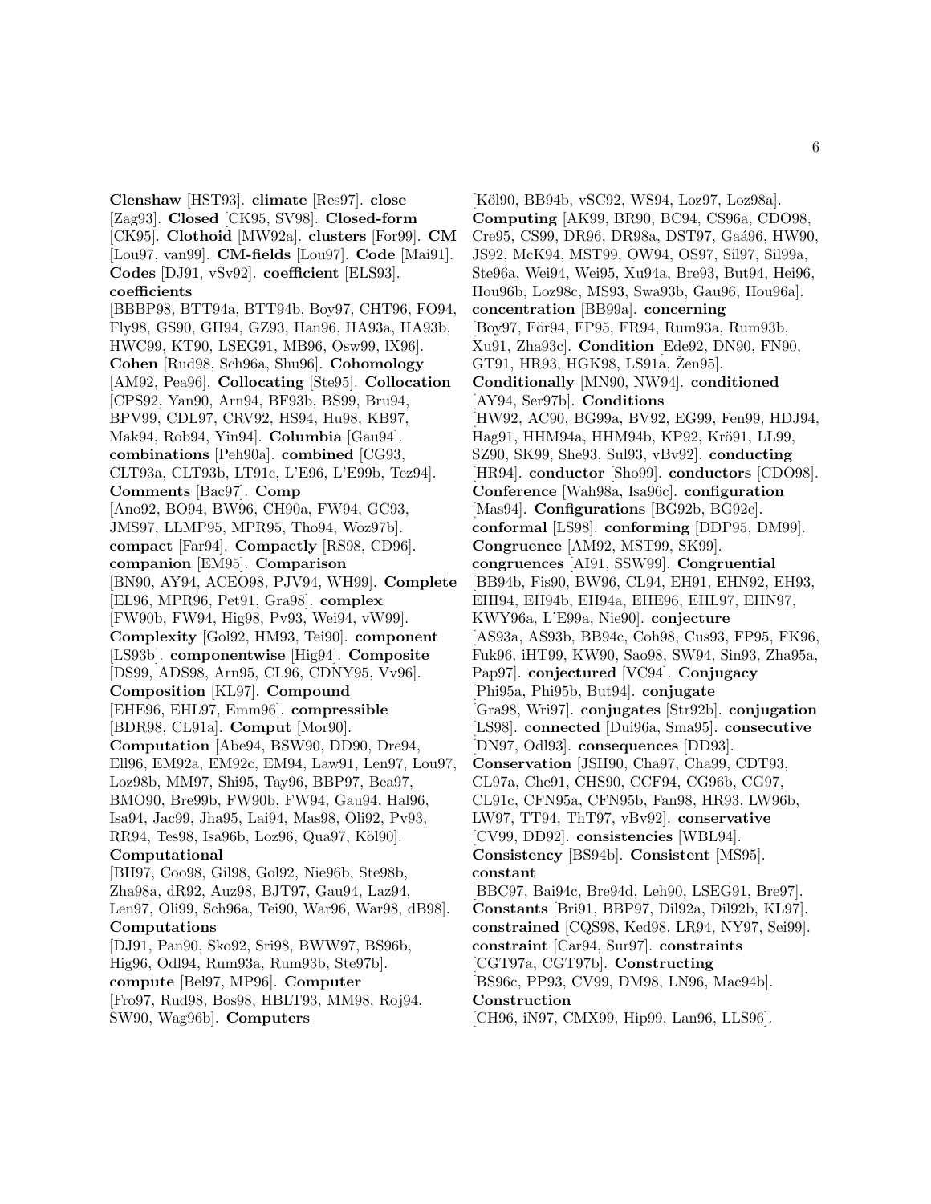**Clenshaw** [HST93]. **climate** [Res97]. **close** [Zag93]. **Closed** [CK95, SV98]. **Closed-form** [CK95]. **Clothoid** [MW92a]. **clusters** [For99]. **CM** [Lou97, van99]. **CM-fields** [Lou97]. **Code** [Mai91]. **Codes** [DJ91, vSv92]. **coefficient** [ELS93]. **coefficients** [BBBP98, BTT94a, BTT94b, Boy97, CHT96, FO94, Fly98, GS90, GH94, GZ93, Han96, HA93a, HA93b, HWC99, KT90, LSEG91, MB96, Osw99, lX96]. **Cohen** [Rud98, Sch96a, Shu96]. **Cohomology** [AM92, Pea96]. **Collocating** [Ste95]. **Collocation** [CPS92, Yan90, Arn94, BF93b, BS99, Bru94, BPV99, CDL97, CRV92, HS94, Hu98, KB97, Mak94, Rob94, Yin94]. **Columbia** [Gau94]. **combinations** [Peh90a]. **combined** [CG93, CLT93a, CLT93b, LT91c, L'E96, L'E99b, Tez94]. **Comments** [Bac97]. **Comp** [Ano92, BO94, BW96, CH90a, FW94, GC93, JMS97, LLMP95, MPR95, Tho94, Woz97b]. **compact** [Far94]. **Compactly** [RS98, CD96]. **companion** [EM95]. **Comparison** [BN90, AY94, ACEO98, PJV94, WH99]. **Complete** [EL96, MPR96, Pet91, Gra98]. **complex** [FW90b, FW94, Hig98, Pv93, Wei94, vW99]. **Complexity** [Gol92, HM93, Tei90]. **component** [LS93b]. **componentwise** [Hig94]. **Composite** [DS99, ADS98, Arn95, CL96, CDNY95, Vv96]. **Composition** [KL97]. **Compound** [EHE96, EHL97, Emm96]. **compressible** [BDR98, CL91a]. **Comput** [Mor90]. **Computation** [Abe94, BSW90, DD90, Dre94, Ell96, EM92a, EM92c, EM94, Law91, Len97, Lou97, Loz98b, MM97, Shi95, Tay96, BBP97, Bea97, BMO90, Bre99b, FW90b, FW94, Gau94, Hal96, Isa94, Jac99, Jha95, Lai94, Mas98, Oli92, Pv93, RR94, Tes98, Isa96b, Loz96, Qua97, Köl90]. **Computational** [BH97, Coo98, Gil98, Gol92, Nie96b, Ste98b, Zha98a, dR92, Auz98, BJT97, Gau94, Laz94, Len97, Oli99, Sch96a, Tei90, War96, War98, dB98]. **Computations** [DJ91, Pan90, Sko92, Sri98, BWW97, BS96b, Hig96, Odl94, Rum93a, Rum93b, Ste97b]. **compute** [Bel97, MP96]. **Computer** [Fro97, Rud98, Bos98, HBLT93, MM98, Roj94, SW90, Wag96b]. **Computers** [Köl90, BB94b, vSC92, WS94, Loz97, Loz98a]. **Computing** [AK99, BR90, BC94, CS96a, CDO98, Cre95, CS99, DR96, DR98a, DST97, Gaá96, HW90, JS92, McK94, MST99, OW94, OS97, Sil97, Sil99a, Ste96a, Wei94, Wei95, Xu94a, Bre93, But94, Hei96, Hou96b, Loz98c, MS93, Swa93b, Gau96, Hou96a]. **concentration** [BB99a]. **concerning** [Boy97, För94, FP95, FR94, Rum93a, Rum93b, Xu91, Zha93c]. **Condition** [Ede92, DN90, FN90, GT91, HR93, HGK98, LS91a, Žen95]. **Conditionally** [MN90, NW94]. **conditioned** [AY94, Ser97b]. **Conditions** [HW92, AC90, BG99a, BV92, EG99, Fen99, HDJ94, Hag91, HHM94a, HHM94b, KP92, Krö91, LL99, SZ90, SK99, She93, Sul93, vBv92]. **conducting** [HR94]. **conductor** [Sho99]. **conductors** [CDO98]. **Conference** [Wah98a, Isa96c]. **configuration** [Mas94]. **Configurations** [BG92b, BG92c]. **conformal** [LS98]. **conforming** [DDP95, DM99]. **Congruence** [AM92, MST99, SK99]. **congruences** [AI91, SSW99]. **Congruential** [BB94b, Fis90, BW96, CL94, EH91, EHN92, EH93, EHI94, EH94b, EH94a, EHE96, EHL97, EHN97, KWY96a, L'E99a, Nie90]. **conjecture** [AS93a, AS93b, BB94c, Coh98, Cus93, FP95, FK96, Fuk96, iHT99, KW90, Sao98, SW94, Sin93, Zha95a, Pap97]. **conjectured** [VC94]. **Conjugacy** [Phi95a, Phi95b, But94]. **conjugate** [Gra98, Wri97]. **conjugates** [Str92b]. **conjugation** [LS98]. **connected** [Dui96a, Sma95]. **consecutive** [DN97, Odl93]. **consequences** [DD93]. **Conservation** [JSH90, Cha97, Cha99, CDT93, CL97a, Che91, CHS90, CCF94, CG96b, CG97, CL91c, CFN95a, CFN95b, Fan98, HR93, LW96b, LW97, TT94, ThT97, vBv92]. **conservative** [CV99, DD92]. **consistencies** [WBL94]. **Consistency** [BS94b]. **Consistent** [MS95]. **constant** [BBC97, Bai94c, Bre94d, Leh90, LSEG91, Bre97]. **Constants** [Bri91, BBP97, Dil92a, Dil92b, KL97]. **constrained** [CQS98, Ked98, LR94, NY97, Sei99]. **constraint** [Car94, Sur97]. **constraints** [CGT97a, CGT97b]. **Constructing** [BS96c, PP93, CV99, DM98, LN96, Mac94b]. **Construction** [CH96, iN97, CMX99, Hip99, Lan96, LLS96].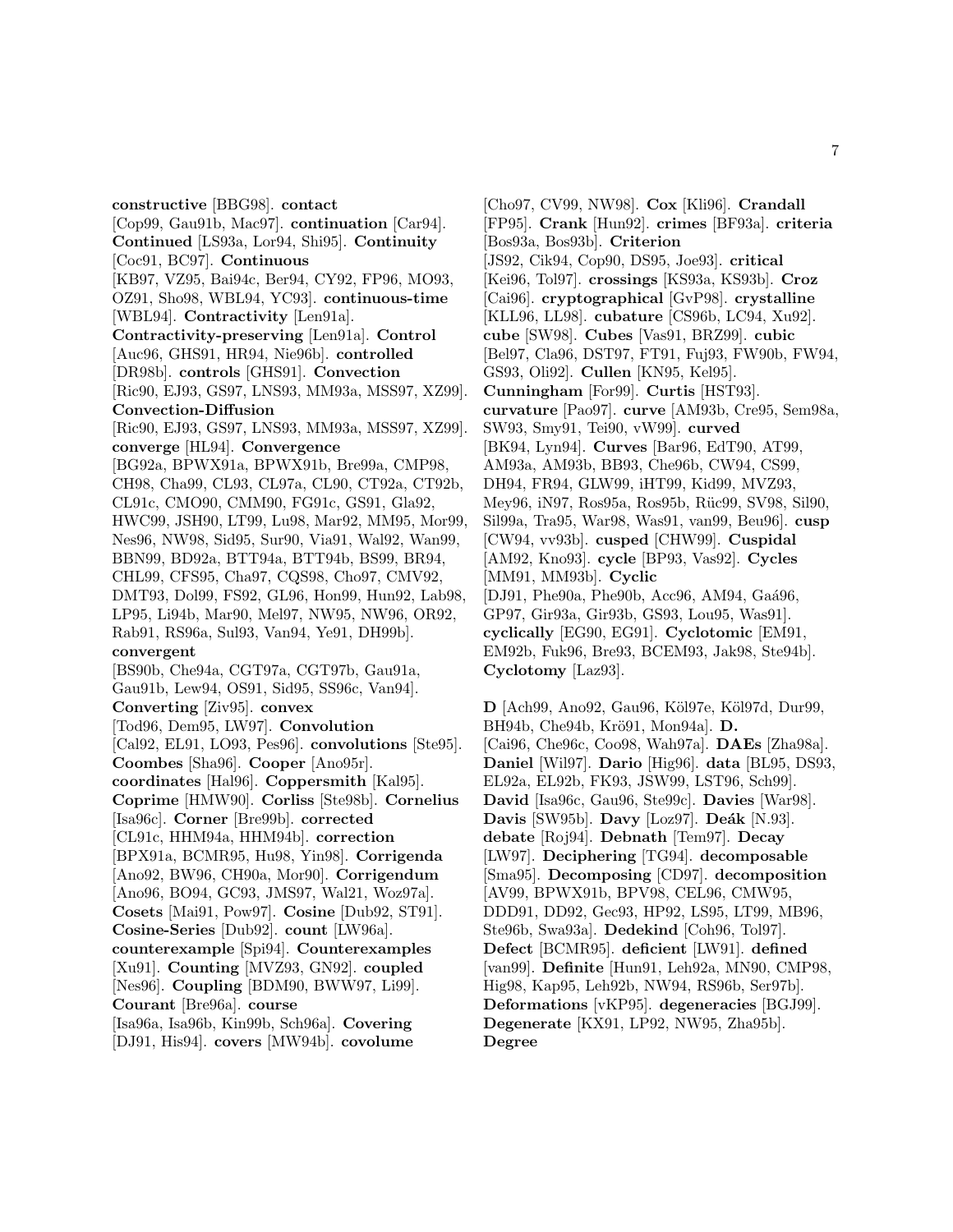**constructive** [BBG98]. **contact** [Cop99, Gau91b, Mac97]. **continuation** [Car94]. **Continued** [LS93a, Lor94, Shi95]. **Continuity** [Coc91, BC97]. **Continuous** [KB97, VZ95, Bai94c, Ber94, CY92, FP96, MO93, OZ91, Sho98, WBL94, YC93]. **continuous-time** [WBL94]. **Contractivity** [Len91a]. **Contractivity-preserving** [Len91a]. **Control** [Auc96, GHS91, HR94, Nie96b]. **controlled** [DR98b]. **controls** [GHS91]. **Convection** [Ric90, EJ93, GS97, LNS93, MM93a, MSS97, XZ99]. **Convection-Diffusion** [Ric90, EJ93, GS97, LNS93, MM93a, MSS97, XZ99]. **converge** [HL94]. **Convergence** [BG92a, BPWX91a, BPWX91b, Bre99a, CMP98, CH98, Cha99, CL93, CL97a, CL90, CT92a, CT92b, CL91c, CMO90, CMM90, FG91c, GS91, Gla92, HWC99, JSH90, LT99, Lu98, Mar92, MM95, Mor99, Nes96, NW98, Sid95, Sur90, Via91, Wal92, Wan99, BBN99, BD92a, BTT94a, BTT94b, BS99, BR94, CHL99, CFS95, Cha97, CQS98, Cho97, CMV92, DMT93, Dol99, FS92, GL96, Hon99, Hun92, Lab98, LP95, Li94b, Mar90, Mel97, NW95, NW96, OR92, Rab91, RS96a, Sul93, Van94, Ye91, DH99b]. **convergent** [BS90b, Che94a, CGT97a, CGT97b, Gau91a, Gau91b, Lew94, OS91, Sid95, SS96c, Van94]. **Converting** [Ziv95]. **convex** [Tod96, Dem95, LW97]. **Convolution** [Cal92, EL91, LO93, Pes96]. **convolutions** [Ste95]. **Coombes** [Sha96]. **Cooper** [Ano95r]. **coordinates** [Hal96]. **Coppersmith** [Kal95]. **Coprime** [HMW90]. **Corliss** [Ste98b]. **Cornelius** [Isa96c]. **Corner** [Bre99b]. **corrected** [CL91c, HHM94a, HHM94b]. **correction** [BPX91a, BCMR95, Hu98, Yin98]. **Corrigenda** [Ano92, BW96, CH90a, Mor90]. **Corrigendum** [Ano96, BO94, GC93, JMS97, Wal21, Woz97a]. **Cosets** [Mai91, Pow97]. **Cosine** [Dub92, ST91]. **Cosine-Series** [Dub92]. **count** [LW96a]. **counterexample** [Spi94]. **Counterexamples** [Xu91]. **Counting** [MVZ93, GN92]. **coupled** [Nes96]. **Coupling** [BDM90, BWW97, Li99]. **Courant** [Bre96a]. **course** [Isa96a, Isa96b, Kin99b, Sch96a]. **Covering** [DJ91, His94]. **covers** [MW94b]. **covolume** [Cho97, CV99, NW98]. **Cox** [Kli96]. **Crandall** [FP95]. **Crank** [Hun92]. **crimes** [BF93a]. **criteria** [Bos93a, Bos93b]. **Criterion** [JS92, Cik94, Cop90, DS95, Joe93]. **critical** [Kei96, Tol97]. **crossings** [KS93a, KS93b]. **Croz** [Cai96]. **cryptographical** [GvP98]. **crystalline** [KLL96, LL98]. **cubature** [CS96b, LC94, Xu92]. **cube** [SW98]. **Cubes** [Vas91, BRZ99]. **cubic** [Bel97, Cla96, DST97, FT91, Fuj93, FW90b, FW94, GS93, Oli92]. **Cullen** [KN95, Kel95]. **Cunningham** [For99]. **Curtis** [HST93]. **curvature** [Pao97]. **curve** [AM93b, Cre95, Sem98a, SW93, Smy91, Tei90, vW99]. **curved** [BK94, Lyn94]. **Curves** [Bar96, EdT90, AT99, AM93a, AM93b, BB93, Che96b, CW94, CS99, DH94, FR94, GLW99, iHT99, Kid99, MVZ93, Mey96, iN97, Ros95a, Ros95b, Rüc99, SV98, Sil90, Sil99a, Tra95, War98, Was91, van99, Beu96]. **cusp** [CW94, vv93b]. **cusped** [CHW99]. **Cuspidal** [AM92, Kno93]. **cycle** [BP93, Vas92]. **Cycles** [MM91, MM93b]. **Cyclic** [DJ91, Phe90a, Phe90b, Acc96, AM94, Gaá96, GP97, Gir93a, Gir93b, GS93, Lou95, Was91]. **cyclically** [EG90, EG91]. **Cyclotomic** [EM91, EM92b, Fuk96, Bre93, BCEM93, Jak98, Ste94b]. **Cyclotomy** [Laz93].

**D** [Ach99, Ano92, Gau96, Köl97e, Köl97d, Dur99, BH94b, Che94b, Kröl91, Mon94a]. **D.** [Cai96, Che96c, Coo98, Wah97a]. **DAEs** [Zha98a]. **Daniel** [Wil97]. **Dario** [Hig96]. **data** [BL95, DS93, EL92a, EL92b, FK93, JSW99, LST96, Sch99]. **David** [Isa96c, Gau96, Ste99c]. **Davies** [War98]. **Davis** [SW95b]. **Davy** [Loz97]. **Deák** [N.93]. **debate** [Roj94]. **Debnath** [Tem97]. **Decay** [LW97]. **Deciphering** [TG94]. **decomposable** [Sma95]. **Decomposing** [CD97]. **decomposition** [AV99, BPWX91b, BPV98, CEL96, CMW95, DDD91, DD92, Gec93, HP92, LS95, LT99, MB96, Ste96b, Swa93a]. **Dedekind** [Coh96, Tol97]. **Defect** [BCMR95]. **deficient** [LW91]. **defined** [van99]. **Definite** [Hun91, Leh92a, MN90, CMP98, Hig98, Kap95, Leh92b, NW94, RS96b, Ser97b]. **Deformations** [vKP95]. **degeneracies** [BGJ99]. **Degenerate** [KX91, LP92, NW95, Zha95b]. **Degree**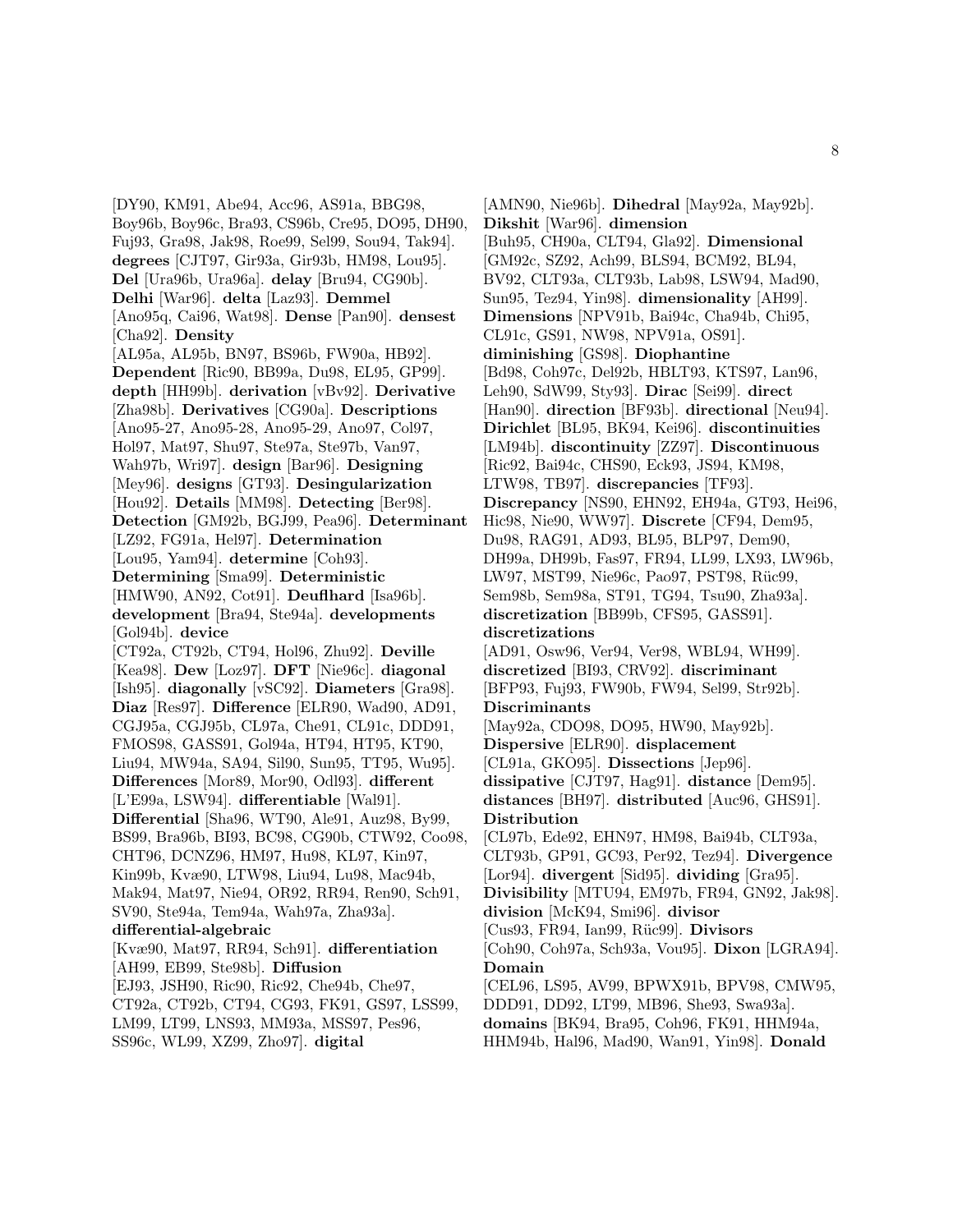[DY90, KM91, Abe94, Acc96, AS91a, BBG98, Boy96b, Boy96c, Bra93, CS96b, Cre95, DO95, DH90, Fuj93, Gra98, Jak98, Roe99, Sel99, Sou94, Tak94]. **degrees** [CJT97, Gir93a, Gir93b, HM98, Lou95]. **Del** [Ura96b, Ura96a]. **delay** [Bru94, CG90b]. **Delhi** [War96]. **delta** [Laz93]. **Demmel** [Ano95q, Cai96, Wat98]. **Dense** [Pan90]. **densest** [Cha92]. **Density** [AL95a, AL95b, BN97, BS96b, FW90a, HB92]. **Dependent** [Ric90, BB99a, Du98, EL95, GP99]. **depth** [HH99b]. **derivation** [vBv92]. **Derivative** [Zha98b]. **Derivatives** [CG90a]. **Descriptions** [Ano95-27, Ano95-28, Ano95-29, Ano97, Col97, Hol97, Mat97, Shu97, Ste97a, Ste97b, Van97, Wah97b, Wri97]. **design** [Bar96]. **Designing** [Mey96]. **designs** [GT93]. **Desingularization** [Hou92]. **Details** [MM98]. **Detecting** [Ber98]. **Detection** [GM92b, BGJ99, Pea96]. **Determinant** [LZ92, FG91a, Hel97]. **Determination** [Lou95, Yam94]. **determine** [Coh93]. **Determining** [Sma99]. **Deterministic** [HMW90, AN92, Cot91]. **Deuflhard** [Isa96b]. **development** [Bra94, Ste94a]. **developments** [Gol94b]. **device** [CT92a, CT92b, CT94, Hol96, Zhu92]. **Deville** [Kea98]. **Dew** [Loz97]. **DFT** [Nie96c]. **diagonal** [Ish95]. **diagonally** [vSC92]. **Diameters** [Gra98]. **Diaz** [Res97]. **Difference** [ELR90, Wad90, AD91, CGJ95a, CGJ95b, CL97a, Che91, CL91c, DDD91, FMOS98, GASS91, Gol94a, HT94, HT95, KT90, Liu94, MW94a, SA94, Sil90, Sun95, TT95, Wu95]. **Differences** [Mor89, Mor90, Odl93]. **different** [L'E99a, LSW94]. **differentiable** [Wal91]. **Differential** [Sha96, WT90, Ale91, Auz98, By99, BS99, Bra96b, BI93, BC98, CG90b, CTW92, Coo98, CHT96, DCNZ96, HM97, Hu98, KL97, Kin97, Kin99b, Kvæ90, LTW98, Liu94, Lu98, Mac94b, Mak94, Mat97, Nie94, OR92, RR94, Ren90, Sch91, SV90, Ste94a, Tem94a, Wah97a, Zha93a]. **differential-algebraic** [Kvæ90, Mat97, RR94, Sch91]. **differentiation** [AH99, EB99, Ste98b]. **Diffusion** [EJ93, JSH90, Ric90, Ric92, Che94b, Che97, CT92a, CT92b, CT94, CG93, FK91, GS97, LSS99, LM99, LT99, LNS93, MM93a, MSS97, Pes96, SS96c, WL99, XZ99, Zho97]. **digital** [AMN90, Nie96b]. **Dihedral** [May92a, May92b]. **Dikshit** [War96]. **dimension** [Buh95, CH90a, CLT94, Gla92]. **Dimensional** [GM92c, SZ92, Ach99, BLS94, BCM92, BL94, BV92, CLT93a, CLT93b, Lab98, LSW94, Mad90, Sun95, Tez94, Yin98]. **dimensionality** [AH99]. **Dimensions** [NPV91b, Bai94c, Cha94b, Chi95, CL91c, GS91, NW98, NPV91a, OS91]. **diminishing** [GS98]. **Diophantine** [Bd98, Coh97c, Del92b, HBLT93, KTS97, Lan96, Leh90, SdW99, Sty93]. **Dirac** [Sei99]. **direct** [Han90]. **direction** [BF93b]. **directional** [Neu94]. **Dirichlet** [BL95, BK94, Kei96]. **discontinuities** [LM94b]. **discontinuity** [ZZ97]. **Discontinuous** [Ric92, Bai94c, CHS90, Eck93, JS94, KM98, LTW98, TB97]. **discrepancies** [TF93]. **Discrepancy** [NS90, EHN92, EH94a, GT93, Hei96, Hic98, Nie90, WW97]. **Discrete** [CF94, Dem95, Du98, RAG91, AD93, BL95, BLP97, Dem90, DH99a, DH99b, Fas97, FR94, LL99, LX93, LW96b, LW97, MST99, Nie96c, Pao97, PST98, Rüc99, Sem98b, Sem98a, ST91, TG94, Tsu90, Zha93a]. **discretization** [BB99b, CFS95, GASS91]. **discretizations** [AD91, Osw96, Ver94, Ver98, WBL94, WH99]. **discretized** [BI93, CRV92]. **discriminant** [BFP93, Fuj93, FW90b, FW94, Sel99, Str92b]. **Discriminants** [May92a, CDO98, DO95, HW90, May92b]. **Dispersive** [ELR90]. **displacement** [CL91a, GKO95]. **Dissections** [Jep96]. **dissipative** [CJT97, Hag91]. **distance** [Dem95]. **distances** [BH97]. **distributed** [Auc96, GHS91]. **Distribution** [CL97b, Ede92, EHN97, HM98, Bai94b, CLT93a, CLT93b, GP91, GC93, Per92, Tez94]. **Divergence** [Lor94]. **divergent** [Sid95]. **dividing** [Gra95]. **Divisibility** [MTU94, EM97b, FR94, GN92, Jak98]. **division** [McK94, Smi96]. **divisor** [Cus93, FR94, Ian99, Rüc99]. **Divisors** [Coh90, Coh97a, Sch93a, Vou95]. **Dixon** [LGRA94]. **Domain** [CEL96, LS95, AV99, BPWX91b, BPV98, CMW95, DDD91, DD92, LT99, MB96, She93, Swa93a]. **domains** [BK94, Bra95, Coh96, FK91, HHM94a, HHM94b, Hal96, Mad90, Wan91, Yin98]. **Donald**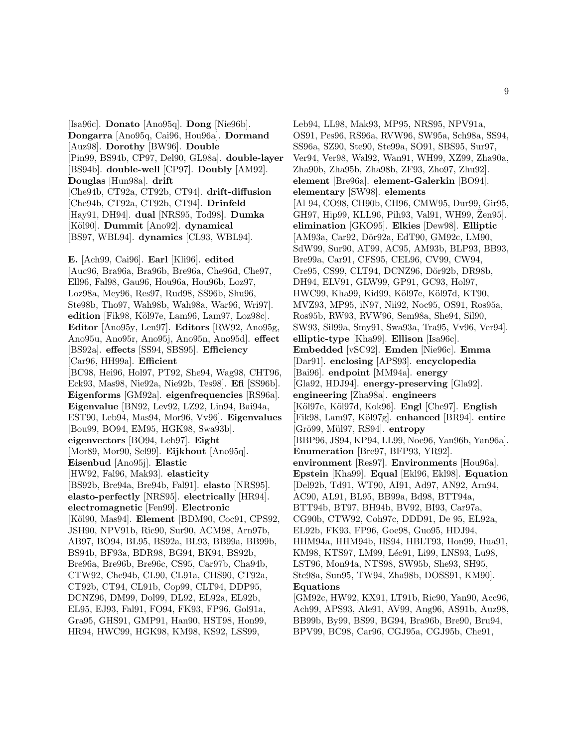[Isa96c]. **Donato** [Ano95q]. **Dong** [Nie96b]. **Dongarra** [Ano95q, Cai96, Hou96a]. **Dormand** [Auz98]. **Dorothy** [BW96]. **Double** [Pin99, BS94b, CP97, Del90, GL98a]. **double-layer** [BS94b]. **double-well** [CP97]. **Doubly** [AM92]. **Douglas** [Hun98a]. **drift** [Che94b, CT92a, CT92b, CT94]. **drift-diffusion** [Che94b, CT92a, CT92b, CT94]. **Drinfeld** [Hay91, DH94]. **dual** [NRS95, Tod98]. **Dumka** [Köl90]. **Dummit** [Ano92]. **dynamical** [BS97, WBL94]. **dynamics** [CL93, WBL94].

**E.** [Ach99, Cai96]. **Earl** [Kli96]. **edited** [Auc96, Bra96a, Bra96b, Bre96a, Che96d, Che97, Ell96, Fal98, Gau96, Hou96a, Hou96b, Loz97, Loz98a, Mey96, Res97, Rud98, SS96b, Shu96, Ste98b, Tho97, Wah98b, Wah98a, War96, Wri97]. **edition** [Fik98, Köl97e, Lam96, Lam97, Loz98c]. **Editor** [Ano95y, Len97]. **Editors** [RW92, Ano95g, Ano95u, Ano95r, Ano95j, Ano95n, Ano95d]. **effect** [BS92a]. **effects** [SS94, SBS95]. **Efficiency** [Car96, HH99a]. **Efficient** [BC98, Hei96, Hol97, PT92, She94, Wag98, CHT96, Eck93, Mas98, Nie92a, Nie92b, Tes98]. **Efi** [SS96b]. **Eigenforms** [GM92a]. **eigenfrequencies** [RS96a]. **Eigenvalue** [BN92, Lev92, LZ92, Lin94, Bai94a, EST90, Leb94, Mas94, Mor96, Vv96]. **Eigenvalues** [Bou99, BO94, EM95, HGK98, Swa93b]. **eigenvectors** [BO94, Leh97]. **Eight** [Mor89, Mor90, Sel99]. **Eijkhout** [Ano95q]. **Eisenbud** [Ano95j]. **Elastic** [HW92, Fal96, Mak93]. **elasticity** [BS92b, Bre94a, Bre94b, Fal91]. **elasto** [NRS95]. **elasto-perfectly** [NRS95]. **electrically** [HR94]. **electromagnetic** [Fen99]. **Electronic** [Köl90, Mas94]. **Element** [BDM90, Coc91, CPS92, JSH90, NPV91b, Ric90, Sur90, ACM98, Arn97b, AB97, BO94, BL95, BS92a, BL93, BB99a, BB99b, BS94b, BF93a, BDR98, BG94, BK94, BS92b, Bre96a, Bre96b, Bre96c, CS95, Car97b, Cha94b, CTW92, Che94b, CL90, CL91a, CHS90, CT92a, CT92b, CT94, CL91b, Cop99, CLT94, DDP95, DCNZ96, DM99, Dol99, DL92, EL92a, EL92b, EL95, EJ93, Fal91, FO94, FK93, FP96, Gol91a, Gra95, GHS91, GMP91, Han90, HST98, Hon99, HR94, HWC99, HGK98, KM98, KS92, LSS99, Leb94, LL98, Mak93, MP95, NRS95, NPV91a, OS91, Pes96, RS96a, RVW96, SW95a, Sch98a, SS94, SS96a, SZ90, Ste90, Ste99a, SO91, SBS95, Sur97, Ver94, Ver98, Wal92, Wan91, WH99, XZ99, Zha90a, Zha90b, Zha95b, Zha98b, ZF93, Zho97, Zhu92]. **element** [Bre96a]. **element-Galerkin** [BO94]. **elementary** [SW98]. **elements** [Al 94, CO98, CH90b, CH96, CMW95, Dur99, Gir95, GH97, Hip99, KLL96, Pih93, Val91, WH99, Žen95]. **elimination** [GKO95]. **Elkies** [Dew98]. **Elliptic** [AM93a, Car92, Dör92a, EdT90, GM92c, LM90, SdW99, Sur90, AT99, AC95, AM93b, BLP93, BB93, Bre99a, Car91, CFS95, CEL96, CV99, CW94, Cre95, CS99, CLT94, DCNZ96, Dör92b, DR98b, DH94, ELV91, GLW99, GP91, GC93, Hol97, HWC99, Kha99, Kid99, Köl97e, Köl97d, KT90, MVZ93, MP95, iN97, Nii92, Noc95, OS91, Ros95a, Ros95b, RW93, RVW96, Sem98a, She94, Sil90, SW93, Sil99a, Smy91, Swa93a, Tra95, Vv96, Ver94]. **elliptic-type** [Kha99]. **Ellison** [Isa96c]. **Embedded** [vSC92]. **Emden** [Nie96c]. **Emma** [Dar91]. **enclosing** [APS93]. **encyclopedia** [Bai96]. **endpoint** [MM94a]. **energy** [Gla92, HDJ94]. **energy-preserving** [Gla92]. **engineering** [Zha98a]. **engineers** [Köl97e, Köl97d, Kok96]. **Engl** [Che97]. **English** [Fik98, Lam97, Köl97g]. **enhanced** [BR94]. **entire** [Grö99, Mül97, RS94]. **entropy** [BBP96, JS94, KP94, LL99, Noe96, Yan96b, Yan96a]. **Enumeration** [Bre97, BFP93, YR92]. **environment** [Res97]. **Environments** [Hou96a]. **Epstein** [Kha99]. **Equal** [Ekl96, Ekl98]. **Equation** [Del92b, Td91, WT90, AI91, Ad97, AN92, Arn94, AC90, AL91, BL95, BB99a, Bd98, BTT94a, BTT94b, BT97, BH94b, BV92, BI93, Car97a, CG90b, CTW92, Coh97c, DDD91, De 95, EL92a, EL92b, FK93, FP96, Goe98, Guo95, HDJ94, HHM94a, HHM94b, HS94, HBLT93, Hon99, Hua91, KM98, KTS97, LM99, Léc91, Li99, LNS93, Lu98, LST96, Mon94a, NTS98, SW95b, She93, SH95, Ste98a, Sun95, TW94, Zha98b, DOSS91, KM90]. **Equations** [GM92c, HW92, KX91, LT91b, Ric90, Yan90, Acc96, Ach99, APS93, Ale91, AV99, Ang96, AS91b, Auz98, BB99b, By99, BS99, BG94, Bra96b, Bre90, Bru94, BPV99, BC98, Car96, CGJ95a, CGJ95b, Che91,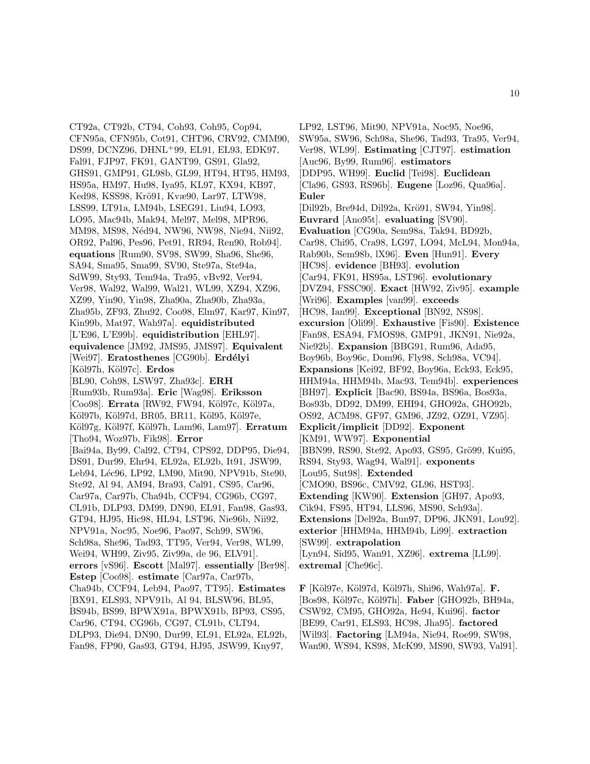CT92a, CT92b, CT94, Coh93, Coh95, Cop94, CFN95a, CFN95b, Cot91, CHT96, CRV92, CMM90, DS99, DCNZ96, DHNL+99, EL91, EL93, EDK97, Fal91, FJP97, FK91, GANT99, GS91, Gla92, GHS91, GMP91, GL98b, GL99, HT94, HT95, HM93, HS95a, HM97, Hu98, Iya95, KL97, KX94, KB97, Ked98, KSS98, Krö91, Kvæ90, Lar97, LTW98, LSS99, LT91a, LM94b, LSEG91, Liu94, LO93, LO95, Mac94b, Mak94, Mel97, Mel98, MPR96, MM98, MS98, Néd94, NW96, NW98, Nie94, Nii92, OR92, Pal96, Pes96, Pet91, RR94, Ren90, Rob94]. **equations** [Rum90, SV98, SW99, Sha96, She96, SA94, Sma95, Sma99, SV90, Ste97a, Ste94a, SdW99, Sty93, Tem94a, Tra95, vBv92, Ver94, Ver98, Wal92, Wal99, Wal21, WL99, XZ94, XZ96, XZ99, Yin90, Yin98, Zha90a, Zha90b, Zha93a, Zha95b, ZF93, Zhu92, Coo98, Elm97, Kar97, Kin97, Kin99b, Mat97, Wah97a]. **equidistributed** [L'E96, L'E99b]. **equidistribution** [EHL97]. **equivalence** [JM92, JMS95, JMS97]. **Equivalent** [Wei97]. **Eratosthenes** [CG90b]. **Erdélyi** [Köl97h, Köl97c]. **Erdos** [BL90, Coh98, LSW97, Zha93c]. **ERH** [Rum93b, Rum93a]. **Eric** [Wag98]. **Eriksson** [Coo98]. **Errata** [RW92, FW94, Köl97c, Köl97a, Köl97b, Köl97d, BR05, BR11, Köl95, Köl97e, Köl97g, Köl97f, Köl97h, Lam96, Lam97]. **Erratum** [Tho94, Woz97b, Fik98]. **Error** [Bai94a, By99, Cal92, CT94, CPS92, DDP95, Die94, DS91, Dur99, Ehr94, EL92a, EL92b, It91, JSW99, Leb94, Léc96, LP92, LM90, Mit90, NPV91b, Ste90, Ste92, Al 94, AM94, Bra93, Cal91, CS95, Car96, Car97a, Car97b, Cha94b, CCF94, CG96b, CG97, CL91b, DLP93, DM99, DN90, EL91, Fan98, Gas93, GT94, HJ95, Hic98, HL94, LST96, Nie96b, Nii92, NPV91a, Noc95, Noe96, Pao97, Sch99, SW96, Sch98a, She96, Tad93, TT95, Ver94, Ver98, WL99, Wei94, WH99, Ziv95, Ziv99a, de 96, ELV91]. **errors** [vS96]. **Escott** [Mal97]. **essentially** [Ber98]. **Estep** [Coo98]. **estimate** [Car97a, Car97b, Cha94b, CCF94, Leb94, Pao97, TT95]. **Estimates** [BX91, ELS93, NPV91b, Al 94, BLSW96, BL95, BS94b, BS99, BPWX91a, BPWX91b, BP93, CS95, Car96, CT94, CG96b, CG97, CL91b, CLT94, DLP93, Die94, DN90, Dur99, EL91, EL92a, EL92b, Fan98, FP90, Gas93, GT94, HJ95, JSW99, Kny97, LP92, LST96, Mit90, NPV91a, Noc95, Noe96, SW95a, SW96, Sch98a, She96, Tad93, Tra95, Ver94, Ver98, WL99]. **Estimating** [CJT97]. **estimation** [Auc96, By99, Rum96]. **estimators** [DDP95, WH99]. **Euclid** [Tei98]. **Euclidean** [Cla96, GS93, RS96b]. **Eugene** [Loz96, Qua96a]. **Euler** [Dil92b, Bre94d, Dil92a, Krö91, SW94, Yin98]. **Euvrard** [Ano95t]. **evaluating** [SV90]. **Evaluation** [CG90a, Sem98a, Tak94, BD92b, Car98, Chi95, Cra98, LG97, LO94, McL94, Mon94a, Rab90b, Sem98b, lX96]. **Even** [Hun91]. **Every** [HC98]. **evidence** [BH93]. **evolution** [Car94, FK91, HS95a, LST96]. **evolutionary** [DVZ94, FSSC90]. **Exact** [HW92, Ziv95]. **example** [Wri96]. **Examples** [van99]. **exceeds** [HC98, Ian99]. **Exceptional** [BN92, NS98]. **excursion** [Oli99]. **Exhaustive** [Fis90]. **Existence** [Fan98, ESA94, FMOS98, GMP91, JKN91, Nie92a, Nie92b]. **Expansion** [BBG91, Rum96, Ada95, Boy96b, Boy96c, Dom96, Fly98, Sch98a, VC94]. **Expansions** [Kei92, BF92, Boy96a, Eck93, Eck95, HHM94a, HHM94b, Mac93, Tem94b]. **experiences** [BH97]. **Explicit** [Bac90, BS94a, BS96a, Bos93a, Bos93b, DD92, DM99, EHI94, GHO92a, GHO92b, OS92, ACM98, GF97, GM96, JZ92, OZ91, VZ95]. **Explicit/implicit** [DD92]. **Exponent** [KM91, WW97]. **Exponential** [BBN99, RS90, Ste92, Apo93, GS95, Grö99, Kui95, RS94, Sty93, Wag94, Wal91]. **exponents** [Lou95, Sut98]. **Extended** [CMO90, BS96c, CMV92, GL96, HST93]. **Extending** [KW90]. **Extension** [GH97, Apo93, Cik94, FS95, HT94, LLS96, MS90, Sch93a]. **Extensions** [Del92a, Bun97, DP96, JKN91, Lou92]. **exterior** [HHM94a, HHM94b, Li99]. **extraction** [SW99]. **extrapolation** [Lyn94, Sid95, Wan91, XZ96]. **extrema** [LL99]. **extremal** [Che96c].

**F** [Köl97e, Köl97d, Köl97h, Shi96, Wah97a]. **F.** [Bos98, Köl97c, Köl97h]. **Faber** [GHO92b, BH94a, CSW92, CM95, GHO92a, He94, Kui96]. **factor** [BE99, Car91, ELS93, HC98, Jha95]. **factored** [Wil93]. **Factoring** [LM94a, Nie94, Roe99, SW98, Wan90, WS94, KS98, McK99, MS90, SW93, Val91].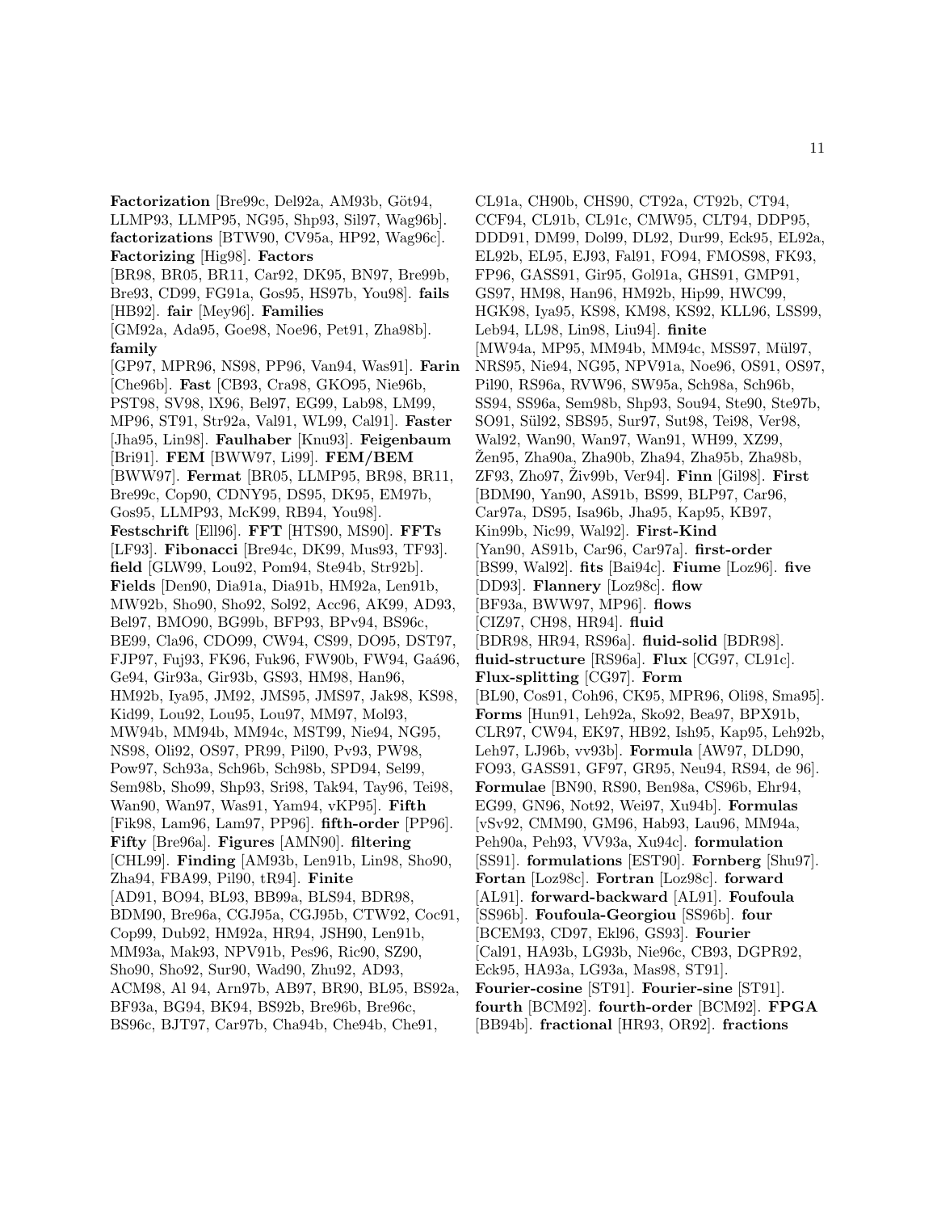**Factorization** [Bre99c, Del92a, AM93b, Göt94, LLMP93, LLMP95, NG95, Shp93, Sil97, Wag96b]. **factorizations** [BTW90, CV95a, HP92, Wag96c]. **Factorizing** [Hig98]. **Factors** [BR98, BR05, BR11, Car92, DK95, BN97, Bre99b, Bre93, CD99, FG91a, Gos95, HS97b, You98]. **fails** [HB92]. **fair** [Mey96]. **Families** [GM92a, Ada95, Goe98, Noe96, Pet91, Zha98b]. **family** [GP97, MPR96, NS98, PP96, Van94, Was91]. **Farin** [Che96b]. **Fast** [CB93, Cra98, GKO95, Nie96b, PST98, SV98, lX96, Bel97, EG99, Lab98, LM99, MP96, ST91, Str92a, Val91, WL99, Cal91]. **Faster** [Jha95, Lin98]. **Faulhaber** [Knu93]. **Feigenbaum** [Bri91]. **FEM** [BWW97, Li99]. **FEM/BEM** [BWW97]. **Fermat** [BR05, LLMP95, BR98, BR11, Bre99c, Cop90, CDNY95, DS95, DK95, EM97b, Gos95, LLMP93, McK99, RB94, You98]. **Festschrift** [Ell96]. **FFT** [HTS90, MS90]. **FFTs** [LF93]. **Fibonacci** [Bre94c, DK99, Mus93, TF93]. **field** [GLW99, Lou92, Pom94, Ste94b, Str92b]. **Fields** [Den90, Dia91a, Dia91b, HM92a, Len91b, MW92b, Sho90, Sho92, Sol92, Acc96, AK99, AD93, Bel97, BMO90, BG99b, BFP93, BPv94, BS96c, BE99, Cla96, CDO99, CW94, CS99, DO95, DST97, FJP97, Fuj93, FK96, Fuk96, FW90b, FW94, Gaá96, Ge94, Gir93a, Gir93b, GS93, HM98, Han96, HM92b, Iya95, JM92, JMS95, JMS97, Jak98, KS98, Kid99, Lou92, Lou95, Lou97, MM97, Mol93, MW94b, MM94b, MM94c, MST99, Nie94, NG95, NS98, Oli92, OS97, PR99, Pil90, Pv93, PW98, Pow97, Sch93a, Sch96b, Sch98b, SPD94, Sel99, Sem98b, Sho99, Shp93, Sri98, Tak94, Tay96, Tei98, Wan90, Wan97, Was91, Yam94, vKP95]. **Fifth** [Fik98, Lam96, Lam97, PP96]. **fifth-order** [PP96]. **Fifty** [Bre96a]. **Figures** [AMN90]. **filtering** [CHL99]. **Finding** [AM93b, Len91b, Lin98, Sho90, Zha94, FBA99, Pil90, tR94]. **Finite** [AD91, BO94, BL93, BB99a, BLS94, BDR98, BDM90, Bre96a, CGJ95a, CGJ95b, CTW92, Coc91, Cop99, Dub92, HM92a, HR94, JSH90, Len91b, MM93a, Mak93, NPV91b, Pes96, Ric90, SZ90, Sho90, Sho92, Sur90, Wad90, Zhu92, AD93, ACM98, Al 94, Arn97b, AB97, BR90, BL95, BS92a, BF93a, BG94, BK94, BS92b, Bre96b, Bre96c, BS96c, BJT97, Car97b, Cha94b, Che94b, Che91, CL91a, CH90b, CHS90, CT92a, CT92b, CT94, CCF94, CL91b, CL91c, CMW95, CLT94, DDP95, DDD91, DM99, Dol99, DL92, Dur99, Eck95, EL92a, EL92b, EL95, EJ93, Fal91, FO94, FMOS98, FK93, FP96, GASS91, Gir95, Gol91a, GHS91, GMP91, GS97, HM98, Han96, HM92b, Hip99, HWC99, HGK98, Iya95, KS98, KM98, KS92, KLL96, LSS99, Leb94, LL98, Lin98, Liu94]. **finite** [MW94a, MP95, MM94b, MM94c, MSS97, Mül97, NRS95, Nie94, NG95, NPV91a, Noe96, OS91, OS97, Pil90, RS96a, RVW96, SW95a, Sch98a, Sch96b, SS94, SS96a, Sem98b, Shp93, Sou94, Ste90, Ste97b, SO91, Sül92, SBS95, Sur97, Sut98, Tei98, Ver98, Wal92, Wan90, Wan97, Wan91, WH99, XZ99, Žen95, Zha90a, Zha90b, Zha94, Zha95b, Zha98b, ZF93, Zho97, Živ99b, Ver94]. **Finn** [Gil98]. **First** [BDM90, Yan90, AS91b, BS99, BLP97, Car96, Car97a, DS95, Isa96b, Jha95, Kap95, KB97, Kin99b, Nic99, Wal92]. **First-Kind** [Yan90, AS91b, Car96, Car97a]. **first-order** [BS99, Wal92]. **fits** [Bai94c]. **Fiume** [Loz96]. **five** [DD93]. **Flannery** [Loz98c]. **flow** [BF93a, BWW97, MP96]. **flows** [CIZ97, CH98, HR94]. **fluid** [BDR98, HR94, RS96a]. **fluid-solid** [BDR98]. **fluid-structure** [RS96a]. **Flux** [CG97, CL91c]. **Flux-splitting** [CG97]. **Form** [BL90, Cos91, Coh96, CK95, MPR96, Oli98, Sma95]. **Forms** [Hun91, Leh92a, Sko92, Bea97, BPX91b, CLR97, CW94, EK97, HB92, Ish95, Kap95, Leh92b, Leh97, LJ96b, vv93b]. **Formula** [AW97, DLD90, FO93, GASS91, GF97, GR95, Neu94, RS94, de 96]. **Formulae** [BN90, RS90, Ben98a, CS96b, Ehr94, EG99, GN96, Not92, Wei97, Xu94b]. **Formulas** [vSv92, CMM90, GM96, Hab93, Lau96, MM94a, Peh90a, Peh93, VV93a, Xu94c]. **formulation** [SS91]. **formulations** [EST90]. **Fornberg** [Shu97]. **Fortan** [Loz98c]. **Fortran** [Loz98c]. **forward** [AL91]. **forward-backward** [AL91]. **Foufoula** [SS96b]. **Foufoula-Georgiou** [SS96b]. **four** [BCEM93, CD97, Ekl96, GS93]. **Fourier** [Cal91, HA93b, LG93b, Nie96c, CB93, DGPR92, Eck95, HA93a, LG93a, Mas98, ST91]. **Fourier-cosine** [ST91]. **Fourier-sine** [ST91]. **fourth** [BCM92]. **fourth-order** [BCM92]. **FPGA** [BB94b]. **fractional** [HR93, OR92]. **fractions**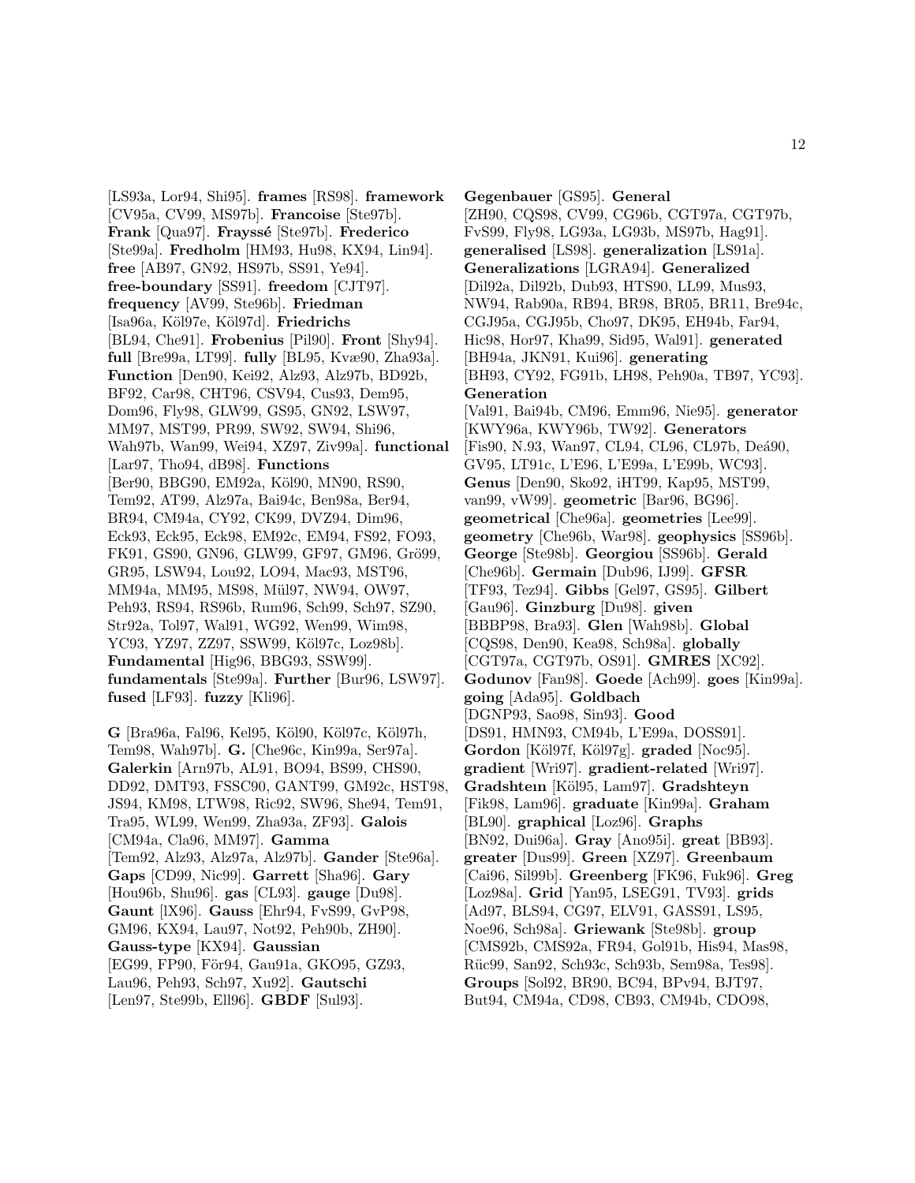[LS93a, Lor94, Shi95]. **frames** [RS98]. **framework** [CV95a, CV99, MS97b]. **Francoise** [Ste97b]. **Frank** [Qua97]. **Frayssé** [Ste97b]. **Frederico** [Ste99a]. **Fredholm** [HM93, Hu98, KX94, Lin94]. **free** [AB97, GN92, HS97b, SS91, Ye94]. **free-boundary** [SS91]. **freedom** [CJT97]. **frequency** [AV99, Ste96b]. **Friedman** [Isa96a, Köl97e, Köl97d]. **Friedrichs** [BL94, Che91]. **Frobenius** [Pil90]. **Front** [Shy94]. **full** [Bre99a, LT99]. **fully** [BL95, Kvæ90, Zha93a]. **Function** [Den90, Kei92, Alz93, Alz97b, BD92b, BF92, Car98, CHT96, CSV94, Cus93, Dem95, Dom96, Fly98, GLW99, GS95, GN92, LSW97, MM97, MST99, PR99, SW92, SW94, Shi96, Wah97b, Wan99, Wei94, XZ97, Ziv99a]. **functional** [Lar97, Tho94, dB98]. **Functions** [Ber90, BBG90, EM92a, Köl90, MN90, RS90, Tem92, AT99, Alz97a, Bai94c, Ben98a, Ber94, BR94, CM94a, CY92, CK99, DVZ94, Dim96, Eck93, Eck95, Eck98, EM92c, EM94, FS92, FO93, FK91, GS90, GN96, GLW99, GF97, GM96, Grö99, GR95, LSW94, Lou92, LO94, Mac93, MST96, MM94a, MM95, MS98, Mül97, NW94, OW97, Peh93, RS94, RS96b, Rum96, Sch99, Sch97, SZ90, Str92a, Tol97, Wal91, WG92, Wen99, Wim98, YC93, YZ97, ZZ97, SSW99, Köl97c, Loz98b]. **Fundamental** [Hig96, BBG93, SSW99]. **fundamentals** [Ste99a]. **Further** [Bur96, LSW97]. **fused** [LF93]. **fuzzy** [Kli96].

**G** [Bra96a, Fal96, Kel95, Köl90, Köl97c, Köl97h, Tem98, Wah97b]. **G.** [Che96c, Kin99a, Ser97a]. **Galerkin** [Arn97b, AL91, BO94, BS99, CHS90, DD92, DMT93, FSSC90, GANT99, GM92c, HST98, JS94, KM98, LTW98, Ric92, SW96, She94, Tem91, Tra95, WL99, Wen99, Zha93a, ZF93]. **Galois** [CM94a, Cla96, MM97]. **Gamma** [Tem92, Alz93, Alz97a, Alz97b]. **Gander** [Ste96a]. **Gaps** [CD99, Nic99]. **Garrett** [Sha96]. **Gary** [Hou96b, Shu96]. **gas** [CL93]. **gauge** [Du98]. **Gaunt** [lX96]. **Gauss** [Ehr94, FvS99, GvP98, GM96, KX94, Lau97, Not92, Peh90b, ZH90]. **Gauss-type** [KX94]. **Gaussian** [EG99, FP90, För94, Gau91a, GKO95, GZ93, Lau96, Peh93, Sch97, Xu92]. **Gautschi** [Len97, Ste99b, Ell96]. **GBDF** [Sul93]. **Gegenbauer** [GS95]. **General** [ZH90, CQS98, CV99, CG96b, CGT97a, CGT97b, FvS99, Fly98, LG93a, LG93b, MS97b, Hag91]. **generalised** [LS98]. **generalization** [LS91a]. **Generalizations** [LGRA94]. **Generalized** [Dil92a, Dil92b, Dub93, HTS90, LL99, Mus93, NW94, Rab90a, RB94, BR98, BR05, BR11, Bre94c, CGJ95a, CGJ95b, Cho97, DK95, EH94b, Far94, Hic98, Hor97, Kha99, Sid95, Wal91]. **generated** [BH94a, JKN91, Kui96]. **generating** [BH93, CY92, FG91b, LH98, Peh90a, TB97, YC93]. **Generation** [Val91, Bai94b, CM96, Emm96, Nie95]. **generator** [KWY96a, KWY96b, TW92]. **Generators** [Fis90, N.93, Wan97, CL94, CL96, CL97b, Deá90, GV95, LT91c, L'E96, L'E99a, L'E99b, WC93]. **Genus** [Den90, Sko92, iHT99, Kap95, MST99, van99, vW99]. **geometric** [Bar96, BG96]. **geometrical** [Che96a]. **geometries** [Lee99]. **geometry** [Che96b, War98]. **geophysics** [SS96b]. **George** [Ste98b]. **Georgiou** [SS96b]. **Gerald** [Che96b]. **Germain** [Dub96, IJ99]. **GFSR** [TF93, Tez94]. **Gibbs** [Gel97, GS95]. **Gilbert** [Gau96]. **Ginzburg** [Du98]. **given** [BBBP98, Bra93]. **Glen** [Wah98b]. **Global** [CQS98, Den90, Kea98, Sch98a]. **globally** [CGT97a, CGT97b, OS91]. **GMRES** [XC92]. **Godunov** [Fan98]. **Goede** [Ach99]. **goes** [Kin99a]. **going** [Ada95]. **Goldbach** [DGNP93, Sao98, Sin93]. **Good** [DS91, HMN93, CM94b, L'E99a, DOSS91]. **Gordon** [Köl97f, Köl97g]. **graded** [Noc95]. **gradient** [Wri97]. **gradient-related** [Wri97]. **Gradshteın** [Köl95, Lam97]. **Gradshteyn** [Fik98, Lam96]. **graduate** [Kin99a]. **Graham** [BL90]. **graphical** [Loz96]. **Graphs** [BN92, Dui96a]. **Gray** [Ano95i]. **great** [BB93]. **greater** [Dus99]. **Green** [XZ97]. **Greenbaum** [Cai96, Sil99b]. **Greenberg** [FK96, Fuk96]. **Greg** [Loz98a]. **Grid** [Yan95, LSEG91, TV93]. **grids** [Ad97, BLS94, CG97, ELV91, GASS91, LS95, Noe96, Sch98a]. **Griewank** [Ste98b]. **group** [CMS92b, CMS92a, FR94, Gol91b, His94, Mas98, Rüc99, San92, Sch93c, Sch93b, Sem98a, Tes98]. **Groups** [Sol92, BR90, BC94, BPv94, BJT97, But94, CM94a, CD98, CB93, CM94b, CDO98,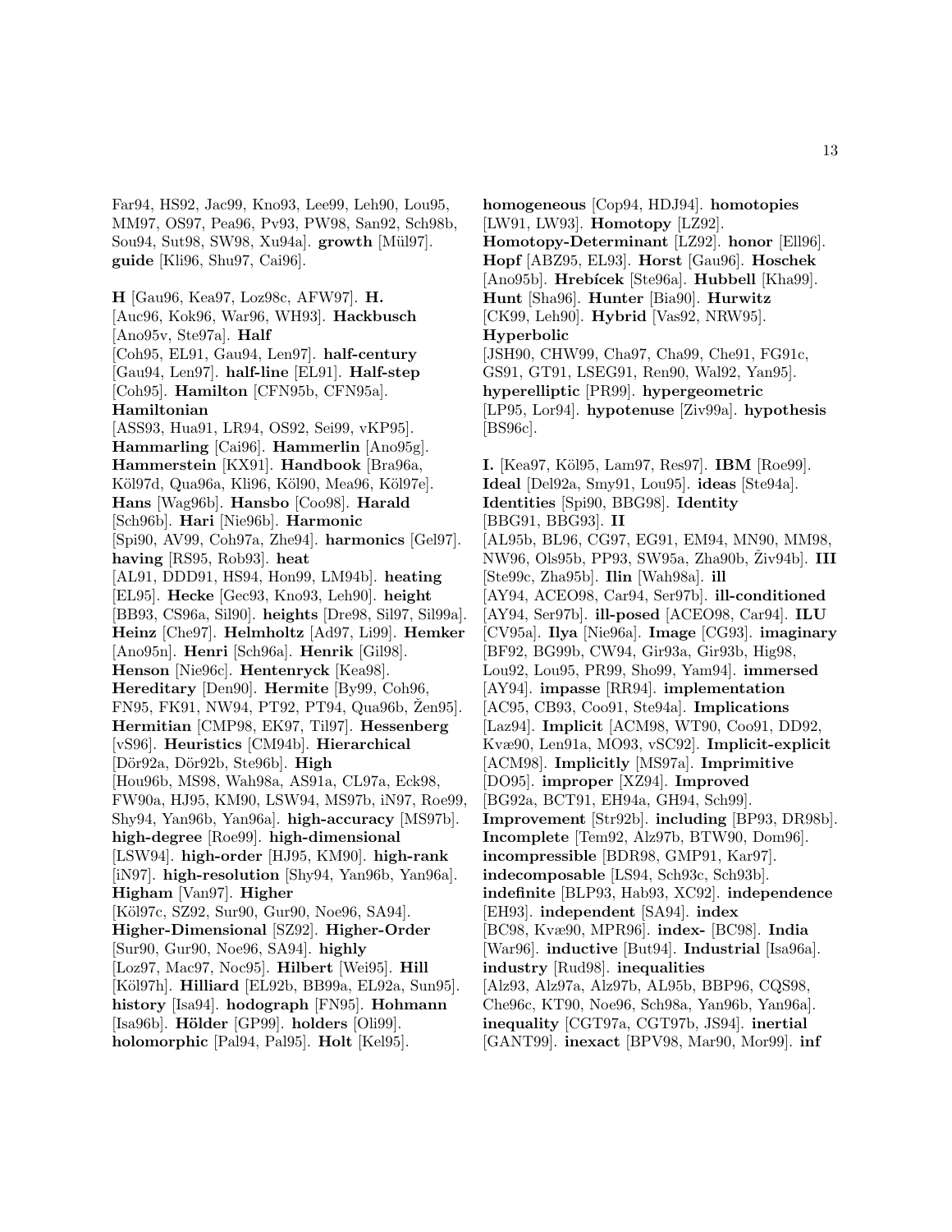Far94, HS92, Jac99, Kno93, Lee99, Leh90, Lou95, MM97, OS97, Pea96, Pv93, PW98, San92, Sch98b, Sou94, Sut98, SW98, Xu94a]. **growth** [Mül97]. **guide** [Kli96, Shu97, Cai96].

**H** [Gau96, Kea97, Loz98c, AFW97]. **H.** [Auc96, Kok96, War96, WH93]. **Hackbusch** [Ano95v, Ste97a]. **Half** [Coh95, EL91, Gau94, Len97]. **half-century** [Gau94, Len97]. **half-line** [EL91]. **Half-step** [Coh95]. **Hamilton** [CFN95b, CFN95a]. **Hamiltonian** [ASS93, Hua91, LR94, OS92, Sei99, vKP95]. **Hammarling** [Cai96]. **Hammerlin** [Ano95g]. **Hammerstein** [KX91]. **Handbook** [Bra96a, Köl97d, Qua96a, Kli96, Köl90, Mea96, Köl97e]. **Hans** [Wag96b]. **Hansbo** [Coo98]. **Harald** [Sch96b]. **Hari** [Nie96b]. **Harmonic** [Spi90, AV99, Coh97a, Zhe94]. **harmonics** [Gel97]. **having** [RS95, Rob93]. **heat** [AL91, DDD91, HS94, Hon99, LM94b]. **heating** [EL95]. **Hecke** [Gec93, Kno93, Leh90]. **height** [BB93, CS96a, Sil90]. **heights** [Dre98, Sil97, Sil99a]. **Heinz** [Che97]. **Helmholtz** [Ad97, Li99]. **Hemker** [Ano95n]. **Henri** [Sch96a]. **Henrik** [Gil98]. **Henson** [Nie96c]. **Hentenryck** [Kea98]. **Hereditary** [Den90]. **Hermite** [By99, Coh96, FN95, FK91, NW94, PT92, PT94, Qua96b, Žen95]. **Hermitian** [CMP98, EK97, Til97]. **Hessenberg** [vS96]. **Heuristics** [CM94b]. **Hierarchical** [Dör92a, Dör92b, Ste96b]. **High** [Hou96b, MS98, Wah98a, AS91a, CL97a, Eck98, FW90a, HJ95, KM90, LSW94, MS97b, iN97, Roe99, Shy94, Yan96b, Yan96a]. **high-accuracy** [MS97b]. **high-degree** [Roe99]. **high-dimensional** [LSW94]. **high-order** [HJ95, KM90]. **high-rank** [iN97]. **high-resolution** [Shy94, Yan96b, Yan96a]. **Higham** [Van97]. **Higher** [Köl97c, SZ92, Sur90, Gur90, Noe96, SA94]. **Higher-Dimensional** [SZ92]. **Higher-Order** [Sur90, Gur90, Noe96, SA94]. **highly** [Loz97, Mac97, Noc95]. **Hilbert** [Wei95]. **Hill** [Köl97h]. **Hilliard** [EL92b, BB99a, EL92a, Sun95]. **history** [Isa94]. **hodograph** [FN95]. **Hohmann** [Isa96b]. **Hölder** [GP99]. **holders** [Oli99]. **holomorphic** [Pal94, Pal95]. **Holt** [Kel95].

**homogeneous** [Cop94, HDJ94]. **homotopies** [LW91, LW93]. **Homotopy** [LZ92]. **Homotopy-Determinant** [LZ92]. **honor** [Ell96]. **Hopf** [ABZ95, EL93]. **Horst** [Gau96]. **Hoschek** [Ano95b]. **Hrebícek** [Ste96a]. **Hubbell** [Kha99]. **Hunt** [Sha96]. **Hunter** [Bia90]. **Hurwitz** [CK99, Leh90]. **Hybrid** [Vas92, NRW95]. **Hyperbolic** [JSH90, CHW99, Cha97, Cha99, Che91, FG91c, GS91, GT91, LSEG91, Ren90, Wal92, Yan95]. **hyperelliptic** [PR99]. **hypergeometric** [LP95, Lor94]. **hypotenuse** [Ziv99a]. **hypothesis** [BS96c].

**I.** [Kea97, Köl95, Lam97, Res97]. **IBM** [Roe99]. **Ideal** [Del92a, Smy91, Lou95]. **ideas** [Ste94a]. **Identities** [Spi90, BBG98]. **Identity** [BBG91, BBG93]. **II** [AL95b, BL96, CG97, EG91, EM94, MN90, MM98, NW96, Ols95b, PP93, SW95a, Zha90b, Živ94b]. **III** [Ste99c, Zha95b]. **Ilin** [Wah98a]. **ill** [AY94, ACEO98, Car94, Ser97b]. **ill-conditioned** [AY94, Ser97b]. **ill-posed** [ACEO98, Car94]. **ILU** [CV95a]. **Ilya** [Nie96a]. **Image** [CG93]. **imaginary** [BF92, BG99b, CW94, Gir93a, Gir93b, Hig98, Lou92, Lou95, PR99, Sho99, Yam94]. **immersed** [AY94]. **impasse** [RR94]. **implementation** [AC95, CB93, Coo91, Ste94a]. **Implications** [Laz94]. **Implicit** [ACM98, WT90, Coo91, DD92, Kvæ90, Len91a, MO93, vSC92]. **Implicit-explicit** [ACM98]. **Implicitly** [MS97a]. **Imprimitive** [DO95]. **improper** [XZ94]. **Improved** [BG92a, BCT91, EH94a, GH94, Sch99]. **Improvement** [Str92b]. **including** [BP93, DR98b]. **Incomplete** [Tem92, Alz97b, BTW90, Dom96]. **incompressible** [BDR98, GMP91, Kar97]. **indecomposable** [LS94, Sch93c, Sch93b]. **indefinite** [BLP93, Hab93, XC92]. **independence** [EH93]. **independent** [SA94]. **index** [BC98, Kvæ90, MPR96]. **index-** [BC98]. **India** [War96]. **inductive** [But94]. **Industrial** [Isa96a]. **industry** [Rud98]. **inequalities** [Alz93, Alz97a, Alz97b, AL95b, BBP96, CQS98, Che96c, KT90, Noe96, Sch98a, Yan96b, Yan96a]. **inequality** [CGT97a, CGT97b, JS94]. **inertial** [GANT99]. **inexact** [BPV98, Mar90, Mor99]. **inf**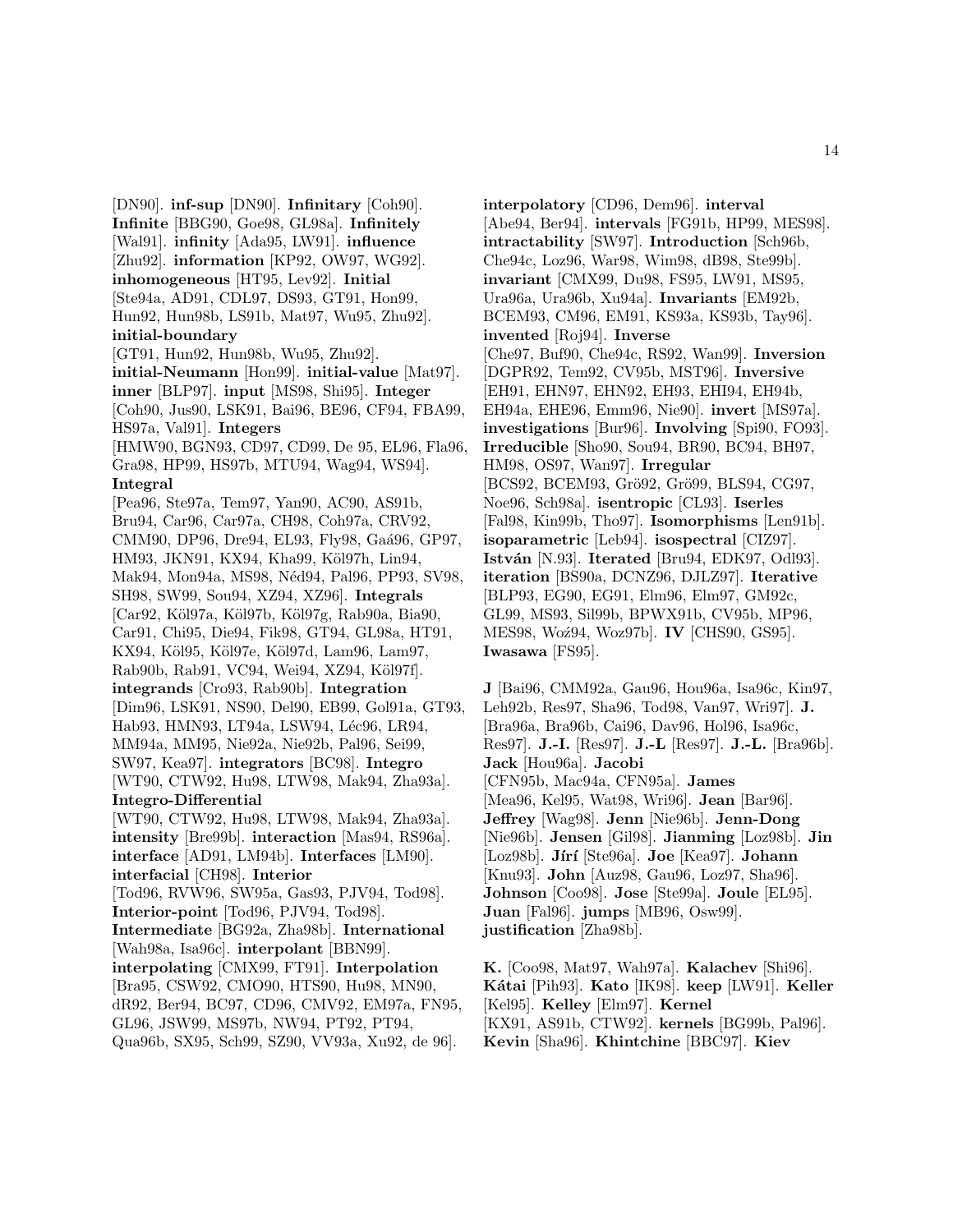[DN90]. **inf-sup** [DN90]. **Infinitary** [Coh90]. **Infinite** [BBG90, Goe98, GL98a]. **Infinitely** [Wal91]. **infinity** [Ada95, LW91]. **influence** [Zhu92]. **information** [KP92, OW97, WG92]. **inhomogeneous** [HT95, Lev92]. **Initial** [Ste94a, AD91, CDL97, DS93, GT91, Hon99, Hun92, Hun98b, LS91b, Mat97, Wu95, Zhu92]. **initial-boundary** [GT91, Hun92, Hun98b, Wu95, Zhu92]. **initial-Neumann** [Hon99]. **initial-value** [Mat97]. **inner** [BLP97]. **input** [MS98, Shi95]. **Integer** [Coh90, Jus90, LSK91, Bai96, BE96, CF94, FBA99, HS97a, Val91]. **Integers** [HMW90, BGN93, CD97, CD99, De 95, EL96, Fla96, Gra98, HP99, HS97b, MTU94, Wag94, WS94]. **Integral** [Pea96, Ste97a, Tem97, Yan90, AC90, AS91b, Bru94, Car96, Car97a, CH98, Coh97a, CRV92, CMM90, DP96, Dre94, EL93, Fly98, Gaá96, GP97, HM93, JKN91, KX94, Kha99, Köl97h, Lin94, Mak94, Mon94a, MS98, Néd94, Pal96, PP93, SV98, SH98, SW99, Sou94, XZ94, XZ96]. **Integrals** [Car92, Köl97a, Köl97b, Köl97g, Rab90a, Bia90, Car91, Chi95, Die94, Fik98, GT94, GL98a, HT91, KX94, Köl95, Köl97e, Köl97d, Lam96, Lam97, Rab90b, Rab91, VC94, Wei94, XZ94, Köl97f]. **integrands** [Cro93, Rab90b]. **Integration** [Dim96, LSK91, NS90, Del90, EB99, Gol91a, GT93, Hab93, HMN93, LT94a, LSW94, Léc96, LR94, MM94a, MM95, Nie92a, Nie92b, Pal96, Sei99, SW97, Kea97]. **integrators** [BC98]. **Integro** [WT90, CTW92, Hu98, LTW98, Mak94, Zha93a]. **Integro-Differential** [WT90, CTW92, Hu98, LTW98, Mak94, Zha93a]. **intensity** [Bre99b]. **interaction** [Mas94, RS96a]. **interface** [AD91, LM94b]. **Interfaces** [LM90]. **interfacial** [CH98]. **Interior** [Tod96, RVW96, SW95a, Gas93, PJV94, Tod98]. **Interior-point** [Tod96, PJV94, Tod98]. **Intermediate** [BG92a, Zha98b]. **International** [Wah98a, Isa96c]. **interpolant** [BBN99]. **interpolating** [CMX99, FT91]. **Interpolation** [Bra95, CSW92, CMO90, HTS90, Hu98, MN90, dR92, Ber94, BC97, CD96, CMV92, EM97a, FN95, GL96, JSW99, MS97b, NW94, PT92, PT94, Qua96b, SX95, Sch99, SZ90, VV93a, Xu92, de 96]. **interpolatory** [CD96, Dem96]. **interval** [Abe94, Ber94]. **intervals** [FG91b, HP99, MES98]. **intractability** [SW97]. **Introduction** [Sch96b, Che94c, Loz96, War98, Wim98, dB98, Ste99b]. **invariant** [CMX99, Du98, FS95, LW91, MS95, Ura96a, Ura96b, Xu94a]. **Invariants** [EM92b, BCEM93, CM96, EM91, KS93a, KS93b, Tay96]. **invented** [Roj94]. **Inverse** [Che97, Buf90, Che94c, RS92, Wan99]. **Inversion** [DGPR92, Tem92, CV95b, MST96]. **Inversive** [EH91, EHN97, EHN92, EH93, EHI94, EH94b, EH94a, EHE96, Emm96, Nie90]. **invert** [MS97a]. **investigations** [Bur96]. **Involving** [Spi90, FO93]. **Irreducible** [Sho90, Sou94, BR90, BC94, BH97, HM98, OS97, Wan97]. **Irregular** [BCS92, BCEM93, Grö92, Grö99, BLS94, CG97, Noe96, Sch98a]. **isentropic** [CL93]. **Iserles** [Fal98, Kin99b, Tho97]. **Isomorphisms** [Len91b]. **isoparametric** [Leb94]. **isospectral** [CIZ97]. **István** [N.93]. **Iterated** [Bru94, EDK97, Odl93]. **iteration** [BS90a, DCNZ96, DJLZ97]. **Iterative** [BLP93, EG90, EG91, Elm96, Elm97, GM92c, GL99, MS93, Sil99b, BPWX91b, CV95b, MP96, MES98, Woź94, Woz97b]. **IV** [CHS90, GS95]. **Iwasawa** [FS95].

**J** [Bai96, CMM92a, Gau96, Hou96a, Isa96c, Kin97, Leh92b, Res97, Sha96, Tod98, Van97, Wri97]. **J.** [Bra96a, Bra96b, Cai96, Dav96, Hol96, Isa96c, Res97]. **J.-I.** [Res97]. **J.-L** [Res97]. **J.-L.** [Bra96b]. **Jack** [Hou96a]. **Jacobi** [CFN95b, Mac94a, CFN95a]. **James** [Mea96, Kel95, Wat98, Wri96]. **Jean** [Bar96]. **Jeffrey** [Wag98]. **Jenn** [Nie96b]. **Jenn-Dong** [Nie96b]. **Jensen** [Gil98]. **Jianming** [Loz98b]. **Jin** [Loz98b]. **Jírí** [Ste96a]. **Joe** [Kea97]. **Johann** [Knu93]. **John** [Auz98, Gau96, Loz97, Sha96]. **Johnson** [Coo98]. **Jose** [Ste99a]. **Joule** [EL95]. **Juan** [Fal96]. **jumps** [MB96, Osw99]. **justification** [Zha98b].

**K.** [Coo98, Mat97, Wah97a]. **Kalachev** [Shi96]. **Kátai** [Pih93]. **Kato** [IK98]. **keep** [LW91]. **Keller** [Kel95]. **Kelley** [Elm97]. **Kernel** [KX91, AS91b, CTW92]. **kernels** [BG99b, Pal96]. **Kevin** [Sha96]. **Khintchine** [BBC97]. **Kiev**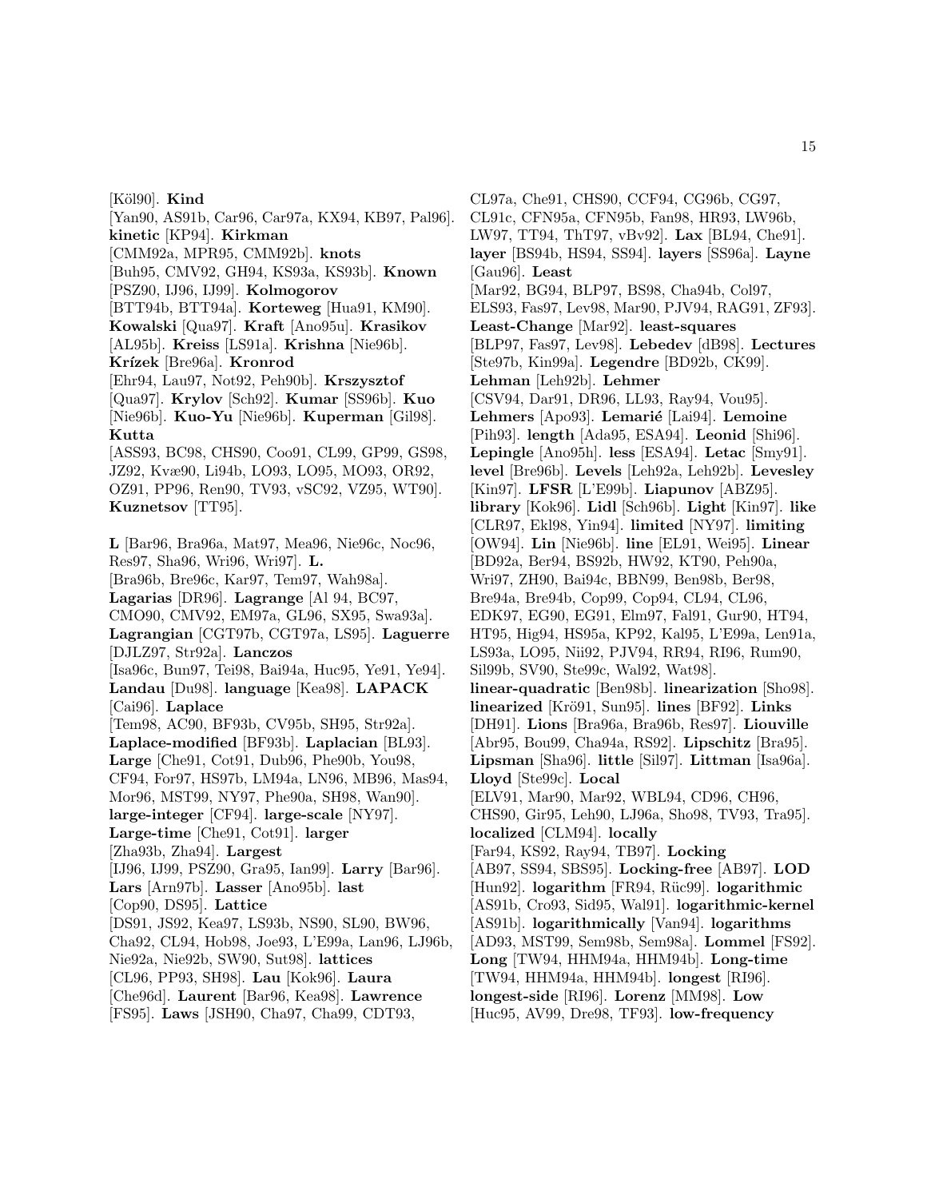[Köl90]. **Kind** [Yan90, AS91b, Car96, Car97a, KX94, KB97, Pal96]. **kinetic** [KP94]. **Kirkman** [CMM92a, MPR95, CMM92b]. **knots** [Buh95, CMV92, GH94, KS93a, KS93b]. **Known** [PSZ90, IJ96, IJ99]. **Kolmogorov** [BTT94b, BTT94a]. **Korteweg** [Hua91, KM90]. **Kowalski** [Qua97]. **Kraft** [Ano95u]. **Krasikov** [AL95b]. **Kreiss** [LS91a]. **Krishna** [Nie96b]. **Krízek** [Bre96a]. **Kronrod** [Ehr94, Lau97, Not92, Peh90b]. **Krszysztof** [Qua97]. **Krylov** [Sch92]. **Kumar** [SS96b]. **Kuo** [Nie96b]. **Kuo-Yu** [Nie96b]. **Kuperman** [Gil98]. **Kutta** [ASS93, BC98, CHS90, Coo91, CL99, GP99, GS98, JZ92, Kvæ90, Li94b, LO93, LO95, MO93, OR92, OZ91, PP96, Ren90, TV93, vSC92, VZ95, WT90]. **Kuznetsov** [TT95].

**L** [Bar96, Bra96a, Mat97, Mea96, Nie96c, Noc96, Res97, Sha96, Wri96, Wri97]. **L.** [Bra96b, Bre96c, Kar97, Tem97, Wah98a]. **Lagarias** [DR96]. **Lagrange** [Al 94, BC97, CMO90, CMV92, EM97a, GL96, SX95, Swa93a]. **Lagrangian** [CGT97b, CGT97a, LS95]. **Laguerre** [DJLZ97, Str92a]. **Lanczos** [Isa96c, Bun97, Tei98, Bai94a, Huc95, Ye91, Ye94]. **Landau** [Du98]. **language** [Kea98]. **LAPACK** [Cai96]. **Laplace** [Tem98, AC90, BF93b, CV95b, SH95, Str92a]. **Laplace-modified** [BF93b]. **Laplacian** [BL93]. **Large** [Che91, Cot91, Dub96, Phe90b, You98, CF94, For97, HS97b, LM94a, LN96, MB96, Mas94, Mor96, MST99, NY97, Phe90a, SH98, Wan90]. **large-integer** [CF94]. **large-scale** [NY97]. **Large-time** [Che91, Cot91]. **larger** [Zha93b, Zha94]. **Largest** [IJ96, IJ99, PSZ90, Gra95, Ian99]. **Larry** [Bar96]. **Lars** [Arn97b]. **Lasser** [Ano95b]. **last** [Cop90, DS95]. **Lattice** [DS91, JS92, Kea97, LS93b, NS90, SL90, BW96, Cha92, CL94, Hob98, Joe93, L'E99a, Lan96, LJ96b, Nie92a, Nie92b, SW90, Sut98]. **lattices** [CL96, PP93, SH98]. **Lau** [Kok96]. **Laura** [Che96d]. **Laurent** [Bar96, Kea98]. **Lawrence** [FS95]. **Laws** [JSH90, Cha97, Cha99, CDT93, CL97a, Che91, CHS90, CCF94, CG96b, CG97, CL91c, CFN95a, CFN95b, Fan98, HR93, LW96b, LW97, TT94, ThT97, vBv92]. **Lax** [BL94, Che91]. **layer** [BS94b, HS94, SS94]. **layers** [SS96a]. **Layne** [Gau96]. **Least** [Mar92, BG94, BLP97, BS98, Cha94b, Col97, ELS93, Fas97, Lev98, Mar90, PJV94, RAG91, ZF93]. **Least-Change** [Mar92]. **least-squares** [BLP97, Fas97, Lev98]. **Lebedev** [dB98]. **Lectures** [Ste97b, Kin99a]. **Legendre** [BD92b, CK99]. **Lehman** [Leh92b]. **Lehmer** [CSV94, Dar91, DR96, LL93, Ray94, Vou95]. **Lehmers** [Apo93]. **Lemarié** [Lai94]. **Lemoine** [Pih93]. **length** [Ada95, ESA94]. **Leonid** [Shi96]. **Lepingle** [Ano95h]. **less** [ESA94]. **Letac** [Smy91]. **level** [Bre96b]. **Levels** [Leh92a, Leh92b]. **Levesley** [Kin97]. **LFSR** [L'E99b]. **Liapunov** [ABZ95]. **library** [Kok96]. **Lidl** [Sch96b]. **Light** [Kin97]. **like** [CLR97, Ekl98, Yin94]. **limited** [NY97]. **limiting** [OW94]. **Lin** [Nie96b]. **line** [EL91, Wei95]. **Linear** [BD92a, Ber94, BS92b, HW92, KT90, Peh90a, Wri97, ZH90, Bai94c, BBN99, Ben98b, Ber98, Bre94a, Bre94b, Cop99, Cop94, CL94, CL96, EDK97, EG90, EG91, Elm97, Fal91, Gur90, HT94, HT95, Hig94, HS95a, KP92, Kal95, L'E99a, Len91a, LS93a, LO95, Nii92, PJV94, RR94, RI96, Rum90, Sil99b, SV90, Ste99c, Wal92, Wat98]. **linear-quadratic** [Ben98b]. **linearization** [Sho98]. **linearized** [Krö91, Sun95]. **lines** [BF92]. **Links** [DH91]. **Lions** [Bra96a, Bra96b, Res97]. **Liouville** [Abr95, Bou99, Cha94a, RS92]. **Lipschitz** [Bra95]. **Lipsman** [Sha96]. **little** [Sil97]. **Littman** [Isa96a]. **Lloyd** [Ste99c]. **Local** [ELV91, Mar90, Mar92, WBL94, CD96, CH96, CHS90, Gir95, Leh90, LJ96a, Sho98, TV93, Tra95]. **localized** [CLM94]. **locally** [Far94, KS92, Ray94, TB97]. **Locking** [AB97, SS94, SBS95]. **Locking-free** [AB97]. **LOD** [Hun92]. **logarithm** [FR94, Rüc99]. **logarithmic** [AS91b, Cro93, Sid95, Wal91]. **logarithmic-kernel** [AS91b]. **logarithmically** [Van94]. **logarithms** [AD93, MST99, Sem98b, Sem98a]. **Lommel** [FS92]. **Long** [TW94, HHM94a, HHM94b]. **Long-time** [TW94, HHM94a, HHM94b]. **longest** [RI96]. **longest-side** [RI96]. **Lorenz** [MM98]. **Low** [Huc95, AV99, Dre98, TF93]. **low-frequency**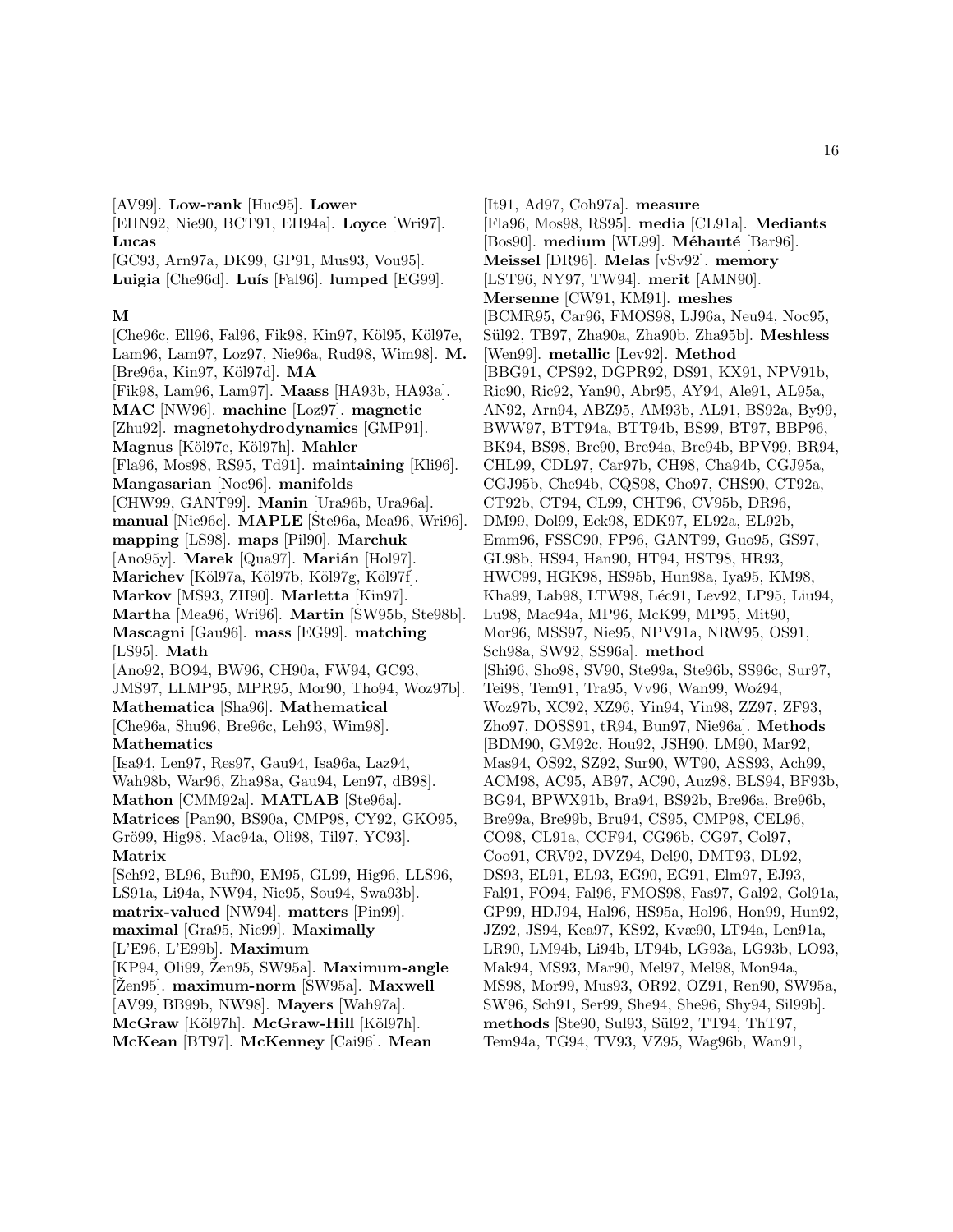[AV99]. **Low-rank** [Huc95]. **Lower** [EHN92, Nie90, BCT91, EH94a]. **Loyce** [Wri97]. **Lucas** [GC93, Arn97a, DK99, GP91, Mus93, Vou95]. **Luigia** [Che96d]. **Luís** [Fal96]. **lumped** [EG99].

## M

**M** [Che96c, Ell96, Fal96, Fik98, Kin97, Köl95, Köl97e, Lam96, Lam97, Loz97, Nie96a, Rud98, Wim98]. **M.** [Bre96a, Kin97, Köl97d]. **MA** [Fik98, Lam96, Lam97]. **Maass** [HA93b, HA93a]. **MAC** [NW96]. **machine** [Loz97]. **magnetic** [Zhu92]. **magnetohydrodynamics** [GMP91]. **Magnus** [Köl97c, Köl97h]. **Mahler** [Fla96, Mos98, RS95, Td91]. **maintaining** [Kli96]. **Mangasarian** [Noc96]. **manifolds** [CHW99, GANT99]. **Manin** [Ura96b, Ura96a]. **manual** [Nie96c]. **MAPLE** [Ste96a, Mea96, Wri96]. **mapping** [LS98]. **maps** [Pil90]. **Marchuk** [Ano95y]. **Marek** [Qua97]. **Marián** [Hol97]. **Marichev** [Köl97a, Köl97b, Köl97g, Köl97f]. **Markov** [MS93, ZH90]. **Marletta** [Kin97]. **Martha** [Mea96, Wri96]. **Martin** [SW95b, Ste98b]. **Mascagni** [Gau96]. **mass** [EG99]. **matching** [LS95]. **Math** [Ano92, BO94, BW96, CH90a, FW94, GC93, JMS97, LLMP95, MPR95, Mor90, Tho94, Woz97b]. **Mathematica** [Sha96]. **Mathematical** [Che96a, Shu96, Bre96c, Leh93, Wim98]. **Mathematics** [Isa94, Len97, Res97, Gau94, Isa96a, Laz94, Wah98b, War96, Zha98a, Gau94, Len97, dB98]. **Mathon** [CMM92a]. **MATLAB** [Ste96a]. **Matrices** [Pan90, BS90a, CMP98, CY92, GKO95, Grö99, Hig98, Mac94a, Oli98, Til97, YC93]. **Matrix** [Sch92, BL96, Buf90, EM95, GL99, Hig96, LLS96, LS91a, Li94a, NW94, Nie95, Sou94, Swa93b]. **matrix-valued** [NW94]. **matters** [Pin99]. **maximal** [Gra95, Nic99]. **Maximally** [L'E96, L'E99b]. **Maximum** [KP94, Oli99, Žen95, SW95a]. **Maximum-angle** [Žen95]. **maximum-norm** [SW95a]. **Maxwell** [AV99, BB99b, NW98]. **Mayers** [Wah97a]. **McGraw** [Köl97h]. **McGraw-Hill** [Köl97h]. **McKean** [BT97]. **McKenney** [Cai96]. **Mean** [It91, Ad97, Coh97a]. **measure** [Fla96, Mos98, RS95]. **media** [CL91a]. **Mediants** [Bos90]. **medium** [WL99]. **Méhauté** [Bar96]. **Meissel** [DR96]. **Melas** [vSv92]. **memory** [LST96, NY97, TW94]. **merit** [AMN90]. **Mersenne** [CW91, KM91]. **meshes** [BCMR95, Car96, FMOS98, LJ96a, Neu94, Noc95, Sül92, TB97, Zha90a, Zha90b, Zha95b]. **Meshless** [Wen99]. **metallic** [Lev92]. **Method** [BBG91, CPS92, DGPR92, DS91, KX91, NPV91b, Ric90, Ric92, Yan90, Abr95, AY94, Ale91, AL95a, AN92, Arn94, ABZ95, AM93b, AL91, BS92a, By99, BWW97, BTT94a, BTT94b, BS99, BT97, BBP96, BK94, BS98, Bre90, Bre94a, Bre94b, BPV99, BR94, CHL99, CDL97, Car97b, CH98, Cha94b, CGJ95a, CGJ95b, Che94b, CQS98, Cho97, CHS90, CT92a, CT92b, CT94, CL99, CHT96, CV95b, DR96, DM99, Dol99, Eck98, EDK97, EL92a, EL92b, Emm96, FSSC90, FP96, GANT99, Guo95, GS97, GL98b, HS94, Han90, HT94, HST98, HR93, HWC99, HGK98, HS95b, Hun98a, Iya95, KM98, Kha99, Lab98, LTW98, Léc91, Lev92, LP95, Liu94, Lu98, Mac94a, MP96, McK99, MP95, Mit90, Mor96, MSS97, Nie95, NPV91a, NRW95, OS91, Sch98a, SW92, SS96a]. **method** [Shi96, Sho98, SV90, Ste99a, Ste96b, SS96c, Sur97, Tei98, Tem91, Tra95, Vv96, Wan99, Woź94, Woz97b, XC92, XZ96, Yin94, Yin98, ZZ97, ZF93, Zho97, DOSS91, tR94, Bun97, Nie96a]. **Methods** [BDM90, GM92c, Hou92, JSH90, LM90, Mar92, Mas94, OS92, SZ92, Sur90, WT90, ASS93, Ach99, ACM98, AC95, AB97, AC90, Auz98, BLS94, BF93b, BG94, BPWX91b, Bra94, BS92b, Bre96a, Bre96b, Bre99a, Bre99b, Bru94, CS95, CMP98, CEL96, CO98, CL91a, CCF94, CG96b, CG97, Col97, Coo91, CRV92, DVZ94, Del90, DMT93, DL92, DS93, EL91, EL93, EG90, EG91, Elm97, EJ93, Fal91, FO94, Fal96, FMOS98, Fas97, Gal92, Gol91a, GP99, HDJ94, Hal96, HS95a, Hol96, Hon99, Hun92, JZ92, JS94, Kea97, KS92, Kvæ90, LT94a, Len91a, LR90, LM94b, Li94b, LT94b, LG93a, LG93b, LO93, Mak94, MS93, Mar90, Mel97, Mel98, Mon94a, MS98, Mor99, Mus93, OR92, OZ91, Ren90, SW95a, SW96, Sch91, Ser99, She94, She96, Shy94, Sil99b]. **methods** [Ste90, Sul93, Sül92, TT94, ThT97, Tem94a, TG94, TV93, VZ95, Wag96b, Wan91,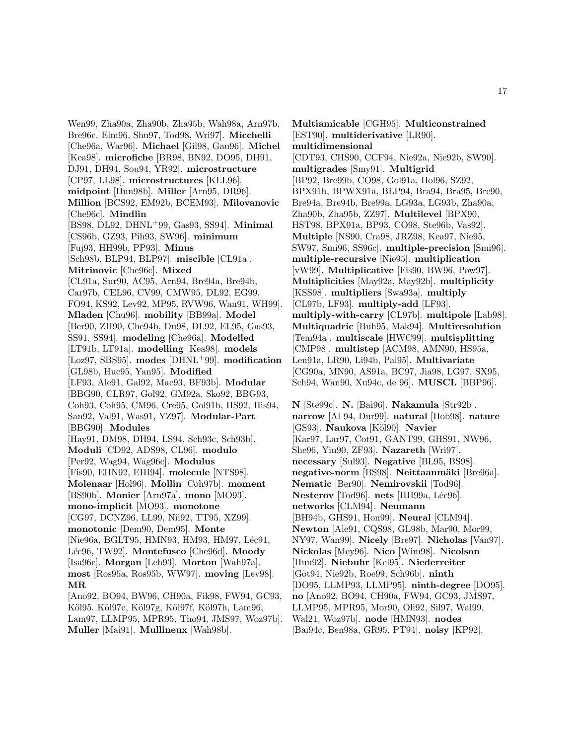Wen99, Zha90a, Zha90b, Zha95b, Wah98a, Arn97b, Bre96c, Elm96, Shu97, Tod98, Wri97]. **Micchelli** [Che96a, War96]. **Michael** [Gil98, Gau96]. **Michel** [Kea98]. **microfiche** [BR98, BN92, DO95, DH91, DJ91, DH94, Sou94, YR92]. **microstructure** [CP97, LL98]. **microstructures** [KLL96]. **midpoint** [Hun98b]. **Miller** [Arn95, DR96]. **Million** [BCS92, EM92b, BCEM93]. **Milovanovic** [Che96c]. **Mindlin** [BS98, DL92, DHNL$^+$99, Gas93, SS94]. **Minimal** [CS96b, GZ93, Pih93, SW96]. **minimum** [Fuj93, HH99b, PP93]. **Minus** [Sch98b, BLP94, BLP97]. **miscible** [CL91a]. **Mitrinovic** [Che96c]. **Mixed** [CL91a, Sur90, AC95, Arn94, Bre94a, Bre94b, Car97b, CEL96, CV99, CMW95, DL92, EG99, FO94, KS92, Lev92, MP95, RVW96, Wan91, WH99]. **Mladen** [Chu96]. **mobility** [BB99a]. **Model** [Ber90, ZH90, Che94b, Du98, DL92, EL95, Gas93, SS91, SS94]. **modeling** [Che96a]. **Modelled** [LT91b, LT91a]. **modelling** [Kea98]. **models** [Loz97, SBS95]. **modes** [DHNL$^+$99]. **modification** [GL98b, Huc95, Yan95]. **Modified** [LF93, Ale91, Gal92, Mac93, BF93b]. **Modular** [BBG90, CLR97, Gol92, GM92a, Sko92, BBG93, Coh93, Coh95, CM96, Cre95, Gol91b, HS92, His94, San92, Val91, Was91, YZ97]. **Modular-Part** [BBG90]. **Modules** [Hay91, DM98, DH94, LS94, Sch93c, Sch93b]. **Moduli** [CD92, ADS98, CL96]. **modulo** [Per92, Wag94, Wag96c]. **Modulus** [Fis90, EHN92, EHI94]. **molecule** [NTS98]. **Molenaar** [Hol96]. **Mollin** [Coh97b]. **moment** [BS90b]. **Monier** [Arn97a]. **mono** [MO93]. **mono-implicit** [MO93]. **monotone** [CG97, DCNZ96, LL99, Nii92, TT95, XZ99]. **monotonic** [Dem90, Dem95]. **Monte** [Nie96a, BGLT95, HMN93, HM93, HM97, Léc91, Léc96, TW92]. **Montefusco** [Che96d]. **Moody** [Isa96c]. **Morgan** [Leh93]. **Morton** [Wah97a]. **most** [Ros95a, Ros95b, WW97]. **moving** [Lev98]. **MR** [Ano92, BO94, BW96, CH90a, Fik98, FW94, GC93, Köl95, Köl97e, Köl97g, Köl97f, Köl97h, Lam96, Lam97, LLMP95, MPR95, Tho94, JMS97, Woz97b]. **Muller** [Mai91]. **Mullineux** [Wah98b].

**Multiamicable** [CGH95]. **Multiconstrained** [EST90]. **multiderivative** [LR90]. **multidimensional** [CDT93, CHS90, CCF94, Nie92a, Nie92b, SW90]. **multigrades** [Smy91]. **Multigrid** [BP92, Bre99b, CO98, Gol91a, Hol96, SZ92, BPX91b, BPWX91a, BLP94, Bra94, Bra95, Bre90, Bre94a, Bre94b, Bre99a, LG93a, LG93b, Zha90a, Zha90b, Zha95b, ZZ97]. **Multilevel** [BPX90, HST98, BPX91a, BP93, CO98, Ste96b, Vas92]. **Multiple** [NS90, Cra98, JRZ98, Kea97, Nie95, SW97, Smi96, SS96c]. **multiple-precision** [Smi96]. **multiple-recursive** [Nie95]. **multiplication** [vW99]. **Multiplicative** [Fis90, BW96, Pow97]. **Multiplicities** [May92a, May92b]. **multiplicity** [KSS98]. **multipliers** [Swa93a]. **multiply** [CL97b, LF93]. **multiply-add** [LF93]. **multiply-with-carry** [CL97b]. **multipole** [Lab98]. **Multiquadric** [Buh95, Mak94]. **Multiresolution** [Tem94a]. **multiscale** [HWC99]. **multisplitting** [CMP98]. **multistep** [ACM98, AMN90, HS95a, Len91a, LR90, Li94b, Pal95]. **Multivariate** [CG90a, MN90, AS91a, BC97, Jia98, LG97, SX95, Sch94, Wan90, Xu94c, de 96]. **MUSCL** [BBP96].

**N** [Ste99c]. **N.** [Bai96]. **Nakamula** [Str92b]. **narrow** [Al 94, Dur99]. **natural** [Hob98]. **nature** [GS93]. **Naukova** [Köl90]. **Navier** [Kar97, Lar97, Cot91, GANT99, GHS91, NW96, She96, Yin90, ZF93]. **Nazareth** [Wri97]. **necessary** [Sul93]. **Negative** [BL95, BS98]. **negative-norm** [BS98]. **Neittaanmäki** [Bre96a]. **Nematic** [Ber90]. **Nemirovskii** [Tod96]. **Nesterov** [Tod96]. **nets** [HH99a, Léc96]. **networks** [CLM94]. **Neumann** [BH94b, GHS91, Hon99]. **Neural** [CLM94]. **Newton** [Ale91, CQS98, GL98b, Mar90, Mor99, NY97, Wan99]. **Nicely** [Bre97]. **Nicholas** [Van97]. **Nickolas** [Mey96]. **Nico** [Wim98]. **Nicolson** [Hun92]. **Niebuhr** [Kel95]. **Niederreiter** [Göt94, Nie92b, Roe99, Sch96b]. **ninth** [DO95, LLMP93, LLMP95]. **ninth-degree** [DO95]. **no** [Ano92, BO94, CH90a, FW94, GC93, JMS97, LLMP95, MPR95, Mor90, Oli92, Sil97, Wal99, Wal21, Woz97b]. **node** [HMN93]. **nodes** [Bai94c, Ben98a, GR95, PT94]. **noisy** [KP92].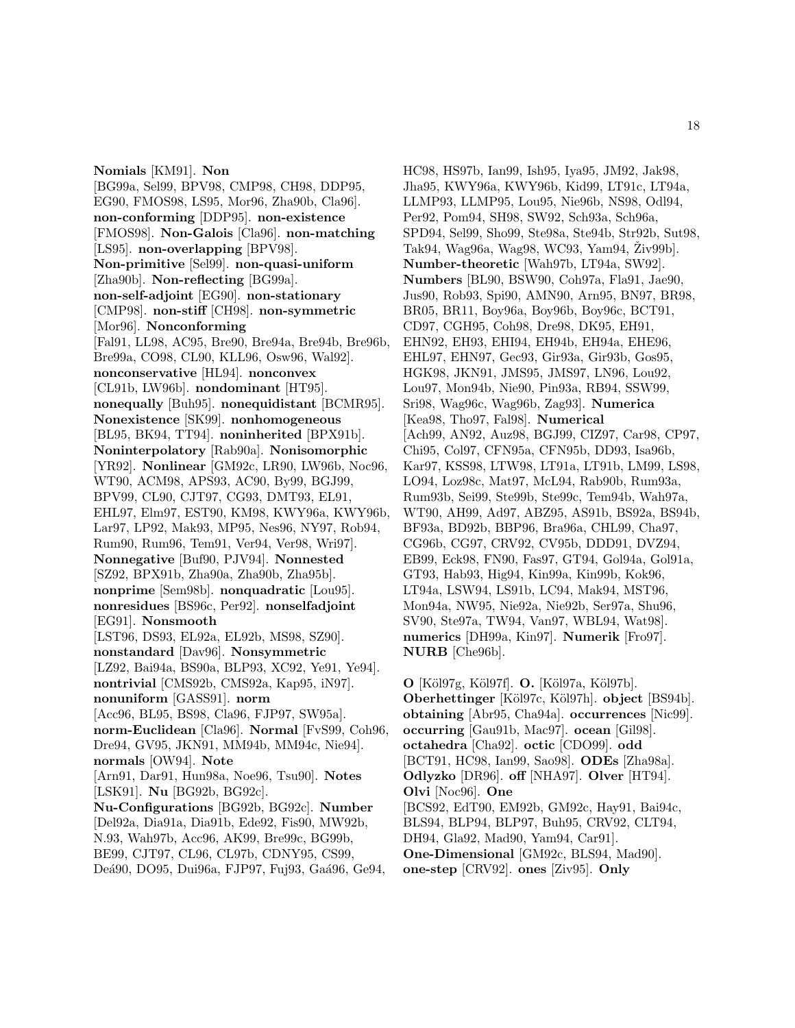**Nomials** [KM91]. **Non** [BG99a, Sel99, BPV98, CMP98, CH98, DDP95, EG90, FMOS98, LS95, Mor96, Zha90b, Cla96]. **non-conforming** [DDP95]. **non-existence** [FMOS98]. **Non-Galois** [Cla96]. **non-matching** [LS95]. **non-overlapping** [BPV98]. **Non-primitive** [Sel99]. **non-quasi-uniform** [Zha90b]. **Non-reflecting** [BG99a]. **non-self-adjoint** [EG90]. **non-stationary** [CMP98]. **non-stiff** [CH98]. **non-symmetric** [Mor96]. **Nonconforming** [Fal91, LL98, AC95, Bre90, Bre94a, Bre94b, Bre96b, Bre99a, CO98, CL90, KLL96, Osw96, Wal92]. **nonconservative** [HL94]. **nonconvex** [CL91b, LW96b]. **nondominant** [HT95]. **nonequally** [Buh95]. **nonequidistant** [BCMR95]. **Nonexistence** [SK99]. **nonhomogeneous** [BL95, BK94, TT94]. **noninherited** [BPX91b]. **Noninterpolatory** [Rab90a]. **Nonisomorphic** [YR92]. **Nonlinear** [GM92c, LR90, LW96b, Noc96, WT90, ACM98, APS93, AC90, By99, BGJ99, BPV99, CL90, CJT97, CG93, DMT93, EL91, EHL97, Elm97, EST90, KM98, KWY96a, KWY96b, Lar97, LP92, Mak93, MP95, Nes96, NY97, Rob94, Rum90, Rum96, Tem91, Ver94, Ver98, Wri97]. **Nonnegative** [Buf90, PJV94]. **Nonnested** [SZ92, BPX91b, Zha90a, Zha90b, Zha95b]. **nonprime** [Sem98b]. **nonquadratic** [Lou95]. **nonresidues** [BS96c, Per92]. **nonselfadjoint** [EG91]. **Nonsmooth** [LST96, DS93, EL92a, EL92b, MS98, SZ90]. **nonstandard** [Dav96]. **Nonsymmetric** [LZ92, Bai94a, BS90a, BLP93, XC92, Ye91, Ye94]. **nontrivial** [CMS92b, CMS92a, Kap95, iN97]. **nonuniform** [GASS91]. **norm** [Acc96, BL95, BS98, Cla96, FJP97, SW95a]. **norm-Euclidean** [Cla96]. **Normal** [FvS99, Coh96, Dre94, GV95, JKN91, MM94b, MM94c, Nie94]. **normals** [OW94]. **Note** [Arn91, Dar91, Hun98a, Noe96, Tsu90]. **Notes** [LSK91]. **Nu** [BG92b, BG92c]. **Nu-Configurations** [BG92b, BG92c]. **Number** [Del92a, Dia91a, Dia91b, Ede92, Fis90, MW92b, N.93, Wah97b, Acc96, AK99, Bre99c, BG99b, BE99, CJT97, CL96, CL97b, CDNY95, CS99, Deá90, DO95, Dui96a, FJP97, Fuj93, Gaá96, Ge94, HC98, HS97b, Ian99, Ish95, Iya95, JM92, Jak98, Jha95, KWY96a, KWY96b, Kid99, LT91c, LT94a, LLMP93, LLMP95, Lou95, Nie96b, NS98, Odl94, Per92, Pom94, SH98, SW92, Sch93a, Sch96a, SPD94, Sel99, Sho99, Ste98a, Ste94b, Str92b, Sut98, Tak94, Wag96a, Wag98, WC93, Yam94, Živ99b]. **Number-theoretic** [Wah97b, LT94a, SW92]. **Numbers** [BL90, BSW90, Coh97a, Fla91, Jae90, Jus90, Rob93, Spi90, AMN90, Arn95, BN97, BR98, BR05, BR11, Boy96a, Boy96b, Boy96c, BCT91, CD97, CGH95, Coh98, Dre98, DK95, EH91, EHN92, EH93, EHI94, EH94b, EH94a, EHE96, EHL97, EHN97, Gec93, Gir93a, Gir93b, Gos95, HGK98, JKN91, JMS95, JMS97, LN96, Lou92, Lou97, Mon94b, Nie90, Pin93a, RB94, SSW99, Sri98, Wag96c, Wag96b, Zag93]. **Numerica** [Kea98, Tho97, Fal98]. **Numerical** [Ach99, AN92, Auz98, BGJ99, CIZ97, Car98, CP97, Chi95, Col97, CFN95a, CFN95b, DD93, Isa96b, Kar97, KSS98, LTW98, LT91a, LT91b, LM99, LS98, LO94, Loz98c, Mat97, McL94, Rab90b, Rum93a, Rum93b, Sei99, Ste99b, Ste99c, Tem94b, Wah97a, WT90, AH99, Ad97, ABZ95, AS91b, BS92a, BS94b, BF93a, BD92b, BBP96, Bra96a, CHL99, Cha97, CG96b, CG97, CRV92, CV95b, DDD91, DVZ94, EB99, Eck98, FN90, Fas97, GT94, Gol94a, Gol91a, GT93, Hab93, Hig94, Kin99a, Kin99b, Kok96, LT94a, LSW94, LS91b, LC94, Mak94, MST96, Mon94a, NW95, Nie92a, Nie92b, Ser97a, Shu96, SV90, Ste97a, TW94, Van97, WBL94, Wat98]. **numerics** [DH99a, Kin97]. **Numerik** [Fro97]. **NURB** [Che96b].

**O** [Köl97g, Köl97f]. **O.** [Köl97a, Köl97b]. **Oberhettinger** [Köl97c, Köl97h]. **object** [BS94b]. **obtaining** [Abr95, Cha94a]. **occurrences** [Nic99]. **occurring** [Gau91b, Mac97]. **ocean** [Gil98]. **octahedra** [Cha92]. **octic** [CDO99]. **odd** [BCT91, HC98, Ian99, Sao98]. **ODEs** [Zha98a]. **Odlyzko** [DR96]. **off** [NHA97]. **Olver** [HT94]. **Olvi** [Noc96]. **One** [BCS92, EdT90, EM92b, GM92c, Hay91, Bai94c, BLS94, BLP94, BLP97, Buh95, CRV92, CLT94, DH94, Gla92, Mad90, Yam94, Car91]. **One-Dimensional** [GM92c, BLS94, Mad90]. **one-step** [CRV92]. **ones** [Ziv95]. **Only**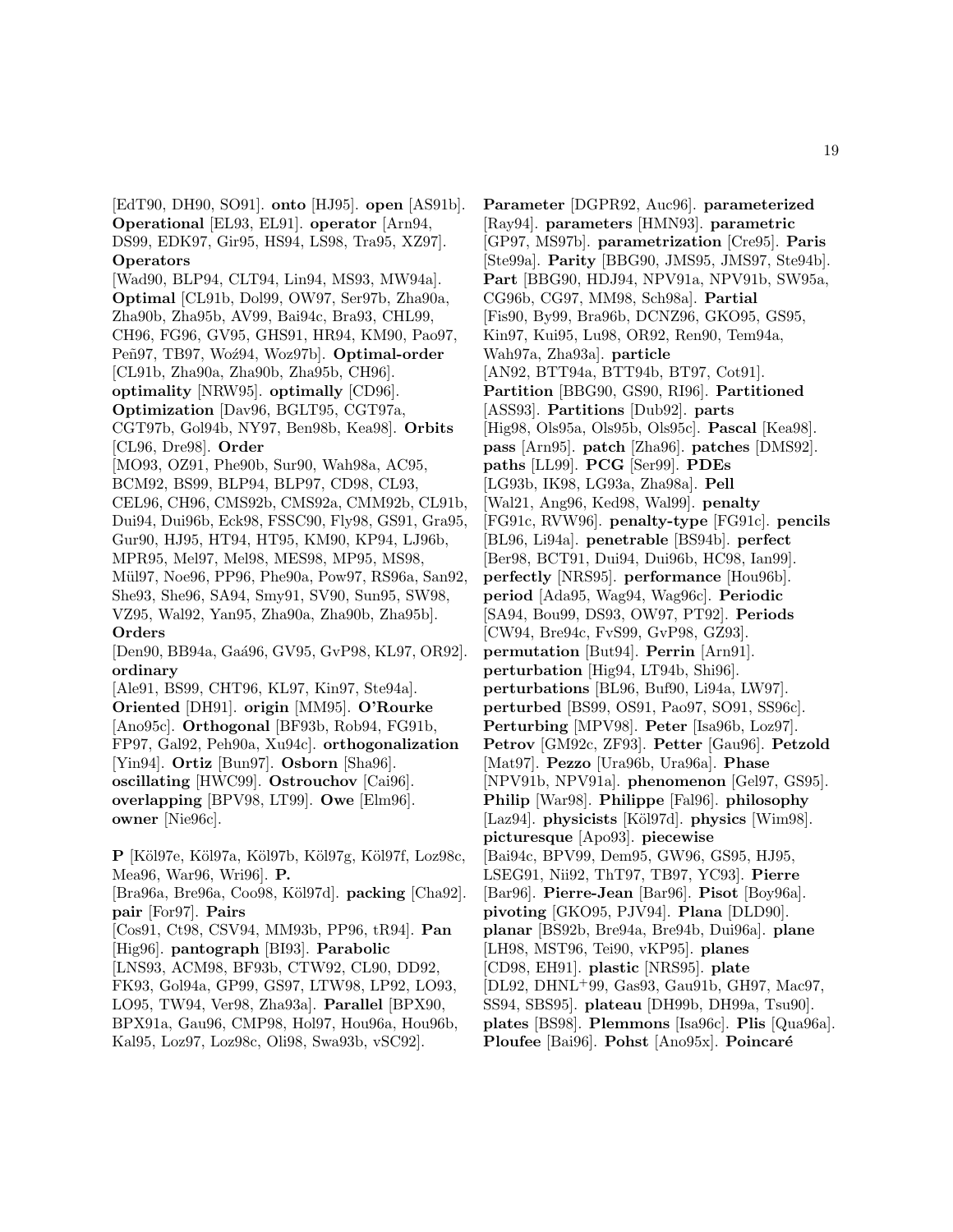[EdT90, DH90, SO91]. **onto** [HJ95]. **open** [AS91b]. **Operational** [EL93, EL91]. **operator** [Arn94, DS99, EDK97, Gir95, HS94, LS98, Tra95, XZ97]. **Operators** [Wad90, BLP94, CLT94, Lin94, MS93, MW94a]. **Optimal** [CL91b, Dol99, OW97, Ser97b, Zha90a, Zha90b, Zha95b, AV99, Bai94c, Bra93, CHL99, CH96, FG96, GV95, GHS91, HR94, KM90, Pao97, Peñ97, TB97, Woź94, Woz97b]. **Optimal-order** [CL91b, Zha90a, Zha90b, Zha95b]. **optimality** [NRW95]. **optimally** [CD96]. **Optimization** [Dav96, BGLT95, CGT97a, CGT97b, Gol94b, NY97, Ben98b, Kea98]. **Orbits** [CL96, Dre98]. **Order** [MO93, OZ91, Phe90b, Sur90, Wah98a, AC95, BCM92, BS99, BLP94, BLP97, CD98, CL93, CEL96, CH96, CMS92b, CMS92a, CMM92b, CL91b, Dui94, Dui96b, Eck98, FSSC90, Fly98, GS91, Gra95, Gur90, HJ95, HT94, HT95, KM90, KP94, LJ96b, MPR95, Mel97, Mel98, MES98, MP95, MS98, Mül97, Noe96, PP96, Phe90a, Pow97, RS96a, San92, She93, She96, SA94, Smy91, SV90, Sun95, SW98, VZ95, Wal92, Yan95, Zha90a, Zha90b, Zha95b]. **Orders** [Den90, BB94a, Gaá96, GV95, GvP98, KL97, OR92]. **ordinary** [Ale91, BS99, CHT96, KL97, Kin97, Ste94a]. **Oriented** [DH91]. **origin** [MM95]. **O'Rourke** [Ano95c]. **Orthogonal** [BF93b, Rob94, FG91b, FP97, Gal92, Peh90a, Xu94c]. **orthogonalization** [Yin94]. **Ortiz** [Bun97]. **Osborn** [Sha96]. **oscillating** [HWC99]. **Ostrouchov** [Cai96]. **overlapping** [BPV98, LT99]. **Owe** [Elm96]. **owner** [Nie96c].

**P** [Köl97e, Köl97a, Köl97b, Köl97g, Köl97f, Loz98c, Mea96, War96, Wri96]. **P.** [Bra96a, Bre96a, Coo98, Köl97d]. **packing** [Cha92]. **pair** [For97]. **Pairs** [Cos91, Ct98, CSV94, MM93b, PP96, tR94]. **Pan** [Hig96]. **pantograph** [BI93]. **Parabolic** [LNS93, ACM98, BF93b, CTW92, CL90, DD92, FK93, Gol94a, GP99, GS97, LTW98, LP92, LO93, LO95, TW94, Ver98, Zha93a]. **Parallel** [BPX90, BPX91a, Gau96, CMP98, Hol97, Hou96a, Hou96b, Kal95, Loz97, Loz98c, Oli98, Swa93b, vSC92]. **Parameter** [DGPR92, Auc96]. **parameterized** [Ray94]. **parameters** [HMN93]. **parametric** [GP97, MS97b]. **parametrization** [Cre95]. **Paris** [Ste99a]. **Parity** [BBG90, JMS95, JMS97, Ste94b]. **Part** [BBG90, HDJ94, NPV91a, NPV91b, SW95a, CG96b, CG97, MM98, Sch98a]. **Partial** [Fis90, By99, Bra96b, DCNZ96, GKO95, GS95, Kin97, Kui95, Lu98, OR92, Ren90, Tem94a, Wah97a, Zha93a]. **particle** [AN92, BTT94a, BTT94b, BT97, Cot91]. **Partition** [BBG90, GS90, RI96]. **Partitioned** [ASS93]. **Partitions** [Dub92]. **parts** [Hig98, Ols95a, Ols95b, Ols95c]. **Pascal** [Kea98]. **pass** [Arn95]. **patch** [Zha96]. **patches** [DMS92]. **paths** [LL99]. **PCG** [Ser99]. **PDEs** [LG93b, IK98, LG93a, Zha98a]. **Pell** [Wal21, Ang96, Ked98, Wal99]. **penalty** [FG91c, RVW96]. **penalty-type** [FG91c]. **pencils** [BL96, Li94a]. **penetrable** [BS94b]. **perfect** [Ber98, BCT91, Dui94, Dui96b, HC98, Ian99]. **perfectly** [NRS95]. **performance** [Hou96b]. **period** [Ada95, Wag94, Wag96c]. **Periodic** [SA94, Bou99, DS93, OW97, PT92]. **Periods** [CW94, Bre94c, FvS99, GvP98, GZ93]. **permutation** [But94]. **Perrin** [Arn91]. **perturbation** [Hig94, LT94b, Shi96]. **perturbations** [BL96, Buf90, Li94a, LW97]. **perturbed** [BS99, OS91, Pao97, SO91, SS96c]. **Perturbing** [MPV98]. **Peter** [Isa96b, Loz97]. **Petrov** [GM92c, ZF93]. **Petter** [Gau96]. **Petzold** [Mat97]. **Pezzo** [Ura96b, Ura96a]. **Phase** [NPV91b, NPV91a]. **phenomenon** [Gel97, GS95]. **Philip** [War98]. **Philippe** [Fal96]. **philosophy** [Laz94]. **physicists** [Köl97d]. **physics** [Wim98]. **picturesque** [Apo93]. **piecewise** [Bai94c, BPV99, Dem95, GW96, GS95, HJ95, LSEG91, Nii92, ThT97, TB97, YC93]. **Pierre** [Bar96]. **Pierre-Jean** [Bar96]. **Pisot** [Boy96a]. **pivoting** [GKO95, PJV94]. **Plana** [DLD90]. **planar** [BS92b, Bre94a, Bre94b, Dui96a]. **plane** [LH98, MST96, Tei90, vKP95]. **planes** [CD98, EH91]. **plastic** [NRS95]. **plate** [DL92, DHNL$^+$99, Gas93, Gau91b, GH97, Mac97, SS94, SBS95]. **plateau** [DH99b, DH99a, Tsu90]. **plates** [BS98]. **Plemmons** [Isa96c]. **Plis** [Qua96a]. **Ploufee** [Bai96]. **Pohst** [Ano95x]. **Poincaré**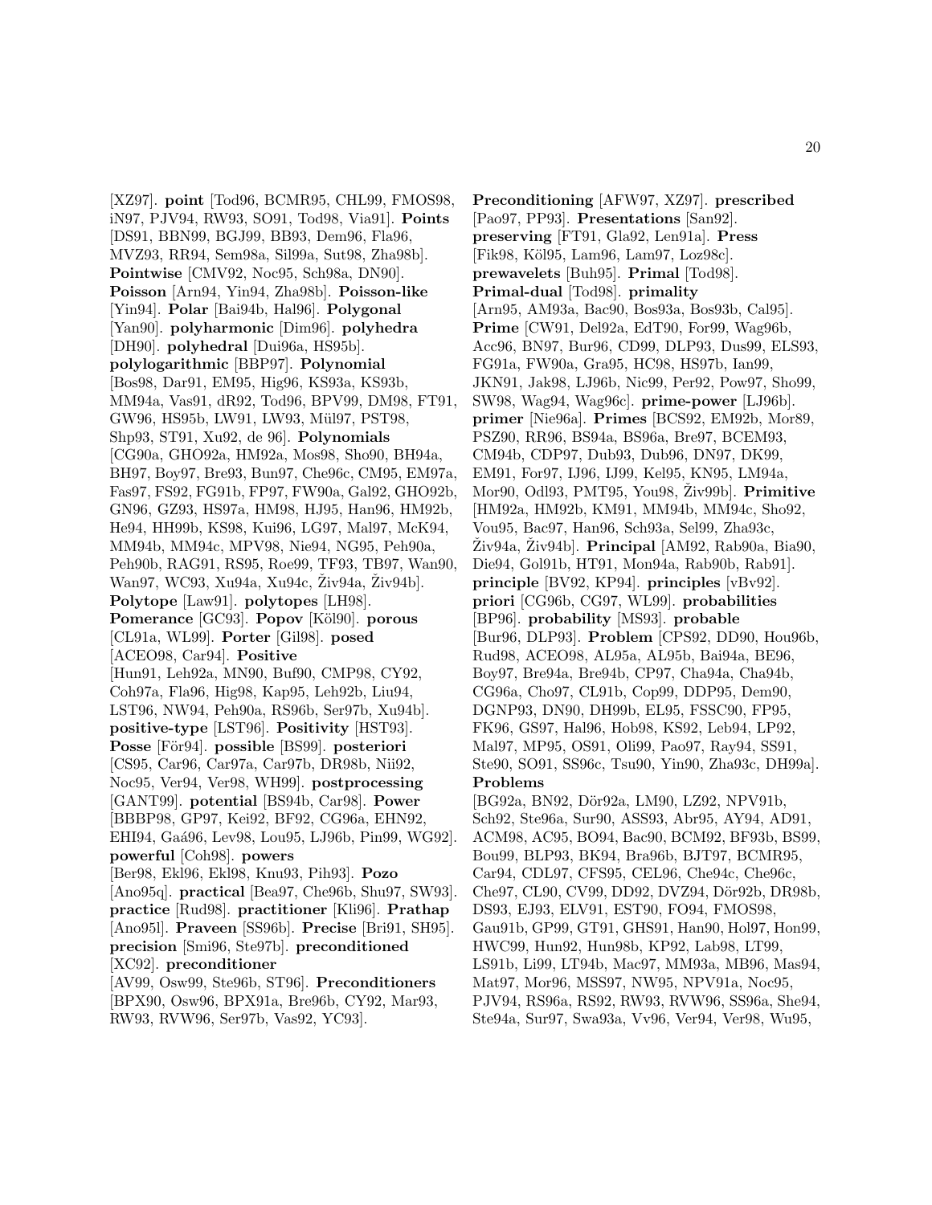[XZ97]. **point** [Tod96, BCMR95, CHL99, FMOS98, iN97, PJV94, RW93, SO91, Tod98, Via91]. **Points** [DS91, BBN99, BGJ99, BB93, Dem96, Fla96, MVZ93, RR94, Sem98a, Sil99a, Sut98, Zha98b]. **Pointwise** [CMV92, Noc95, Sch98a, DN90]. **Poisson** [Arn94, Yin94, Zha98b]. **Poisson-like** [Yin94]. **Polar** [Bai94b, Hal96]. **Polygonal** [Yan90]. **polyharmonic** [Dim96]. **polyhedra** [DH90]. **polyhedral** [Dui96a, HS95b]. **polylogarithmic** [BBP97]. **Polynomial** [Bos98, Dar91, EM95, Hig96, KS93a, KS93b, MM94a, Vas91, dR92, Tod96, BPV99, DM98, FT91, GW96, HS95b, LW91, LW93, Mül97, PST98, Shp93, ST91, Xu92, de 96]. **Polynomials** [CG90a, GHO92a, HM92a, Mos98, Sho90, BH94a, BH97, Boy97, Bre93, Bun97, Che96c, CM95, EM97a, Fas97, FS92, FG91b, FP97, FW90a, Gal92, GHO92b, GN96, GZ93, HS97a, HM98, HJ95, Han96, HM92b, He94, HH99b, KS98, Kui96, LG97, Mal97, McK94, MM94b, MM94c, MPV98, Nie94, NG95, Peh90a, Peh90b, RAG91, RS95, Roe99, TF93, TB97, Wan90, Wan97, WC93, Xu94a, Xu94c, Živ94a, Živ94b]. **Polytope** [Law91]. **polytopes** [LH98]. **Pomerance** [GC93]. **Popov** [Köl90]. **porous** [CL91a, WL99]. **Porter** [Gil98]. **posed** [ACEO98, Car94]. **Positive** [Hun91, Leh92a, MN90, Buf90, CMP98, CY92, Coh97a, Fla96, Hig98, Kap95, Leh92b, Liu94, LST96, NW94, Peh90a, RS96b, Ser97b, Xu94b]. **positive-type** [LST96]. **Positivity** [HST93]. **Posse** [För94]. **possible** [BS99]. **posteriori** [CS95, Car96, Car97a, Car97b, DR98b, Nii92, Noc95, Ver94, Ver98, WH99]. **postprocessing** [GANT99]. **potential** [BS94b, Car98]. **Power** [BBBP98, GP97, Kei92, BF92, CG96a, EHN92, EHI94, Gaá96, Lev98, Lou95, LJ96b, Pin99, WG92]. **powerful** [Coh98]. **powers** [Ber98, Ekl96, Ekl98, Knu93, Pih93]. **Pozo** [Ano95q]. **practical** [Bea97, Che96b, Shu97, SW93]. **practice** [Rud98]. **practitioner** [Kli96]. **Prathap** [Ano95l]. **Praveen** [SS96b]. **Precise** [Bri91, SH95]. **precision** [Smi96, Ste97b]. **preconditioned** [XC92]. **preconditioner** [AV99, Osw99, Ste96b, ST96]. **Preconditioners** [BPX90, Osw96, BPX91a, Bre96b, CY92, Mar93, RW93, RVW96, Ser97b, Vas92, YC93].

**Preconditioning** [AFW97, XZ97]. **prescribed** [Pao97, PP93]. **Presentations** [San92]. **preserving** [FT91, Gla92, Len91a]. **Press** [Fik98, Köl95, Lam96, Lam97, Loz98c]. **prewavelets** [Buh95]. **Primal** [Tod98]. **Primal-dual** [Tod98]. **primality** [Arn95, AM93a, Bac90, Bos93a, Bos93b, Cal95]. **Prime** [CW91, Del92a, EdT90, For99, Wag96b, Acc96, BN97, Bur96, CD99, DLP93, Dus99, ELS93, FG91a, FW90a, Gra95, HC98, HS97b, Ian99, JKN91, Jak98, LJ96b, Nic99, Per92, Pow97, Sho99, SW98, Wag94, Wag96c]. **prime-power** [LJ96b]. **primer** [Nie96a]. **Primes** [BCS92, EM92b, Mor89, PSZ90, RR96, BS94a, BS96a, Bre97, BCEM93, CM94b, CDP97, Dub93, Dub96, DN97, DK99, EM91, For97, IJ96, IJ99, Kel95, KN95, LM94a, Mor90, Odl93, PMT95, You98, Živ99b]. **Primitive** [HM92a, HM92b, KM91, MM94b, MM94c, Sho92, Vou95, Bac97, Han96, Sch93a, Sel99, Zha93c, Živ94a, Živ94b]. **Principal** [AM92, Rab90a, Bia90, Die94, Gol91b, HT91, Mon94a, Rab90b, Rab91]. **principle** [BV92, KP94]. **principles** [vBv92]. **priori** [CG96b, CG97, WL99]. **probabilities** [BP96]. **probability** [MS93]. **probable** [Bur96, DLP93]. **Problem** [CPS92, DD90, Hou96b, Rud98, ACEO98, AL95a, AL95b, Bai94a, BE96, Boy97, Bre94a, Bre94b, CP97, Cha94a, Cha94b, CG96a, Cho97, CL91b, Cop99, DDP95, Dem90, DGNP93, DN90, DH99b, EL95, FSSC90, FP95, FK96, GS97, Hal96, Hob98, KS92, Leb94, LP92, Mal97, MP95, OS91, Oli99, Pao97, Ray94, SS91, Ste90, SO91, SS96c, Tsu90, Yin90, Zha93c, DH99a]. **Problems** [BG92a, BN92, Dör92a, LM90, LZ92, NPV91b, Sch92, Ste96a, Sur90, ASS93, Abr95, AY94, AD91, ACM98, AC95, BO94, Bac90, BCM92, BF93b, BS99, Bou99, BLP93, BK94, Bra96b, BJT97, BCMR95, Car94, CDL97, CFS95, CEL96, Che94c, Che96c, Che97, CL90, CV99, DD92, DVZ94, Dör92b, DR98b, DS93, EJ93, ELV91, EST90, FO94, FMOS98, Gau91b, GP99, GT91, GHS91, Han90, Hol97, Hon99, HWC99, Hun92, Hun98b, KP92, Lab98, LT99, LS91b, Li99, LT94b, Mac97, MM93a, MB96, Mas94, Mat97, Mor96, MSS97, NW95, NPV91a, Noc95, PJV94, RS96a, RS92, RW93, RVW96, SS96a, She94, Ste94a, Sur97, Swa93a, Vv96, Ver94, Ver98, Wu95,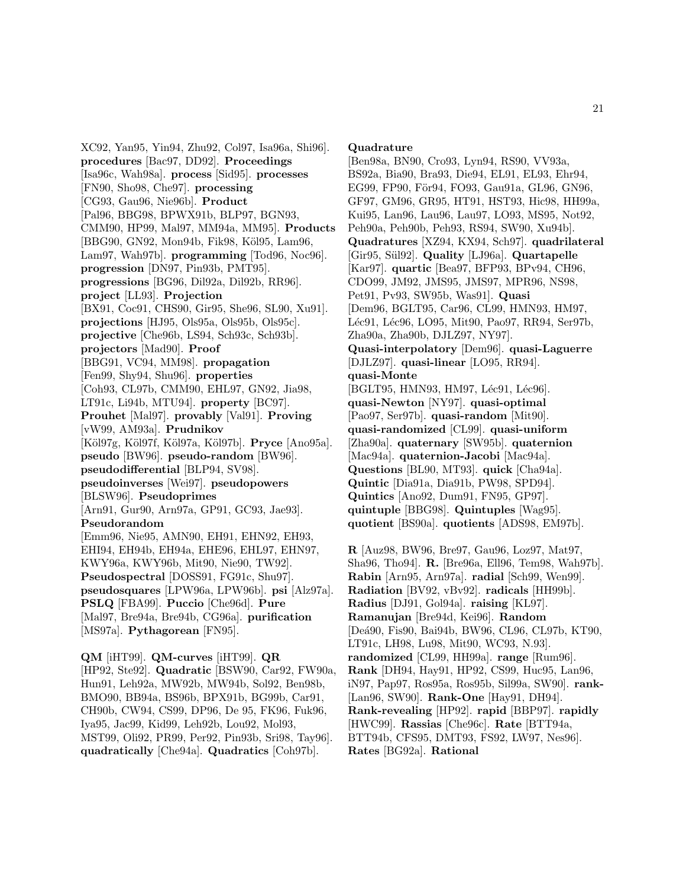XC92, Yan95, Yin94, Zhu92, Col97, Isa96a, Shi96]. **procedures** [Bac97, DD92]. **Proceedings** [Isa96c, Wah98a]. **process** [Sid95]. **processes** [FN90, Sho98, Che97]. **processing** [CG93, Gau96, Nie96b]. **Product** [Pal96, BBG98, BPWX91b, BLP97, BGN93, CMM90, HP99, Mal97, MM94a, MM95]. **Products** [BBG90, GN92, Mon94b, Fik98, Köl95, Lam96, Lam97, Wah97b]. **programming** [Tod96, Noc96]. **progression** [DN97, Pin93b, PMT95]. **progressions** [BG96, Dil92a, Dil92b, RR96]. **project** [LL93]. **Projection** [BX91, Coc91, CHS90, Gir95, She96, SL90, Xu91]. **projections** [HJ95, Ols95a, Ols95b, Ols95c]. **projective** [Che96b, LS94, Sch93c, Sch93b]. **projectors** [Mad90]. **Proof** [BBG91, VC94, MM98]. **propagation** [Fen99, Shy94, Shu96]. **properties** [Coh93, CL97b, CMM90, EHL97, GN92, Jia98, LT91c, Li94b, MTU94]. **property** [BC97]. **Prouhet** [Mal97]. **provably** [Val91]. **Proving** [vW99, AM93a]. **Prudnikov** [Köl97g, Köl97f, Köl97a, Köl97b]. **Pryce** [Ano95a]. **pseudo** [BW96]. **pseudo-random** [BW96]. **pseudodifferential** [BLP94, SV98]. **pseudoinverses** [Wei97]. **pseudopowers** [BLSW96]. **Pseudoprimes** [Arn91, Gur90, Arn97a, GP91, GC93, Jae93]. **Pseudorandom** [Emm96, Nie95, AMN90, EH91, EHN92, EH93, EHI94, EH94b, EH94a, EHE96, EHL97, EHN97, KWY96a, KWY96b, Mit90, Nie90, TW92]. **Pseudospectral** [DOSS91, FG91c, Shu97]. **pseudosquares** [LPW96a, LPW96b]. **psi** [Alz97a]. **PSLQ** [FBA99]. **Puccio** [Che96d]. **Pure** [Mal97, Bre94a, Bre94b, CG96a]. **purification** [MS97a]. **Pythagorean** [FN95].

**QM** [iHT99]. **QM-curves** [iHT99]. **QR** [HP92, Ste92]. **Quadratic** [BSW90, Car92, FW90a, Hun91, Leh92a, MW92b, MW94b, Sol92, Ben98b, BMO90, BB94a, BS96b, BPX91b, BG99b, Car91, CH90b, CW94, CS99, DP96, De 95, FK96, Fuk96, Iya95, Jac99, Kid99, Leh92b, Lou92, Mol93, MST99, Oli92, PR99, Per92, Pin93b, Sri98, Tay96]. **quadratically** [Che94a]. **Quadratics** [Coh97b]. **Quadrature** [Ben98a, BN90, Cro93, Lyn94, RS90, VV93a, BS92a, Bia90, Bra93, Die94, EL91, EL93, Ehr94, EG99, FP90, För94, FO93, Gau91a, GL96, GN96, GF97, GM96, GR95, HT91, HST93, Hic98, HH99a, Kui95, Lan96, Lau96, Lau97, LO93, MS95, Not92, Peh90a, Peh90b, Peh93, RS94, SW90, Xu94b]. **Quadratures** [XZ94, KX94, Sch97]. **quadrilateral** [Gir95, Sül92]. **Quality** [LJ96a]. **Quartapelle** [Kar97]. **quartic** [Bea97, BFP93, BPv94, CH96, CDO99, JM92, JMS95, JMS97, MPR96, NS98, Pet91, Pv93, SW95b, Was91]. **Quasi** [Dem96, BGLT95, Car96, CL99, HMN93, HM97, Léc91, Léc96, LO95, Mit90, Pao97, RR94, Ser97b, Zha90a, Zha90b, DJLZ97, NY97]. **Quasi-interpolatory** [Dem96]. **quasi-Laguerre** [DJLZ97]. **quasi-linear** [LO95, RR94]. **quasi-Monte** [BGLT95, HMN93, HM97, Léc91, Léc96]. **quasi-Newton** [NY97]. **quasi-optimal** [Pao97, Ser97b]. **quasi-random** [Mit90]. **quasi-randomized** [CL99]. **quasi-uniform** [Zha90a]. **quaternary** [SW95b]. **quaternion** [Mac94a]. **quaternion-Jacobi** [Mac94a]. **Questions** [BL90, MT93]. **quick** [Cha94a]. **Quintic** [Dia91a, Dia91b, PW98, SPD94]. **Quintics** [Ano92, Dum91, FN95, GP97]. **quintuple** [BBG98]. **Quintuples** [Wag95]. **quotient** [BS90a]. **quotients** [ADS98, EM97b].

**R** [Auz98, BW96, Bre97, Gau96, Loz97, Mat97, Sha96, Tho94]. **R.** [Bre96a, Ell96, Tem98, Wah97b]. **Rabin** [Arn95, Arn97a]. **radial** [Sch99, Wen99]. **Radiation** [BV92, vBv92]. **radicals** [HH99b]. **Radius** [DJ91, Gol94a]. **raising** [KL97]. **Ramanujan** [Bre94d, Kei96]. **Random** [Deá90, Fis90, Bai94b, BW96, CL96, CL97b, KT90, LT91c, LH98, Lu98, Mit90, WC93, N.93]. **randomized** [CL99, HH99a]. **range** [Rum96]. **Rank** [DH94, Hay91, HP92, CS99, Huc95, Lan96, iN97, Pap97, Ros95a, Ros95b, Sil99a, SW90]. **rank-** [Lan96, SW90]. **Rank-One** [Hay91, DH94]. **Rank-revealing** [HP92]. **rapid** [BBP97]. **rapidly** [HWC99]. **Rassias** [Che96c]. **Rate** [BTT94a, BTT94b, CFS95, DMT93, FS92, LW97, Nes96]. **Rates** [BG92a]. **Rational**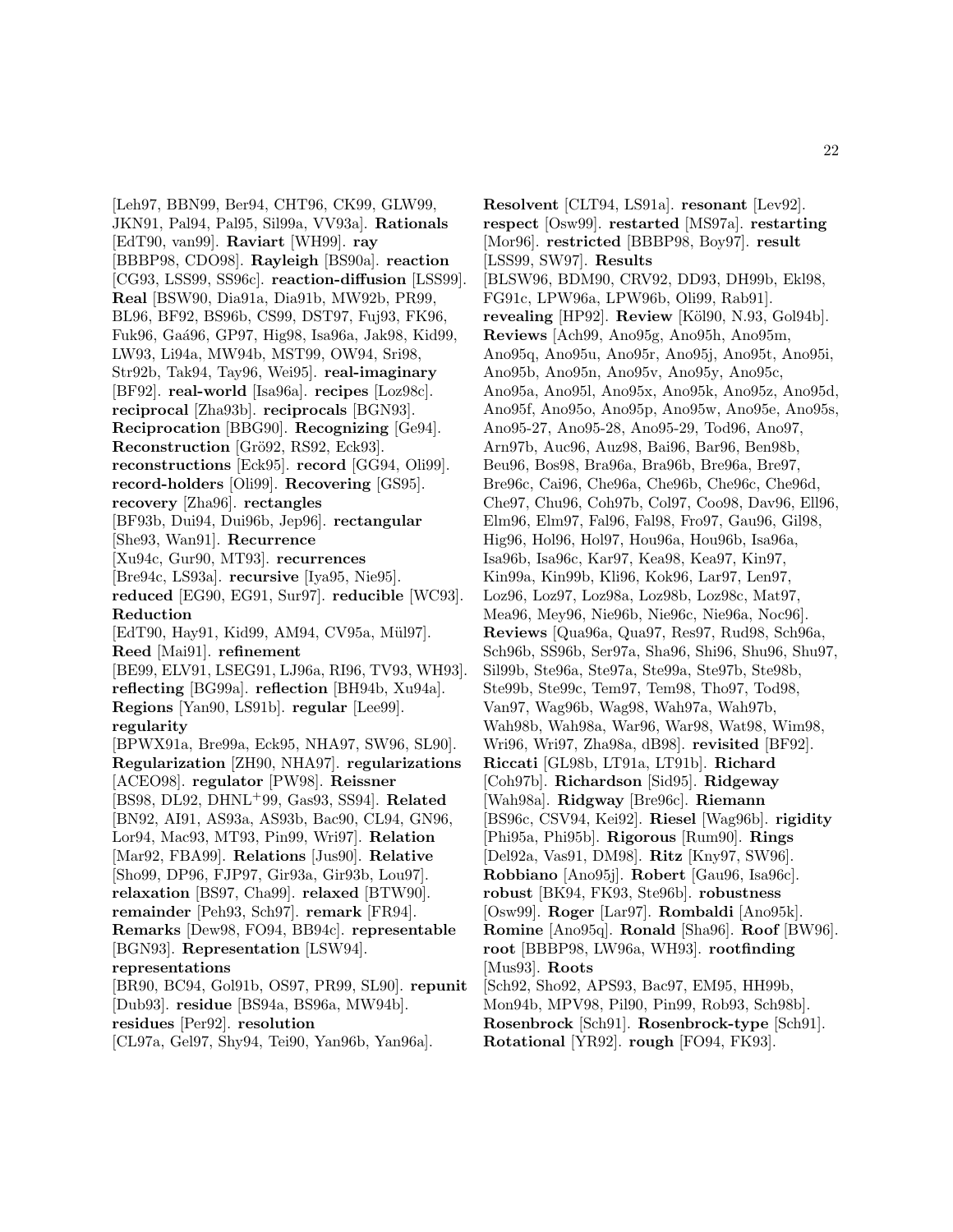[Leh97, BBN99, Ber94, CHT96, CK99, GLW99, JKN91, Pal94, Pal95, Sil99a, VV93a]. **Rationals** [EdT90, van99]. **Raviart** [WH99]. **ray** [BBBP98, CDO98]. **Rayleigh** [BS90a]. **reaction** [CG93, LSS99, SS96c]. **reaction-diffusion** [LSS99]. **Real** [BSW90, Dia91a, Dia91b, MW92b, PR99, BL96, BF92, BS96b, CS99, DST97, Fuj93, FK96, Fuk96, Gaá96, GP97, Hig98, Isa96a, Jak98, Kid99, LW93, Li94a, MW94b, MST99, OW94, Sri98, Str92b, Tak94, Tay96, Wei95]. **real-imaginary** [BF92]. **real-world** [Isa96a]. **recipes** [Loz98c]. **reciprocal** [Zha93b]. **reciprocals** [BGN93]. **Reciprocation** [BBG90]. **Recognizing** [Ge94]. **Reconstruction** [Grö92, RS92, Eck93]. **reconstructions** [Eck95]. **record** [GG94, Oli99]. **record-holders** [Oli99]. **Recovering** [GS95]. **recovery** [Zha96]. **rectangles** [BF93b, Dui94, Dui96b, Jep96]. **rectangular** [She93, Wan91]. **Recurrence** [Xu94c, Gur90, MT93]. **recurrences** [Bre94c, LS93a]. **recursive** [Iya95, Nie95]. **reduced** [EG90, EG91, Sur97]. **reducible** [WC93]. **Reduction** [EdT90, Hay91, Kid99, AM94, CV95a, Mül97]. **Reed** [Mai91]. **refinement** [BE99, ELV91, LSEG91, LJ96a, RI96, TV93, WH93]. **reflecting** [BG99a]. **reflection** [BH94b, Xu94a]. **Regions** [Yan90, LS91b]. **regular** [Lee99]. **regularity** [BPWX91a, Bre99a, Eck95, NHA97, SW96, SL90]. **Regularization** [ZH90, NHA97]. **regularizations** [ACEO98]. **regulator** [PW98]. **Reissner** [BS98, DL92, DHNL$^+$99, Gas93, SS94]. **Related** [BN92, AI91, AS93a, AS93b, Bac90, CL94, GN96, Lor94, Mac93, MT93, Pin99, Wri97]. **Relation** [Mar92, FBA99]. **Relations** [Jus90]. **Relative** [Sho99, DP96, FJP97, Gir93a, Gir93b, Lou97]. **relaxation** [BS97, Cha99]. **relaxed** [BTW90]. **remainder** [Peh93, Sch97]. **remark** [FR94]. **Remarks** [Dew98, FO94, BB94c]. **representable** [BGN93]. **Representation** [LSW94]. **representations** [BR90, BC94, Gol91b, OS97, PR99, SL90]. **repunit** [Dub93]. **residue** [BS94a, BS96a, MW94b]. **residues** [Per92]. **resolution** [CL97a, Gel97, Shy94, Tei90, Yan96b, Yan96a].

**Resolvent** [CLT94, LS91a]. **resonant** [Lev92]. **respect** [Osw99]. **restarted** [MS97a]. **restarting** [Mor96]. **restricted** [BBBP98, Boy97]. **result** [LSS99, SW97]. **Results** [BLSW96, BDM90, CRV92, DD93, DH99b, Ekl98, FG91c, LPW96a, LPW96b, Oli99, Rab91]. **revealing** [HP92]. **Review** [Köl90, N.93, Gol94b]. **Reviews** [Ach99, Ano95g, Ano95h, Ano95m, Ano95q, Ano95u, Ano95r, Ano95j, Ano95t, Ano95i, Ano95b, Ano95n, Ano95v, Ano95y, Ano95c, Ano95a, Ano95l, Ano95x, Ano95k, Ano95z, Ano95d, Ano95f, Ano95o, Ano95p, Ano95w, Ano95e, Ano95s, Ano95-27, Ano95-28, Ano95-29, Tod96, Ano97, Arn97b, Auc96, Auz98, Bai96, Bar96, Ben98b, Beu96, Bos98, Bra96a, Bra96b, Bre96a, Bre97, Bre96c, Cai96, Che96a, Che96b, Che96c, Che96d, Che97, Chu96, Coh97b, Col97, Coo98, Dav96, Ell96, Elm96, Elm97, Fal96, Fal98, Fro97, Gau96, Gil98, Hig96, Hol96, Hol97, Hou96a, Hou96b, Isa96a, Isa96b, Isa96c, Kar97, Kea98, Kea97, Kin97, Kin99a, Kin99b, Kli96, Kok96, Lar97, Len97, Loz96, Loz97, Loz98a, Loz98b, Loz98c, Mat97, Mea96, Mey96, Nie96b, Nie96c, Nie96a, Noc96]. **Reviews** [Qua96a, Qua97, Res97, Rud98, Sch96a, Sch96b, SS96b, Ser97a, Sha96, Shi96, Shu96, Shu97, Sil99b, Ste96a, Ste97a, Ste99a, Ste97b, Ste98b, Ste99b, Ste99c, Tem97, Tem98, Tho97, Tod98, Van97, Wag96b, Wag98, Wah97a, Wah97b, Wah98b, Wah98a, War96, War98, Wat98, Wim98, Wri96, Wri97, Zha98a, dB98]. **revisited** [BF92]. **Riccati** [GL98b, LT91a, LT91b]. **Richard** [Coh97b]. **Richardson** [Sid95]. **Ridgeway** [Wah98a]. **Ridgway** [Bre96c]. **Riemann** [BS96c, CSV94, Kei92]. **Riesel** [Wag96b]. **rigidity** [Phi95a, Phi95b]. **Rigorous** [Rum90]. **Rings** [Del92a, Vas91, DM98]. **Ritz** [Kny97, SW96]. **Robbiano** [Ano95j]. **Robert** [Gau96, Isa96c]. **robust** [BK94, FK93, Ste96b]. **robustness** [Osw99]. **Roger** [Lar97]. **Rombaldi** [Ano95k]. **Romine** [Ano95q]. **Ronald** [Sha96]. **Roof** [BW96]. **root** [BBBP98, LW96a, WH93]. **rootfinding** [Mus93]. **Roots** [Sch92, Sho92, APS93, Bac97, EM95, HH99b, Mon94b, MPV98, Pil90, Pin99, Rob93, Sch98b]. **Rosenbrock** [Sch91]. **Rosenbrock-type** [Sch91]. **Rotational** [YR92]. **rough** [FO94, FK93].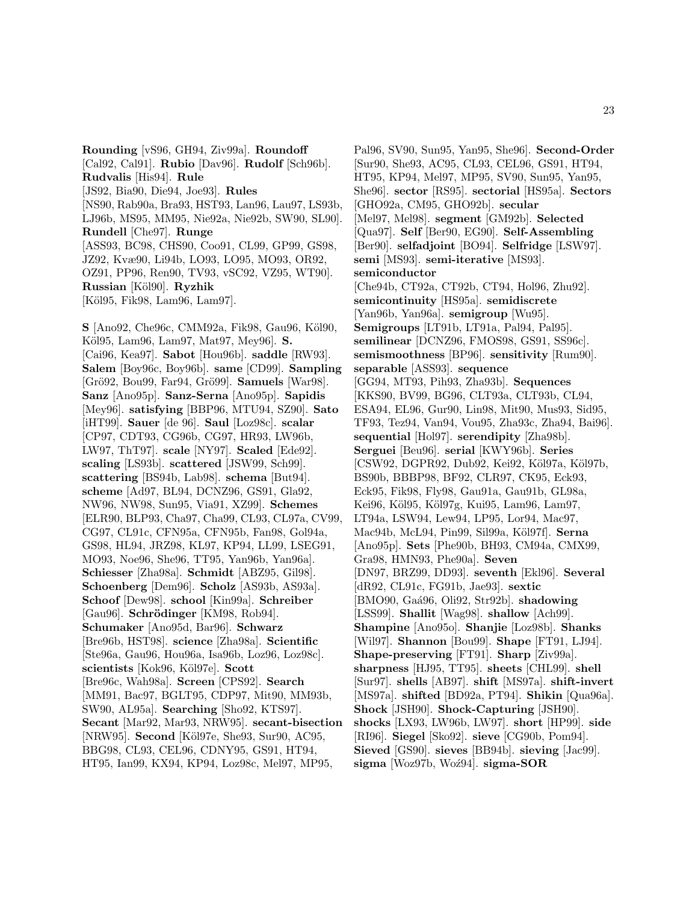**Rounding** [vS96, GH94, Ziv99a]. **Roundoff** [Cal92, Cal91]. **Rubio** [Dav96]. **Rudolf** [Sch96b]. **Rudvalis** [His94]. **Rule** [JS92, Bia90, Die94, Joe93]. **Rules** [NS90, Rab90a, Bra93, HST93, Lan96, Lau97, LS93b, LJ96b, MS95, MM95, Nie92a, Nie92b, SW90, SL90]. **Rundell** [Che97]. **Runge** [ASS93, BC98, CHS90, Coo91, CL99, GP99, GS98, JZ92, Kvæ90, Li94b, LO93, LO95, MO93, OR92, OZ91, PP96, Ren90, TV93, vSC92, VZ95, WT90]. **Russian** [Köl90]. **Ryzhik** [Köl95, Fik98, Lam96, Lam97].

**S** [Ano92, Che96c, CMM92a, Fik98, Gau96, Köl90, Köl95, Lam96, Lam97, Mat97, Mey96]. **S.** [Cai96, Kea97]. **Sabot** [Hou96b]. **saddle** [RW93]. **Salem** [Boy96c, Boy96b]. **same** [CD99]. **Sampling** [Grö92, Bou99, Far94, Grö99]. **Samuels** [War98]. **Sanz** [Ano95p]. **Sanz-Serna** [Ano95p]. **Sapidis** [Mey96]. **satisfying** [BBP96, MTU94, SZ90]. **Sato** [iHT99]. **Sauer** [de 96]. **Saul** [Loz98c]. **scalar** [CP97, CDT93, CG96b, CG97, HR93, LW96b, LW97, ThT97]. **scale** [NY97]. **Scaled** [Ede92]. **scaling** [LS93b]. **scattered** [JSW99, Sch99]. **scattering** [BS94b, Lab98]. **schema** [But94]. **scheme** [Ad97, BL94, DCNZ96, GS91, Gla92, NW96, NW98, Sun95, Via91, XZ99]. **Schemes** [ELR90, BLP93, Cha97, Cha99, CL93, CL97a, CV99, CG97, CL91c, CFN95a, CFN95b, Fan98, Gol94a, GS98, HL94, JRZ98, KL97, KP94, LL99, LSEG91, MO93, Noe96, She96, TT95, Yan96b, Yan96a]. **Schiesser** [Zha98a]. **Schmidt** [ABZ95, Gil98]. **Schoenberg** [Dem96]. **Scholz** [AS93b, AS93a]. **Schoof** [Dew98]. **school** [Kin99a]. **Schreiber** [Gau96]. **Schrödinger** [KM98, Rob94]. **Schumaker** [Ano95d, Bar96]. **Schwarz** [Bre96b, HST98]. **science** [Zha98a]. **Scientific** [Ste96a, Gau96, Hou96a, Isa96b, Loz96, Loz98c]. **scientists** [Kok96, Köl97e]. **Scott** [Bre96c, Wah98a]. **Screen** [CPS92]. **Search** [MM91, Bac97, BGLT95, CDP97, Mit90, MM93b, SW90, AL95a]. **Searching** [Sho92, KTS97]. **Secant** [Mar92, Mar93, NRW95]. **secant-bisection** [NRW95]. **Second** [Köl97e, She93, Sur90, AC95, BBG98, CL93, CEL96, CDNY95, GS91, HT94, HT95, Ian99, KX94, KP94, Loz98c, Mel97, MP95, Pal96, SV90, Sun95, Yan95, She96]. **Second-Order** [Sur90, She93, AC95, CL93, CEL96, GS91, HT94, HT95, KP94, Mel97, MP95, SV90, Sun95, Yan95, She96]. **sector** [RS95]. **sectorial** [HS95a]. **Sectors** [GHO92a, CM95, GHO92b]. **secular** [Mel97, Mel98]. **segment** [GM92b]. **Selected** [Qua97]. **Self** [Ber90, EG90]. **Self-Assembling** [Ber90]. **selfadjoint** [BO94]. **Selfridge** [LSW97]. **semi** [MS93]. **semi-iterative** [MS93]. **semiconductor** [Che94b, CT92a, CT92b, CT94, Hol96, Zhu92]. **semicontinuity** [HS95a]. **semidiscrete** [Yan96b, Yan96a]. **semigroup** [Wu95]. **Semigroups** [LT91b, LT91a, Pal94, Pal95]. **semilinear** [DCNZ96, FMOS98, GS91, SS96c]. **semismoothness** [BP96]. **sensitivity** [Rum90]. **separable** [ASS93]. **sequence** [GG94, MT93, Pih93, Zha93b]. **Sequences** [KKS90, BV99, BG96, CLT93a, CLT93b, CL94, ESA94, EL96, Gur90, Lin98, Mit90, Mus93, Sid95, TF93, Tez94, Van94, Vou95, Zha93c, Zha94, Bai96]. **sequential** [Hol97]. **serendipity** [Zha98b]. **Serguei** [Beu96]. **serial** [KWY96b]. **Series** [CSW92, DGPR92, Dub92, Kei92, Köl97a, Köl97b, BS90b, BBBP98, BF92, CLR97, CK95, Eck93, Eck95, Fik98, Fly98, Gau91a, Gau91b, GL98a, Kei96, Köl95, Köl97g, Kui95, Lam96, Lam97, LT94a, LSW94, Lew94, LP95, Lor94, Mac97, Mac94b, McL94, Pin99, Sil99a, Köl97f]. **Serna** [Ano95p]. **Sets** [Phe90b, BH93, CM94a, CMX99, Gra98, HMN93, Phe90a]. **Seven** [DN97, BRZ99, DD93]. **seventh** [Ekl96]. **Several** [dR92, CL91c, FG91b, Jae93]. **sextic** [BMO90, Gaá96, Oli92, Str92b]. **shadowing** [LSS99]. **Shallit** [Wag98]. **shallow** [Ach99]. **Shampine** [Ano95o]. **Shanjie** [Loz98b]. **Shanks** [Wil97]. **Shannon** [Bou99]. **Shape** [FT91, LJ94]. **Shape-preserving** [FT91]. **Sharp** [Ziv99a]. **sharpness** [HJ95, TT95]. **sheets** [CHL99]. **shell** [Sur97]. **shells** [AB97]. **shift** [MS97a]. **shift-invert** [MS97a]. **shifted** [BD92a, PT94]. **Shikin** [Qua96a]. **Shock** [JSH90]. **Shock-Capturing** [JSH90]. **shocks** [LX93, LW96b, LW97]. **short** [HP99]. **side** [RI96]. **Siegel** [Sko92]. **sieve** [CG90b, Pom94]. **Sieved** [GS90]. **sieves** [BB94b]. **sieving** [Jac99]. **sigma** [Woz97b, Woź94]. **sigma-SOR**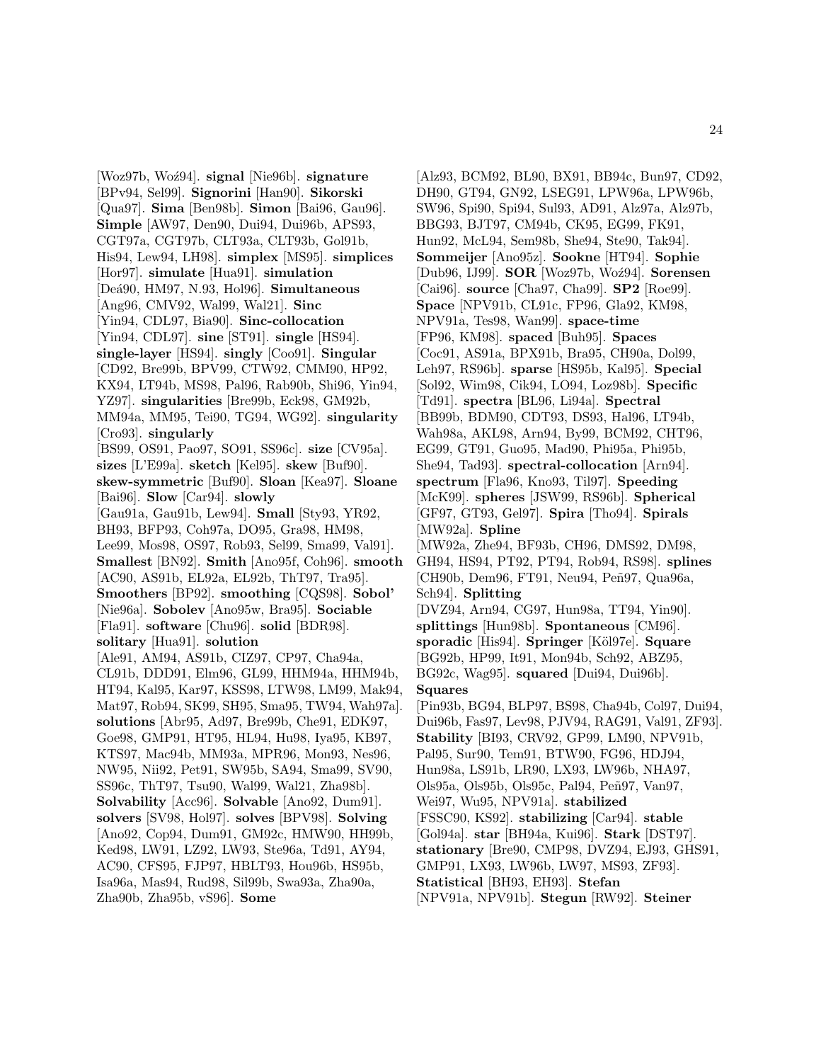[Woz97b, Woź94]. **signal** [Nie96b]. **signature** [BPv94, Sel99]. **Signorini** [Han90]. **Sikorski** [Qua97]. **Sima** [Ben98b]. **Simon** [Bai96, Gau96]. **Simple** [AW97, Den90, Dui94, Dui96b, APS93, CGT97a, CGT97b, CLT93a, CLT93b, Gol91b, His94, Lew94, LH98]. **simplex** [MS95]. **simplices** [Hor97]. **simulate** [Hua91]. **simulation** [Deá90, HM97, N.93, Hol96]. **Simultaneous** [Ang96, CMV92, Wal99, Wal21]. **Sinc** [Yin94, CDL97, Bia90]. **Sinc-collocation** [Yin94, CDL97]. **sine** [ST91]. **single** [HS94]. **single-layer** [HS94]. **singly** [Coo91]. **Singular** [CD92, Bre99b, BPV99, CTW92, CMM90, HP92, KX94, LT94b, MS98, Pal96, Rab90b, Shi96, Yin94, YZ97]. **singularities** [Bre99b, Eck98, GM92b, MM94a, MM95, Tei90, TG94, WG92]. **singularity** [Cro93]. **singularly** [BS99, OS91, Pao97, SO91, SS96c]. **size** [CV95a]. **sizes** [L'E99a]. **sketch** [Kel95]. **skew** [Buf90]. **skew-symmetric** [Buf90]. **Sloan** [Kea97]. **Sloane** [Bai96]. **Slow** [Car94]. **slowly** [Gau91a, Gau91b, Lew94]. **Small** [Sty93, YR92, BH93, BFP93, Coh97a, DO95, Gra98, HM98, Lee99, Mos98, OS97, Rob93, Sel99, Sma99, Val91]. **Smallest** [BN92]. **Smith** [Ano95f, Coh96]. **smooth** [AC90, AS91b, EL92a, EL92b, ThT97, Tra95]. **Smoothers** [BP92]. **smoothing** [CQS98]. **Sobol'** [Nie96a]. **Sobolev** [Ano95w, Bra95]. **Sociable** [Fla91]. **software** [Chu96]. **solid** [BDR98]. **solitary** [Hua91]. **solution** [Ale91, AM94, AS91b, CIZ97, CP97, Cha94a, CL91b, DDD91, Elm96, GL99, HHM94a, HHM94b, HT94, Kal95, Kar97, KSS98, LTW98, LM99, Mak94, Mat97, Rob94, SK99, SH95, Sma95, TW94, Wah97a]. **solutions** [Abr95, Ad97, Bre99b, Che91, EDK97, Goe98, GMP91, HT95, HL94, Hu98, Iya95, KB97, KTS97, Mac94b, MM93a, MPR96, Mon93, Nes96, NW95, Nii92, Pet91, SW95b, SA94, Sma99, SV90, SS96c, ThT97, Tsu90, Wal99, Wal21, Zha98b]. **Solvability** [Acc96]. **Solvable** [Ano92, Dum91]. **solvers** [SV98, Hol97]. **solves** [BPV98]. **Solving** [Ano92, Cop94, Dum91, GM92c, HMW90, HH99b, Ked98, LW91, LZ92, LW93, Ste96a, Td91, AY94, AC90, CFS95, FJP97, HBLT93, Hou96b, HS95b, Isa96a, Mas94, Rud98, Sil99b, Swa93a, Zha90a, Zha90b, Zha95b, vS96]. **Some** [Alz93, BCM92, BL90, BX91, BB94c, Bun97, CD92, DH90, GT94, GN92, LSEG91, LPW96a, LPW96b, SW96, Spi90, Spi94, Sul93, AD91, Alz97a, Alz97b, BBG93, BJT97, CM94b, CK95, EG99, FK91, Hun92, McL94, Sem98b, She94, Ste90, Tak94]. **Sommeijer** [Ano95z]. **Sookne** [HT94]. **Sophie** [Dub96, IJ99]. **SOR** [Woz97b, Woź94]. **Sorensen** [Cai96]. **source** [Cha97, Cha99]. **SP2** [Roe99]. **Space** [NPV91b, CL91c, FP96, Gla92, KM98, NPV91a, Tes98, Wan99]. **space-time** [FP96, KM98]. **spaced** [Buh95]. **Spaces** [Coc91, AS91a, BPX91b, Bra95, CH90a, Dol99, Leh97, RS96b]. **sparse** [HS95b, Kal95]. **Special** [Sol92, Wim98, Cik94, LO94, Loz98b]. **Specific** [Td91]. **spectra** [BL96, Li94a]. **Spectral** [BB99b, BDM90, CDT93, DS93, Hal96, LT94b, Wah98a, AKL98, Arn94, By99, BCM92, CHT96, EG99, GT91, Guo95, Mad90, Phi95a, Phi95b, She94, Tad93]. **spectral-collocation** [Arn94]. **spectrum** [Fla96, Kno93, Til97]. **Speeding** [McK99]. **spheres** [JSW99, RS96b]. **Spherical** [GF97, GT93, Gel97]. **Spira** [Tho94]. **Spirals** [MW92a]. **Spline** [MW92a, Zhe94, BF93b, CH96, DMS92, DM98, GH94, HS94, PT92, PT94, Rob94, RS98]. **splines** [CH90b, Dem96, FT91, Neu94, Peñ97, Qua96a, Sch94]. **Splitting** [DVZ94, Arn94, CG97, Hun98a, TT94, Yin90]. **splittings** [Hun98b]. **Spontaneous** [CM96]. **sporadic** [His94]. **Springer** [Köl97e]. **Square** [BG92b, HP99, It91, Mon94b, Sch92, ABZ95, BG92c, Wag95]. **squared** [Dui94, Dui96b]. **Squares** [Pin93b, BG94, BLP97, BS98, Cha94b, Col97, Dui94, Dui96b, Fas97, Lev98, PJV94, RAG91, Val91, ZF93]. **Stability** [BI93, CRV92, GP99, LM90, NPV91b, Pal95, Sur90, Tem91, BTW90, FG96, HDJ94, Hun98a, LS91b, LR90, LX93, LW96b, NHA97, Ols95a, Ols95b, Ols95c, Pal94, Peñ97, Van97, Wei97, Wu95, NPV91a]. **stabilized** [FSSC90, KS92]. **stabilizing** [Car94]. **stable** [Gol94a]. **star** [BH94a, Kui96]. **Stark** [DST97]. **stationary** [Bre90, CMP98, DVZ94, EJ93, GHS91, GMP91, LX93, LW96b, LW97, MS93, ZF93]. **Statistical** [BH93, EH93]. **Stefan** [NPV91a, NPV91b]. **Stegun** [RW92]. **Steiner**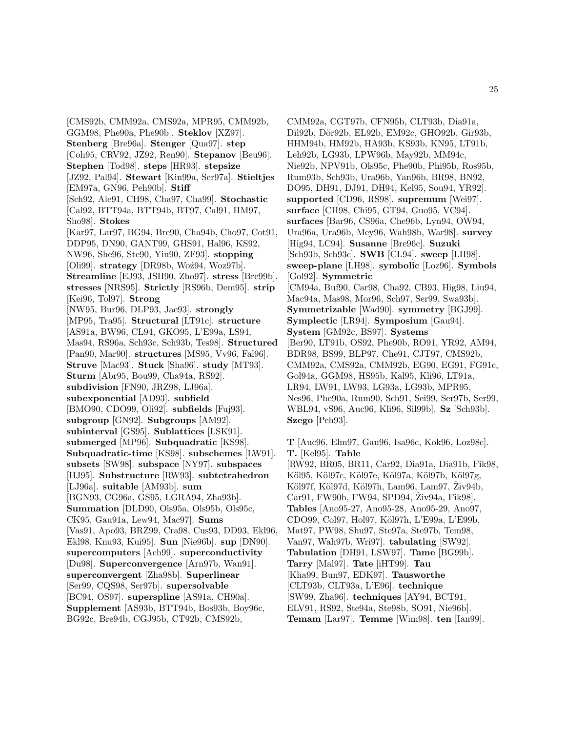[CMS92b, CMM92a, CMS92a, MPR95, CMM92b, GGM98, Phe90a, Phe90b]. **Steklov** [XZ97]. **Stenberg** [Bre96a]. **Stenger** [Qua97]. **step** [Coh95, CRV92, JZ92, Ren90]. **Stepanov** [Beu96]. **Stephen** [Tod98]. **steps** [HR93]. **stepsize** [JZ92, Pal94]. **Stewart** [Kin99a, Ser97a]. **Stieltjes** [EM97a, GN96, Peh90b]. **Stiff** [Sch92, Ale91, CH98, Cha97, Cha99]. **Stochastic** [Cal92, BTT94a, BTT94b, BT97, Cal91, HM97, Sho98]. **Stokes** [Kar97, Lar97, BG94, Bre90, Cha94b, Cho97, Cot91, DDP95, DN90, GANT99, GHS91, Hal96, KS92, NW96, She96, Ste90, Yin90, ZF93]. **stopping** [Oli99]. **strategy** [DR98b, Woź94, Woz97b]. **Streamline** [EJ93, JSH90, Zho97]. **stress** [Bre99b]. **stresses** [NRS95]. **Strictly** [RS96b, Dem95]. **strip** [Kei96, Tol97]. **Strong** [NW95, Bur96, DLP93, Jae93]. **strongly** [MP95, Tra95]. **Structural** [LT91c]. **structure** [AS91a, BW96, CL94, GKO95, L'E99a, LS94, Mas94, RS96a, Sch93c, Sch93b, Tes98]. **Structured** [Pan90, Mar90]. **structures** [MS95, Vv96, Fal96]. **Struve** [Mac93]. **Stuck** [Sha96]. **study** [MT93]. **Sturm** [Abr95, Bou99, Cha94a, RS92]. **subdivision** [FN90, JRZ98, LJ96a]. **subexponential** [AD93]. **subfield** [BMO90, CDO99, Oli92]. **subfields** [Fuj93]. **subgroup** [GN92]. **Subgroups** [AM92]. **subinterval** [GS95]. **Sublattices** [LSK91]. **submerged** [MP96]. **Subquadratic** [KS98]. **Subquadratic-time** [KS98]. **subschemes** [LW91]. **subsets** [SW98]. **subspace** [NY97]. **subspaces** [HJ95]. **Substructure** [RW93]. **subtetrahedron** [LJ96a]. **suitable** [AM93b]. **sum** [BGN93, CG96a, GS95, LGRA94, Zha93b]. **Summation** [DLD90, Ols95a, Ols95b, Ols95c, CK95, Gau91a, Lew94, Mac97]. **Sums** [Vas91, Apo93, BRZ99, Cra98, Cus93, DD93, Ekl96, Ekl98, Knu93, Kui95]. **Sun** [Nie96b]. **sup** [DN90]. **supercomputers** [Ach99]. **superconductivity** [Du98]. **Superconvergence** [Arn97b, Wan91]. **superconvergent** [Zha98b]. **Superlinear** [Ser99, CQS98, Ser97b]. **supersolvable** [BC94, OS97]. **superspline** [AS91a, CH90a]. **Supplement** [AS93b, BTT94b, Bos93b, Boy96c, BG92c, Bre94b, CGJ95b, CT92b, CMS92b, CMM92a, CGT97b, CFN95b, CLT93b, Dia91a, Dil92b, Dör92b, EL92b, EM92c, GHO92b, Gir93b, HHM94b, HM92b, HA93b, KS93b, KN95, LT91b, Leh92b, LG93b, LPW96b, May92b, MM94c, Nie92b, NPV91b, Ols95c, Phe90b, Phi95b, Ros95b, Rum93b, Sch93b, Ura96b, Yan96b, BR98, BN92, DO95, DH91, DJ91, DH94, Kel95, Sou94, YR92]. **supported** [CD96, RS98]. **supremum** [Wei97]. **surface** [CH98, Chi95, GT94, Guo95, VC94]. **surfaces** [Bar96, CS96a, Che96b, Lyn94, OW94, Ura96a, Ura96b, Mey96, Wah98b, War98]. **survey** [Hig94, LC94]. **Susanne** [Bre96c]. **Suzuki** [Sch93b, Sch93c]. **SWB** [CL94]. **sweep** [LH98]. **sweep-plane** [LH98]. **symbolic** [Loz96]. **Symbols** [Gol92]. **Symmetric** [CM94a, Buf90, Car98, Cha92, CB93, Hig98, Liu94, Mac94a, Mas98, Mor96, Sch97, Ser99, Swa93b]. **Symmetrizable** [Wad90]. **symmetry** [BGJ99]. **Symplectic** [LR94]. **Symposium** [Gau94]. **System** [GM92c, BS97]. **Systems** [Ber90, LT91b, OS92, Phe90b, RO91, YR92, AM94, BDR98, BS99, BLP97, Che91, CJT97, CMS92b, CMM92a, CMS92a, CMM92b, EG90, EG91, FG91c, Gol94a, GGM98, HS95b, Kal95, Kli96, LT91a, LR94, LW91, LW93, LG93a, LG93b, MPR95, Nes96, Phe90a, Rum90, Sch91, Sei99, Ser97b, Ser99, WBL94, vS96, Auc96, Kli96, Sil99b]. **Sz** [Sch93b]. **Szego** [Peh93].

**T** [Auc96, Elm97, Gau96, Isa96c, Kok96, Loz98c]. **T.** [Kel95]. **Table** [RW92, BR05, BR11, Car92, Dia91a, Dia91b, Fik98, Köl95, Köl97c, Köl97e, Köl97a, Köl97b, Köl97g, Köl97f, Köl97d, Köl97h, Lam96, Lam97, Živ94b, Car91, FW90b, FW94, SPD94, Živ94a, Fik98]. **Tables** [Ano95-27, Ano95-28, Ano95-29, Ano97, CDO99, Col97, Hol97, Köl97h, L'E99a, L'E99b, Mat97, PW98, Shu97, Ste97a, Ste97b, Tem98, Van97, Wah97b, Wri97]. **tabulating** [SW92]. **Tabulation** [DH91, LSW97]. **Tame** [BG99b]. **Tarry** [Mal97]. **Tate** [iHT99]. **Tau** [Kha99, Bun97, EDK97]. **Tausworthe** [CLT93b, CLT93a, L'E96]. **technique** [SW99, Zha96]. **techniques** [AY94, BCT91, ELV91, RS92, Ste94a, Ste98b, SO91, Nie96b]. **Temam** [Lar97]. **Temme** [Wim98]. **ten** [Ian99].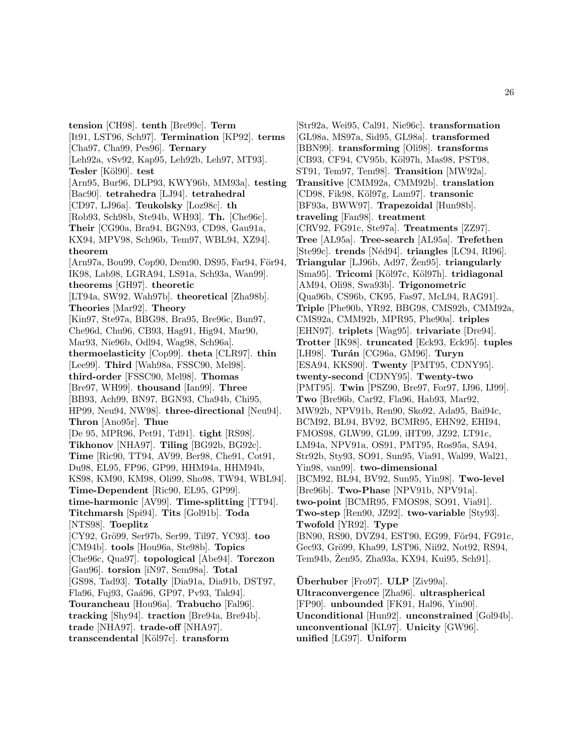**tension** [CH98]. **tenth** [Bre99c]. **Term** [It91, LST96, Sch97]. **Termination** [KP92]. **terms** [Cha97, Cha99, Pes96]. **Ternary** [Leh92a, vSv92, Kap95, Leh92b, Leh97, MT93]. **Tesler** [Köl90]. **test** [Arn95, Bur96, DLP93, KWY96b, MM93a]. **testing** [Bac90]. **tetrahedra** [LJ94]. **tetrahedral** [CD97, LJ96a]. **Teukolsky** [Loz98c]. **th** [Rob93, Sch98b, Ste94b, WH93]. **Th.** [Che96c]. **Their** [CG90a, Bra94, BGN93, CD98, Gau91a, KX94, MPV98, Sch96b, Tem97, WBL94, XZ94]. **theorem** [Arn97a, Bou99, Cop90, Dem90, DS95, Far94, För94, IK98, Lab98, LGRA94, LS91a, Sch93a, Wan99]. **theorems** [GH97]. **theoretic** [LT94a, SW92, Wah97b]. **theoretical** [Zha98b]. **Theories** [Mar92]. **Theory** [Kin97, Ste97a, BBG98, Bra95, Bre96c, Bun97, Che96d, Chu96, CB93, Hag91, Hig94, Mar90, Mar93, Nie96b, Odl94, Wag98, Sch96a]. **thermoelasticity** [Cop99]. **theta** [CLR97]. **thin** [Lee99]. **Third** [Wah98a, FSSC90, Mel98]. **third-order** [FSSC90, Mel98]. **Thomas** [Bre97, WH99]. **thousand** [Ian99]. **Three** [BB93, Ach99, BN97, BGN93, Cha94b, Chi95, HP99, Neu94, NW98]. **three-directional** [Neu94]. **Thron** [Ano95r]. **Thue** [De 95, MPR96, Pet91, Td91]. **tight** [RS98]. **Tikhonov** [NHA97]. **Tiling** [BG92b, BG92c]. **Time** [Ric90, TT94, AV99, Ber98, Che91, Cot91, Du98, EL95, FP96, GP99, HHM94a, HHM94b, KS98, KM90, KM98, Oli99, Sho98, TW94, WBL94]. **Time-Dependent** [Ric90, EL95, GP99]. **time-harmonic** [AV99]. **Time-splitting** [TT94]. **Titchmarsh** [Spi94]. **Tits** [Gol91b]. **Toda** [NTS98]. **Toeplitz** [CY92, Grö99, Ser97b, Ser99, Til97, YC93]. **too** [CM94b]. **tools** [Hou96a, Ste98b]. **Topics** [Che96c, Qua97]. **topological** [Abe94]. **Torczon** [Gau96]. **torsion** [iN97, Sem98a]. **Total** [GS98, Tad93]. **Totally** [Dia91a, Dia91b, DST97, Fla96, Fuj93, Gaá96, GP97, Pv93, Tak94]. **Tourancheau** [Hou96a]. **Trabucho** [Fal96]. **tracking** [Shy94]. **traction** [Bre94a, Bre94b]. **trade** [NHA97]. **trade-off** [NHA97]. **transcendental** [Köl97c]. **transform** [Str92a, Wei95, Cal91, Nie96c]. **transformation** [GL98a, MS97a, Sid95, GL98a]. **transformed** [BBN99]. **transforming** [Oli98]. **transforms** [CB93, CF94, CV95b, Köl97h, Mas98, PST98, ST91, Tem97, Tem98]. **Transition** [MW92a]. **Transitive** [CMM92a, CMM92b]. **translation** [CD98, Fik98, Köl97g, Lam97]. **transonic** [BF93a, BWW97]. **Trapezoidal** [Hun98b]. **traveling** [Fan98]. **treatment** [CRV92, FG91c, Ste97a]. **Treatments** [ZZ97]. **Tree** [AL95a]. **Tree-search** [AL95a]. **Trefethen** [Ste99c]. **trends** [Néd94]. **triangles** [LC94, RI96]. **Triangular** [LJ96b, Ad97, Žen95]. **triangularly** [Sma95]. **Tricomi** [Köl97c, Köl97h]. **tridiagonal** [AM94, Oli98, Swa93b]. **Trigonometric** [Qua96b, CS96b, CK95, Fas97, McL94, RAG91]. **Triple** [Phe90b, YR92, BBG98, CMS92b, CMM92a, CMS92a, CMM92b, MPR95, Phe90a]. **triples** [EHN97]. **triplets** [Wag95]. **trivariate** [Dre94]. **Trotter** [IK98]. **truncated** [Eck93, Eck95]. **tuples** [LH98]. **Turán** [CG96a, GM96]. **Turyn** [ESA94, KKS90]. **Twenty** [PMT95, CDNY95]. **twenty-second** [CDNY95]. **Twenty-two** [PMT95]. **Twin** [PSZ90, Bre97, For97, IJ96, IJ99]. **Two** [Bre96b, Car92, Fla96, Hab93, Mar92, MW92b, NPV91b, Ren90, Sko92, Ada95, Bai94c, BCM92, BL94, BV92, BCMR95, EHN92, EHI94, FMOS98, GLW99, GL99, iHT99, JZ92, LT91c, LM94a, NPV91a, OS91, PMT95, Ros95a, SA94, Str92b, Sty93, SO91, Sun95, Via91, Wal99, Wal21, Yin98, van99]. **two-dimensional** [BCM92, BL94, BV92, Sun95, Yin98]. **Two-level** [Bre96b]. **Two-Phase** [NPV91b, NPV91a]. **two-point** [BCMR95, FMOS98, SO91, Via91]. **Two-step** [Ren90, JZ92]. **two-variable** [Sty93]. **Twofold** [YR92]. **Type** [BN90, RS90, DVZ94, EST90, EG99, För94, FG91c, Gec93, Grö99, Kha99, LST96, Nii92, Not92, RS94, Tem94b, Žen95, Zha93a, KX94, Kui95, Sch91].

**Überhuber** [Fro97]. **ULP** [Ziv99a]. **Ultraconvergence** [Zha96]. **ultraspherical** [FP90]. **unbounded** [FK91, Hal96, Yin90]. **Unconditional** [Hun92]. **unconstrained** [Gol94b]. **unconventional** [KL97]. **Unicity** [GW96]. **unified** [LG97]. **Uniform**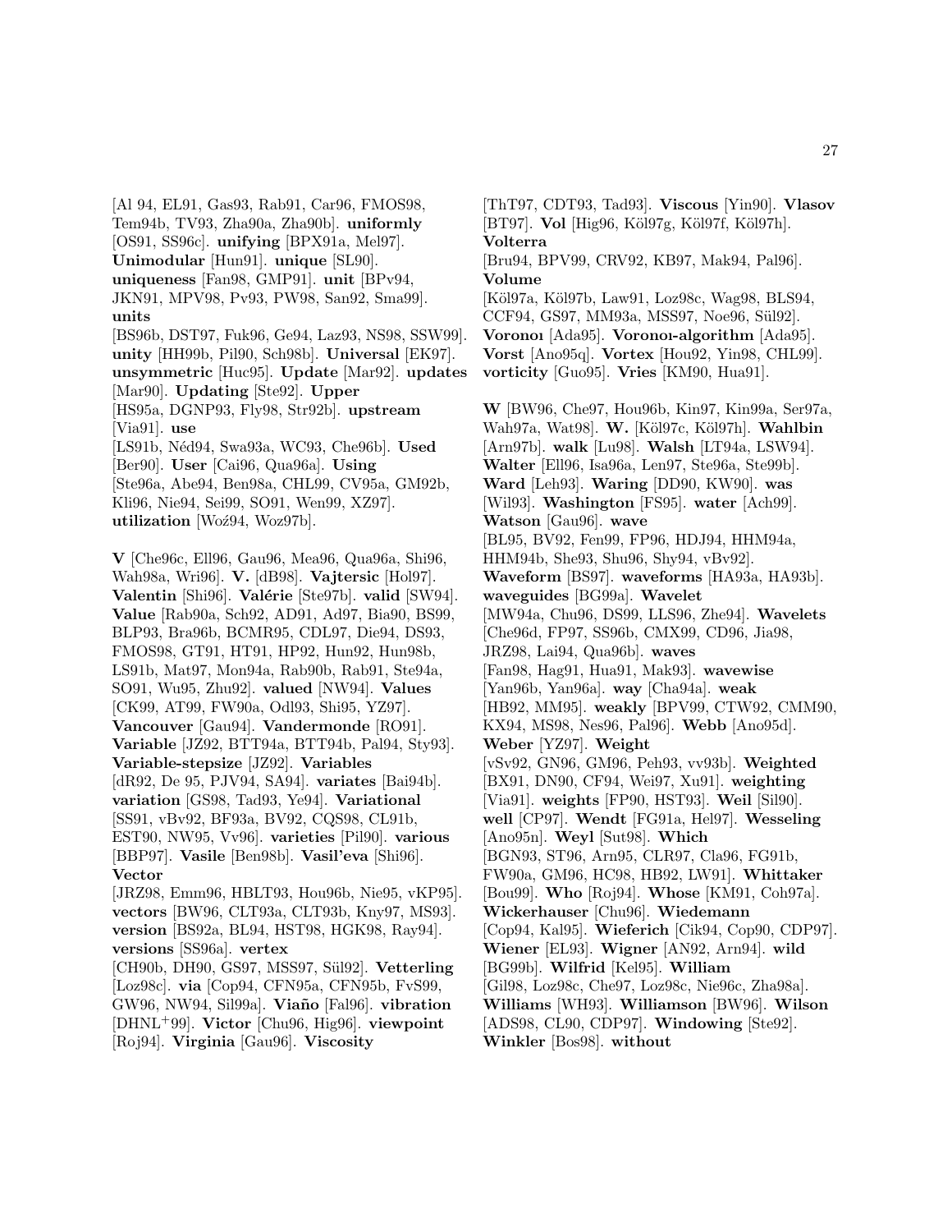[Al 94, EL91, Gas93, Rab91, Car96, FMOS98, Tem94b, TV93, Zha90a, Zha90b]. **uniformly** [OS91, SS96c]. **unifying** [BPX91a, Mel97]. **Unimodular** [Hun91]. **unique** [SL90]. **uniqueness** [Fan98, GMP91]. **unit** [BPv94, JKN91, MPV98, Pv93, PW98, San92, Sma99]. **units** [BS96b, DST97, Fuk96, Ge94, Laz93, NS98, SSW99]. **unity** [HH99b, Pil90, Sch98b]. **Universal** [EK97]. **unsymmetric** [Huc95]. **Update** [Mar92]. **updates** [Mar90]. **Updating** [Ste92]. **Upper** [HS95a, DGNP93, Fly98, Str92b]. **upstream** [Via91]. **use** [LS91b, Néd94, Swa93a, WC93, Che96b]. **Used** [Ber90]. **User** [Cai96, Qua96a]. **Using** [Ste96a, Abe94, Ben98a, CHL99, CV95a, GM92b, Kli96, Nie94, Sei99, SO91, Wen99, XZ97]. **utilization** [Woź94, Woz97b].

**V** [Che96c, Ell96, Gau96, Mea96, Qua96a, Shi96, Wah98a, Wri96]. **V.** [dB98]. **Vajtersic** [Hol97]. **Valentin** [Shi96]. **Valérie** [Ste97b]. **valid** [SW94]. **Value** [Rab90a, Sch92, AD91, Ad97, Bia90, BS99, BLP93, Bra96b, BCMR95, CDL97, Die94, DS93, FMOS98, GT91, HT91, HP92, Hun92, Hun98b, LS91b, Mat97, Mon94a, Rab90b, Rab91, Ste94a, SO91, Wu95, Zhu92]. **valued** [NW94]. **Values** [CK99, AT99, FW90a, Odl93, Shi95, YZ97]. **Vancouver** [Gau94]. **Vandermonde** [RO91]. **Variable** [JZ92, BTT94a, BTT94b, Pal94, Sty93]. **Variable-stepsize** [JZ92]. **Variables** [dR92, De 95, PJV94, SA94]. **variates** [Bai94b]. **variation** [GS98, Tad93, Ye94]. **Variational** [SS91, vBv92, BF93a, BV92, CQS98, CL91b, EST90, NW95, Vv96]. **varieties** [Pil90]. **various** [BBP97]. **Vasile** [Ben98b]. **Vasil'eva** [Shi96]. **Vector** [JRZ98, Emm96, HBLT93, Hou96b, Nie95, vKP95]. **vectors** [BW96, CLT93a, CLT93b, Kny97, MS93]. **version** [BS92a, BL94, HST98, HGK98, Ray94]. **versions** [SS96a]. **vertex** [CH90b, DH90, GS97, MSS97, Sül92]. **Vetterling** [Loz98c]. **via** [Cop94, CFN95a, CFN95b, FvS99, GW96, NW94, Sil99a]. **Viaño** [Fal96]. **vibration** [DHNL+99]. **Victor** [Chu96, Hig96]. **viewpoint** [Roj94]. **Virginia** [Gau96]. **Viscosity** [ThT97, CDT93, Tad93]. **Viscous** [Yin90]. **Vlasov** [BT97]. **Vol** [Hig96, Köl97g, Köl97f, Köl97h]. **Volterra** [Bru94, BPV99, CRV92, KB97, Mak94, Pal96]. **Volume** [Köl97a, Köl97b, Law91, Loz98c, Wag98, BLS94, CCF94, GS97, MM93a, MSS97, Noe96, Sül92]. **Voronoı** [Ada95]. **Voronoı-algorithm** [Ada95]. **Vorst** [Ano95q]. **Vortex** [Hou92, Yin98, CHL99]. **vorticity** [Guo95]. **Vries** [KM90, Hua91].

**W** [BW96, Che97, Hou96b, Kin97, Kin99a, Ser97a, Wah97a, Wat98]. **W.** [Köl97c, Köl97h]. **Wahlbin** [Arn97b]. **walk** [Lu98]. **Walsh** [LT94a, LSW94]. **Walter** [Ell96, Isa96a, Len97, Ste96a, Ste99b]. **Ward** [Leh93]. **Waring** [DD90, KW90]. **was** [Wil93]. **Washington** [FS95]. **water** [Ach99]. **Watson** [Gau96]. **wave** [BL95, BV92, Fen99, FP96, HDJ94, HHM94a, HHM94b, She93, Shu96, Shy94, vBv92]. **Waveform** [BS97]. **waveforms** [HA93a, HA93b]. **waveguides** [BG99a]. **Wavelet** [MW94a, Chu96, DS99, LLS96, Zhe94]. **Wavelets** [Che96d, FP97, SS96b, CMX99, CD96, Jia98, JRZ98, Lai94, Qua96b]. **waves** [Fan98, Hag91, Hua91, Mak93]. **wavewise** [Yan96b, Yan96a]. **way** [Cha94a]. **weak** [HB92, MM95]. **weakly** [BPV99, CTW92, CMM90, KX94, MS98, Nes96, Pal96]. **Webb** [Ano95d]. **Weber** [YZ97]. **Weight** [vSv92, GN96, GM96, Peh93, vv93b]. **Weighted** [BX91, DN90, CF94, Wei97, Xu91]. **weighting** [Via91]. **weights** [FP90, HST93]. **Weil** [Sil90]. **well** [CP97]. **Wendt** [FG91a, Hel97]. **Wesseling** [Ano95n]. **Weyl** [Sut98]. **Which** [BGN93, ST96, Arn95, CLR97, Cla96, FG91b, FW90a, GM96, HC98, HB92, LW91]. **Whittaker** [Bou99]. **Who** [Roj94]. **Whose** [KM91, Coh97a]. **Wickerhauser** [Chu96]. **Wiedemann** [Cop94, Kal95]. **Wieferich** [Cik94, Cop90, CDP97]. **Wiener** [EL93]. **Wigner** [AN92, Arn94]. **wild** [BG99b]. **Wilfrid** [Kel95]. **William** [Gil98, Loz98c, Che97, Loz98c, Nie96c, Zha98a]. **Williams** [WH93]. **Williamson** [BW96]. **Wilson** [ADS98, CL90, CDP97]. **Windowing** [Ste92]. **Winkler** [Bos98]. **without**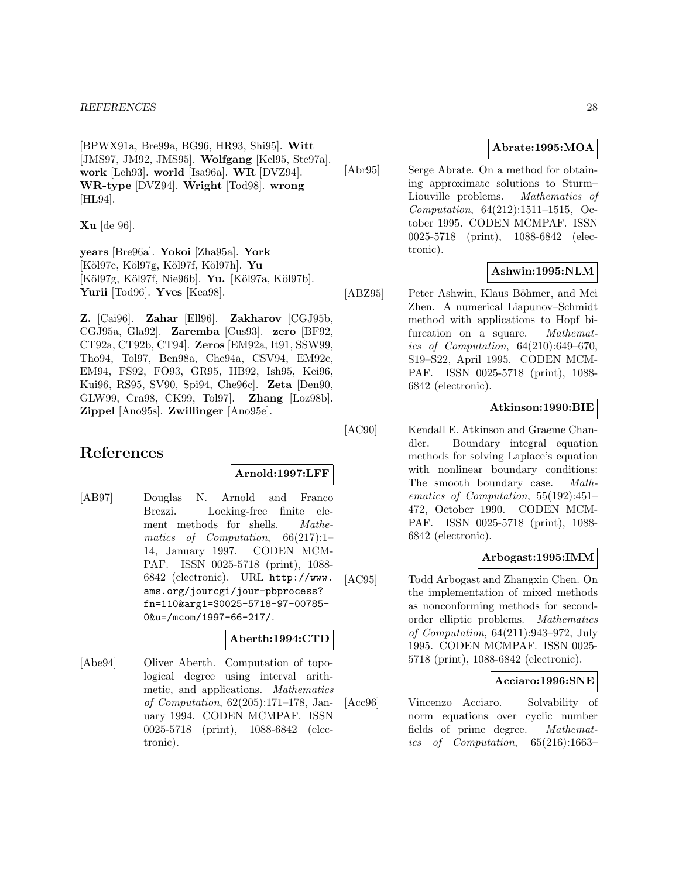[BPWX91a, Bre99a, BG96, HR93, Shi95]. **Witt** [JMS97, JM92, JMS95]. **Wolfgang** [Kel95, Ste97a]. **work** [Leh93]. **world** [Isa96a]. **WR** [DVZ94]. **WR-type** [DVZ94]. **Wright** [Tod98]. **wrong** [HL94].

**Xu** [de 96].

**years** [Bre96a]. **Yokoi** [Zha95a]. **York** [Köl97e, Köl97g, Köl97f, Köl97h]. **Yu** [Köl97g, Köl97f, Nie96b]. **Yu.** [Köl97a, Köl97b]. **Yurii** [Tod96]. **Yves** [Kea98].

**Z.** [Cai96]. **Zahar** [Ell96]. **Zakharov** [CGJ95b, CGJ95a, Gla92]. **Zaremba** [Cus93]. **zero** [BF92, CT92a, CT92b, CT94]. **Zeros** [EM92a, It91, SSW99, Tho94, Tol97, Ben98a, Che94a, CSV94, EM92c, EM94, FS92, FO93, GR95, HB92, Ish95, Kei96, Kui96, RS95, SV90, Spi94, Che96c]. **Zeta** [Den90, GLW99, Cra98, CK99, Tol97]. **Zhang** [Loz98b]. **Zippel** [Ano95s]. **Zwillinger** [Ano95e].

# References

**Arnold:1997:LFF**

[AB97] Douglas N. Arnold and Franco Brezzi. Locking-free finite element methods for shells. *Mathematics of Computation*, 66(217):1–14, January 1997. CODEN MCMPAF. ISSN 0025-5718 (print), 1088-6842 (electronic). URL `http://www.ams.org/jourcgi/jour-pbprocess?fn=110&arg1=S0025-5718-97-00785-0&u=/mcom/1997-66-217/`.

**Aberth:1994:CTD**

[Abe94] Oliver Aberth. Computation of topological degree using interval arithmetic, and applications. *Mathematics of Computation*, 62(205):171–178, January 1994. CODEN MCMPAF. ISSN 0025-5718 (print), 1088-6842 (electronic).

**Abrate:1995:MOA**

[Abr95] Serge Abrate. On a method for obtaining approximate solutions to Sturm–Liouville problems. *Mathematics of Computation*, 64(212):1511–1515, October 1995. CODEN MCMPAF. ISSN 0025-5718 (print), 1088-6842 (electronic).

**Ashwin:1995:NLM**

[ABZ95] Peter Ashwin, Klaus Böhmer, and Mei Zhen. A numerical Liapunov–Schmidt method with applications to Hopf bifurcation on a square. *Mathematics of Computation*, 64(210):649–670, S19–S22, April 1995. CODEN MCMPAF. ISSN 0025-5718 (print), 1088-6842 (electronic).

**Atkinson:1990:BIE**

[AC90] Kendall E. Atkinson and Graeme Chandler. Boundary integral equation methods for solving Laplace's equation with nonlinear boundary conditions: The smooth boundary case. *Mathematics of Computation*, 55(192):451–472, October 1990. CODEN MCMPAF. ISSN 0025-5718 (print), 1088-6842 (electronic).

**Arbogast:1995:IMM**

[AC95] Todd Arbogast and Zhangxin Chen. On the implementation of mixed methods as nonconforming methods for second-order elliptic problems. *Mathematics of Computation*, 64(211):943–972, July 1995. CODEN MCMPAF. ISSN 0025-5718 (print), 1088-6842 (electronic).

**Acciaro:1996:SNE**

[Acc96] Vincenzo Acciaro. Solvability of norm equations over cyclic number fields of prime degree. *Mathematics of Computation*, 65(216):1663–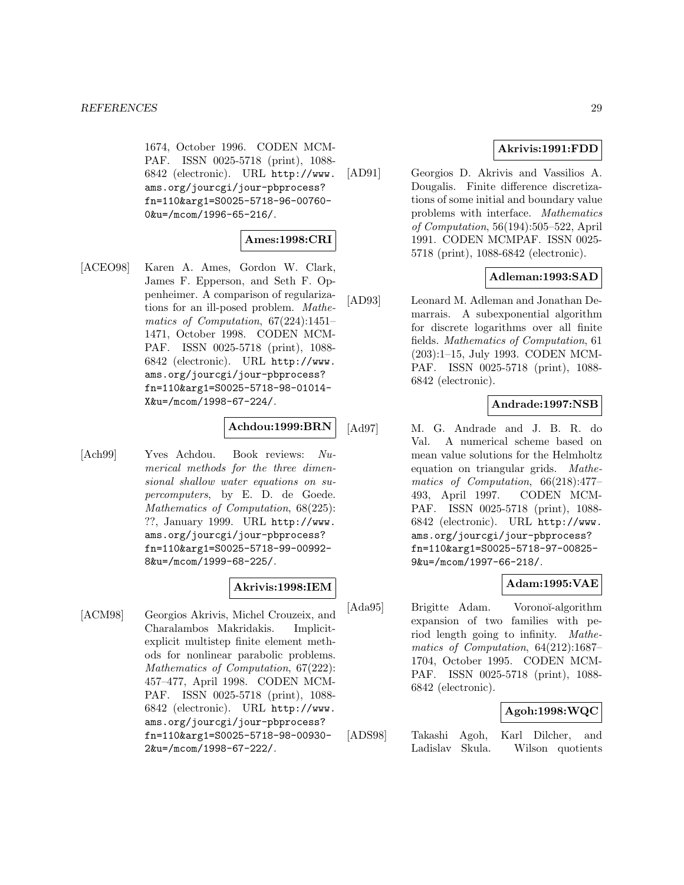1674, October 1996. CODEN MCMPAF. ISSN 0025-5718 (print), 1088-6842 (electronic). URL http://www.ams.org/jourcgi/jour-pbprocess?fn=110&arg1=S0025-5718-96-00760-0&u=/mcom/1996-65-216/.

**Ames:1998:CRI**

[ACEO98] Karen A. Ames, Gordon W. Clark, James F. Epperson, and Seth F. Oppenheimer. A comparison of regularizations for an ill-posed problem. *Mathematics of Computation*, 67(224):1451–1471, October 1998. CODEN MCMPAF. ISSN 0025-5718 (print), 1088-6842 (electronic). URL http://www.ams.org/jourcgi/jour-pbprocess?fn=110&arg1=S0025-5718-98-01014-X&u=/mcom/1998-67-224/.

**Achdou:1999:BRN**

[Ach99] Yves Achdou. Book reviews: *Numerical methods for the three dimensional shallow water equations on supercomputers*, by E. D. de Goede. *Mathematics of Computation*, 68(225): ??, January 1999. URL http://www.ams.org/jourcgi/jour-pbprocess?fn=110&arg1=S0025-5718-99-00992-8&u=/mcom/1999-68-225/.

**Akrivis:1998:IEM**

[ACM98] Georgios Akrivis, Michel Crouzeix, and Charalambos Makridakis. Implicit-explicit multistep finite element methods for nonlinear parabolic problems. *Mathematics of Computation*, 67(222): 457–477, April 1998. CODEN MCMPAF. ISSN 0025-5718 (print), 1088-6842 (electronic). URL http://www.ams.org/jourcgi/jour-pbprocess?fn=110&arg1=S0025-5718-98-00930-2&u=/mcom/1998-67-222/.

**Akrivis:1991:FDD**

[AD91] Georgios D. Akrivis and Vassilios A. Dougalis. Finite difference discretizations of some initial and boundary value problems with interface. *Mathematics of Computation*, 56(194):505–522, April 1991. CODEN MCMPAF. ISSN 0025-5718 (print), 1088-6842 (electronic).

**Adleman:1993:SAD**

[AD93] Leonard M. Adleman and Jonathan Demarrais. A subexponential algorithm for discrete logarithms over all finite fields. *Mathematics of Computation*, 61 (203):1–15, July 1993. CODEN MCMPAF. ISSN 0025-5718 (print), 1088-6842 (electronic).

**Andrade:1997:NSB**

[Ad97] M. G. Andrade and J. B. R. do Val. A numerical scheme based on mean value solutions for the Helmholtz equation on triangular grids. *Mathematics of Computation*, 66(218):477–493, April 1997. CODEN MCMPAF. ISSN 0025-5718 (print), 1088-6842 (electronic). URL http://www.ams.org/jourcgi/jour-pbprocess?fn=110&arg1=S0025-5718-97-00825-9&u=/mcom/1997-66-218/.

**Adam:1995:VAE**

[Ada95] Brigitte Adam. Voronoĭ-algorithm expansion of two families with period length going to infinity. *Mathematics of Computation*, 64(212):1687–1704, October 1995. CODEN MCMPAF. ISSN 0025-5718 (print), 1088-6842 (electronic).

**Agoh:1998:WQC**

[ADS98] Takashi Agoh, Karl Dilcher, and Ladislav Skula. Wilson quotients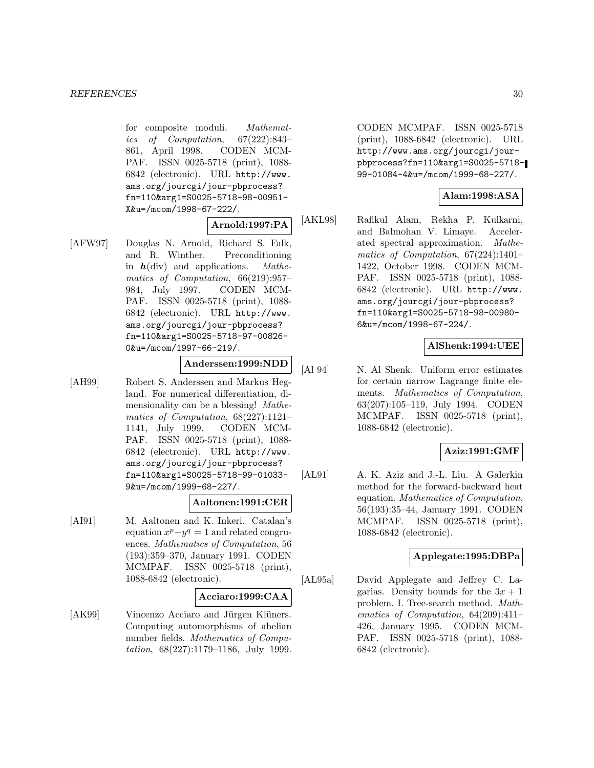for composite moduli. *Mathematics of Computation*, 67(222):843–861, April 1998. CODEN MCMPAF. ISSN 0025-5718 (print), 1088-6842 (electronic). URL http://www.ams.org/jourcgi/jour-pbprocess?fn=110&arg1=S0025-5718-98-00951-X&u=/mcom/1998-67-222/.

**Arnold:1997:PA**

[AFW97] Douglas N. Arnold, Richard S. Falk, and R. Winther. Preconditioning in $\boldsymbol{h}(\mathrm{div})$ and applications. *Mathematics of Computation*, 66(219):957–984, July 1997. CODEN MCMPAF. ISSN 0025-5718 (print), 1088-6842 (electronic). URL http://www.ams.org/jourcgi/jour-pbprocess?fn=110&arg1=S0025-5718-97-00826-0&u=/mcom/1997-66-219/.

**Anderssen:1999:NDD**

[AH99] Robert S. Anderssen and Markus Hegland. For numerical differentiation, dimensionality can be a blessing! *Mathematics of Computation*, 68(227):1121–1141, July 1999. CODEN MCMPAF. ISSN 0025-5718 (print), 1088-6842 (electronic). URL http://www.ams.org/jourcgi/jour-pbprocess?fn=110&arg1=S0025-5718-99-01033-9&u=/mcom/1999-68-227/.

**Aaltonen:1991:CER**

[AI91] M. Aaltonen and K. Inkeri. Catalan's equation $x^p - y^q = 1$ and related congruences. *Mathematics of Computation*, 56(193):359–370, January 1991. CODEN MCMPAF. ISSN 0025-5718 (print), 1088-6842 (electronic).

**Acciaro:1999:CAA**

[AK99] Vincenzo Acciaro and Jürgen Klüners. Computing automorphisms of abelian number fields. *Mathematics of Computation*, 68(227):1179–1186, July 1999. CODEN MCMPAF. ISSN 0025-5718 (print), 1088-6842 (electronic). URL http://www.ams.org/jourcgi/jour-pbprocess?fn=110&arg1=S0025-5718-99-01084-4&u=/mcom/1999-68-227/.

**Alam:1998:ASA**

[AKL98] Rafikul Alam, Rekha P. Kulkarni, and Balmohan V. Limaye. Accelerated spectral approximation. *Mathematics of Computation*, 67(224):1401–1422, October 1998. CODEN MCMPAF. ISSN 0025-5718 (print), 1088-6842 (electronic). URL http://www.ams.org/jourcgi/jour-pbprocess?fn=110&arg1=S0025-5718-98-00980-6&u=/mcom/1998-67-224/.

**AlShenk:1994:UEE**

[Al 94] N. Al Shenk. Uniform error estimates for certain narrow Lagrange finite elements. *Mathematics of Computation*, 63(207):105–119, July 1994. CODEN MCMPAF. ISSN 0025-5718 (print), 1088-6842 (electronic).

**Aziz:1991:GMF**

[AL91] A. K. Aziz and J.-L. Liu. A Galerkin method for the forward-backward heat equation. *Mathematics of Computation*, 56(193):35–44, January 1991. CODEN MCMPAF. ISSN 0025-5718 (print), 1088-6842 (electronic).

**Applegate:1995:DBPa**

[AL95a] David Applegate and Jeffrey C. Lagarias. Density bounds for the $3x + 1$ problem. I. Tree-search method. *Mathematics of Computation*, 64(209):411–426, January 1995. CODEN MCMPAF. ISSN 0025-5718 (print), 1088-6842 (electronic).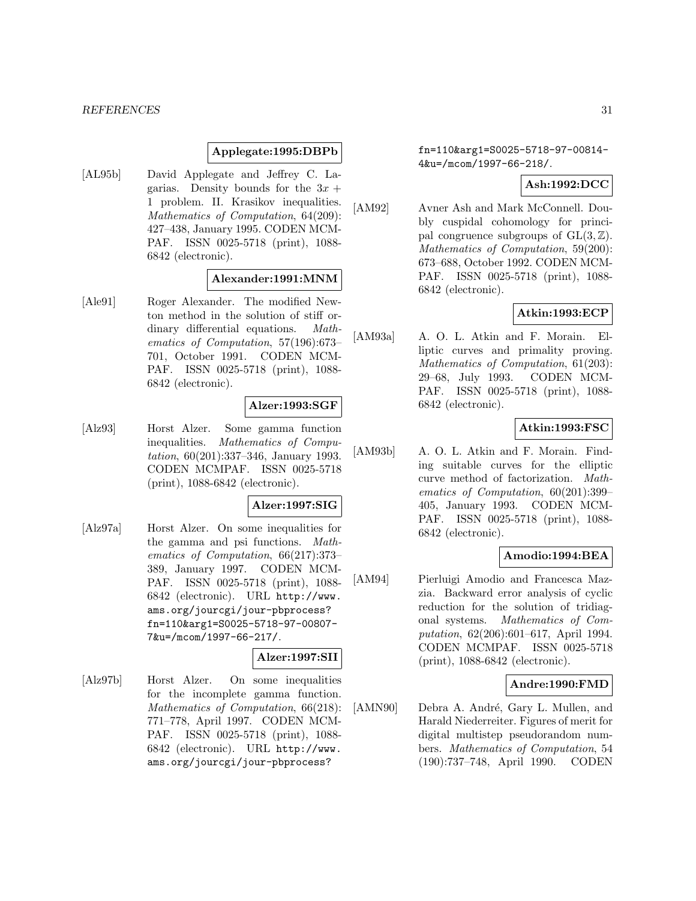**Applegate:1995:DBPb**

[AL95b] David Applegate and Jeffrey C. Lagarias. Density bounds for the $3x + 1$ problem. II. Krasikov inequalities. *Mathematics of Computation*, 64(209): 427–438, January 1995. CODEN MCMPAF. ISSN 0025-5718 (print), 1088-6842 (electronic).

**Alexander:1991:MNM**

[Ale91] Roger Alexander. The modified Newton method in the solution of stiff ordinary differential equations. *Mathematics of Computation*, 57(196):673–701, October 1991. CODEN MCMPAF. ISSN 0025-5718 (print), 1088-6842 (electronic).

**Alzer:1993:SGF**

[Alz93] Horst Alzer. Some gamma function inequalities. *Mathematics of Computation*, 60(201):337–346, January 1993. CODEN MCMPAF. ISSN 0025-5718 (print), 1088-6842 (electronic).

**Alzer:1997:SIG**

[Alz97a] Horst Alzer. On some inequalities for the gamma and psi functions. *Mathematics of Computation*, 66(217):373–389, January 1997. CODEN MCMPAF. ISSN 0025-5718 (print), 1088-6842 (electronic). URL http://www.ams.org/jourcgi/jour-pbprocess?fn=110&arg1=S0025-5718-97-00807-7&u=/mcom/1997-66-217/.

**Alzer:1997:SII**

[Alz97b] Horst Alzer. On some inequalities for the incomplete gamma function. *Mathematics of Computation*, 66(218): 771–778, April 1997. CODEN MCMPAF. ISSN 0025-5718 (print), 1088-6842 (electronic). URL http://www.ams.org/jourcgi/jour-pbprocess?fn=110&arg1=S0025-5718-97-00814-4&u=/mcom/1997-66-218/.

**Ash:1992:DCC**

[AM92] Avner Ash and Mark McConnell. Doubly cuspidal cohomology for principal congruence subgroups of $\mathrm{GL}(3, \mathbb{Z})$. *Mathematics of Computation*, 59(200): 673–688, October 1992. CODEN MCMPAF. ISSN 0025-5718 (print), 1088-6842 (electronic).

**Atkin:1993:ECP**

[AM93a] A. O. L. Atkin and F. Morain. Elliptic curves and primality proving. *Mathematics of Computation*, 61(203): 29–68, July 1993. CODEN MCMPAF. ISSN 0025-5718 (print), 1088-6842 (electronic).

**Atkin:1993:FSC**

[AM93b] A. O. L. Atkin and F. Morain. Finding suitable curves for the elliptic curve method of factorization. *Mathematics of Computation*, 60(201):399–405, January 1993. CODEN MCMPAF. ISSN 0025-5718 (print), 1088-6842 (electronic).

**Amodio:1994:BEA**

[AM94] Pierluigi Amodio and Francesca Mazzia. Backward error analysis of cyclic reduction for the solution of tridiagonal systems. *Mathematics of Computation*, 62(206):601–617, April 1994. CODEN MCMPAF. ISSN 0025-5718 (print), 1088-6842 (electronic).

**Andre:1990:FMD**

[AMN90] Debra A. André, Gary L. Mullen, and Harald Niederreiter. Figures of merit for digital multistep pseudorandom numbers. *Mathematics of Computation*, 54 (190):737–748, April 1990. CODEN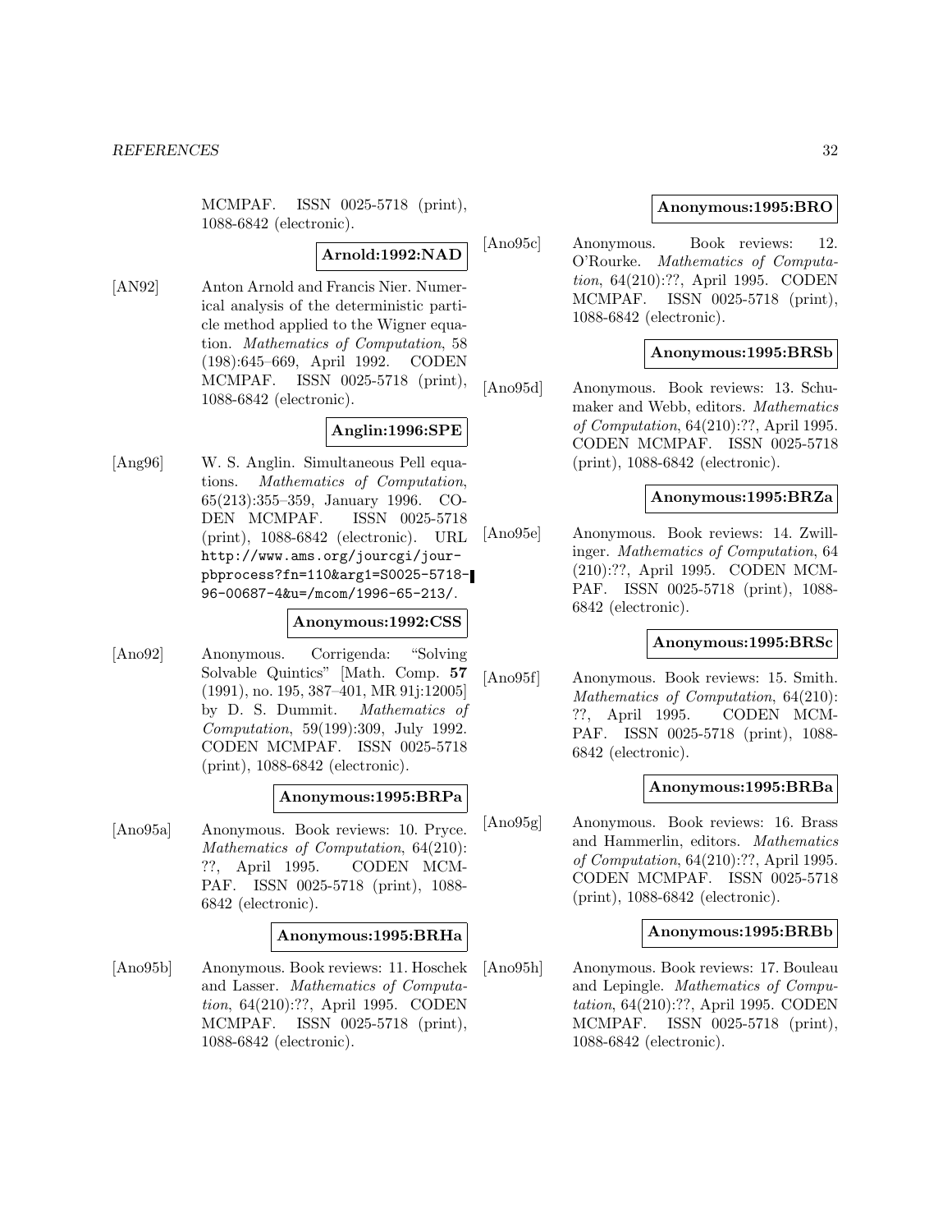MCMPAF. ISSN 0025-5718 (print), 1088-6842 (electronic).

**Arnold:1992:NAD**

[AN92] Anton Arnold and Francis Nier. Numerical analysis of the deterministic particle method applied to the Wigner equation. *Mathematics of Computation*, 58 (198):645–669, April 1992. CODEN MCMPAF. ISSN 0025-5718 (print), 1088-6842 (electronic).

**Anglin:1996:SPE**

[Ang96] W. S. Anglin. Simultaneous Pell equations. *Mathematics of Computation*, 65(213):355–359, January 1996. CODEN MCMPAF. ISSN 0025-5718 (print), 1088-6842 (electronic). URL `http://www.ams.org/jourcgi/jour-pbprocess?fn=110&arg1=S0025-5718-96-00687-4&u=/mcom/1996-65-213/`.

**Anonymous:1992:CSS**

[Ano92] Anonymous. Corrigenda: "Solving Solvable Quintics" [Math. Comp. **57** (1991), no. 195, 387–401, MR 91j:12005] by D. S. Dummit. *Mathematics of Computation*, 59(199):309, July 1992. CODEN MCMPAF. ISSN 0025-5718 (print), 1088-6842 (electronic).

**Anonymous:1995:BRPa**

[Ano95a] Anonymous. Book reviews: 10. Pryce. *Mathematics of Computation*, 64(210): ??, April 1995. CODEN MCMPAF. ISSN 0025-5718 (print), 1088-6842 (electronic).

**Anonymous:1995:BRHa**

[Ano95b] Anonymous. Book reviews: 11. Hoschek and Lasser. *Mathematics of Computation*, 64(210):??, April 1995. CODEN MCMPAF. ISSN 0025-5718 (print), 1088-6842 (electronic).

**Anonymous:1995:BRO**

[Ano95c] Anonymous. Book reviews: 12. O'Rourke. *Mathematics of Computation*, 64(210):??, April 1995. CODEN MCMPAF. ISSN 0025-5718 (print), 1088-6842 (electronic).

**Anonymous:1995:BRSb**

[Ano95d] Anonymous. Book reviews: 13. Schumaker and Webb, editors. *Mathematics of Computation*, 64(210):??, April 1995. CODEN MCMPAF. ISSN 0025-5718 (print), 1088-6842 (electronic).

**Anonymous:1995:BRZa**

[Ano95e] Anonymous. Book reviews: 14. Zwillinger. *Mathematics of Computation*, 64 (210):??, April 1995. CODEN MCMPAF. ISSN 0025-5718 (print), 1088-6842 (electronic).

**Anonymous:1995:BRSc**

[Ano95f] Anonymous. Book reviews: 15. Smith. *Mathematics of Computation*, 64(210): ??, April 1995. CODEN MCMPAF. ISSN 0025-5718 (print), 1088-6842 (electronic).

**Anonymous:1995:BRBa**

[Ano95g] Anonymous. Book reviews: 16. Brass and Hammerlin, editors. *Mathematics of Computation*, 64(210):??, April 1995. CODEN MCMPAF. ISSN 0025-5718 (print), 1088-6842 (electronic).

**Anonymous:1995:BRBb**

[Ano95h] Anonymous. Book reviews: 17. Bouleau and Lepingle. *Mathematics of Computation*, 64(210):??, April 1995. CODEN MCMPAF. ISSN 0025-5718 (print), 1088-6842 (electronic).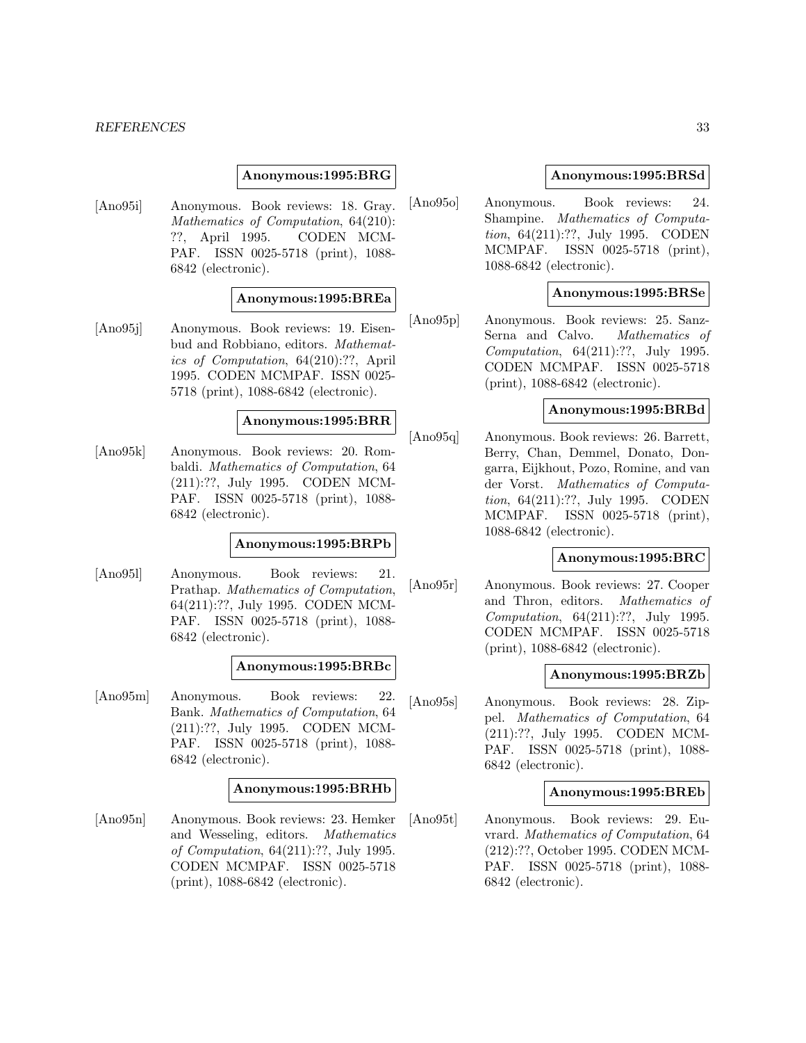**Anonymous:1995:BRG**

[Ano95i] Anonymous. Book reviews: 18. Gray. *Mathematics of Computation*, 64(210): ??, April 1995. CODEN MCMPAF. ISSN 0025-5718 (print), 1088-6842 (electronic).

**Anonymous:1995:BREa**

[Ano95j] Anonymous. Book reviews: 19. Eisenbud and Robbiano, editors. *Mathematics of Computation*, 64(210):??, April 1995. CODEN MCMPAF. ISSN 0025-5718 (print), 1088-6842 (electronic).

**Anonymous:1995:BRR**

[Ano95k] Anonymous. Book reviews: 20. Rombaldi. *Mathematics of Computation*, 64 (211):??, July 1995. CODEN MCMPAF. ISSN 0025-5718 (print), 1088-6842 (electronic).

**Anonymous:1995:BRPb**

[Ano95l] Anonymous. Book reviews: 21. Prathap. *Mathematics of Computation*, 64(211):??, July 1995. CODEN MCMPAF. ISSN 0025-5718 (print), 1088-6842 (electronic).

**Anonymous:1995:BRBc**

[Ano95m] Anonymous. Book reviews: 22. Bank. *Mathematics of Computation*, 64 (211):??, July 1995. CODEN MCMPAF. ISSN 0025-5718 (print), 1088-6842 (electronic).

**Anonymous:1995:BRHb**

[Ano95n] Anonymous. Book reviews: 23. Hemker and Wesseling, editors. *Mathematics of Computation*, 64(211):??, July 1995. CODEN MCMPAF. ISSN 0025-5718 (print), 1088-6842 (electronic).

**Anonymous:1995:BRSd**

[Ano95o] Anonymous. Book reviews: 24. Shampine. *Mathematics of Computation*, 64(211):??, July 1995. CODEN MCMPAF. ISSN 0025-5718 (print), 1088-6842 (electronic).

**Anonymous:1995:BRSe**

[Ano95p] Anonymous. Book reviews: 25. Sanz-Serna and Calvo. *Mathematics of Computation*, 64(211):??, July 1995. CODEN MCMPAF. ISSN 0025-5718 (print), 1088-6842 (electronic).

**Anonymous:1995:BRBd**

[Ano95q] Anonymous. Book reviews: 26. Barrett, Berry, Chan, Demmel, Donato, Dongarra, Eijkhout, Pozo, Romine, and van der Vorst. *Mathematics of Computation*, 64(211):??, July 1995. CODEN MCMPAF. ISSN 0025-5718 (print), 1088-6842 (electronic).

**Anonymous:1995:BRC**

[Ano95r] Anonymous. Book reviews: 27. Cooper and Thron, editors. *Mathematics of Computation*, 64(211):??, July 1995. CODEN MCMPAF. ISSN 0025-5718 (print), 1088-6842 (electronic).

**Anonymous:1995:BRZb**

[Ano95s] Anonymous. Book reviews: 28. Zippel. *Mathematics of Computation*, 64 (211):??, July 1995. CODEN MCMPAF. ISSN 0025-5718 (print), 1088-6842 (electronic).

**Anonymous:1995:BREb**

[Ano95t] Anonymous. Book reviews: 29. Euvrard. *Mathematics of Computation*, 64 (212):??, October 1995. CODEN MCMPAF. ISSN 0025-5718 (print), 1088-6842 (electronic).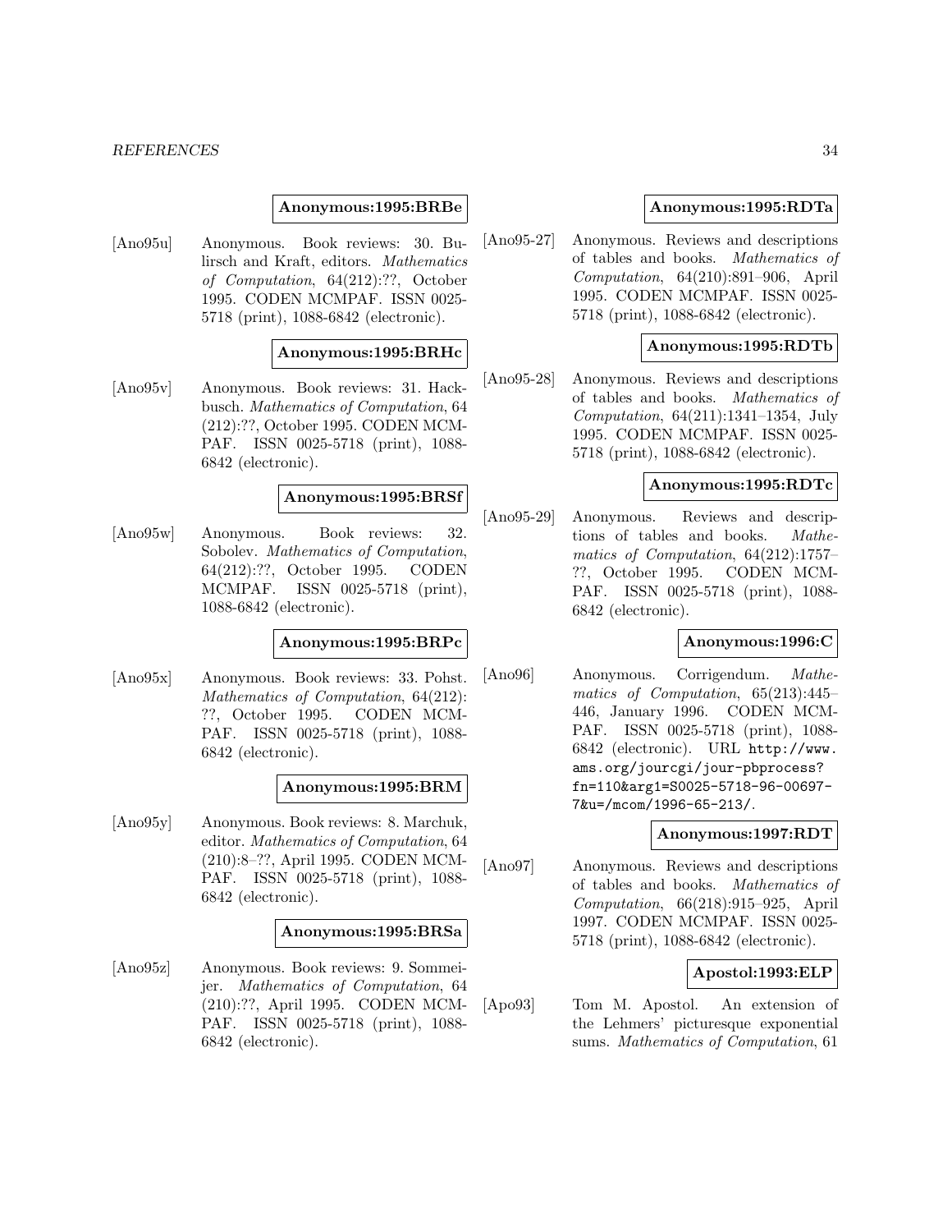**Anonymous:1995:BRBe**

[Ano95u] Anonymous. Book reviews: 30. Bulirsch and Kraft, editors. *Mathematics of Computation*, 64(212):??, October 1995. CODEN MCMPAF. ISSN 0025-5718 (print), 1088-6842 (electronic).

**Anonymous:1995:BRHc**

[Ano95v] Anonymous. Book reviews: 31. Hackbusch. *Mathematics of Computation*, 64 (212):??, October 1995. CODEN MCMPAF. ISSN 0025-5718 (print), 1088-6842 (electronic).

**Anonymous:1995:BRSf**

[Ano95w] Anonymous. Book reviews: 32. Sobolev. *Mathematics of Computation*, 64(212):??, October 1995. CODEN MCMPAF. ISSN 0025-5718 (print), 1088-6842 (electronic).

**Anonymous:1995:BRPc**

[Ano95x] Anonymous. Book reviews: 33. Pohst. *Mathematics of Computation*, 64(212): ??, October 1995. CODEN MCMPAF. ISSN 0025-5718 (print), 1088-6842 (electronic).

**Anonymous:1995:BRM**

[Ano95y] Anonymous. Book reviews: 8. Marchuk, editor. *Mathematics of Computation*, 64 (210):8–??, April 1995. CODEN MCMPAF. ISSN 0025-5718 (print), 1088-6842 (electronic).

**Anonymous:1995:BRSa**

[Ano95z] Anonymous. Book reviews: 9. Sommeijer. *Mathematics of Computation*, 64 (210):??, April 1995. CODEN MCMPAF. ISSN 0025-5718 (print), 1088-6842 (electronic).

**Anonymous:1995:RDTa**

[Ano95-27] Anonymous. Reviews and descriptions of tables and books. *Mathematics of Computation*, 64(210):891–906, April 1995. CODEN MCMPAF. ISSN 0025-5718 (print), 1088-6842 (electronic).

**Anonymous:1995:RDTb**

[Ano95-28] Anonymous. Reviews and descriptions of tables and books. *Mathematics of Computation*, 64(211):1341–1354, July 1995. CODEN MCMPAF. ISSN 0025-5718 (print), 1088-6842 (electronic).

**Anonymous:1995:RDTc**

[Ano95-29] Anonymous. Reviews and descriptions of tables and books. *Mathematics of Computation*, 64(212):1757–??, October 1995. CODEN MCMPAF. ISSN 0025-5718 (print), 1088-6842 (electronic).

**Anonymous:1996:C**

[Ano96] Anonymous. Corrigendum. *Mathematics of Computation*, 65(213):445–446, January 1996. CODEN MCMPAF. ISSN 0025-5718 (print), 1088-6842 (electronic). URL `http://www.ams.org/jourcgi/jour-pbprocess?fn=110&arg1=S0025-5718-96-00697-7&u=/mcom/1996-65-213/`.

**Anonymous:1997:RDT**

[Ano97] Anonymous. Reviews and descriptions of tables and books. *Mathematics of Computation*, 66(218):915–925, April 1997. CODEN MCMPAF. ISSN 0025-5718 (print), 1088-6842 (electronic).

**Apostol:1993:ELP**

[Apo93] Tom M. Apostol. An extension of the Lehmers' picturesque exponential sums. *Mathematics of Computation*, 61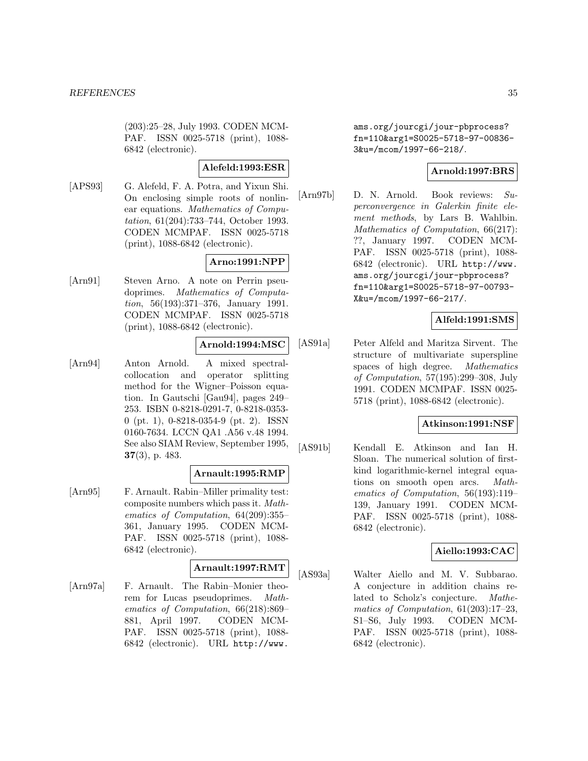(203):25–28, July 1993. CODEN MCMPAF. ISSN 0025-5718 (print), 1088-6842 (electronic).

**Alefeld:1993:ESR**

[APS93] G. Alefeld, F. A. Potra, and Yixun Shi. On enclosing simple roots of nonlinear equations. *Mathematics of Computation*, 61(204):733–744, October 1993. CODEN MCMPAF. ISSN 0025-5718 (print), 1088-6842 (electronic).

**Arno:1991:NPP**

[Arn91] Steven Arno. A note on Perrin pseudoprimes. *Mathematics of Computation*, 56(193):371–376, January 1991. CODEN MCMPAF. ISSN 0025-5718 (print), 1088-6842 (electronic).

**Arnold:1994:MSC**

[Arn94] Anton Arnold. A mixed spectral-collocation and operator splitting method for the Wigner–Poisson equation. In Gautschi [Gau94], pages 249–253. ISBN 0-8218-0291-7, 0-8218-0353-0 (pt. 1), 0-8218-0354-9 (pt. 2). ISSN 0160-7634. LCCN QA1 .A56 v.48 1994. See also SIAM Review, September 1995, **37**(3), p. 483.

**Arnault:1995:RMP**

[Arn95] F. Arnault. Rabin–Miller primality test: composite numbers which pass it. *Mathematics of Computation*, 64(209):355–361, January 1995. CODEN MCMPAF. ISSN 0025-5718 (print), 1088-6842 (electronic).

**Arnault:1997:RMT**

[Arn97a] F. Arnault. The Rabin–Monier theorem for Lucas pseudoprimes. *Mathematics of Computation*, 66(218):869–881, April 1997. CODEN MCMPAF. ISSN 0025-5718 (print), 1088-6842 (electronic). URL `http://www.ams.org/jourcgi/jour-pbprocess?fn=110&arg1=S0025-5718-97-00836-3&u=/mcom/1997-66-218/`.

**Arnold:1997:BRS**

[Arn97b] D. N. Arnold. Book reviews: *Superconvergence in Galerkin finite element methods*, by Lars B. Wahlbin. *Mathematics of Computation*, 66(217): ??, January 1997. CODEN MCMPAF. ISSN 0025-5718 (print), 1088-6842 (electronic). URL `http://www.ams.org/jourcgi/jour-pbprocess?fn=110&arg1=S0025-5718-97-00793-X&u=/mcom/1997-66-217/`.

**Alfeld:1991:SMS**

[AS91a] Peter Alfeld and Maritza Sirvent. The structure of multivariate superspline spaces of high degree. *Mathematics of Computation*, 57(195):299–308, July 1991. CODEN MCMPAF. ISSN 0025-5718 (print), 1088-6842 (electronic).

**Atkinson:1991:NSF**

[AS91b] Kendall E. Atkinson and Ian H. Sloan. The numerical solution of first-kind logarithmic-kernel integral equations on smooth open arcs. *Mathematics of Computation*, 56(193):119–139, January 1991. CODEN MCMPAF. ISSN 0025-5718 (print), 1088-6842 (electronic).

**Aiello:1993:CAC**

[AS93a] Walter Aiello and M. V. Subbarao. A conjecture in addition chains related to Scholz's conjecture. *Mathematics of Computation*, 61(203):17–23, S1–S6, July 1993. CODEN MCMPAF. ISSN 0025-5718 (print), 1088-6842 (electronic).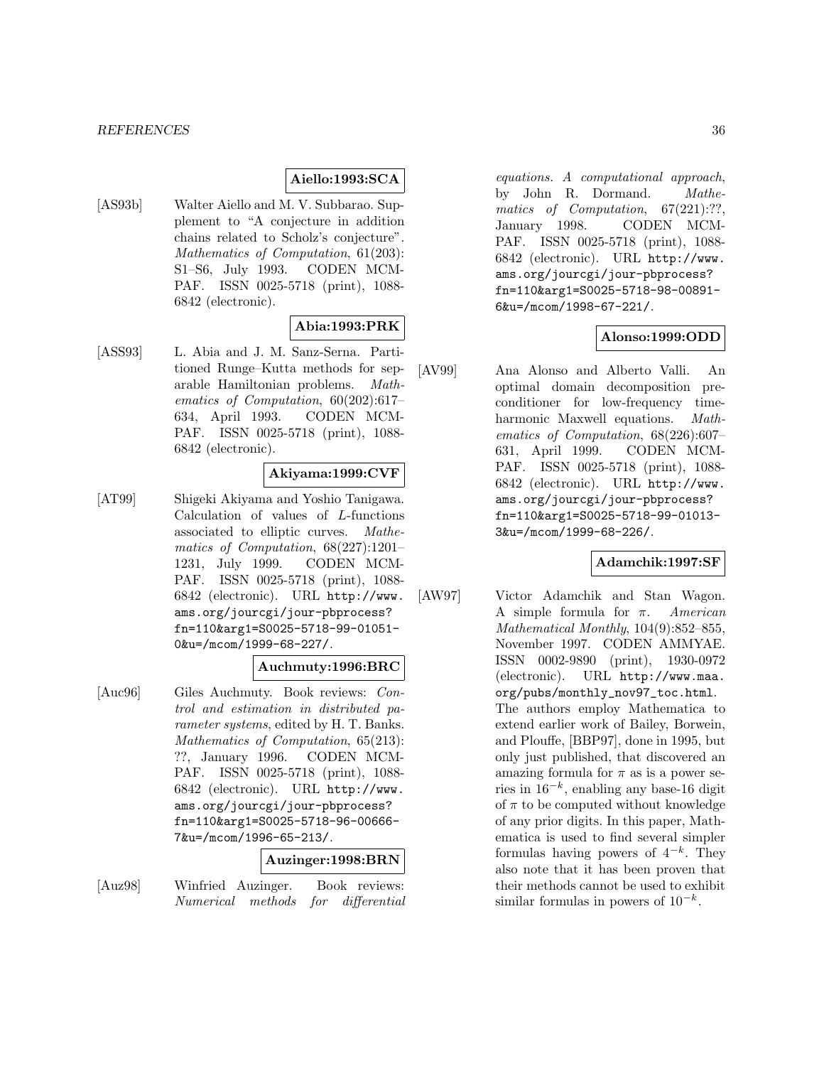**Aiello:1993:SCA**

[AS93b] Walter Aiello and M. V. Subbarao. Supplement to "A conjecture in addition chains related to Scholz's conjecture". *Mathematics of Computation*, 61(203): S1–S6, July 1993. CODEN MCMPAF. ISSN 0025-5718 (print), 1088-6842 (electronic).

**Abia:1993:PRK**

[ASS93] L. Abia and J. M. Sanz-Serna. Partitioned Runge–Kutta methods for separable Hamiltonian problems. *Mathematics of Computation*, 60(202):617–634, April 1993. CODEN MCMPAF. ISSN 0025-5718 (print), 1088-6842 (electronic).

**Akiyama:1999:CVF**

[AT99] Shigeki Akiyama and Yoshio Tanigawa. Calculation of values of $L$-functions associated to elliptic curves. *Mathematics of Computation*, 68(227):1201–1231, July 1999. CODEN MCMPAF. ISSN 0025-5718 (print), 1088-6842 (electronic). URL `http://www.ams.org/jourcgi/jour-pbprocess?fn=110&arg1=S0025-5718-99-01051-0&u=/mcom/1999-68-227/`.

**Auchmuty:1996:BRC**

[Auc96] Giles Auchmuty. Book reviews: *Control and estimation in distributed parameter systems*, edited by H. T. Banks. *Mathematics of Computation*, 65(213): ??, January 1996. CODEN MCMPAF. ISSN 0025-5718 (print), 1088-6842 (electronic). URL `http://www.ams.org/jourcgi/jour-pbprocess?fn=110&arg1=S0025-5718-96-00666-7&u=/mcom/1996-65-213/`.

**Auzinger:1998:BRN**

[Auz98] Winfried Auzinger. Book reviews: *Numerical methods for differential equations. A computational approach*, by John R. Dormand. *Mathematics of Computation*, 67(221):??, January 1998. CODEN MCMPAF. ISSN 0025-5718 (print), 1088-6842 (electronic). URL `http://www.ams.org/jourcgi/jour-pbprocess?fn=110&arg1=S0025-5718-98-00891-6&u=/mcom/1998-67-221/`.

**Alonso:1999:ODD**

[AV99] Ana Alonso and Alberto Valli. An optimal domain decomposition preconditioner for low-frequency time-harmonic Maxwell equations. *Mathematics of Computation*, 68(226):607–631, April 1999. CODEN MCMPAF. ISSN 0025-5718 (print), 1088-6842 (electronic). URL `http://www.ams.org/jourcgi/jour-pbprocess?fn=110&arg1=S0025-5718-99-01013-3&u=/mcom/1999-68-226/`.

**Adamchik:1997:SF**

[AW97] Victor Adamchik and Stan Wagon. A simple formula for $\pi$. *American Mathematical Monthly*, 104(9):852–855, November 1997. CODEN AMMYAE. ISSN 0002-9890 (print), 1930-0972 (electronic). URL `http://www.maa.org/pubs/monthly_nov97_toc.html`. The authors employ Mathematica to extend earlier work of Bailey, Borwein, and Plouffe, [BBP97], done in 1995, but only just published, that discovered an amazing formula for $\pi$ as is a power series in $16^{-k}$, enabling any base-16 digit of $\pi$ to be computed without knowledge of any prior digits. In this paper, Mathematica is used to find several simpler formulas having powers of $4^{-k}$. They also note that it has been proven that their methods cannot be used to exhibit similar formulas in powers of $10^{-k}$.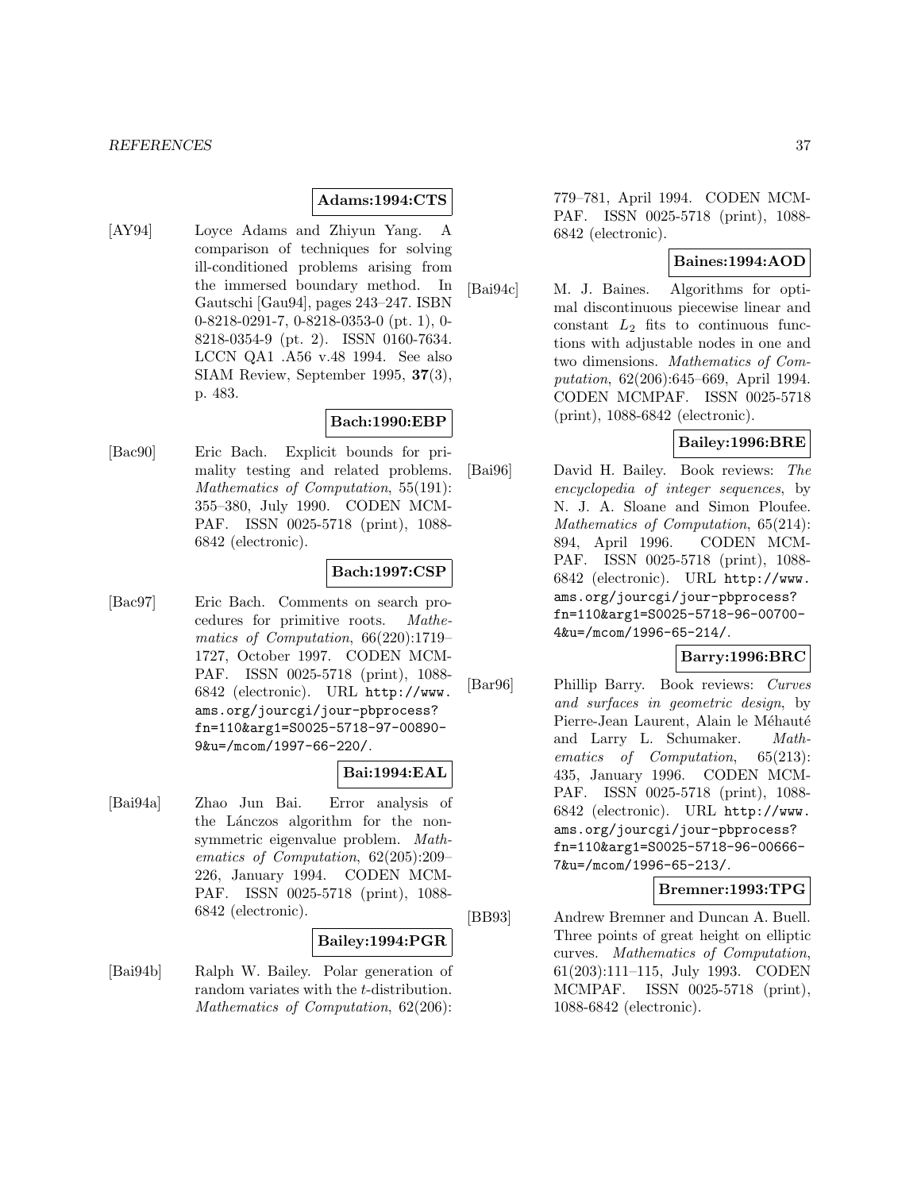**Adams:1994:CTS**

[AY94] Loyce Adams and Zhiyun Yang. A comparison of techniques for solving ill-conditioned problems arising from the immersed boundary method. In Gautschi [Gau94], pages 243–247. ISBN 0-8218-0291-7, 0-8218-0353-0 (pt. 1), 0-8218-0354-9 (pt. 2). ISSN 0160-7634. LCCN QA1 .A56 v.48 1994. See also SIAM Review, September 1995, **37**(3), p. 483.

**Bach:1990:EBP**

[Bac90] Eric Bach. Explicit bounds for primality testing and related problems. *Mathematics of Computation*, 55(191): 355–380, July 1990. CODEN MCMPAF. ISSN 0025-5718 (print), 1088-6842 (electronic).

**Bach:1997:CSP**

[Bac97] Eric Bach. Comments on search procedures for primitive roots. *Mathematics of Computation*, 66(220):1719–1727, October 1997. CODEN MCMPAF. ISSN 0025-5718 (print), 1088-6842 (electronic). URL `http://www.ams.org/jourcgi/jour-pbprocess?fn=110&arg1=S0025-5718-97-00890-9&u=/mcom/1997-66-220/`.

**Bai:1994:EAL**

[Bai94a] Zhao Jun Bai. Error analysis of the Lánczos algorithm for the nonsymmetric eigenvalue problem. *Mathematics of Computation*, 62(205):209–226, January 1994. CODEN MCMPAF. ISSN 0025-5718 (print), 1088-6842 (electronic).

**Bailey:1994:PGR**

[Bai94b] Ralph W. Bailey. Polar generation of random variates with the $t$-distribution. *Mathematics of Computation*, 62(206): 779–781, April 1994. CODEN MCMPAF. ISSN 0025-5718 (print), 1088-6842 (electronic).

**Baines:1994:AOD**

[Bai94c] M. J. Baines. Algorithms for optimal discontinuous piecewise linear and constant $L_2$ fits to continuous functions with adjustable nodes in one and two dimensions. *Mathematics of Computation*, 62(206):645–669, April 1994. CODEN MCMPAF. ISSN 0025-5718 (print), 1088-6842 (electronic).

**Bailey:1996:BRE**

[Bai96] David H. Bailey. Book reviews: *The encyclopedia of integer sequences*, by N. J. A. Sloane and Simon Plouffee. *Mathematics of Computation*, 65(214): 894, April 1996. CODEN MCMPAF. ISSN 0025-5718 (print), 1088-6842 (electronic). URL `http://www.ams.org/jourcgi/jour-pbprocess?fn=110&arg1=S0025-5718-96-00700-4&u=/mcom/1996-65-214/`.

**Barry:1996:BRC**

[Bar96] Phillip Barry. Book reviews: *Curves and surfaces in geometric design*, by Pierre-Jean Laurent, Alain le Méhauté and Larry L. Schumaker. *Mathematics of Computation*, 65(213): 435, January 1996. CODEN MCMPAF. ISSN 0025-5718 (print), 1088-6842 (electronic). URL `http://www.ams.org/jourcgi/jour-pbprocess?fn=110&arg1=S0025-5718-96-00666-7&u=/mcom/1996-65-213/`.

**Bremner:1993:TPG**

[BB93] Andrew Bremner and Duncan A. Buell. Three points of great height on elliptic curves. *Mathematics of Computation*, 61(203):111–115, July 1993. CODEN MCMPAF. ISSN 0025-5718 (print), 1088-6842 (electronic).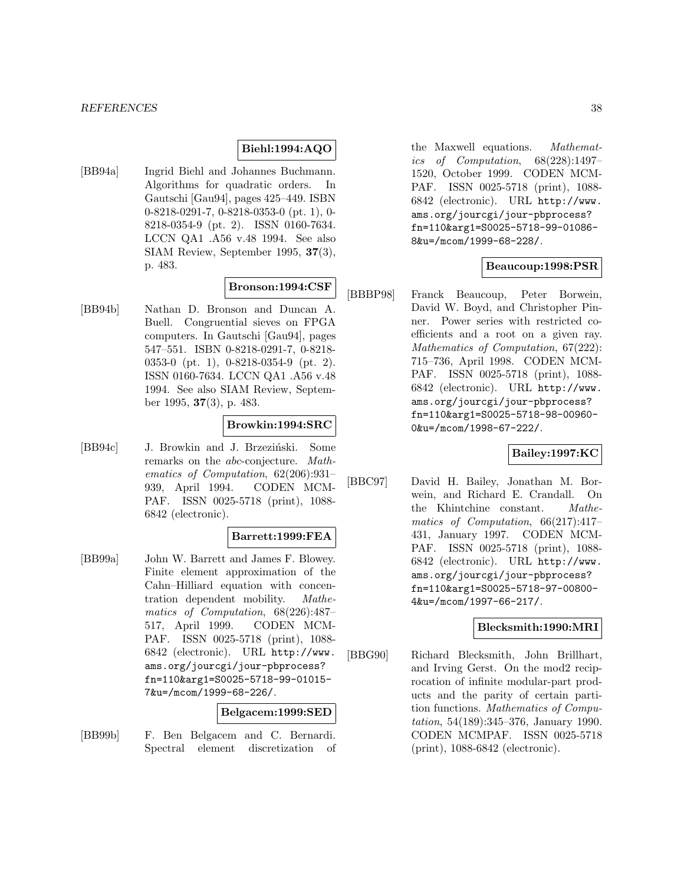**Biehl:1994:AQO**

[BB94a] Ingrid Biehl and Johannes Buchmann. Algorithms for quadratic orders. In Gautschi [Gau94], pages 425–449. ISBN 0-8218-0291-7, 0-8218-0353-0 (pt. 1), 0-8218-0354-9 (pt. 2). ISSN 0160-7634. LCCN QA1 .A56 v.48 1994. See also SIAM Review, September 1995, **37**(3), p. 483.

**Bronson:1994:CSF**

[BB94b] Nathan D. Bronson and Duncan A. Buell. Congruential sieves on FPGA computers. In Gautschi [Gau94], pages 547–551. ISBN 0-8218-0291-7, 0-8218-0353-0 (pt. 1), 0-8218-0354-9 (pt. 2). ISSN 0160-7634. LCCN QA1 .A56 v.48 1994. See also SIAM Review, September 1995, **37**(3), p. 483.

**Browkin:1994:SRC**

[BB94c] J. Browkin and J. Brzeziński. Some remarks on the *abc*-conjecture. *Mathematics of Computation*, 62(206):931–939, April 1994. CODEN MCMPAF. ISSN 0025-5718 (print), 1088-6842 (electronic).

**Barrett:1999:FEA**

[BB99a] John W. Barrett and James F. Blowey. Finite element approximation of the Cahn–Hilliard equation with concentration dependent mobility. *Mathematics of Computation*, 68(226):487–517, April 1999. CODEN MCMPAF. ISSN 0025-5718 (print), 1088-6842 (electronic). URL http://www.ams.org/jourcgi/jour-pbprocess?fn=110&arg1=S0025-5718-99-01015-7&u=/mcom/1999-68-226/.

**Belgacem:1999:SED**

[BB99b] F. Ben Belgacem and C. Bernardi. Spectral element discretization of the Maxwell equations. *Mathematics of Computation*, 68(228):1497–1520, October 1999. CODEN MCMPAF. ISSN 0025-5718 (print), 1088-6842 (electronic). URL http://www.ams.org/jourcgi/jour-pbprocess?fn=110&arg1=S0025-5718-99-01086-8&u=/mcom/1999-68-228/.

**Beaucoup:1998:PSR**

[BBBP98] Franck Beaucoup, Peter Borwein, David W. Boyd, and Christopher Pinner. Power series with restricted coefficients and a root on a given ray. *Mathematics of Computation*, 67(222):715–736, April 1998. CODEN MCMPAF. ISSN 0025-5718 (print), 1088-6842 (electronic). URL http://www.ams.org/jourcgi/jour-pbprocess?fn=110&arg1=S0025-5718-98-00960-0&u=/mcom/1998-67-222/.

**Bailey:1997:KC**

[BBC97] David H. Bailey, Jonathan M. Borwein, and Richard E. Crandall. On the Khintchine constant. *Mathematics of Computation*, 66(217):417–431, January 1997. CODEN MCMPAF. ISSN 0025-5718 (print), 1088-6842 (electronic). URL http://www.ams.org/jourcgi/jour-pbprocess?fn=110&arg1=S0025-5718-97-00800-4&u=/mcom/1997-66-217/.

**Blecksmith:1990:MRI**

[BBG90] Richard Blecksmith, John Brillhart, and Irving Gerst. On the mod2 reciprocation of infinite modular-part products and the parity of certain partition functions. *Mathematics of Computation*, 54(189):345–376, January 1990. CODEN MCMPAF. ISSN 0025-5718 (print), 1088-6842 (electronic).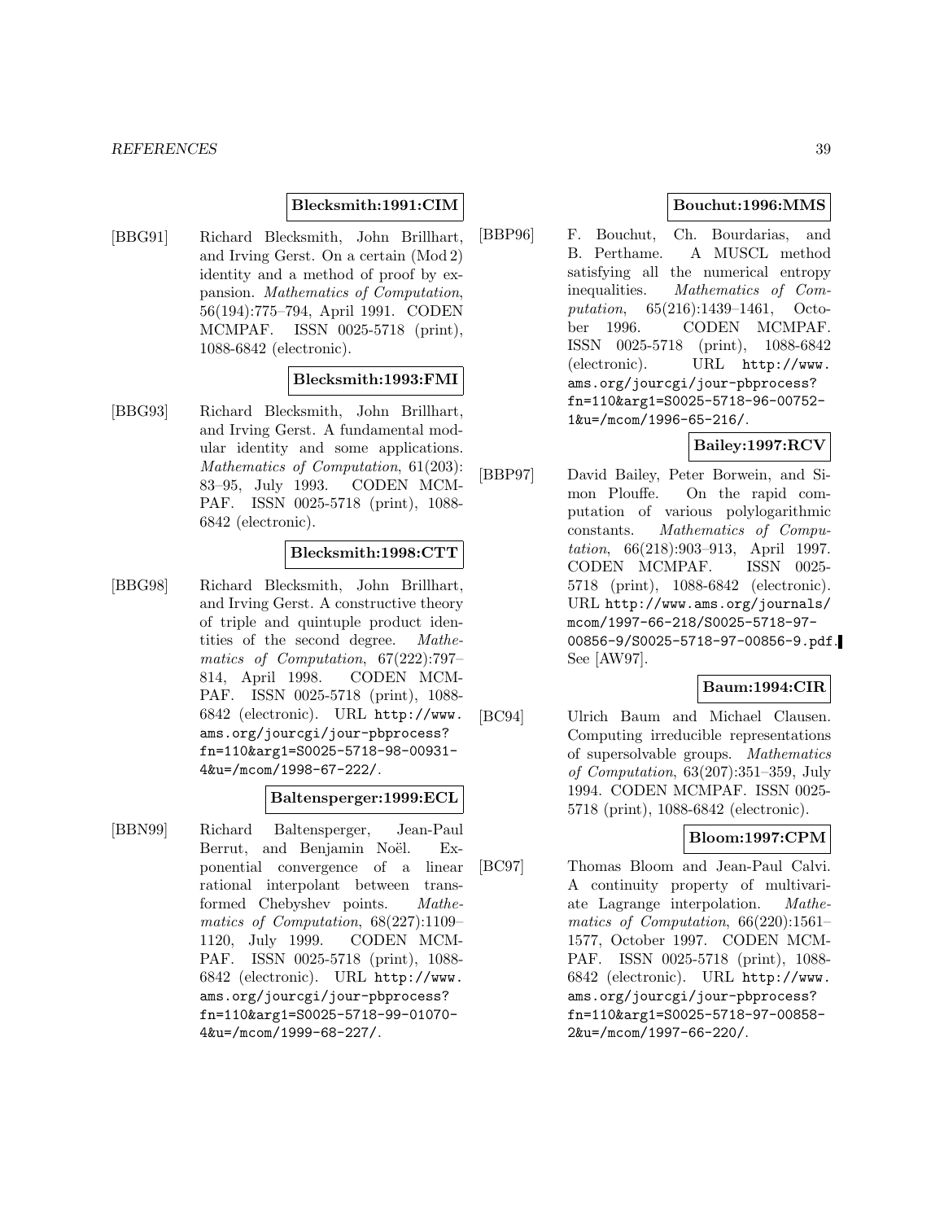**Blecksmith:1991:CIM**

[BBG91] Richard Blecksmith, John Brillhart, and Irving Gerst. On a certain (Mod 2) identity and a method of proof by expansion. *Mathematics of Computation*, 56(194):775–794, April 1991. CODEN MCMPAF. ISSN 0025-5718 (print), 1088-6842 (electronic).

**Blecksmith:1993:FMI**

[BBG93] Richard Blecksmith, John Brillhart, and Irving Gerst. A fundamental modular identity and some applications. *Mathematics of Computation*, 61(203): 83–95, July 1993. CODEN MCMPAF. ISSN 0025-5718 (print), 1088-6842 (electronic).

**Blecksmith:1998:CTT**

[BBG98] Richard Blecksmith, John Brillhart, and Irving Gerst. A constructive theory of triple and quintuple product identities of the second degree. *Mathematics of Computation*, 67(222):797–814, April 1998. CODEN MCMPAF. ISSN 0025-5718 (print), 1088-6842 (electronic). URL http://www.ams.org/jourcgi/jour-pbprocess?fn=110&arg1=S0025-5718-98-00931-4&u=/mcom/1998-67-222/.

**Baltensperger:1999:ECL**

[BBN99] Richard Baltensperger, Jean-Paul Berrut, and Benjamin Noël. Exponential convergence of a linear rational interpolant between transformed Chebyshev points. *Mathematics of Computation*, 68(227):1109–1120, July 1999. CODEN MCMPAF. ISSN 0025-5718 (print), 1088-6842 (electronic). URL http://www.ams.org/jourcgi/jour-pbprocess?fn=110&arg1=S0025-5718-99-01070-4&u=/mcom/1999-68-227/.

**Bouchut:1996:MMS**

[BBP96] F. Bouchut, Ch. Bourdarias, and B. Perthame. A MUSCL method satisfying all the numerical entropy inequalities. *Mathematics of Computation*, 65(216):1439–1461, October 1996. CODEN MCMPAF. ISSN 0025-5718 (print), 1088-6842 (electronic). URL http://www.ams.org/jourcgi/jour-pbprocess?fn=110&arg1=S0025-5718-96-00752-1&u=/mcom/1996-65-216/.

**Bailey:1997:RCV**

[BBP97] David Bailey, Peter Borwein, and Simon Plouffe. On the rapid computation of various polylogarithmic constants. *Mathematics of Computation*, 66(218):903–913, April 1997. CODEN MCMPAF. ISSN 0025-5718 (print), 1088-6842 (electronic). URL http://www.ams.org/journals/mcom/1997-66-218/S0025-5718-97-00856-9/S0025-5718-97-00856-9.pdf. See [AW97].

**Baum:1994:CIR**

[BC94] Ulrich Baum and Michael Clausen. Computing irreducible representations of supersolvable groups. *Mathematics of Computation*, 63(207):351–359, July 1994. CODEN MCMPAF. ISSN 0025-5718 (print), 1088-6842 (electronic).

**Bloom:1997:CPM**

[BC97] Thomas Bloom and Jean-Paul Calvi. A continuity property of multivariate Lagrange interpolation. *Mathematics of Computation*, 66(220):1561–1577, October 1997. CODEN MCMPAF. ISSN 0025-5718 (print), 1088-6842 (electronic). URL http://www.ams.org/jourcgi/jour-pbprocess?fn=110&arg1=S0025-5718-97-00858-2&u=/mcom/1997-66-220/.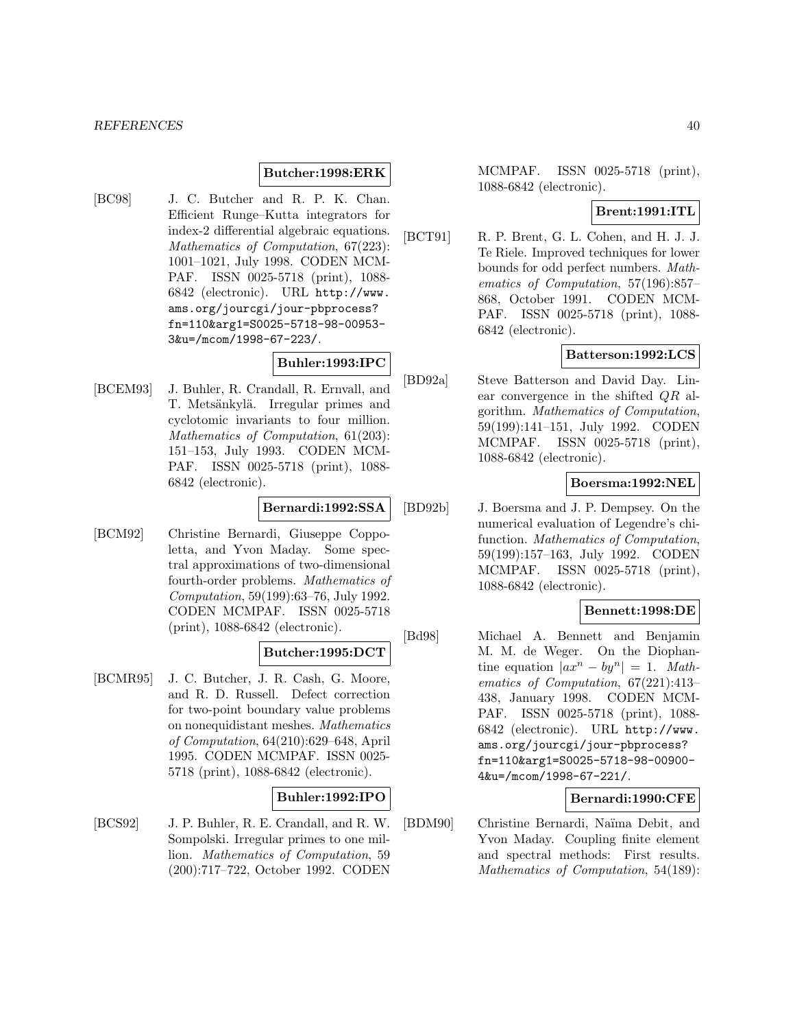**Butcher:1998:ERK**

[BC98] J. C. Butcher and R. P. K. Chan. Efficient Runge–Kutta integrators for index-2 differential algebraic equations. *Mathematics of Computation*, 67(223): 1001–1021, July 1998. CODEN MCMPAF. ISSN 0025-5718 (print), 1088-6842 (electronic). URL http://www.ams.org/jourcgi/jour-pbprocess?fn=110&arg1=S0025-5718-98-00953-3&u=/mcom/1998-67-223/.

**Buhler:1993:IPC**

[BCEM93] J. Buhler, R. Crandall, R. Ernvall, and T. Metsänkylä. Irregular primes and cyclotomic invariants to four million. *Mathematics of Computation*, 61(203): 151–153, July 1993. CODEN MCMPAF. ISSN 0025-5718 (print), 1088-6842 (electronic).

**Bernardi:1992:SSA**

[BCM92] Christine Bernardi, Giuseppe Coppoletta, and Yvon Maday. Some spectral approximations of two-dimensional fourth-order problems. *Mathematics of Computation*, 59(199):63–76, July 1992. CODEN MCMPAF. ISSN 0025-5718 (print), 1088-6842 (electronic).

**Butcher:1995:DCT**

[BCMR95] J. C. Butcher, J. R. Cash, G. Moore, and R. D. Russell. Defect correction for two-point boundary value problems on nonequidistant meshes. *Mathematics of Computation*, 64(210):629–648, April 1995. CODEN MCMPAF. ISSN 0025-5718 (print), 1088-6842 (electronic).

**Buhler:1992:IPO**

[BCS92] J. P. Buhler, R. E. Crandall, and R. W. Sompolski. Irregular primes to one million. *Mathematics of Computation*, 59 (200):717–722, October 1992. CODEN MCMPAF. ISSN 0025-5718 (print), 1088-6842 (electronic).

**Brent:1991:ITL**

[BCT91] R. P. Brent, G. L. Cohen, and H. J. J. Te Riele. Improved techniques for lower bounds for odd perfect numbers. *Mathematics of Computation*, 57(196):857–868, October 1991. CODEN MCMPAF. ISSN 0025-5718 (print), 1088-6842 (electronic).

**Batterson:1992:LCS**

[BD92a] Steve Batterson and David Day. Linear convergence in the shifted $QR$ algorithm. *Mathematics of Computation*, 59(199):141–151, July 1992. CODEN MCMPAF. ISSN 0025-5718 (print), 1088-6842 (electronic).

**Boersma:1992:NEL**

[BD92b] J. Boersma and J. P. Dempsey. On the numerical evaluation of Legendre's chi-function. *Mathematics of Computation*, 59(199):157–163, July 1992. CODEN MCMPAF. ISSN 0025-5718 (print), 1088-6842 (electronic).

**Bennett:1998:DE**

[Bd98] Michael A. Bennett and Benjamin M. M. de Weger. On the Diophantine equation $|ax^n - by^n| = 1$. *Mathematics of Computation*, 67(221):413–438, January 1998. CODEN MCMPAF. ISSN 0025-5718 (print), 1088-6842 (electronic). URL http://www.ams.org/jourcgi/jour-pbprocess?fn=110&arg1=S0025-5718-98-00900-4&u=/mcom/1998-67-221/.

**Bernardi:1990:CFE**

[BDM90] Christine Bernardi, Naïma Debit, and Yvon Maday. Coupling finite element and spectral methods: First results. *Mathematics of Computation*, 54(189):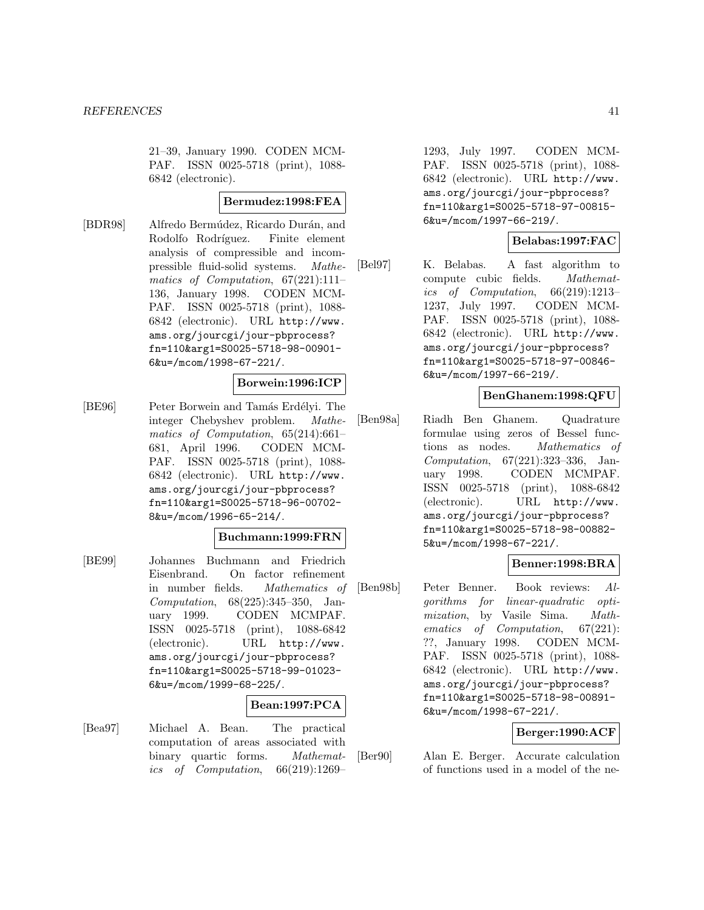21–39, January 1990. CODEN MCMPAF. ISSN 0025-5718 (print), 1088-6842 (electronic).

**Bermudez:1998:FEA**

[BDR98] Alfredo Bermúdez, Ricardo Durán, and Rodolfo Rodríguez. Finite element analysis of compressible and incompressible fluid-solid systems. *Mathematics of Computation*, 67(221):111–136, January 1998. CODEN MCMPAF. ISSN 0025-5718 (print), 1088-6842 (electronic). URL http://www.ams.org/jourcgi/jour-pbprocess?fn=110&arg1=S0025-5718-98-00901-6&u=/mcom/1998-67-221/.

**Borwein:1996:ICP**

[BE96] Peter Borwein and Tamás Erdélyi. The integer Chebyshev problem. *Mathematics of Computation*, 65(214):661–681, April 1996. CODEN MCMPAF. ISSN 0025-5718 (print), 1088-6842 (electronic). URL http://www.ams.org/jourcgi/jour-pbprocess?fn=110&arg1=S0025-5718-96-00702-8&u=/mcom/1996-65-214/.

**Buchmann:1999:FRN**

[BE99] Johannes Buchmann and Friedrich Eisenbrand. On factor refinement in number fields. *Mathematics of Computation*, 68(225):345–350, January 1999. CODEN MCMPAF. ISSN 0025-5718 (print), 1088-6842 (electronic). URL http://www.ams.org/jourcgi/jour-pbprocess?fn=110&arg1=S0025-5718-99-01023-6&u=/mcom/1999-68-225/.

**Bean:1997:PCA**

[Bea97] Michael A. Bean. The practical computation of areas associated with binary quartic forms. *Mathematics of Computation*, 66(219):1269–1293, July 1997. CODEN MCMPAF. ISSN 0025-5718 (print), 1088-6842 (electronic). URL http://www.ams.org/jourcgi/jour-pbprocess?fn=110&arg1=S0025-5718-97-00815-6&u=/mcom/1997-66-219/.

**Belabas:1997:FAC**

[Bel97] K. Belabas. A fast algorithm to compute cubic fields. *Mathematics of Computation*, 66(219):1213–1237, July 1997. CODEN MCMPAF. ISSN 0025-5718 (print), 1088-6842 (electronic). URL http://www.ams.org/jourcgi/jour-pbprocess?fn=110&arg1=S0025-5718-97-00846-6&u=/mcom/1997-66-219/.

**BenGhanem:1998:QFU**

[Ben98a] Riadh Ben Ghanem. Quadrature formulae using zeros of Bessel functions as nodes. *Mathematics of Computation*, 67(221):323–336, January 1998. CODEN MCMPAF. ISSN 0025-5718 (print), 1088-6842 (electronic). URL http://www.ams.org/jourcgi/jour-pbprocess?fn=110&arg1=S0025-5718-98-00882-5&u=/mcom/1998-67-221/.

**Benner:1998:BRA**

[Ben98b] Peter Benner. Book reviews: *Algorithms for linear-quadratic optimization*, by Vasile Sima. *Mathematics of Computation*, 67(221): ??, January 1998. CODEN MCMPAF. ISSN 0025-5718 (print), 1088-6842 (electronic). URL http://www.ams.org/jourcgi/jour-pbprocess?fn=110&arg1=S0025-5718-98-00891-6&u=/mcom/1998-67-221/.

**Berger:1990:ACF**

[Ber90] Alan E. Berger. Accurate calculation of functions used in a model of the ne-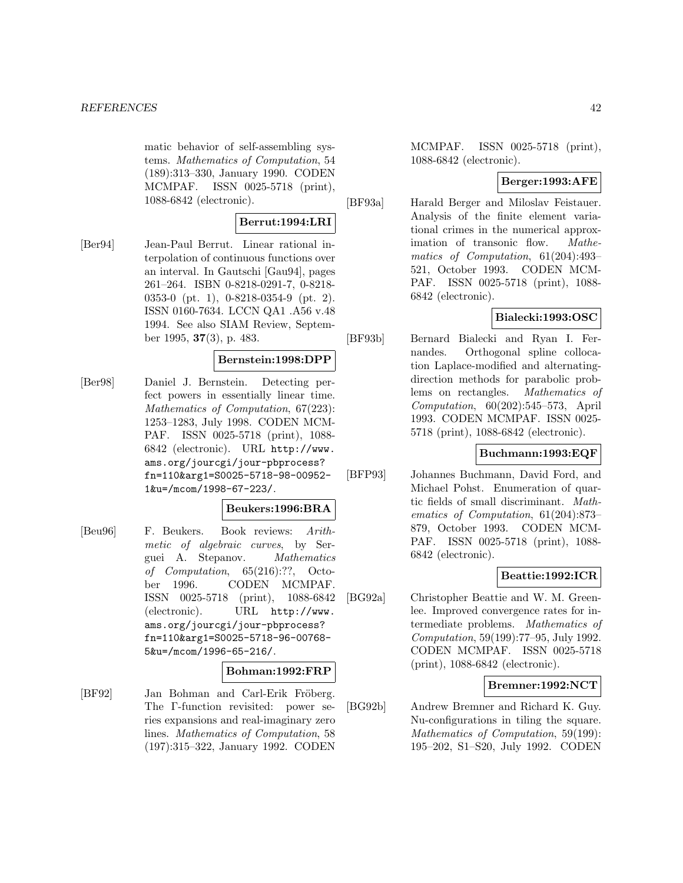matic behavior of self-assembling systems. *Mathematics of Computation*, 54 (189):313–330, January 1990. CODEN MCMPAF. ISSN 0025-5718 (print), 1088-6842 (electronic).

**Berrut:1994:LRI**

[Ber94] Jean-Paul Berrut. Linear rational interpolation of continuous functions over an interval. In Gautschi [Gau94], pages 261–264. ISBN 0-8218-0291-7, 0-8218-0353-0 (pt. 1), 0-8218-0354-9 (pt. 2). ISSN 0160-7634. LCCN QA1 .A56 v.48 1994. See also SIAM Review, September 1995, **37**(3), p. 483.

**Bernstein:1998:DPP**

[Ber98] Daniel J. Bernstein. Detecting perfect powers in essentially linear time. *Mathematics of Computation*, 67(223): 1253–1283, July 1998. CODEN MCMPAF. ISSN 0025-5718 (print), 1088-6842 (electronic). URL `http://www.ams.org/jourcgi/jour-pbprocess?fn=110&arg1=S0025-5718-98-00952-1&u=/mcom/1998-67-223/`.

**Beukers:1996:BRA**

[Beu96] F. Beukers. Book reviews: *Arithmetic of algebraic curves*, by Serguei A. Stepanov. *Mathematics of Computation*, 65(216):??, October 1996. CODEN MCMPAF. ISSN 0025-5718 (print), 1088-6842 (electronic). URL `http://www.ams.org/jourcgi/jour-pbprocess?fn=110&arg1=S0025-5718-96-00768-5&u=/mcom/1996-65-216/`.

**Bohman:1992:FRP**

[BF92] Jan Bohman and Carl-Erik Fröberg. The Γ-function revisited: power series expansions and real-imaginary zero lines. *Mathematics of Computation*, 58 (197):315–322, January 1992. CODEN MCMPAF. ISSN 0025-5718 (print), 1088-6842 (electronic).

**Berger:1993:AFE**

[BF93a] Harald Berger and Miloslav Feistauer. Analysis of the finite element variational crimes in the numerical approximation of transonic flow. *Mathematics of Computation*, 61(204):493–521, October 1993. CODEN MCMPAF. ISSN 0025-5718 (print), 1088-6842 (electronic).

**Bialecki:1993:OSC**

[BF93b] Bernard Bialecki and Ryan I. Fernandes. Orthogonal spline collocation Laplace-modified and alternating-direction methods for parabolic problems on rectangles. *Mathematics of Computation*, 60(202):545–573, April 1993. CODEN MCMPAF. ISSN 0025-5718 (print), 1088-6842 (electronic).

**Buchmann:1993:EQF**

[BFP93] Johannes Buchmann, David Ford, and Michael Pohst. Enumeration of quartic fields of small discriminant. *Mathematics of Computation*, 61(204):873–879, October 1993. CODEN MCMPAF. ISSN 0025-5718 (print), 1088-6842 (electronic).

**Beattie:1992:ICR**

[BG92a] Christopher Beattie and W. M. Greenlee. Improved convergence rates for intermediate problems. *Mathematics of Computation*, 59(199):77–95, July 1992. CODEN MCMPAF. ISSN 0025-5718 (print), 1088-6842 (electronic).

**Bremner:1992:NCT**

[BG92b] Andrew Bremner and Richard K. Guy. Nu-configurations in tiling the square. *Mathematics of Computation*, 59(199): 195–202, S1–S20, July 1992. CODEN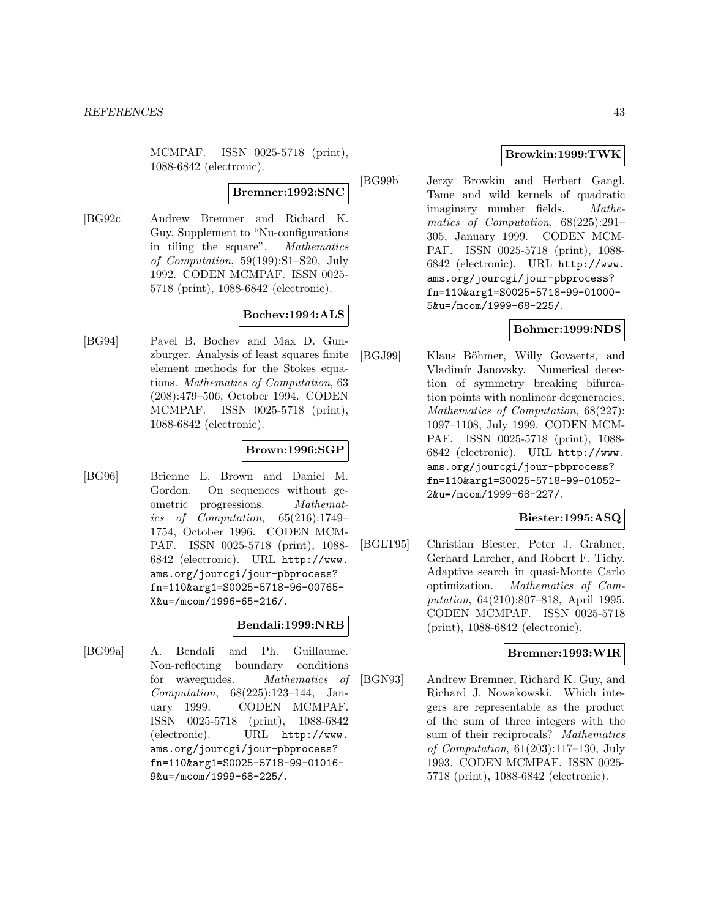MCMPAF. ISSN 0025-5718 (print), 1088-6842 (electronic).

**Bremner:1992:SNC**

[BG92c] Andrew Bremner and Richard K. Guy. Supplement to "Nu-configurations in tiling the square". *Mathematics of Computation*, 59(199):S1–S20, July 1992. CODEN MCMPAF. ISSN 0025-5718 (print), 1088-6842 (electronic).

**Bochev:1994:ALS**

[BG94] Pavel B. Bochev and Max D. Gunzburger. Analysis of least squares finite element methods for the Stokes equations. *Mathematics of Computation*, 63 (208):479–506, October 1994. CODEN MCMPAF. ISSN 0025-5718 (print), 1088-6842 (electronic).

**Brown:1996:SGP**

[BG96] Brienne E. Brown and Daniel M. Gordon. On sequences without geometric progressions. *Mathematics of Computation*, 65(216):1749–1754, October 1996. CODEN MCMPAF. ISSN 0025-5718 (print), 1088-6842 (electronic). URL `http://www.ams.org/jourcgi/jour-pbprocess?fn=110&arg1=S0025-5718-96-00765-X&u=/mcom/1996-65-216/`.

**Bendali:1999:NRB**

[BG99a] A. Bendali and Ph. Guillaume. Non-reflecting boundary conditions for waveguides. *Mathematics of Computation*, 68(225):123–144, January 1999. CODEN MCMPAF. ISSN 0025-5718 (print), 1088-6842 (electronic). URL `http://www.ams.org/jourcgi/jour-pbprocess?fn=110&arg1=S0025-5718-99-01016-9&u=/mcom/1999-68-225/`.

**Browkin:1999:TWK**

[BG99b] Jerzy Browkin and Herbert Gangl. Tame and wild kernels of quadratic imaginary number fields. *Mathematics of Computation*, 68(225):291–305, January 1999. CODEN MCMPAF. ISSN 0025-5718 (print), 1088-6842 (electronic). URL `http://www.ams.org/jourcgi/jour-pbprocess?fn=110&arg1=S0025-5718-99-01000-5&u=/mcom/1999-68-225/`.

**Bohmer:1999:NDS**

[BGJ99] Klaus Böhmer, Willy Govaerts, and Vladimír Janovsky. Numerical detection of symmetry breaking bifurcation points with nonlinear degeneracies. *Mathematics of Computation*, 68(227):1097–1108, July 1999. CODEN MCMPAF. ISSN 0025-5718 (print), 1088-6842 (electronic). URL `http://www.ams.org/jourcgi/jour-pbprocess?fn=110&arg1=S0025-5718-99-01052-2&u=/mcom/1999-68-227/`.

**Biester:1995:ASQ**

[BGLT95] Christian Biester, Peter J. Grabner, Gerhard Larcher, and Robert F. Tichy. Adaptive search in quasi-Monte Carlo optimization. *Mathematics of Computation*, 64(210):807–818, April 1995. CODEN MCMPAF. ISSN 0025-5718 (print), 1088-6842 (electronic).

**Bremner:1993:WIR**

[BGN93] Andrew Bremner, Richard K. Guy, and Richard J. Nowakowski. Which integers are representable as the product of the sum of three integers with the sum of their reciprocals? *Mathematics of Computation*, 61(203):117–130, July 1993. CODEN MCMPAF. ISSN 0025-5718 (print), 1088-6842 (electronic).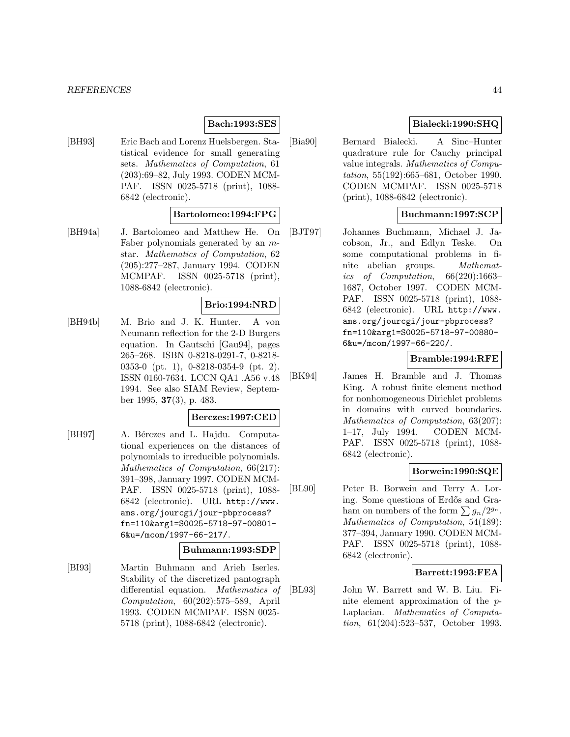**Bach:1993:SES**

[BH93] Eric Bach and Lorenz Huelsbergen. Statistical evidence for small generating sets. *Mathematics of Computation*, 61 (203):69–82, July 1993. CODEN MCMPAF. ISSN 0025-5718 (print), 1088-6842 (electronic).

**Bartolomeo:1994:FPG**

[BH94a] J. Bartolomeo and Matthew He. On Faber polynomials generated by an $m$-star. *Mathematics of Computation*, 62 (205):277–287, January 1994. CODEN MCMPAF. ISSN 0025-5718 (print), 1088-6842 (electronic).

**Brio:1994:NRD**

[BH94b] M. Brio and J. K. Hunter. A von Neumann reflection for the 2-D Burgers equation. In Gautschi [Gau94], pages 265–268. ISBN 0-8218-0291-7, 0-8218-0353-0 (pt. 1), 0-8218-0354-9 (pt. 2). ISSN 0160-7634. LCCN QA1 .A56 v.48 1994. See also SIAM Review, September 1995, **37**(3), p. 483.

**Berczes:1997:CED**

[BH97] A. Bérczes and L. Hajdu. Computational experiences on the distances of polynomials to irreducible polynomials. *Mathematics of Computation*, 66(217): 391–398, January 1997. CODEN MCMPAF. ISSN 0025-5718 (print), 1088-6842 (electronic). URL `http://www.ams.org/jourcgi/jour-pbprocess?fn=110&arg1=S0025-5718-97-00801-6&u=/mcom/1997-66-217/`.

**Buhmann:1993:SDP**

[BI93] Martin Buhmann and Arieh Iserles. Stability of the discretized pantograph differential equation. *Mathematics of Computation*, 60(202):575–589, April 1993. CODEN MCMPAF. ISSN 0025-5718 (print), 1088-6842 (electronic).

**Bialecki:1990:SHQ**

[Bia90] Bernard Bialecki. A Sinc–Hunter quadrature rule for Cauchy principal value integrals. *Mathematics of Computation*, 55(192):665–681, October 1990. CODEN MCMPAF. ISSN 0025-5718 (print), 1088-6842 (electronic).

**Buchmann:1997:SCP**

[BJT97] Johannes Buchmann, Michael J. Jacobson, Jr., and Edlyn Teske. On some computational problems in finite abelian groups. *Mathematics of Computation*, 66(220):1663–1687, October 1997. CODEN MCMPAF. ISSN 0025-5718 (print), 1088-6842 (electronic). URL `http://www.ams.org/jourcgi/jour-pbprocess?fn=110&arg1=S0025-5718-97-00880-6&u=/mcom/1997-66-220/`.

**Bramble:1994:RFE**

[BK94] James H. Bramble and J. Thomas King. A robust finite element method for nonhomogeneous Dirichlet problems in domains with curved boundaries. *Mathematics of Computation*, 63(207): 1–17, July 1994. CODEN MCMPAF. ISSN 0025-5718 (print), 1088-6842 (electronic).

**Borwein:1990:SQE**

[BL90] Peter B. Borwein and Terry A. Loring. Some questions of Erdős and Graham on numbers of the form $\sum g_n/2^{g_n}$. *Mathematics of Computation*, 54(189): 377–394, January 1990. CODEN MCMPAF. ISSN 0025-5718 (print), 1088-6842 (electronic).

**Barrett:1993:FEA**

[BL93] John W. Barrett and W. B. Liu. Finite element approximation of the $p$-Laplacian. *Mathematics of Computation*, 61(204):523–537, October 1993.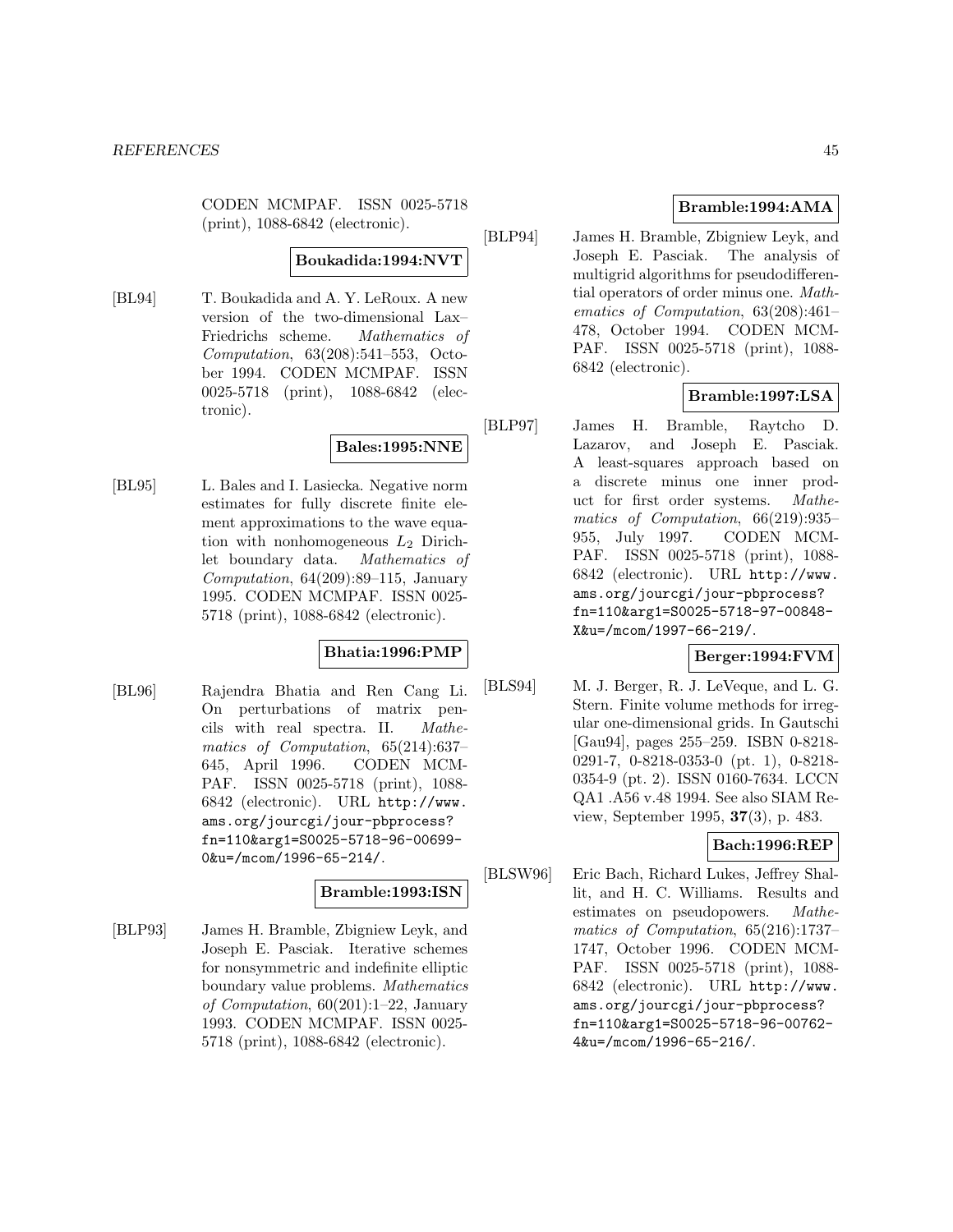CODEN MCMPAF. ISSN 0025-5718 (print), 1088-6842 (electronic).

**Boukadida:1994:NVT**

[BL94] T. Boukadida and A. Y. LeRoux. A new version of the two-dimensional Lax–Friedrichs scheme. *Mathematics of Computation*, 63(208):541–553, October 1994. CODEN MCMPAF. ISSN 0025-5718 (print), 1088-6842 (electronic).

**Bales:1995:NNE**

[BL95] L. Bales and I. Lasiecka. Negative norm estimates for fully discrete finite element approximations to the wave equation with nonhomogeneous $L_2$ Dirichlet boundary data. *Mathematics of Computation*, 64(209):89–115, January 1995. CODEN MCMPAF. ISSN 0025-5718 (print), 1088-6842 (electronic).

**Bhatia:1996:PMP**

[BL96] Rajendra Bhatia and Ren Cang Li. On perturbations of matrix pencils with real spectra. II. *Mathematics of Computation*, 65(214):637–645, April 1996. CODEN MCMPAF. ISSN 0025-5718 (print), 1088-6842 (electronic). URL http://www.ams.org/jourcgi/jour-pbprocess?fn=110&arg1=S0025-5718-96-00699-0&u=/mcom/1996-65-214/.

**Bramble:1993:ISN**

[BLP93] James H. Bramble, Zbigniew Leyk, and Joseph E. Pasciak. Iterative schemes for nonsymmetric and indefinite elliptic boundary value problems. *Mathematics of Computation*, 60(201):1–22, January 1993. CODEN MCMPAF. ISSN 0025-5718 (print), 1088-6842 (electronic).

**Bramble:1994:AMA**

[BLP94] James H. Bramble, Zbigniew Leyk, and Joseph E. Pasciak. The analysis of multigrid algorithms for pseudodifferential operators of order minus one. *Mathematics of Computation*, 63(208):461–478, October 1994. CODEN MCMPAF. ISSN 0025-5718 (print), 1088-6842 (electronic).

**Bramble:1997:LSA**

[BLP97] James H. Bramble, Raytcho D. Lazarov, and Joseph E. Pasciak. A least-squares approach based on a discrete minus one inner product for first order systems. *Mathematics of Computation*, 66(219):935–955, July 1997. CODEN MCMPAF. ISSN 0025-5718 (print), 1088-6842 (electronic). URL http://www.ams.org/jourcgi/jour-pbprocess?fn=110&arg1=S0025-5718-97-00848-X&u=/mcom/1997-66-219/.

**Berger:1994:FVM**

[BLS94] M. J. Berger, R. J. LeVeque, and L. G. Stern. Finite volume methods for irregular one-dimensional grids. In Gautschi [Gau94], pages 255–259. ISBN 0-8218-0291-7, 0-8218-0353-0 (pt. 1), 0-8218-0354-9 (pt. 2). ISSN 0160-7634. LCCN QA1 .A56 v.48 1994. See also SIAM Review, September 1995, **37**(3), p. 483.

**Bach:1996:REP**

[BLSW96] Eric Bach, Richard Lukes, Jeffrey Shallit, and H. C. Williams. Results and estimates on pseudopowers. *Mathematics of Computation*, 65(216):1737–1747, October 1996. CODEN MCMPAF. ISSN 0025-5718 (print), 1088-6842 (electronic). URL http://www.ams.org/jourcgi/jour-pbprocess?fn=110&arg1=S0025-5718-96-00762-4&u=/mcom/1996-65-216/.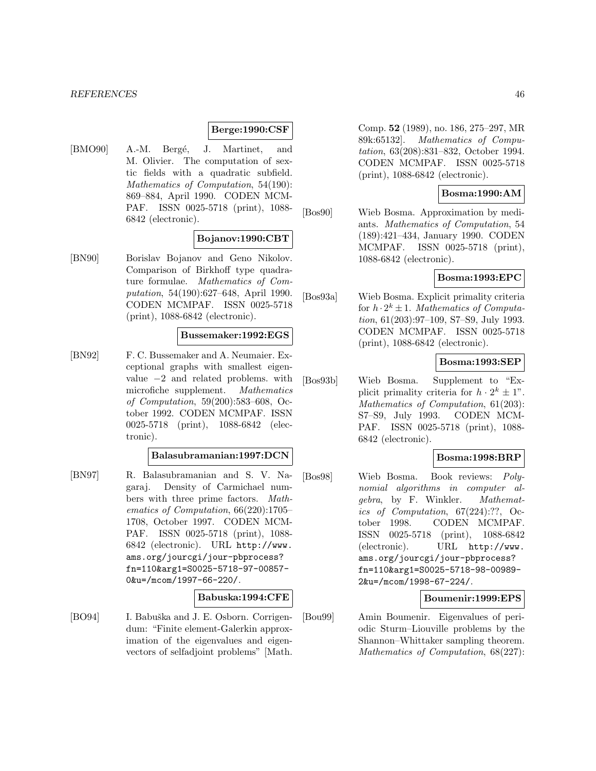**Berge:1990:CSF**

[BMO90] A.-M. Bergé, J. Martinet, and M. Olivier. The computation of sextic fields with a quadratic subfield. *Mathematics of Computation*, 54(190): 869–884, April 1990. CODEN MCMPAF. ISSN 0025-5718 (print), 1088-6842 (electronic).

**Bojanov:1990:CBT**

[BN90] Borislav Bojanov and Geno Nikolov. Comparison of Birkhoff type quadrature formulae. *Mathematics of Computation*, 54(190):627–648, April 1990. CODEN MCMPAF. ISSN 0025-5718 (print), 1088-6842 (electronic).

**Bussemaker:1992:EGS**

[BN92] F. C. Bussemaker and A. Neumaier. Exceptional graphs with smallest eigenvalue $-2$ and related problems. with microfiche supplement. *Mathematics of Computation*, 59(200):583–608, October 1992. CODEN MCMPAF. ISSN 0025-5718 (print), 1088-6842 (electronic).

**Balasubramanian:1997:DCN**

[BN97] R. Balasubramanian and S. V. Nagaraj. Density of Carmichael numbers with three prime factors. *Mathematics of Computation*, 66(220):1705–1708, October 1997. CODEN MCMPAF. ISSN 0025-5718 (print), 1088-6842 (electronic). URL http://www.ams.org/jourcgi/jour-pbprocess?fn=110&arg1=S0025-5718-97-00857-0&u=/mcom/1997-66-220/.

**Babuska:1994:CFE**

[BO94] I. Babuška and J. E. Osborn. Corrigendum: "Finite element-Galerkin approximation of the eigenvalues and eigenvectors of selfadjoint problems" [Math. Comp. **52** (1989), no. 186, 275–297, MR 89k:65132]. *Mathematics of Computation*, 63(208):831–832, October 1994. CODEN MCMPAF. ISSN 0025-5718 (print), 1088-6842 (electronic).

**Bosma:1990:AM**

[Bos90] Wieb Bosma. Approximation by mediants. *Mathematics of Computation*, 54 (189):421–434, January 1990. CODEN MCMPAF. ISSN 0025-5718 (print), 1088-6842 (electronic).

**Bosma:1993:EPC**

[Bos93a] Wieb Bosma. Explicit primality criteria for $h \cdot 2^k \pm 1$. *Mathematics of Computation*, 61(203):97–109, S7–S9, July 1993. CODEN MCMPAF. ISSN 0025-5718 (print), 1088-6842 (electronic).

**Bosma:1993:SEP**

[Bos93b] Wieb Bosma. Supplement to "Explicit primality criteria for $h \cdot 2^k \pm 1$". *Mathematics of Computation*, 61(203): S7–S9, July 1993. CODEN MCMPAF. ISSN 0025-5718 (print), 1088-6842 (electronic).

**Bosma:1998:BRP**

[Bos98] Wieb Bosma. Book reviews: *Polynomial algorithms in computer algebra*, by F. Winkler. *Mathematics of Computation*, 67(224):??, October 1998. CODEN MCMPAF. ISSN 0025-5718 (print), 1088-6842 (electronic). URL http://www.ams.org/jourcgi/jour-pbprocess?fn=110&arg1=S0025-5718-98-00989-2&u=/mcom/1998-67-224/.

**Boumenir:1999:EPS**

[Bou99] Amin Boumenir. Eigenvalues of periodic Sturm–Liouville problems by the Shannon–Whittaker sampling theorem. *Mathematics of Computation*, 68(227):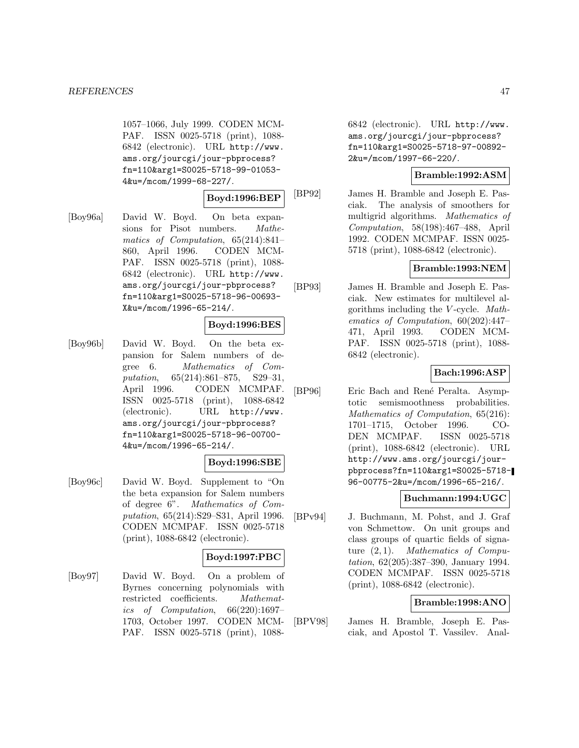1057–1066, July 1999. CODEN MCMPAF. ISSN 0025-5718 (print), 1088-6842 (electronic). URL http://www.ams.org/jourcgi/jour-pbprocess?fn=110&arg1=S0025-5718-99-01053-4&u=/mcom/1999-68-227/.

**Boyd:1996:BEP**

[Boy96a] David W. Boyd. On beta expansions for Pisot numbers. *Mathematics of Computation*, 65(214):841–860, April 1996. CODEN MCMPAF. ISSN 0025-5718 (print), 1088-6842 (electronic). URL http://www.ams.org/jourcgi/jour-pbprocess?fn=110&arg1=S0025-5718-96-00693-X&u=/mcom/1996-65-214/.

**Boyd:1996:BES**

[Boy96b] David W. Boyd. On the beta expansion for Salem numbers of degree 6. *Mathematics of Computation*, 65(214):861–875, S29–31, April 1996. CODEN MCMPAF. ISSN 0025-5718 (print), 1088-6842 (electronic). URL http://www.ams.org/jourcgi/jour-pbprocess?fn=110&arg1=S0025-5718-96-00700-4&u=/mcom/1996-65-214/.

**Boyd:1996:SBE**

[Boy96c] David W. Boyd. Supplement to "On the beta expansion for Salem numbers of degree 6". *Mathematics of Computation*, 65(214):S29–S31, April 1996. CODEN MCMPAF. ISSN 0025-5718 (print), 1088-6842 (electronic).

**Boyd:1997:PBC**

[Boy97] David W. Boyd. On a problem of Byrnes concerning polynomials with restricted coefficients. *Mathematics of Computation*, 66(220):1697–1703, October 1997. CODEN MCMPAF. ISSN 0025-5718 (print), 1088-6842 (electronic). URL http://www.ams.org/jourcgi/jour-pbprocess?fn=110&arg1=S0025-5718-97-00892-2&u=/mcom/1997-66-220/.

**Bramble:1992:ASM**

[BP92] James H. Bramble and Joseph E. Pasciak. The analysis of smoothers for multigrid algorithms. *Mathematics of Computation*, 58(198):467–488, April 1992. CODEN MCMPAF. ISSN 0025-5718 (print), 1088-6842 (electronic).

**Bramble:1993:NEM**

[BP93] James H. Bramble and Joseph E. Pasciak. New estimates for multilevel algorithms including the $V$-cycle. *Mathematics of Computation*, 60(202):447–471, April 1993. CODEN MCMPAF. ISSN 0025-5718 (print), 1088-6842 (electronic).

**Bach:1996:ASP**

[BP96] Eric Bach and René Peralta. Asymptotic semismoothness probabilities. *Mathematics of Computation*, 65(216):1701–1715, October 1996. CODEN MCMPAF. ISSN 0025-5718 (print), 1088-6842 (electronic). URL http://www.ams.org/jourcgi/jour-pbprocess?fn=110&arg1=S0025-5718-96-00775-2&u=/mcom/1996-65-216/.

**Buchmann:1994:UGC**

[BPv94] J. Buchmann, M. Pohst, and J. Graf von Schmettow. On unit groups and class groups of quartic fields of signature $(2, 1)$. *Mathematics of Computation*, 62(205):387–390, January 1994. CODEN MCMPAF. ISSN 0025-5718 (print), 1088-6842 (electronic).

**Bramble:1998:ANO**

[BPV98] James H. Bramble, Joseph E. Pasciak, and Apostol T. Vassilev. Anal-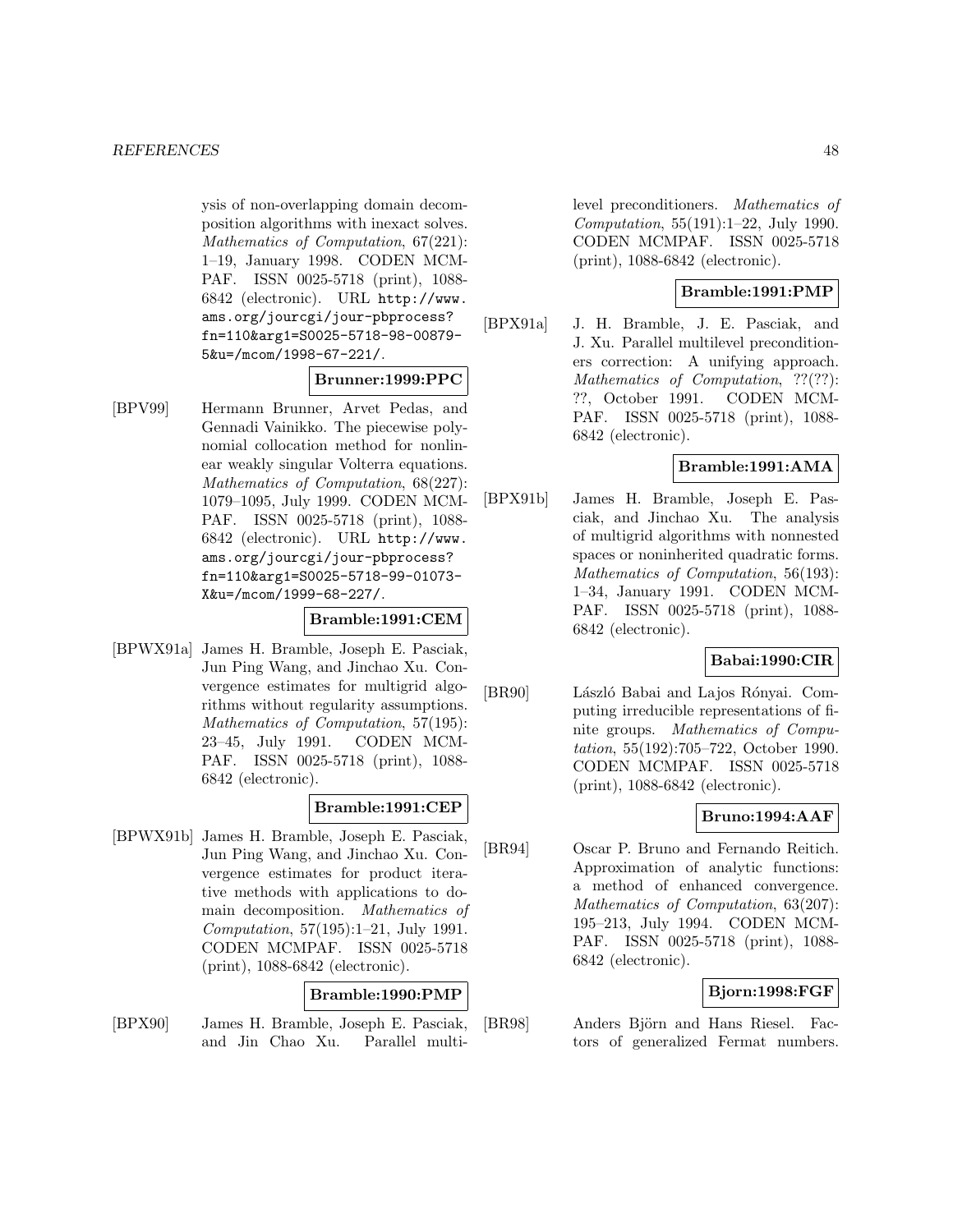ysis of non-overlapping domain decomposition algorithms with inexact solves. *Mathematics of Computation*, 67(221): 1–19, January 1998. CODEN MCMPAF. ISSN 0025-5718 (print), 1088-6842 (electronic). URL http://www.ams.org/jourcgi/jour-pbprocess?fn=110&arg1=S0025-5718-98-00879-5&u=/mcom/1998-67-221/.

**Brunner:1999:PPC**

[BPV99] Hermann Brunner, Arvet Pedas, and Gennadi Vainikko. The piecewise polynomial collocation method for nonlinear weakly singular Volterra equations. *Mathematics of Computation*, 68(227): 1079–1095, July 1999. CODEN MCMPAF. ISSN 0025-5718 (print), 1088-6842 (electronic). URL http://www.ams.org/jourcgi/jour-pbprocess?fn=110&arg1=S0025-5718-99-01073-X&u=/mcom/1999-68-227/.

**Bramble:1991:CEM**

[BPWX91a] James H. Bramble, Joseph E. Pasciak, Jun Ping Wang, and Jinchao Xu. Convergence estimates for multigrid algorithms without regularity assumptions. *Mathematics of Computation*, 57(195): 23–45, July 1991. CODEN MCMPAF. ISSN 0025-5718 (print), 1088-6842 (electronic).

**Bramble:1991:CEP**

[BPWX91b] James H. Bramble, Joseph E. Pasciak, Jun Ping Wang, and Jinchao Xu. Convergence estimates for product iterative methods with applications to domain decomposition. *Mathematics of Computation*, 57(195):1–21, July 1991. CODEN MCMPAF. ISSN 0025-5718 (print), 1088-6842 (electronic).

**Bramble:1990:PMP**

[BPX90] James H. Bramble, Joseph E. Pasciak, and Jin Chao Xu. Parallel multilevel preconditioners. *Mathematics of Computation*, 55(191):1–22, July 1990. CODEN MCMPAF. ISSN 0025-5718 (print), 1088-6842 (electronic).

**Bramble:1991:PMP**

[BPX91a] J. H. Bramble, J. E. Pasciak, and J. Xu. Parallel multilevel preconditioners correction: A unifying approach. *Mathematics of Computation*, ??(??): ??, October 1991. CODEN MCMPAF. ISSN 0025-5718 (print), 1088-6842 (electronic).

**Bramble:1991:AMA**

[BPX91b] James H. Bramble, Joseph E. Pasciak, and Jinchao Xu. The analysis of multigrid algorithms with nonnested spaces or noninherited quadratic forms. *Mathematics of Computation*, 56(193): 1–34, January 1991. CODEN MCMPAF. ISSN 0025-5718 (print), 1088-6842 (electronic).

**Babai:1990:CIR**

[BR90] László Babai and Lajos Rónyai. Computing irreducible representations of finite groups. *Mathematics of Computation*, 55(192):705–722, October 1990. CODEN MCMPAF. ISSN 0025-5718 (print), 1088-6842 (electronic).

**Bruno:1994:AAF**

[BR94] Oscar P. Bruno and Fernando Reitich. Approximation of analytic functions: a method of enhanced convergence. *Mathematics of Computation*, 63(207): 195–213, July 1994. CODEN MCMPAF. ISSN 0025-5718 (print), 1088-6842 (electronic).

**Bjorn:1998:FGF**

[BR98] Anders Björn and Hans Riesel. Factors of generalized Fermat numbers.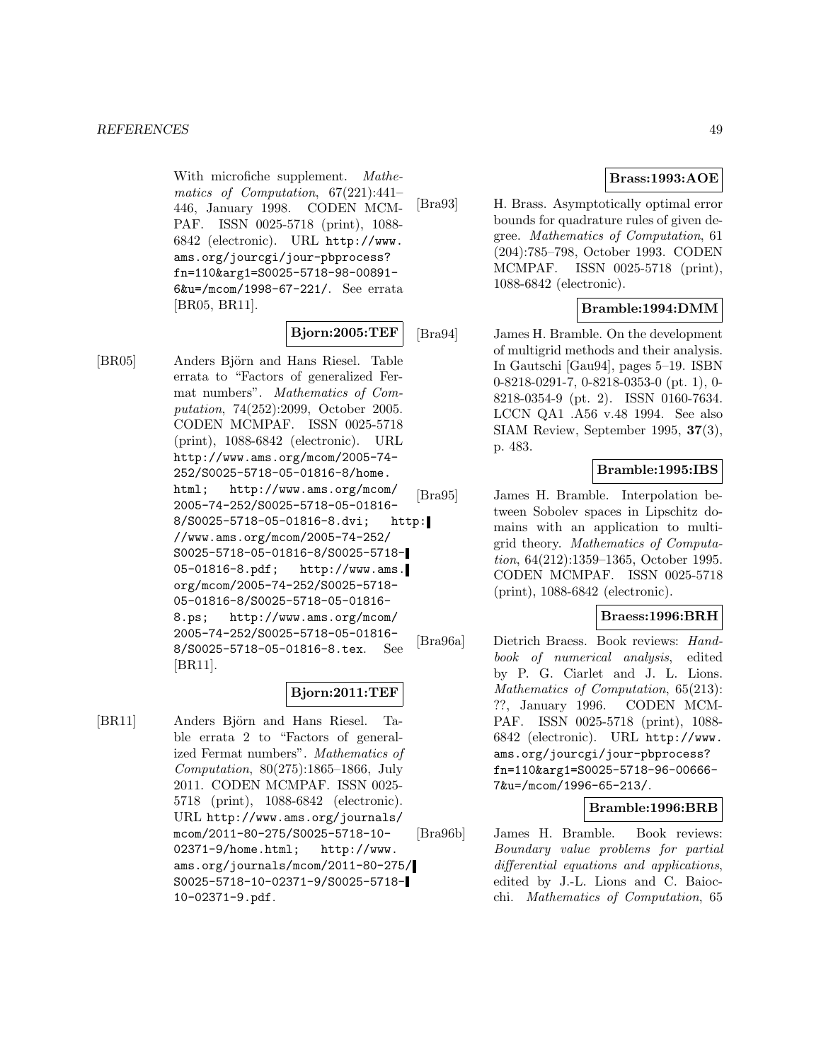With microfiche supplement. *Mathematics of Computation*, 67(221):441–446, January 1998. CODEN MCMPAF. ISSN 0025-5718 (print), 1088-6842 (electronic). URL http://www.ams.org/jourcgi/jour-pbprocess?fn=110&arg1=S0025-5718-98-00891-6&u=/mcom/1998-67-221/. See errata [BR05, BR11].

**Bjorn:2005:TEF**

[BR05] Anders Björn and Hans Riesel. Table errata to "Factors of generalized Fermat numbers". *Mathematics of Computation*, 74(252):2099, October 2005. CODEN MCMPAF. ISSN 0025-5718 (print), 1088-6842 (electronic). URL http://www.ams.org/mcom/2005-74-252/S0025-5718-05-01816-8/home.html; http://www.ams.org/mcom/2005-74-252/S0025-5718-05-01816-8/S0025-5718-05-01816-8.dvi; http://www.ams.org/mcom/2005-74-252/S0025-5718-05-01816-8/S0025-5718-05-01816-8.pdf; http://www.ams.org/mcom/2005-74-252/S0025-5718-05-01816-8/S0025-5718-05-01816-8.ps; http://www.ams.org/mcom/2005-74-252/S0025-5718-05-01816-8/S0025-5718-05-01816-8.tex. See [BR11].

**Bjorn:2011:TEF**

[BR11] Anders Björn and Hans Riesel. Table errata 2 to "Factors of generalized Fermat numbers". *Mathematics of Computation*, 80(275):1865–1866, July 2011. CODEN MCMPAF. ISSN 0025-5718 (print), 1088-6842 (electronic). URL http://www.ams.org/journals/mcom/2011-80-275/S0025-5718-10-02371-9/home.html; http://www.ams.org/journals/mcom/2011-80-275/S0025-5718-10-02371-9/S0025-5718-10-02371-9.pdf.

**Brass:1993:AOE**

[Bra93] H. Brass. Asymptotically optimal error bounds for quadrature rules of given degree. *Mathematics of Computation*, 61(204):785–798, October 1993. CODEN MCMPAF. ISSN 0025-5718 (print), 1088-6842 (electronic).

**Bramble:1994:DMM**

[Bra94] James H. Bramble. On the development of multigrid methods and their analysis. In Gautschi [Gau94], pages 5–19. ISBN 0-8218-0291-7, 0-8218-0353-0 (pt. 1), 0-8218-0354-9 (pt. 2). ISSN 0160-7634. LCCN QA1 .A56 v.48 1994. See also SIAM Review, September 1995, **37**(3), p. 483.

**Bramble:1995:IBS**

[Bra95] James H. Bramble. Interpolation between Sobolev spaces in Lipschitz domains with an application to multigrid theory. *Mathematics of Computation*, 64(212):1359–1365, October 1995. CODEN MCMPAF. ISSN 0025-5718 (print), 1088-6842 (electronic).

**Braess:1996:BRH**

[Bra96a] Dietrich Braess. Book reviews: *Handbook of numerical analysis*, edited by P. G. Ciarlet and J. L. Lions. *Mathematics of Computation*, 65(213): ??, January 1996. CODEN MCMPAF. ISSN 0025-5718 (print), 1088-6842 (electronic). URL http://www.ams.org/jourcgi/jour-pbprocess?fn=110&arg1=S0025-5718-96-00666-7&u=/mcom/1996-65-213/.

**Bramble:1996:BRB**

[Bra96b] James H. Bramble. Book reviews: *Boundary value problems for partial differential equations and applications*, edited by J.-L. Lions and C. Baiocchi. *Mathematics of Computation*, 65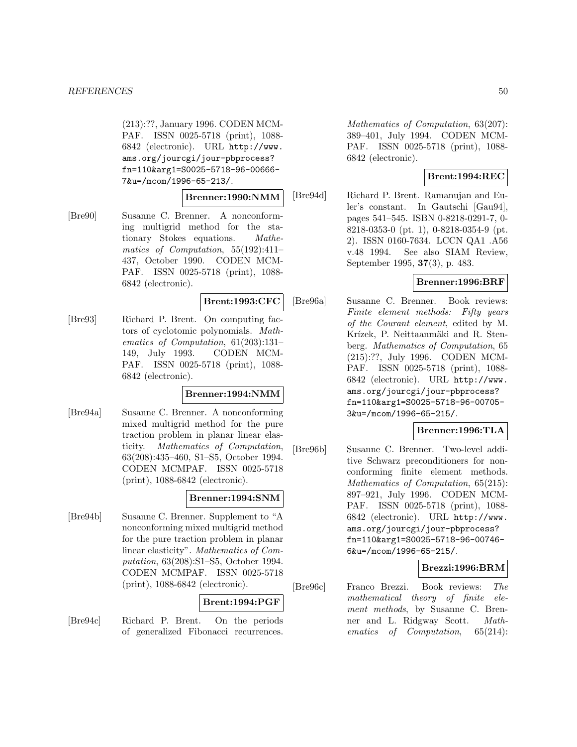(213):??, January 1996. CODEN MCMPAF. ISSN 0025-5718 (print), 1088-6842 (electronic). URL http://www.ams.org/jourcgi/jour-pbprocess?fn=110&arg1=S0025-5718-96-00666-7&u=/mcom/1996-65-213/.

**Brenner:1990:NMM**

[Bre90] Susanne C. Brenner. A nonconforming multigrid method for the stationary Stokes equations. *Mathematics of Computation*, 55(192):411–437, October 1990. CODEN MCMPAF. ISSN 0025-5718 (print), 1088-6842 (electronic).

**Brent:1993:CFC**

[Bre93] Richard P. Brent. On computing factors of cyclotomic polynomials. *Mathematics of Computation*, 61(203):131–149, July 1993. CODEN MCMPAF. ISSN 0025-5718 (print), 1088-6842 (electronic).

**Brenner:1994:NMM**

[Bre94a] Susanne C. Brenner. A nonconforming mixed multigrid method for the pure traction problem in planar linear elasticity. *Mathematics of Computation*, 63(208):435–460, S1–S5, October 1994. CODEN MCMPAF. ISSN 0025-5718 (print), 1088-6842 (electronic).

**Brenner:1994:SNM**

[Bre94b] Susanne C. Brenner. Supplement to "A nonconforming mixed multigrid method for the pure traction problem in planar linear elasticity". *Mathematics of Computation*, 63(208):S1–S5, October 1994. CODEN MCMPAF. ISSN 0025-5718 (print), 1088-6842 (electronic).

**Brent:1994:PGF**

[Bre94c] Richard P. Brent. On the periods of generalized Fibonacci recurrences. *Mathematics of Computation*, 63(207):389–401, July 1994. CODEN MCMPAF. ISSN 0025-5718 (print), 1088-6842 (electronic).

**Brent:1994:REC**

[Bre94d] Richard P. Brent. Ramanujan and Euler's constant. In Gautschi [Gau94], pages 541–545. ISBN 0-8218-0291-7, 0-8218-0353-0 (pt. 1), 0-8218-0354-9 (pt. 2). ISSN 0160-7634. LCCN QA1 .A56 v.48 1994. See also SIAM Review, September 1995, **37**(3), p. 483.

**Brenner:1996:BRF**

[Bre96a] Susanne C. Brenner. Book reviews: *Finite element methods: Fifty years of the Courant element*, edited by M. Krízek, P. Neittaanmäki and R. Stenberg. *Mathematics of Computation*, 65(215):??, July 1996. CODEN MCMPAF. ISSN 0025-5718 (print), 1088-6842 (electronic). URL http://www.ams.org/jourcgi/jour-pbprocess?fn=110&arg1=S0025-5718-96-00705-3&u=/mcom/1996-65-215/.

**Brenner:1996:TLA**

[Bre96b] Susanne C. Brenner. Two-level additive Schwarz preconditioners for nonconforming finite element methods. *Mathematics of Computation*, 65(215):897–921, July 1996. CODEN MCMPAF. ISSN 0025-5718 (print), 1088-6842 (electronic). URL http://www.ams.org/jourcgi/jour-pbprocess?fn=110&arg1=S0025-5718-96-00746-6&u=/mcom/1996-65-215/.

**Brezzi:1996:BRM**

[Bre96c] Franco Brezzi. Book reviews: *The mathematical theory of finite element methods*, by Susanne C. Brenner and L. Ridgway Scott. *Mathematics of Computation*, 65(214):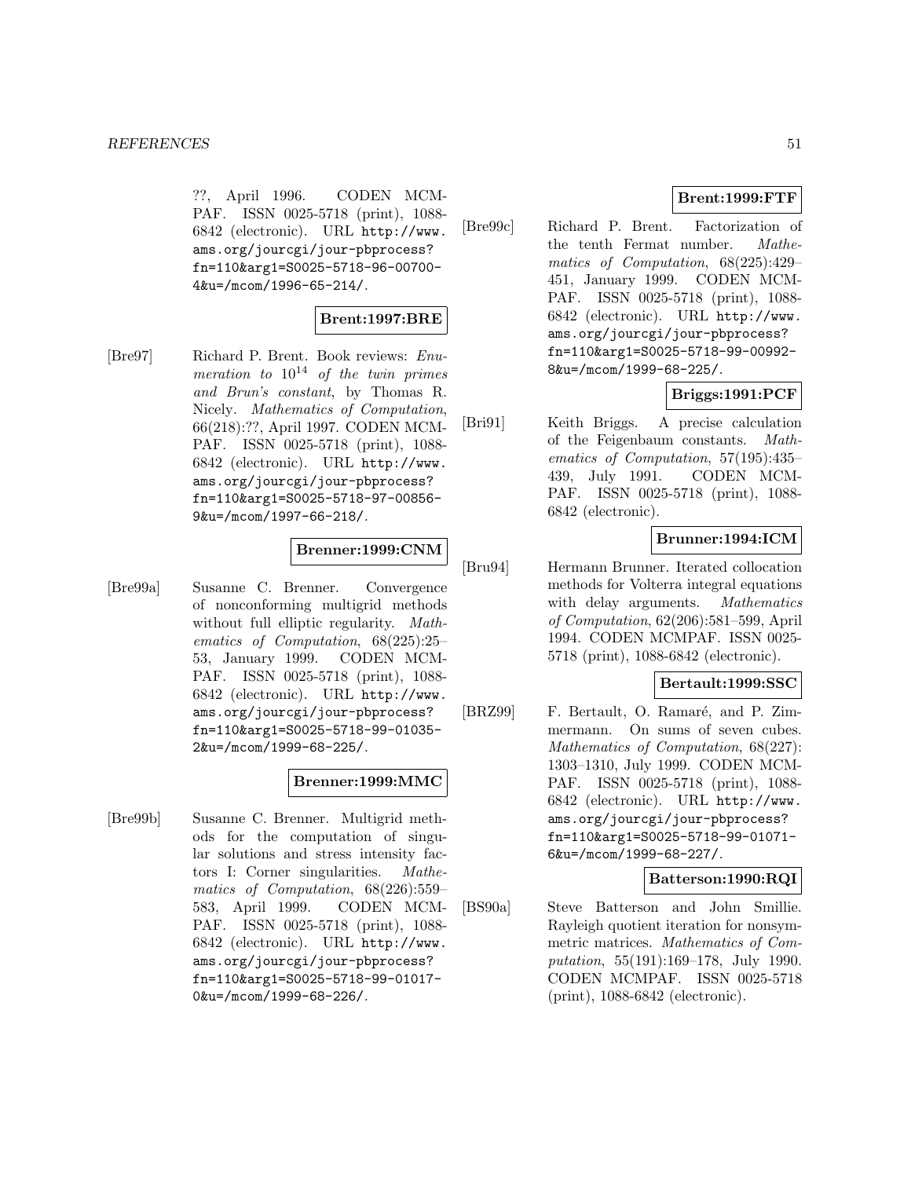??, April 1996. CODEN MCMPAF. ISSN 0025-5718 (print), 1088-6842 (electronic). URL http://www.ams.org/jourcgi/jour-pbprocess?fn=110&arg1=S0025-5718-96-00700-4&u=/mcom/1996-65-214/.

**Brent:1997:BRE**

[Bre97] Richard P. Brent. Book reviews: *Enumeration to* $10^{14}$ *of the twin primes and Brun's constant*, by Thomas R. Nicely. *Mathematics of Computation*, 66(218):??, April 1997. CODEN MCMPAF. ISSN 0025-5718 (print), 1088-6842 (electronic). URL http://www.ams.org/jourcgi/jour-pbprocess?fn=110&arg1=S0025-5718-97-00856-9&u=/mcom/1997-66-218/.

**Brenner:1999:CNM**

[Bre99a] Susanne C. Brenner. Convergence of nonconforming multigrid methods without full elliptic regularity. *Mathematics of Computation*, 68(225):25–53, January 1999. CODEN MCMPAF. ISSN 0025-5718 (print), 1088-6842 (electronic). URL http://www.ams.org/jourcgi/jour-pbprocess?fn=110&arg1=S0025-5718-99-01035-2&u=/mcom/1999-68-225/.

**Brenner:1999:MMC**

[Bre99b] Susanne C. Brenner. Multigrid methods for the computation of singular solutions and stress intensity factors I: Corner singularities. *Mathematics of Computation*, 68(226):559–583, April 1999. CODEN MCMPAF. ISSN 0025-5718 (print), 1088-6842 (electronic). URL http://www.ams.org/jourcgi/jour-pbprocess?fn=110&arg1=S0025-5718-99-01017-0&u=/mcom/1999-68-226/.

**Brent:1999:FTF**

[Bre99c] Richard P. Brent. Factorization of the tenth Fermat number. *Mathematics of Computation*, 68(225):429–451, January 1999. CODEN MCMPAF. ISSN 0025-5718 (print), 1088-6842 (electronic). URL http://www.ams.org/jourcgi/jour-pbprocess?fn=110&arg1=S0025-5718-99-00992-8&u=/mcom/1999-68-225/.

**Briggs:1991:PCF**

[Bri91] Keith Briggs. A precise calculation of the Feigenbaum constants. *Mathematics of Computation*, 57(195):435–439, July 1991. CODEN MCMPAF. ISSN 0025-5718 (print), 1088-6842 (electronic).

**Brunner:1994:ICM**

[Bru94] Hermann Brunner. Iterated collocation methods for Volterra integral equations with delay arguments. *Mathematics of Computation*, 62(206):581–599, April 1994. CODEN MCMPAF. ISSN 0025-5718 (print), 1088-6842 (electronic).

**Bertault:1999:SSC**

[BRZ99] F. Bertault, O. Ramaré, and P. Zimmermann. On sums of seven cubes. *Mathematics of Computation*, 68(227):1303–1310, July 1999. CODEN MCMPAF. ISSN 0025-5718 (print), 1088-6842 (electronic). URL http://www.ams.org/jourcgi/jour-pbprocess?fn=110&arg1=S0025-5718-99-01071-6&u=/mcom/1999-68-227/.

**Batterson:1990:RQI**

[BS90a] Steve Batterson and John Smillie. Rayleigh quotient iteration for nonsymmetric matrices. *Mathematics of Computation*, 55(191):169–178, July 1990. CODEN MCMPAF. ISSN 0025-5718 (print), 1088-6842 (electronic).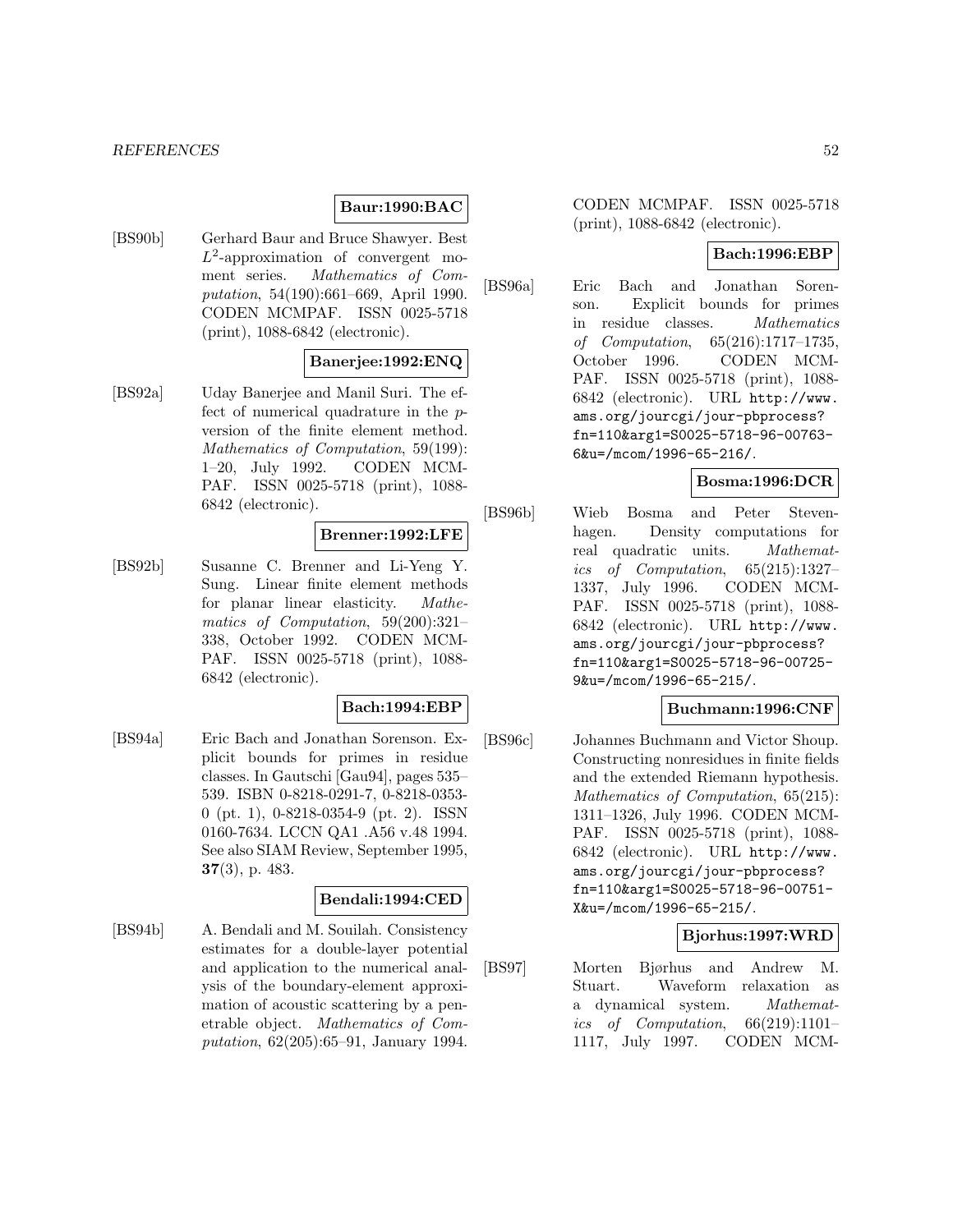**Baur:1990:BAC**

[BS90b] Gerhard Baur and Bruce Shawyer. Best $L^2$-approximation of convergent moment series. *Mathematics of Computation*, 54(190):661–669, April 1990. CODEN MCMPAF. ISSN 0025-5718 (print), 1088-6842 (electronic).

**Banerjee:1992:ENQ**

[BS92a] Uday Banerjee and Manil Suri. The effect of numerical quadrature in the $p$-version of the finite element method. *Mathematics of Computation*, 59(199): 1–20, July 1992. CODEN MCMPAF. ISSN 0025-5718 (print), 1088-6842 (electronic).

**Brenner:1992:LFE**

[BS92b] Susanne C. Brenner and Li-Yeng Y. Sung. Linear finite element methods for planar linear elasticity. *Mathematics of Computation*, 59(200):321–338, October 1992. CODEN MCMPAF. ISSN 0025-5718 (print), 1088-6842 (electronic).

**Bach:1994:EBP**

[BS94a] Eric Bach and Jonathan Sorenson. Explicit bounds for primes in residue classes. In Gautschi [Gau94], pages 535–539. ISBN 0-8218-0291-7, 0-8218-0353-0 (pt. 1), 0-8218-0354-9 (pt. 2). ISSN 0160-7634. LCCN QA1 .A56 v.48 1994. See also SIAM Review, September 1995, **37**(3), p. 483.

**Bendali:1994:CED**

[BS94b] A. Bendali and M. Souilah. Consistency estimates for a double-layer potential and application to the numerical analysis of the boundary-element approximation of acoustic scattering by a penetrable object. *Mathematics of Computation*, 62(205):65–91, January 1994. CODEN MCMPAF. ISSN 0025-5718 (print), 1088-6842 (electronic).

**Bach:1996:EBP**

[BS96a] Eric Bach and Jonathan Sorenson. Explicit bounds for primes in residue classes. *Mathematics of Computation*, 65(216):1717–1735, October 1996. CODEN MCMPAF. ISSN 0025-5718 (print), 1088-6842 (electronic). URL http://www.ams.org/jourcgi/jour-pbprocess?fn=110&arg1=S0025-5718-96-00763-6&u=/mcom/1996-65-216/.

**Bosma:1996:DCR**

[BS96b] Wieb Bosma and Peter Stevenhagen. Density computations for real quadratic units. *Mathematics of Computation*, 65(215):1327–1337, July 1996. CODEN MCMPAF. ISSN 0025-5718 (print), 1088-6842 (electronic). URL http://www.ams.org/jourcgi/jour-pbprocess?fn=110&arg1=S0025-5718-96-00725-9&u=/mcom/1996-65-215/.

**Buchmann:1996:CNF**

[BS96c] Johannes Buchmann and Victor Shoup. Constructing nonresidues in finite fields and the extended Riemann hypothesis. *Mathematics of Computation*, 65(215): 1311–1326, July 1996. CODEN MCMPAF. ISSN 0025-5718 (print), 1088-6842 (electronic). URL http://www.ams.org/jourcgi/jour-pbprocess?fn=110&arg1=S0025-5718-96-00751-X&u=/mcom/1996-65-215/.

**Bjorhus:1997:WRD**

[BS97] Morten Bjørhus and Andrew M. Stuart. Waveform relaxation as a dynamical system. *Mathematics of Computation*, 66(219):1101–1117, July 1997. CODEN MCM-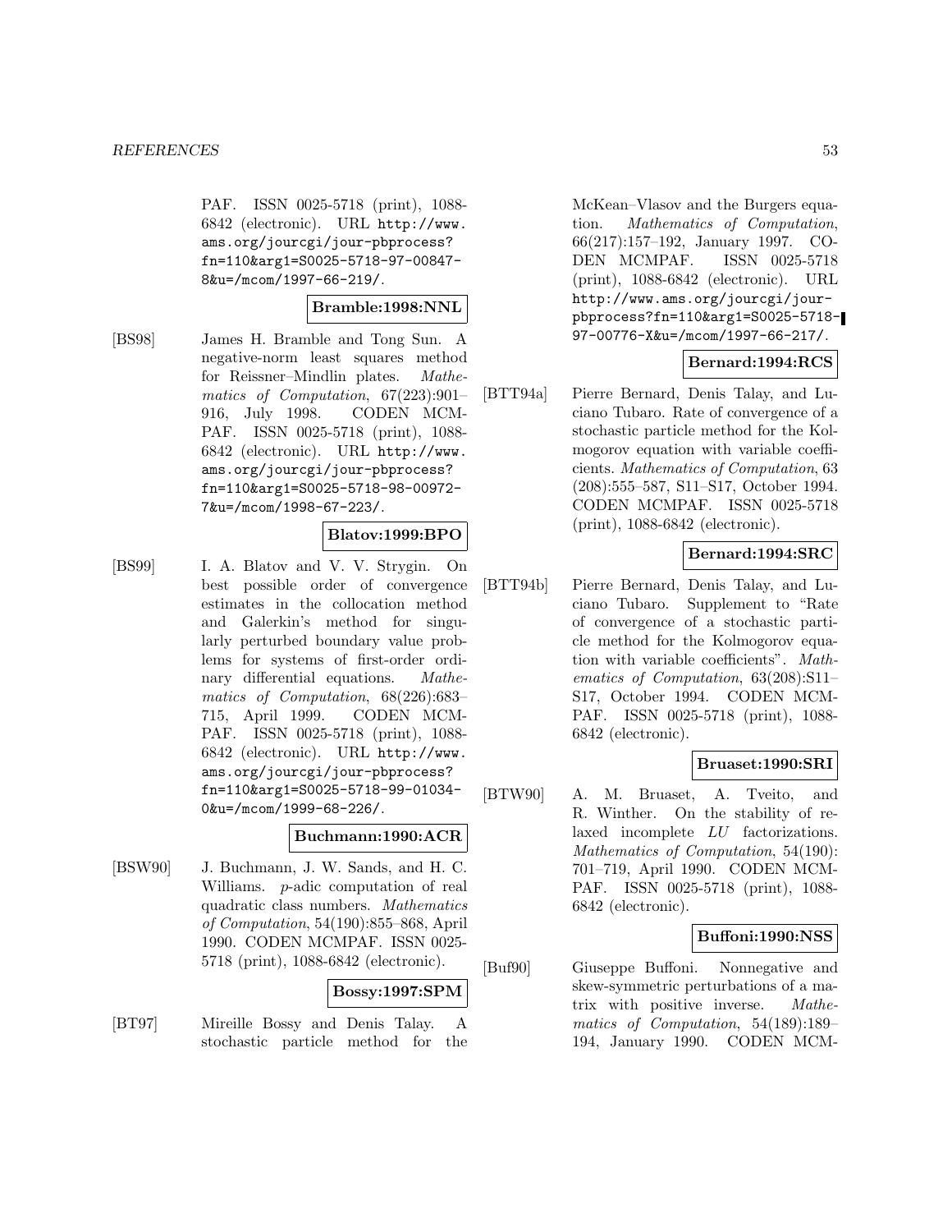PAF. ISSN 0025-5718 (print), 1088-6842 (electronic). URL http://www.ams.org/jourcgi/jour-pbprocess?fn=110&arg1=S0025-5718-97-00847-8&u=/mcom/1997-66-219/.

**Bramble:1998:NNL**

[BS98] James H. Bramble and Tong Sun. A negative-norm least squares method for Reissner–Mindlin plates. *Mathematics of Computation*, 67(223):901–916, July 1998. CODEN MCMPAF. ISSN 0025-5718 (print), 1088-6842 (electronic). URL http://www.ams.org/jourcgi/jour-pbprocess?fn=110&arg1=S0025-5718-98-00972-7&u=/mcom/1998-67-223/.

**Blatov:1999:BPO**

[BS99] I. A. Blatov and V. V. Strygin. On best possible order of convergence estimates in the collocation method and Galerkin's method for singularly perturbed boundary value problems for systems of first-order ordinary differential equations. *Mathematics of Computation*, 68(226):683–715, April 1999. CODEN MCMPAF. ISSN 0025-5718 (print), 1088-6842 (electronic). URL http://www.ams.org/jourcgi/jour-pbprocess?fn=110&arg1=S0025-5718-99-01034-0&u=/mcom/1999-68-226/.

**Buchmann:1990:ACR**

[BSW90] J. Buchmann, J. W. Sands, and H. C. Williams. $p$-adic computation of real quadratic class numbers. *Mathematics of Computation*, 54(190):855–868, April 1990. CODEN MCMPAF. ISSN 0025-5718 (print), 1088-6842 (electronic).

**Bossy:1997:SPM**

[BT97] Mireille Bossy and Denis Talay. A stochastic particle method for the McKean–Vlasov and the Burgers equation. *Mathematics of Computation*, 66(217):157–192, January 1997. CODEN MCMPAF. ISSN 0025-5718 (print), 1088-6842 (electronic). URL http://www.ams.org/jourcgi/jour-pbprocess?fn=110&arg1=S0025-5718-97-00776-X&u=/mcom/1997-66-217/.

**Bernard:1994:RCS**

[BTT94a] Pierre Bernard, Denis Talay, and Luciano Tubaro. Rate of convergence of a stochastic particle method for the Kolmogorov equation with variable coefficients. *Mathematics of Computation*, 63 (208):555–587, S11–S17, October 1994. CODEN MCMPAF. ISSN 0025-5718 (print), 1088-6842 (electronic).

**Bernard:1994:SRC**

[BTT94b] Pierre Bernard, Denis Talay, and Luciano Tubaro. Supplement to "Rate of convergence of a stochastic particle method for the Kolmogorov equation with variable coefficients". *Mathematics of Computation*, 63(208):S11–S17, October 1994. CODEN MCMPAF. ISSN 0025-5718 (print), 1088-6842 (electronic).

**Bruaset:1990:SRI**

[BTW90] A. M. Bruaset, A. Tveito, and R. Winther. On the stability of relaxed incomplete *LU* factorizations. *Mathematics of Computation*, 54(190): 701–719, April 1990. CODEN MCMPAF. ISSN 0025-5718 (print), 1088-6842 (electronic).

**Buffoni:1990:NSS**

[Buf90] Giuseppe Buffoni. Nonnegative and skew-symmetric perturbations of a matrix with positive inverse. *Mathematics of Computation*, 54(189):189–194, January 1990. CODEN MCM-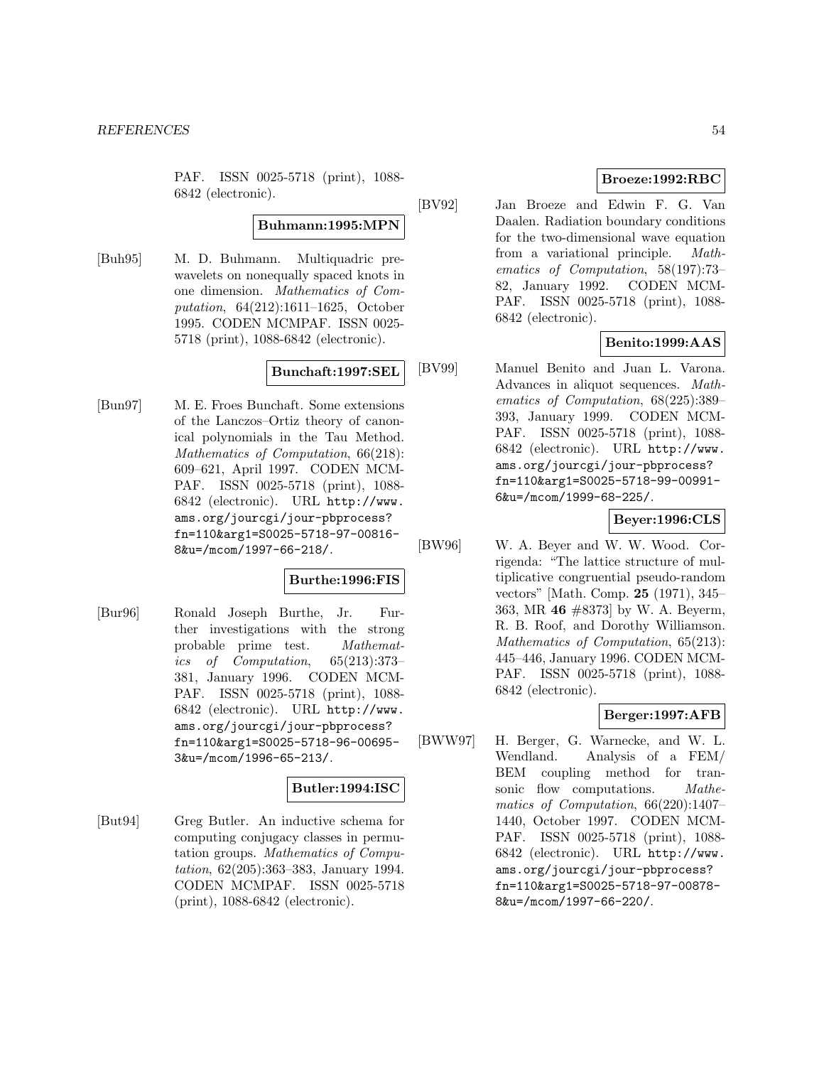PAF. ISSN 0025-5718 (print), 1088-6842 (electronic).

**Buhmann:1995:MPN**

[Buh95] M. D. Buhmann. Multiquadric prewavelets on nonequally spaced knots in one dimension. *Mathematics of Computation*, 64(212):1611–1625, October 1995. CODEN MCMPAF. ISSN 0025-5718 (print), 1088-6842 (electronic).

**Bunchaft:1997:SEL**

[Bun97] M. E. Froes Bunchaft. Some extensions of the Lanczos–Ortiz theory of canonical polynomials in the Tau Method. *Mathematics of Computation*, 66(218): 609–621, April 1997. CODEN MCMPAF. ISSN 0025-5718 (print), 1088-6842 (electronic). URL `http://www.ams.org/jourcgi/jour-pbprocess?fn=110&arg1=S0025-5718-97-00816-8&u=/mcom/1997-66-218/`.

**Burthe:1996:FIS**

[Bur96] Ronald Joseph Burthe, Jr. Further investigations with the strong probable prime test. *Mathematics of Computation*, 65(213):373–381, January 1996. CODEN MCMPAF. ISSN 0025-5718 (print), 1088-6842 (electronic). URL `http://www.ams.org/jourcgi/jour-pbprocess?fn=110&arg1=S0025-5718-96-00695-3&u=/mcom/1996-65-213/`.

**Butler:1994:ISC**

[But94] Greg Butler. An inductive schema for computing conjugacy classes in permutation groups. *Mathematics of Computation*, 62(205):363–383, January 1994. CODEN MCMPAF. ISSN 0025-5718 (print), 1088-6842 (electronic).

**Broeze:1992:RBC**

[BV92] Jan Broeze and Edwin F. G. Van Daalen. Radiation boundary conditions for the two-dimensional wave equation from a variational principle. *Mathematics of Computation*, 58(197):73–82, January 1992. CODEN MCMPAF. ISSN 0025-5718 (print), 1088-6842 (electronic).

**Benito:1999:AAS**

[BV99] Manuel Benito and Juan L. Varona. Advances in aliquot sequences. *Mathematics of Computation*, 68(225):389–393, January 1999. CODEN MCMPAF. ISSN 0025-5718 (print), 1088-6842 (electronic). URL `http://www.ams.org/jourcgi/jour-pbprocess?fn=110&arg1=S0025-5718-99-00991-6&u=/mcom/1999-68-225/`.

**Beyer:1996:CLS**

[BW96] W. A. Beyer and W. W. Wood. Corrigenda: "The lattice structure of multiplicative congruential pseudo-random vectors" [Math. Comp. **25** (1971), 345–363, MR **46** #8373] by W. A. Beyerm, R. B. Roof, and Dorothy Williamson. *Mathematics of Computation*, 65(213): 445–446, January 1996. CODEN MCMPAF. ISSN 0025-5718 (print), 1088-6842 (electronic).

**Berger:1997:AFB**

[BWW97] H. Berger, G. Warnecke, and W. L. Wendland. Analysis of a FEM/BEM coupling method for transonic flow computations. *Mathematics of Computation*, 66(220):1407–1440, October 1997. CODEN MCMPAF. ISSN 0025-5718 (print), 1088-6842 (electronic). URL `http://www.ams.org/jourcgi/jour-pbprocess?fn=110&arg1=S0025-5718-97-00878-8&u=/mcom/1997-66-220/`.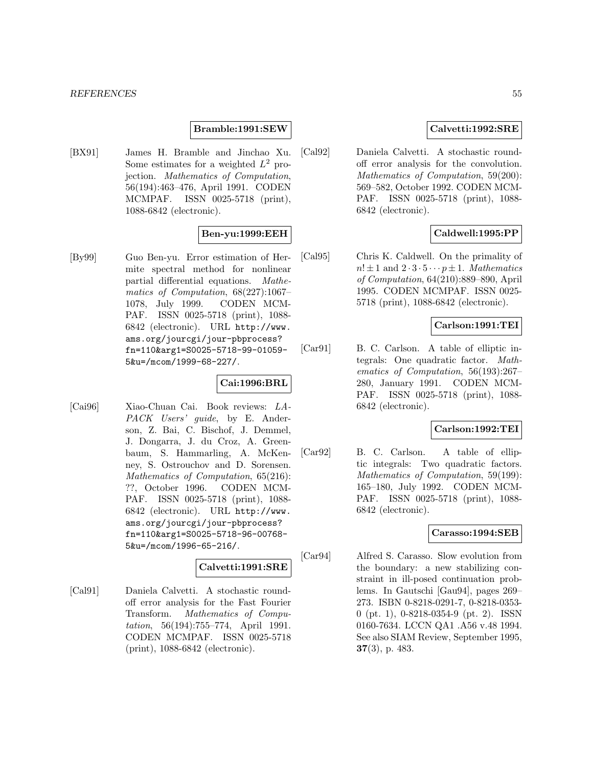**Bramble:1991:SEW**

[BX91] James H. Bramble and Jinchao Xu. Some estimates for a weighted $L^2$ projection. *Mathematics of Computation*, 56(194):463–476, April 1991. CODEN MCMPAF. ISSN 0025-5718 (print), 1088-6842 (electronic).

**Ben-yu:1999:EEH**

[By99] Guo Ben-yu. Error estimation of Hermite spectral method for nonlinear partial differential equations. *Mathematics of Computation*, 68(227):1067–1078, July 1999. CODEN MCMPAF. ISSN 0025-5718 (print), 1088-6842 (electronic). URL http://www.ams.org/jourcgi/jour-pbprocess?fn=110&arg1=S0025-5718-99-01059-5&u=/mcom/1999-68-227/.

**Cai:1996:BRL**

[Cai96] Xiao-Chuan Cai. Book reviews: *LAPACK Users' guide*, by E. Anderson, Z. Bai, C. Bischof, J. Demmel, J. Dongarra, J. du Croz, A. Greenbaum, S. Hammarling, A. McKenney, S. Ostrouchov and D. Sorensen. *Mathematics of Computation*, 65(216): ??, October 1996. CODEN MCMPAF. ISSN 0025-5718 (print), 1088-6842 (electronic). URL http://www.ams.org/jourcgi/jour-pbprocess?fn=110&arg1=S0025-5718-96-00768-5&u=/mcom/1996-65-216/.

**Calvetti:1991:SRE**

[Cal91] Daniela Calvetti. A stochastic roundoff error analysis for the Fast Fourier Transform. *Mathematics of Computation*, 56(194):755–774, April 1991. CODEN MCMPAF. ISSN 0025-5718 (print), 1088-6842 (electronic).

**Calvetti:1992:SRE**

[Cal92] Daniela Calvetti. A stochastic roundoff error analysis for the convolution. *Mathematics of Computation*, 59(200): 569–582, October 1992. CODEN MCMPAF. ISSN 0025-5718 (print), 1088-6842 (electronic).

**Caldwell:1995:PP**

[Cal95] Chris K. Caldwell. On the primality of $n! \pm 1$ and $2 \cdot 3 \cdot 5 \cdots p \pm 1$. *Mathematics of Computation*, 64(210):889–890, April 1995. CODEN MCMPAF. ISSN 0025-5718 (print), 1088-6842 (electronic).

**Carlson:1991:TEI**

[Car91] B. C. Carlson. A table of elliptic integrals: One quadratic factor. *Mathematics of Computation*, 56(193):267–280, January 1991. CODEN MCMPAF. ISSN 0025-5718 (print), 1088-6842 (electronic).

**Carlson:1992:TEI**

[Car92] B. C. Carlson. A table of elliptic integrals: Two quadratic factors. *Mathematics of Computation*, 59(199): 165–180, July 1992. CODEN MCMPAF. ISSN 0025-5718 (print), 1088-6842 (electronic).

**Carasso:1994:SEB**

[Car94] Alfred S. Carasso. Slow evolution from the boundary: a new stabilizing constraint in ill-posed continuation problems. In Gautschi [Gau94], pages 269–273. ISBN 0-8218-0291-7, 0-8218-0353-0 (pt. 1), 0-8218-0354-9 (pt. 2). ISSN 0160-7634. LCCN QA1 .A56 v.48 1994. See also SIAM Review, September 1995, **37**(3), p. 483.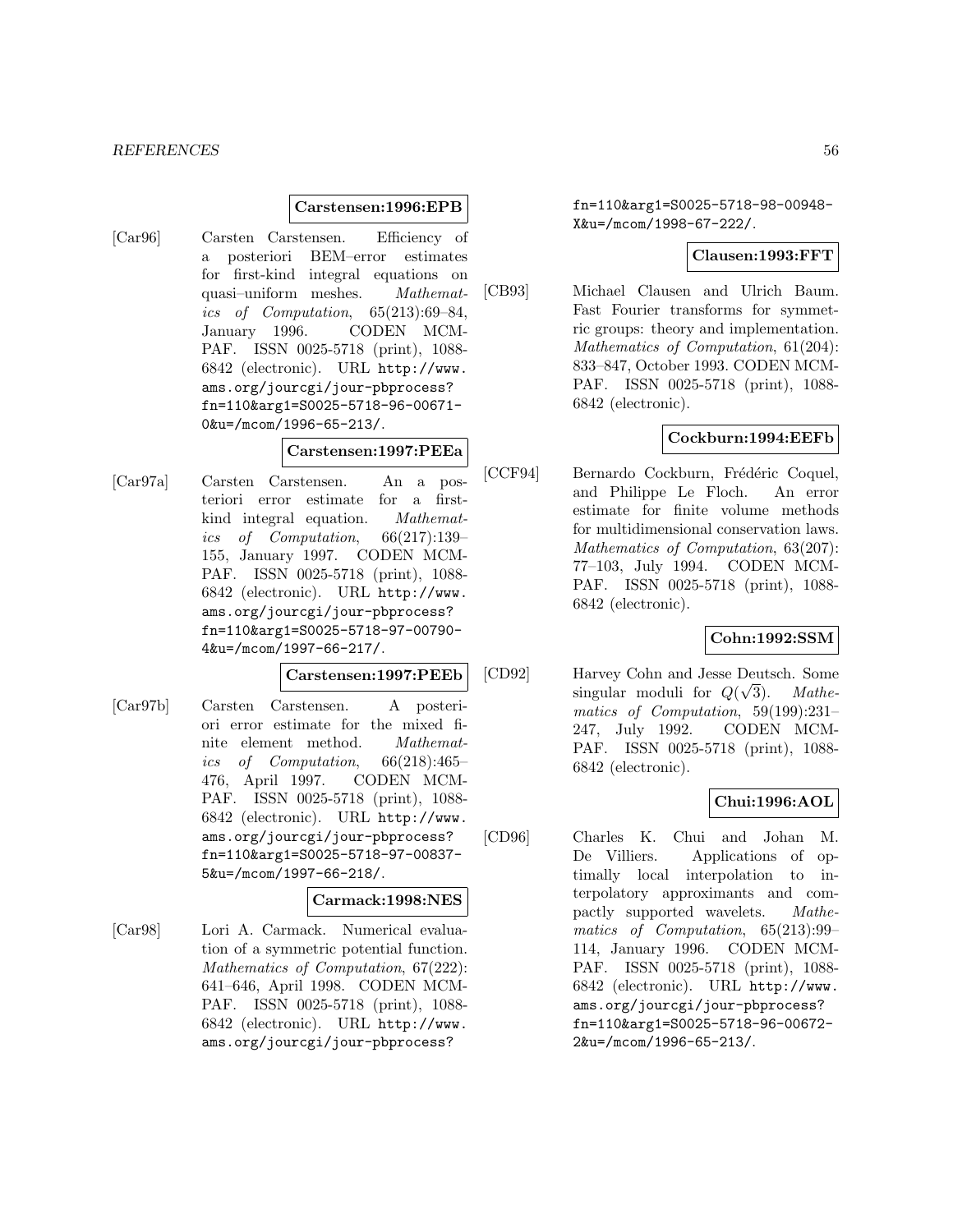**Carstensen:1996:EPB**

[Car96] Carsten Carstensen. Efficiency of a posteriori BEM–error estimates for first-kind integral equations on quasi–uniform meshes. *Mathematics of Computation*, 65(213):69–84, January 1996. CODEN MCMPAF. ISSN 0025-5718 (print), 1088-6842 (electronic). URL http://www.ams.org/jourcgi/jour-pbprocess?fn=110&arg1=S0025-5718-96-00671-0&u=/mcom/1996-65-213/.

**Carstensen:1997:PEEa**

[Car97a] Carsten Carstensen. An a posteriori error estimate for a first-kind integral equation. *Mathematics of Computation*, 66(217):139–155, January 1997. CODEN MCMPAF. ISSN 0025-5718 (print), 1088-6842 (electronic). URL http://www.ams.org/jourcgi/jour-pbprocess?fn=110&arg1=S0025-5718-97-00790-4&u=/mcom/1997-66-217/.

**Carstensen:1997:PEEb**

[Car97b] Carsten Carstensen. A posteriori error estimate for the mixed finite element method. *Mathematics of Computation*, 66(218):465–476, April 1997. CODEN MCMPAF. ISSN 0025-5718 (print), 1088-6842 (electronic). URL http://www.ams.org/jourcgi/jour-pbprocess?fn=110&arg1=S0025-5718-97-00837-5&u=/mcom/1997-66-218/.

**Carmack:1998:NES**

[Car98] Lori A. Carmack. Numerical evaluation of a symmetric potential function. *Mathematics of Computation*, 67(222):641–646, April 1998. CODEN MCMPAF. ISSN 0025-5718 (print), 1088-6842 (electronic). URL http://www.ams.org/jourcgi/jour-pbprocess?fn=110&arg1=S0025-5718-98-00948-X&u=/mcom/1998-67-222/.

**Clausen:1993:FFT**

[CB93] Michael Clausen and Ulrich Baum. Fast Fourier transforms for symmetric groups: theory and implementation. *Mathematics of Computation*, 61(204):833–847, October 1993. CODEN MCMPAF. ISSN 0025-5718 (print), 1088-6842 (electronic).

**Cockburn:1994:EEFb**

[CCF94] Bernardo Cockburn, Frédéric Coquel, and Philippe Le Floch. An error estimate for finite volume methods for multidimensional conservation laws. *Mathematics of Computation*, 63(207):77–103, July 1994. CODEN MCMPAF. ISSN 0025-5718 (print), 1088-6842 (electronic).

**Cohn:1992:SSM**

[CD92] Harvey Cohn and Jesse Deutsch. Some singular moduli for $Q(\sqrt{3})$. *Mathematics of Computation*, 59(199):231–247, July 1992. CODEN MCMPAF. ISSN 0025-5718 (print), 1088-6842 (electronic).

**Chui:1996:AOL**

[CD96] Charles K. Chui and Johan M. De Villiers. Applications of optimally local interpolation to interpolatory approximants and compactly supported wavelets. *Mathematics of Computation*, 65(213):99–114, January 1996. CODEN MCMPAF. ISSN 0025-5718 (print), 1088-6842 (electronic). URL http://www.ams.org/jourcgi/jour-pbprocess?fn=110&arg1=S0025-5718-96-00672-2&u=/mcom/1996-65-213/.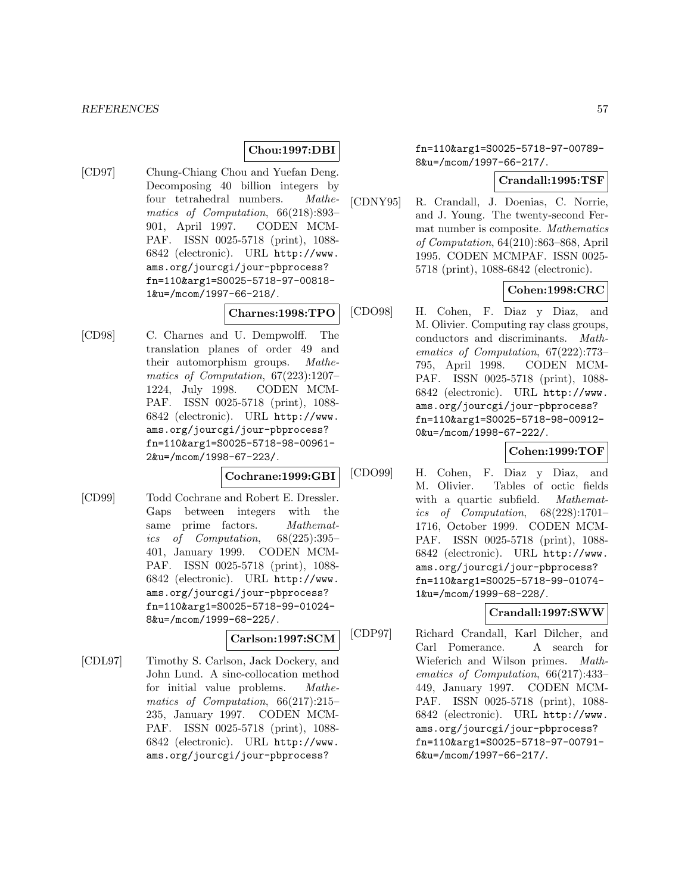**Chou:1997:DBI**

[CD97] Chung-Chiang Chou and Yuefan Deng. Decomposing 40 billion integers by four tetrahedral numbers. *Mathematics of Computation*, 66(218):893–901, April 1997. CODEN MCMPAF. ISSN 0025-5718 (print), 1088-6842 (electronic). URL `http://www.ams.org/jourcgi/jour-pbprocess?fn=110&arg1=S0025-5718-97-00818-1&u=/mcom/1997-66-218/`.

**Charnes:1998:TPO**

[CD98] C. Charnes and U. Dempwolff. The translation planes of order 49 and their automorphism groups. *Mathematics of Computation*, 67(223):1207–1224, July 1998. CODEN MCMPAF. ISSN 0025-5718 (print), 1088-6842 (electronic). URL `http://www.ams.org/jourcgi/jour-pbprocess?fn=110&arg1=S0025-5718-98-00961-2&u=/mcom/1998-67-223/`.

**Cochrane:1999:GBI**

[CD99] Todd Cochrane and Robert E. Dressler. Gaps between integers with the same prime factors. *Mathematics of Computation*, 68(225):395–401, January 1999. CODEN MCMPAF. ISSN 0025-5718 (print), 1088-6842 (electronic). URL `http://www.ams.org/jourcgi/jour-pbprocess?fn=110&arg1=S0025-5718-99-01024-8&u=/mcom/1999-68-225/`.

**Carlson:1997:SCM**

[CDL97] Timothy S. Carlson, Jack Dockery, and John Lund. A sinc-collocation method for initial value problems. *Mathematics of Computation*, 66(217):215–235, January 1997. CODEN MCMPAF. ISSN 0025-5718 (print), 1088-6842 (electronic). URL `http://www.ams.org/jourcgi/jour-pbprocess?fn=110&arg1=S0025-5718-97-00789-8&u=/mcom/1997-66-217/`.

**Crandall:1995:TSF**

[CDNY95] R. Crandall, J. Doenias, C. Norrie, and J. Young. The twenty-second Fermat number is composite. *Mathematics of Computation*, 64(210):863–868, April 1995. CODEN MCMPAF. ISSN 0025-5718 (print), 1088-6842 (electronic).

**Cohen:1998:CRC**

[CDO98] H. Cohen, F. Diaz y Diaz, and M. Olivier. Computing ray class groups, conductors and discriminants. *Mathematics of Computation*, 67(222):773–795, April 1998. CODEN MCMPAF. ISSN 0025-5718 (print), 1088-6842 (electronic). URL `http://www.ams.org/jourcgi/jour-pbprocess?fn=110&arg1=S0025-5718-98-00912-0&u=/mcom/1998-67-222/`.

**Cohen:1999:TOF**

[CDO99] H. Cohen, F. Diaz y Diaz, and M. Olivier. Tables of octic fields with a quartic subfield. *Mathematics of Computation*, 68(228):1701–1716, October 1999. CODEN MCMPAF. ISSN 0025-5718 (print), 1088-6842 (electronic). URL `http://www.ams.org/jourcgi/jour-pbprocess?fn=110&arg1=S0025-5718-99-01074-1&u=/mcom/1999-68-228/`.

**Crandall:1997:SWW**

[CDP97] Richard Crandall, Karl Dilcher, and Carl Pomerance. A search for Wieferich and Wilson primes. *Mathematics of Computation*, 66(217):433–449, January 1997. CODEN MCMPAF. ISSN 0025-5718 (print), 1088-6842 (electronic). URL `http://www.ams.org/jourcgi/jour-pbprocess?fn=110&arg1=S0025-5718-97-00791-6&u=/mcom/1997-66-217/`.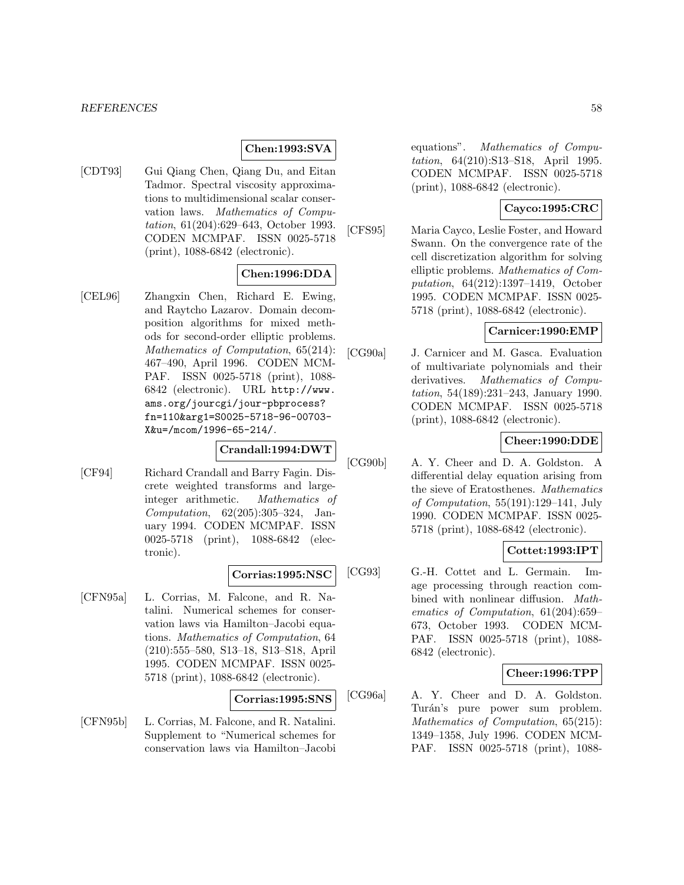**Chen:1993:SVA**

[CDT93] Gui Qiang Chen, Qiang Du, and Eitan Tadmor. Spectral viscosity approximations to multidimensional scalar conservation laws. *Mathematics of Computation*, 61(204):629–643, October 1993. CODEN MCMPAF. ISSN 0025-5718 (print), 1088-6842 (electronic).

**Chen:1996:DDA**

[CEL96] Zhangxin Chen, Richard E. Ewing, and Raytcho Lazarov. Domain decomposition algorithms for mixed methods for second-order elliptic problems. *Mathematics of Computation*, 65(214): 467–490, April 1996. CODEN MCMPAF. ISSN 0025-5718 (print), 1088-6842 (electronic). URL `http://www.ams.org/jourcgi/jour-pbprocess?fn=110&arg1=S0025-5718-96-00703-X&u=/mcom/1996-65-214/`.

**Crandall:1994:DWT**

[CF94] Richard Crandall and Barry Fagin. Discrete weighted transforms and large-integer arithmetic. *Mathematics of Computation*, 62(205):305–324, January 1994. CODEN MCMPAF. ISSN 0025-5718 (print), 1088-6842 (electronic).

**Corrias:1995:NSC**

[CFN95a] L. Corrias, M. Falcone, and R. Natalini. Numerical schemes for conservation laws via Hamilton–Jacobi equations. *Mathematics of Computation*, 64 (210):555–580, S13–18, S13–S18, April 1995. CODEN MCMPAF. ISSN 0025-5718 (print), 1088-6842 (electronic).

**Corrias:1995:SNS**

[CFN95b] L. Corrias, M. Falcone, and R. Natalini. Supplement to "Numerical schemes for conservation laws via Hamilton–Jacobi equations". *Mathematics of Computation*, 64(210):S13–S18, April 1995. CODEN MCMPAF. ISSN 0025-5718 (print), 1088-6842 (electronic).

**Cayco:1995:CRC**

[CFS95] Maria Cayco, Leslie Foster, and Howard Swann. On the convergence rate of the cell discretization algorithm for solving elliptic problems. *Mathematics of Computation*, 64(212):1397–1419, October 1995. CODEN MCMPAF. ISSN 0025-5718 (print), 1088-6842 (electronic).

**Carnicer:1990:EMP**

[CG90a] J. Carnicer and M. Gasca. Evaluation of multivariate polynomials and their derivatives. *Mathematics of Computation*, 54(189):231–243, January 1990. CODEN MCMPAF. ISSN 0025-5718 (print), 1088-6842 (electronic).

**Cheer:1990:DDE**

[CG90b] A. Y. Cheer and D. A. Goldston. A differential delay equation arising from the sieve of Eratosthenes. *Mathematics of Computation*, 55(191):129–141, July 1990. CODEN MCMPAF. ISSN 0025-5718 (print), 1088-6842 (electronic).

**Cottet:1993:IPT**

[CG93] G.-H. Cottet and L. Germain. Image processing through reaction combined with nonlinear diffusion. *Mathematics of Computation*, 61(204):659–673, October 1993. CODEN MCMPAF. ISSN 0025-5718 (print), 1088-6842 (electronic).

**Cheer:1996:TPP**

[CG96a] A. Y. Cheer and D. A. Goldston. Turán's pure power sum problem. *Mathematics of Computation*, 65(215): 1349–1358, July 1996. CODEN MCMPAF. ISSN 0025-5718 (print), 1088-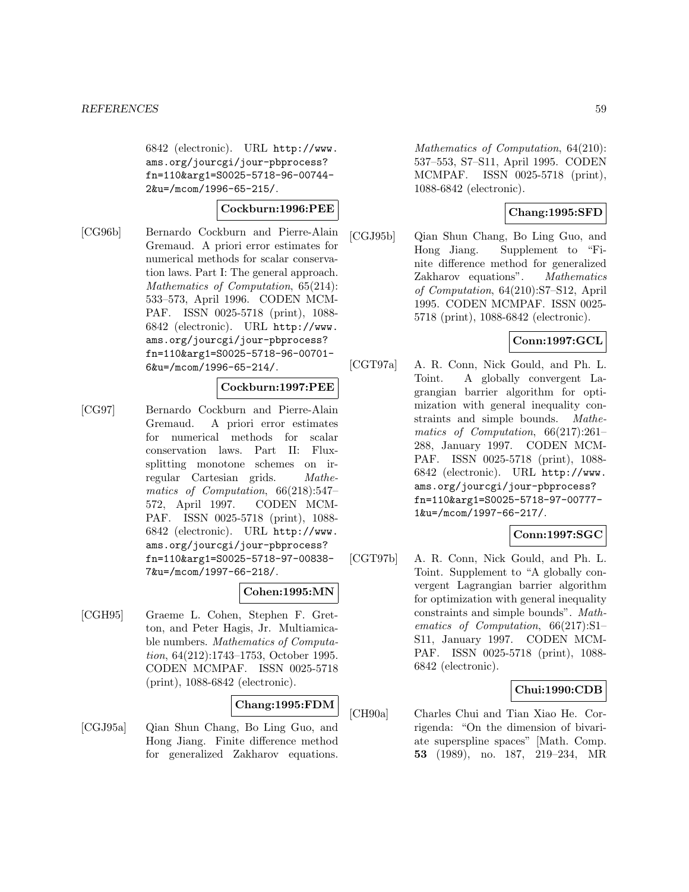6842 (electronic). URL http://www.ams.org/jourcgi/jour-pbprocess?fn=110&arg1=S0025-5718-96-00744-2&u=/mcom/1996-65-215/.

**Cockburn:1996:PEE**

[CG96b] Bernardo Cockburn and Pierre-Alain Gremaud. A priori error estimates for numerical methods for scalar conservation laws. Part I: The general approach. *Mathematics of Computation*, 65(214): 533–573, April 1996. CODEN MCMPAF. ISSN 0025-5718 (print), 1088-6842 (electronic). URL http://www.ams.org/jourcgi/jour-pbprocess?fn=110&arg1=S0025-5718-96-00701-6&u=/mcom/1996-65-214/.

**Cockburn:1997:PEE**

[CG97] Bernardo Cockburn and Pierre-Alain Gremaud. A priori error estimates for numerical methods for scalar conservation laws. Part II: Flux-splitting monotone schemes on irregular Cartesian grids. *Mathematics of Computation*, 66(218):547–572, April 1997. CODEN MCMPAF. ISSN 0025-5718 (print), 1088-6842 (electronic). URL http://www.ams.org/jourcgi/jour-pbprocess?fn=110&arg1=S0025-5718-97-00838-7&u=/mcom/1997-66-218/.

**Cohen:1995:MN**

[CGH95] Graeme L. Cohen, Stephen F. Gretton, and Peter Hagis, Jr. Multiamicable numbers. *Mathematics of Computation*, 64(212):1743–1753, October 1995. CODEN MCMPAF. ISSN 0025-5718 (print), 1088-6842 (electronic).

**Chang:1995:FDM**

[CGJ95a] Qian Shun Chang, Bo Ling Guo, and Hong Jiang. Finite difference method for generalized Zakharov equations. *Mathematics of Computation*, 64(210): 537–553, S7–S11, April 1995. CODEN MCMPAF. ISSN 0025-5718 (print), 1088-6842 (electronic).

**Chang:1995:SFD**

[CGJ95b] Qian Shun Chang, Bo Ling Guo, and Hong Jiang. Supplement to "Finite difference method for generalized Zakharov equations". *Mathematics of Computation*, 64(210):S7–S12, April 1995. CODEN MCMPAF. ISSN 0025-5718 (print), 1088-6842 (electronic).

**Conn:1997:GCL**

[CGT97a] A. R. Conn, Nick Gould, and Ph. L. Toint. A globally convergent Lagrangian barrier algorithm for optimization with general inequality constraints and simple bounds. *Mathematics of Computation*, 66(217):261–288, January 1997. CODEN MCMPAF. ISSN 0025-5718 (print), 1088-6842 (electronic). URL http://www.ams.org/jourcgi/jour-pbprocess?fn=110&arg1=S0025-5718-97-00777-1&u=/mcom/1997-66-217/.

**Conn:1997:SGC**

[CGT97b] A. R. Conn, Nick Gould, and Ph. L. Toint. Supplement to "A globally convergent Lagrangian barrier algorithm for optimization with general inequality constraints and simple bounds". *Mathematics of Computation*, 66(217):S1–S11, January 1997. CODEN MCMPAF. ISSN 0025-5718 (print), 1088-6842 (electronic).

**Chui:1990:CDB**

[CH90a] Charles Chui and Tian Xiao He. Corrigenda: "On the dimension of bivariate superspline spaces" [Math. Comp. **53** (1989), no. 187, 219–234, MR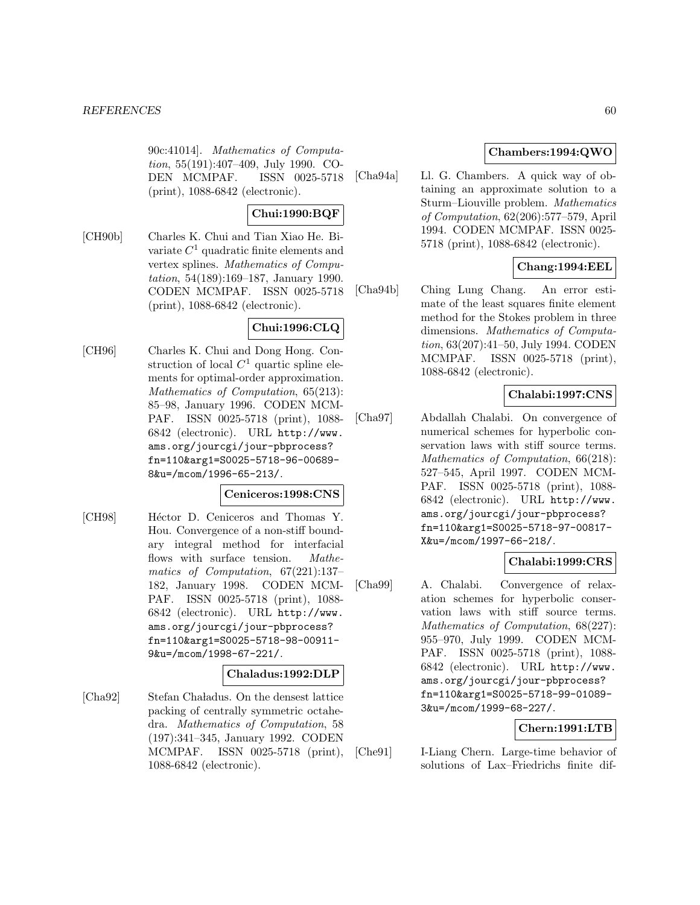90c:41014]. *Mathematics of Computation*, 55(191):407–409, July 1990. CODEN MCMPAF. ISSN 0025-5718 (print), 1088-6842 (electronic).

**Chui:1990:BQF**

[CH90b] Charles K. Chui and Tian Xiao He. Bivariate $C^1$ quadratic finite elements and vertex splines. *Mathematics of Computation*, 54(189):169–187, January 1990. CODEN MCMPAF. ISSN 0025-5718 (print), 1088-6842 (electronic).

**Chui:1996:CLQ**

[CH96] Charles K. Chui and Dong Hong. Construction of local $C^1$ quartic spline elements for optimal-order approximation. *Mathematics of Computation*, 65(213): 85–98, January 1996. CODEN MCMPAF. ISSN 0025-5718 (print), 1088-6842 (electronic). URL http://www.ams.org/jourcgi/jour-pbprocess?fn=110&arg1=S0025-5718-96-00689-8&u=/mcom/1996-65-213/.

**Ceniceros:1998:CNS**

[CH98] Héctor D. Ceniceros and Thomas Y. Hou. Convergence of a non-stiff boundary integral method for interfacial flows with surface tension. *Mathematics of Computation*, 67(221):137–182, January 1998. CODEN MCMPAF. ISSN 0025-5718 (print), 1088-6842 (electronic). URL http://www.ams.org/jourcgi/jour-pbprocess?fn=110&arg1=S0025-5718-98-00911-9&u=/mcom/1998-67-221/.

**Chaladus:1992:DLP**

[Cha92] Stefan Chaładus. On the densest lattice packing of centrally symmetric octahedra. *Mathematics of Computation*, 58 (197):341–345, January 1992. CODEN MCMPAF. ISSN 0025-5718 (print), 1088-6842 (electronic).

**Chambers:1994:QWO**

[Cha94a] Ll. G. Chambers. A quick way of obtaining an approximate solution to a Sturm–Liouville problem. *Mathematics of Computation*, 62(206):577–579, April 1994. CODEN MCMPAF. ISSN 0025-5718 (print), 1088-6842 (electronic).

**Chang:1994:EEL**

[Cha94b] Ching Lung Chang. An error estimate of the least squares finite element method for the Stokes problem in three dimensions. *Mathematics of Computation*, 63(207):41–50, July 1994. CODEN MCMPAF. ISSN 0025-5718 (print), 1088-6842 (electronic).

**Chalabi:1997:CNS**

[Cha97] Abdallah Chalabi. On convergence of numerical schemes for hyperbolic conservation laws with stiff source terms. *Mathematics of Computation*, 66(218): 527–545, April 1997. CODEN MCMPAF. ISSN 0025-5718 (print), 1088-6842 (electronic). URL http://www.ams.org/jourcgi/jour-pbprocess?fn=110&arg1=S0025-5718-97-00817-X&u=/mcom/1997-66-218/.

**Chalabi:1999:CRS**

[Cha99] A. Chalabi. Convergence of relaxation schemes for hyperbolic conservation laws with stiff source terms. *Mathematics of Computation*, 68(227): 955–970, July 1999. CODEN MCMPAF. ISSN 0025-5718 (print), 1088-6842 (electronic). URL http://www.ams.org/jourcgi/jour-pbprocess?fn=110&arg1=S0025-5718-99-01089-3&u=/mcom/1999-68-227/.

**Chern:1991:LTB**

[Che91] I-Liang Chern. Large-time behavior of solutions of Lax–Friedrichs finite dif-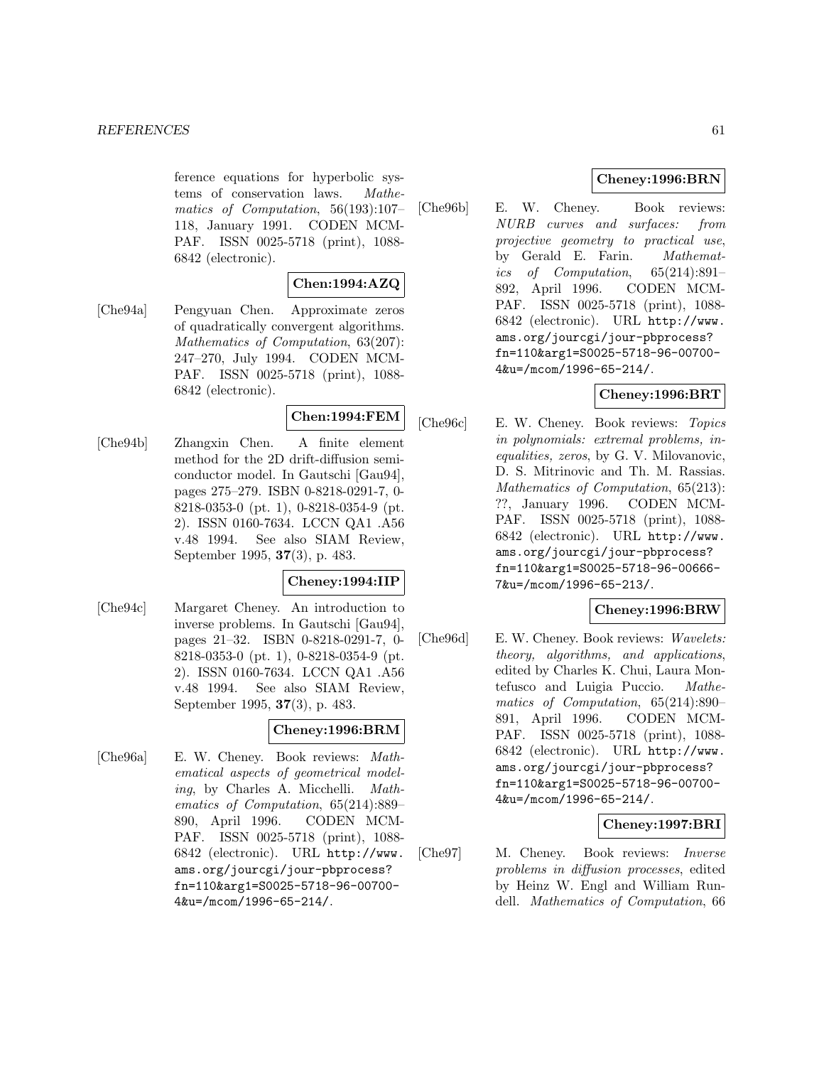ference equations for hyperbolic systems of conservation laws. *Mathematics of Computation*, 56(193):107–118, January 1991. CODEN MCMPAF. ISSN 0025-5718 (print), 1088-6842 (electronic).

**Chen:1994:AZQ**

[Che94a] Pengyuan Chen. Approximate zeros of quadratically convergent algorithms. *Mathematics of Computation*, 63(207): 247–270, July 1994. CODEN MCMPAF. ISSN 0025-5718 (print), 1088-6842 (electronic).

**Chen:1994:FEM**

[Che94b] Zhangxin Chen. A finite element method for the 2D drift-diffusion semiconductor model. In Gautschi [Gau94], pages 275–279. ISBN 0-8218-0291-7, 0-8218-0353-0 (pt. 1), 0-8218-0354-9 (pt. 2). ISSN 0160-7634. LCCN QA1 .A56 v.48 1994. See also SIAM Review, September 1995, **37**(3), p. 483.

**Cheney:1994:IIP**

[Che94c] Margaret Cheney. An introduction to inverse problems. In Gautschi [Gau94], pages 21–32. ISBN 0-8218-0291-7, 0-8218-0353-0 (pt. 1), 0-8218-0354-9 (pt. 2). ISSN 0160-7634. LCCN QA1 .A56 v.48 1994. See also SIAM Review, September 1995, **37**(3), p. 483.

**Cheney:1996:BRM**

[Che96a] E. W. Cheney. Book reviews: *Mathematical aspects of geometrical modeling*, by Charles A. Micchelli. *Mathematics of Computation*, 65(214):889–890, April 1996. CODEN MCMPAF. ISSN 0025-5718 (print), 1088-6842 (electronic). URL http://www.ams.org/jourcgi/jour-pbprocess?fn=110&arg1=S0025-5718-96-00700-4&u=/mcom/1996-65-214/.

**Cheney:1996:BRN**

[Che96b] E. W. Cheney. Book reviews: *NURB curves and surfaces: from projective geometry to practical use*, by Gerald E. Farin. *Mathematics of Computation*, 65(214):891–892, April 1996. CODEN MCMPAF. ISSN 0025-5718 (print), 1088-6842 (electronic). URL http://www.ams.org/jourcgi/jour-pbprocess?fn=110&arg1=S0025-5718-96-00700-4&u=/mcom/1996-65-214/.

**Cheney:1996:BRT**

[Che96c] E. W. Cheney. Book reviews: *Topics in polynomials: extremal problems, inequalities, zeros*, by G. V. Milovanovic, D. S. Mitrinovic and Th. M. Rassias. *Mathematics of Computation*, 65(213): ??, January 1996. CODEN MCMPAF. ISSN 0025-5718 (print), 1088-6842 (electronic). URL http://www.ams.org/jourcgi/jour-pbprocess?fn=110&arg1=S0025-5718-96-00666-7&u=/mcom/1996-65-213/.

**Cheney:1996:BRW**

[Che96d] E. W. Cheney. Book reviews: *Wavelets: theory, algorithms, and applications*, edited by Charles K. Chui, Laura Montefusco and Luigia Puccio. *Mathematics of Computation*, 65(214):890–891, April 1996. CODEN MCMPAF. ISSN 0025-5718 (print), 1088-6842 (electronic). URL http://www.ams.org/jourcgi/jour-pbprocess?fn=110&arg1=S0025-5718-96-00700-4&u=/mcom/1996-65-214/.

**Cheney:1997:BRI**

[Che97] M. Cheney. Book reviews: *Inverse problems in diffusion processes*, edited by Heinz W. Engl and William Rundell. *Mathematics of Computation*, 66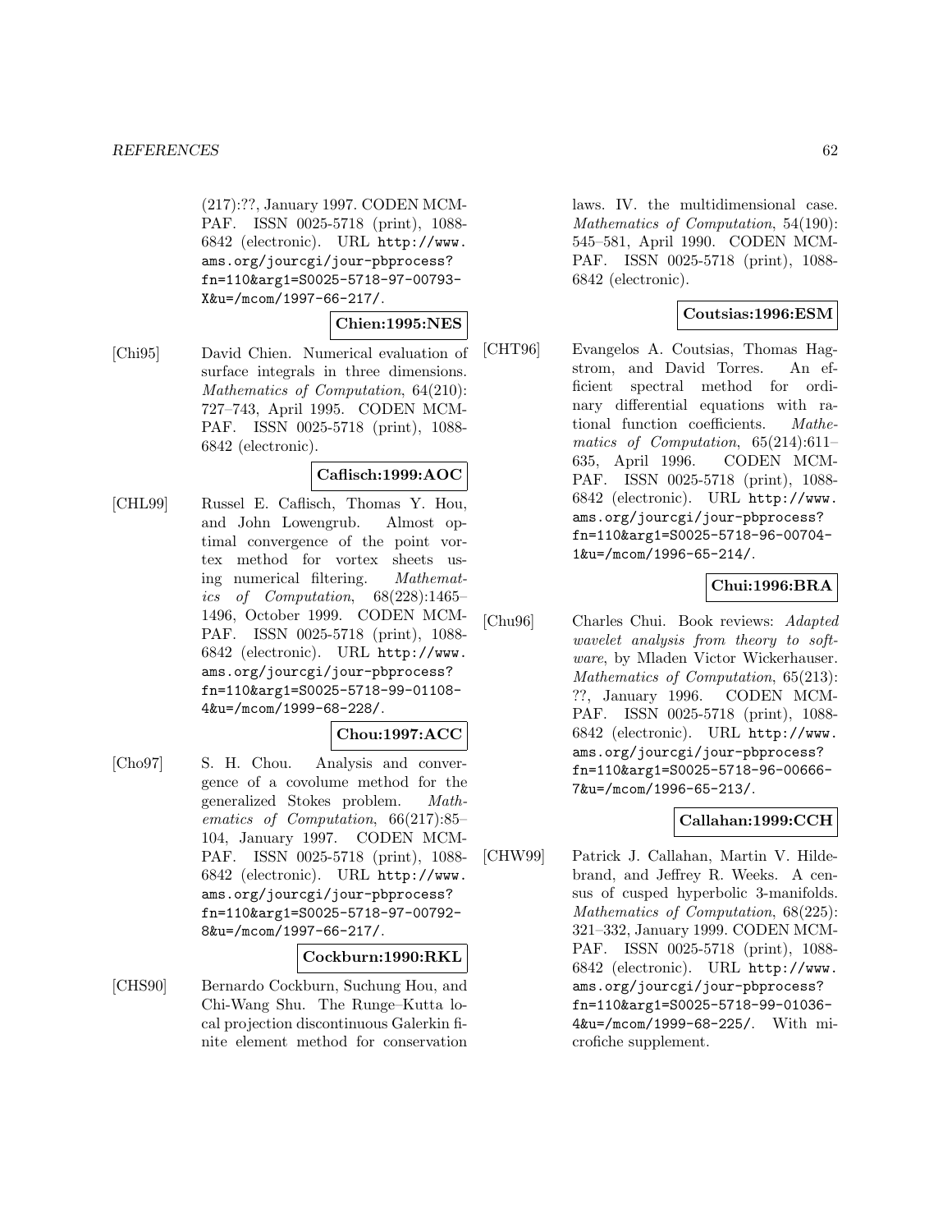(217):??, January 1997. CODEN MCMPAF. ISSN 0025-5718 (print), 1088-6842 (electronic). URL http://www.ams.org/jourcgi/jour-pbprocess?fn=110&arg1=S0025-5718-97-00793-X&u=/mcom/1997-66-217/.

**Chien:1995:NES**

[Chi95] David Chien. Numerical evaluation of surface integrals in three dimensions. *Mathematics of Computation*, 64(210): 727–743, April 1995. CODEN MCMPAF. ISSN 0025-5718 (print), 1088-6842 (electronic).

**Caflisch:1999:AOC**

[CHL99] Russel E. Caflisch, Thomas Y. Hou, and John Lowengrub. Almost optimal convergence of the point vortex method for vortex sheets using numerical filtering. *Mathematics of Computation*, 68(228):1465–1496, October 1999. CODEN MCMPAF. ISSN 0025-5718 (print), 1088-6842 (electronic). URL http://www.ams.org/jourcgi/jour-pbprocess?fn=110&arg1=S0025-5718-99-01108-4&u=/mcom/1999-68-228/.

**Chou:1997:ACC**

[Cho97] S. H. Chou. Analysis and convergence of a covolume method for the generalized Stokes problem. *Mathematics of Computation*, 66(217):85–104, January 1997. CODEN MCMPAF. ISSN 0025-5718 (print), 1088-6842 (electronic). URL http://www.ams.org/jourcgi/jour-pbprocess?fn=110&arg1=S0025-5718-97-00792-8&u=/mcom/1997-66-217/.

**Cockburn:1990:RKL**

[CHS90] Bernardo Cockburn, Suchung Hou, and Chi-Wang Shu. The Runge–Kutta local projection discontinuous Galerkin finite element method for conservation laws. IV. the multidimensional case. *Mathematics of Computation*, 54(190): 545–581, April 1990. CODEN MCMPAF. ISSN 0025-5718 (print), 1088-6842 (electronic).

**Coutsias:1996:ESM**

[CHT96] Evangelos A. Coutsias, Thomas Hagstrom, and David Torres. An efficient spectral method for ordinary differential equations with rational function coefficients. *Mathematics of Computation*, 65(214):611–635, April 1996. CODEN MCMPAF. ISSN 0025-5718 (print), 1088-6842 (electronic). URL http://www.ams.org/jourcgi/jour-pbprocess?fn=110&arg1=S0025-5718-96-00704-1&u=/mcom/1996-65-214/.

**Chui:1996:BRA**

[Chu96] Charles Chui. Book reviews: *Adapted wavelet analysis from theory to software*, by Mladen Victor Wickerhauser. *Mathematics of Computation*, 65(213): ??, January 1996. CODEN MCMPAF. ISSN 0025-5718 (print), 1088-6842 (electronic). URL http://www.ams.org/jourcgi/jour-pbprocess?fn=110&arg1=S0025-5718-96-00666-7&u=/mcom/1996-65-213/.

**Callahan:1999:CCH**

[CHW99] Patrick J. Callahan, Martin V. Hildebrand, and Jeffrey R. Weeks. A census of cusped hyperbolic 3-manifolds. *Mathematics of Computation*, 68(225): 321–332, January 1999. CODEN MCMPAF. ISSN 0025-5718 (print), 1088-6842 (electronic). URL http://www.ams.org/jourcgi/jour-pbprocess?fn=110&arg1=S0025-5718-99-01036-4&u=/mcom/1999-68-225/. With microfiche supplement.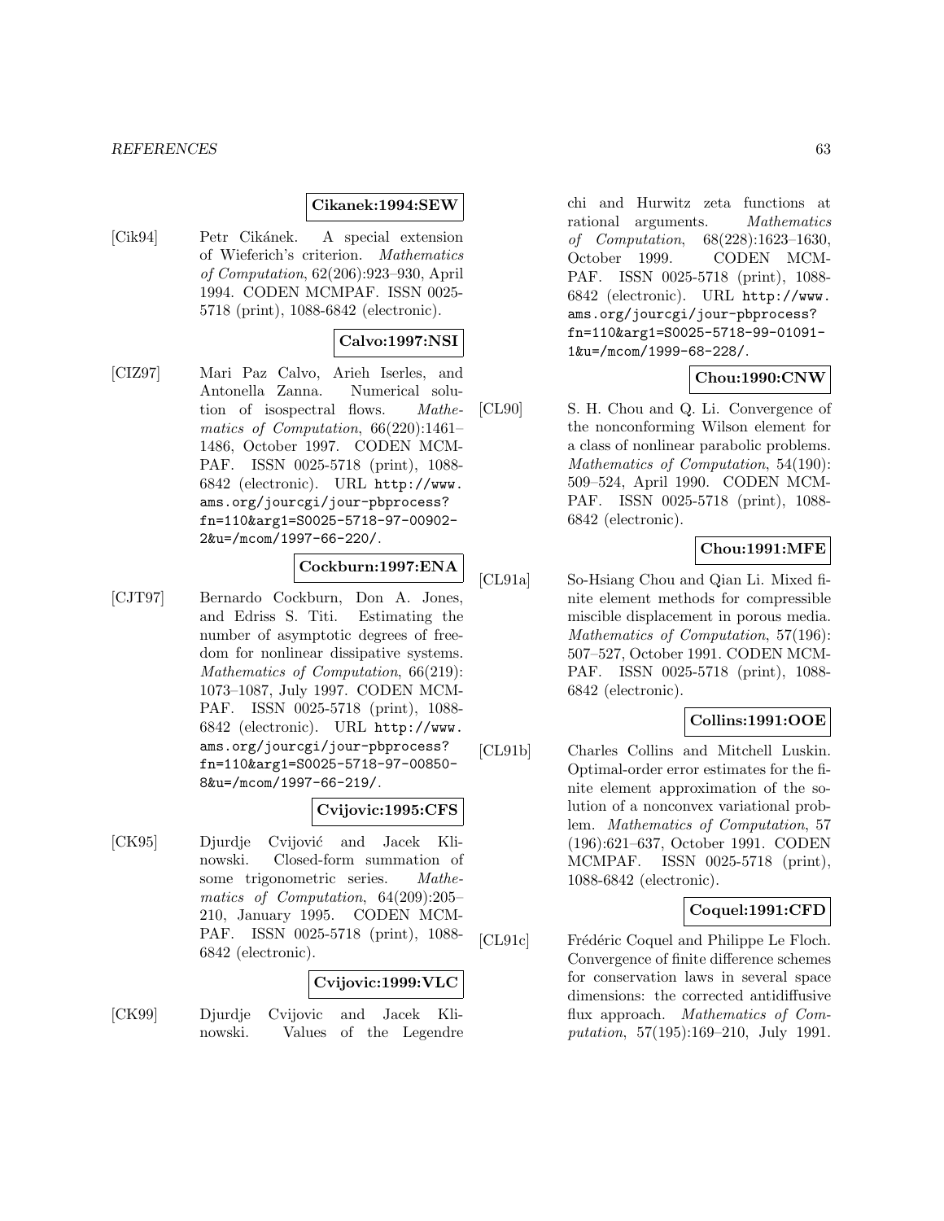**Cikanek:1994:SEW**

[Cik94] Petr Cikánek. A special extension of Wieferich's criterion. *Mathematics of Computation*, 62(206):923–930, April 1994. CODEN MCMPAF. ISSN 0025-5718 (print), 1088-6842 (electronic).

**Calvo:1997:NSI**

[CIZ97] Mari Paz Calvo, Arieh Iserles, and Antonella Zanna. Numerical solution of isospectral flows. *Mathematics of Computation*, 66(220):1461–1486, October 1997. CODEN MCMPAF. ISSN 0025-5718 (print), 1088-6842 (electronic). URL `http://www.ams.org/jourcgi/jour-pbprocess?fn=110&arg1=S0025-5718-97-00902-2&u=/mcom/1997-66-220/`.

**Cockburn:1997:ENA**

[CJT97] Bernardo Cockburn, Don A. Jones, and Edriss S. Titi. Estimating the number of asymptotic degrees of freedom for nonlinear dissipative systems. *Mathematics of Computation*, 66(219):1073–1087, July 1997. CODEN MCMPAF. ISSN 0025-5718 (print), 1088-6842 (electronic). URL `http://www.ams.org/jourcgi/jour-pbprocess?fn=110&arg1=S0025-5718-97-00850-8&u=/mcom/1997-66-219/`.

**Cvijovic:1995:CFS**

[CK95] Djurdje Cvijović and Jacek Klinowski. Closed-form summation of some trigonometric series. *Mathematics of Computation*, 64(209):205–210, January 1995. CODEN MCMPAF. ISSN 0025-5718 (print), 1088-6842 (electronic).

**Cvijovic:1999:VLC**

[CK99] Djurdje Cvijovic and Jacek Klinowski. Values of the Legendre chi and Hurwitz zeta functions at rational arguments. *Mathematics of Computation*, 68(228):1623–1630, October 1999. CODEN MCMPAF. ISSN 0025-5718 (print), 1088-6842 (electronic). URL `http://www.ams.org/jourcgi/jour-pbprocess?fn=110&arg1=S0025-5718-99-01091-1&u=/mcom/1999-68-228/`.

**Chou:1990:CNW**

[CL90] S. H. Chou and Q. Li. Convergence of the nonconforming Wilson element for a class of nonlinear parabolic problems. *Mathematics of Computation*, 54(190):509–524, April 1990. CODEN MCMPAF. ISSN 0025-5718 (print), 1088-6842 (electronic).

**Chou:1991:MFE**

[CL91a] So-Hsiang Chou and Qian Li. Mixed finite element methods for compressible miscible displacement in porous media. *Mathematics of Computation*, 57(196):507–527, October 1991. CODEN MCMPAF. ISSN 0025-5718 (print), 1088-6842 (electronic).

**Collins:1991:OOE**

[CL91b] Charles Collins and Mitchell Luskin. Optimal-order error estimates for the finite element approximation of the solution of a nonconvex variational problem. *Mathematics of Computation*, 57(196):621–637, October 1991. CODEN MCMPAF. ISSN 0025-5718 (print), 1088-6842 (electronic).

**Coquel:1991:CFD**

[CL91c] Frédéric Coquel and Philippe Le Floch. Convergence of finite difference schemes for conservation laws in several space dimensions: the corrected antidiffusive flux approach. *Mathematics of Computation*, 57(195):169–210, July 1991.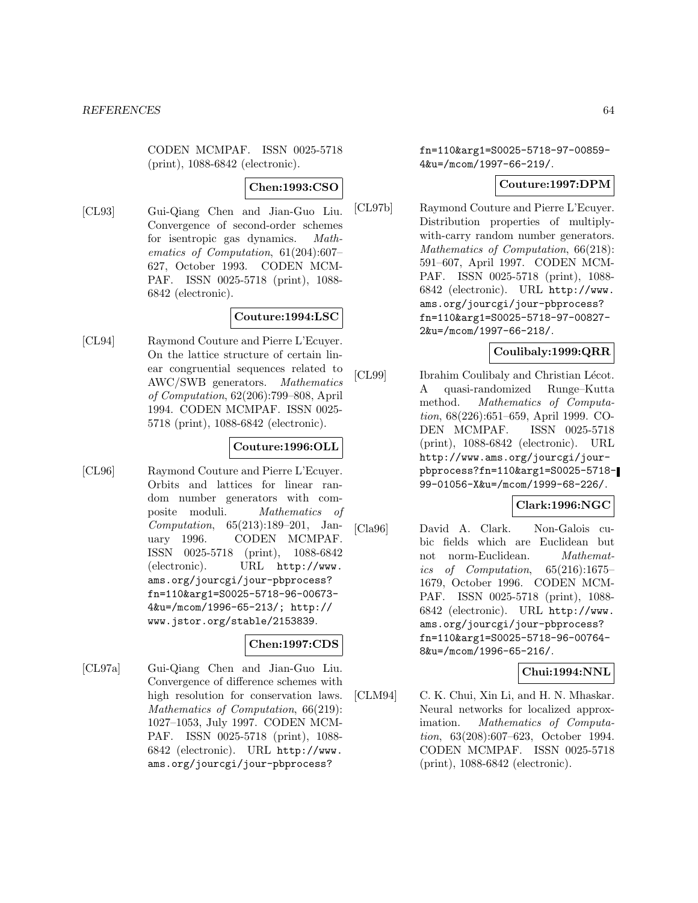CODEN MCMPAF. ISSN 0025-5718 (print), 1088-6842 (electronic).

**Chen:1993:CSO**

[CL93] Gui-Qiang Chen and Jian-Guo Liu. Convergence of second-order schemes for isentropic gas dynamics. *Mathematics of Computation*, 61(204):607–627, October 1993. CODEN MCMPAF. ISSN 0025-5718 (print), 1088-6842 (electronic).

**Couture:1994:LSC**

[CL94] Raymond Couture and Pierre L'Ecuyer. On the lattice structure of certain linear congruential sequences related to AWC/SWB generators. *Mathematics of Computation*, 62(206):799–808, April 1994. CODEN MCMPAF. ISSN 0025-5718 (print), 1088-6842 (electronic).

**Couture:1996:OLL**

[CL96] Raymond Couture and Pierre L'Ecuyer. Orbits and lattices for linear random number generators with composite moduli. *Mathematics of Computation*, 65(213):189–201, January 1996. CODEN MCMPAF. ISSN 0025-5718 (print), 1088-6842 (electronic). URL http://www.ams.org/jourcgi/jour-pbprocess?fn=110&arg1=S0025-5718-96-00673-4&u=/mcom/1996-65-213/; http://www.jstor.org/stable/2153839.

**Chen:1997:CDS**

[CL97a] Gui-Qiang Chen and Jian-Guo Liu. Convergence of difference schemes with high resolution for conservation laws. *Mathematics of Computation*, 66(219):1027–1053, July 1997. CODEN MCMPAF. ISSN 0025-5718 (print), 1088-6842 (electronic). URL http://www.ams.org/jourcgi/jour-pbprocess?fn=110&arg1=S0025-5718-97-00859-4&u=/mcom/1997-66-219/.

**Couture:1997:DPM**

[CL97b] Raymond Couture and Pierre L'Ecuyer. Distribution properties of multiply-with-carry random number generators. *Mathematics of Computation*, 66(218):591–607, April 1997. CODEN MCMPAF. ISSN 0025-5718 (print), 1088-6842 (electronic). URL http://www.ams.org/jourcgi/jour-pbprocess?fn=110&arg1=S0025-5718-97-00827-2&u=/mcom/1997-66-218/.

**Coulibaly:1999:QRR**

[CL99] Ibrahim Coulibaly and Christian Lécot. A quasi-randomized Runge–Kutta method. *Mathematics of Computation*, 68(226):651–659, April 1999. CODEN MCMPAF. ISSN 0025-5718 (print), 1088-6842 (electronic). URL http://www.ams.org/jourcgi/jour-pbprocess?fn=110&arg1=S0025-5718-99-01056-X&u=/mcom/1999-68-226/.

**Clark:1996:NGC**

[Cla96] David A. Clark. Non-Galois cubic fields which are Euclidean but not norm-Euclidean. *Mathematics of Computation*, 65(216):1675–1679, October 1996. CODEN MCMPAF. ISSN 0025-5718 (print), 1088-6842 (electronic). URL http://www.ams.org/jourcgi/jour-pbprocess?fn=110&arg1=S0025-5718-96-00764-8&u=/mcom/1996-65-216/.

**Chui:1994:NNL**

[CLM94] C. K. Chui, Xin Li, and H. N. Mhaskar. Neural networks for localized approximation. *Mathematics of Computation*, 63(208):607–623, October 1994. CODEN MCMPAF. ISSN 0025-5718 (print), 1088-6842 (electronic).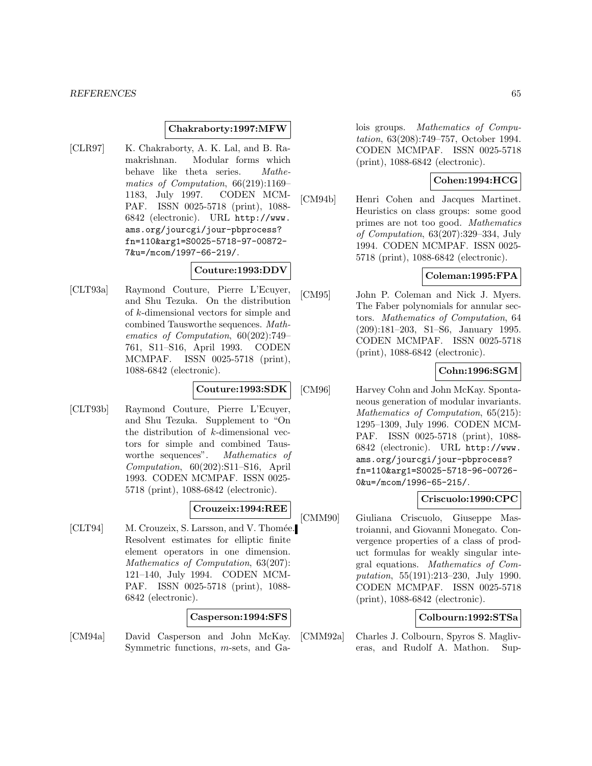**Chakraborty:1997:MFW**

[CLR97] K. Chakraborty, A. K. Lal, and B. Ramakrishnan. Modular forms which behave like theta series. *Mathematics of Computation*, 66(219):1169–1183, July 1997. CODEN MCMPAF. ISSN 0025-5718 (print), 1088-6842 (electronic). URL http://www.ams.org/jourcgi/jour-pbprocess?fn=110&arg1=S0025-5718-97-00872-7&u=/mcom/1997-66-219/.

**Couture:1993:DDV**

[CLT93a] Raymond Couture, Pierre L'Ecuyer, and Shu Tezuka. On the distribution of $k$-dimensional vectors for simple and combined Tausworthe sequences. *Mathematics of Computation*, 60(202):749–761, S11–S16, April 1993. CODEN MCMPAF. ISSN 0025-5718 (print), 1088-6842 (electronic).

**Couture:1993:SDK**

[CLT93b] Raymond Couture, Pierre L'Ecuyer, and Shu Tezuka. Supplement to "On the distribution of $k$-dimensional vectors for simple and combined Tausworthe sequences". *Mathematics of Computation*, 60(202):S11–S16, April 1993. CODEN MCMPAF. ISSN 0025-5718 (print), 1088-6842 (electronic).

**Crouzeix:1994:REE**

[CLT94] M. Crouzeix, S. Larsson, and V. Thomée. Resolvent estimates for elliptic finite element operators in one dimension. *Mathematics of Computation*, 63(207):121–140, July 1994. CODEN MCMPAF. ISSN 0025-5718 (print), 1088-6842 (electronic).

**Casperson:1994:SFS**

[CM94a] David Casperson and John McKay. Symmetric functions, $m$-sets, and Galois groups. *Mathematics of Computation*, 63(208):749–757, October 1994. CODEN MCMPAF. ISSN 0025-5718 (print), 1088-6842 (electronic).

**Cohen:1994:HCG**

[CM94b] Henri Cohen and Jacques Martinet. Heuristics on class groups: some good primes are not too good. *Mathematics of Computation*, 63(207):329–334, July 1994. CODEN MCMPAF. ISSN 0025-5718 (print), 1088-6842 (electronic).

**Coleman:1995:FPA**

[CM95] John P. Coleman and Nick J. Myers. The Faber polynomials for annular sectors. *Mathematics of Computation*, 64 (209):181–203, S1–S6, January 1995. CODEN MCMPAF. ISSN 0025-5718 (print), 1088-6842 (electronic).

**Cohn:1996:SGM**

[CM96] Harvey Cohn and John McKay. Spontaneous generation of modular invariants. *Mathematics of Computation*, 65(215):1295–1309, July 1996. CODEN MCMPAF. ISSN 0025-5718 (print), 1088-6842 (electronic). URL http://www.ams.org/jourcgi/jour-pbprocess?fn=110&arg1=S0025-5718-96-00726-0&u=/mcom/1996-65-215/.

**Criscuolo:1990:CPC**

[CMM90] Giuliana Criscuolo, Giuseppe Mastroianni, and Giovanni Monegato. Convergence properties of a class of product formulas for weakly singular integral equations. *Mathematics of Computation*, 55(191):213–230, July 1990. CODEN MCMPAF. ISSN 0025-5718 (print), 1088-6842 (electronic).

**Colbourn:1992:STSa**

[CMM92a] Charles J. Colbourn, Spyros S. Magliveras, and Rudolf A. Mathon. Sup-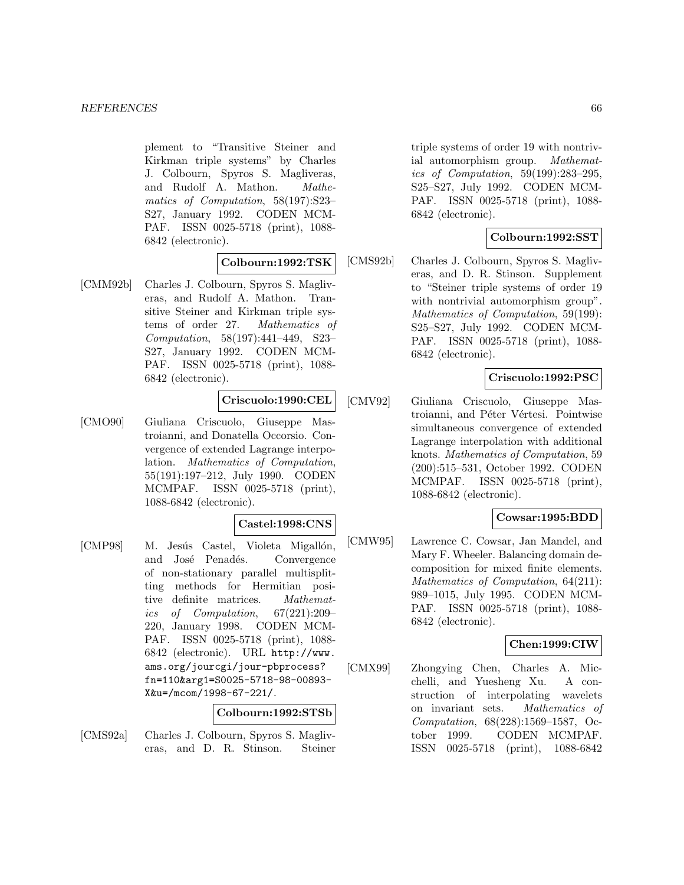plement to "Transitive Steiner and Kirkman triple systems" by Charles J. Colbourn, Spyros S. Magliveras, and Rudolf A. Mathon. *Mathematics of Computation*, 58(197):S23–S27, January 1992. CODEN MCMPAF. ISSN 0025-5718 (print), 1088-6842 (electronic).

**Colbourn:1992:TSK**

[CMM92b] Charles J. Colbourn, Spyros S. Magliveras, and Rudolf A. Mathon. Transitive Steiner and Kirkman triple systems of order 27. *Mathematics of Computation*, 58(197):441–449, S23–S27, January 1992. CODEN MCMPAF. ISSN 0025-5718 (print), 1088-6842 (electronic).

**Criscuolo:1990:CEL**

[CMO90] Giuliana Criscuolo, Giuseppe Mastroianni, and Donatella Occorsio. Convergence of extended Lagrange interpolation. *Mathematics of Computation*, 55(191):197–212, July 1990. CODEN MCMPAF. ISSN 0025-5718 (print), 1088-6842 (electronic).

**Castel:1998:CNS**

[CMP98] M. Jesús Castel, Violeta Migallón, and José Penadés. Convergence of non-stationary parallel multisplitting methods for Hermitian positive definite matrices. *Mathematics of Computation*, 67(221):209–220, January 1998. CODEN MCMPAF. ISSN 0025-5718 (print), 1088-6842 (electronic). URL http://www.ams.org/jourcgi/jour-pbprocess?fn=110&arg1=S0025-5718-98-00893-X&u=/mcom/1998-67-221/.

**Colbourn:1992:STSb**

[CMS92a] Charles J. Colbourn, Spyros S. Magliveras, and D. R. Stinson. Steiner triple systems of order 19 with nontrivial automorphism group. *Mathematics of Computation*, 59(199):283–295, S25–S27, July 1992. CODEN MCMPAF. ISSN 0025-5718 (print), 1088-6842 (electronic).

**Colbourn:1992:SST**

[CMS92b] Charles J. Colbourn, Spyros S. Magliveras, and D. R. Stinson. Supplement to "Steiner triple systems of order 19 with nontrivial automorphism group". *Mathematics of Computation*, 59(199):S25–S27, July 1992. CODEN MCMPAF. ISSN 0025-5718 (print), 1088-6842 (electronic).

**Criscuolo:1992:PSC**

[CMV92] Giuliana Criscuolo, Giuseppe Mastroianni, and Péter Vértesi. Pointwise simultaneous convergence of extended Lagrange interpolation with additional knots. *Mathematics of Computation*, 59(200):515–531, October 1992. CODEN MCMPAF. ISSN 0025-5718 (print), 1088-6842 (electronic).

**Cowsar:1995:BDD**

[CMW95] Lawrence C. Cowsar, Jan Mandel, and Mary F. Wheeler. Balancing domain decomposition for mixed finite elements. *Mathematics of Computation*, 64(211):989–1015, July 1995. CODEN MCMPAF. ISSN 0025-5718 (print), 1088-6842 (electronic).

**Chen:1999:CIW**

[CMX99] Zhongying Chen, Charles A. Micchelli, and Yuesheng Xu. A construction of interpolating wavelets on invariant sets. *Mathematics of Computation*, 68(228):1569–1587, October 1999. CODEN MCMPAF. ISSN 0025-5718 (print), 1088-6842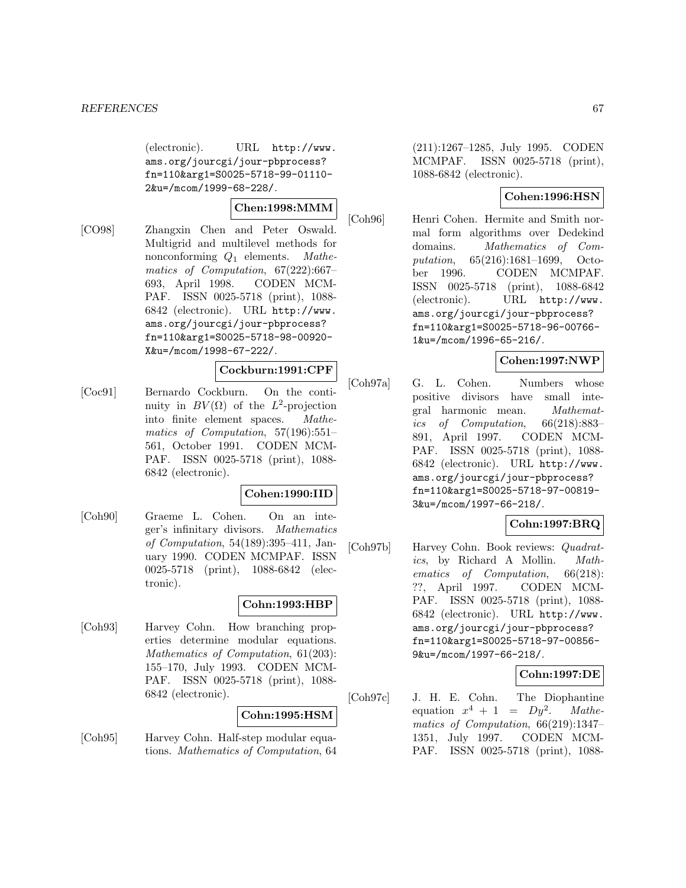(electronic). URL http://www.ams.org/jourcgi/jour-pbprocess?fn=110&arg1=S0025-5718-99-01110-2&u=/mcom/1999-68-228/.

**Chen:1998:MMM**

[CO98] Zhangxin Chen and Peter Oswald. Multigrid and multilevel methods for nonconforming $Q_1$ elements. *Mathematics of Computation*, 67(222):667–693, April 1998. CODEN MCMPAF. ISSN 0025-5718 (print), 1088-6842 (electronic). URL http://www.ams.org/jourcgi/jour-pbprocess?fn=110&arg1=S0025-5718-98-00920-X&u=/mcom/1998-67-222/.

**Cockburn:1991:CPF**

[Coc91] Bernardo Cockburn. On the continuity in $BV(\Omega)$ of the $L^2$-projection into finite element spaces. *Mathematics of Computation*, 57(196):551–561, October 1991. CODEN MCMPAF. ISSN 0025-5718 (print), 1088-6842 (electronic).

**Cohen:1990:IID**

[Coh90] Graeme L. Cohen. On an integer's infinitary divisors. *Mathematics of Computation*, 54(189):395–411, January 1990. CODEN MCMPAF. ISSN 0025-5718 (print), 1088-6842 (electronic).

**Cohn:1993:HBP**

[Coh93] Harvey Cohn. How branching properties determine modular equations. *Mathematics of Computation*, 61(203):155–170, July 1993. CODEN MCMPAF. ISSN 0025-5718 (print), 1088-6842 (electronic).

**Cohn:1995:HSM**

[Coh95] Harvey Cohn. Half-step modular equations. *Mathematics of Computation*, 64 (211):1267–1285, July 1995. CODEN MCMPAF. ISSN 0025-5718 (print), 1088-6842 (electronic).

**Cohen:1996:HSN**

[Coh96] Henri Cohen. Hermite and Smith normal form algorithms over Dedekind domains. *Mathematics of Computation*, 65(216):1681–1699, October 1996. CODEN MCMPAF. ISSN 0025-5718 (print), 1088-6842 (electronic). URL http://www.ams.org/jourcgi/jour-pbprocess?fn=110&arg1=S0025-5718-96-00766-1&u=/mcom/1996-65-216/.

**Cohen:1997:NWP**

[Coh97a] G. L. Cohen. Numbers whose positive divisors have small integral harmonic mean. *Mathematics of Computation*, 66(218):883–891, April 1997. CODEN MCMPAF. ISSN 0025-5718 (print), 1088-6842 (electronic). URL http://www.ams.org/jourcgi/jour-pbprocess?fn=110&arg1=S0025-5718-97-00819-3&u=/mcom/1997-66-218/.

**Cohn:1997:BRQ**

[Coh97b] Harvey Cohn. Book reviews: *Quadratics*, by Richard A Mollin. *Mathematics of Computation*, 66(218): ??, April 1997. CODEN MCMPAF. ISSN 0025-5718 (print), 1088-6842 (electronic). URL http://www.ams.org/jourcgi/jour-pbprocess?fn=110&arg1=S0025-5718-97-00856-9&u=/mcom/1997-66-218/.

**Cohn:1997:DE**

[Coh97c] J. H. E. Cohn. The Diophantine equation $x^4 + 1 = Dy^2$. *Mathematics of Computation*, 66(219):1347–1351, July 1997. CODEN MCMPAF. ISSN 0025-5718 (print), 1088-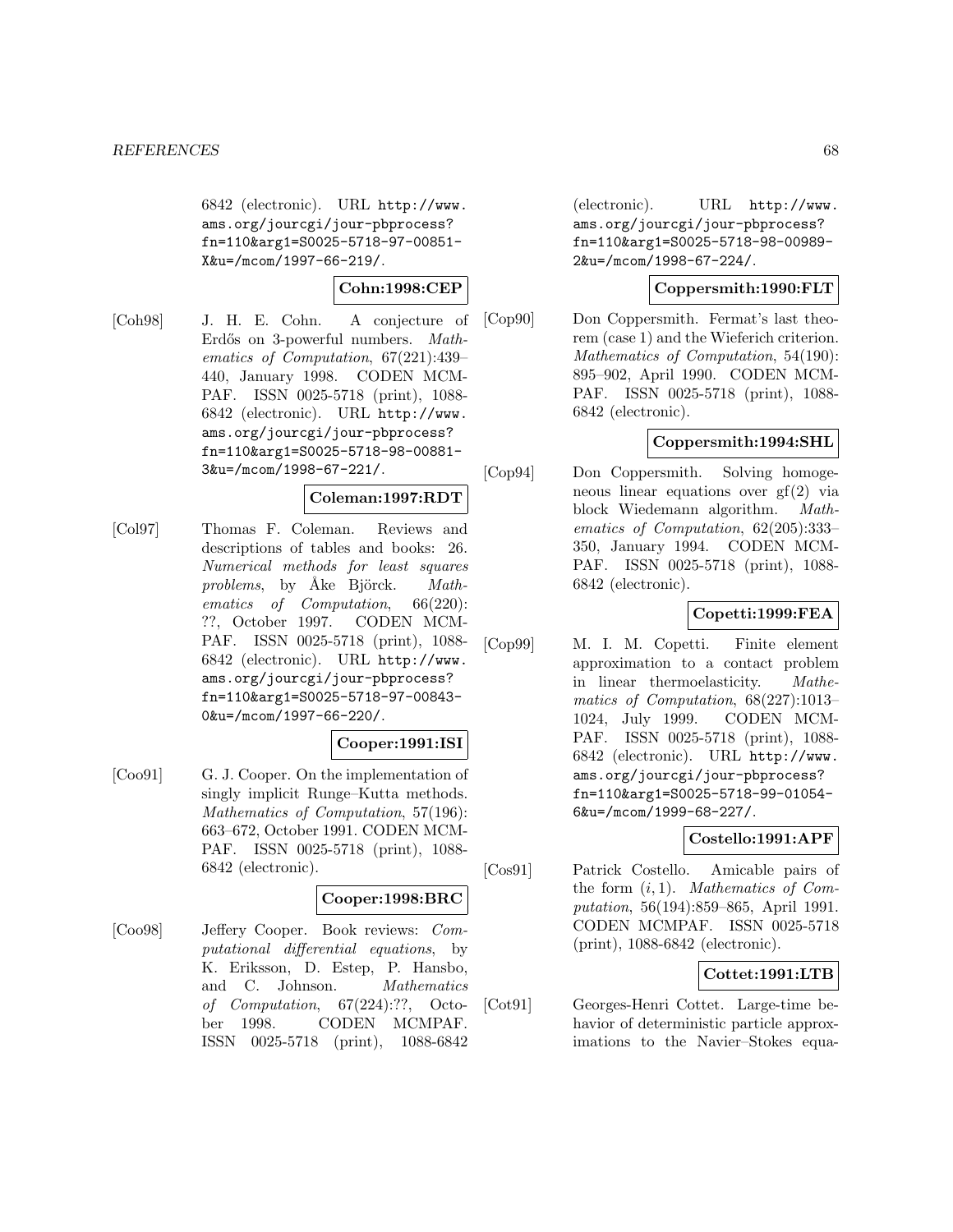6842 (electronic). URL http://www.ams.org/jourcgi/jour-pbprocess?fn=110&arg1=S0025-5718-97-00851-X&u=/mcom/1997-66-219/.

**Cohn:1998:CEP**

[Coh98] J. H. E. Cohn. A conjecture of Erdős on 3-powerful numbers. *Mathematics of Computation*, 67(221):439–440, January 1998. CODEN MCMPAF. ISSN 0025-5718 (print), 1088-6842 (electronic). URL http://www.ams.org/jourcgi/jour-pbprocess?fn=110&arg1=S0025-5718-98-00881-3&u=/mcom/1998-67-221/.

**Coleman:1997:RDT**

[Col97] Thomas F. Coleman. Reviews and descriptions of tables and books: 26. *Numerical methods for least squares problems*, by Åke Björck. *Mathematics of Computation*, 66(220): ??, October 1997. CODEN MCMPAF. ISSN 0025-5718 (print), 1088-6842 (electronic). URL http://www.ams.org/jourcgi/jour-pbprocess?fn=110&arg1=S0025-5718-97-00843-0&u=/mcom/1997-66-220/.

**Cooper:1991:ISI**

[Coo91] G. J. Cooper. On the implementation of singly implicit Runge–Kutta methods. *Mathematics of Computation*, 57(196): 663–672, October 1991. CODEN MCMPAF. ISSN 0025-5718 (print), 1088-6842 (electronic).

**Cooper:1998:BRC**

[Coo98] Jeffery Cooper. Book reviews: *Computational differential equations*, by K. Eriksson, D. Estep, P. Hansbo, and C. Johnson. *Mathematics of Computation*, 67(224):??, October 1998. CODEN MCMPAF. ISSN 0025-5718 (print), 1088-6842 (electronic). URL http://www.ams.org/jourcgi/jour-pbprocess?fn=110&arg1=S0025-5718-98-00989-2&u=/mcom/1998-67-224/.

**Coppersmith:1990:FLT**

[Cop90] Don Coppersmith. Fermat's last theorem (case 1) and the Wieferich criterion. *Mathematics of Computation*, 54(190): 895–902, April 1990. CODEN MCMPAF. ISSN 0025-5718 (print), 1088-6842 (electronic).

**Coppersmith:1994:SHL**

[Cop94] Don Coppersmith. Solving homogeneous linear equations over gf(2) via block Wiedemann algorithm. *Mathematics of Computation*, 62(205):333–350, January 1994. CODEN MCMPAF. ISSN 0025-5718 (print), 1088-6842 (electronic).

**Copetti:1999:FEA**

[Cop99] M. I. M. Copetti. Finite element approximation to a contact problem in linear thermoelasticity. *Mathematics of Computation*, 68(227):1013–1024, July 1999. CODEN MCMPAF. ISSN 0025-5718 (print), 1088-6842 (electronic). URL http://www.ams.org/jourcgi/jour-pbprocess?fn=110&arg1=S0025-5718-99-01054-6&u=/mcom/1999-68-227/.

**Costello:1991:APF**

[Cos91] Patrick Costello. Amicable pairs of the form $(i, 1)$. *Mathematics of Computation*, 56(194):859–865, April 1991. CODEN MCMPAF. ISSN 0025-5718 (print), 1088-6842 (electronic).

**Cottet:1991:LTB**

[Cot91] Georges-Henri Cottet. Large-time behavior of deterministic particle approximations to the Navier–Stokes equa-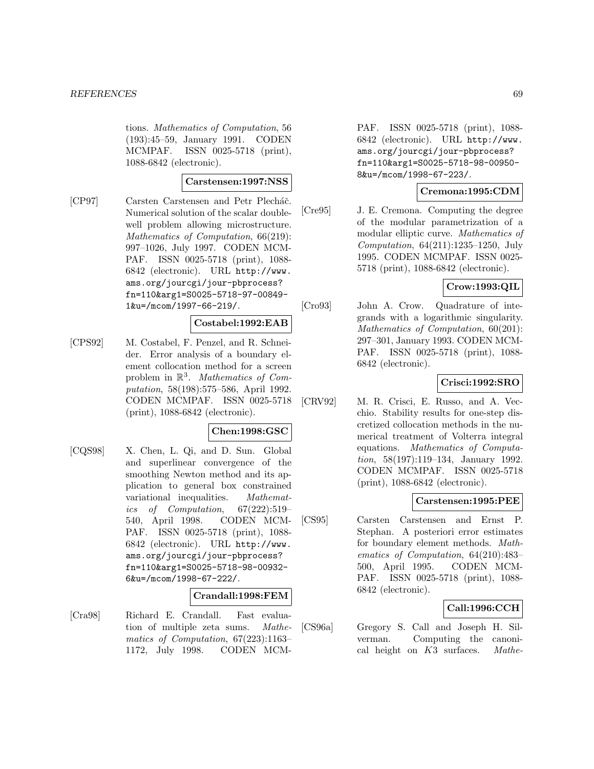tions. *Mathematics of Computation*, 56 (193):45–59, January 1991. CODEN MCMPAF. ISSN 0025-5718 (print), 1088-6842 (electronic).

**Carstensen:1997:NSS**

[CP97] Carsten Carstensen and Petr Plecháč. Numerical solution of the scalar double-well problem allowing microstructure. *Mathematics of Computation*, 66(219): 997–1026, July 1997. CODEN MCMPAF. ISSN 0025-5718 (print), 1088-6842 (electronic). URL http://www.ams.org/jourcgi/jour-pbprocess?fn=110&arg1=S0025-5718-97-00849-1&u=/mcom/1997-66-219/.

**Costabel:1992:EAB**

[CPS92] M. Costabel, F. Penzel, and R. Schneider. Error analysis of a boundary element collocation method for a screen problem in $\mathbb{R}^3$. *Mathematics of Computation*, 58(198):575–586, April 1992. CODEN MCMPAF. ISSN 0025-5718 (print), 1088-6842 (electronic).

**Chen:1998:GSC**

[CQS98] X. Chen, L. Qi, and D. Sun. Global and superlinear convergence of the smoothing Newton method and its application to general box constrained variational inequalities. *Mathematics of Computation*, 67(222):519–540, April 1998. CODEN MCMPAF. ISSN 0025-5718 (print), 1088-6842 (electronic). URL http://www.ams.org/jourcgi/jour-pbprocess?fn=110&arg1=S0025-5718-98-00932-6&u=/mcom/1998-67-222/.

**Crandall:1998:FEM**

[Cra98] Richard E. Crandall. Fast evaluation of multiple zeta sums. *Mathematics of Computation*, 67(223):1163–1172, July 1998. CODEN MCMPAF. ISSN 0025-5718 (print), 1088-6842 (electronic). URL http://www.ams.org/jourcgi/jour-pbprocess?fn=110&arg1=S0025-5718-98-00950-8&u=/mcom/1998-67-223/.

**Cremona:1995:CDM**

[Cre95] J. E. Cremona. Computing the degree of the modular parametrization of a modular elliptic curve. *Mathematics of Computation*, 64(211):1235–1250, July 1995. CODEN MCMPAF. ISSN 0025-5718 (print), 1088-6842 (electronic).

**Crow:1993:QIL**

[Cro93] John A. Crow. Quadrature of integrands with a logarithmic singularity. *Mathematics of Computation*, 60(201): 297–301, January 1993. CODEN MCMPAF. ISSN 0025-5718 (print), 1088-6842 (electronic).

**Crisci:1992:SRO**

[CRV92] M. R. Crisci, E. Russo, and A. Vecchio. Stability results for one-step discretized collocation methods in the numerical treatment of Volterra integral equations. *Mathematics of Computation*, 58(197):119–134, January 1992. CODEN MCMPAF. ISSN 0025-5718 (print), 1088-6842 (electronic).

**Carstensen:1995:PEE**

[CS95] Carsten Carstensen and Ernst P. Stephan. A posteriori error estimates for boundary element methods. *Mathematics of Computation*, 64(210):483–500, April 1995. CODEN MCMPAF. ISSN 0025-5718 (print), 1088-6842 (electronic).

**Call:1996:CCH**

[CS96a] Gregory S. Call and Joseph H. Silverman. Computing the canonical height on $K3$ surfaces. *Mathe-*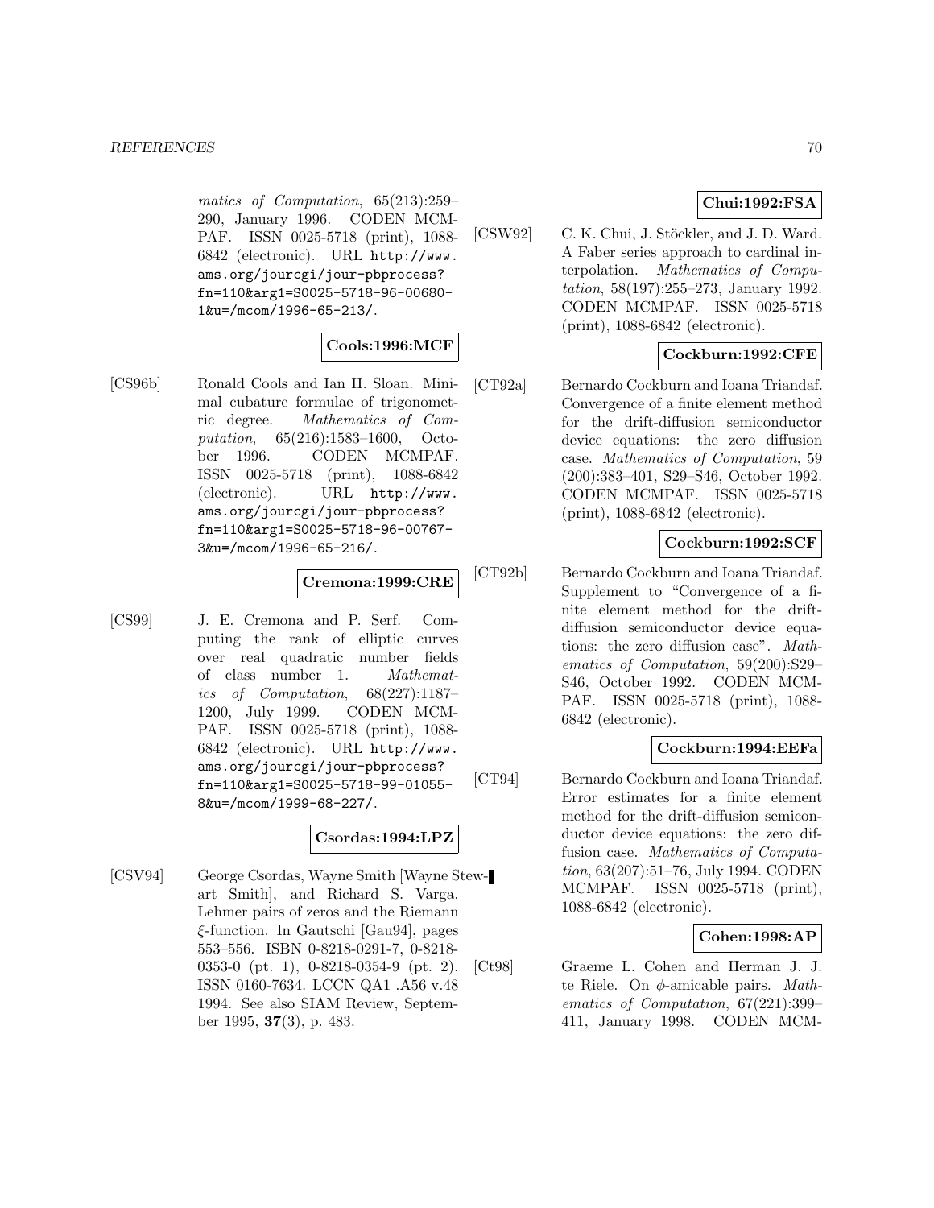*matics of Computation*, 65(213):259–290, January 1996. CODEN MCMPAF. ISSN 0025-5718 (print), 1088-6842 (electronic). URL http://www.ams.org/jourcgi/jour-pbprocess?fn=110&arg1=S0025-5718-96-00680-1&u=/mcom/1996-65-213/.

**Cools:1996:MCF**

[CS96b] Ronald Cools and Ian H. Sloan. Minimal cubature formulae of trigonometric degree. *Mathematics of Computation*, 65(216):1583–1600, October 1996. CODEN MCMPAF. ISSN 0025-5718 (print), 1088-6842 (electronic). URL http://www.ams.org/jourcgi/jour-pbprocess?fn=110&arg1=S0025-5718-96-00767-3&u=/mcom/1996-65-216/.

**Cremona:1999:CRE**

[CS99] J. E. Cremona and P. Serf. Computing the rank of elliptic curves over real quadratic number fields of class number 1. *Mathematics of Computation*, 68(227):1187–1200, July 1999. CODEN MCMPAF. ISSN 0025-5718 (print), 1088-6842 (electronic). URL http://www.ams.org/jourcgi/jour-pbprocess?fn=110&arg1=S0025-5718-99-01055-8&u=/mcom/1999-68-227/.

**Csordas:1994:LPZ**

[CSV94] George Csordas, Wayne Smith [Wayne Stewart Smith], and Richard S. Varga. Lehmer pairs of zeros and the Riemann $\xi$-function. In Gautschi [Gau94], pages 553–556. ISBN 0-8218-0291-7, 0-8218-0353-0 (pt. 1), 0-8218-0354-9 (pt. 2). ISSN 0160-7634. LCCN QA1 .A56 v.48 1994. See also SIAM Review, September 1995, **37**(3), p. 483.

**Chui:1992:FSA**

[CSW92] C. K. Chui, J. Stöckler, and J. D. Ward. A Faber series approach to cardinal interpolation. *Mathematics of Computation*, 58(197):255–273, January 1992. CODEN MCMPAF. ISSN 0025-5718 (print), 1088-6842 (electronic).

**Cockburn:1992:CFE**

[CT92a] Bernardo Cockburn and Ioana Triandaf. Convergence of a finite element method for the drift-diffusion semiconductor device equations: the zero diffusion case. *Mathematics of Computation*, 59 (200):383–401, S29–S46, October 1992. CODEN MCMPAF. ISSN 0025-5718 (print), 1088-6842 (electronic).

**Cockburn:1992:SCF**

[CT92b] Bernardo Cockburn and Ioana Triandaf. Supplement to "Convergence of a finite element method for the drift-diffusion semiconductor device equations: the zero diffusion case". *Mathematics of Computation*, 59(200):S29–S46, October 1992. CODEN MCMPAF. ISSN 0025-5718 (print), 1088-6842 (electronic).

**Cockburn:1994:EEFa**

[CT94] Bernardo Cockburn and Ioana Triandaf. Error estimates for a finite element method for the drift-diffusion semiconductor device equations: the zero diffusion case. *Mathematics of Computation*, 63(207):51–76, July 1994. CODEN MCMPAF. ISSN 0025-5718 (print), 1088-6842 (electronic).

**Cohen:1998:AP**

[Ct98] Graeme L. Cohen and Herman J. J. te Riele. On $\phi$-amicable pairs. *Mathematics of Computation*, 67(221):399–411, January 1998. CODEN MCM-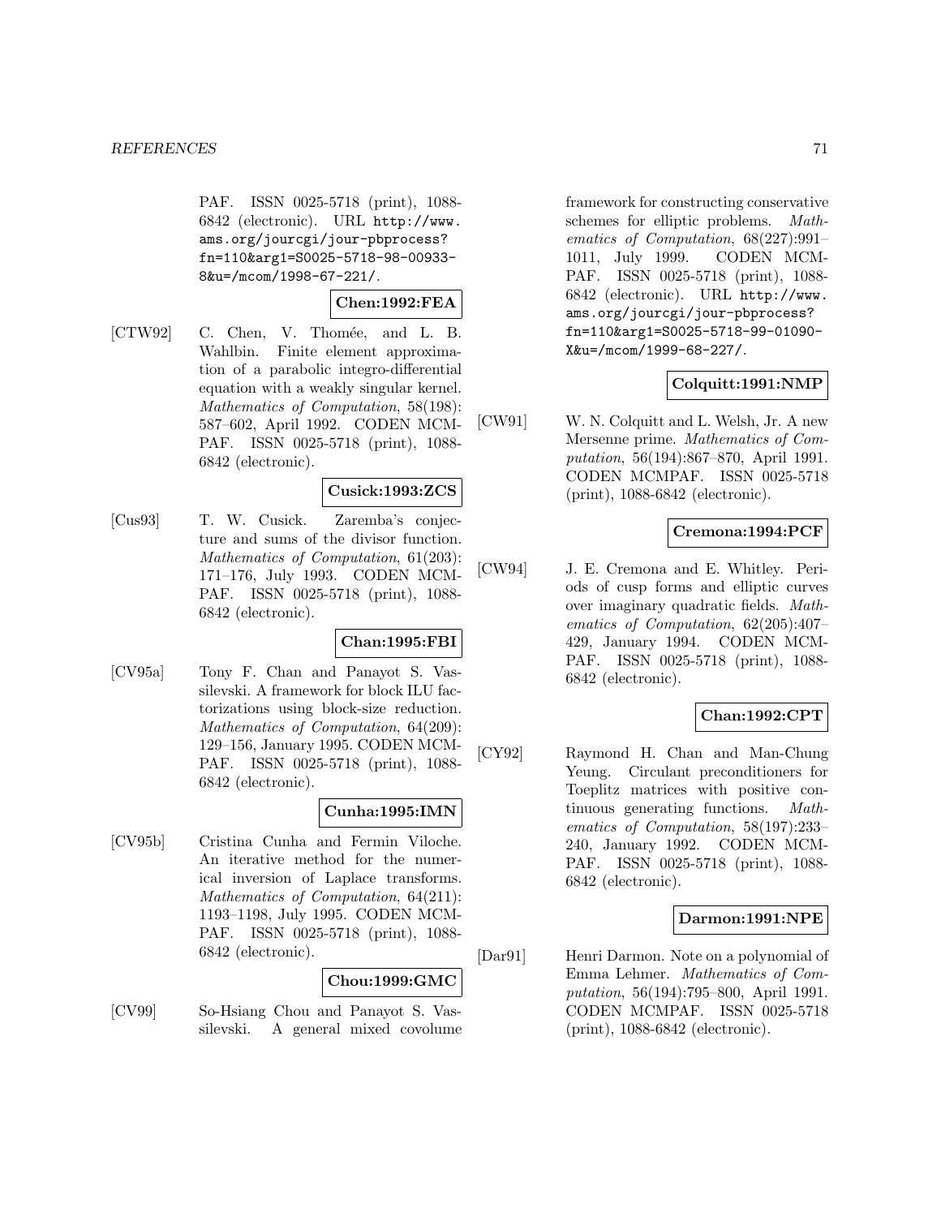PAF. ISSN 0025-5718 (print), 1088-6842 (electronic). URL http://www.ams.org/jourcgi/jour-pbprocess?fn=110&arg1=S0025-5718-98-00933-8&u=/mcom/1998-67-221/.

**Chen:1992:FEA**

[CTW92] C. Chen, V. Thomée, and L. B. Wahlbin. Finite element approximation of a parabolic integro-differential equation with a weakly singular kernel. *Mathematics of Computation*, 58(198): 587–602, April 1992. CODEN MCMPAF. ISSN 0025-5718 (print), 1088-6842 (electronic).

**Cusick:1993:ZCS**

[Cus93] T. W. Cusick. Zaremba's conjecture and sums of the divisor function. *Mathematics of Computation*, 61(203): 171–176, July 1993. CODEN MCMPAF. ISSN 0025-5718 (print), 1088-6842 (electronic).

**Chan:1995:FBI**

[CV95a] Tony F. Chan and Panayot S. Vassilevski. A framework for block ILU factorizations using block-size reduction. *Mathematics of Computation*, 64(209): 129–156, January 1995. CODEN MCMPAF. ISSN 0025-5718 (print), 1088-6842 (electronic).

**Cunha:1995:IMN**

[CV95b] Cristina Cunha and Fermin Viloche. An iterative method for the numerical inversion of Laplace transforms. *Mathematics of Computation*, 64(211): 1193–1198, July 1995. CODEN MCMPAF. ISSN 0025-5718 (print), 1088-6842 (electronic).

**Chou:1999:GMC**

[CV99] So-Hsiang Chou and Panayot S. Vassilevski. A general mixed covolume framework for constructing conservative schemes for elliptic problems. *Mathematics of Computation*, 68(227):991–1011, July 1999. CODEN MCMPAF. ISSN 0025-5718 (print), 1088-6842 (electronic). URL http://www.ams.org/jourcgi/jour-pbprocess?fn=110&arg1=S0025-5718-99-01090-X&u=/mcom/1999-68-227/.

**Colquitt:1991:NMP**

[CW91] W. N. Colquitt and L. Welsh, Jr. A new Mersenne prime. *Mathematics of Computation*, 56(194):867–870, April 1991. CODEN MCMPAF. ISSN 0025-5718 (print), 1088-6842 (electronic).

**Cremona:1994:PCF**

[CW94] J. E. Cremona and E. Whitley. Periods of cusp forms and elliptic curves over imaginary quadratic fields. *Mathematics of Computation*, 62(205):407–429, January 1994. CODEN MCMPAF. ISSN 0025-5718 (print), 1088-6842 (electronic).

**Chan:1992:CPT**

[CY92] Raymond H. Chan and Man-Chung Yeung. Circulant preconditioners for Toeplitz matrices with positive continuous generating functions. *Mathematics of Computation*, 58(197):233–240, January 1992. CODEN MCMPAF. ISSN 0025-5718 (print), 1088-6842 (electronic).

**Darmon:1991:NPE**

[Dar91] Henri Darmon. Note on a polynomial of Emma Lehmer. *Mathematics of Computation*, 56(194):795–800, April 1991. CODEN MCMPAF. ISSN 0025-5718 (print), 1088-6842 (electronic).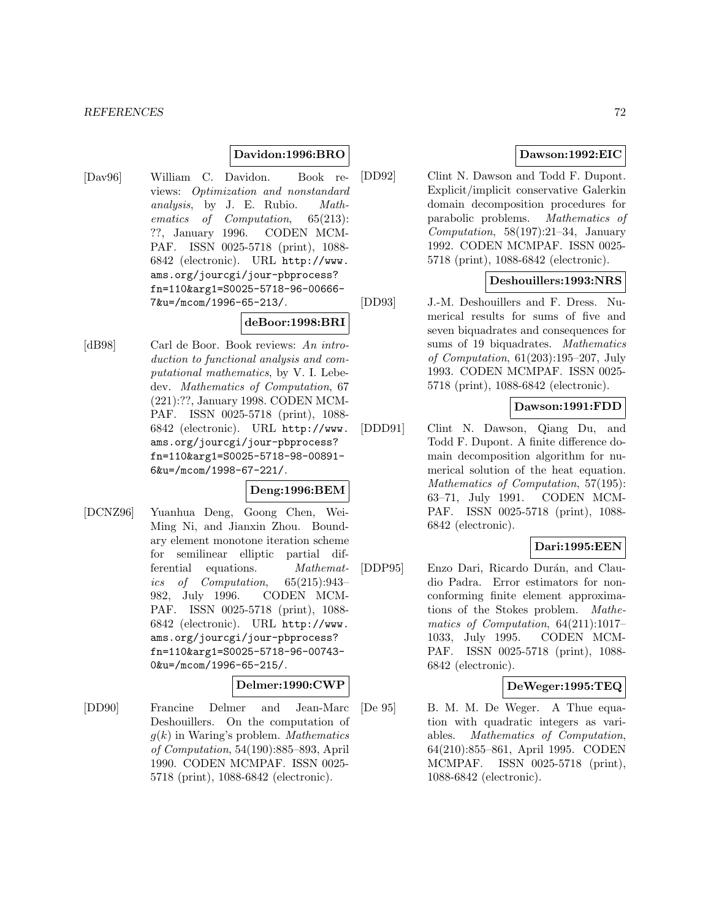**Davidon:1996:BRO**

[Dav96] William C. Davidon. Book reviews: *Optimization and nonstandard analysis*, by J. E. Rubio. *Mathematics of Computation*, 65(213): ??, January 1996. CODEN MCMPAF. ISSN 0025-5718 (print), 1088-6842 (electronic). URL http://www.ams.org/jourcgi/jour-pbprocess?fn=110&arg1=S0025-5718-96-00666-7&u=/mcom/1996-65-213/.

**deBoor:1998:BRI**

[dB98] Carl de Boor. Book reviews: *An introduction to functional analysis and computational mathematics*, by V. I. Lebedev. *Mathematics of Computation*, 67 (221):??, January 1998. CODEN MCMPAF. ISSN 0025-5718 (print), 1088-6842 (electronic). URL http://www.ams.org/jourcgi/jour-pbprocess?fn=110&arg1=S0025-5718-98-00891-6&u=/mcom/1998-67-221/.

**Deng:1996:BEM**

[DCNZ96] Yuanhua Deng, Goong Chen, Wei-Ming Ni, and Jianxin Zhou. Boundary element monotone iteration scheme for semilinear elliptic partial differential equations. *Mathematics of Computation*, 65(215):943–982, July 1996. CODEN MCMPAF. ISSN 0025-5718 (print), 1088-6842 (electronic). URL http://www.ams.org/jourcgi/jour-pbprocess?fn=110&arg1=S0025-5718-96-00743-0&u=/mcom/1996-65-215/.

**Delmer:1990:CWP**

[DD90] Francine Delmer and Jean-Marc Deshouillers. On the computation of $g(k)$ in Waring's problem. *Mathematics of Computation*, 54(190):885–893, April 1990. CODEN MCMPAF. ISSN 0025-5718 (print), 1088-6842 (electronic).

**Dawson:1992:EIC**

[DD92] Clint N. Dawson and Todd F. Dupont. Explicit/implicit conservative Galerkin domain decomposition procedures for parabolic problems. *Mathematics of Computation*, 58(197):21–34, January 1992. CODEN MCMPAF. ISSN 0025-5718 (print), 1088-6842 (electronic).

**Deshouillers:1993:NRS**

[DD93] J.-M. Deshouillers and F. Dress. Numerical results for sums of five and seven biquadrates and consequences for sums of 19 biquadrates. *Mathematics of Computation*, 61(203):195–207, July 1993. CODEN MCMPAF. ISSN 0025-5718 (print), 1088-6842 (electronic).

**Dawson:1991:FDD**

[DDD91] Clint N. Dawson, Qiang Du, and Todd F. Dupont. A finite difference domain decomposition algorithm for numerical solution of the heat equation. *Mathematics of Computation*, 57(195): 63–71, July 1991. CODEN MCMPAF. ISSN 0025-5718 (print), 1088-6842 (electronic).

**Dari:1995:EEN**

[DDP95] Enzo Dari, Ricardo Durán, and Claudio Padra. Error estimators for nonconforming finite element approximations of the Stokes problem. *Mathematics of Computation*, 64(211):1017–1033, July 1995. CODEN MCMPAF. ISSN 0025-5718 (print), 1088-6842 (electronic).

**DeWeger:1995:TEQ**

[De 95] B. M. M. De Weger. A Thue equation with quadratic integers as variables. *Mathematics of Computation*, 64(210):855–861, April 1995. CODEN MCMPAF. ISSN 0025-5718 (print), 1088-6842 (electronic).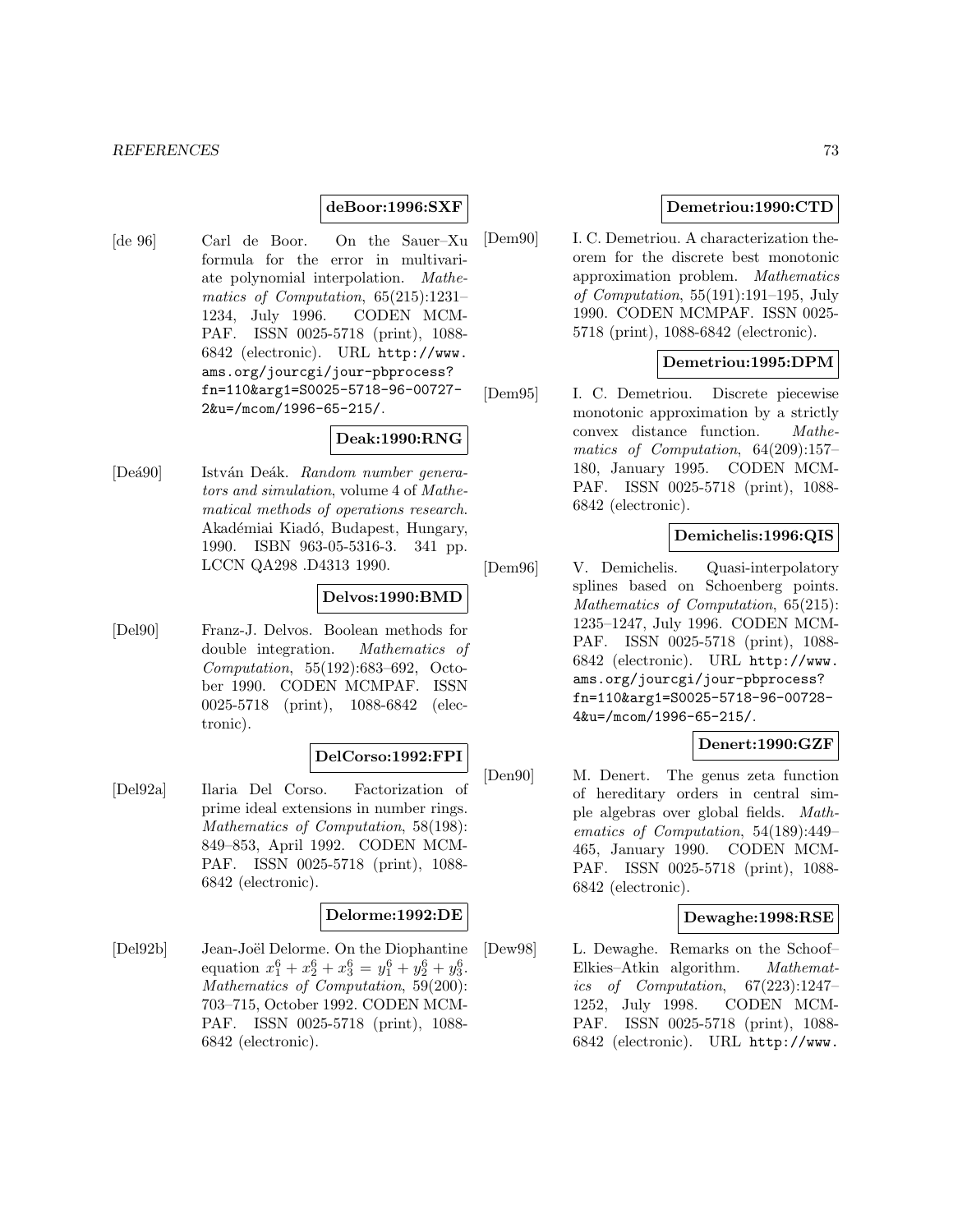**deBoor:1996:SXF**

[de 96] Carl de Boor. On the Sauer–Xu formula for the error in multivariate polynomial interpolation. *Mathematics of Computation*, 65(215):1231–1234, July 1996. CODEN MCMPAF. ISSN 0025-5718 (print), 1088-6842 (electronic). URL `http://www.ams.org/jourcgi/jour-pbprocess?fn=110&arg1=S0025-5718-96-00727-2&u=/mcom/1996-65-215/`.

**Deak:1990:RNG**

[Deá90] István Deák. *Random number generators and simulation*, volume 4 of *Mathematical methods of operations research*. Akadémiai Kiadó, Budapest, Hungary, 1990. ISBN 963-05-5316-3. 341 pp. LCCN QA298 .D4313 1990.

**Delvos:1990:BMD**

[Del90] Franz-J. Delvos. Boolean methods for double integration. *Mathematics of Computation*, 55(192):683–692, October 1990. CODEN MCMPAF. ISSN 0025-5718 (print), 1088-6842 (electronic).

**DelCorso:1992:FPI**

[Del92a] Ilaria Del Corso. Factorization of prime ideal extensions in number rings. *Mathematics of Computation*, 58(198): 849–853, April 1992. CODEN MCMPAF. ISSN 0025-5718 (print), 1088-6842 (electronic).

**Delorme:1992:DE**

[Del92b] Jean-Joël Delorme. On the Diophantine equation $x_1^6 + x_2^6 + x_3^6 = y_1^6 + y_2^6 + y_3^6$. *Mathematics of Computation*, 59(200): 703–715, October 1992. CODEN MCMPAF. ISSN 0025-5718 (print), 1088-6842 (electronic).

**Demetriou:1990:CTD**

[Dem90] I. C. Demetriou. A characterization theorem for the discrete best monotonic approximation problem. *Mathematics of Computation*, 55(191):191–195, July 1990. CODEN MCMPAF. ISSN 0025-5718 (print), 1088-6842 (electronic).

**Demetriou:1995:DPM**

[Dem95] I. C. Demetriou. Discrete piecewise monotonic approximation by a strictly convex distance function. *Mathematics of Computation*, 64(209):157–180, January 1995. CODEN MCMPAF. ISSN 0025-5718 (print), 1088-6842 (electronic).

**Demichelis:1996:QIS**

[Dem96] V. Demichelis. Quasi-interpolatory splines based on Schoenberg points. *Mathematics of Computation*, 65(215): 1235–1247, July 1996. CODEN MCMPAF. ISSN 0025-5718 (print), 1088-6842 (electronic). URL `http://www.ams.org/jourcgi/jour-pbprocess?fn=110&arg1=S0025-5718-96-00728-4&u=/mcom/1996-65-215/`.

**Denert:1990:GZF**

[Den90] M. Denert. The genus zeta function of hereditary orders in central simple algebras over global fields. *Mathematics of Computation*, 54(189):449–465, January 1990. CODEN MCMPAF. ISSN 0025-5718 (print), 1088-6842 (electronic).

**Dewaghe:1998:RSE**

[Dew98] L. Dewaghe. Remarks on the Schoof–Elkies–Atkin algorithm. *Mathematics of Computation*, 67(223):1247–1252, July 1998. CODEN MCMPAF. ISSN 0025-5718 (print), 1088-6842 (electronic). URL `http://www.`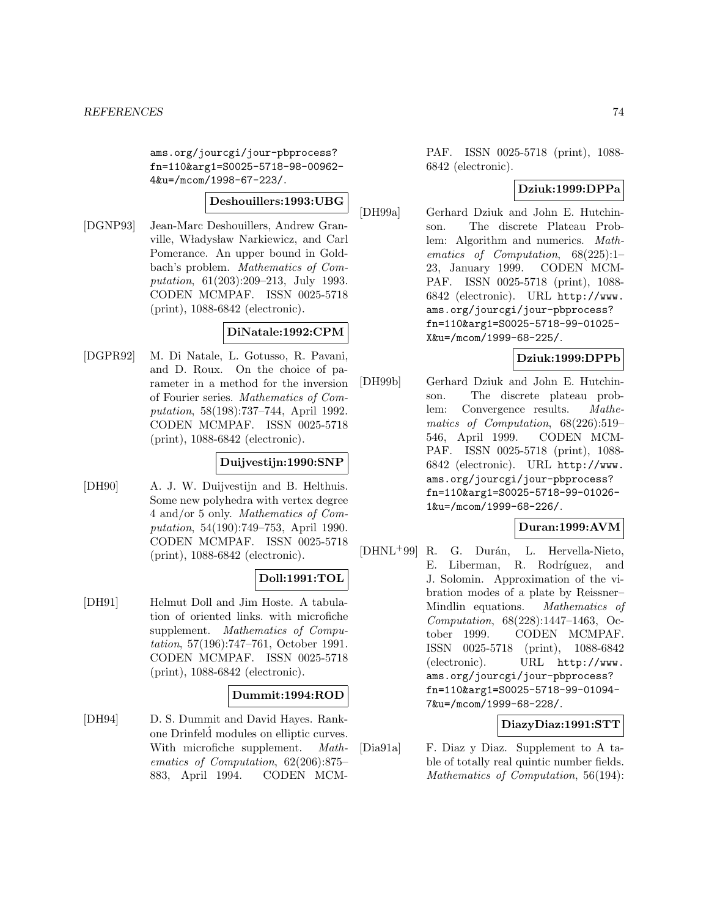ams.org/jourcgi/jour-pbprocess?fn=110&arg1=S0025-5718-98-00962-4&u=/mcom/1998-67-223/.

**Deshouillers:1993:UBG**

[DGNP93] Jean-Marc Deshouillers, Andrew Granville, Władysław Narkiewicz, and Carl Pomerance. An upper bound in Goldbach's problem. *Mathematics of Computation*, 61(203):209–213, July 1993. CODEN MCMPAF. ISSN 0025-5718 (print), 1088-6842 (electronic).

**DiNatale:1992:CPM**

[DGPR92] M. Di Natale, L. Gotusso, R. Pavani, and D. Roux. On the choice of parameter in a method for the inversion of Fourier series. *Mathematics of Computation*, 58(198):737–744, April 1992. CODEN MCMPAF. ISSN 0025-5718 (print), 1088-6842 (electronic).

**Duijvestijn:1990:SNP**

[DH90] A. J. W. Duijvestijn and B. Helthuis. Some new polyhedra with vertex degree 4 and/or 5 only. *Mathematics of Computation*, 54(190):749–753, April 1990. CODEN MCMPAF. ISSN 0025-5718 (print), 1088-6842 (electronic).

**Doll:1991:TOL**

[DH91] Helmut Doll and Jim Hoste. A tabulation of oriented links. with microfiche supplement. *Mathematics of Computation*, 57(196):747–761, October 1991. CODEN MCMPAF. ISSN 0025-5718 (print), 1088-6842 (electronic).

**Dummit:1994:ROD**

[DH94] D. S. Dummit and David Hayes. Rank-one Drinfeld modules on elliptic curves. With microfiche supplement. *Mathematics of Computation*, 62(206):875–883, April 1994. CODEN MCMPAF. ISSN 0025-5718 (print), 1088-6842 (electronic).

**Dziuk:1999:DPPa**

[DH99a] Gerhard Dziuk and John E. Hutchinson. The discrete Plateau Problem: Algorithm and numerics. *Mathematics of Computation*, 68(225):1–23, January 1999. CODEN MCMPAF. ISSN 0025-5718 (print), 1088-6842 (electronic). URL http://www.ams.org/jourcgi/jour-pbprocess?fn=110&arg1=S0025-5718-99-01025-X&u=/mcom/1999-68-225/.

**Dziuk:1999:DPPb**

[DH99b] Gerhard Dziuk and John E. Hutchinson. The discrete plateau problem: Convergence results. *Mathematics of Computation*, 68(226):519–546, April 1999. CODEN MCMPAF. ISSN 0025-5718 (print), 1088-6842 (electronic). URL http://www.ams.org/jourcgi/jour-pbprocess?fn=110&arg1=S0025-5718-99-01026-1&u=/mcom/1999-68-226/.

**Duran:1999:AVM**

[DHNL+99] R. G. Durán, L. Hervella-Nieto, E. Liberman, R. Rodríguez, and J. Solomin. Approximation of the vibration modes of a plate by Reissner–Mindlin equations. *Mathematics of Computation*, 68(228):1447–1463, October 1999. CODEN MCMPAF. ISSN 0025-5718 (print), 1088-6842 (electronic). URL http://www.ams.org/jourcgi/jour-pbprocess?fn=110&arg1=S0025-5718-99-01094-7&u=/mcom/1999-68-228/.

**DiazyDiaz:1991:STT**

[Dia91a] F. Diaz y Diaz. Supplement to A table of totally real quintic number fields. *Mathematics of Computation*, 56(194):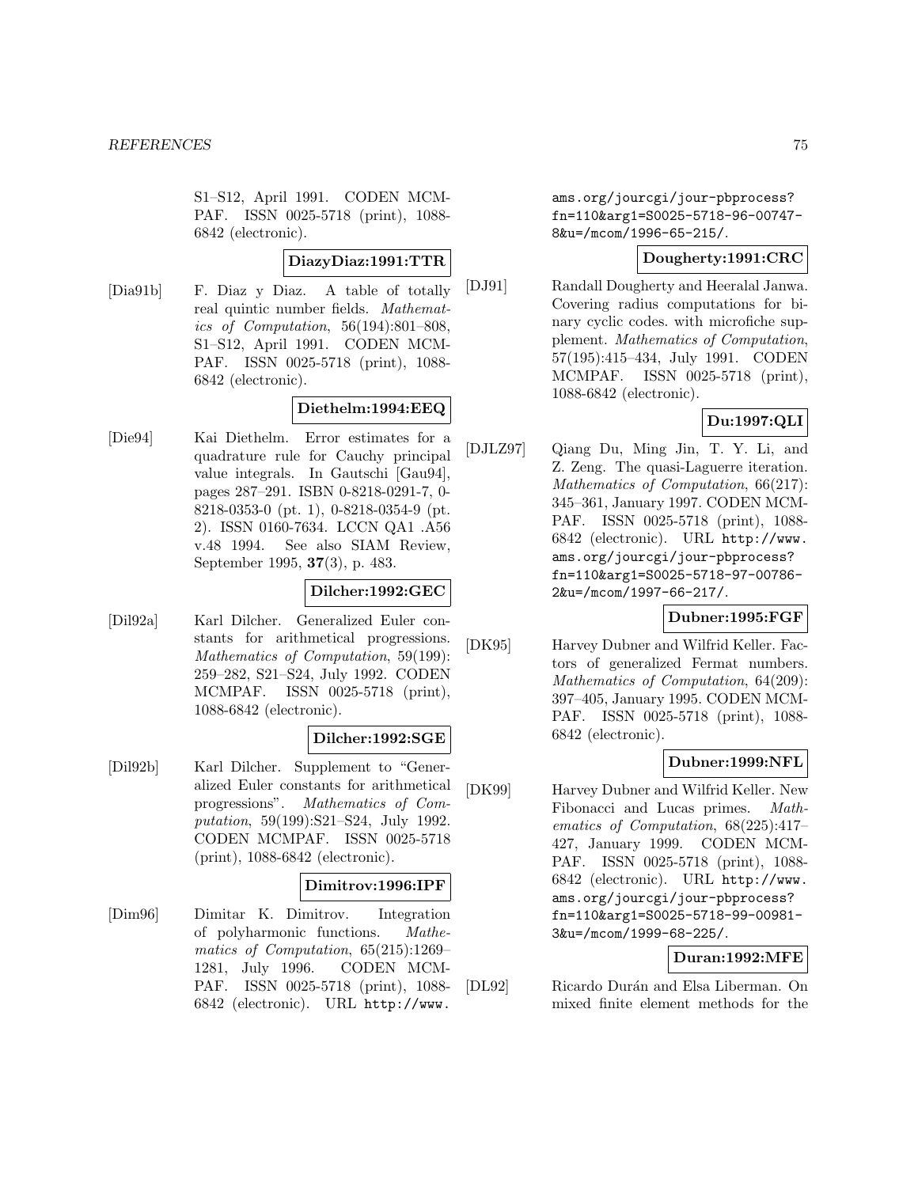S1–S12, April 1991. CODEN MCMPAF. ISSN 0025-5718 (print), 1088-6842 (electronic).

**DiazyDiaz:1991:TTR**

[Dia91b] F. Diaz y Diaz. A table of totally real quintic number fields. *Mathematics of Computation*, 56(194):801–808, S1–S12, April 1991. CODEN MCMPAF. ISSN 0025-5718 (print), 1088-6842 (electronic).

**Diethelm:1994:EEQ**

[Die94] Kai Diethelm. Error estimates for a quadrature rule for Cauchy principal value integrals. In Gautschi [Gau94], pages 287–291. ISBN 0-8218-0291-7, 0-8218-0353-0 (pt. 1), 0-8218-0354-9 (pt. 2). ISSN 0160-7634. LCCN QA1 .A56 v.48 1994. See also SIAM Review, September 1995, **37**(3), p. 483.

**Dilcher:1992:GEC**

[Dil92a] Karl Dilcher. Generalized Euler constants for arithmetical progressions. *Mathematics of Computation*, 59(199): 259–282, S21–S24, July 1992. CODEN MCMPAF. ISSN 0025-5718 (print), 1088-6842 (electronic).

**Dilcher:1992:SGE**

[Dil92b] Karl Dilcher. Supplement to "Generalized Euler constants for arithmetical progressions". *Mathematics of Computation*, 59(199):S21–S24, July 1992. CODEN MCMPAF. ISSN 0025-5718 (print), 1088-6842 (electronic).

**Dimitrov:1996:IPF**

[Dim96] Dimitar K. Dimitrov. Integration of polyharmonic functions. *Mathematics of Computation*, 65(215):1269–1281, July 1996. CODEN MCMPAF. ISSN 0025-5718 (print), 1088-6842 (electronic). URL http://www.ams.org/jourcgi/jour-pbprocess?fn=110&arg1=S0025-5718-96-00747-8&u=/mcom/1996-65-215/.

**Dougherty:1991:CRC**

[DJ91] Randall Dougherty and Heeralal Janwa. Covering radius computations for binary cyclic codes. with microfiche supplement. *Mathematics of Computation*, 57(195):415–434, July 1991. CODEN MCMPAF. ISSN 0025-5718 (print), 1088-6842 (electronic).

**Du:1997:QLI**

[DJLZ97] Qiang Du, Ming Jin, T. Y. Li, and Z. Zeng. The quasi-Laguerre iteration. *Mathematics of Computation*, 66(217): 345–361, January 1997. CODEN MCMPAF. ISSN 0025-5718 (print), 1088-6842 (electronic). URL http://www.ams.org/jourcgi/jour-pbprocess?fn=110&arg1=S0025-5718-97-00786-2&u=/mcom/1997-66-217/.

**Dubner:1995:FGF**

[DK95] Harvey Dubner and Wilfrid Keller. Factors of generalized Fermat numbers. *Mathematics of Computation*, 64(209): 397–405, January 1995. CODEN MCMPAF. ISSN 0025-5718 (print), 1088-6842 (electronic).

**Dubner:1999:NFL**

[DK99] Harvey Dubner and Wilfrid Keller. New Fibonacci and Lucas primes. *Mathematics of Computation*, 68(225):417–427, January 1999. CODEN MCMPAF. ISSN 0025-5718 (print), 1088-6842 (electronic). URL http://www.ams.org/jourcgi/jour-pbprocess?fn=110&arg1=S0025-5718-99-00981-3&u=/mcom/1999-68-225/.

**Duran:1992:MFE**

[DL92] Ricardo Durán and Elsa Liberman. On mixed finite element methods for the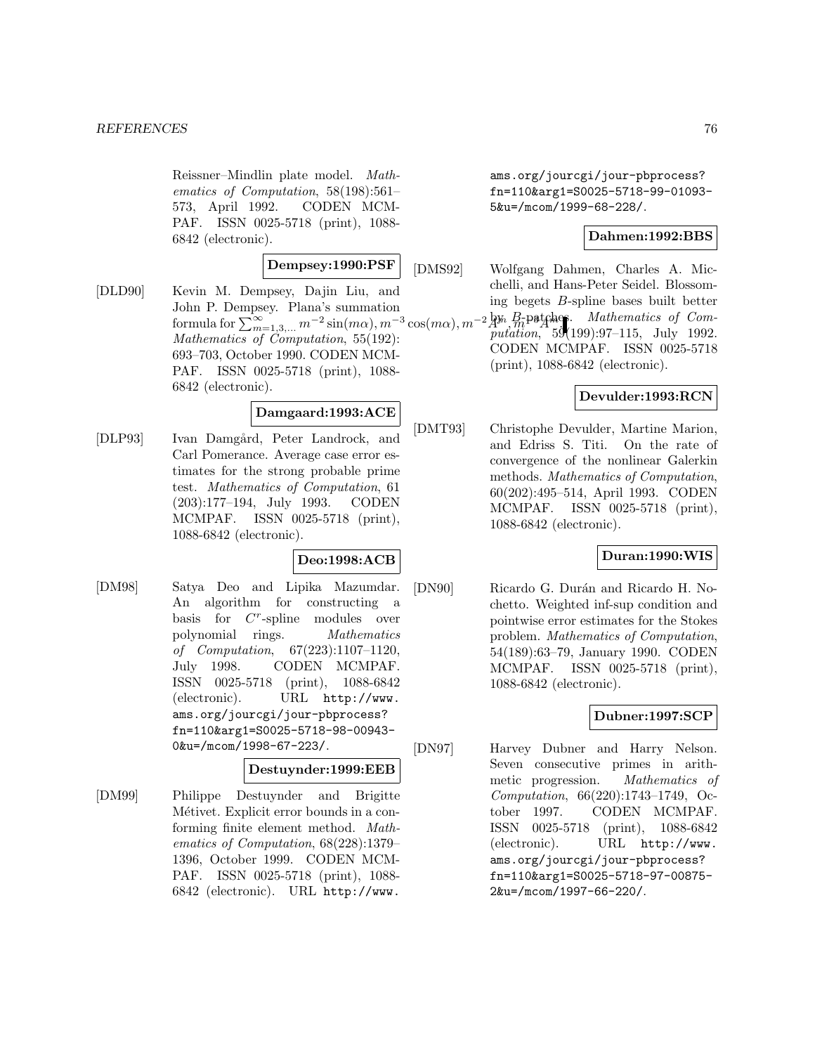Reissner–Mindlin plate model. *Mathematics of Computation*, 58(198):561–573, April 1992. CODEN MCMPAF. ISSN 0025-5718 (print), 1088-6842 (electronic).

**Dempsey:1990:PSF**

[DLD90] Kevin M. Dempsey, Dajin Liu, and John P. Dempsey. Plana's summation formula for $\sum_{m=1,3,\ldots}^{\infty} m^{-2}\sin(m\alpha), m^{-3}\cos(m\alpha), m^{-2}A^m, m^{-3}A^m$. *Mathematics of Computation*, 55(192):693–703, October 1990. CODEN MCMPAF. ISSN 0025-5718 (print), 1088-6842 (electronic).

**Damgaard:1993:ACE**

[DLP93] Ivan Damgård, Peter Landrock, and Carl Pomerance. Average case error estimates for the strong probable prime test. *Mathematics of Computation*, 61 (203):177–194, July 1993. CODEN MCMPAF. ISSN 0025-5718 (print), 1088-6842 (electronic).

**Deo:1998:ACB**

[DM98] Satya Deo and Lipika Mazumdar. An algorithm for constructing a basis for $C^r$-spline modules over polynomial rings. *Mathematics of Computation*, 67(223):1107–1120, July 1998. CODEN MCMPAF. ISSN 0025-5718 (print), 1088-6842 (electronic). URL http://www.ams.org/jourcgi/jour-pbprocess?fn=110&arg1=S0025-5718-98-00943-0&u=/mcom/1998-67-223/.

**Destuynder:1999:EEB**

[DM99] Philippe Destuynder and Brigitte Métivet. Explicit error bounds in a conforming finite element method. *Mathematics of Computation*, 68(228):1379–1396, October 1999. CODEN MCMPAF. ISSN 0025-5718 (print), 1088-6842 (electronic). URL http://www.ams.org/jourcgi/jour-pbprocess?fn=110&arg1=S0025-5718-99-01093-5&u=/mcom/1999-68-228/.

**Dahmen:1992:BBS**

[DMS92] Wolfgang Dahmen, Charles A. Micchelli, and Hans-Peter Seidel. Blossoming begets $B$-spline bases built better by $B$-patches. *Mathematics of Computation*, 59(199):97–115, July 1992. CODEN MCMPAF. ISSN 0025-5718 (print), 1088-6842 (electronic).

**Devulder:1993:RCN**

[DMT93] Christophe Devulder, Martine Marion, and Edriss S. Titi. On the rate of convergence of the nonlinear Galerkin methods. *Mathematics of Computation*, 60(202):495–514, April 1993. CODEN MCMPAF. ISSN 0025-5718 (print), 1088-6842 (electronic).

**Duran:1990:WIS**

[DN90] Ricardo G. Durán and Ricardo H. Nochetto. Weighted inf-sup condition and pointwise error estimates for the Stokes problem. *Mathematics of Computation*, 54(189):63–79, January 1990. CODEN MCMPAF. ISSN 0025-5718 (print), 1088-6842 (electronic).

**Dubner:1997:SCP**

[DN97] Harvey Dubner and Harry Nelson. Seven consecutive primes in arithmetic progression. *Mathematics of Computation*, 66(220):1743–1749, October 1997. CODEN MCMPAF. ISSN 0025-5718 (print), 1088-6842 (electronic). URL http://www.ams.org/jourcgi/jour-pbprocess?fn=110&arg1=S0025-5718-97-00875-2&u=/mcom/1997-66-220/.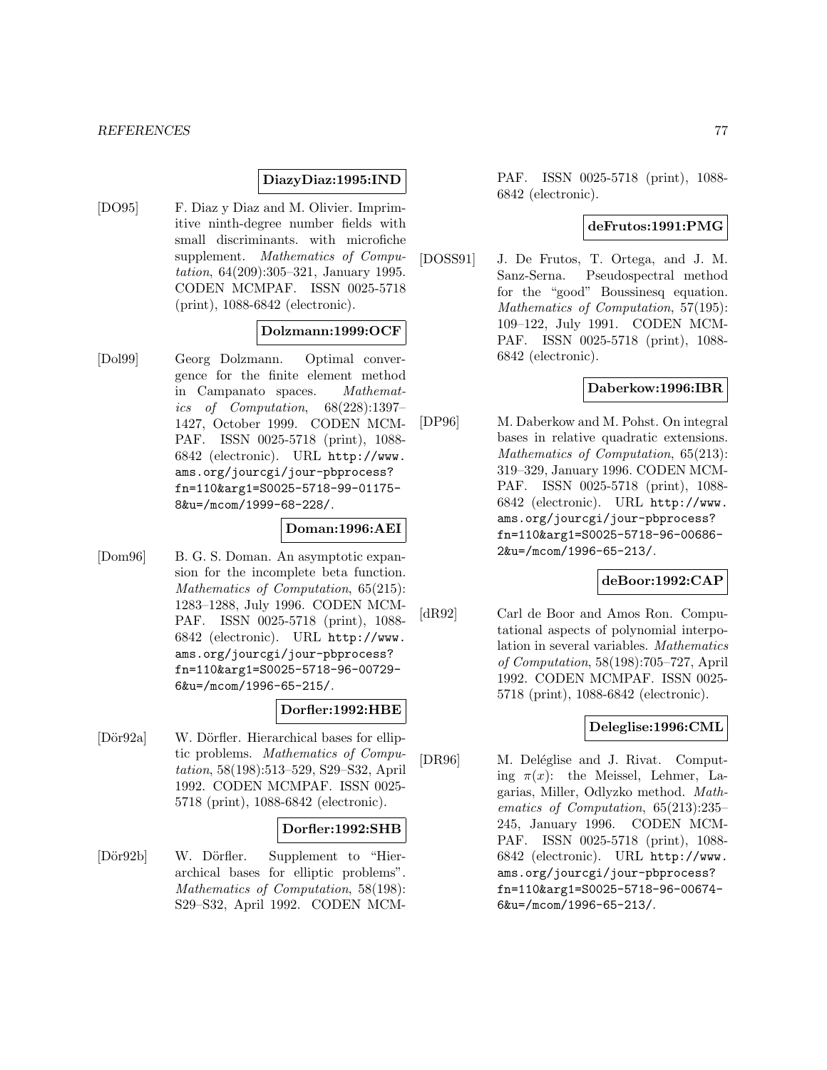**DiazyDiaz:1995:IND**

[DO95] F. Diaz y Diaz and M. Olivier. Imprimitive ninth-degree number fields with small discriminants. with microfiche supplement. *Mathematics of Computation*, 64(209):305–321, January 1995. CODEN MCMPAF. ISSN 0025-5718 (print), 1088-6842 (electronic).

**Dolzmann:1999:OCF**

[Dol99] Georg Dolzmann. Optimal convergence for the finite element method in Campanato spaces. *Mathematics of Computation*, 68(228):1397–1427, October 1999. CODEN MCMPAF. ISSN 0025-5718 (print), 1088-6842 (electronic). URL `http://www.ams.org/jourcgi/jour-pbprocess?fn=110&arg1=S0025-5718-99-01175-8&u=/mcom/1999-68-228/`.

**Doman:1996:AEI**

[Dom96] B. G. S. Doman. An asymptotic expansion for the incomplete beta function. *Mathematics of Computation*, 65(215):1283–1288, July 1996. CODEN MCMPAF. ISSN 0025-5718 (print), 1088-6842 (electronic). URL `http://www.ams.org/jourcgi/jour-pbprocess?fn=110&arg1=S0025-5718-96-00729-6&u=/mcom/1996-65-215/`.

**Dorfler:1992:HBE**

[Dör92a] W. Dörfler. Hierarchical bases for elliptic problems. *Mathematics of Computation*, 58(198):513–529, S29–S32, April 1992. CODEN MCMPAF. ISSN 0025-5718 (print), 1088-6842 (electronic).

**Dorfler:1992:SHB**

[Dör92b] W. Dörfler. Supplement to "Hierarchical bases for elliptic problems". *Mathematics of Computation*, 58(198):S29–S32, April 1992. CODEN MCMPAF. ISSN 0025-5718 (print), 1088-6842 (electronic).

**deFrutos:1991:PMG**

[DOSS91] J. De Frutos, T. Ortega, and J. M. Sanz-Serna. Pseudospectral method for the "good" Boussinesq equation. *Mathematics of Computation*, 57(195):109–122, July 1991. CODEN MCMPAF. ISSN 0025-5718 (print), 1088-6842 (electronic).

**Daberkow:1996:IBR**

[DP96] M. Daberkow and M. Pohst. On integral bases in relative quadratic extensions. *Mathematics of Computation*, 65(213):319–329, January 1996. CODEN MCMPAF. ISSN 0025-5718 (print), 1088-6842 (electronic). URL `http://www.ams.org/jourcgi/jour-pbprocess?fn=110&arg1=S0025-5718-96-00686-2&u=/mcom/1996-65-213/`.

**deBoor:1992:CAP**

[dR92] Carl de Boor and Amos Ron. Computational aspects of polynomial interpolation in several variables. *Mathematics of Computation*, 58(198):705–727, April 1992. CODEN MCMPAF. ISSN 0025-5718 (print), 1088-6842 (electronic).

**Deleglise:1996:CML**

[DR96] M. Deléglise and J. Rivat. Computing $\pi(x)$: the Meissel, Lehmer, Lagarias, Miller, Odlyzko method. *Mathematics of Computation*, 65(213):235–245, January 1996. CODEN MCMPAF. ISSN 0025-5718 (print), 1088-6842 (electronic). URL `http://www.ams.org/jourcgi/jour-pbprocess?fn=110&arg1=S0025-5718-96-00674-6&u=/mcom/1996-65-213/`.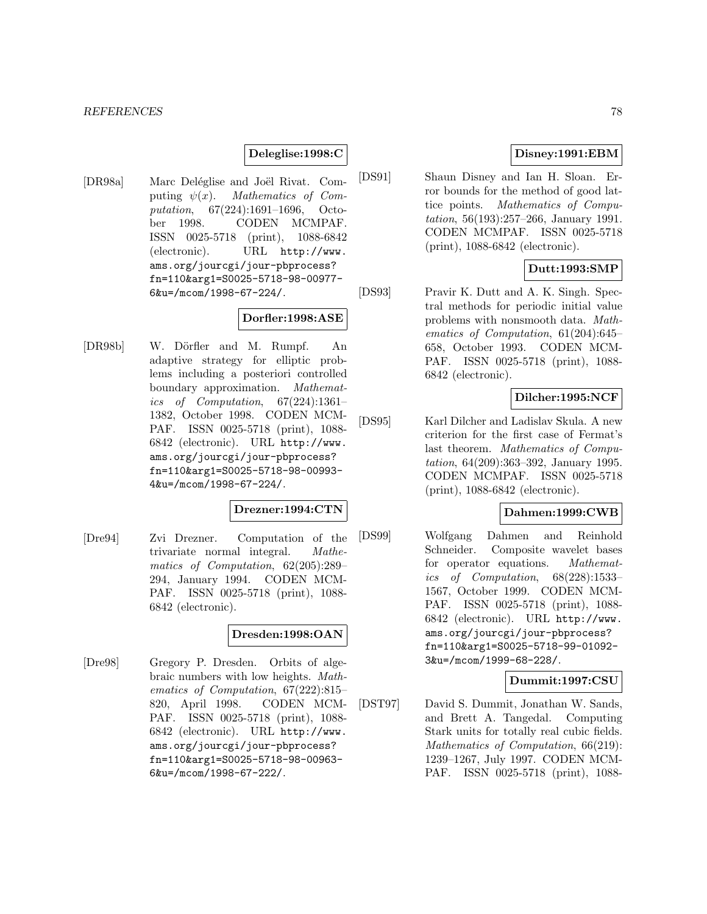**Deleglise:1998:C**

[DR98a] Marc Deléglise and Joël Rivat. Computing $\psi(x)$. *Mathematics of Computation*, 67(224):1691–1696, October 1998. CODEN MCMPAF. ISSN 0025-5718 (print), 1088-6842 (electronic). URL http://www.ams.org/jourcgi/jour-pbprocess?fn=110&arg1=S0025-5718-98-00977-6&u=/mcom/1998-67-224/.

**Dorfler:1998:ASE**

[DR98b] W. Dörfler and M. Rumpf. An adaptive strategy for elliptic problems including a posteriori controlled boundary approximation. *Mathematics of Computation*, 67(224):1361–1382, October 1998. CODEN MCMPAF. ISSN 0025-5718 (print), 1088-6842 (electronic). URL http://www.ams.org/jourcgi/jour-pbprocess?fn=110&arg1=S0025-5718-98-00993-4&u=/mcom/1998-67-224/.

**Drezner:1994:CTN**

[Dre94] Zvi Drezner. Computation of the trivariate normal integral. *Mathematics of Computation*, 62(205):289–294, January 1994. CODEN MCMPAF. ISSN 0025-5718 (print), 1088-6842 (electronic).

**Dresden:1998:OAN**

[Dre98] Gregory P. Dresden. Orbits of algebraic numbers with low heights. *Mathematics of Computation*, 67(222):815–820, April 1998. CODEN MCMPAF. ISSN 0025-5718 (print), 1088-6842 (electronic). URL http://www.ams.org/jourcgi/jour-pbprocess?fn=110&arg1=S0025-5718-98-00963-6&u=/mcom/1998-67-222/.

**Disney:1991:EBM**

[DS91] Shaun Disney and Ian H. Sloan. Error bounds for the method of good lattice points. *Mathematics of Computation*, 56(193):257–266, January 1991. CODEN MCMPAF. ISSN 0025-5718 (print), 1088-6842 (electronic).

**Dutt:1993:SMP**

[DS93] Pravir K. Dutt and A. K. Singh. Spectral methods for periodic initial value problems with nonsmooth data. *Mathematics of Computation*, 61(204):645–658, October 1993. CODEN MCMPAF. ISSN 0025-5718 (print), 1088-6842 (electronic).

**Dilcher:1995:NCF**

[DS95] Karl Dilcher and Ladislav Skula. A new criterion for the first case of Fermat's last theorem. *Mathematics of Computation*, 64(209):363–392, January 1995. CODEN MCMPAF. ISSN 0025-5718 (print), 1088-6842 (electronic).

**Dahmen:1999:CWB**

[DS99] Wolfgang Dahmen and Reinhold Schneider. Composite wavelet bases for operator equations. *Mathematics of Computation*, 68(228):1533–1567, October 1999. CODEN MCMPAF. ISSN 0025-5718 (print), 1088-6842 (electronic). URL http://www.ams.org/jourcgi/jour-pbprocess?fn=110&arg1=S0025-5718-99-01092-3&u=/mcom/1999-68-228/.

**Dummit:1997:CSU**

[DST97] David S. Dummit, Jonathan W. Sands, and Brett A. Tangedal. Computing Stark units for totally real cubic fields. *Mathematics of Computation*, 66(219):1239–1267, July 1997. CODEN MCMPAF. ISSN 0025-5718 (print), 1088-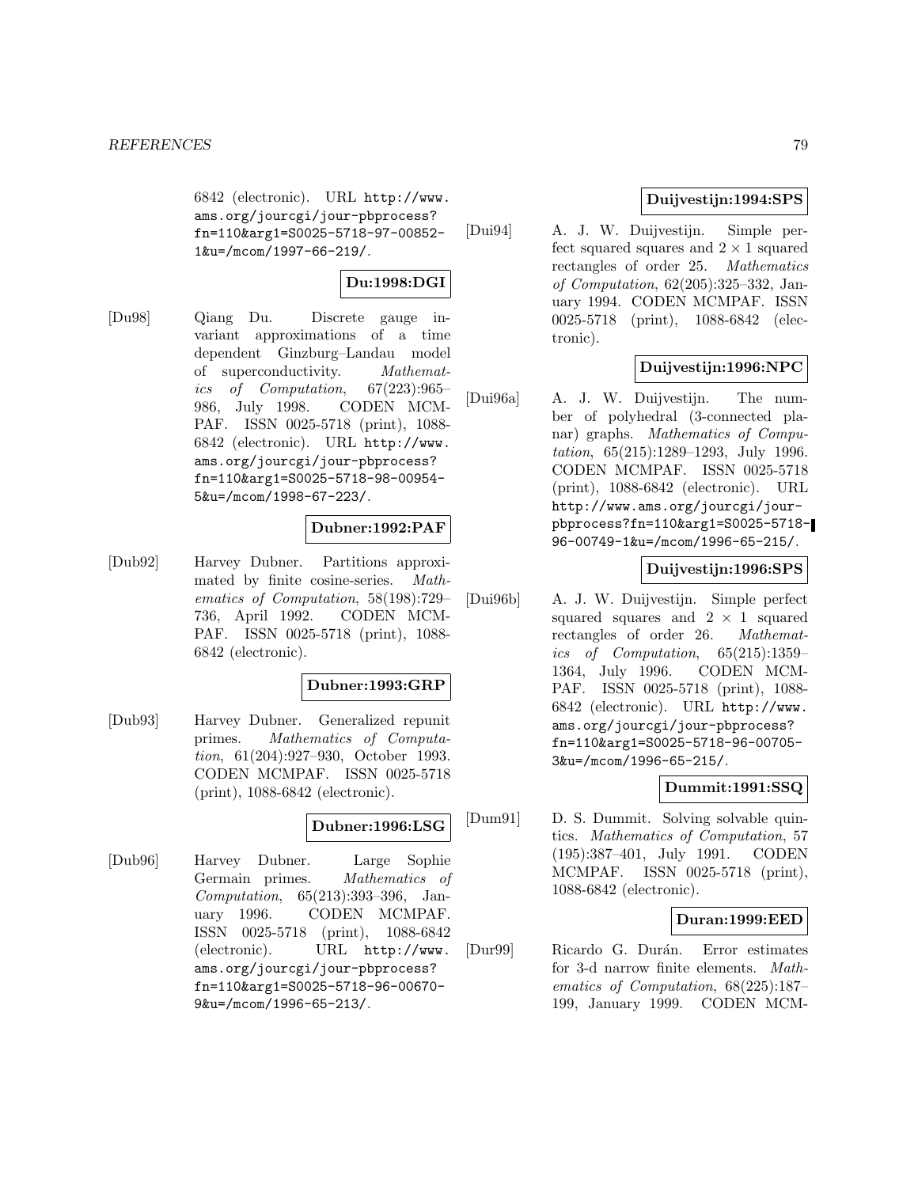6842 (electronic). URL http://www.ams.org/jourcgi/jour-pbprocess?fn=110&arg1=S0025-5718-97-00852-1&u=/mcom/1997-66-219/.

**Du:1998:DGI**

[Du98] Qiang Du. Discrete gauge invariant approximations of a time dependent Ginzburg–Landau model of superconductivity. *Mathematics of Computation*, 67(223):965–986, July 1998. CODEN MCMPAF. ISSN 0025-5718 (print), 1088-6842 (electronic). URL http://www.ams.org/jourcgi/jour-pbprocess?fn=110&arg1=S0025-5718-98-00954-5&u=/mcom/1998-67-223/.

**Dubner:1992:PAF**

[Dub92] Harvey Dubner. Partitions approximated by finite cosine-series. *Mathematics of Computation*, 58(198):729–736, April 1992. CODEN MCMPAF. ISSN 0025-5718 (print), 1088-6842 (electronic).

**Dubner:1993:GRP**

[Dub93] Harvey Dubner. Generalized repunit primes. *Mathematics of Computation*, 61(204):927–930, October 1993. CODEN MCMPAF. ISSN 0025-5718 (print), 1088-6842 (electronic).

**Dubner:1996:LSG**

[Dub96] Harvey Dubner. Large Sophie Germain primes. *Mathematics of Computation*, 65(213):393–396, January 1996. CODEN MCMPAF. ISSN 0025-5718 (print), 1088-6842 (electronic). URL http://www.ams.org/jourcgi/jour-pbprocess?fn=110&arg1=S0025-5718-96-00670-9&u=/mcom/1996-65-213/.

**Duijvestijn:1994:SPS**

[Dui94] A. J. W. Duijvestijn. Simple perfect squared squares and $2 \times 1$ squared rectangles of order 25. *Mathematics of Computation*, 62(205):325–332, January 1994. CODEN MCMPAF. ISSN 0025-5718 (print), 1088-6842 (electronic).

**Duijvestijn:1996:NPC**

[Dui96a] A. J. W. Duijvestijn. The number of polyhedral (3-connected planar) graphs. *Mathematics of Computation*, 65(215):1289–1293, July 1996. CODEN MCMPAF. ISSN 0025-5718 (print), 1088-6842 (electronic). URL http://www.ams.org/jourcgi/jour-pbprocess?fn=110&arg1=S0025-5718-96-00749-1&u=/mcom/1996-65-215/.

**Duijvestijn:1996:SPS**

[Dui96b] A. J. W. Duijvestijn. Simple perfect squared squares and $2 \times 1$ squared rectangles of order 26. *Mathematics of Computation*, 65(215):1359–1364, July 1996. CODEN MCMPAF. ISSN 0025-5718 (print), 1088-6842 (electronic). URL http://www.ams.org/jourcgi/jour-pbprocess?fn=110&arg1=S0025-5718-96-00705-3&u=/mcom/1996-65-215/.

**Dummit:1991:SSQ**

[Dum91] D. S. Dummit. Solving solvable quintics. *Mathematics of Computation*, 57 (195):387–401, July 1991. CODEN MCMPAF. ISSN 0025-5718 (print), 1088-6842 (electronic).

**Duran:1999:EED**

[Dur99] Ricardo G. Durán. Error estimates for 3-d narrow finite elements. *Mathematics of Computation*, 68(225):187–199, January 1999. CODEN MCM-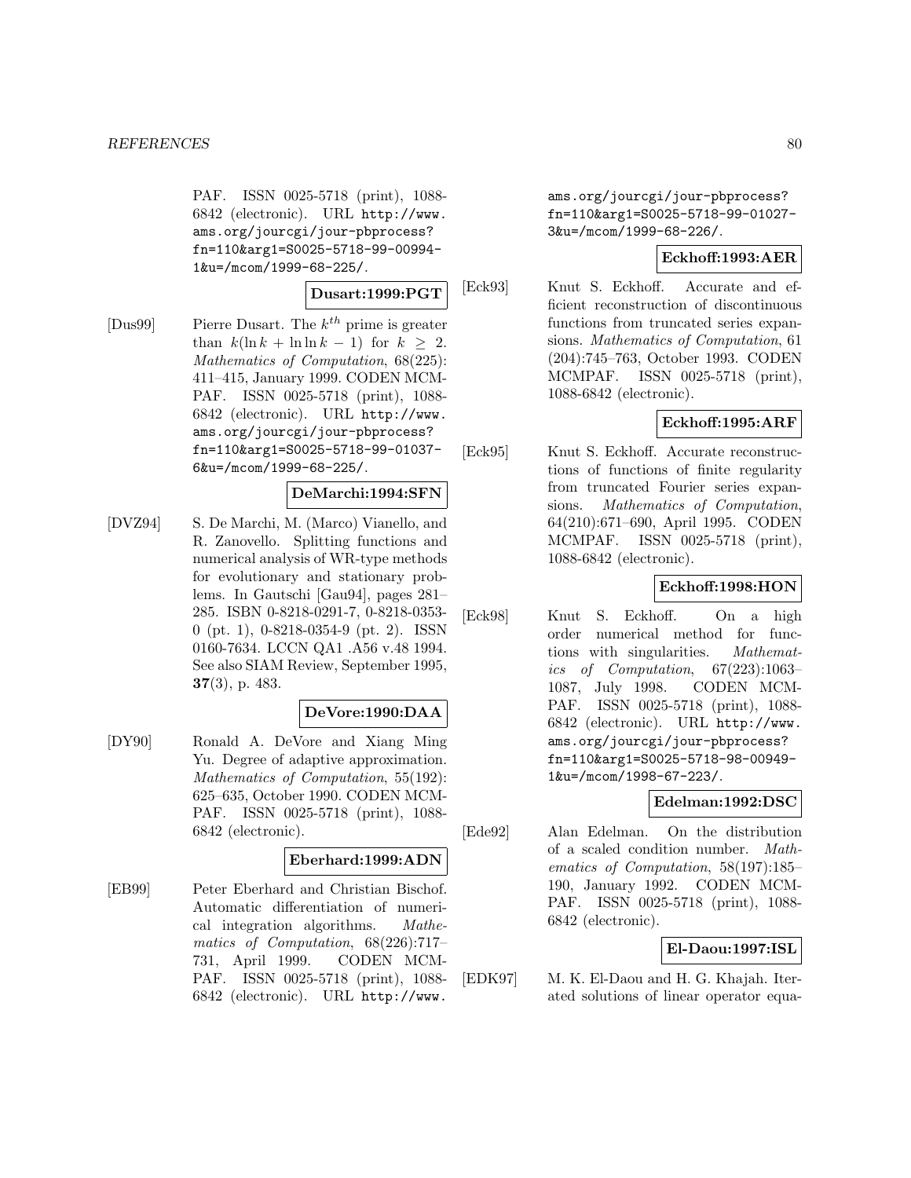PAF. ISSN 0025-5718 (print), 1088-6842 (electronic). URL http://www.ams.org/jourcgi/jour-pbprocess?fn=110&arg1=S0025-5718-99-00994-1&u=/mcom/1999-68-225/.

**Dusart:1999:PGT**

[Dus99] Pierre Dusart. The $k^{th}$ prime is greater than $k(\ln k + \ln\ln k - 1)$ for $k \geq 2$. *Mathematics of Computation*, 68(225): 411–415, January 1999. CODEN MCMPAF. ISSN 0025-5718 (print), 1088-6842 (electronic). URL http://www.ams.org/jourcgi/jour-pbprocess?fn=110&arg1=S0025-5718-99-01037-6&u=/mcom/1999-68-225/.

**DeMarchi:1994:SFN**

[DVZ94] S. De Marchi, M. (Marco) Vianello, and R. Zanovello. Splitting functions and numerical analysis of WR-type methods for evolutionary and stationary problems. In Gautschi [Gau94], pages 281–285. ISBN 0-8218-0291-7, 0-8218-0353-0 (pt. 1), 0-8218-0354-9 (pt. 2). ISSN 0160-7634. LCCN QA1 .A56 v.48 1994. See also SIAM Review, September 1995, **37**(3), p. 483.

**DeVore:1990:DAA**

[DY90] Ronald A. DeVore and Xiang Ming Yu. Degree of adaptive approximation. *Mathematics of Computation*, 55(192): 625–635, October 1990. CODEN MCMPAF. ISSN 0025-5718 (print), 1088-6842 (electronic).

**Eberhard:1999:ADN**

[EB99] Peter Eberhard and Christian Bischof. Automatic differentiation of numerical integration algorithms. *Mathematics of Computation*, 68(226):717–731, April 1999. CODEN MCMPAF. ISSN 0025-5718 (print), 1088-6842 (electronic). URL http://www.ams.org/jourcgi/jour-pbprocess?fn=110&arg1=S0025-5718-99-01027-3&u=/mcom/1999-68-226/.

**Eckhoff:1993:AER**

[Eck93] Knut S. Eckhoff. Accurate and efficient reconstruction of discontinuous functions from truncated series expansions. *Mathematics of Computation*, 61 (204):745–763, October 1993. CODEN MCMPAF. ISSN 0025-5718 (print), 1088-6842 (electronic).

**Eckhoff:1995:ARF**

[Eck95] Knut S. Eckhoff. Accurate reconstructions of functions of finite regularity from truncated Fourier series expansions. *Mathematics of Computation*, 64(210):671–690, April 1995. CODEN MCMPAF. ISSN 0025-5718 (print), 1088-6842 (electronic).

**Eckhoff:1998:HON**

[Eck98] Knut S. Eckhoff. On a high order numerical method for functions with singularities. *Mathematics of Computation*, 67(223):1063–1087, July 1998. CODEN MCMPAF. ISSN 0025-5718 (print), 1088-6842 (electronic). URL http://www.ams.org/jourcgi/jour-pbprocess?fn=110&arg1=S0025-5718-98-00949-1&u=/mcom/1998-67-223/.

**Edelman:1992:DSC**

[Ede92] Alan Edelman. On the distribution of a scaled condition number. *Mathematics of Computation*, 58(197):185–190, January 1992. CODEN MCMPAF. ISSN 0025-5718 (print), 1088-6842 (electronic).

**El-Daou:1997:ISL**

[EDK97] M. K. El-Daou and H. G. Khajah. Iterated solutions of linear operator equa-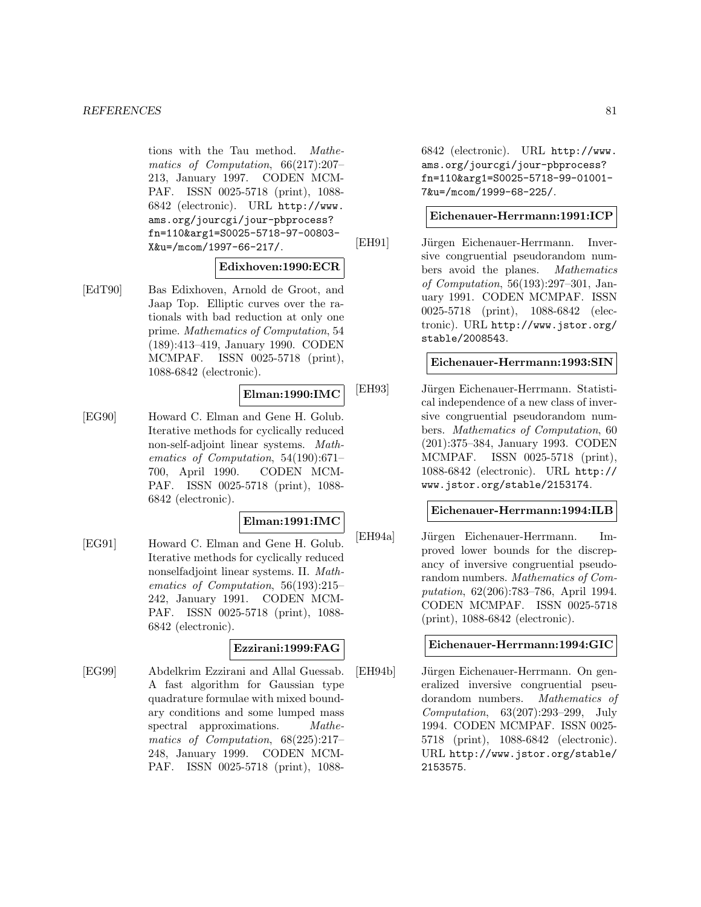tions with the Tau method. *Mathematics of Computation*, 66(217):207–213, January 1997. CODEN MCMPAF. ISSN 0025-5718 (print), 1088-6842 (electronic). URL http://www.ams.org/jourcgi/jour-pbprocess?fn=110&arg1=S0025-5718-97-00803-X&u=/mcom/1997-66-217/.

**Edixhoven:1990:ECR**

[EdT90] Bas Edixhoven, Arnold de Groot, and Jaap Top. Elliptic curves over the rationals with bad reduction at only one prime. *Mathematics of Computation*, 54(189):413–419, January 1990. CODEN MCMPAF. ISSN 0025-5718 (print), 1088-6842 (electronic).

**Elman:1990:IMC**

[EG90] Howard C. Elman and Gene H. Golub. Iterative methods for cyclically reduced non-self-adjoint linear systems. *Mathematics of Computation*, 54(190):671–700, April 1990. CODEN MCMPAF. ISSN 0025-5718 (print), 1088-6842 (electronic).

**Elman:1991:IMC**

[EG91] Howard C. Elman and Gene H. Golub. Iterative methods for cyclically reduced nonselfadjoint linear systems. II. *Mathematics of Computation*, 56(193):215–242, January 1991. CODEN MCMPAF. ISSN 0025-5718 (print), 1088-6842 (electronic).

**Ezzirani:1999:FAG**

[EG99] Abdelkrim Ezzirani and Allal Guessab. A fast algorithm for Gaussian type quadrature formulae with mixed boundary conditions and some lumped mass spectral approximations. *Mathematics of Computation*, 68(225):217–248, January 1999. CODEN MCMPAF. ISSN 0025-5718 (print), 1088-6842 (electronic). URL http://www.ams.org/jourcgi/jour-pbprocess?fn=110&arg1=S0025-5718-99-01001-7&u=/mcom/1999-68-225/.

**Eichenauer-Herrmann:1991:ICP**

[EH91] Jürgen Eichenauer-Herrmann. Inversive congruential pseudorandom numbers avoid the planes. *Mathematics of Computation*, 56(193):297–301, January 1991. CODEN MCMPAF. ISSN 0025-5718 (print), 1088-6842 (electronic). URL http://www.jstor.org/stable/2008543.

**Eichenauer-Herrmann:1993:SIN**

[EH93] Jürgen Eichenauer-Herrmann. Statistical independence of a new class of inversive congruential pseudorandom numbers. *Mathematics of Computation*, 60(201):375–384, January 1993. CODEN MCMPAF. ISSN 0025-5718 (print), 1088-6842 (electronic). URL http://www.jstor.org/stable/2153174.

**Eichenauer-Herrmann:1994:ILB**

[EH94a] Jürgen Eichenauer-Herrmann. Improved lower bounds for the discrepancy of inversive congruential pseudorandom numbers. *Mathematics of Computation*, 62(206):783–786, April 1994. CODEN MCMPAF. ISSN 0025-5718 (print), 1088-6842 (electronic).

**Eichenauer-Herrmann:1994:GIC**

[EH94b] Jürgen Eichenauer-Herrmann. On generalized inversive congruential pseudorandom numbers. *Mathematics of Computation*, 63(207):293–299, July 1994. CODEN MCMPAF. ISSN 0025-5718 (print), 1088-6842 (electronic). URL http://www.jstor.org/stable/2153575.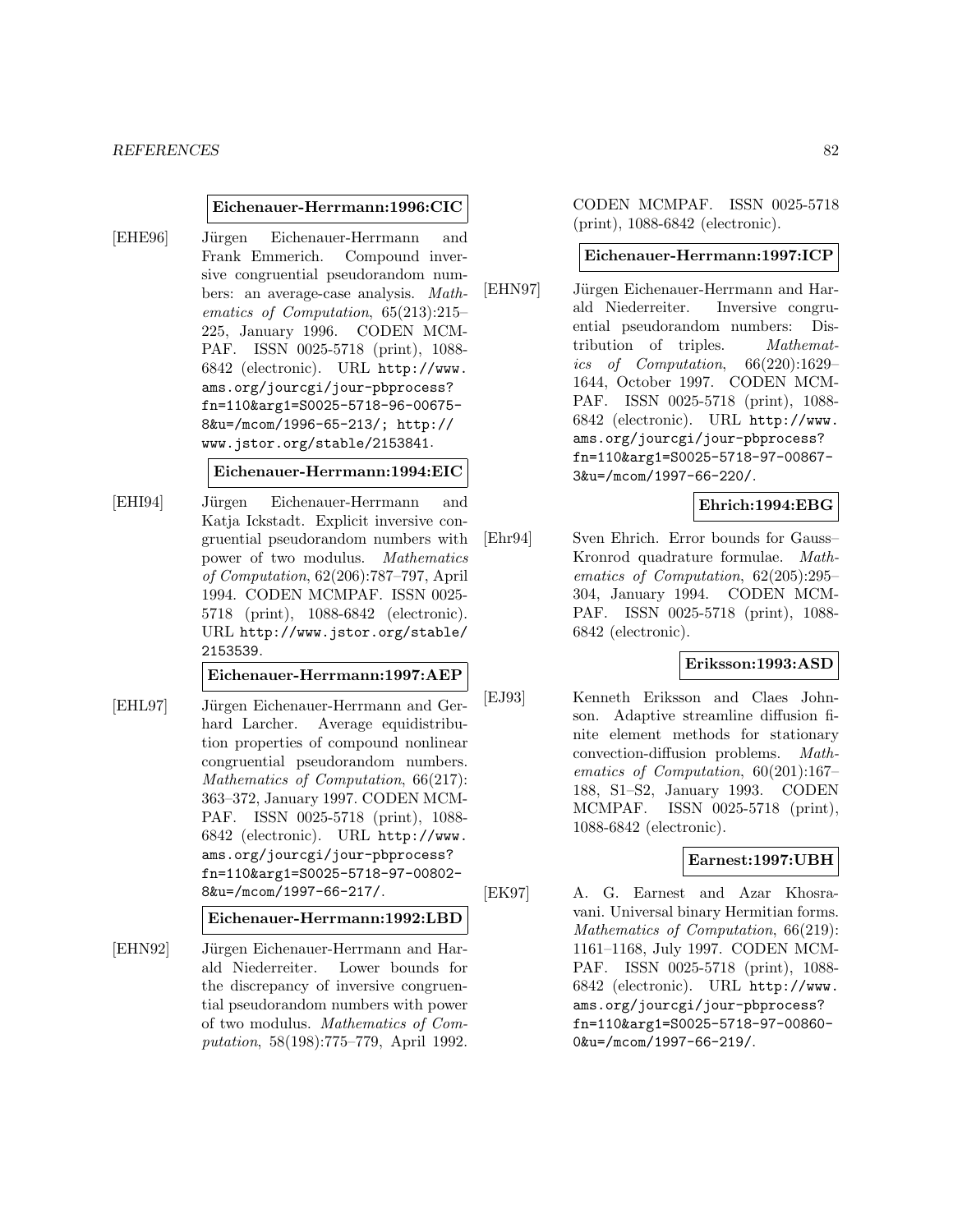**Eichenauer-Herrmann:1996:CIC**

[EHE96] Jürgen Eichenauer-Herrmann and Frank Emmerich. Compound inversive congruential pseudorandom numbers: an average-case analysis. *Mathematics of Computation*, 65(213):215–225, January 1996. CODEN MCMPAF. ISSN 0025-5718 (print), 1088-6842 (electronic). URL http://www.ams.org/jourcgi/jour-pbprocess?fn=110&arg1=S0025-5718-96-00675-8&u=/mcom/1996-65-213/; http://www.jstor.org/stable/2153841.

**Eichenauer-Herrmann:1994:EIC**

[EHI94] Jürgen Eichenauer-Herrmann and Katja Ickstadt. Explicit inversive congruential pseudorandom numbers with power of two modulus. *Mathematics of Computation*, 62(206):787–797, April 1994. CODEN MCMPAF. ISSN 0025-5718 (print), 1088-6842 (electronic). URL http://www.jstor.org/stable/2153539.

**Eichenauer-Herrmann:1997:AEP**

[EHL97] Jürgen Eichenauer-Herrmann and Gerhard Larcher. Average equidistribution properties of compound nonlinear congruential pseudorandom numbers. *Mathematics of Computation*, 66(217):363–372, January 1997. CODEN MCMPAF. ISSN 0025-5718 (print), 1088-6842 (electronic). URL http://www.ams.org/jourcgi/jour-pbprocess?fn=110&arg1=S0025-5718-97-00802-8&u=/mcom/1997-66-217/.

**Eichenauer-Herrmann:1992:LBD**

[EHN92] Jürgen Eichenauer-Herrmann and Harald Niederreiter. Lower bounds for the discrepancy of inversive congruential pseudorandom numbers with power of two modulus. *Mathematics of Computation*, 58(198):775–779, April 1992. CODEN MCMPAF. ISSN 0025-5718 (print), 1088-6842 (electronic).

**Eichenauer-Herrmann:1997:ICP**

[EHN97] Jürgen Eichenauer-Herrmann and Harald Niederreiter. Inversive congruential pseudorandom numbers: Distribution of triples. *Mathematics of Computation*, 66(220):1629–1644, October 1997. CODEN MCMPAF. ISSN 0025-5718 (print), 1088-6842 (electronic). URL http://www.ams.org/jourcgi/jour-pbprocess?fn=110&arg1=S0025-5718-97-00867-3&u=/mcom/1997-66-220/.

**Ehrich:1994:EBG**

[Ehr94] Sven Ehrich. Error bounds for Gauss–Kronrod quadrature formulae. *Mathematics of Computation*, 62(205):295–304, January 1994. CODEN MCMPAF. ISSN 0025-5718 (print), 1088-6842 (electronic).

**Eriksson:1993:ASD**

[EJ93] Kenneth Eriksson and Claes Johnson. Adaptive streamline diffusion finite element methods for stationary convection-diffusion problems. *Mathematics of Computation*, 60(201):167–188, S1–S2, January 1993. CODEN MCMPAF. ISSN 0025-5718 (print), 1088-6842 (electronic).

**Earnest:1997:UBH**

[EK97] A. G. Earnest and Azar Khosravani. Universal binary Hermitian forms. *Mathematics of Computation*, 66(219):1161–1168, July 1997. CODEN MCMPAF. ISSN 0025-5718 (print), 1088-6842 (electronic). URL http://www.ams.org/jourcgi/jour-pbprocess?fn=110&arg1=S0025-5718-97-00860-0&u=/mcom/1997-66-219/.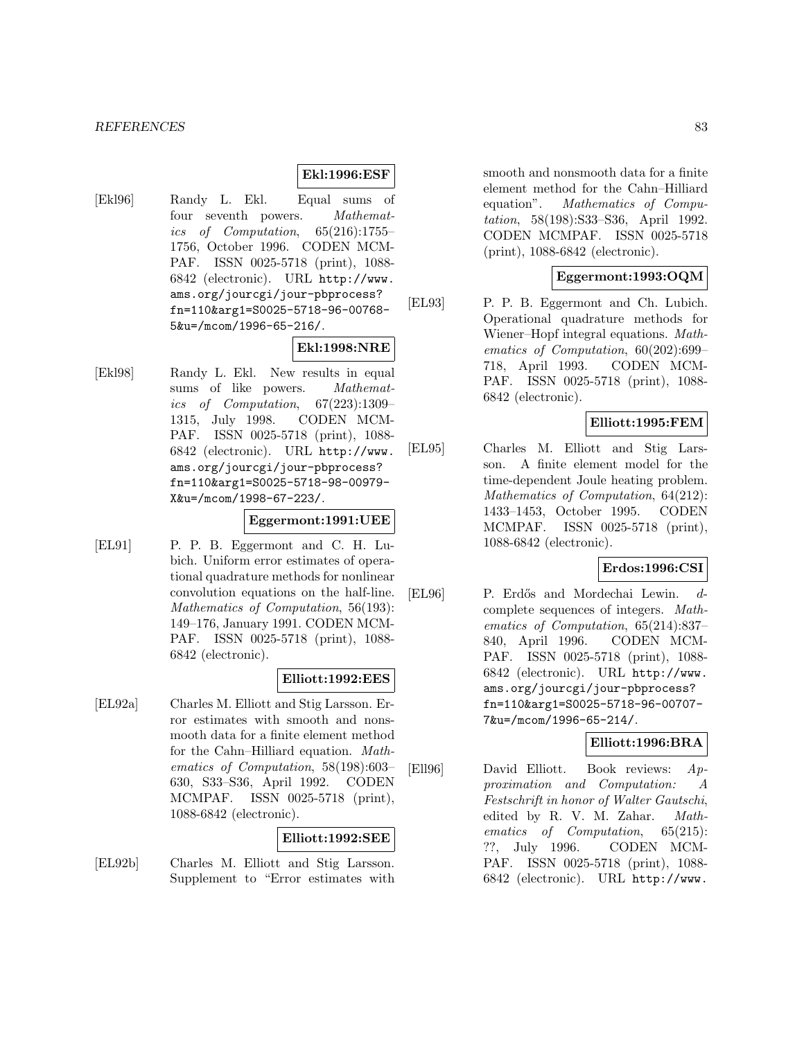**Ekl:1996:ESF**

[Ekl96] Randy L. Ekl. Equal sums of four seventh powers. *Mathematics of Computation*, 65(216):1755–1756, October 1996. CODEN MCMPAF. ISSN 0025-5718 (print), 1088-6842 (electronic). URL http://www.ams.org/jourcgi/jour-pbprocess?fn=110&arg1=S0025-5718-96-00768-5&u=/mcom/1996-65-216/.

**Ekl:1998:NRE**

[Ekl98] Randy L. Ekl. New results in equal sums of like powers. *Mathematics of Computation*, 67(223):1309–1315, July 1998. CODEN MCMPAF. ISSN 0025-5718 (print), 1088-6842 (electronic). URL http://www.ams.org/jourcgi/jour-pbprocess?fn=110&arg1=S0025-5718-98-00979-X&u=/mcom/1998-67-223/.

**Eggermont:1991:UEE**

[EL91] P. P. B. Eggermont and C. H. Lubich. Uniform error estimates of operational quadrature methods for nonlinear convolution equations on the half-line. *Mathematics of Computation*, 56(193):149–176, January 1991. CODEN MCMPAF. ISSN 0025-5718 (print), 1088-6842 (electronic).

**Elliott:1992:EES**

[EL92a] Charles M. Elliott and Stig Larsson. Error estimates with smooth and nonsmooth data for a finite element method for the Cahn–Hilliard equation. *Mathematics of Computation*, 58(198):603–630, S33–S36, April 1992. CODEN MCMPAF. ISSN 0025-5718 (print), 1088-6842 (electronic).

**Elliott:1992:SEE**

[EL92b] Charles M. Elliott and Stig Larsson. Supplement to "Error estimates with smooth and nonsmooth data for a finite element method for the Cahn–Hilliard equation". *Mathematics of Computation*, 58(198):S33–S36, April 1992. CODEN MCMPAF. ISSN 0025-5718 (print), 1088-6842 (electronic).

**Eggermont:1993:OQM**

[EL93] P. P. B. Eggermont and Ch. Lubich. Operational quadrature methods for Wiener–Hopf integral equations. *Mathematics of Computation*, 60(202):699–718, April 1993. CODEN MCMPAF. ISSN 0025-5718 (print), 1088-6842 (electronic).

**Elliott:1995:FEM**

[EL95] Charles M. Elliott and Stig Larsson. A finite element model for the time-dependent Joule heating problem. *Mathematics of Computation*, 64(212):1433–1453, October 1995. CODEN MCMPAF. ISSN 0025-5718 (print), 1088-6842 (electronic).

**Erdos:1996:CSI**

[EL96] P. Erdős and Mordechai Lewin. $d$-complete sequences of integers. *Mathematics of Computation*, 65(214):837–840, April 1996. CODEN MCMPAF. ISSN 0025-5718 (print), 1088-6842 (electronic). URL http://www.ams.org/jourcgi/jour-pbprocess?fn=110&arg1=S0025-5718-96-00707-7&u=/mcom/1996-65-214/.

**Elliott:1996:BRA**

[Ell96] David Elliott. Book reviews: *Approximation and Computation: A Festschrift in honor of Walter Gautschi*, edited by R. V. M. Zahar. *Mathematics of Computation*, 65(215):??, July 1996. CODEN MCMPAF. ISSN 0025-5718 (print), 1088-6842 (electronic). URL http://www.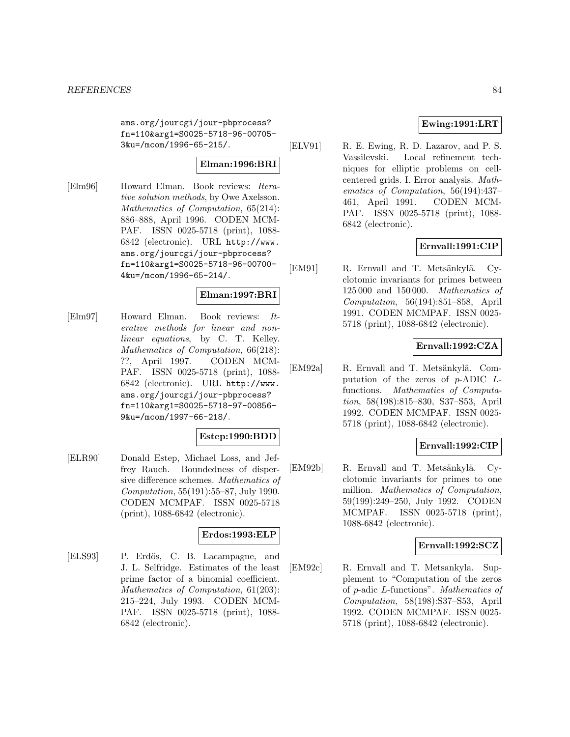ams.org/jourcgi/jour-pbprocess?fn=110&arg1=S0025-5718-96-00705-3&u=/mcom/1996-65-215/.

**Elman:1996:BRI**

[Elm96] Howard Elman. Book reviews: *Iterative solution methods*, by Owe Axelsson. *Mathematics of Computation*, 65(214): 886–888, April 1996. CODEN MCMPAF. ISSN 0025-5718 (print), 1088-6842 (electronic). URL http://www.ams.org/jourcgi/jour-pbprocess?fn=110&arg1=S0025-5718-96-00700-4&u=/mcom/1996-65-214/.

**Elman:1997:BRI**

[Elm97] Howard Elman. Book reviews: *Iterative methods for linear and nonlinear equations*, by C. T. Kelley. *Mathematics of Computation*, 66(218): ??, April 1997. CODEN MCMPAF. ISSN 0025-5718 (print), 1088-6842 (electronic). URL http://www.ams.org/jourcgi/jour-pbprocess?fn=110&arg1=S0025-5718-97-00856-9&u=/mcom/1997-66-218/.

**Estep:1990:BDD**

[ELR90] Donald Estep, Michael Loss, and Jeffrey Rauch. Boundedness of dispersive difference schemes. *Mathematics of Computation*, 55(191):55–87, July 1990. CODEN MCMPAF. ISSN 0025-5718 (print), 1088-6842 (electronic).

**Erdos:1993:ELP**

[ELS93] P. Erdős, C. B. Lacampagne, and J. L. Selfridge. Estimates of the least prime factor of a binomial coefficient. *Mathematics of Computation*, 61(203): 215–224, July 1993. CODEN MCMPAF. ISSN 0025-5718 (print), 1088-6842 (electronic).

**Ewing:1991:LRT**

[ELV91] R. E. Ewing, R. D. Lazarov, and P. S. Vassilevski. Local refinement techniques for elliptic problems on cell-centered grids. I. Error analysis. *Mathematics of Computation*, 56(194):437–461, April 1991. CODEN MCMPAF. ISSN 0025-5718 (print), 1088-6842 (electronic).

**Ernvall:1991:CIP**

[EM91] R. Ernvall and T. Metsänkylä. Cyclotomic invariants for primes between 125 000 and 150 000. *Mathematics of Computation*, 56(194):851–858, April 1991. CODEN MCMPAF. ISSN 0025-5718 (print), 1088-6842 (electronic).

**Ernvall:1992:CZA**

[EM92a] R. Ernvall and T. Metsänkylä. Computation of the zeros of $p$-ADIC $L$-functions. *Mathematics of Computation*, 58(198):815–830, S37–S53, April 1992. CODEN MCMPAF. ISSN 0025-5718 (print), 1088-6842 (electronic).

**Ernvall:1992:CIP**

[EM92b] R. Ernvall and T. Metsänkylä. Cyclotomic invariants for primes to one million. *Mathematics of Computation*, 59(199):249–250, July 1992. CODEN MCMPAF. ISSN 0025-5718 (print), 1088-6842 (electronic).

**Ernvall:1992:SCZ**

[EM92c] R. Ernvall and T. Metsankyla. Supplement to "Computation of the zeros of $p$-adic $L$-functions". *Mathematics of Computation*, 58(198):S37–S53, April 1992. CODEN MCMPAF. ISSN 0025-5718 (print), 1088-6842 (electronic).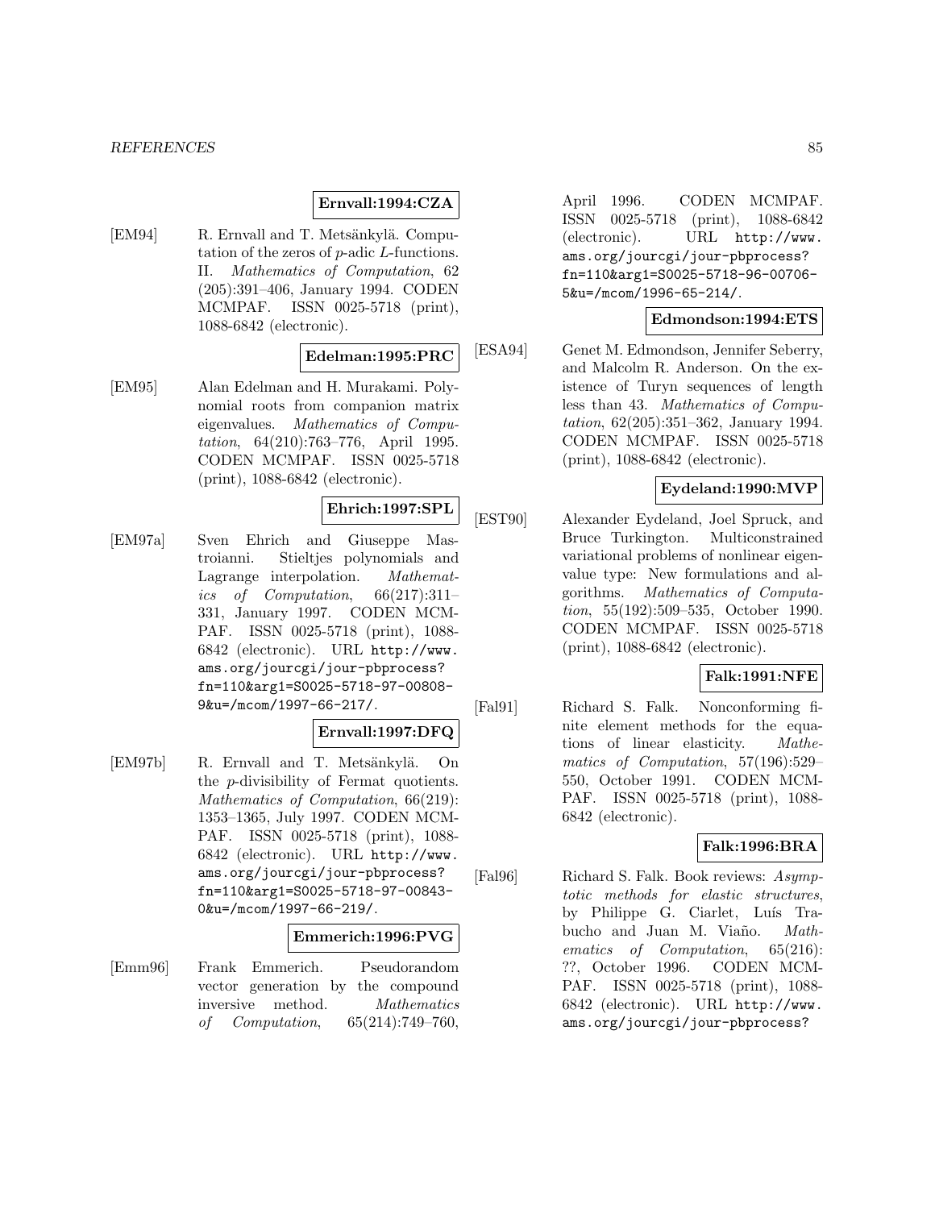**Ernvall:1994:CZA**

[EM94] R. Ernvall and T. Metsänkylä. Computation of the zeros of $p$-adic $L$-functions. II. *Mathematics of Computation*, 62 (205):391–406, January 1994. CODEN MCMPAF. ISSN 0025-5718 (print), 1088-6842 (electronic).

**Edelman:1995:PRC**

[EM95] Alan Edelman and H. Murakami. Polynomial roots from companion matrix eigenvalues. *Mathematics of Computation*, 64(210):763–776, April 1995. CODEN MCMPAF. ISSN 0025-5718 (print), 1088-6842 (electronic).

**Ehrich:1997:SPL**

[EM97a] Sven Ehrich and Giuseppe Mastroianni. Stieltjes polynomials and Lagrange interpolation. *Mathematics of Computation*, 66(217):311–331, January 1997. CODEN MCMPAF. ISSN 0025-5718 (print), 1088-6842 (electronic). URL http://www.ams.org/jourcgi/jour-pbprocess?fn=110&arg1=S0025-5718-97-00808-9&u=/mcom/1997-66-217/.

**Ernvall:1997:DFQ**

[EM97b] R. Ernvall and T. Metsänkylä. On the $p$-divisibility of Fermat quotients. *Mathematics of Computation*, 66(219): 1353–1365, July 1997. CODEN MCMPAF. ISSN 0025-5718 (print), 1088-6842 (electronic). URL http://www.ams.org/jourcgi/jour-pbprocess?fn=110&arg1=S0025-5718-97-00843-0&u=/mcom/1997-66-219/.

**Emmerich:1996:PVG**

[Emm96] Frank Emmerich. Pseudorandom vector generation by the compound inversive method. *Mathematics of Computation*, 65(214):749–760, April 1996. CODEN MCMPAF. ISSN 0025-5718 (print), 1088-6842 (electronic). URL http://www.ams.org/jourcgi/jour-pbprocess?fn=110&arg1=S0025-5718-96-00706-5&u=/mcom/1996-65-214/.

**Edmondson:1994:ETS**

[ESA94] Genet M. Edmondson, Jennifer Seberry, and Malcolm R. Anderson. On the existence of Turyn sequences of length less than 43. *Mathematics of Computation*, 62(205):351–362, January 1994. CODEN MCMPAF. ISSN 0025-5718 (print), 1088-6842 (electronic).

**Eydeland:1990:MVP**

[EST90] Alexander Eydeland, Joel Spruck, and Bruce Turkington. Multiconstrained variational problems of nonlinear eigenvalue type: New formulations and algorithms. *Mathematics of Computation*, 55(192):509–535, October 1990. CODEN MCMPAF. ISSN 0025-5718 (print), 1088-6842 (electronic).

**Falk:1991:NFE**

[Fal91] Richard S. Falk. Nonconforming finite element methods for the equations of linear elasticity. *Mathematics of Computation*, 57(196):529–550, October 1991. CODEN MCMPAF. ISSN 0025-5718 (print), 1088-6842 (electronic).

**Falk:1996:BRA**

[Fal96] Richard S. Falk. Book reviews: *Asymptotic methods for elastic structures*, by Philippe G. Ciarlet, Luís Trabucho and Juan M. Viaño. *Mathematics of Computation*, 65(216): ??, October 1996. CODEN MCMPAF. ISSN 0025-5718 (print), 1088-6842 (electronic). URL http://www.ams.org/jourcgi/jour-pbprocess?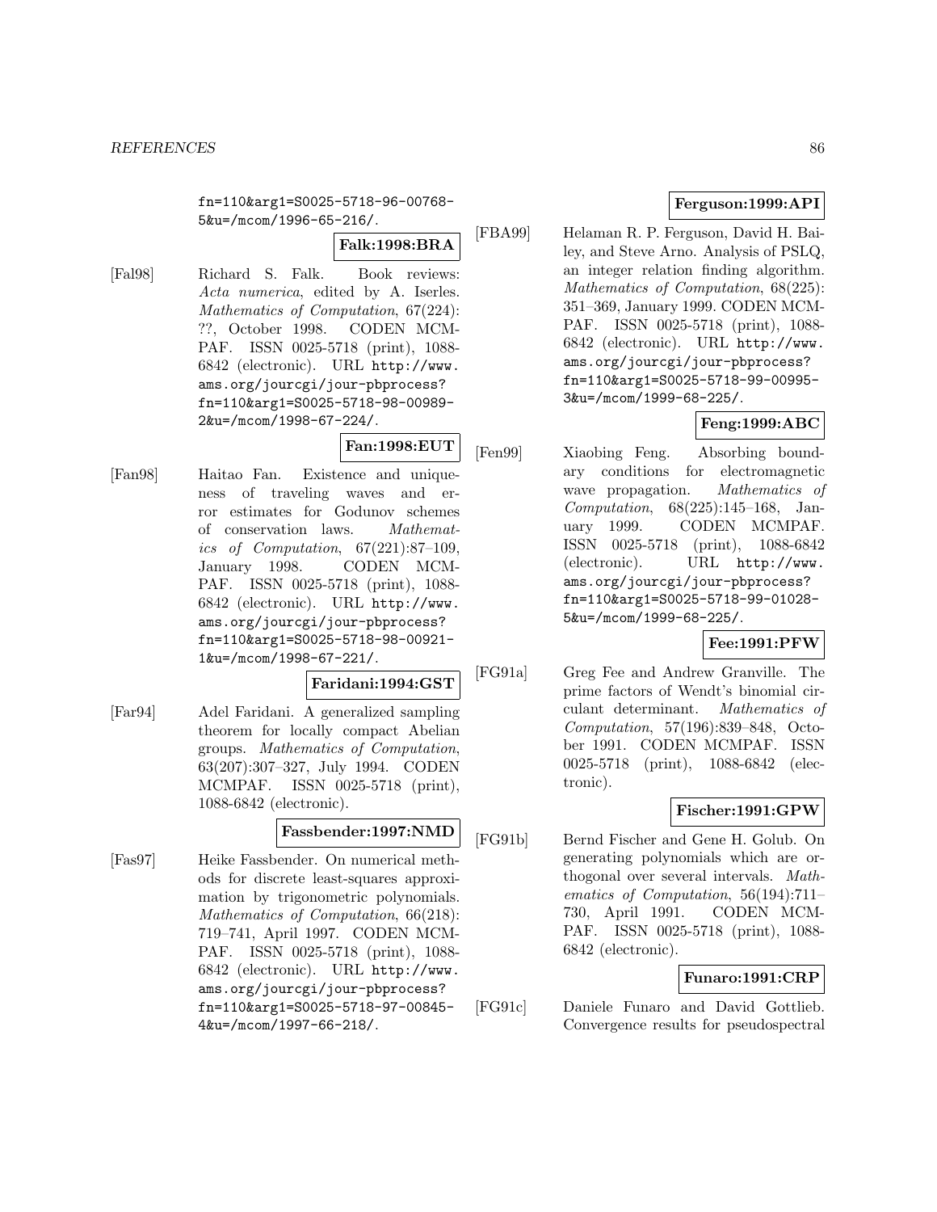fn=110&arg1=S0025-5718-96-00768-5&u=/mcom/1996-65-216/.

**Falk:1998:BRA**

[Fal98] Richard S. Falk. Book reviews: *Acta numerica*, edited by A. Iserles. *Mathematics of Computation*, 67(224): ??, October 1998. CODEN MCMPAF. ISSN 0025-5718 (print), 1088-6842 (electronic). URL http://www.ams.org/jourcgi/jour-pbprocess?fn=110&arg1=S0025-5718-98-00989-2&u=/mcom/1998-67-224/.

**Fan:1998:EUT**

[Fan98] Haitao Fan. Existence and uniqueness of traveling waves and error estimates for Godunov schemes of conservation laws. *Mathematics of Computation*, 67(221):87–109, January 1998. CODEN MCMPAF. ISSN 0025-5718 (print), 1088-6842 (electronic). URL http://www.ams.org/jourcgi/jour-pbprocess?fn=110&arg1=S0025-5718-98-00921-1&u=/mcom/1998-67-221/.

**Faridani:1994:GST**

[Far94] Adel Faridani. A generalized sampling theorem for locally compact Abelian groups. *Mathematics of Computation*, 63(207):307–327, July 1994. CODEN MCMPAF. ISSN 0025-5718 (print), 1088-6842 (electronic).

**Fassbender:1997:NMD**

[Fas97] Heike Fassbender. On numerical methods for discrete least-squares approximation by trigonometric polynomials. *Mathematics of Computation*, 66(218): 719–741, April 1997. CODEN MCMPAF. ISSN 0025-5718 (print), 1088-6842 (electronic). URL http://www.ams.org/jourcgi/jour-pbprocess?fn=110&arg1=S0025-5718-97-00845-4&u=/mcom/1997-66-218/.

**Ferguson:1999:API**

[FBA99] Helaman R. P. Ferguson, David H. Bailey, and Steve Arno. Analysis of PSLQ, an integer relation finding algorithm. *Mathematics of Computation*, 68(225): 351–369, January 1999. CODEN MCMPAF. ISSN 0025-5718 (print), 1088-6842 (electronic). URL http://www.ams.org/jourcgi/jour-pbprocess?fn=110&arg1=S0025-5718-99-00995-3&u=/mcom/1999-68-225/.

**Feng:1999:ABC**

[Fen99] Xiaobing Feng. Absorbing boundary conditions for electromagnetic wave propagation. *Mathematics of Computation*, 68(225):145–168, January 1999. CODEN MCMPAF. ISSN 0025-5718 (print), 1088-6842 (electronic). URL http://www.ams.org/jourcgi/jour-pbprocess?fn=110&arg1=S0025-5718-99-01028-5&u=/mcom/1999-68-225/.

**Fee:1991:PFW**

[FG91a] Greg Fee and Andrew Granville. The prime factors of Wendt's binomial circulant determinant. *Mathematics of Computation*, 57(196):839–848, October 1991. CODEN MCMPAF. ISSN 0025-5718 (print), 1088-6842 (electronic).

**Fischer:1991:GPW**

[FG91b] Bernd Fischer and Gene H. Golub. On generating polynomials which are orthogonal over several intervals. *Mathematics of Computation*, 56(194):711–730, April 1991. CODEN MCMPAF. ISSN 0025-5718 (print), 1088-6842 (electronic).

**Funaro:1991:CRP**

[FG91c] Daniele Funaro and David Gottlieb. Convergence results for pseudospectral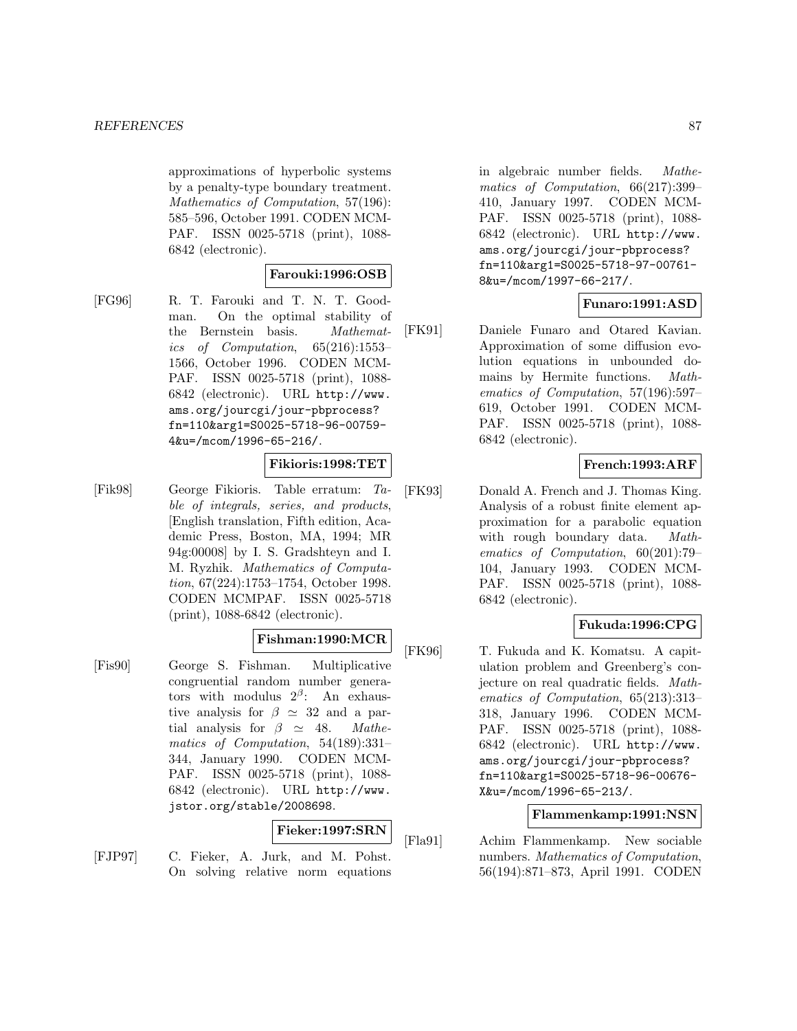approximations of hyperbolic systems by a penalty-type boundary treatment. *Mathematics of Computation*, 57(196): 585–596, October 1991. CODEN MCMPAF. ISSN 0025-5718 (print), 1088-6842 (electronic).

**Farouki:1996:OSB**

[FG96] R. T. Farouki and T. N. T. Goodman. On the optimal stability of the Bernstein basis. *Mathematics of Computation*, 65(216):1553–1566, October 1996. CODEN MCMPAF. ISSN 0025-5718 (print), 1088-6842 (electronic). URL http://www.ams.org/jourcgi/jour-pbprocess?fn=110&arg1=S0025-5718-96-00759-4&u=/mcom/1996-65-216/.

**Fikioris:1998:TET**

[Fik98] George Fikioris. Table erratum: *Table of integrals, series, and products*, [English translation, Fifth edition, Academic Press, Boston, MA, 1994; MR 94g:00008] by I. S. Gradshteyn and I. M. Ryzhik. *Mathematics of Computation*, 67(224):1753–1754, October 1998. CODEN MCMPAF. ISSN 0025-5718 (print), 1088-6842 (electronic).

**Fishman:1990:MCR**

[Fis90] George S. Fishman. Multiplicative congruential random number generators with modulus $2^\beta$: An exhaustive analysis for $\beta \simeq 32$ and a partial analysis for $\beta \simeq 48$. *Mathematics of Computation*, 54(189):331–344, January 1990. CODEN MCMPAF. ISSN 0025-5718 (print), 1088-6842 (electronic). URL http://www.jstor.org/stable/2008698.

**Fieker:1997:SRN**

[FJP97] C. Fieker, A. Jurk, and M. Pohst. On solving relative norm equations in algebraic number fields. *Mathematics of Computation*, 66(217):399–410, January 1997. CODEN MCMPAF. ISSN 0025-5718 (print), 1088-6842 (electronic). URL http://www.ams.org/jourcgi/jour-pbprocess?fn=110&arg1=S0025-5718-97-00761-8&u=/mcom/1997-66-217/.

**Funaro:1991:ASD**

[FK91] Daniele Funaro and Otared Kavian. Approximation of some diffusion evolution equations in unbounded domains by Hermite functions. *Mathematics of Computation*, 57(196):597–619, October 1991. CODEN MCMPAF. ISSN 0025-5718 (print), 1088-6842 (electronic).

**French:1993:ARF**

[FK93] Donald A. French and J. Thomas King. Analysis of a robust finite element approximation for a parabolic equation with rough boundary data. *Mathematics of Computation*, 60(201):79–104, January 1993. CODEN MCMPAF. ISSN 0025-5718 (print), 1088-6842 (electronic).

**Fukuda:1996:CPG**

[FK96] T. Fukuda and K. Komatsu. A capitulation problem and Greenberg's conjecture on real quadratic fields. *Mathematics of Computation*, 65(213):313–318, January 1996. CODEN MCMPAF. ISSN 0025-5718 (print), 1088-6842 (electronic). URL http://www.ams.org/jourcgi/jour-pbprocess?fn=110&arg1=S0025-5718-96-00676-X&u=/mcom/1996-65-213/.

**Flammenkamp:1991:NSN**

[Fla91] Achim Flammenkamp. New sociable numbers. *Mathematics of Computation*, 56(194):871–873, April 1991. CODEN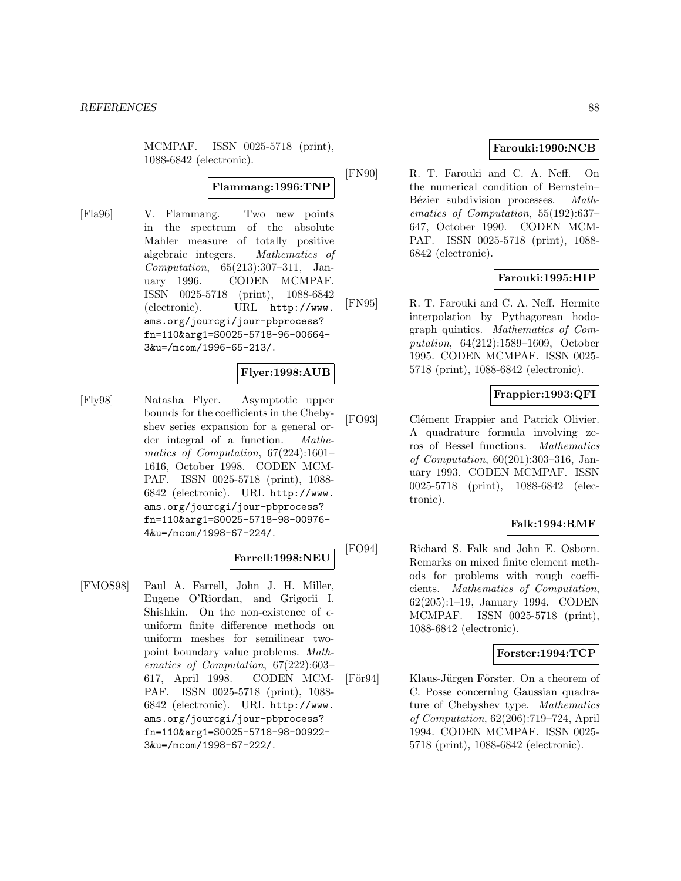MCMPAF. ISSN 0025-5718 (print), 1088-6842 (electronic).

**Flammang:1996:TNP**

[Fla96] V. Flammang. Two new points in the spectrum of the absolute Mahler measure of totally positive algebraic integers. *Mathematics of Computation*, 65(213):307–311, January 1996. CODEN MCMPAF. ISSN 0025-5718 (print), 1088-6842 (electronic). URL http://www.ams.org/jourcgi/jour-pbprocess?fn=110&arg1=S0025-5718-96-00664-3&u=/mcom/1996-65-213/.

**Flyer:1998:AUB**

[Fly98] Natasha Flyer. Asymptotic upper bounds for the coefficients in the Chebyshev series expansion for a general order integral of a function. *Mathematics of Computation*, 67(224):1601–1616, October 1998. CODEN MCMPAF. ISSN 0025-5718 (print), 1088-6842 (electronic). URL http://www.ams.org/jourcgi/jour-pbprocess?fn=110&arg1=S0025-5718-98-00976-4&u=/mcom/1998-67-224/.

**Farrell:1998:NEU**

[FMOS98] Paul A. Farrell, John J. H. Miller, Eugene O'Riordan, and Grigorii I. Shishkin. On the non-existence of $\epsilon$-uniform finite difference methods on uniform meshes for semilinear two-point boundary value problems. *Mathematics of Computation*, 67(222):603–617, April 1998. CODEN MCMPAF. ISSN 0025-5718 (print), 1088-6842 (electronic). URL http://www.ams.org/jourcgi/jour-pbprocess?fn=110&arg1=S0025-5718-98-00922-3&u=/mcom/1998-67-222/.

**Farouki:1990:NCB**

[FN90] R. T. Farouki and C. A. Neff. On the numerical condition of Bernstein–Bézier subdivision processes. *Mathematics of Computation*, 55(192):637–647, October 1990. CODEN MCMPAF. ISSN 0025-5718 (print), 1088-6842 (electronic).

**Farouki:1995:HIP**

[FN95] R. T. Farouki and C. A. Neff. Hermite interpolation by Pythagorean hodograph quintics. *Mathematics of Computation*, 64(212):1589–1609, October 1995. CODEN MCMPAF. ISSN 0025-5718 (print), 1088-6842 (electronic).

**Frappier:1993:QFI**

[FO93] Clément Frappier and Patrick Olivier. A quadrature formula involving zeros of Bessel functions. *Mathematics of Computation*, 60(201):303–316, January 1993. CODEN MCMPAF. ISSN 0025-5718 (print), 1088-6842 (electronic).

**Falk:1994:RMF**

[FO94] Richard S. Falk and John E. Osborn. Remarks on mixed finite element methods for problems with rough coefficients. *Mathematics of Computation*, 62(205):1–19, January 1994. CODEN MCMPAF. ISSN 0025-5718 (print), 1088-6842 (electronic).

**Forster:1994:TCP**

[För94] Klaus-Jürgen Förster. On a theorem of C. Posse concerning Gaussian quadrature of Chebyshev type. *Mathematics of Computation*, 62(206):719–724, April 1994. CODEN MCMPAF. ISSN 0025-5718 (print), 1088-6842 (electronic).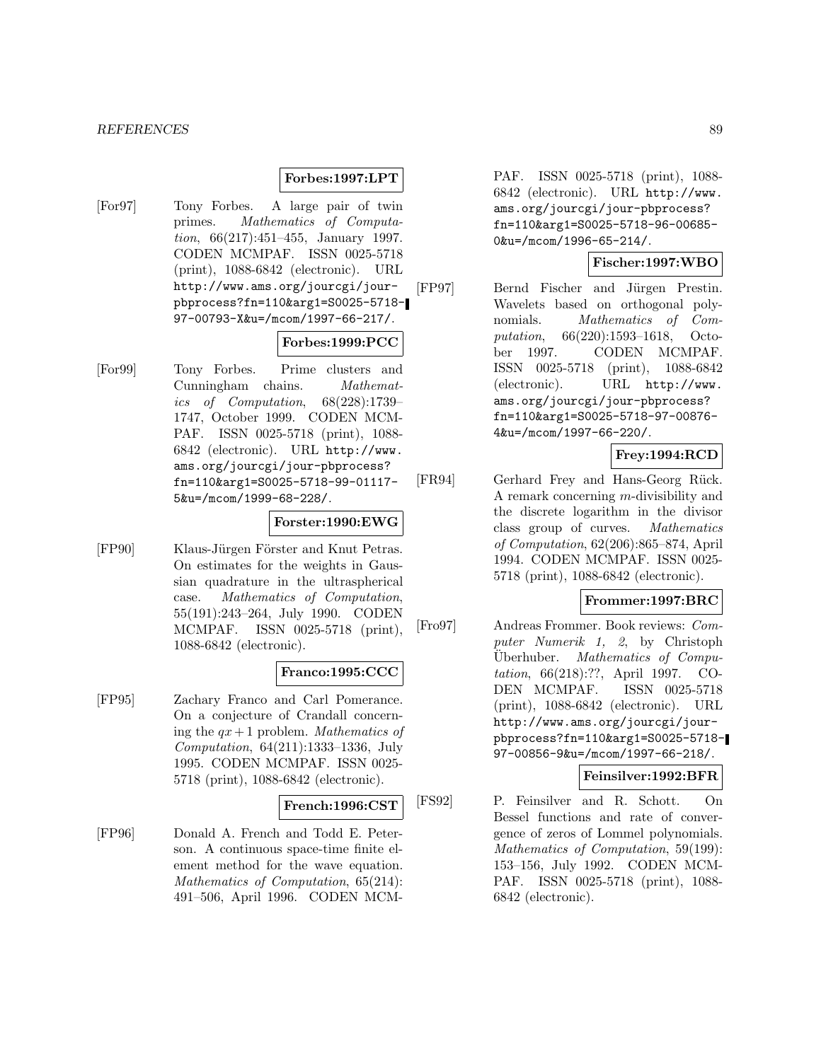**Forbes:1997:LPT**

[For97] Tony Forbes. A large pair of twin primes. *Mathematics of Computation*, 66(217):451–455, January 1997. CODEN MCMPAF. ISSN 0025-5718 (print), 1088-6842 (electronic). URL http://www.ams.org/jourcgi/jour-pbprocess?fn=110&arg1=S0025-5718-97-00793-X&u=/mcom/1997-66-217/.

**Forbes:1999:PCC**

[For99] Tony Forbes. Prime clusters and Cunningham chains. *Mathematics of Computation*, 68(228):1739–1747, October 1999. CODEN MCMPAF. ISSN 0025-5718 (print), 1088-6842 (electronic). URL http://www.ams.org/jourcgi/jour-pbprocess?fn=110&arg1=S0025-5718-99-01117-5&u=/mcom/1999-68-228/.

**Forster:1990:EWG**

[FP90] Klaus-Jürgen Förster and Knut Petras. On estimates for the weights in Gaussian quadrature in the ultraspherical case. *Mathematics of Computation*, 55(191):243–264, July 1990. CODEN MCMPAF. ISSN 0025-5718 (print), 1088-6842 (electronic).

**Franco:1995:CCC**

[FP95] Zachary Franco and Carl Pomerance. On a conjecture of Crandall concerning the $qx + 1$ problem. *Mathematics of Computation*, 64(211):1333–1336, July 1995. CODEN MCMPAF. ISSN 0025-5718 (print), 1088-6842 (electronic).

**French:1996:CST**

[FP96] Donald A. French and Todd E. Peterson. A continuous space-time finite element method for the wave equation. *Mathematics of Computation*, 65(214):491–506, April 1996. CODEN MCMPAF. ISSN 0025-5718 (print), 1088-6842 (electronic). URL http://www.ams.org/jourcgi/jour-pbprocess?fn=110&arg1=S0025-5718-96-00685-0&u=/mcom/1996-65-214/.

**Fischer:1997:WBO**

[FP97] Bernd Fischer and Jürgen Prestin. Wavelets based on orthogonal polynomials. *Mathematics of Computation*, 66(220):1593–1618, October 1997. CODEN MCMPAF. ISSN 0025-5718 (print), 1088-6842 (electronic). URL http://www.ams.org/jourcgi/jour-pbprocess?fn=110&arg1=S0025-5718-97-00876-4&u=/mcom/1997-66-220/.

**Frey:1994:RCD**

[FR94] Gerhard Frey and Hans-Georg Rück. A remark concerning $m$-divisibility and the discrete logarithm in the divisor class group of curves. *Mathematics of Computation*, 62(206):865–874, April 1994. CODEN MCMPAF. ISSN 0025-5718 (print), 1088-6842 (electronic).

**Frommer:1997:BRC**

[Fro97] Andreas Frommer. Book reviews: *Computer Numerik 1, 2*, by Christoph Überhuber. *Mathematics of Computation*, 66(218):??, April 1997. CODEN MCMPAF. ISSN 0025-5718 (print), 1088-6842 (electronic). URL http://www.ams.org/jourcgi/jour-pbprocess?fn=110&arg1=S0025-5718-97-00856-9&u=/mcom/1997-66-218/.

**Feinsilver:1992:BFR**

[FS92] P. Feinsilver and R. Schott. On Bessel functions and rate of convergence of zeros of Lommel polynomials. *Mathematics of Computation*, 59(199):153–156, July 1992. CODEN MCMPAF. ISSN 0025-5718 (print), 1088-6842 (electronic).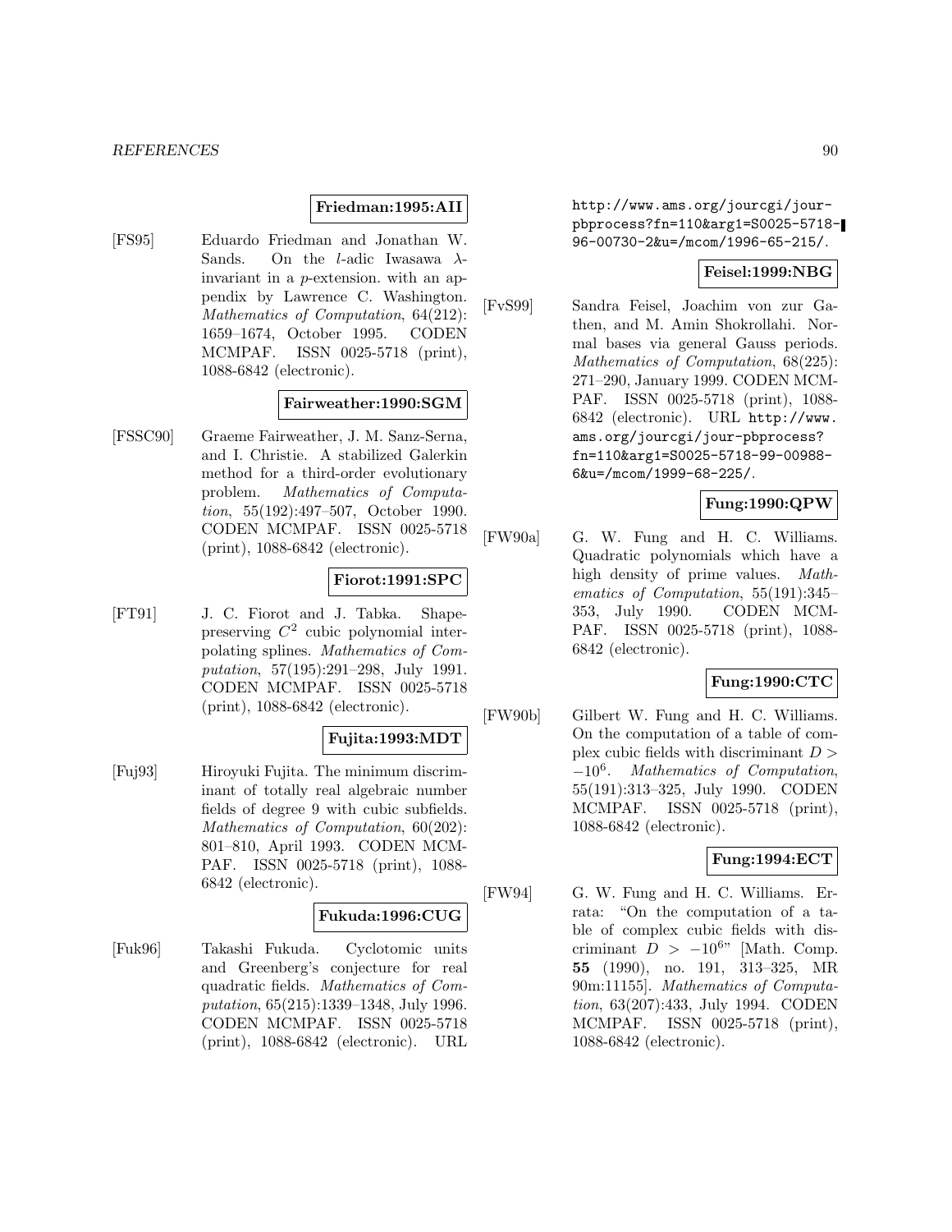**Friedman:1995:AII**

[FS95] Eduardo Friedman and Jonathan W. Sands. On the $l$-adic Iwasawa $\lambda$-invariant in a $p$-extension. with an appendix by Lawrence C. Washington. *Mathematics of Computation*, 64(212): 1659–1674, October 1995. CODEN MCMPAF. ISSN 0025-5718 (print), 1088-6842 (electronic).

**Fairweather:1990:SGM**

[FSSC90] Graeme Fairweather, J. M. Sanz-Serna, and I. Christie. A stabilized Galerkin method for a third-order evolutionary problem. *Mathematics of Computation*, 55(192):497–507, October 1990. CODEN MCMPAF. ISSN 0025-5718 (print), 1088-6842 (electronic).

**Fiorot:1991:SPC**

[FT91] J. C. Fiorot and J. Tabka. Shape-preserving $C^2$ cubic polynomial interpolating splines. *Mathematics of Computation*, 57(195):291–298, July 1991. CODEN MCMPAF. ISSN 0025-5718 (print), 1088-6842 (electronic).

**Fujita:1993:MDT**

[Fuj93] Hiroyuki Fujita. The minimum discriminant of totally real algebraic number fields of degree 9 with cubic subfields. *Mathematics of Computation*, 60(202): 801–810, April 1993. CODEN MCMPAF. ISSN 0025-5718 (print), 1088-6842 (electronic).

**Fukuda:1996:CUG**

[Fuk96] Takashi Fukuda. Cyclotomic units and Greenberg's conjecture for real quadratic fields. *Mathematics of Computation*, 65(215):1339–1348, July 1996. CODEN MCMPAF. ISSN 0025-5718 (print), 1088-6842 (electronic). URL http://www.ams.org/jourcgi/jour-pbprocess?fn=110&arg1=S0025-5718-96-00730-2&u=/mcom/1996-65-215/.

**Feisel:1999:NBG**

[FvS99] Sandra Feisel, Joachim von zur Gathen, and M. Amin Shokrollahi. Normal bases via general Gauss periods. *Mathematics of Computation*, 68(225): 271–290, January 1999. CODEN MCMPAF. ISSN 0025-5718 (print), 1088-6842 (electronic). URL http://www.ams.org/jourcgi/jour-pbprocess?fn=110&arg1=S0025-5718-99-00988-6&u=/mcom/1999-68-225/.

**Fung:1990:QPW**

[FW90a] G. W. Fung and H. C. Williams. Quadratic polynomials which have a high density of prime values. *Mathematics of Computation*, 55(191):345–353, July 1990. CODEN MCMPAF. ISSN 0025-5718 (print), 1088-6842 (electronic).

**Fung:1990:CTC**

[FW90b] Gilbert W. Fung and H. C. Williams. On the computation of a table of complex cubic fields with discriminant $D > -10^6$. *Mathematics of Computation*, 55(191):313–325, July 1990. CODEN MCMPAF. ISSN 0025-5718 (print), 1088-6842 (electronic).

**Fung:1994:ECT**

[FW94] G. W. Fung and H. C. Williams. Errata: "On the computation of a table of complex cubic fields with discriminant $D > -10^6$" [Math. Comp. **55** (1990), no. 191, 313–325, MR 90m:11155]. *Mathematics of Computation*, 63(207):433, July 1994. CODEN MCMPAF. ISSN 0025-5718 (print), 1088-6842 (electronic).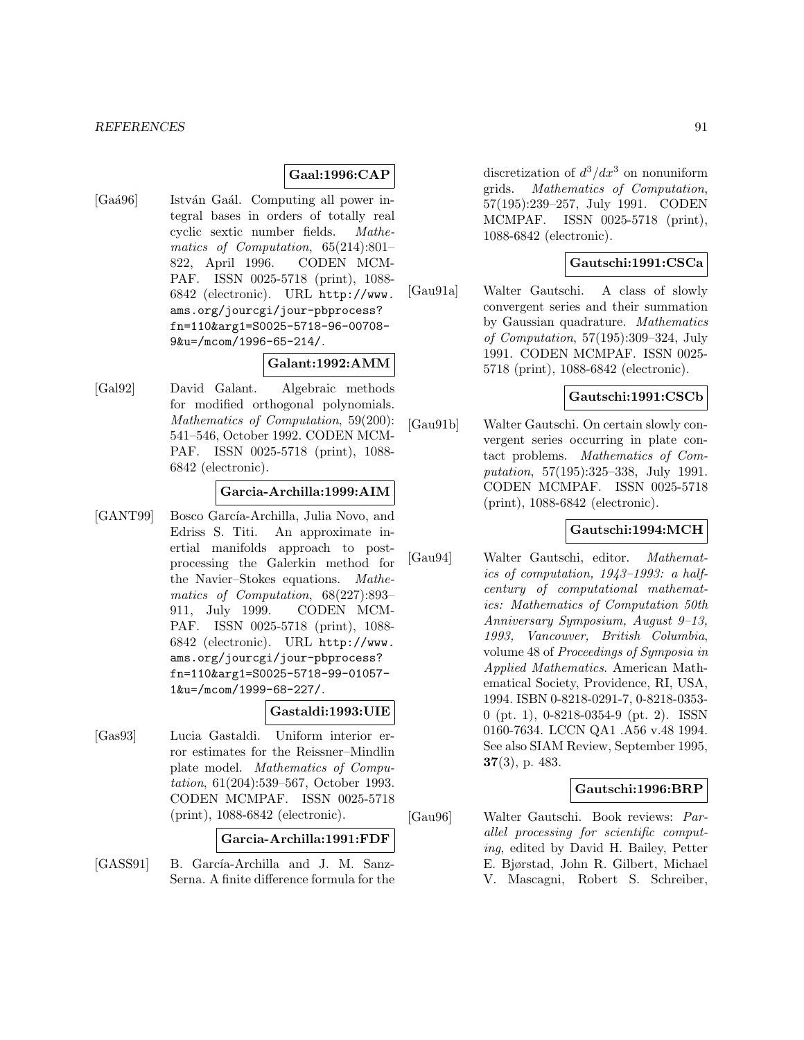**Gaal:1996:CAP**

[Gaá96] István Gaál. Computing all power integral bases in orders of totally real cyclic sextic number fields. *Mathematics of Computation*, 65(214):801–822, April 1996. CODEN MCMPAF. ISSN 0025-5718 (print), 1088-6842 (electronic). URL http://www.ams.org/jourcgi/jour-pbprocess?fn=110&arg1=S0025-5718-96-00708-9&u=/mcom/1996-65-214/.

**Galant:1992:AMM**

[Gal92] David Galant. Algebraic methods for modified orthogonal polynomials. *Mathematics of Computation*, 59(200): 541–546, October 1992. CODEN MCMPAF. ISSN 0025-5718 (print), 1088-6842 (electronic).

**Garcia-Archilla:1999:AIM**

[GANT99] Bosco García-Archilla, Julia Novo, and Edriss S. Titi. An approximate inertial manifolds approach to postprocessing the Galerkin method for the Navier–Stokes equations. *Mathematics of Computation*, 68(227):893–911, July 1999. CODEN MCMPAF. ISSN 0025-5718 (print), 1088-6842 (electronic). URL http://www.ams.org/jourcgi/jour-pbprocess?fn=110&arg1=S0025-5718-99-01057-1&u=/mcom/1999-68-227/.

**Gastaldi:1993:UIE**

[Gas93] Lucia Gastaldi. Uniform interior error estimates for the Reissner–Mindlin plate model. *Mathematics of Computation*, 61(204):539–567, October 1993. CODEN MCMPAF. ISSN 0025-5718 (print), 1088-6842 (electronic).

**Garcia-Archilla:1991:FDF**

[GASS91] B. García-Archilla and J. M. Sanz-Serna. A finite difference formula for the discretization of $d^3/dx^3$ on nonuniform grids. *Mathematics of Computation*, 57(195):239–257, July 1991. CODEN MCMPAF. ISSN 0025-5718 (print), 1088-6842 (electronic).

**Gautschi:1991:CSCa**

[Gau91a] Walter Gautschi. A class of slowly convergent series and their summation by Gaussian quadrature. *Mathematics of Computation*, 57(195):309–324, July 1991. CODEN MCMPAF. ISSN 0025-5718 (print), 1088-6842 (electronic).

**Gautschi:1991:CSCb**

[Gau91b] Walter Gautschi. On certain slowly convergent series occurring in plate contact problems. *Mathematics of Computation*, 57(195):325–338, July 1991. CODEN MCMPAF. ISSN 0025-5718 (print), 1088-6842 (electronic).

**Gautschi:1994:MCH**

[Gau94] Walter Gautschi, editor. *Mathematics of computation, 1943–1993: a half-century of computational mathematics: Mathematics of Computation 50th Anniversary Symposium, August 9–13, 1993, Vancouver, British Columbia*, volume 48 of *Proceedings of Symposia in Applied Mathematics*. American Mathematical Society, Providence, RI, USA, 1994. ISBN 0-8218-0291-7, 0-8218-0353-0 (pt. 1), 0-8218-0354-9 (pt. 2). ISSN 0160-7634. LCCN QA1 .A56 v.48 1994. See also SIAM Review, September 1995, **37**(3), p. 483.

**Gautschi:1996:BRP**

[Gau96] Walter Gautschi. Book reviews: *Parallel processing for scientific computing*, edited by David H. Bailey, Petter E. Bjørstad, John R. Gilbert, Michael V. Mascagni, Robert S. Schreiber,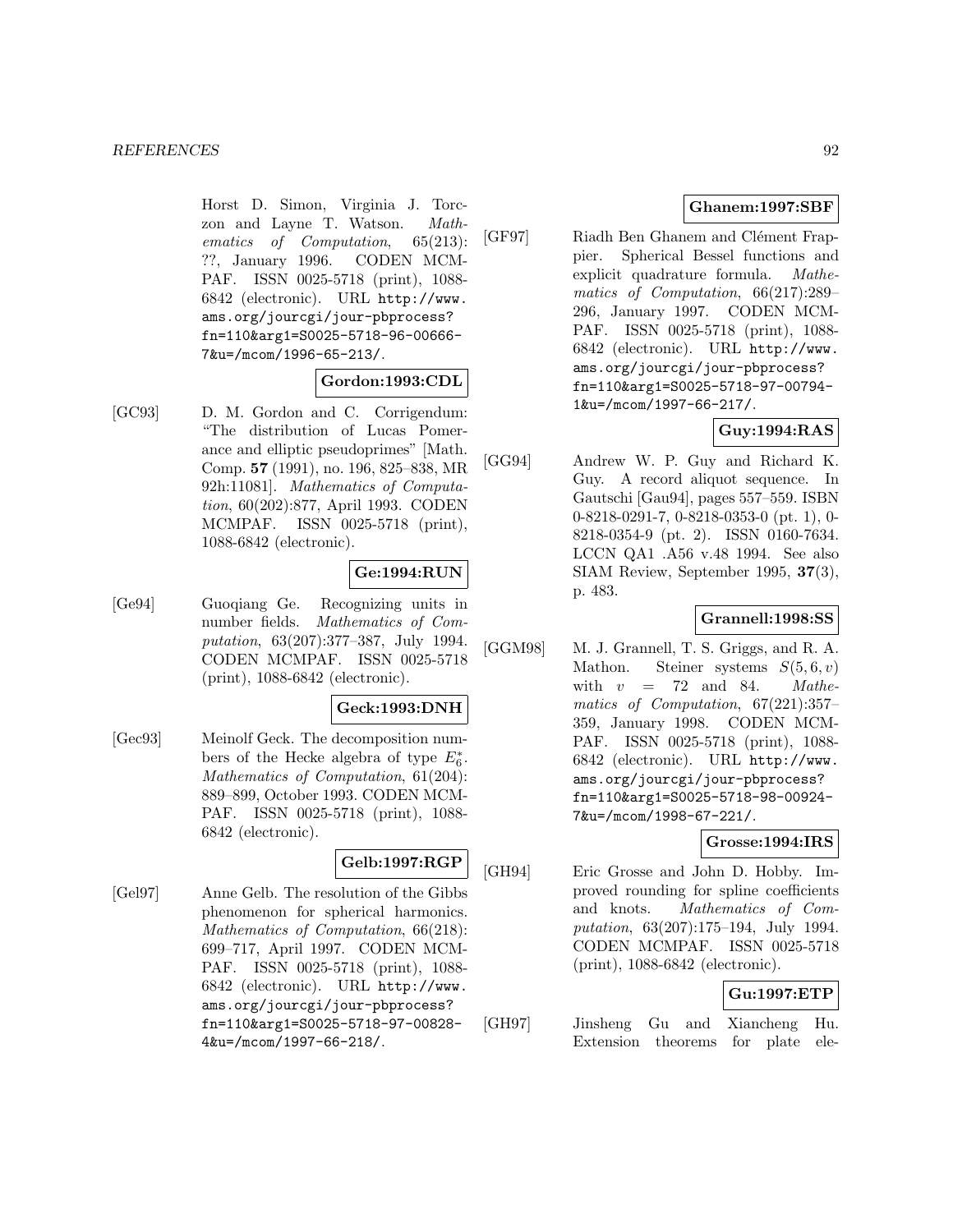Horst D. Simon, Virginia J. Torczon and Layne T. Watson. *Mathematics of Computation*, 65(213): ??, January 1996. CODEN MCMPAF. ISSN 0025-5718 (print), 1088-6842 (electronic). URL http://www.ams.org/jourcgi/jour-pbprocess?fn=110&arg1=S0025-5718-96-00666-7&u=/mcom/1996-65-213/.

**Gordon:1993:CDL**

[GC93] D. M. Gordon and C. Corrigendum: "The distribution of Lucas Pomerance and elliptic pseudoprimes" [Math. Comp. **57** (1991), no. 196, 825–838, MR 92h:11081]. *Mathematics of Computation*, 60(202):877, April 1993. CODEN MCMPAF. ISSN 0025-5718 (print), 1088-6842 (electronic).

**Ge:1994:RUN**

[Ge94] Guoqiang Ge. Recognizing units in number fields. *Mathematics of Computation*, 63(207):377–387, July 1994. CODEN MCMPAF. ISSN 0025-5718 (print), 1088-6842 (electronic).

**Geck:1993:DNH**

[Gec93] Meinolf Geck. The decomposition numbers of the Hecke algebra of type $E_6^*$. *Mathematics of Computation*, 61(204): 889–899, October 1993. CODEN MCMPAF. ISSN 0025-5718 (print), 1088-6842 (electronic).

**Gelb:1997:RGP**

[Gel97] Anne Gelb. The resolution of the Gibbs phenomenon for spherical harmonics. *Mathematics of Computation*, 66(218): 699–717, April 1997. CODEN MCMPAF. ISSN 0025-5718 (print), 1088-6842 (electronic). URL http://www.ams.org/jourcgi/jour-pbprocess?fn=110&arg1=S0025-5718-97-00828-4&u=/mcom/1997-66-218/.

**Ghanem:1997:SBF**

[GF97] Riadh Ben Ghanem and Clément Frappier. Spherical Bessel functions and explicit quadrature formula. *Mathematics of Computation*, 66(217):289–296, January 1997. CODEN MCMPAF. ISSN 0025-5718 (print), 1088-6842 (electronic). URL http://www.ams.org/jourcgi/jour-pbprocess?fn=110&arg1=S0025-5718-97-00794-1&u=/mcom/1997-66-217/.

**Guy:1994:RAS**

[GG94] Andrew W. P. Guy and Richard K. Guy. A record aliquot sequence. In Gautschi [Gau94], pages 557–559. ISBN 0-8218-0291-7, 0-8218-0353-0 (pt. 1), 0-8218-0354-9 (pt. 2). ISSN 0160-7634. LCCN QA1 .A56 v.48 1994. See also SIAM Review, September 1995, **37**(3), p. 483.

**Grannell:1998:SS**

[GGM98] M. J. Grannell, T. S. Griggs, and R. A. Mathon. Steiner systems $S(5, 6, v)$ with $v = 72$ and 84. *Mathematics of Computation*, 67(221):357–359, January 1998. CODEN MCMPAF. ISSN 0025-5718 (print), 1088-6842 (electronic). URL http://www.ams.org/jourcgi/jour-pbprocess?fn=110&arg1=S0025-5718-98-00924-7&u=/mcom/1998-67-221/.

**Grosse:1994:IRS**

[GH94] Eric Grosse and John D. Hobby. Improved rounding for spline coefficients and knots. *Mathematics of Computation*, 63(207):175–194, July 1994. CODEN MCMPAF. ISSN 0025-5718 (print), 1088-6842 (electronic).

**Gu:1997:ETP**

[GH97] Jinsheng Gu and Xiancheng Hu. Extension theorems for plate ele-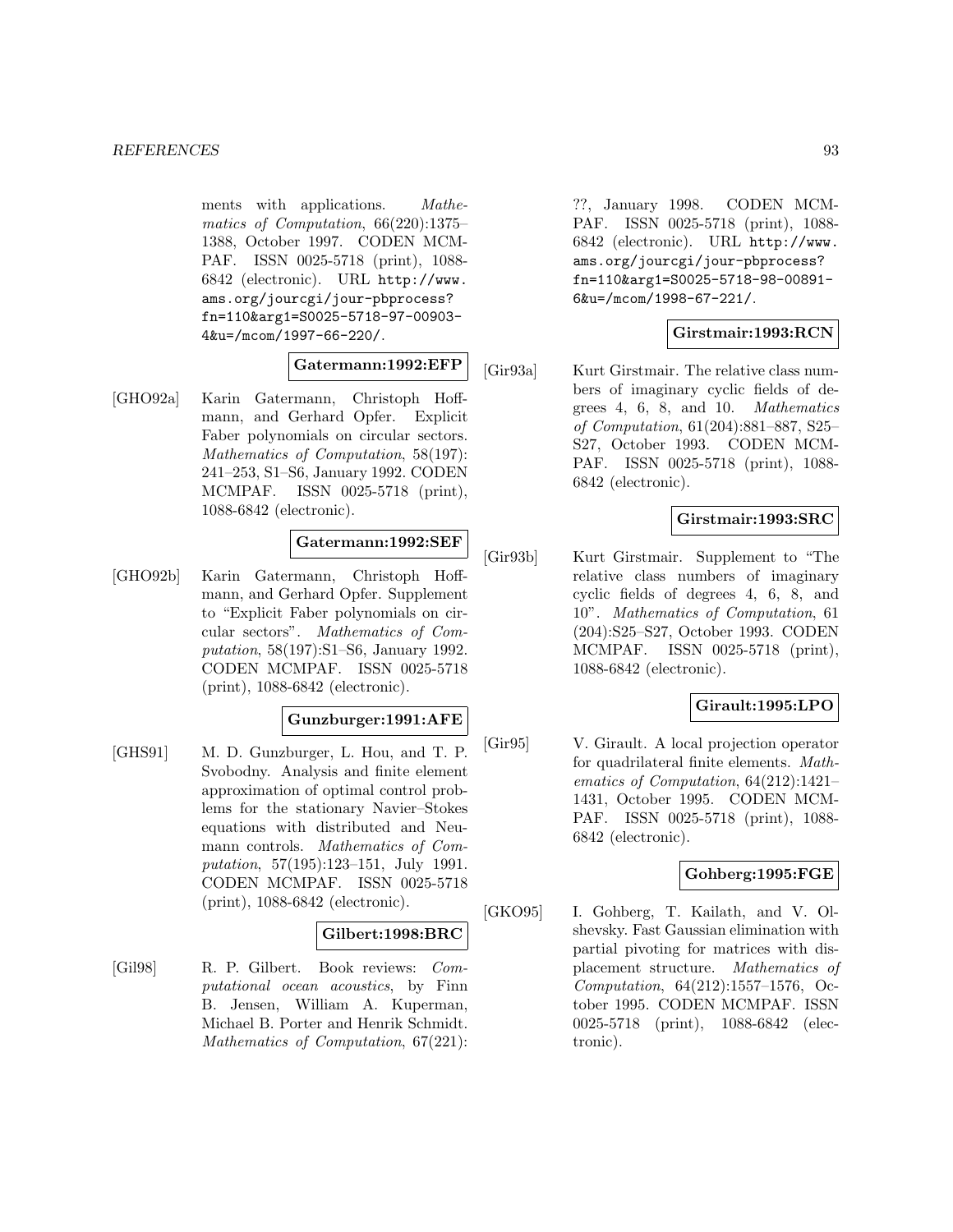ments with applications. *Mathematics of Computation*, 66(220):1375–1388, October 1997. CODEN MCMPAF. ISSN 0025-5718 (print), 1088-6842 (electronic). URL http://www.ams.org/jourcgi/jour-pbprocess?fn=110&arg1=S0025-5718-97-00903-4&u=/mcom/1997-66-220/.

**Gatermann:1992:EFP**

[GHO92a] Karin Gatermann, Christoph Hoffmann, and Gerhard Opfer. Explicit Faber polynomials on circular sectors. *Mathematics of Computation*, 58(197): 241–253, S1–S6, January 1992. CODEN MCMPAF. ISSN 0025-5718 (print), 1088-6842 (electronic).

**Gatermann:1992:SEF**

[GHO92b] Karin Gatermann, Christoph Hoffmann, and Gerhard Opfer. Supplement to "Explicit Faber polynomials on circular sectors". *Mathematics of Computation*, 58(197):S1–S6, January 1992. CODEN MCMPAF. ISSN 0025-5718 (print), 1088-6842 (electronic).

**Gunzburger:1991:AFE**

[GHS91] M. D. Gunzburger, L. Hou, and T. P. Svobodny. Analysis and finite element approximation of optimal control problems for the stationary Navier–Stokes equations with distributed and Neumann controls. *Mathematics of Computation*, 57(195):123–151, July 1991. CODEN MCMPAF. ISSN 0025-5718 (print), 1088-6842 (electronic).

**Gilbert:1998:BRC**

[Gil98] R. P. Gilbert. Book reviews: *Computational ocean acoustics*, by Finn B. Jensen, William A. Kuperman, Michael B. Porter and Henrik Schmidt. *Mathematics of Computation*, 67(221): ??, January 1998. CODEN MCMPAF. ISSN 0025-5718 (print), 1088-6842 (electronic). URL http://www.ams.org/jourcgi/jour-pbprocess?fn=110&arg1=S0025-5718-98-00891-6&u=/mcom/1998-67-221/.

**Girstmair:1993:RCN**

[Gir93a] Kurt Girstmair. The relative class numbers of imaginary cyclic fields of degrees 4, 6, 8, and 10. *Mathematics of Computation*, 61(204):881–887, S25–S27, October 1993. CODEN MCMPAF. ISSN 0025-5718 (print), 1088-6842 (electronic).

**Girstmair:1993:SRC**

[Gir93b] Kurt Girstmair. Supplement to "The relative class numbers of imaginary cyclic fields of degrees 4, 6, 8, and 10". *Mathematics of Computation*, 61 (204):S25–S27, October 1993. CODEN MCMPAF. ISSN 0025-5718 (print), 1088-6842 (electronic).

**Girault:1995:LPO**

[Gir95] V. Girault. A local projection operator for quadrilateral finite elements. *Mathematics of Computation*, 64(212):1421–1431, October 1995. CODEN MCMPAF. ISSN 0025-5718 (print), 1088-6842 (electronic).

**Gohberg:1995:FGE**

[GKO95] I. Gohberg, T. Kailath, and V. Olshevsky. Fast Gaussian elimination with partial pivoting for matrices with displacement structure. *Mathematics of Computation*, 64(212):1557–1576, October 1995. CODEN MCMPAF. ISSN 0025-5718 (print), 1088-6842 (electronic).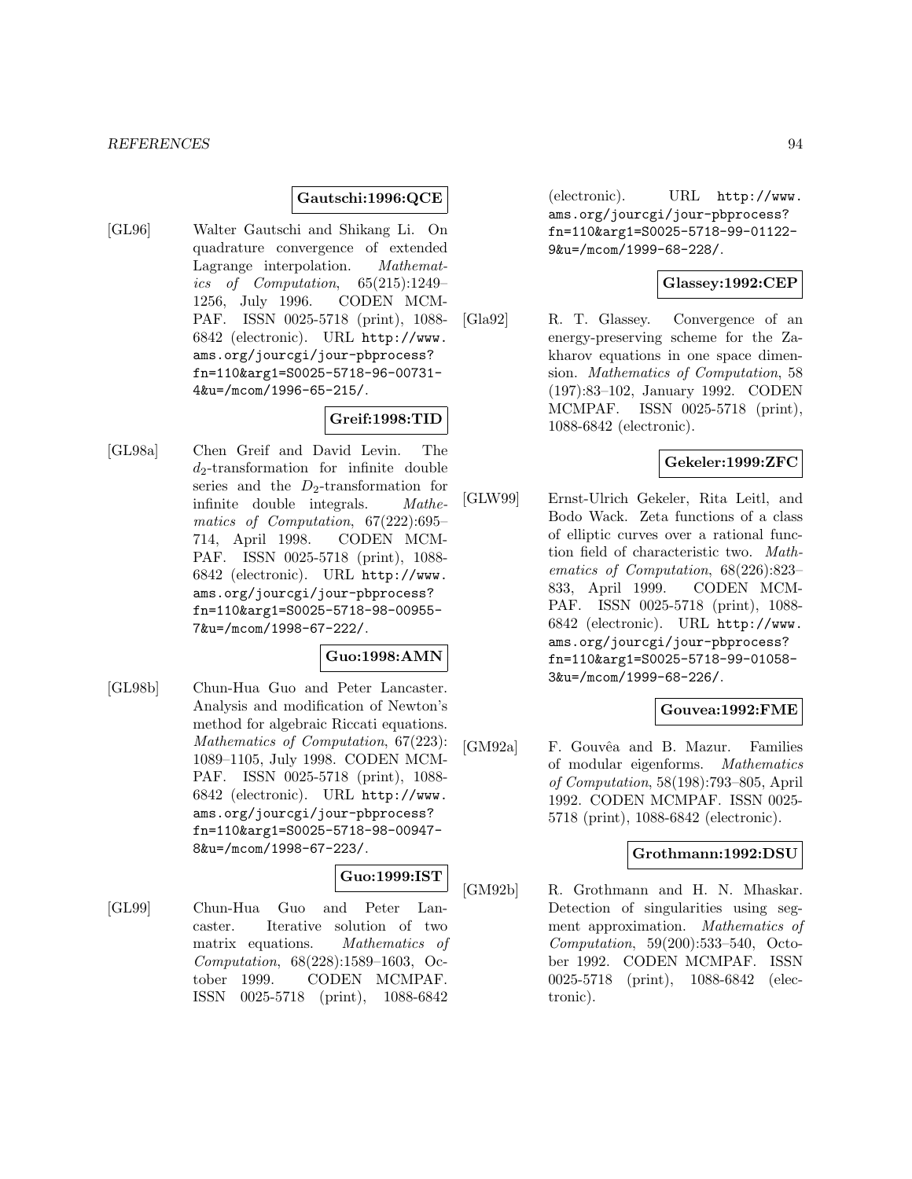**Gautschi:1996:QCE**

[GL96] Walter Gautschi and Shikang Li. On quadrature convergence of extended Lagrange interpolation. *Mathematics of Computation*, 65(215):1249–1256, July 1996. CODEN MCMPAF. ISSN 0025-5718 (print), 1088-6842 (electronic). URL http://www.ams.org/jourcgi/jour-pbprocess?fn=110&arg1=S0025-5718-96-00731-4&u=/mcom/1996-65-215/.

**Greif:1998:TID**

[GL98a] Chen Greif and David Levin. The $d_2$-transformation for infinite double series and the $D_2$-transformation for infinite double integrals. *Mathematics of Computation*, 67(222):695–714, April 1998. CODEN MCMPAF. ISSN 0025-5718 (print), 1088-6842 (electronic). URL http://www.ams.org/jourcgi/jour-pbprocess?fn=110&arg1=S0025-5718-98-00955-7&u=/mcom/1998-67-222/.

**Guo:1998:AMN**

[GL98b] Chun-Hua Guo and Peter Lancaster. Analysis and modification of Newton's method for algebraic Riccati equations. *Mathematics of Computation*, 67(223):1089–1105, July 1998. CODEN MCMPAF. ISSN 0025-5718 (print), 1088-6842 (electronic). URL http://www.ams.org/jourcgi/jour-pbprocess?fn=110&arg1=S0025-5718-98-00947-8&u=/mcom/1998-67-223/.

**Guo:1999:IST**

[GL99] Chun-Hua Guo and Peter Lancaster. Iterative solution of two matrix equations. *Mathematics of Computation*, 68(228):1589–1603, October 1999. CODEN MCMPAF. ISSN 0025-5718 (print), 1088-6842 (electronic). URL http://www.ams.org/jourcgi/jour-pbprocess?fn=110&arg1=S0025-5718-99-01122-9&u=/mcom/1999-68-228/.

**Glassey:1992:CEP**

[Gla92] R. T. Glassey. Convergence of an energy-preserving scheme for the Zakharov equations in one space dimension. *Mathematics of Computation*, 58(197):83–102, January 1992. CODEN MCMPAF. ISSN 0025-5718 (print), 1088-6842 (electronic).

**Gekeler:1999:ZFC**

[GLW99] Ernst-Ulrich Gekeler, Rita Leitl, and Bodo Wack. Zeta functions of a class of elliptic curves over a rational function field of characteristic two. *Mathematics of Computation*, 68(226):823–833, April 1999. CODEN MCMPAF. ISSN 0025-5718 (print), 1088-6842 (electronic). URL http://www.ams.org/jourcgi/jour-pbprocess?fn=110&arg1=S0025-5718-99-01058-3&u=/mcom/1999-68-226/.

**Gouvea:1992:FME**

[GM92a] F. Gouvêa and B. Mazur. Families of modular eigenforms. *Mathematics of Computation*, 58(198):793–805, April 1992. CODEN MCMPAF. ISSN 0025-5718 (print), 1088-6842 (electronic).

**Grothmann:1992:DSU**

[GM92b] R. Grothmann and H. N. Mhaskar. Detection of singularities using segment approximation. *Mathematics of Computation*, 59(200):533–540, October 1992. CODEN MCMPAF. ISSN 0025-5718 (print), 1088-6842 (electronic).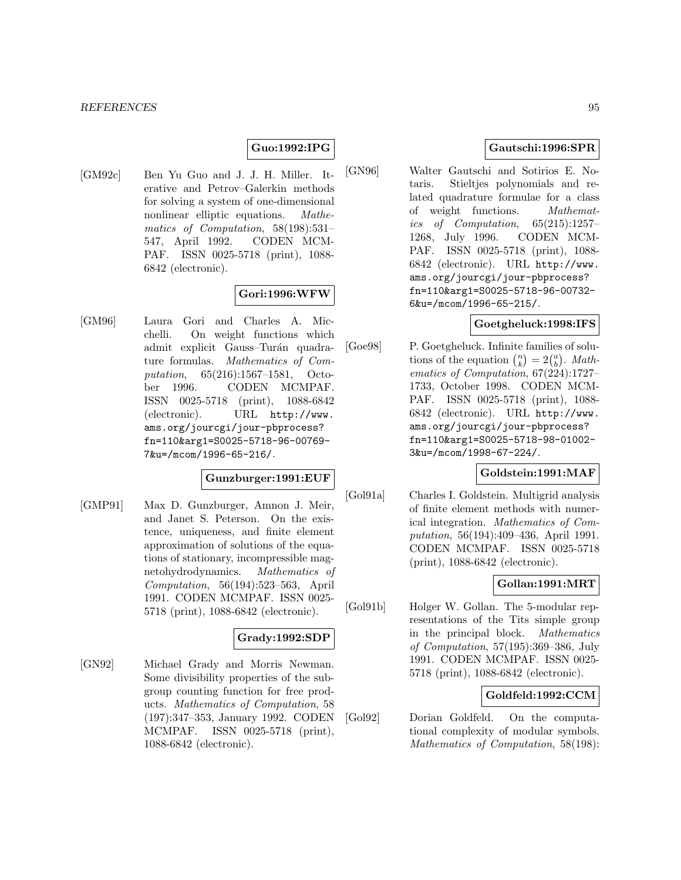**Guo:1992:IPG**

[GM92c] Ben Yu Guo and J. J. H. Miller. Iterative and Petrov–Galerkin methods for solving a system of one-dimensional nonlinear elliptic equations. *Mathematics of Computation*, 58(198):531–547, April 1992. CODEN MCMPAF. ISSN 0025-5718 (print), 1088-6842 (electronic).

**Gori:1996:WFW**

[GM96] Laura Gori and Charles A. Micchelli. On weight functions which admit explicit Gauss–Turán quadrature formulas. *Mathematics of Computation*, 65(216):1567–1581, October 1996. CODEN MCMPAF. ISSN 0025-5718 (print), 1088-6842 (electronic). URL http://www.ams.org/jourcgi/jour-pbprocess?fn=110&arg1=S0025-5718-96-00769-7&u=/mcom/1996-65-216/.

**Gunzburger:1991:EUF**

[GMP91] Max D. Gunzburger, Amnon J. Meir, and Janet S. Peterson. On the existence, uniqueness, and finite element approximation of solutions of the equations of stationary, incompressible magnetohydrodynamics. *Mathematics of Computation*, 56(194):523–563, April 1991. CODEN MCMPAF. ISSN 0025-5718 (print), 1088-6842 (electronic).

**Grady:1992:SDP**

[GN92] Michael Grady and Morris Newman. Some divisibility properties of the subgroup counting function for free products. *Mathematics of Computation*, 58 (197):347–353, January 1992. CODEN MCMPAF. ISSN 0025-5718 (print), 1088-6842 (electronic).

**Gautschi:1996:SPR**

[GN96] Walter Gautschi and Sotirios E. Notaris. Stieltjes polynomials and related quadrature formulae for a class of weight functions. *Mathematics of Computation*, 65(215):1257–1268, July 1996. CODEN MCMPAF. ISSN 0025-5718 (print), 1088-6842 (electronic). URL http://www.ams.org/jourcgi/jour-pbprocess?fn=110&arg1=S0025-5718-96-00732-6&u=/mcom/1996-65-215/.

**Goetgheluck:1998:IFS**

[Goe98] P. Goetgheluck. Infinite families of solutions of the equation $\binom{n}{k} = 2\binom{a}{b}$. *Mathematics of Computation*, 67(224):1727–1733, October 1998. CODEN MCMPAF. ISSN 0025-5718 (print), 1088-6842 (electronic). URL http://www.ams.org/jourcgi/jour-pbprocess?fn=110&arg1=S0025-5718-98-01002-3&u=/mcom/1998-67-224/.

**Goldstein:1991:MAF**

[Gol91a] Charles I. Goldstein. Multigrid analysis of finite element methods with numerical integration. *Mathematics of Computation*, 56(194):409–436, April 1991. CODEN MCMPAF. ISSN 0025-5718 (print), 1088-6842 (electronic).

**Gollan:1991:MRT**

[Gol91b] Holger W. Gollan. The 5-modular representations of the Tits simple group in the principal block. *Mathematics of Computation*, 57(195):369–386, July 1991. CODEN MCMPAF. ISSN 0025-5718 (print), 1088-6842 (electronic).

**Goldfeld:1992:CCM**

[Gol92] Dorian Goldfeld. On the computational complexity of modular symbols. *Mathematics of Computation*, 58(198):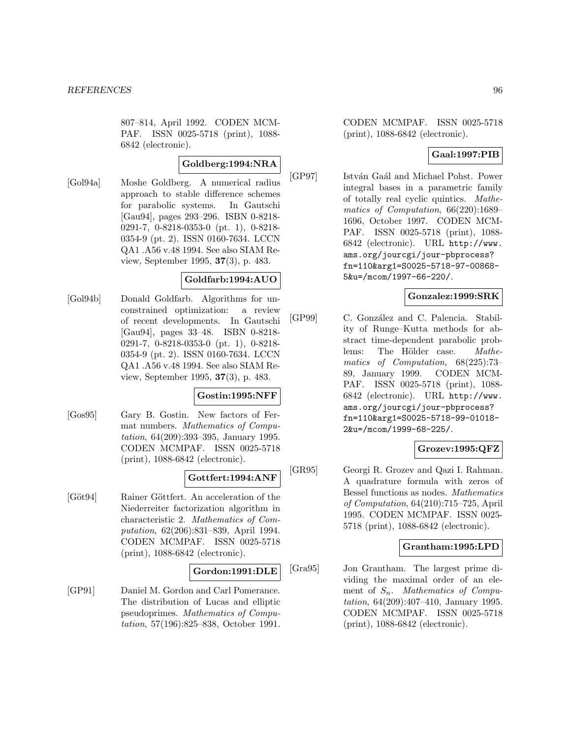807–814, April 1992. CODEN MCMPAF. ISSN 0025-5718 (print), 1088-6842 (electronic).

**Goldberg:1994:NRA**

[Gol94a] Moshe Goldberg. A numerical radius approach to stable difference schemes for parabolic systems. In Gautschi [Gau94], pages 293–296. ISBN 0-8218-0291-7, 0-8218-0353-0 (pt. 1), 0-8218-0354-9 (pt. 2). ISSN 0160-7634. LCCN QA1 .A56 v.48 1994. See also SIAM Review, September 1995, **37**(3), p. 483.

**Goldfarb:1994:AUO**

[Gol94b] Donald Goldfarb. Algorithms for unconstrained optimization: a review of recent developments. In Gautschi [Gau94], pages 33–48. ISBN 0-8218-0291-7, 0-8218-0353-0 (pt. 1), 0-8218-0354-9 (pt. 2). ISSN 0160-7634. LCCN QA1 .A56 v.48 1994. See also SIAM Review, September 1995, **37**(3), p. 483.

**Gostin:1995:NFF**

[Gos95] Gary B. Gostin. New factors of Fermat numbers. *Mathematics of Computation*, 64(209):393–395, January 1995. CODEN MCMPAF. ISSN 0025-5718 (print), 1088-6842 (electronic).

**Gottfert:1994:ANF**

[Göt94] Rainer Göttfert. An acceleration of the Niederreiter factorization algorithm in characteristic 2. *Mathematics of Computation*, 62(206):831–839, April 1994. CODEN MCMPAF. ISSN 0025-5718 (print), 1088-6842 (electronic).

**Gordon:1991:DLE**

[GP91] Daniel M. Gordon and Carl Pomerance. The distribution of Lucas and elliptic pseudoprimes. *Mathematics of Computation*, 57(196):825–838, October 1991. CODEN MCMPAF. ISSN 0025-5718 (print), 1088-6842 (electronic).

**Gaal:1997:PIB**

[GP97] István Gaál and Michael Pohst. Power integral bases in a parametric family of totally real cyclic quintics. *Mathematics of Computation*, 66(220):1689–1696, October 1997. CODEN MCMPAF. ISSN 0025-5718 (print), 1088-6842 (electronic). URL `http://www.ams.org/jourcgi/jour-pbprocess?fn=110&arg1=S0025-5718-97-00868-5&u=/mcom/1997-66-220/`.

**Gonzalez:1999:SRK**

[GP99] C. González and C. Palencia. Stability of Runge–Kutta methods for abstract time-dependent parabolic problems: The Hölder case. *Mathematics of Computation*, 68(225):73–89, January 1999. CODEN MCMPAF. ISSN 0025-5718 (print), 1088-6842 (electronic). URL `http://www.ams.org/jourcgi/jour-pbprocess?fn=110&arg1=S0025-5718-99-01018-2&u=/mcom/1999-68-225/`.

**Grozev:1995:QFZ**

[GR95] Georgi R. Grozev and Qazi I. Rahman. A quadrature formula with zeros of Bessel functions as nodes. *Mathematics of Computation*, 64(210):715–725, April 1995. CODEN MCMPAF. ISSN 0025-5718 (print), 1088-6842 (electronic).

**Grantham:1995:LPD**

[Gra95] Jon Grantham. The largest prime dividing the maximal order of an element of $S_n$. *Mathematics of Computation*, 64(209):407–410, January 1995. CODEN MCMPAF. ISSN 0025-5718 (print), 1088-6842 (electronic).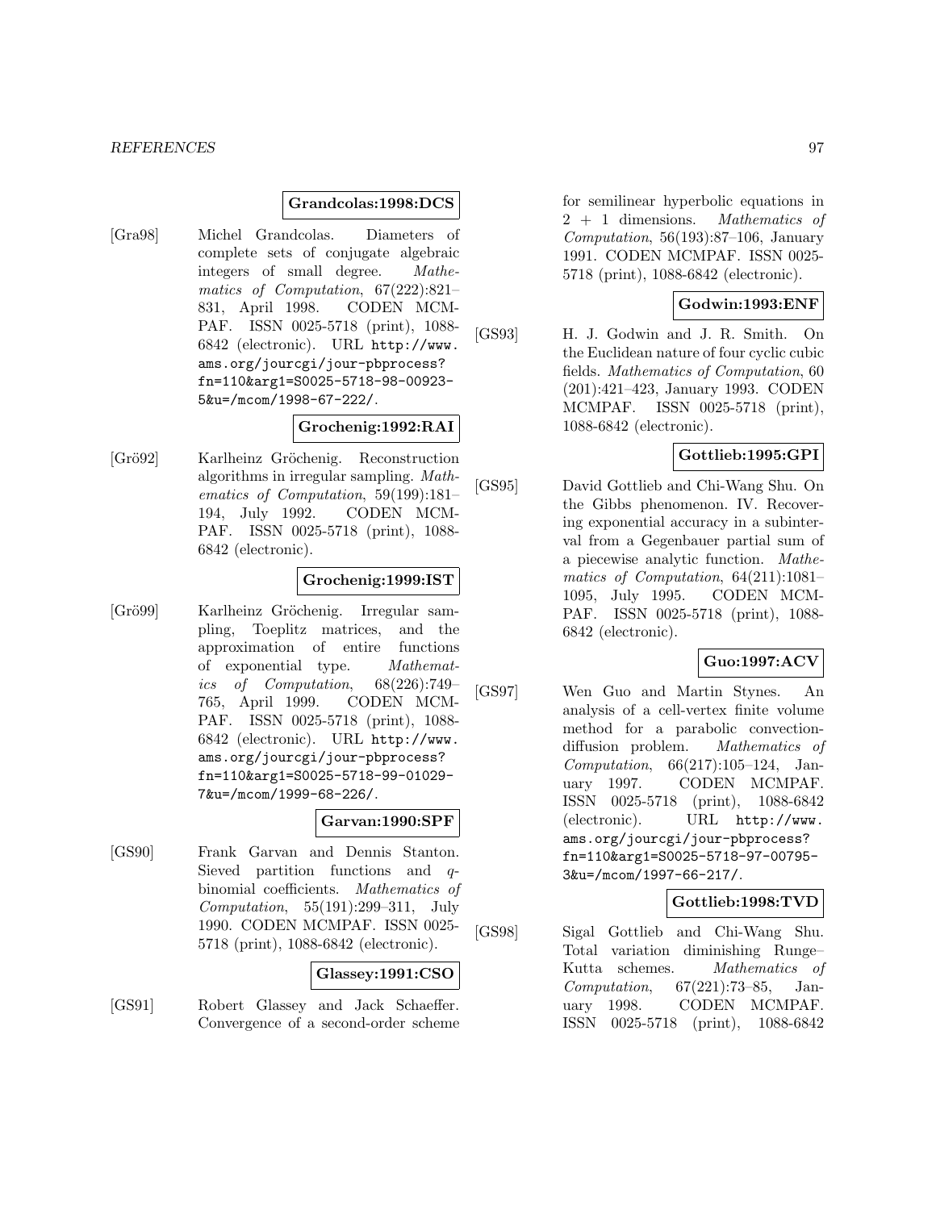**Grandcolas:1998:DCS**

[Gra98] Michel Grandcolas. Diameters of complete sets of conjugate algebraic integers of small degree. *Mathematics of Computation*, 67(222):821–831, April 1998. CODEN MCMPAF. ISSN 0025-5718 (print), 1088-6842 (electronic). URL http://www.ams.org/jourcgi/jour-pbprocess?fn=110&arg1=S0025-5718-98-00923-5&u=/mcom/1998-67-222/.

**Grochenig:1992:RAI**

[Grö92] Karlheinz Gröchenig. Reconstruction algorithms in irregular sampling. *Mathematics of Computation*, 59(199):181–194, July 1992. CODEN MCMPAF. ISSN 0025-5718 (print), 1088-6842 (electronic).

**Grochenig:1999:IST**

[Grö99] Karlheinz Gröchenig. Irregular sampling, Toeplitz matrices, and the approximation of entire functions of exponential type. *Mathematics of Computation*, 68(226):749–765, April 1999. CODEN MCMPAF. ISSN 0025-5718 (print), 1088-6842 (electronic). URL http://www.ams.org/jourcgi/jour-pbprocess?fn=110&arg1=S0025-5718-99-01029-7&u=/mcom/1999-68-226/.

**Garvan:1990:SPF**

[GS90] Frank Garvan and Dennis Stanton. Sieved partition functions and $q$-binomial coefficients. *Mathematics of Computation*, 55(191):299–311, July 1990. CODEN MCMPAF. ISSN 0025-5718 (print), 1088-6842 (electronic).

**Glassey:1991:CSO**

[GS91] Robert Glassey and Jack Schaeffer. Convergence of a second-order scheme for semilinear hyperbolic equations in 2 + 1 dimensions. *Mathematics of Computation*, 56(193):87–106, January 1991. CODEN MCMPAF. ISSN 0025-5718 (print), 1088-6842 (electronic).

**Godwin:1993:ENF**

[GS93] H. J. Godwin and J. R. Smith. On the Euclidean nature of four cyclic cubic fields. *Mathematics of Computation*, 60(201):421–423, January 1993. CODEN MCMPAF. ISSN 0025-5718 (print), 1088-6842 (electronic).

**Gottlieb:1995:GPI**

[GS95] David Gottlieb and Chi-Wang Shu. On the Gibbs phenomenon. IV. Recovering exponential accuracy in a subinterval from a Gegenbauer partial sum of a piecewise analytic function. *Mathematics of Computation*, 64(211):1081–1095, July 1995. CODEN MCMPAF. ISSN 0025-5718 (print), 1088-6842 (electronic).

**Guo:1997:ACV**

[GS97] Wen Guo and Martin Stynes. An analysis of a cell-vertex finite volume method for a parabolic convection-diffusion problem. *Mathematics of Computation*, 66(217):105–124, January 1997. CODEN MCMPAF. ISSN 0025-5718 (print), 1088-6842 (electronic). URL http://www.ams.org/jourcgi/jour-pbprocess?fn=110&arg1=S0025-5718-97-00795-3&u=/mcom/1997-66-217/.

**Gottlieb:1998:TVD**

[GS98] Sigal Gottlieb and Chi-Wang Shu. Total variation diminishing Runge–Kutta schemes. *Mathematics of Computation*, 67(221):73–85, January 1998. CODEN MCMPAF. ISSN 0025-5718 (print), 1088-6842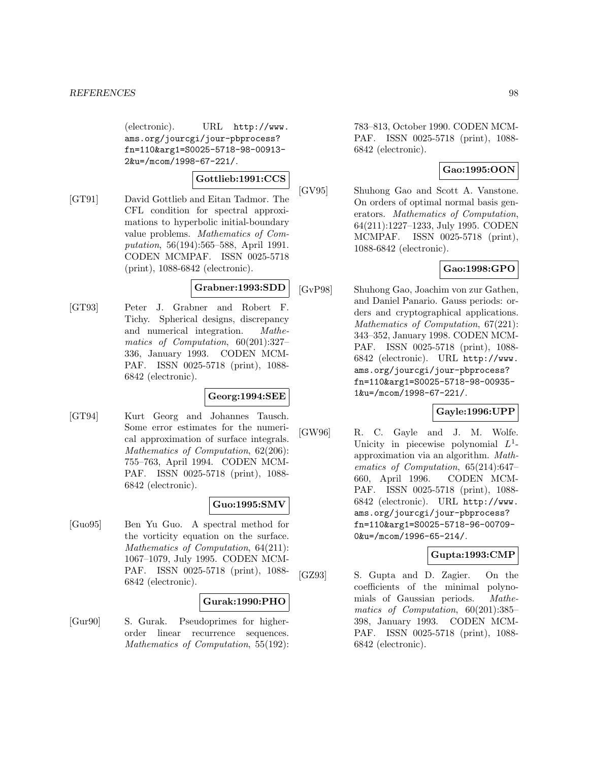(electronic). URL http://www.ams.org/jourcgi/jour-pbprocess?fn=110&arg1=S0025-5718-98-00913-2&u=/mcom/1998-67-221/.

**Gottlieb:1991:CCS**

[GT91] David Gottlieb and Eitan Tadmor. The CFL condition for spectral approximations to hyperbolic initial-boundary value problems. *Mathematics of Computation*, 56(194):565–588, April 1991. CODEN MCMPAF. ISSN 0025-5718 (print), 1088-6842 (electronic).

**Grabner:1993:SDD**

[GT93] Peter J. Grabner and Robert F. Tichy. Spherical designs, discrepancy and numerical integration. *Mathematics of Computation*, 60(201):327–336, January 1993. CODEN MCMPAF. ISSN 0025-5718 (print), 1088-6842 (electronic).

**Georg:1994:SEE**

[GT94] Kurt Georg and Johannes Tausch. Some error estimates for the numerical approximation of surface integrals. *Mathematics of Computation*, 62(206):755–763, April 1994. CODEN MCMPAF. ISSN 0025-5718 (print), 1088-6842 (electronic).

**Guo:1995:SMV**

[Guo95] Ben Yu Guo. A spectral method for the vorticity equation on the surface. *Mathematics of Computation*, 64(211):1067–1079, July 1995. CODEN MCMPAF. ISSN 0025-5718 (print), 1088-6842 (electronic).

**Gurak:1990:PHO**

[Gur90] S. Gurak. Pseudoprimes for higher-order linear recurrence sequences. *Mathematics of Computation*, 55(192):783–813, October 1990. CODEN MCMPAF. ISSN 0025-5718 (print), 1088-6842 (electronic).

**Gao:1995:OON**

[GV95] Shuhong Gao and Scott A. Vanstone. On orders of optimal normal basis generators. *Mathematics of Computation*, 64(211):1227–1233, July 1995. CODEN MCMPAF. ISSN 0025-5718 (print), 1088-6842 (electronic).

**Gao:1998:GPO**

[GvP98] Shuhong Gao, Joachim von zur Gathen, and Daniel Panario. Gauss periods: orders and cryptographical applications. *Mathematics of Computation*, 67(221):343–352, January 1998. CODEN MCMPAF. ISSN 0025-5718 (print), 1088-6842 (electronic). URL http://www.ams.org/jourcgi/jour-pbprocess?fn=110&arg1=S0025-5718-98-00935-1&u=/mcom/1998-67-221/.

**Gayle:1996:UPP**

[GW96] R. C. Gayle and J. M. Wolfe. Unicity in piecewise polynomial $L^1$-approximation via an algorithm. *Mathematics of Computation*, 65(214):647–660, April 1996. CODEN MCMPAF. ISSN 0025-5718 (print), 1088-6842 (electronic). URL http://www.ams.org/jourcgi/jour-pbprocess?fn=110&arg1=S0025-5718-96-00709-0&u=/mcom/1996-65-214/.

**Gupta:1993:CMP**

[GZ93] S. Gupta and D. Zagier. On the coefficients of the minimal polynomials of Gaussian periods. *Mathematics of Computation*, 60(201):385–398, January 1993. CODEN MCMPAF. ISSN 0025-5718 (print), 1088-6842 (electronic).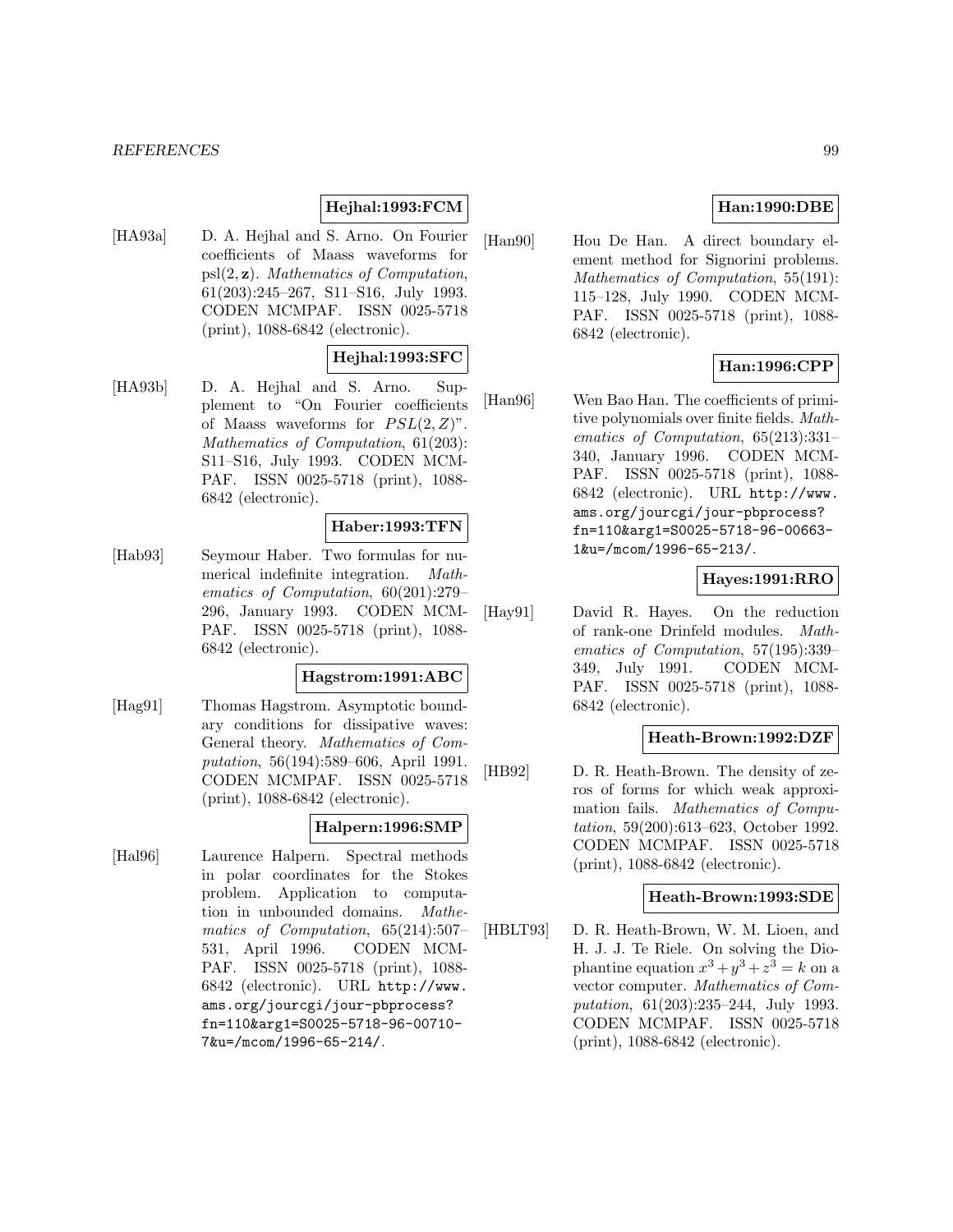**Hejhal:1993:FCM**

[HA93a] D. A. Hejhal and S. Arno. On Fourier coefficients of Maass waveforms for $\mathrm{psl}(2,\mathbf{z})$. *Mathematics of Computation*, 61(203):245–267, S11–S16, July 1993. CODEN MCMPAF. ISSN 0025-5718 (print), 1088-6842 (electronic).

**Hejhal:1993:SFC**

[HA93b] D. A. Hejhal and S. Arno. Supplement to "On Fourier coefficients of Maass waveforms for $PSL(2,Z)$". *Mathematics of Computation*, 61(203): S11–S16, July 1993. CODEN MCMPAF. ISSN 0025-5718 (print), 1088-6842 (electronic).

**Haber:1993:TFN**

[Hab93] Seymour Haber. Two formulas for numerical indefinite integration. *Mathematics of Computation*, 60(201):279–296, January 1993. CODEN MCMPAF. ISSN 0025-5718 (print), 1088-6842 (electronic).

**Hagstrom:1991:ABC**

[Hag91] Thomas Hagstrom. Asymptotic boundary conditions for dissipative waves: General theory. *Mathematics of Computation*, 56(194):589–606, April 1991. CODEN MCMPAF. ISSN 0025-5718 (print), 1088-6842 (electronic).

**Halpern:1996:SMP**

[Hal96] Laurence Halpern. Spectral methods in polar coordinates for the Stokes problem. Application to computation in unbounded domains. *Mathematics of Computation*, 65(214):507–531, April 1996. CODEN MCMPAF. ISSN 0025-5718 (print), 1088-6842 (electronic). URL http://www.ams.org/jourcgi/jour-pbprocess?fn=110&arg1=S0025-5718-96-00710-7&u=/mcom/1996-65-214/.

**Han:1990:DBE**

[Han90] Hou De Han. A direct boundary element method for Signorini problems. *Mathematics of Computation*, 55(191): 115–128, July 1990. CODEN MCMPAF. ISSN 0025-5718 (print), 1088-6842 (electronic).

**Han:1996:CPP**

[Han96] Wen Bao Han. The coefficients of primitive polynomials over finite fields. *Mathematics of Computation*, 65(213):331–340, January 1996. CODEN MCMPAF. ISSN 0025-5718 (print), 1088-6842 (electronic). URL http://www.ams.org/jourcgi/jour-pbprocess?fn=110&arg1=S0025-5718-96-00663-1&u=/mcom/1996-65-213/.

**Hayes:1991:RRO**

[Hay91] David R. Hayes. On the reduction of rank-one Drinfeld modules. *Mathematics of Computation*, 57(195):339–349, July 1991. CODEN MCMPAF. ISSN 0025-5718 (print), 1088-6842 (electronic).

**Heath-Brown:1992:DZF**

[HB92] D. R. Heath-Brown. The density of zeros of forms for which weak approximation fails. *Mathematics of Computation*, 59(200):613–623, October 1992. CODEN MCMPAF. ISSN 0025-5718 (print), 1088-6842 (electronic).

**Heath-Brown:1993:SDE**

[HBLT93] D. R. Heath-Brown, W. M. Lioen, and H. J. J. Te Riele. On solving the Diophantine equation $x^3+y^3+z^3=k$ on a vector computer. *Mathematics of Computation*, 61(203):235–244, July 1993. CODEN MCMPAF. ISSN 0025-5718 (print), 1088-6842 (electronic).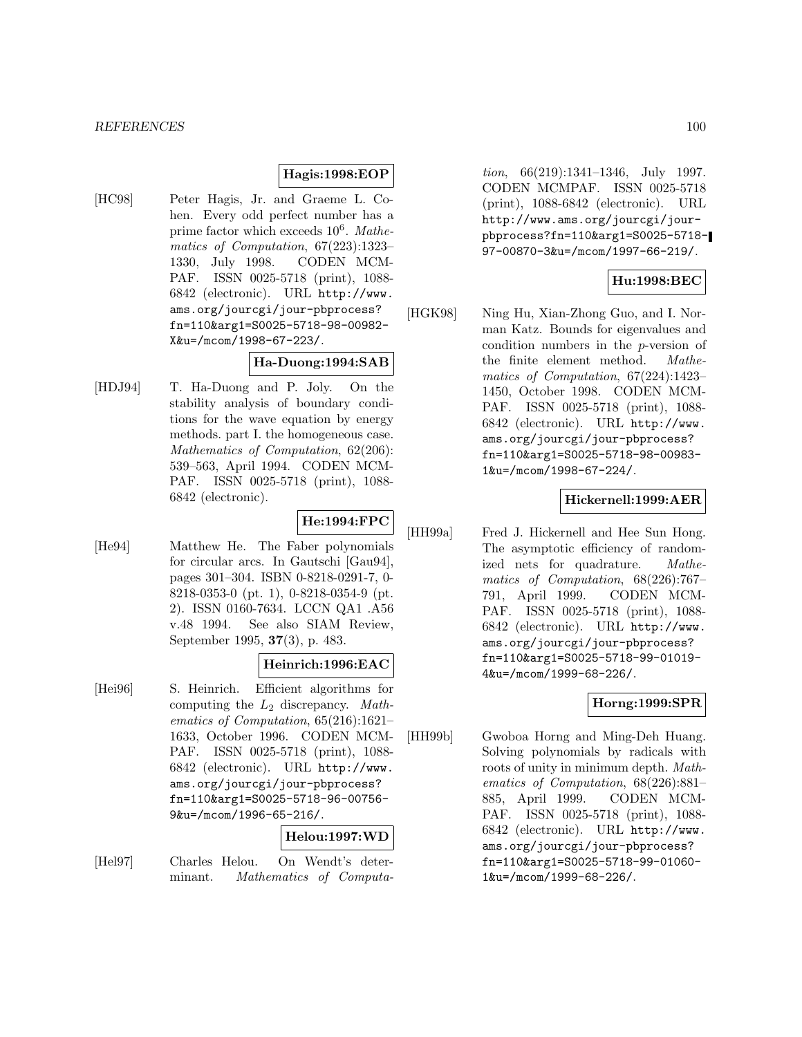**Hagis:1998:EOP**

[HC98] Peter Hagis, Jr. and Graeme L. Cohen. Every odd perfect number has a prime factor which exceeds $10^6$. *Mathematics of Computation*, 67(223):1323–1330, July 1998. CODEN MCMPAF. ISSN 0025-5718 (print), 1088-6842 (electronic). URL http://www.ams.org/jourcgi/jour-pbprocess?fn=110&arg1=S0025-5718-98-00982-X&u=/mcom/1998-67-223/.

**Ha-Duong:1994:SAB**

[HDJ94] T. Ha-Duong and P. Joly. On the stability analysis of boundary conditions for the wave equation by energy methods. part I. the homogeneous case. *Mathematics of Computation*, 62(206):539–563, April 1994. CODEN MCMPAF. ISSN 0025-5718 (print), 1088-6842 (electronic).

**He:1994:FPC**

[He94] Matthew He. The Faber polynomials for circular arcs. In Gautschi [Gau94], pages 301–304. ISBN 0-8218-0291-7, 0-8218-0353-0 (pt. 1), 0-8218-0354-9 (pt. 2). ISSN 0160-7634. LCCN QA1 .A56 v.48 1994. See also SIAM Review, September 1995, **37**(3), p. 483.

**Heinrich:1996:EAC**

[Hei96] S. Heinrich. Efficient algorithms for computing the $L_2$ discrepancy. *Mathematics of Computation*, 65(216):1621–1633, October 1996. CODEN MCMPAF. ISSN 0025-5718 (print), 1088-6842 (electronic). URL http://www.ams.org/jourcgi/jour-pbprocess?fn=110&arg1=S0025-5718-96-00756-9&u=/mcom/1996-65-216/.

**Helou:1997:WD**

[Hel97] Charles Helou. On Wendt's determinant. *Mathematics of Computation*, 66(219):1341–1346, July 1997. CODEN MCMPAF. ISSN 0025-5718 (print), 1088-6842 (electronic). URL http://www.ams.org/jourcgi/jour-pbprocess?fn=110&arg1=S0025-5718-97-00870-3&u=/mcom/1997-66-219/.

**Hu:1998:BEC**

[HGK98] Ning Hu, Xian-Zhong Guo, and I. Norman Katz. Bounds for eigenvalues and condition numbers in the $p$-version of the finite element method. *Mathematics of Computation*, 67(224):1423–1450, October 1998. CODEN MCMPAF. ISSN 0025-5718 (print), 1088-6842 (electronic). URL http://www.ams.org/jourcgi/jour-pbprocess?fn=110&arg1=S0025-5718-98-00983-1&u=/mcom/1998-67-224/.

**Hickernell:1999:AER**

[HH99a] Fred J. Hickernell and Hee Sun Hong. The asymptotic efficiency of randomized nets for quadrature. *Mathematics of Computation*, 68(226):767–791, April 1999. CODEN MCMPAF. ISSN 0025-5718 (print), 1088-6842 (electronic). URL http://www.ams.org/jourcgi/jour-pbprocess?fn=110&arg1=S0025-5718-99-01019-4&u=/mcom/1999-68-226/.

**Horng:1999:SPR**

[HH99b] Gwoboa Horng and Ming-Deh Huang. Solving polynomials by radicals with roots of unity in minimum depth. *Mathematics of Computation*, 68(226):881–885, April 1999. CODEN MCMPAF. ISSN 0025-5718 (print), 1088-6842 (electronic). URL http://www.ams.org/jourcgi/jour-pbprocess?fn=110&arg1=S0025-5718-99-01060-1&u=/mcom/1999-68-226/.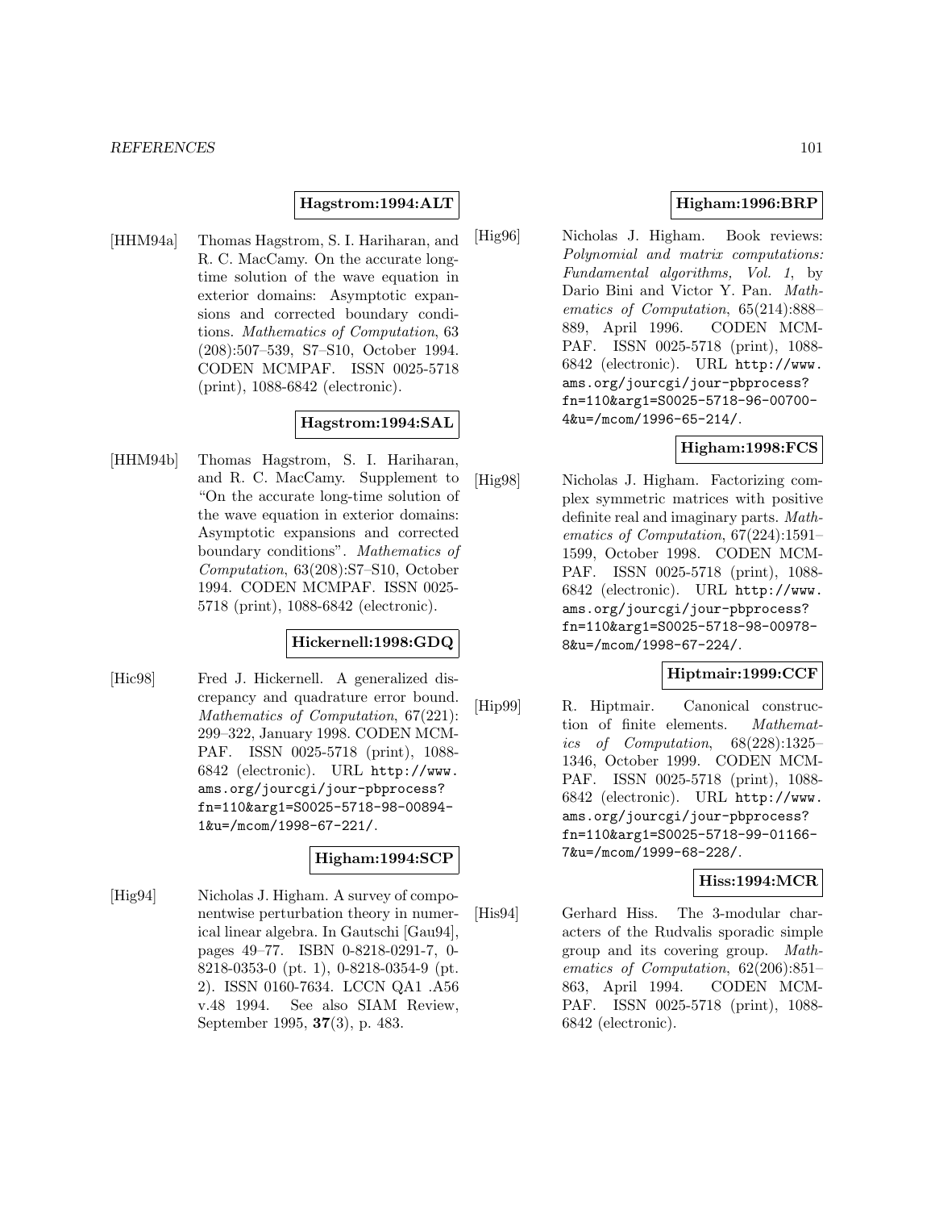**Hagstrom:1994:ALT**

[HHM94a] Thomas Hagstrom, S. I. Hariharan, and R. C. MacCamy. On the accurate long-time solution of the wave equation in exterior domains: Asymptotic expansions and corrected boundary conditions. *Mathematics of Computation*, 63 (208):507–539, S7–S10, October 1994. CODEN MCMPAF. ISSN 0025-5718 (print), 1088-6842 (electronic).

**Hagstrom:1994:SAL**

[HHM94b] Thomas Hagstrom, S. I. Hariharan, and R. C. MacCamy. Supplement to "On the accurate long-time solution of the wave equation in exterior domains: Asymptotic expansions and corrected boundary conditions". *Mathematics of Computation*, 63(208):S7–S10, October 1994. CODEN MCMPAF. ISSN 0025-5718 (print), 1088-6842 (electronic).

**Hickernell:1998:GDQ**

[Hic98] Fred J. Hickernell. A generalized discrepancy and quadrature error bound. *Mathematics of Computation*, 67(221): 299–322, January 1998. CODEN MCMPAF. ISSN 0025-5718 (print), 1088-6842 (electronic). URL http://www.ams.org/jourcgi/jour-pbprocess?fn=110&arg1=S0025-5718-98-00894-1&u=/mcom/1998-67-221/.

**Higham:1994:SCP**

[Hig94] Nicholas J. Higham. A survey of componentwise perturbation theory in numerical linear algebra. In Gautschi [Gau94], pages 49–77. ISBN 0-8218-0291-7, 0-8218-0353-0 (pt. 1), 0-8218-0354-9 (pt. 2). ISSN 0160-7634. LCCN QA1 .A56 v.48 1994. See also SIAM Review, September 1995, **37**(3), p. 483.

**Higham:1996:BRP**

[Hig96] Nicholas J. Higham. Book reviews: *Polynomial and matrix computations: Fundamental algorithms, Vol. 1*, by Dario Bini and Victor Y. Pan. *Mathematics of Computation*, 65(214):888–889, April 1996. CODEN MCMPAF. ISSN 0025-5718 (print), 1088-6842 (electronic). URL http://www.ams.org/jourcgi/jour-pbprocess?fn=110&arg1=S0025-5718-96-00700-4&u=/mcom/1996-65-214/.

**Higham:1998:FCS**

[Hig98] Nicholas J. Higham. Factorizing complex symmetric matrices with positive definite real and imaginary parts. *Mathematics of Computation*, 67(224):1591–1599, October 1998. CODEN MCMPAF. ISSN 0025-5718 (print), 1088-6842 (electronic). URL http://www.ams.org/jourcgi/jour-pbprocess?fn=110&arg1=S0025-5718-98-00978-8&u=/mcom/1998-67-224/.

**Hiptmair:1999:CCF**

[Hip99] R. Hiptmair. Canonical construction of finite elements. *Mathematics of Computation*, 68(228):1325–1346, October 1999. CODEN MCMPAF. ISSN 0025-5718 (print), 1088-6842 (electronic). URL http://www.ams.org/jourcgi/jour-pbprocess?fn=110&arg1=S0025-5718-99-01166-7&u=/mcom/1999-68-228/.

**Hiss:1994:MCR**

[His94] Gerhard Hiss. The 3-modular characters of the Rudvalis sporadic simple group and its covering group. *Mathematics of Computation*, 62(206):851–863, April 1994. CODEN MCMPAF. ISSN 0025-5718 (print), 1088-6842 (electronic).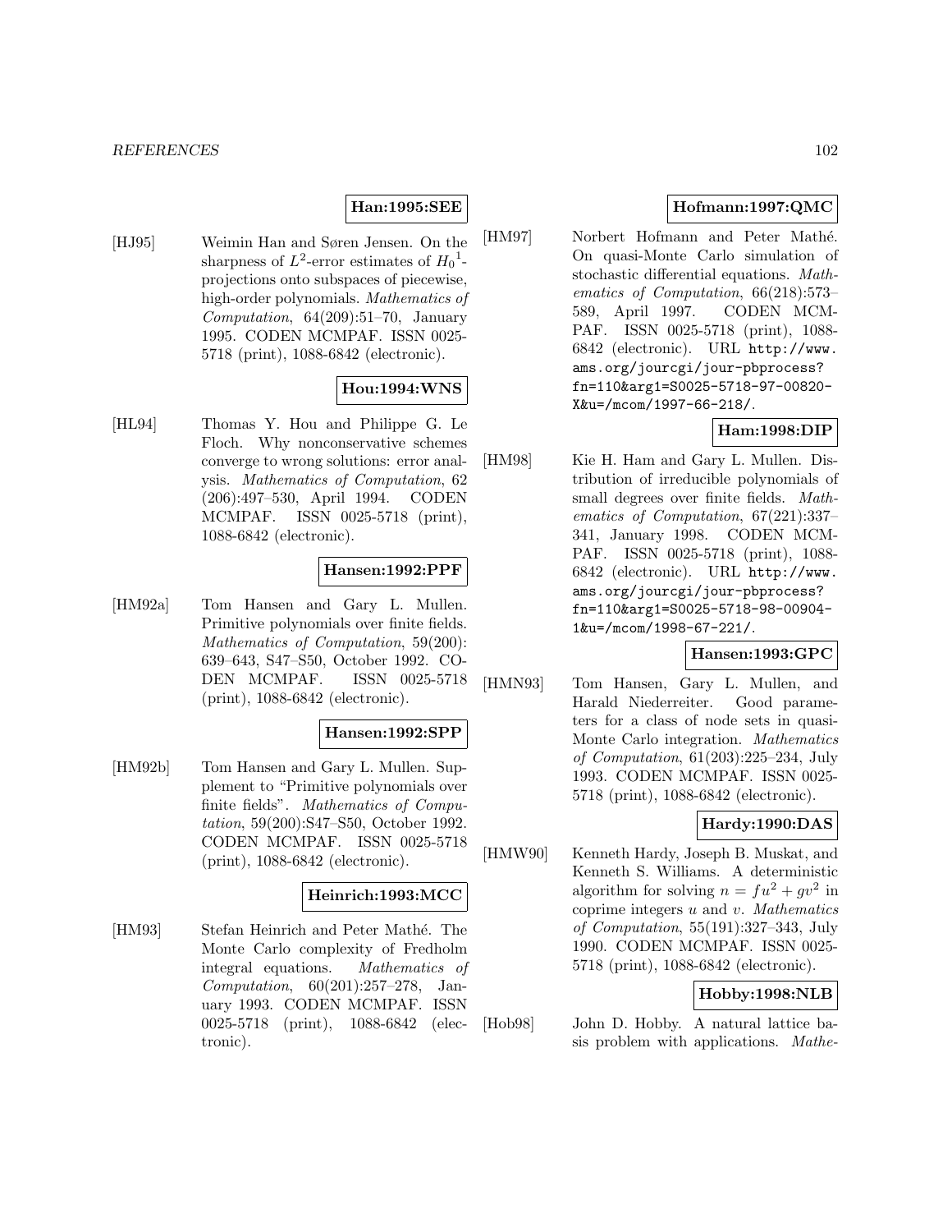**Han:1995:SEE**

[HJ95] Weimin Han and Søren Jensen. On the sharpness of $L^2$-error estimates of ${H_0}^1$-projections onto subspaces of piecewise, high-order polynomials. *Mathematics of Computation*, 64(209):51–70, January 1995. CODEN MCMPAF. ISSN 0025-5718 (print), 1088-6842 (electronic).

**Hou:1994:WNS**

[HL94] Thomas Y. Hou and Philippe G. Le Floch. Why nonconservative schemes converge to wrong solutions: error analysis. *Mathematics of Computation*, 62 (206):497–530, April 1994. CODEN MCMPAF. ISSN 0025-5718 (print), 1088-6842 (electronic).

**Hansen:1992:PPF**

[HM92a] Tom Hansen and Gary L. Mullen. Primitive polynomials over finite fields. *Mathematics of Computation*, 59(200): 639–643, S47–S50, October 1992. CODEN MCMPAF. ISSN 0025-5718 (print), 1088-6842 (electronic).

**Hansen:1992:SPP**

[HM92b] Tom Hansen and Gary L. Mullen. Supplement to "Primitive polynomials over finite fields". *Mathematics of Computation*, 59(200):S47–S50, October 1992. CODEN MCMPAF. ISSN 0025-5718 (print), 1088-6842 (electronic).

**Heinrich:1993:MCC**

[HM93] Stefan Heinrich and Peter Mathé. The Monte Carlo complexity of Fredholm integral equations. *Mathematics of Computation*, 60(201):257–278, January 1993. CODEN MCMPAF. ISSN 0025-5718 (print), 1088-6842 (electronic).

**Hofmann:1997:QMC**

[HM97] Norbert Hofmann and Peter Mathé. On quasi-Monte Carlo simulation of stochastic differential equations. *Mathematics of Computation*, 66(218):573–589, April 1997. CODEN MCMPAF. ISSN 0025-5718 (print), 1088-6842 (electronic). URL `http://www.ams.org/jourcgi/jour-pbprocess?fn=110&arg1=S0025-5718-97-00820-X&u=/mcom/1997-66-218/`.

**Ham:1998:DIP**

[HM98] Kie H. Ham and Gary L. Mullen. Distribution of irreducible polynomials of small degrees over finite fields. *Mathematics of Computation*, 67(221):337–341, January 1998. CODEN MCMPAF. ISSN 0025-5718 (print), 1088-6842 (electronic). URL `http://www.ams.org/jourcgi/jour-pbprocess?fn=110&arg1=S0025-5718-98-00904-1&u=/mcom/1998-67-221/`.

**Hansen:1993:GPC**

[HMN93] Tom Hansen, Gary L. Mullen, and Harald Niederreiter. Good parameters for a class of node sets in quasi-Monte Carlo integration. *Mathematics of Computation*, 61(203):225–234, July 1993. CODEN MCMPAF. ISSN 0025-5718 (print), 1088-6842 (electronic).

**Hardy:1990:DAS**

[HMW90] Kenneth Hardy, Joseph B. Muskat, and Kenneth S. Williams. A deterministic algorithm for solving $n = fu^2 + gv^2$ in coprime integers $u$ and $v$. *Mathematics of Computation*, 55(191):327–343, July 1990. CODEN MCMPAF. ISSN 0025-5718 (print), 1088-6842 (electronic).

**Hobby:1998:NLB**

[Hob98] John D. Hobby. A natural lattice basis problem with applications. *Mathe-*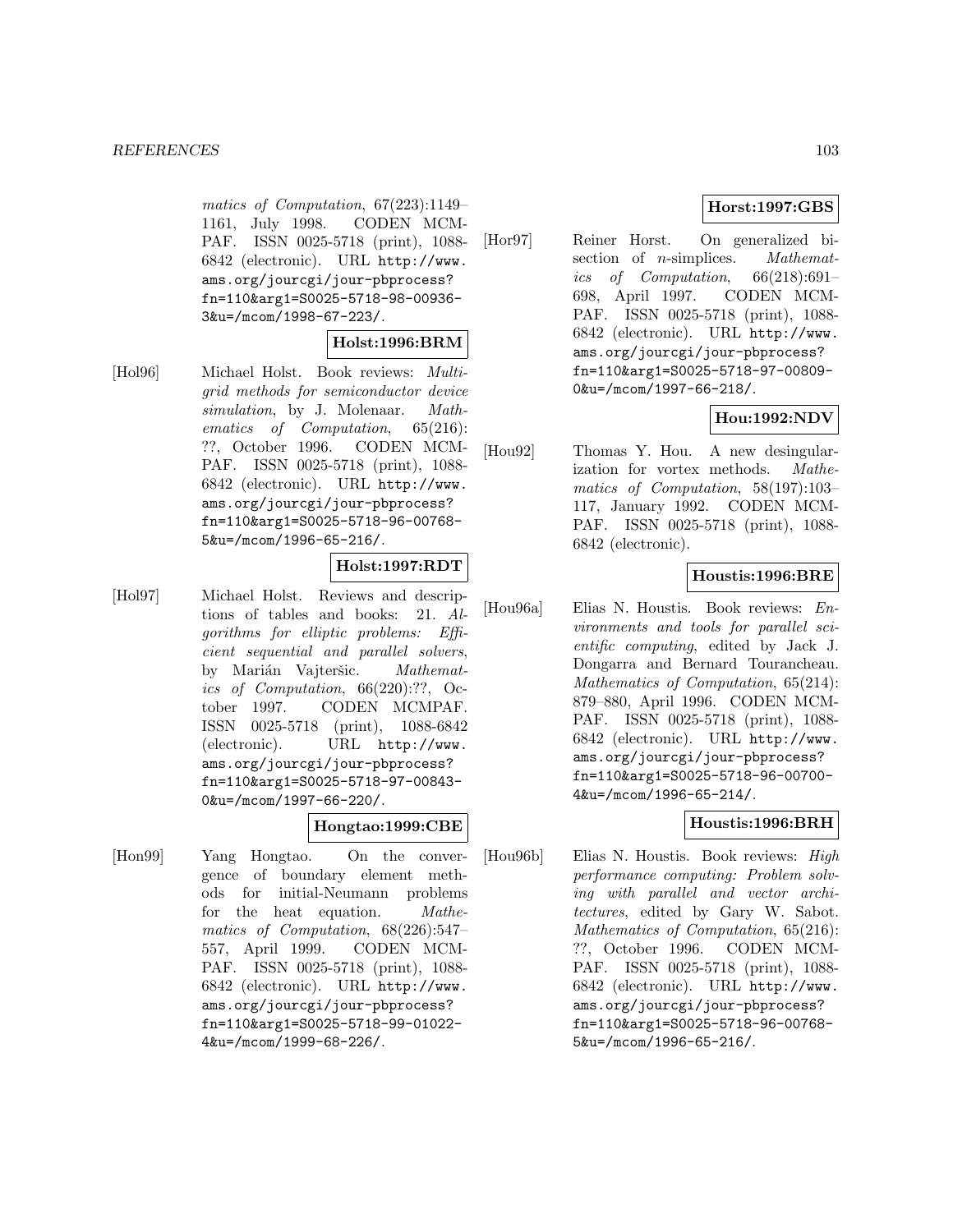*matics of Computation*, 67(223):1149–1161, July 1998. CODEN MCMPAF. ISSN 0025-5718 (print), 1088-6842 (electronic). URL http://www.ams.org/jourcgi/jour-pbprocess?fn=110&arg1=S0025-5718-98-00936-3&u=/mcom/1998-67-223/.

**Holst:1996:BRM**

[Hol96] Michael Holst. Book reviews: *Multigrid methods for semiconductor device simulation*, by J. Molenaar. *Mathematics of Computation*, 65(216): ??, October 1996. CODEN MCMPAF. ISSN 0025-5718 (print), 1088-6842 (electronic). URL http://www.ams.org/jourcgi/jour-pbprocess?fn=110&arg1=S0025-5718-96-00768-5&u=/mcom/1996-65-216/.

**Holst:1997:RDT**

[Hol97] Michael Holst. Reviews and descriptions of tables and books: 21. *Algorithms for elliptic problems: Efficient sequential and parallel solvers*, by Marián Vajteršic. *Mathematics of Computation*, 66(220):??, October 1997. CODEN MCMPAF. ISSN 0025-5718 (print), 1088-6842 (electronic). URL http://www.ams.org/jourcgi/jour-pbprocess?fn=110&arg1=S0025-5718-97-00843-0&u=/mcom/1997-66-220/.

**Hongtao:1999:CBE**

[Hon99] Yang Hongtao. On the convergence of boundary element methods for initial-Neumann problems for the heat equation. *Mathematics of Computation*, 68(226):547–557, April 1999. CODEN MCMPAF. ISSN 0025-5718 (print), 1088-6842 (electronic). URL http://www.ams.org/jourcgi/jour-pbprocess?fn=110&arg1=S0025-5718-99-01022-4&u=/mcom/1999-68-226/.

**Horst:1997:GBS**

[Hor97] Reiner Horst. On generalized bisection of $n$-simplices. *Mathematics of Computation*, 66(218):691–698, April 1997. CODEN MCMPAF. ISSN 0025-5718 (print), 1088-6842 (electronic). URL http://www.ams.org/jourcgi/jour-pbprocess?fn=110&arg1=S0025-5718-97-00809-0&u=/mcom/1997-66-218/.

**Hou:1992:NDV**

[Hou92] Thomas Y. Hou. A new desingularization for vortex methods. *Mathematics of Computation*, 58(197):103–117, January 1992. CODEN MCMPAF. ISSN 0025-5718 (print), 1088-6842 (electronic).

**Houstis:1996:BRE**

[Hou96a] Elias N. Houstis. Book reviews: *Environments and tools for parallel scientific computing*, edited by Jack J. Dongarra and Bernard Tourancheau. *Mathematics of Computation*, 65(214): 879–880, April 1996. CODEN MCMPAF. ISSN 0025-5718 (print), 1088-6842 (electronic). URL http://www.ams.org/jourcgi/jour-pbprocess?fn=110&arg1=S0025-5718-96-00700-4&u=/mcom/1996-65-214/.

**Houstis:1996:BRH**

[Hou96b] Elias N. Houstis. Book reviews: *High performance computing: Problem solving with parallel and vector architectures*, edited by Gary W. Sabot. *Mathematics of Computation*, 65(216): ??, October 1996. CODEN MCMPAF. ISSN 0025-5718 (print), 1088-6842 (electronic). URL http://www.ams.org/jourcgi/jour-pbprocess?fn=110&arg1=S0025-5718-96-00768-5&u=/mcom/1996-65-216/.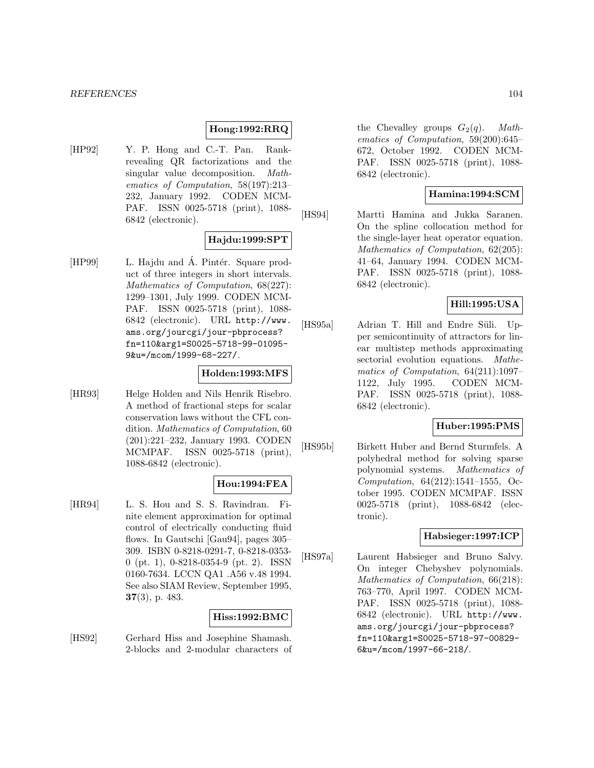**Hong:1992:RRQ**

[HP92] Y. P. Hong and C.-T. Pan. Rank-revealing QR factorizations and the singular value decomposition. *Mathematics of Computation*, 58(197):213–232, January 1992. CODEN MCMPAF. ISSN 0025-5718 (print), 1088-6842 (electronic).

**Hajdu:1999:SPT**

[HP99] L. Hajdu and Á. Pintér. Square product of three integers in short intervals. *Mathematics of Computation*, 68(227): 1299–1301, July 1999. CODEN MCMPAF. ISSN 0025-5718 (print), 1088-6842 (electronic). URL http://www.ams.org/jourcgi/jour-pbprocess?fn=110&arg1=S0025-5718-99-01095-9&u=/mcom/1999-68-227/.

**Holden:1993:MFS**

[HR93] Helge Holden and Nils Henrik Risebro. A method of fractional steps for scalar conservation laws without the CFL condition. *Mathematics of Computation*, 60 (201):221–232, January 1993. CODEN MCMPAF. ISSN 0025-5718 (print), 1088-6842 (electronic).

**Hou:1994:FEA**

[HR94] L. S. Hou and S. S. Ravindran. Finite element approximation for optimal control of electrically conducting fluid flows. In Gautschi [Gau94], pages 305–309. ISBN 0-8218-0291-7, 0-8218-0353-0 (pt. 1), 0-8218-0354-9 (pt. 2). ISSN 0160-7634. LCCN QA1 .A56 v.48 1994. See also SIAM Review, September 1995, **37**(3), p. 483.

**Hiss:1992:BMC**

[HS92] Gerhard Hiss and Josephine Shamash. 2-blocks and 2-modular characters of the Chevalley groups $G_2(q)$. *Mathematics of Computation*, 59(200):645–672, October 1992. CODEN MCMPAF. ISSN 0025-5718 (print), 1088-6842 (electronic).

**Hamina:1994:SCM**

[HS94] Martti Hamina and Jukka Saranen. On the spline collocation method for the single-layer heat operator equation. *Mathematics of Computation*, 62(205): 41–64, January 1994. CODEN MCMPAF. ISSN 0025-5718 (print), 1088-6842 (electronic).

**Hill:1995:USA**

[HS95a] Adrian T. Hill and Endre Süli. Upper semicontinuity of attractors for linear multistep methods approximating sectorial evolution equations. *Mathematics of Computation*, 64(211):1097–1122, July 1995. CODEN MCMPAF. ISSN 0025-5718 (print), 1088-6842 (electronic).

**Huber:1995:PMS**

[HS95b] Birkett Huber and Bernd Sturmfels. A polyhedral method for solving sparse polynomial systems. *Mathematics of Computation*, 64(212):1541–1555, October 1995. CODEN MCMPAF. ISSN 0025-5718 (print), 1088-6842 (electronic).

**Habsieger:1997:ICP**

[HS97a] Laurent Habsieger and Bruno Salvy. On integer Chebyshev polynomials. *Mathematics of Computation*, 66(218): 763–770, April 1997. CODEN MCMPAF. ISSN 0025-5718 (print), 1088-6842 (electronic). URL http://www.ams.org/jourcgi/jour-pbprocess?fn=110&arg1=S0025-5718-97-00829-6&u=/mcom/1997-66-218/.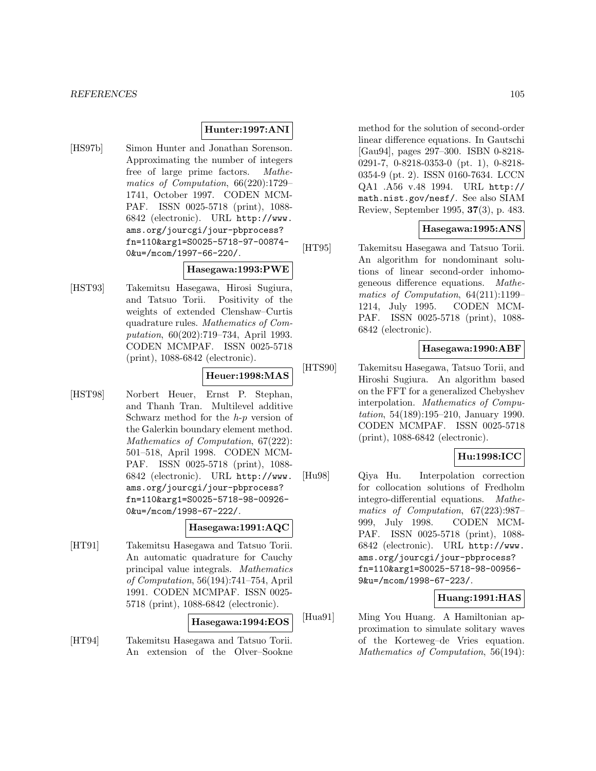**Hunter:1997:ANI**

[HS97b] Simon Hunter and Jonathan Sorenson. Approximating the number of integers free of large prime factors. *Mathematics of Computation*, 66(220):1729–1741, October 1997. CODEN MCMPAF. ISSN 0025-5718 (print), 1088-6842 (electronic). URL `http://www.ams.org/jourcgi/jour-pbprocess?fn=110&arg1=S0025-5718-97-00874-0&u=/mcom/1997-66-220/`.

**Hasegawa:1993:PWE**

[HST93] Takemitsu Hasegawa, Hirosi Sugiura, and Tatsuo Torii. Positivity of the weights of extended Clenshaw–Curtis quadrature rules. *Mathematics of Computation*, 60(202):719–734, April 1993. CODEN MCMPAF. ISSN 0025-5718 (print), 1088-6842 (electronic).

**Heuer:1998:MAS**

[HST98] Norbert Heuer, Ernst P. Stephan, and Thanh Tran. Multilevel additive Schwarz method for the *h*-*p* version of the Galerkin boundary element method. *Mathematics of Computation*, 67(222): 501–518, April 1998. CODEN MCMPAF. ISSN 0025-5718 (print), 1088-6842 (electronic). URL `http://www.ams.org/jourcgi/jour-pbprocess?fn=110&arg1=S0025-5718-98-00926-0&u=/mcom/1998-67-222/`.

**Hasegawa:1991:AQC**

[HT91] Takemitsu Hasegawa and Tatsuo Torii. An automatic quadrature for Cauchy principal value integrals. *Mathematics of Computation*, 56(194):741–754, April 1991. CODEN MCMPAF. ISSN 0025-5718 (print), 1088-6842 (electronic).

**Hasegawa:1994:EOS**

[HT94] Takemitsu Hasegawa and Tatsuo Torii. An extension of the Olver–Sookne method for the solution of second-order linear difference equations. In Gautschi [Gau94], pages 297–300. ISBN 0-8218-0291-7, 0-8218-0353-0 (pt. 1), 0-8218-0354-9 (pt. 2). ISSN 0160-7634. LCCN QA1 .A56 v.48 1994. URL `http://math.nist.gov/nesf/`. See also SIAM Review, September 1995, **37**(3), p. 483.

**Hasegawa:1995:ANS**

[HT95] Takemitsu Hasegawa and Tatsuo Torii. An algorithm for nondominant solutions of linear second-order inhomogeneous difference equations. *Mathematics of Computation*, 64(211):1199–1214, July 1995. CODEN MCMPAF. ISSN 0025-5718 (print), 1088-6842 (electronic).

**Hasegawa:1990:ABF**

[HTS90] Takemitsu Hasegawa, Tatsuo Torii, and Hiroshi Sugiura. An algorithm based on the FFT for a generalized Chebyshev interpolation. *Mathematics of Computation*, 54(189):195–210, January 1990. CODEN MCMPAF. ISSN 0025-5718 (print), 1088-6842 (electronic).

**Hu:1998:ICC**

[Hu98] Qiya Hu. Interpolation correction for collocation solutions of Fredholm integro-differential equations. *Mathematics of Computation*, 67(223):987–999, July 1998. CODEN MCMPAF. ISSN 0025-5718 (print), 1088-6842 (electronic). URL `http://www.ams.org/jourcgi/jour-pbprocess?fn=110&arg1=S0025-5718-98-00956-9&u=/mcom/1998-67-223/`.

**Huang:1991:HAS**

[Hua91] Ming You Huang. A Hamiltonian approximation to simulate solitary waves of the Korteweg–de Vries equation. *Mathematics of Computation*, 56(194):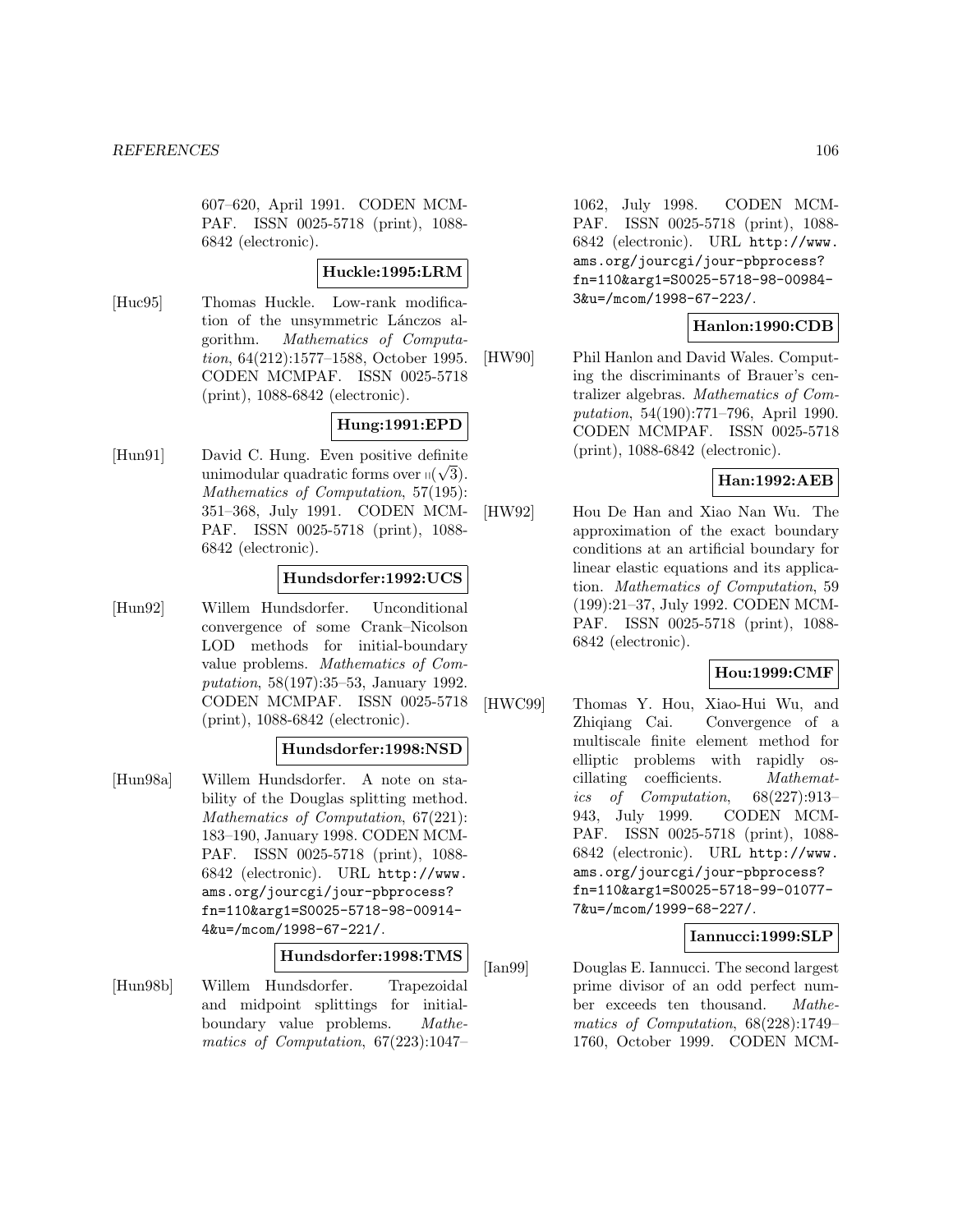607–620, April 1991. CODEN MCMPAF. ISSN 0025-5718 (print), 1088-6842 (electronic).

**Huckle:1995:LRM**

[Huc95] Thomas Huckle. Low-rank modification of the unsymmetric Lánczos algorithm. *Mathematics of Computation*, 64(212):1577–1588, October 1995. CODEN MCMPAF. ISSN 0025-5718 (print), 1088-6842 (electronic).

**Hung:1991:EPD**

[Hun91] David C. Hung. Even positive definite unimodular quadratic forms over $\mathbb{Q}(\sqrt{3})$. *Mathematics of Computation*, 57(195): 351–368, July 1991. CODEN MCMPAF. ISSN 0025-5718 (print), 1088-6842 (electronic).

**Hundsdorfer:1992:UCS**

[Hun92] Willem Hundsdorfer. Unconditional convergence of some Crank–Nicolson LOD methods for initial-boundary value problems. *Mathematics of Computation*, 58(197):35–53, January 1992. CODEN MCMPAF. ISSN 0025-5718 (print), 1088-6842 (electronic).

**Hundsdorfer:1998:NSD**

[Hun98a] Willem Hundsdorfer. A note on stability of the Douglas splitting method. *Mathematics of Computation*, 67(221): 183–190, January 1998. CODEN MCMPAF. ISSN 0025-5718 (print), 1088-6842 (electronic). URL http://www.ams.org/jourcgi/jour-pbprocess?fn=110&arg1=S0025-5718-98-00914-4&u=/mcom/1998-67-221/.

**Hundsdorfer:1998:TMS**

[Hun98b] Willem Hundsdorfer. Trapezoidal and midpoint splittings for initial-boundary value problems. *Mathematics of Computation*, 67(223):1047–1062, July 1998. CODEN MCMPAF. ISSN 0025-5718 (print), 1088-6842 (electronic). URL http://www.ams.org/jourcgi/jour-pbprocess?fn=110&arg1=S0025-5718-98-00984-3&u=/mcom/1998-67-223/.

**Hanlon:1990:CDB**

[HW90] Phil Hanlon and David Wales. Computing the discriminants of Brauer's centralizer algebras. *Mathematics of Computation*, 54(190):771–796, April 1990. CODEN MCMPAF. ISSN 0025-5718 (print), 1088-6842 (electronic).

**Han:1992:AEB**

[HW92] Hou De Han and Xiao Nan Wu. The approximation of the exact boundary conditions at an artificial boundary for linear elastic equations and its application. *Mathematics of Computation*, 59 (199):21–37, July 1992. CODEN MCMPAF. ISSN 0025-5718 (print), 1088-6842 (electronic).

**Hou:1999:CMF**

[HWC99] Thomas Y. Hou, Xiao-Hui Wu, and Zhiqiang Cai. Convergence of a multiscale finite element method for elliptic problems with rapidly oscillating coefficients. *Mathematics of Computation*, 68(227):913–943, July 1999. CODEN MCMPAF. ISSN 0025-5718 (print), 1088-6842 (electronic). URL http://www.ams.org/jourcgi/jour-pbprocess?fn=110&arg1=S0025-5718-99-01077-7&u=/mcom/1999-68-227/.

**Iannucci:1999:SLP**

[Ian99] Douglas E. Iannucci. The second largest prime divisor of an odd perfect number exceeds ten thousand. *Mathematics of Computation*, 68(228):1749–1760, October 1999. CODEN MCM-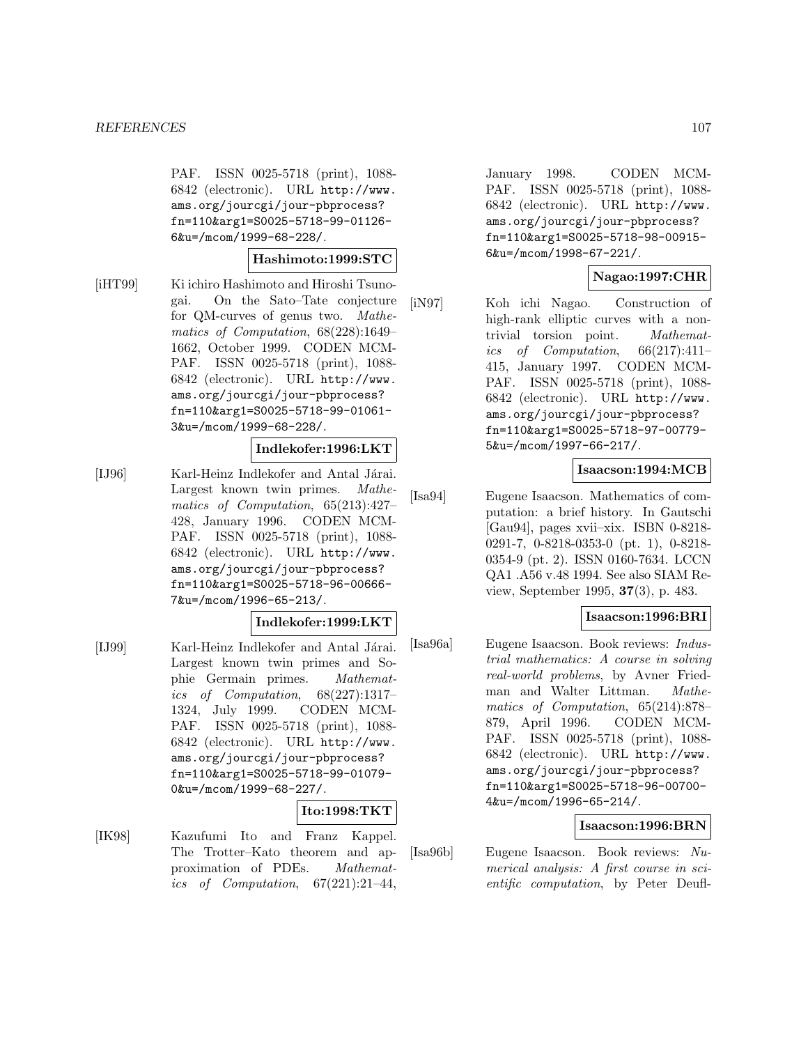PAF. ISSN 0025-5718 (print), 1088-6842 (electronic). URL http://www.ams.org/jourcgi/jour-pbprocess?fn=110&arg1=S0025-5718-99-01126-6&u=/mcom/1999-68-228/.

**Hashimoto:1999:STC**

[iHT99] Ki ichiro Hashimoto and Hiroshi Tsunogai. On the Sato–Tate conjecture for QM-curves of genus two. *Mathematics of Computation*, 68(228):1649–1662, October 1999. CODEN MCMPAF. ISSN 0025-5718 (print), 1088-6842 (electronic). URL http://www.ams.org/jourcgi/jour-pbprocess?fn=110&arg1=S0025-5718-99-01061-3&u=/mcom/1999-68-228/.

**Indlekofer:1996:LKT**

[IJ96] Karl-Heinz Indlekofer and Antal Járai. Largest known twin primes. *Mathematics of Computation*, 65(213):427–428, January 1996. CODEN MCMPAF. ISSN 0025-5718 (print), 1088-6842 (electronic). URL http://www.ams.org/jourcgi/jour-pbprocess?fn=110&arg1=S0025-5718-96-00666-7&u=/mcom/1996-65-213/.

**Indlekofer:1999:LKT**

[IJ99] Karl-Heinz Indlekofer and Antal Járai. Largest known twin primes and Sophie Germain primes. *Mathematics of Computation*, 68(227):1317–1324, July 1999. CODEN MCMPAF. ISSN 0025-5718 (print), 1088-6842 (electronic). URL http://www.ams.org/jourcgi/jour-pbprocess?fn=110&arg1=S0025-5718-99-01079-0&u=/mcom/1999-68-227/.

**Ito:1998:TKT**

[IK98] Kazufumi Ito and Franz Kappel. The Trotter–Kato theorem and approximation of PDEs. *Mathematics of Computation*, 67(221):21–44, January 1998. CODEN MCMPAF. ISSN 0025-5718 (print), 1088-6842 (electronic). URL http://www.ams.org/jourcgi/jour-pbprocess?fn=110&arg1=S0025-5718-98-00915-6&u=/mcom/1998-67-221/.

**Nagao:1997:CHR**

[iN97] Koh ichi Nagao. Construction of high-rank elliptic curves with a nontrivial torsion point. *Mathematics of Computation*, 66(217):411–415, January 1997. CODEN MCMPAF. ISSN 0025-5718 (print), 1088-6842 (electronic). URL http://www.ams.org/jourcgi/jour-pbprocess?fn=110&arg1=S0025-5718-97-00779-5&u=/mcom/1997-66-217/.

**Isaacson:1994:MCB**

[Isa94] Eugene Isaacson. Mathematics of computation: a brief history. In Gautschi [Gau94], pages xvii–xix. ISBN 0-8218-0291-7, 0-8218-0353-0 (pt. 1), 0-8218-0354-9 (pt. 2). ISSN 0160-7634. LCCN QA1 .A56 v.48 1994. See also SIAM Review, September 1995, **37**(3), p. 483.

**Isaacson:1996:BRI**

[Isa96a] Eugene Isaacson. Book reviews: *Industrial mathematics: A course in solving real-world problems*, by Avner Friedman and Walter Littman. *Mathematics of Computation*, 65(214):878–879, April 1996. CODEN MCMPAF. ISSN 0025-5718 (print), 1088-6842 (electronic). URL http://www.ams.org/jourcgi/jour-pbprocess?fn=110&arg1=S0025-5718-96-00700-4&u=/mcom/1996-65-214/.

**Isaacson:1996:BRN**

[Isa96b] Eugene Isaacson. Book reviews: *Numerical analysis: A first course in scientific computation*, by Peter Deufl-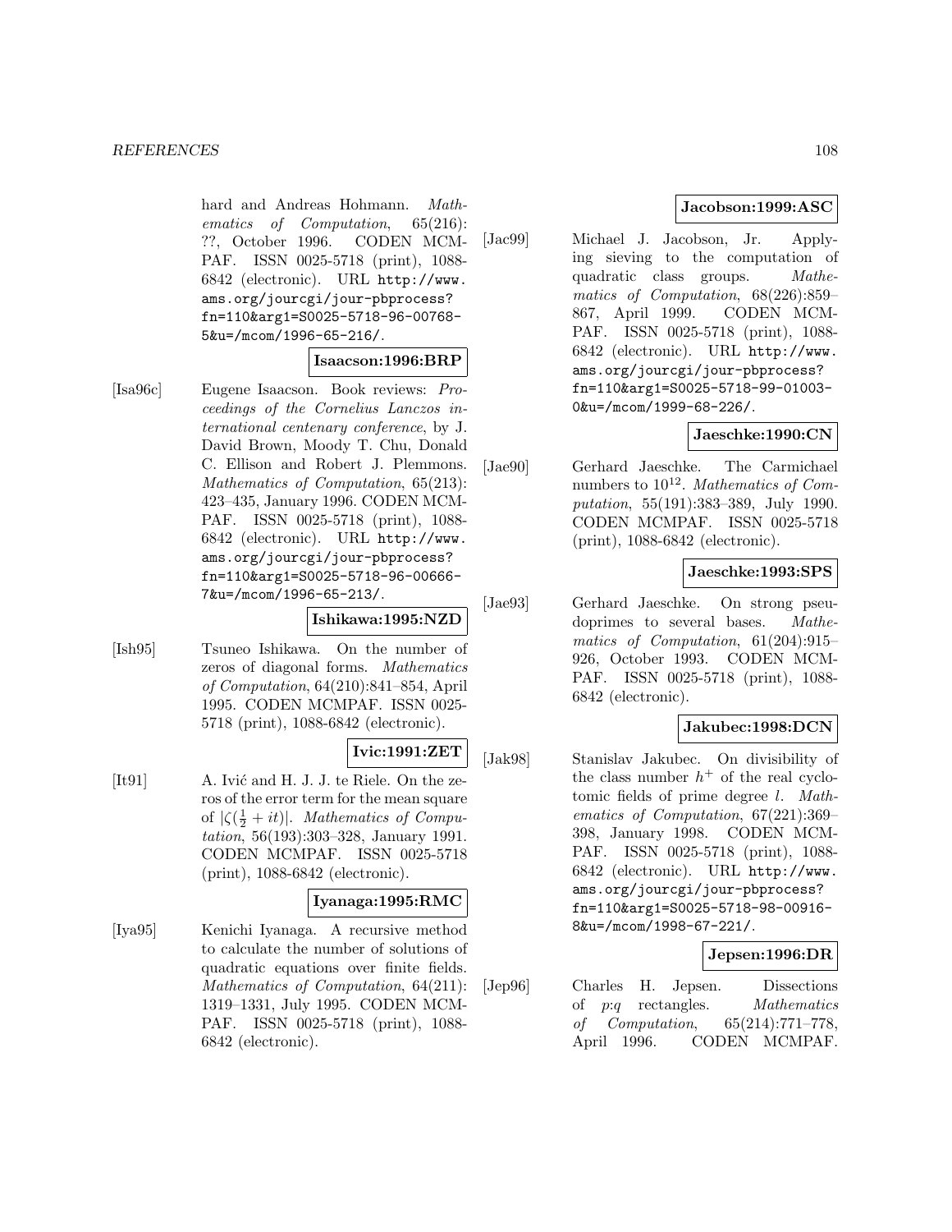hard and Andreas Hohmann. *Mathematics of Computation*, 65(216): ??, October 1996. CODEN MCMPAF. ISSN 0025-5718 (print), 1088-6842 (electronic). URL http://www.ams.org/jourcgi/jour-pbprocess?fn=110&arg1=S0025-5718-96-00768-5&u=/mcom/1996-65-216/.

**Isaacson:1996:BRP**

[Isa96c] Eugene Isaacson. Book reviews: *Proceedings of the Cornelius Lanczos international centenary conference*, by J. David Brown, Moody T. Chu, Donald C. Ellison and Robert J. Plemmons. *Mathematics of Computation*, 65(213): 423–435, January 1996. CODEN MCMPAF. ISSN 0025-5718 (print), 1088-6842 (electronic). URL http://www.ams.org/jourcgi/jour-pbprocess?fn=110&arg1=S0025-5718-96-00666-7&u=/mcom/1996-65-213/.

**Ishikawa:1995:NZD**

[Ish95] Tsuneo Ishikawa. On the number of zeros of diagonal forms. *Mathematics of Computation*, 64(210):841–854, April 1995. CODEN MCMPAF. ISSN 0025-5718 (print), 1088-6842 (electronic).

**Ivic:1991:ZET**

[It91] A. Ivić and H. J. J. te Riele. On the zeros of the error term for the mean square of $|\zeta(\frac{1}{2}+it)|$. *Mathematics of Computation*, 56(193):303–328, January 1991. CODEN MCMPAF. ISSN 0025-5718 (print), 1088-6842 (electronic).

**Iyanaga:1995:RMC**

[Iya95] Kenichi Iyanaga. A recursive method to calculate the number of solutions of quadratic equations over finite fields. *Mathematics of Computation*, 64(211): 1319–1331, July 1995. CODEN MCMPAF. ISSN 0025-5718 (print), 1088-6842 (electronic).

**Jacobson:1999:ASC**

[Jac99] Michael J. Jacobson, Jr. Applying sieving to the computation of quadratic class groups. *Mathematics of Computation*, 68(226):859–867, April 1999. CODEN MCMPAF. ISSN 0025-5718 (print), 1088-6842 (electronic). URL http://www.ams.org/jourcgi/jour-pbprocess?fn=110&arg1=S0025-5718-99-01003-0&u=/mcom/1999-68-226/.

**Jaeschke:1990:CN**

[Jae90] Gerhard Jaeschke. The Carmichael numbers to $10^{12}$. *Mathematics of Computation*, 55(191):383–389, July 1990. CODEN MCMPAF. ISSN 0025-5718 (print), 1088-6842 (electronic).

**Jaeschke:1993:SPS**

[Jae93] Gerhard Jaeschke. On strong pseudoprimes to several bases. *Mathematics of Computation*, 61(204):915–926, October 1993. CODEN MCMPAF. ISSN 0025-5718 (print), 1088-6842 (electronic).

**Jakubec:1998:DCN**

[Jak98] Stanislav Jakubec. On divisibility of the class number $h^+$ of the real cyclotomic fields of prime degree $l$. *Mathematics of Computation*, 67(221):369–398, January 1998. CODEN MCMPAF. ISSN 0025-5718 (print), 1088-6842 (electronic). URL http://www.ams.org/jourcgi/jour-pbprocess?fn=110&arg1=S0025-5718-98-00916-8&u=/mcom/1998-67-221/.

**Jepsen:1996:DR**

[Jep96] Charles H. Jepsen. Dissections of $p$:$q$ rectangles. *Mathematics of Computation*, 65(214):771–778, April 1996. CODEN MCMPAF.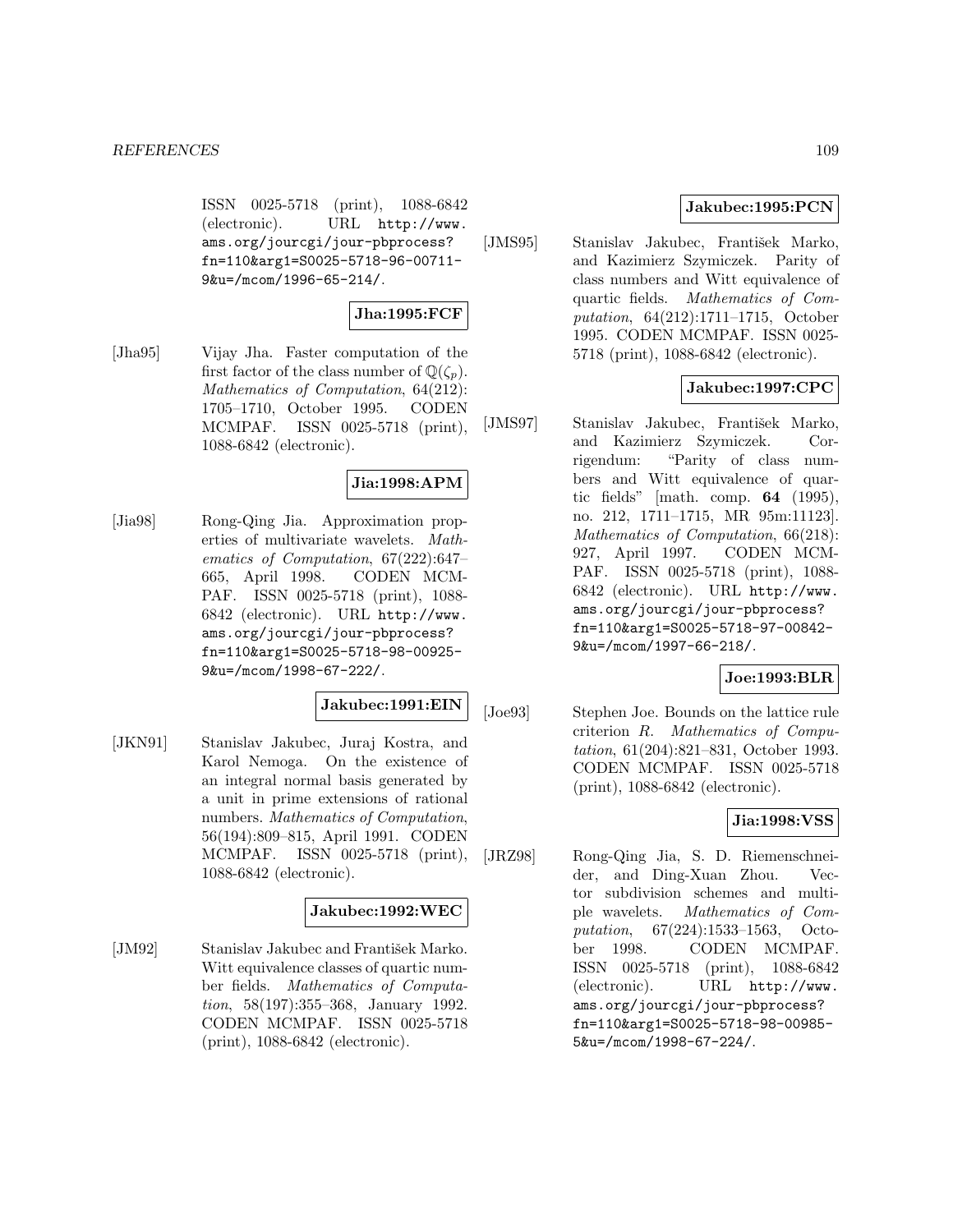ISSN 0025-5718 (print), 1088-6842 (electronic). URL http://www.ams.org/jourcgi/jour-pbprocess?fn=110&arg1=S0025-5718-96-00711-9&u=/mcom/1996-65-214/.

**Jha:1995:FCF**

[Jha95] Vijay Jha. Faster computation of the first factor of the class number of $\mathbb{Q}(\zeta_p)$. *Mathematics of Computation*, 64(212): 1705–1710, October 1995. CODEN MCMPAF. ISSN 0025-5718 (print), 1088-6842 (electronic).

**Jia:1998:APM**

[Jia98] Rong-Qing Jia. Approximation properties of multivariate wavelets. *Mathematics of Computation*, 67(222):647–665, April 1998. CODEN MCMPAF. ISSN 0025-5718 (print), 1088-6842 (electronic). URL http://www.ams.org/jourcgi/jour-pbprocess?fn=110&arg1=S0025-5718-98-00925-9&u=/mcom/1998-67-222/.

**Jakubec:1991:EIN**

[JKN91] Stanislav Jakubec, Juraj Kostra, and Karol Nemoga. On the existence of an integral normal basis generated by a unit in prime extensions of rational numbers. *Mathematics of Computation*, 56(194):809–815, April 1991. CODEN MCMPAF. ISSN 0025-5718 (print), 1088-6842 (electronic).

**Jakubec:1992:WEC**

[JM92] Stanislav Jakubec and František Marko. Witt equivalence classes of quartic number fields. *Mathematics of Computation*, 58(197):355–368, January 1992. CODEN MCMPAF. ISSN 0025-5718 (print), 1088-6842 (electronic).

**Jakubec:1995:PCN**

[JMS95] Stanislav Jakubec, František Marko, and Kazimierz Szymiczek. Parity of class numbers and Witt equivalence of quartic fields. *Mathematics of Computation*, 64(212):1711–1715, October 1995. CODEN MCMPAF. ISSN 0025-5718 (print), 1088-6842 (electronic).

**Jakubec:1997:CPC**

[JMS97] Stanislav Jakubec, František Marko, and Kazimierz Szymiczek. Corrigendum: "Parity of class numbers and Witt equivalence of quartic fields" [math. comp. **64** (1995), no. 212, 1711–1715, MR 95m:11123]. *Mathematics of Computation*, 66(218): 927, April 1997. CODEN MCMPAF. ISSN 0025-5718 (print), 1088-6842 (electronic). URL http://www.ams.org/jourcgi/jour-pbprocess?fn=110&arg1=S0025-5718-97-00842-9&u=/mcom/1997-66-218/.

**Joe:1993:BLR**

[Joe93] Stephen Joe. Bounds on the lattice rule criterion $R$. *Mathematics of Computation*, 61(204):821–831, October 1993. CODEN MCMPAF. ISSN 0025-5718 (print), 1088-6842 (electronic).

**Jia:1998:VSS**

[JRZ98] Rong-Qing Jia, S. D. Riemenschneider, and Ding-Xuan Zhou. Vector subdivision schemes and multiple wavelets. *Mathematics of Computation*, 67(224):1533–1563, October 1998. CODEN MCMPAF. ISSN 0025-5718 (print), 1088-6842 (electronic). URL http://www.ams.org/jourcgi/jour-pbprocess?fn=110&arg1=S0025-5718-98-00985-5&u=/mcom/1998-67-224/.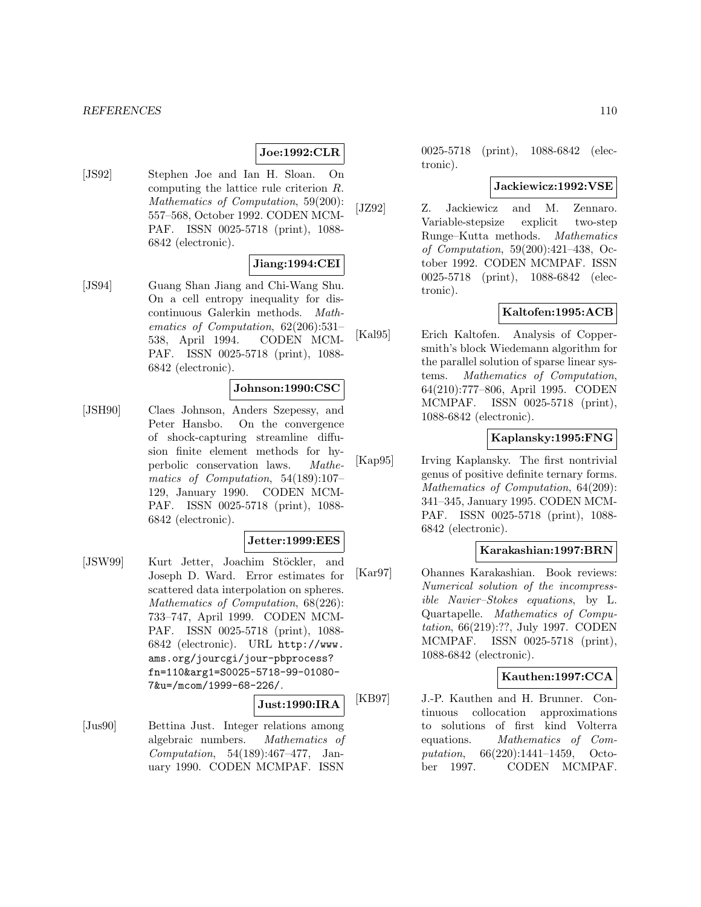**Joe:1992:CLR**

[JS92] Stephen Joe and Ian H. Sloan. On computing the lattice rule criterion $R$. *Mathematics of Computation*, 59(200): 557–568, October 1992. CODEN MCMPAF. ISSN 0025-5718 (print), 1088-6842 (electronic).

**Jiang:1994:CEI**

[JS94] Guang Shan Jiang and Chi-Wang Shu. On a cell entropy inequality for discontinuous Galerkin methods. *Mathematics of Computation*, 62(206):531–538, April 1994. CODEN MCMPAF. ISSN 0025-5718 (print), 1088-6842 (electronic).

**Johnson:1990:CSC**

[JSH90] Claes Johnson, Anders Szepessy, and Peter Hansbo. On the convergence of shock-capturing streamline diffusion finite element methods for hyperbolic conservation laws. *Mathematics of Computation*, 54(189):107–129, January 1990. CODEN MCMPAF. ISSN 0025-5718 (print), 1088-6842 (electronic).

**Jetter:1999:EES**

[JSW99] Kurt Jetter, Joachim Stöckler, and Joseph D. Ward. Error estimates for scattered data interpolation on spheres. *Mathematics of Computation*, 68(226): 733–747, April 1999. CODEN MCMPAF. ISSN 0025-5718 (print), 1088-6842 (electronic). URL http://www.ams.org/jourcgi/jour-pbprocess?fn=110&arg1=S0025-5718-99-01080-7&u=/mcom/1999-68-226/.

**Just:1990:IRA**

[Jus90] Bettina Just. Integer relations among algebraic numbers. *Mathematics of Computation*, 54(189):467–477, January 1990. CODEN MCMPAF. ISSN 0025-5718 (print), 1088-6842 (electronic).

**Jackiewicz:1992:VSE**

[JZ92] Z. Jackiewicz and M. Zennaro. Variable-stepsize explicit two-step Runge–Kutta methods. *Mathematics of Computation*, 59(200):421–438, October 1992. CODEN MCMPAF. ISSN 0025-5718 (print), 1088-6842 (electronic).

**Kaltofen:1995:ACB**

[Kal95] Erich Kaltofen. Analysis of Coppersmith's block Wiedemann algorithm for the parallel solution of sparse linear systems. *Mathematics of Computation*, 64(210):777–806, April 1995. CODEN MCMPAF. ISSN 0025-5718 (print), 1088-6842 (electronic).

**Kaplansky:1995:FNG**

[Kap95] Irving Kaplansky. The first nontrivial genus of positive definite ternary forms. *Mathematics of Computation*, 64(209): 341–345, January 1995. CODEN MCMPAF. ISSN 0025-5718 (print), 1088-6842 (electronic).

**Karakashian:1997:BRN**

[Kar97] Ohannes Karakashian. Book reviews: *Numerical solution of the incompressible Navier–Stokes equations*, by L. Quartapelle. *Mathematics of Computation*, 66(219):??, July 1997. CODEN MCMPAF. ISSN 0025-5718 (print), 1088-6842 (electronic).

**Kauthen:1997:CCA**

[KB97] J.-P. Kauthen and H. Brunner. Continuous collocation approximations to solutions of first kind Volterra equations. *Mathematics of Computation*, 66(220):1441–1459, October 1997. CODEN MCMPAF.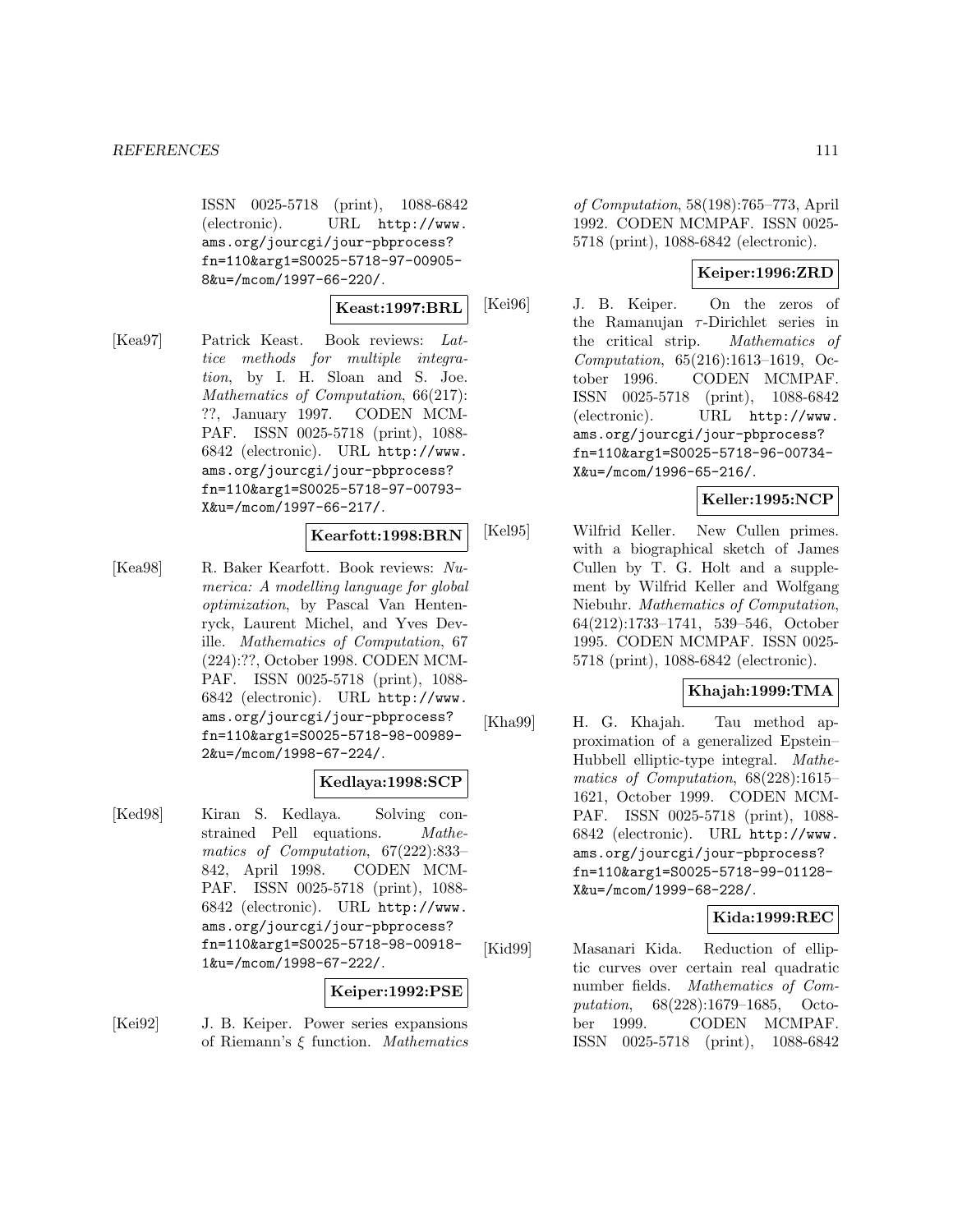ISSN 0025-5718 (print), 1088-6842 (electronic). URL http://www.ams.org/jourcgi/jour-pbprocess?fn=110&arg1=S0025-5718-97-00905-8&u=/mcom/1997-66-220/.

**Keast:1997:BRL**

[Kea97] Patrick Keast. Book reviews: *Lattice methods for multiple integration*, by I. H. Sloan and S. Joe. *Mathematics of Computation*, 66(217): ??, January 1997. CODEN MCMPAF. ISSN 0025-5718 (print), 1088-6842 (electronic). URL http://www.ams.org/jourcgi/jour-pbprocess?fn=110&arg1=S0025-5718-97-00793-X&u=/mcom/1997-66-217/.

**Kearfott:1998:BRN**

[Kea98] R. Baker Kearfott. Book reviews: *Numerica: A modelling language for global optimization*, by Pascal Van Hentenryck, Laurent Michel, and Yves Deville. *Mathematics of Computation*, 67 (224):??, October 1998. CODEN MCMPAF. ISSN 0025-5718 (print), 1088-6842 (electronic). URL http://www.ams.org/jourcgi/jour-pbprocess?fn=110&arg1=S0025-5718-98-00989-2&u=/mcom/1998-67-224/.

**Kedlaya:1998:SCP**

[Ked98] Kiran S. Kedlaya. Solving constrained Pell equations. *Mathematics of Computation*, 67(222):833–842, April 1998. CODEN MCMPAF. ISSN 0025-5718 (print), 1088-6842 (electronic). URL http://www.ams.org/jourcgi/jour-pbprocess?fn=110&arg1=S0025-5718-98-00918-1&u=/mcom/1998-67-222/.

**Keiper:1992:PSE**

[Kei92] J. B. Keiper. Power series expansions of Riemann's $\xi$ function. *Mathematics of Computation*, 58(198):765–773, April 1992. CODEN MCMPAF. ISSN 0025-5718 (print), 1088-6842 (electronic).

**Keiper:1996:ZRD**

[Kei96] J. B. Keiper. On the zeros of the Ramanujan $\tau$-Dirichlet series in the critical strip. *Mathematics of Computation*, 65(216):1613–1619, October 1996. CODEN MCMPAF. ISSN 0025-5718 (print), 1088-6842 (electronic). URL http://www.ams.org/jourcgi/jour-pbprocess?fn=110&arg1=S0025-5718-96-00734-X&u=/mcom/1996-65-216/.

**Keller:1995:NCP**

[Kel95] Wilfrid Keller. New Cullen primes. with a biographical sketch of James Cullen by T. G. Holt and a supplement by Wilfrid Keller and Wolfgang Niebuhr. *Mathematics of Computation*, 64(212):1733–1741, 539–546, October 1995. CODEN MCMPAF. ISSN 0025-5718 (print), 1088-6842 (electronic).

**Khajah:1999:TMA**

[Kha99] H. G. Khajah. Tau method approximation of a generalized Epstein–Hubbell elliptic-type integral. *Mathematics of Computation*, 68(228):1615–1621, October 1999. CODEN MCMPAF. ISSN 0025-5718 (print), 1088-6842 (electronic). URL http://www.ams.org/jourcgi/jour-pbprocess?fn=110&arg1=S0025-5718-99-01128-X&u=/mcom/1999-68-228/.

**Kida:1999:REC**

[Kid99] Masanari Kida. Reduction of elliptic curves over certain real quadratic number fields. *Mathematics of Computation*, 68(228):1679–1685, October 1999. CODEN MCMPAF. ISSN 0025-5718 (print), 1088-6842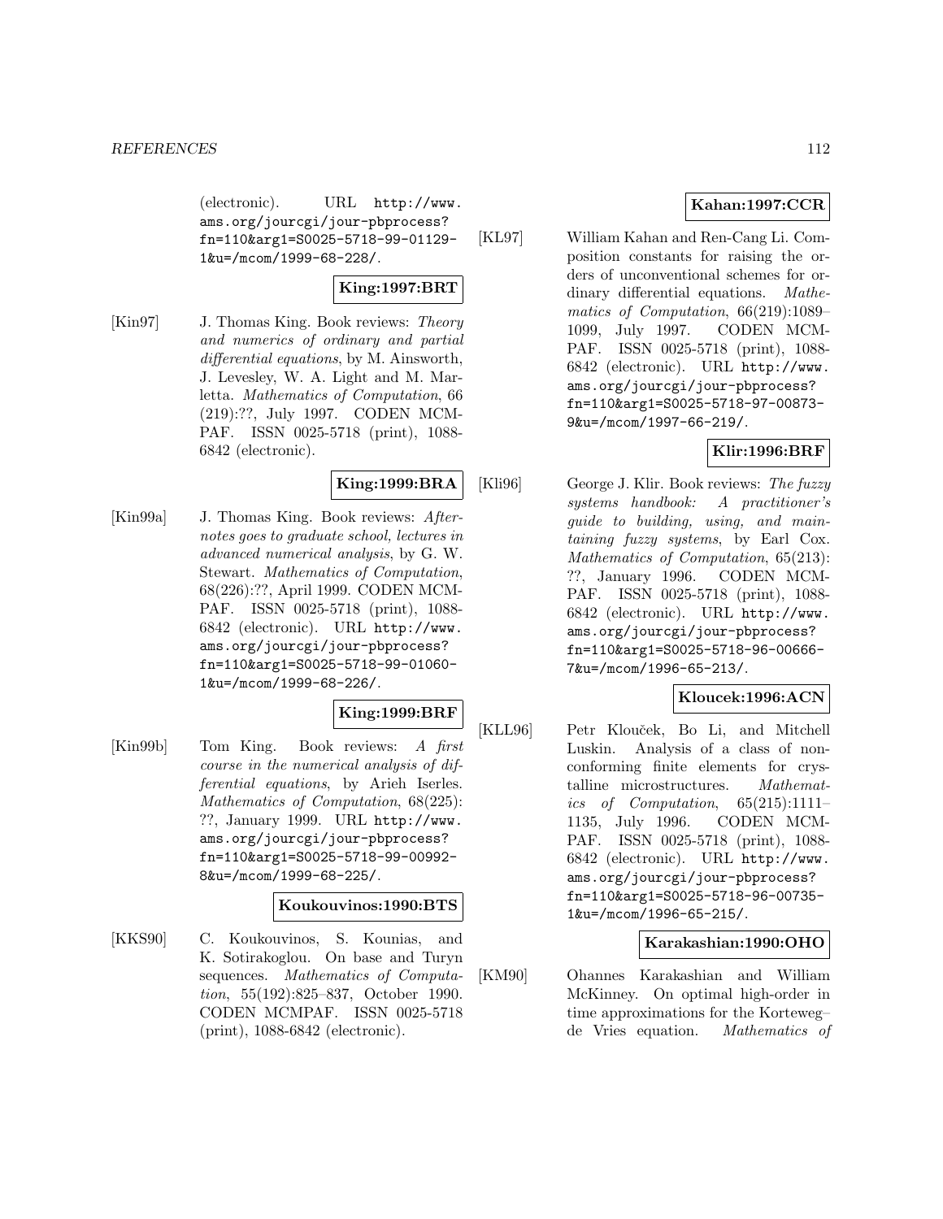(electronic). URL http://www.ams.org/jourcgi/jour-pbprocess?fn=110&arg1=S0025-5718-99-01129-1&u=/mcom/1999-68-228/.

**King:1997:BRT**

[Kin97] J. Thomas King. Book reviews: *Theory and numerics of ordinary and partial differential equations*, by M. Ainsworth, J. Levesley, W. A. Light and M. Marletta. *Mathematics of Computation*, 66 (219):??, July 1997. CODEN MCMPAF. ISSN 0025-5718 (print), 1088-6842 (electronic).

**King:1999:BRA**

[Kin99a] J. Thomas King. Book reviews: *Afternotes goes to graduate school, lectures in advanced numerical analysis*, by G. W. Stewart. *Mathematics of Computation*, 68(226):??, April 1999. CODEN MCMPAF. ISSN 0025-5718 (print), 1088-6842 (electronic). URL http://www.ams.org/jourcgi/jour-pbprocess?fn=110&arg1=S0025-5718-99-01060-1&u=/mcom/1999-68-226/.

**King:1999:BRF**

[Kin99b] Tom King. Book reviews: *A first course in the numerical analysis of differential equations*, by Arieh Iserles. *Mathematics of Computation*, 68(225): ??, January 1999. URL http://www.ams.org/jourcgi/jour-pbprocess?fn=110&arg1=S0025-5718-99-00992-8&u=/mcom/1999-68-225/.

**Koukouvinos:1990:BTS**

[KKS90] C. Koukouvinos, S. Kounias, and K. Sotirakoglou. On base and Turyn sequences. *Mathematics of Computation*, 55(192):825–837, October 1990. CODEN MCMPAF. ISSN 0025-5718 (print), 1088-6842 (electronic).

**Kahan:1997:CCR**

[KL97] William Kahan and Ren-Cang Li. Composition constants for raising the orders of unconventional schemes for ordinary differential equations. *Mathematics of Computation*, 66(219):1089–1099, July 1997. CODEN MCMPAF. ISSN 0025-5718 (print), 1088-6842 (electronic). URL http://www.ams.org/jourcgi/jour-pbprocess?fn=110&arg1=S0025-5718-97-00873-9&u=/mcom/1997-66-219/.

**Klir:1996:BRF**

[Kli96] George J. Klir. Book reviews: *The fuzzy systems handbook: A practitioner's guide to building, using, and maintaining fuzzy systems*, by Earl Cox. *Mathematics of Computation*, 65(213): ??, January 1996. CODEN MCMPAF. ISSN 0025-5718 (print), 1088-6842 (electronic). URL http://www.ams.org/jourcgi/jour-pbprocess?fn=110&arg1=S0025-5718-96-00666-7&u=/mcom/1996-65-213/.

**Kloucek:1996:ACN**

[KLL96] Petr Klouček, Bo Li, and Mitchell Luskin. Analysis of a class of nonconforming finite elements for crystalline microstructures. *Mathematics of Computation*, 65(215):1111–1135, July 1996. CODEN MCMPAF. ISSN 0025-5718 (print), 1088-6842 (electronic). URL http://www.ams.org/jourcgi/jour-pbprocess?fn=110&arg1=S0025-5718-96-00735-1&u=/mcom/1996-65-215/.

**Karakashian:1990:OHO**

[KM90] Ohannes Karakashian and William McKinney. On optimal high-order in time approximations for the Korteweg–de Vries equation. *Mathematics of*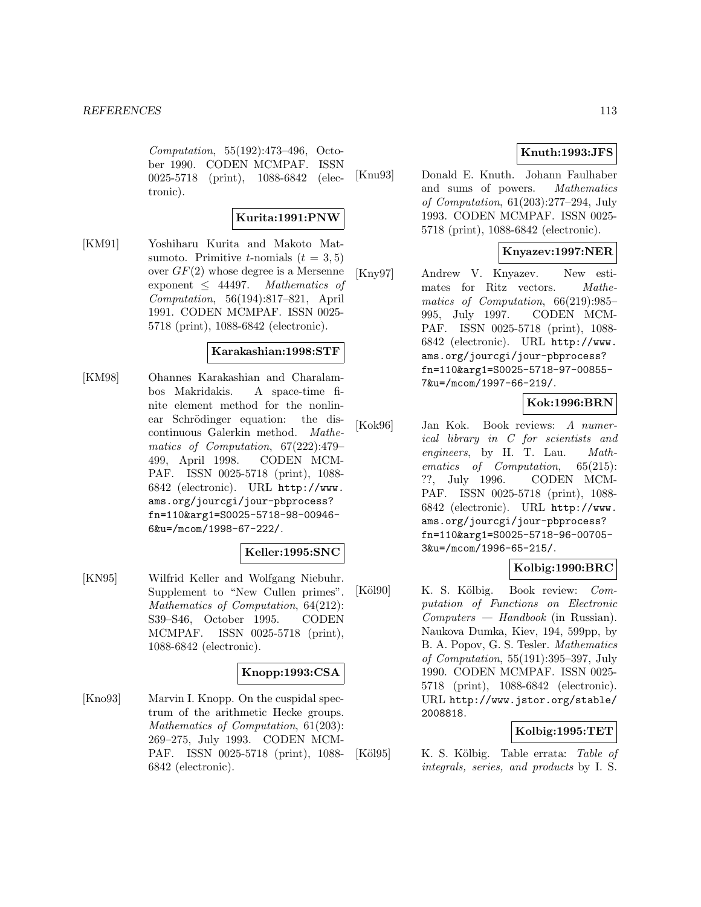*Computation*, 55(192):473–496, October 1990. CODEN MCMPAF. ISSN 0025-5718 (print), 1088-6842 (electronic).

**Kurita:1991:PNW**

[KM91] Yoshiharu Kurita and Makoto Matsumoto. Primitive $t$-nomials ($t = 3, 5$) over $GF(2)$ whose degree is a Mersenne exponent $\leq$ 44497. *Mathematics of Computation*, 56(194):817–821, April 1991. CODEN MCMPAF. ISSN 0025-5718 (print), 1088-6842 (electronic).

**Karakashian:1998:STF**

[KM98] Ohannes Karakashian and Charalambos Makridakis. A space-time finite element method for the nonlinear Schrödinger equation: the discontinuous Galerkin method. *Mathematics of Computation*, 67(222):479–499, April 1998. CODEN MCMPAF. ISSN 0025-5718 (print), 1088-6842 (electronic). URL `http://www.ams.org/jourcgi/jour-pbprocess?fn=110&arg1=S0025-5718-98-00946-6&u=/mcom/1998-67-222/`.

**Keller:1995:SNC**

[KN95] Wilfrid Keller and Wolfgang Niebuhr. Supplement to "New Cullen primes". *Mathematics of Computation*, 64(212):S39–S46, October 1995. CODEN MCMPAF. ISSN 0025-5718 (print), 1088-6842 (electronic).

**Knopp:1993:CSA**

[Kno93] Marvin I. Knopp. On the cuspidal spectrum of the arithmetic Hecke groups. *Mathematics of Computation*, 61(203):269–275, July 1993. CODEN MCMPAF. ISSN 0025-5718 (print), 1088-6842 (electronic).

**Knuth:1993:JFS**

[Knu93] Donald E. Knuth. Johann Faulhaber and sums of powers. *Mathematics of Computation*, 61(203):277–294, July 1993. CODEN MCMPAF. ISSN 0025-5718 (print), 1088-6842 (electronic).

**Knyazev:1997:NER**

[Kny97] Andrew V. Knyazev. New estimates for Ritz vectors. *Mathematics of Computation*, 66(219):985–995, July 1997. CODEN MCMPAF. ISSN 0025-5718 (print), 1088-6842 (electronic). URL `http://www.ams.org/jourcgi/jour-pbprocess?fn=110&arg1=S0025-5718-97-00855-7&u=/mcom/1997-66-219/`.

**Kok:1996:BRN**

[Kok96] Jan Kok. Book reviews: *A numerical library in C for scientists and engineers*, by H. T. Lau. *Mathematics of Computation*, 65(215):??, July 1996. CODEN MCMPAF. ISSN 0025-5718 (print), 1088-6842 (electronic). URL `http://www.ams.org/jourcgi/jour-pbprocess?fn=110&arg1=S0025-5718-96-00705-3&u=/mcom/1996-65-215/`.

**Kolbig:1990:BRC**

[Köl90] K. S. Kölbig. Book review: *Computation of Functions on Electronic Computers — Handbook* (in Russian). Naukova Dumka, Kiev, 194, 599pp, by B. A. Popov, G. S. Tesler. *Mathematics of Computation*, 55(191):395–397, July 1990. CODEN MCMPAF. ISSN 0025-5718 (print), 1088-6842 (electronic). URL `http://www.jstor.org/stable/2008818`.

**Kolbig:1995:TET**

[Köl95] K. S. Kölbig. Table errata: *Table of integrals, series, and products* by I. S.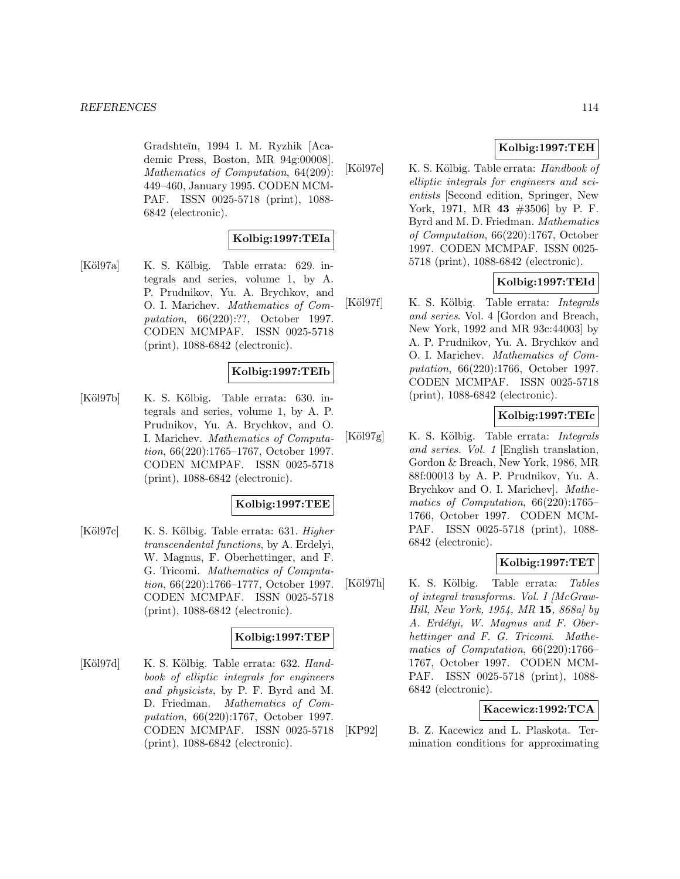Gradshteĭn, 1994 I. M. Ryzhik [Academic Press, Boston, MR 94g:00008]. *Mathematics of Computation*, 64(209): 449–460, January 1995. CODEN MCMPAF. ISSN 0025-5718 (print), 1088-6842 (electronic).

**Kolbig:1997:TEIa**

[Köl97a] K. S. Kölbig. Table errata: 629. integrals and series, volume 1, by A. P. Prudnikov, Yu. A. Brychkov, and O. I. Marichev. *Mathematics of Computation*, 66(220):??, October 1997. CODEN MCMPAF. ISSN 0025-5718 (print), 1088-6842 (electronic).

**Kolbig:1997:TEIb**

[Köl97b] K. S. Kölbig. Table errata: 630. integrals and series, volume 1, by A. P. Prudnikov, Yu. A. Brychkov, and O. I. Marichev. *Mathematics of Computation*, 66(220):1765–1767, October 1997. CODEN MCMPAF. ISSN 0025-5718 (print), 1088-6842 (electronic).

**Kolbig:1997:TEE**

[Köl97c] K. S. Kölbig. Table errata: 631. *Higher transcendental functions*, by A. Erdelyi, W. Magnus, F. Oberhettinger, and F. G. Tricomi. *Mathematics of Computation*, 66(220):1766–1777, October 1997. CODEN MCMPAF. ISSN 0025-5718 (print), 1088-6842 (electronic).

**Kolbig:1997:TEP**

[Köl97d] K. S. Kölbig. Table errata: 632. *Handbook of elliptic integrals for engineers and physicists*, by P. F. Byrd and M. D. Friedman. *Mathematics of Computation*, 66(220):1767, October 1997. CODEN MCMPAF. ISSN 0025-5718 (print), 1088-6842 (electronic).

**Kolbig:1997:TEH**

[Köl97e] K. S. Kölbig. Table errata: *Handbook of elliptic integrals for engineers and scientists* [Second edition, Springer, New York, 1971, MR **43** #3506] by P. F. Byrd and M. D. Friedman. *Mathematics of Computation*, 66(220):1767, October 1997. CODEN MCMPAF. ISSN 0025-5718 (print), 1088-6842 (electronic).

**Kolbig:1997:TEId**

[Köl97f] K. S. Kölbig. Table errata: *Integrals and series*. Vol. 4 [Gordon and Breach, New York, 1992 and MR 93c:44003] by A. P. Prudnikov, Yu. A. Brychkov and O. I. Marichev. *Mathematics of Computation*, 66(220):1766, October 1997. CODEN MCMPAF. ISSN 0025-5718 (print), 1088-6842 (electronic).

**Kolbig:1997:TEIc**

[Köl97g] K. S. Kölbig. Table errata: *Integrals and series. Vol. 1* [English translation, Gordon & Breach, New York, 1986, MR 88f:00013 by A. P. Prudnikov, Yu. A. Brychkov and O. I. Marichev]. *Mathematics of Computation*, 66(220):1765–1766, October 1997. CODEN MCMPAF. ISSN 0025-5718 (print), 1088-6842 (electronic).

**Kolbig:1997:TET**

[Köl97h] K. S. Kölbig. Table errata: *Tables of integral transforms. Vol. I [McGraw-Hill, New York, 1954, MR* **15***, 868a] by A. Erdélyi, W. Magnus and F. Oberhettinger and F. G. Tricomi*. *Mathematics of Computation*, 66(220):1766–1767, October 1997. CODEN MCMPAF. ISSN 0025-5718 (print), 1088-6842 (electronic).

**Kacewicz:1992:TCA**

[KP92] B. Z. Kacewicz and L. Plaskota. Termination conditions for approximating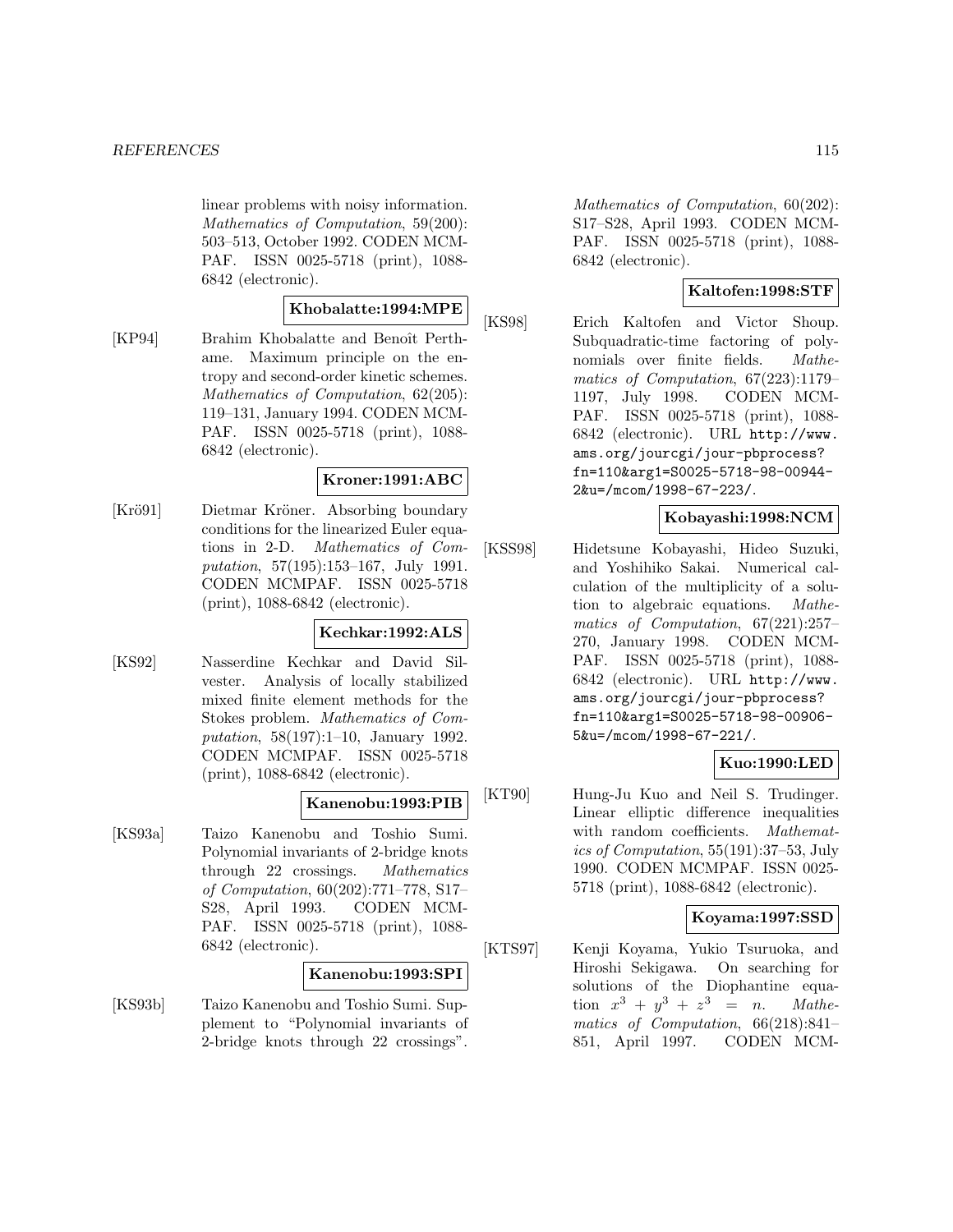linear problems with noisy information. *Mathematics of Computation*, 59(200): 503–513, October 1992. CODEN MCMPAF. ISSN 0025-5718 (print), 1088-6842 (electronic).

**Khobalatte:1994:MPE**

[KP94] Brahim Khobalatte and Benoît Perthame. Maximum principle on the entropy and second-order kinetic schemes. *Mathematics of Computation*, 62(205): 119–131, January 1994. CODEN MCMPAF. ISSN 0025-5718 (print), 1088-6842 (electronic).

**Kroner:1991:ABC**

[Krö91] Dietmar Kröner. Absorbing boundary conditions for the linearized Euler equations in 2-D. *Mathematics of Computation*, 57(195):153–167, July 1991. CODEN MCMPAF. ISSN 0025-5718 (print), 1088-6842 (electronic).

**Kechkar:1992:ALS**

[KS92] Nasserdine Kechkar and David Silvester. Analysis of locally stabilized mixed finite element methods for the Stokes problem. *Mathematics of Computation*, 58(197):1–10, January 1992. CODEN MCMPAF. ISSN 0025-5718 (print), 1088-6842 (electronic).

**Kanenobu:1993:PIB**

[KS93a] Taizo Kanenobu and Toshio Sumi. Polynomial invariants of 2-bridge knots through 22 crossings. *Mathematics of Computation*, 60(202):771–778, S17–S28, April 1993. CODEN MCMPAF. ISSN 0025-5718 (print), 1088-6842 (electronic).

**Kanenobu:1993:SPI**

[KS93b] Taizo Kanenobu and Toshio Sumi. Supplement to "Polynomial invariants of 2-bridge knots through 22 crossings". *Mathematics of Computation*, 60(202): S17–S28, April 1993. CODEN MCMPAF. ISSN 0025-5718 (print), 1088-6842 (electronic).

**Kaltofen:1998:STF**

[KS98] Erich Kaltofen and Victor Shoup. Subquadratic-time factoring of polynomials over finite fields. *Mathematics of Computation*, 67(223):1179–1197, July 1998. CODEN MCMPAF. ISSN 0025-5718 (print), 1088-6842 (electronic). URL http://www.ams.org/jourcgi/jour-pbprocess?fn=110&arg1=S0025-5718-98-00944-2&u=/mcom/1998-67-223/.

**Kobayashi:1998:NCM**

[KSS98] Hidetsune Kobayashi, Hideo Suzuki, and Yoshihiko Sakai. Numerical calculation of the multiplicity of a solution to algebraic equations. *Mathematics of Computation*, 67(221):257–270, January 1998. CODEN MCMPAF. ISSN 0025-5718 (print), 1088-6842 (electronic). URL http://www.ams.org/jourcgi/jour-pbprocess?fn=110&arg1=S0025-5718-98-00906-5&u=/mcom/1998-67-221/.

**Kuo:1990:LED**

[KT90] Hung-Ju Kuo and Neil S. Trudinger. Linear elliptic difference inequalities with random coefficients. *Mathematics of Computation*, 55(191):37–53, July 1990. CODEN MCMPAF. ISSN 0025-5718 (print), 1088-6842 (electronic).

**Koyama:1997:SSD**

[KTS97] Kenji Koyama, Yukio Tsuruoka, and Hiroshi Sekigawa. On searching for solutions of the Diophantine equation $x^3 + y^3 + z^3 = n$. *Mathematics of Computation*, 66(218):841–851, April 1997. CODEN MCM-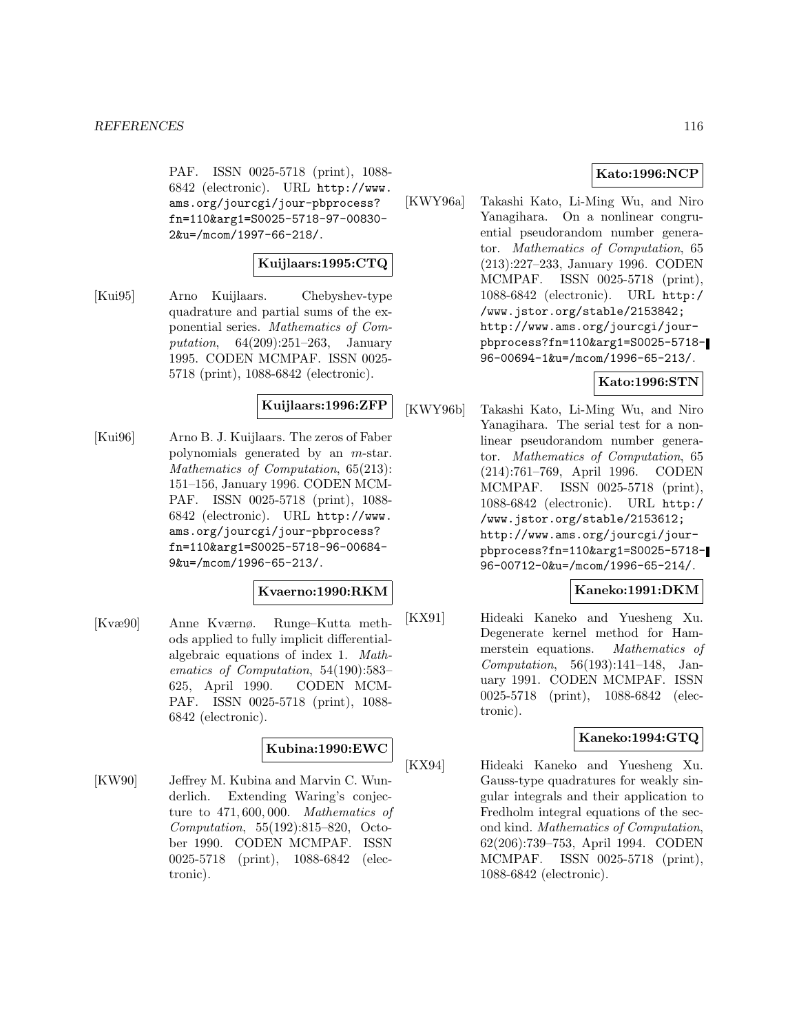PAF. ISSN 0025-5718 (print), 1088-6842 (electronic). URL http://www.ams.org/jourcgi/jour-pbprocess?fn=110&arg1=S0025-5718-97-00830-2&u=/mcom/1997-66-218/.

**Kuijlaars:1995:CTQ**

[Kui95] Arno Kuijlaars. Chebyshev-type quadrature and partial sums of the exponential series. *Mathematics of Computation*, 64(209):251–263, January 1995. CODEN MCMPAF. ISSN 0025-5718 (print), 1088-6842 (electronic).

**Kuijlaars:1996:ZFP**

[Kui96] Arno B. J. Kuijlaars. The zeros of Faber polynomials generated by an $m$-star. *Mathematics of Computation*, 65(213): 151–156, January 1996. CODEN MCMPAF. ISSN 0025-5718 (print), 1088-6842 (electronic). URL http://www.ams.org/jourcgi/jour-pbprocess?fn=110&arg1=S0025-5718-96-00684-9&u=/mcom/1996-65-213/.

**Kvaerno:1990:RKM**

[Kvæ90] Anne Kværnø. Runge–Kutta methods applied to fully implicit differential-algebraic equations of index 1. *Mathematics of Computation*, 54(190):583–625, April 1990. CODEN MCMPAF. ISSN 0025-5718 (print), 1088-6842 (electronic).

**Kubina:1990:EWC**

[KW90] Jeffrey M. Kubina and Marvin C. Wunderlich. Extending Waring's conjecture to 471,600,000. *Mathematics of Computation*, 55(192):815–820, October 1990. CODEN MCMPAF. ISSN 0025-5718 (print), 1088-6842 (electronic).

**Kato:1996:NCP**

[KWY96a] Takashi Kato, Li-Ming Wu, and Niro Yanagihara. On a nonlinear congruential pseudorandom number generator. *Mathematics of Computation*, 65 (213):227–233, January 1996. CODEN MCMPAF. ISSN 0025-5718 (print), 1088-6842 (electronic). URL http://www.jstor.org/stable/2153842; http://www.ams.org/jourcgi/jour-pbprocess?fn=110&arg1=S0025-5718-96-00694-1&u=/mcom/1996-65-213/.

**Kato:1996:STN**

[KWY96b] Takashi Kato, Li-Ming Wu, and Niro Yanagihara. The serial test for a nonlinear pseudorandom number generator. *Mathematics of Computation*, 65 (214):761–769, April 1996. CODEN MCMPAF. ISSN 0025-5718 (print), 1088-6842 (electronic). URL http://www.jstor.org/stable/2153612; http://www.ams.org/jourcgi/jour-pbprocess?fn=110&arg1=S0025-5718-96-00712-0&u=/mcom/1996-65-214/.

**Kaneko:1991:DKM**

[KX91] Hideaki Kaneko and Yuesheng Xu. Degenerate kernel method for Hammerstein equations. *Mathematics of Computation*, 56(193):141–148, January 1991. CODEN MCMPAF. ISSN 0025-5718 (print), 1088-6842 (electronic).

**Kaneko:1994:GTQ**

[KX94] Hideaki Kaneko and Yuesheng Xu. Gauss-type quadratures for weakly singular integrals and their application to Fredholm integral equations of the second kind. *Mathematics of Computation*, 62(206):739–753, April 1994. CODEN MCMPAF. ISSN 0025-5718 (print), 1088-6842 (electronic).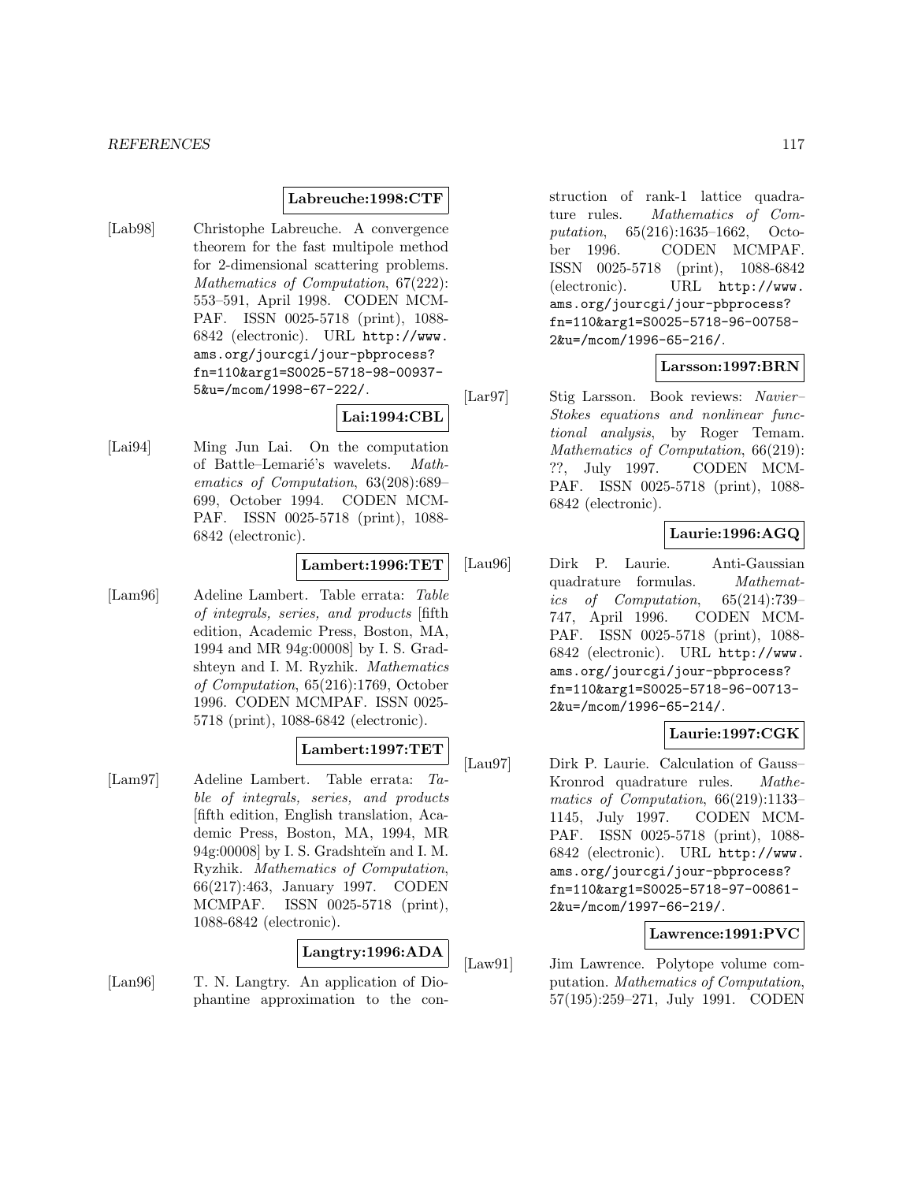**Labreuche:1998:CTF**

[Lab98] Christophe Labreuche. A convergence theorem for the fast multipole method for 2-dimensional scattering problems. *Mathematics of Computation*, 67(222): 553–591, April 1998. CODEN MCMPAF. ISSN 0025-5718 (print), 1088-6842 (electronic). URL http://www.ams.org/jourcgi/jour-pbprocess?fn=110&arg1=S0025-5718-98-00937-5&u=/mcom/1998-67-222/.

**Lai:1994:CBL**

[Lai94] Ming Jun Lai. On the computation of Battle–Lemarié's wavelets. *Mathematics of Computation*, 63(208):689–699, October 1994. CODEN MCMPAF. ISSN 0025-5718 (print), 1088-6842 (electronic).

**Lambert:1996:TET**

[Lam96] Adeline Lambert. Table errata: *Table of integrals, series, and products* [fifth edition, Academic Press, Boston, MA, 1994 and MR 94g:00008] by I. S. Gradshteyn and I. M. Ryzhik. *Mathematics of Computation*, 65(216):1769, October 1996. CODEN MCMPAF. ISSN 0025-5718 (print), 1088-6842 (electronic).

**Lambert:1997:TET**

[Lam97] Adeline Lambert. Table errata: *Table of integrals, series, and products* [fifth edition, English translation, Academic Press, Boston, MA, 1994, MR 94g:00008] by I. S. Gradshteĭn and I. M. Ryzhik. *Mathematics of Computation*, 66(217):463, January 1997. CODEN MCMPAF. ISSN 0025-5718 (print), 1088-6842 (electronic).

**Langtry:1996:ADA**

[Lan96] T. N. Langtry. An application of Diophantine approximation to the construction of rank-1 lattice quadrature rules. *Mathematics of Computation*, 65(216):1635–1662, October 1996. CODEN MCMPAF. ISSN 0025-5718 (print), 1088-6842 (electronic). URL http://www.ams.org/jourcgi/jour-pbprocess?fn=110&arg1=S0025-5718-96-00758-2&u=/mcom/1996-65-216/.

**Larsson:1997:BRN**

[Lar97] Stig Larsson. Book reviews: *Navier–Stokes equations and nonlinear functional analysis*, by Roger Temam. *Mathematics of Computation*, 66(219): ??, July 1997. CODEN MCMPAF. ISSN 0025-5718 (print), 1088-6842 (electronic).

**Laurie:1996:AGQ**

[Lau96] Dirk P. Laurie. Anti-Gaussian quadrature formulas. *Mathematics of Computation*, 65(214):739–747, April 1996. CODEN MCMPAF. ISSN 0025-5718 (print), 1088-6842 (electronic). URL http://www.ams.org/jourcgi/jour-pbprocess?fn=110&arg1=S0025-5718-96-00713-2&u=/mcom/1996-65-214/.

**Laurie:1997:CGK**

[Lau97] Dirk P. Laurie. Calculation of Gauss–Kronrod quadrature rules. *Mathematics of Computation*, 66(219):1133–1145, July 1997. CODEN MCMPAF. ISSN 0025-5718 (print), 1088-6842 (electronic). URL http://www.ams.org/jourcgi/jour-pbprocess?fn=110&arg1=S0025-5718-97-00861-2&u=/mcom/1997-66-219/.

**Lawrence:1991:PVC**

[Law91] Jim Lawrence. Polytope volume computation. *Mathematics of Computation*, 57(195):259–271, July 1991. CODEN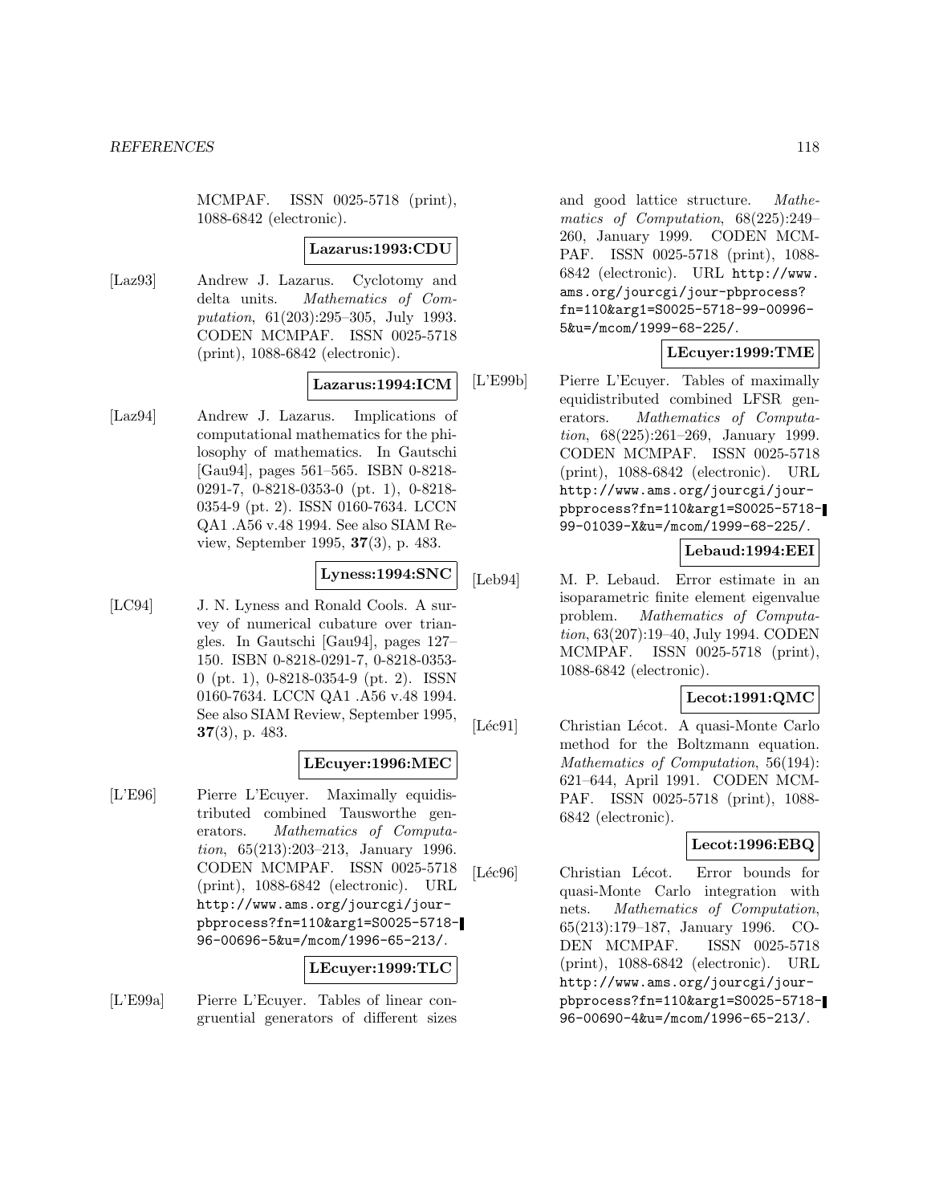MCMPAF. ISSN 0025-5718 (print), 1088-6842 (electronic).

**Lazarus:1993:CDU**

[Laz93] Andrew J. Lazarus. Cyclotomy and delta units. *Mathematics of Computation*, 61(203):295–305, July 1993. CODEN MCMPAF. ISSN 0025-5718 (print), 1088-6842 (electronic).

**Lazarus:1994:ICM**

[Laz94] Andrew J. Lazarus. Implications of computational mathematics for the philosophy of mathematics. In Gautschi [Gau94], pages 561–565. ISBN 0-8218-0291-7, 0-8218-0353-0 (pt. 1), 0-8218-0354-9 (pt. 2). ISSN 0160-7634. LCCN QA1 .A56 v.48 1994. See also SIAM Review, September 1995, **37**(3), p. 483.

**Lyness:1994:SNC**

[LC94] J. N. Lyness and Ronald Cools. A survey of numerical cubature over triangles. In Gautschi [Gau94], pages 127–150. ISBN 0-8218-0291-7, 0-8218-0353-0 (pt. 1), 0-8218-0354-9 (pt. 2). ISSN 0160-7634. LCCN QA1 .A56 v.48 1994. See also SIAM Review, September 1995, **37**(3), p. 483.

**LEcuyer:1996:MEC**

[L'E96] Pierre L'Ecuyer. Maximally equidistributed combined Tausworthe generators. *Mathematics of Computation*, 65(213):203–213, January 1996. CODEN MCMPAF. ISSN 0025-5718 (print), 1088-6842 (electronic). URL http://www.ams.org/jourcgi/jour-pbprocess?fn=110&arg1=S0025-5718-96-00696-5&u=/mcom/1996-65-213/.

**LEcuyer:1999:TLC**

[L'E99a] Pierre L'Ecuyer. Tables of linear congruential generators of different sizes and good lattice structure. *Mathematics of Computation*, 68(225):249–260, January 1999. CODEN MCMPAF. ISSN 0025-5718 (print), 1088-6842 (electronic). URL http://www.ams.org/jourcgi/jour-pbprocess?fn=110&arg1=S0025-5718-99-00996-5&u=/mcom/1999-68-225/.

**LEcuyer:1999:TME**

[L'E99b] Pierre L'Ecuyer. Tables of maximally equidistributed combined LFSR generators. *Mathematics of Computation*, 68(225):261–269, January 1999. CODEN MCMPAF. ISSN 0025-5718 (print), 1088-6842 (electronic). URL http://www.ams.org/jourcgi/jour-pbprocess?fn=110&arg1=S0025-5718-99-01039-X&u=/mcom/1999-68-225/.

**Lebaud:1994:EEI**

[Leb94] M. P. Lebaud. Error estimate in an isoparametric finite element eigenvalue problem. *Mathematics of Computation*, 63(207):19–40, July 1994. CODEN MCMPAF. ISSN 0025-5718 (print), 1088-6842 (electronic).

**Lecot:1991:QMC**

[Léc91] Christian Lécot. A quasi-Monte Carlo method for the Boltzmann equation. *Mathematics of Computation*, 56(194): 621–644, April 1991. CODEN MCMPAF. ISSN 0025-5718 (print), 1088-6842 (electronic).

**Lecot:1996:EBQ**

[Léc96] Christian Lécot. Error bounds for quasi-Monte Carlo integration with nets. *Mathematics of Computation*, 65(213):179–187, January 1996. CODEN MCMPAF. ISSN 0025-5718 (print), 1088-6842 (electronic). URL http://www.ams.org/jourcgi/jour-pbprocess?fn=110&arg1=S0025-5718-96-00690-4&u=/mcom/1996-65-213/.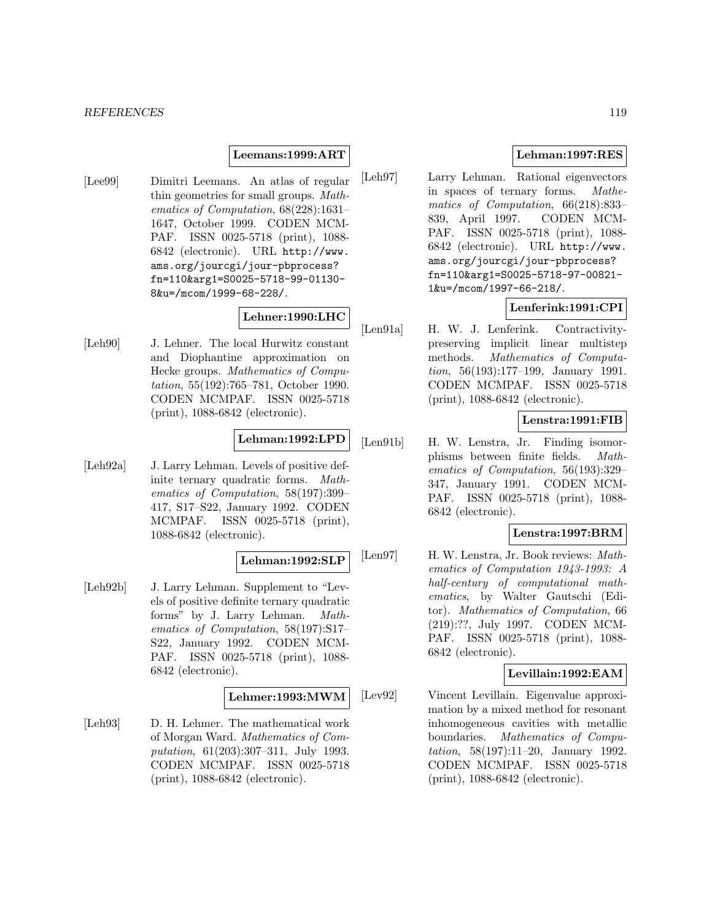**Leemans:1999:ART**

[Lee99] Dimitri Leemans. An atlas of regular thin geometries for small groups. *Mathematics of Computation*, 68(228):1631–1647, October 1999. CODEN MCMPAF. ISSN 0025-5718 (print), 1088-6842 (electronic). URL `http://www.ams.org/jourcgi/jour-pbprocess?fn=110&arg1=S0025-5718-99-01130-8&u=/mcom/1999-68-228/`.

**Lehner:1990:LHC**

[Leh90] J. Lehner. The local Hurwitz constant and Diophantine approximation on Hecke groups. *Mathematics of Computation*, 55(192):765–781, October 1990. CODEN MCMPAF. ISSN 0025-5718 (print), 1088-6842 (electronic).

**Lehman:1992:LPD**

[Leh92a] J. Larry Lehman. Levels of positive definite ternary quadratic forms. *Mathematics of Computation*, 58(197):399–417, S17–S22, January 1992. CODEN MCMPAF. ISSN 0025-5718 (print), 1088-6842 (electronic).

**Lehman:1992:SLP**

[Leh92b] J. Larry Lehman. Supplement to "Levels of positive definite ternary quadratic forms" by J. Larry Lehman. *Mathematics of Computation*, 58(197):S17–S22, January 1992. CODEN MCMPAF. ISSN 0025-5718 (print), 1088-6842 (electronic).

**Lehmer:1993:MWM**

[Leh93] D. H. Lehmer. The mathematical work of Morgan Ward. *Mathematics of Computation*, 61(203):307–311, July 1993. CODEN MCMPAF. ISSN 0025-5718 (print), 1088-6842 (electronic).

**Lehman:1997:RES**

[Leh97] Larry Lehman. Rational eigenvectors in spaces of ternary forms. *Mathematics of Computation*, 66(218):833–839, April 1997. CODEN MCMPAF. ISSN 0025-5718 (print), 1088-6842 (electronic). URL `http://www.ams.org/jourcgi/jour-pbprocess?fn=110&arg1=S0025-5718-97-00821-1&u=/mcom/1997-66-218/`.

**Lenferink:1991:CPI**

[Len91a] H. W. J. Lenferink. Contractivity-preserving implicit linear multistep methods. *Mathematics of Computation*, 56(193):177–199, January 1991. CODEN MCMPAF. ISSN 0025-5718 (print), 1088-6842 (electronic).

**Lenstra:1991:FIB**

[Len91b] H. W. Lenstra, Jr. Finding isomorphisms between finite fields. *Mathematics of Computation*, 56(193):329–347, January 1991. CODEN MCMPAF. ISSN 0025-5718 (print), 1088-6842 (electronic).

**Lenstra:1997:BRM**

[Len97] H. W. Lenstra, Jr. Book reviews: *Mathematics of Computation 1943-1993: A half-century of computational mathematics*, by Walter Gautschi (Editor). *Mathematics of Computation*, 66(219):??, July 1997. CODEN MCMPAF. ISSN 0025-5718 (print), 1088-6842 (electronic).

**Levillain:1992:EAM**

[Lev92] Vincent Levillain. Eigenvalue approximation by a mixed method for resonant inhomogeneous cavities with metallic boundaries. *Mathematics of Computation*, 58(197):11–20, January 1992. CODEN MCMPAF. ISSN 0025-5718 (print), 1088-6842 (electronic).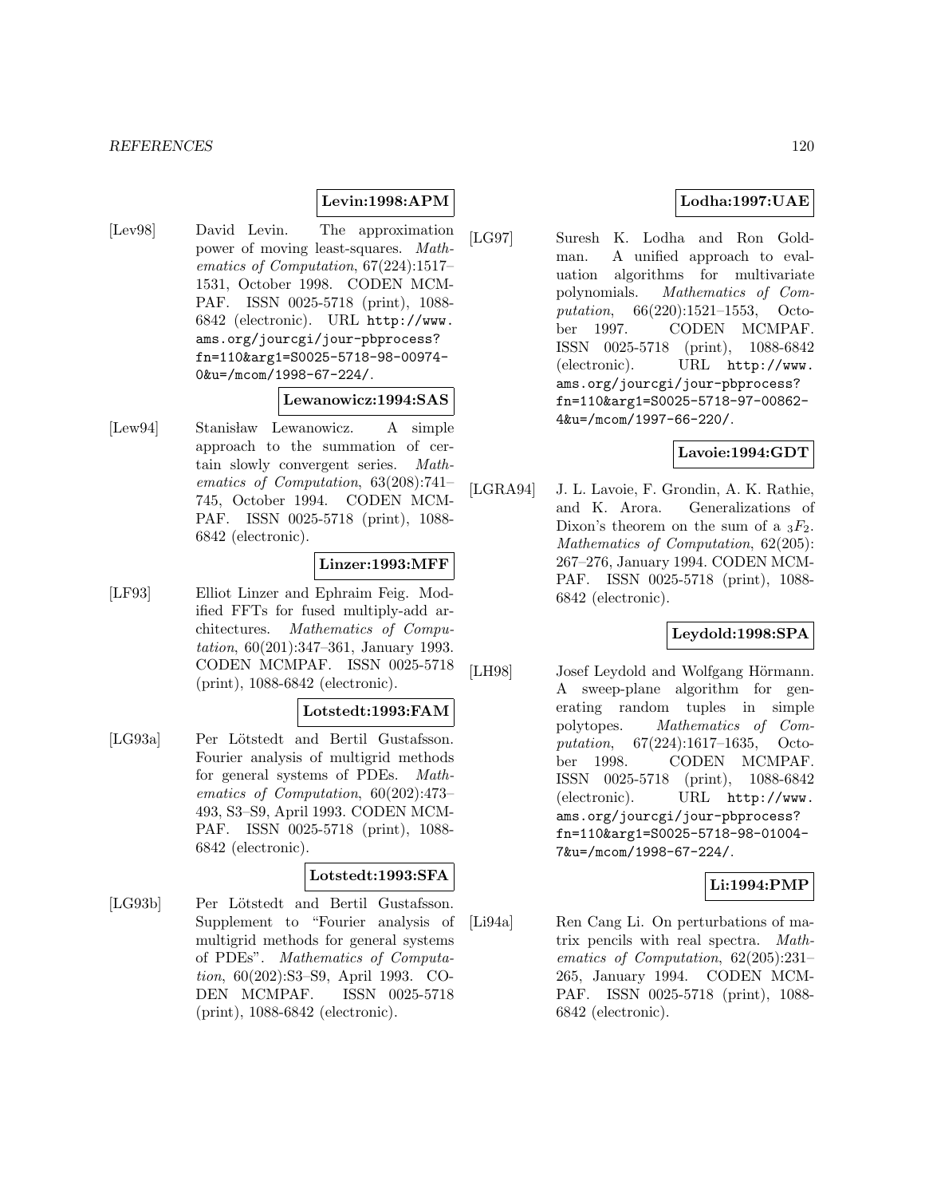**Levin:1998:APM**

[Lev98] David Levin. The approximation power of moving least-squares. *Mathematics of Computation*, 67(224):1517–1531, October 1998. CODEN MCMPAF. ISSN 0025-5718 (print), 1088-6842 (electronic). URL `http://www.ams.org/jourcgi/jour-pbprocess?fn=110&arg1=S0025-5718-98-00974-0&u=/mcom/1998-67-224/`.

**Lewanowicz:1994:SAS**

[Lew94] Stanisław Lewanowicz. A simple approach to the summation of certain slowly convergent series. *Mathematics of Computation*, 63(208):741–745, October 1994. CODEN MCMPAF. ISSN 0025-5718 (print), 1088-6842 (electronic).

**Linzer:1993:MFF**

[LF93] Elliot Linzer and Ephraim Feig. Modified FFTs for fused multiply-add architectures. *Mathematics of Computation*, 60(201):347–361, January 1993. CODEN MCMPAF. ISSN 0025-5718 (print), 1088-6842 (electronic).

**Lotstedt:1993:FAM**

[LG93a] Per Lötstedt and Bertil Gustafsson. Fourier analysis of multigrid methods for general systems of PDEs. *Mathematics of Computation*, 60(202):473–493, S3–S9, April 1993. CODEN MCMPAF. ISSN 0025-5718 (print), 1088-6842 (electronic).

**Lotstedt:1993:SFA**

[LG93b] Per Lötstedt and Bertil Gustafsson. Supplement to "Fourier analysis of multigrid methods for general systems of PDEs". *Mathematics of Computation*, 60(202):S3–S9, April 1993. CODEN MCMPAF. ISSN 0025-5718 (print), 1088-6842 (electronic).

**Lodha:1997:UAE**

[LG97] Suresh K. Lodha and Ron Goldman. A unified approach to evaluation algorithms for multivariate polynomials. *Mathematics of Computation*, 66(220):1521–1553, October 1997. CODEN MCMPAF. ISSN 0025-5718 (print), 1088-6842 (electronic). URL `http://www.ams.org/jourcgi/jour-pbprocess?fn=110&arg1=S0025-5718-97-00862-4&u=/mcom/1997-66-220/`.

**Lavoie:1994:GDT**

[LGRA94] J. L. Lavoie, F. Grondin, A. K. Rathie, and K. Arora. Generalizations of Dixon's theorem on the sum of a ${}_3F_2$. *Mathematics of Computation*, 62(205):267–276, January 1994. CODEN MCMPAF. ISSN 0025-5718 (print), 1088-6842 (electronic).

**Leydold:1998:SPA**

[LH98] Josef Leydold and Wolfgang Hörmann. A sweep-plane algorithm for generating random tuples in simple polytopes. *Mathematics of Computation*, 67(224):1617–1635, October 1998. CODEN MCMPAF. ISSN 0025-5718 (print), 1088-6842 (electronic). URL `http://www.ams.org/jourcgi/jour-pbprocess?fn=110&arg1=S0025-5718-98-01004-7&u=/mcom/1998-67-224/`.

**Li:1994:PMP**

[Li94a] Ren Cang Li. On perturbations of matrix pencils with real spectra. *Mathematics of Computation*, 62(205):231–265, January 1994. CODEN MCMPAF. ISSN 0025-5718 (print), 1088-6842 (electronic).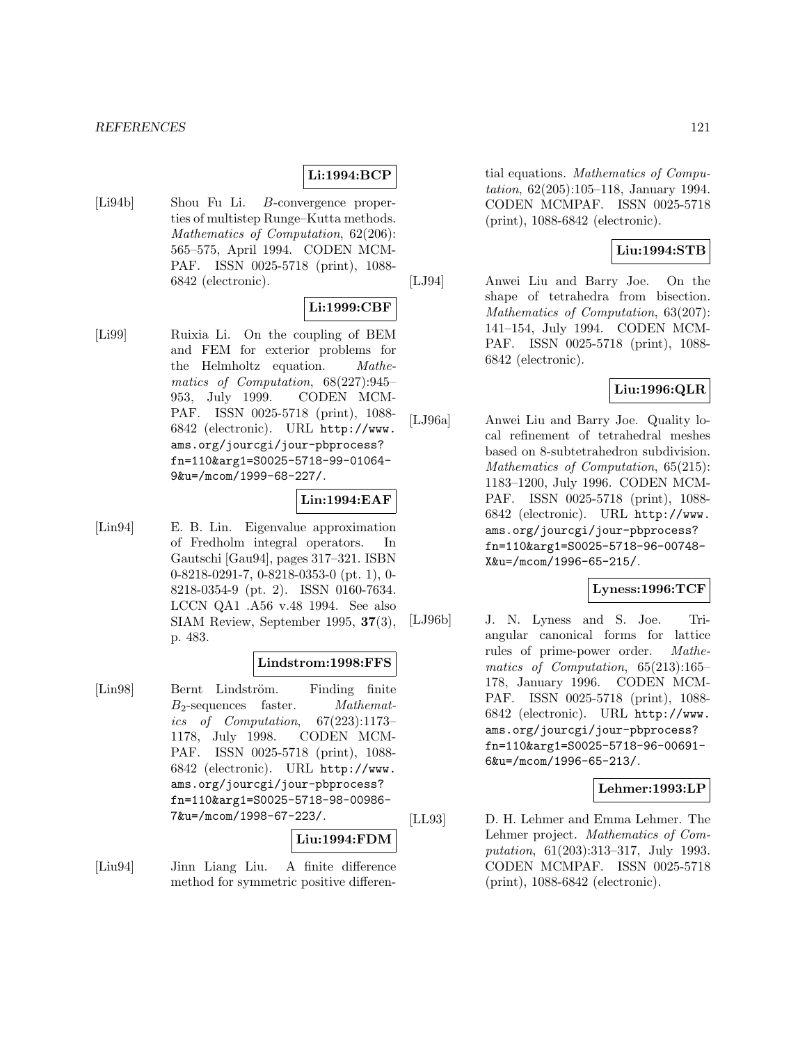**Li:1994:BCP**

[Li94b] Shou Fu Li. *B*-convergence properties of multistep Runge–Kutta methods. *Mathematics of Computation*, 62(206): 565–575, April 1994. CODEN MCMPAF. ISSN 0025-5718 (print), 1088-6842 (electronic).

**Li:1999:CBF**

[Li99] Ruixia Li. On the coupling of BEM and FEM for exterior problems for the Helmholtz equation. *Mathematics of Computation*, 68(227):945–953, July 1999. CODEN MCMPAF. ISSN 0025-5718 (print), 1088-6842 (electronic). URL http://www.ams.org/jourcgi/jour-pbprocess?fn=110&arg1=S0025-5718-99-01064-9&u=/mcom/1999-68-227/.

**Lin:1994:EAF**

[Lin94] E. B. Lin. Eigenvalue approximation of Fredholm integral operators. In Gautschi [Gau94], pages 317–321. ISBN 0-8218-0291-7, 0-8218-0353-0 (pt. 1), 0-8218-0354-9 (pt. 2). ISSN 0160-7634. LCCN QA1 .A56 v.48 1994. See also SIAM Review, September 1995, **37**(3), p. 483.

**Lindstrom:1998:FFS**

[Lin98] Bernt Lindström. Finding finite $B_2$-sequences faster. *Mathematics of Computation*, 67(223):1173–1178, July 1998. CODEN MCMPAF. ISSN 0025-5718 (print), 1088-6842 (electronic). URL http://www.ams.org/jourcgi/jour-pbprocess?fn=110&arg1=S0025-5718-98-00986-7&u=/mcom/1998-67-223/.

**Liu:1994:FDM**

[Liu94] Jinn Liang Liu. A finite difference method for symmetric positive differential equations. *Mathematics of Computation*, 62(205):105–118, January 1994. CODEN MCMPAF. ISSN 0025-5718 (print), 1088-6842 (electronic).

**Liu:1994:STB**

[LJ94] Anwei Liu and Barry Joe. On the shape of tetrahedra from bisection. *Mathematics of Computation*, 63(207): 141–154, July 1994. CODEN MCMPAF. ISSN 0025-5718 (print), 1088-6842 (electronic).

**Liu:1996:QLR**

[LJ96a] Anwei Liu and Barry Joe. Quality local refinement of tetrahedral meshes based on 8-subtetrahedron subdivision. *Mathematics of Computation*, 65(215): 1183–1200, July 1996. CODEN MCMPAF. ISSN 0025-5718 (print), 1088-6842 (electronic). URL http://www.ams.org/jourcgi/jour-pbprocess?fn=110&arg1=S0025-5718-96-00748-X&u=/mcom/1996-65-215/.

**Lyness:1996:TCF**

[LJ96b] J. N. Lyness and S. Joe. Triangular canonical forms for lattice rules of prime-power order. *Mathematics of Computation*, 65(213):165–178, January 1996. CODEN MCMPAF. ISSN 0025-5718 (print), 1088-6842 (electronic). URL http://www.ams.org/jourcgi/jour-pbprocess?fn=110&arg1=S0025-5718-96-00691-6&u=/mcom/1996-65-213/.

**Lehmer:1993:LP**

[LL93] D. H. Lehmer and Emma Lehmer. The Lehmer project. *Mathematics of Computation*, 61(203):313–317, July 1993. CODEN MCMPAF. ISSN 0025-5718 (print), 1088-6842 (electronic).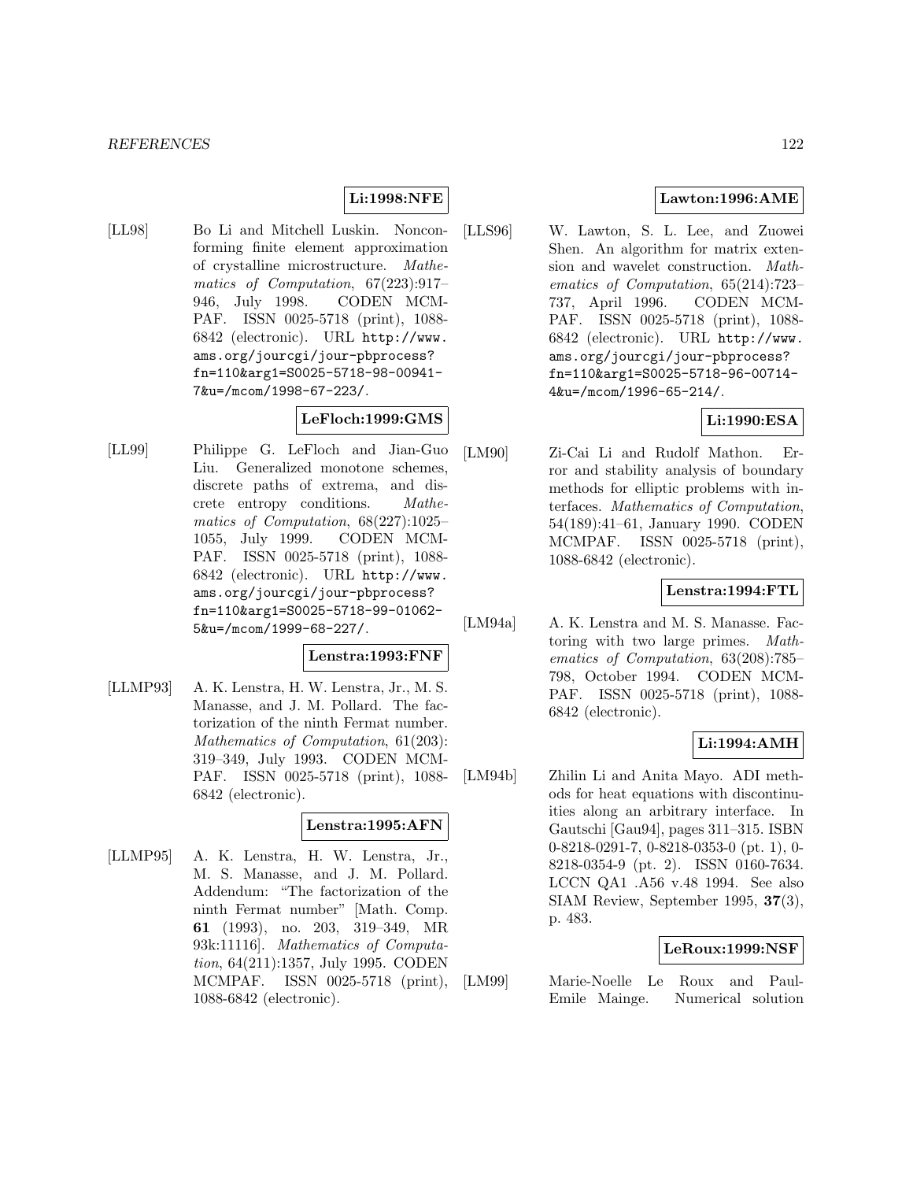**Li:1998:NFE**

[LL98] Bo Li and Mitchell Luskin. Nonconforming finite element approximation of crystalline microstructure. *Mathematics of Computation*, 67(223):917–946, July 1998. CODEN MCMPAF. ISSN 0025-5718 (print), 1088-6842 (electronic). URL `http://www.ams.org/jourcgi/jour-pbprocess?fn=110&arg1=S0025-5718-98-00941-7&u=/mcom/1998-67-223/`.

**LeFloch:1999:GMS**

[LL99] Philippe G. LeFloch and Jian-Guo Liu. Generalized monotone schemes, discrete paths of extrema, and discrete entropy conditions. *Mathematics of Computation*, 68(227):1025–1055, July 1999. CODEN MCMPAF. ISSN 0025-5718 (print), 1088-6842 (electronic). URL `http://www.ams.org/jourcgi/jour-pbprocess?fn=110&arg1=S0025-5718-99-01062-5&u=/mcom/1999-68-227/`.

**Lenstra:1993:FNF**

[LLMP93] A. K. Lenstra, H. W. Lenstra, Jr., M. S. Manasse, and J. M. Pollard. The factorization of the ninth Fermat number. *Mathematics of Computation*, 61(203): 319–349, July 1993. CODEN MCMPAF. ISSN 0025-5718 (print), 1088-6842 (electronic).

**Lenstra:1995:AFN**

[LLMP95] A. K. Lenstra, H. W. Lenstra, Jr., M. S. Manasse, and J. M. Pollard. Addendum: "The factorization of the ninth Fermat number" [Math. Comp. **61** (1993), no. 203, 319–349, MR 93k:11116]. *Mathematics of Computation*, 64(211):1357, July 1995. CODEN MCMPAF. ISSN 0025-5718 (print), 1088-6842 (electronic).

**Lawton:1996:AME**

[LLS96] W. Lawton, S. L. Lee, and Zuowei Shen. An algorithm for matrix extension and wavelet construction. *Mathematics of Computation*, 65(214):723–737, April 1996. CODEN MCMPAF. ISSN 0025-5718 (print), 1088-6842 (electronic). URL `http://www.ams.org/jourcgi/jour-pbprocess?fn=110&arg1=S0025-5718-96-00714-4&u=/mcom/1996-65-214/`.

**Li:1990:ESA**

[LM90] Zi-Cai Li and Rudolf Mathon. Error and stability analysis of boundary methods for elliptic problems with interfaces. *Mathematics of Computation*, 54(189):41–61, January 1990. CODEN MCMPAF. ISSN 0025-5718 (print), 1088-6842 (electronic).

**Lenstra:1994:FTL**

[LM94a] A. K. Lenstra and M. S. Manasse. Factoring with two large primes. *Mathematics of Computation*, 63(208):785–798, October 1994. CODEN MCMPAF. ISSN 0025-5718 (print), 1088-6842 (electronic).

**Li:1994:AMH**

[LM94b] Zhilin Li and Anita Mayo. ADI methods for heat equations with discontinuities along an arbitrary interface. In Gautschi [Gau94], pages 311–315. ISBN 0-8218-0291-7, 0-8218-0353-0 (pt. 1), 0-8218-0354-9 (pt. 2). ISSN 0160-7634. LCCN QA1 .A56 v.48 1994. See also SIAM Review, September 1995, **37**(3), p. 483.

**LeRoux:1999:NSF**

[LM99] Marie-Noelle Le Roux and Paul-Emile Mainge. Numerical solution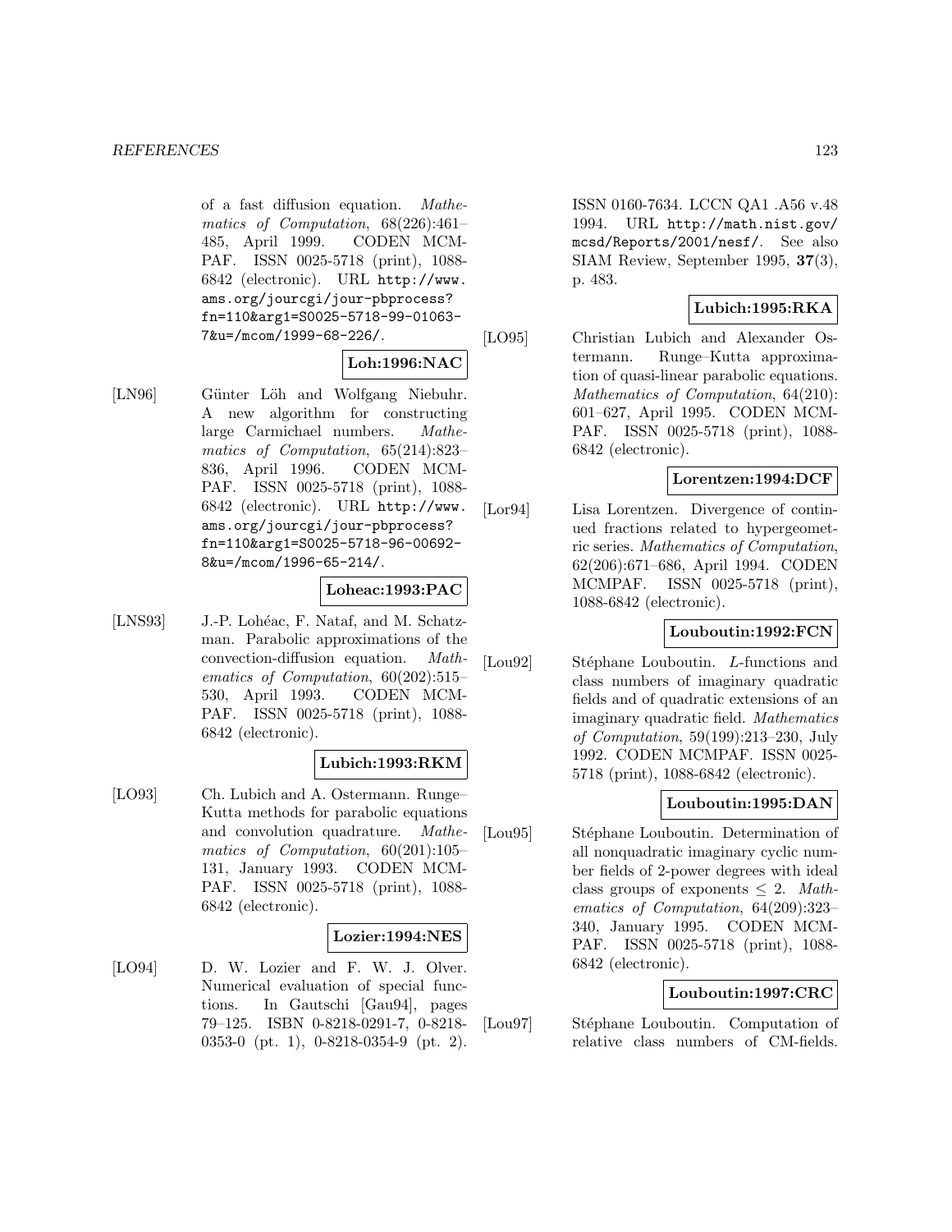of a fast diffusion equation. *Mathematics of Computation*, 68(226):461–485, April 1999. CODEN MCMPAF. ISSN 0025-5718 (print), 1088-6842 (electronic). URL http://www.ams.org/jourcgi/jour-pbprocess?fn=110&arg1=S0025-5718-99-01063-7&u=/mcom/1999-68-226/.

**Loh:1996:NAC**

[LN96] Günter Löh and Wolfgang Niebuhr. A new algorithm for constructing large Carmichael numbers. *Mathematics of Computation*, 65(214):823–836, April 1996. CODEN MCMPAF. ISSN 0025-5718 (print), 1088-6842 (electronic). URL http://www.ams.org/jourcgi/jour-pbprocess?fn=110&arg1=S0025-5718-96-00692-8&u=/mcom/1996-65-214/.

**Loheac:1993:PAC**

[LNS93] J.-P. Lohéac, F. Nataf, and M. Schatzman. Parabolic approximations of the convection-diffusion equation. *Mathematics of Computation*, 60(202):515–530, April 1993. CODEN MCMPAF. ISSN 0025-5718 (print), 1088-6842 (electronic).

**Lubich:1993:RKM**

[LO93] Ch. Lubich and A. Ostermann. Runge–Kutta methods for parabolic equations and convolution quadrature. *Mathematics of Computation*, 60(201):105–131, January 1993. CODEN MCMPAF. ISSN 0025-5718 (print), 1088-6842 (electronic).

**Lozier:1994:NES**

[LO94] D. W. Lozier and F. W. J. Olver. Numerical evaluation of special functions. In Gautschi [Gau94], pages 79–125. ISBN 0-8218-0291-7, 0-8218-0353-0 (pt. 1), 0-8218-0354-9 (pt. 2). ISSN 0160-7634. LCCN QA1 .A56 v.48 1994. URL http://math.nist.gov/mcsd/Reports/2001/nesf/. See also SIAM Review, September 1995, **37**(3), p. 483.

**Lubich:1995:RKA**

[LO95] Christian Lubich and Alexander Ostermann. Runge–Kutta approximation of quasi-linear parabolic equations. *Mathematics of Computation*, 64(210):601–627, April 1995. CODEN MCMPAF. ISSN 0025-5718 (print), 1088-6842 (electronic).

**Lorentzen:1994:DCF**

[Lor94] Lisa Lorentzen. Divergence of continued fractions related to hypergeometric series. *Mathematics of Computation*, 62(206):671–686, April 1994. CODEN MCMPAF. ISSN 0025-5718 (print), 1088-6842 (electronic).

**Louboutin:1992:FCN**

[Lou92] Stéphane Louboutin. *L*-functions and class numbers of imaginary quadratic fields and of quadratic extensions of an imaginary quadratic field. *Mathematics of Computation*, 59(199):213–230, July 1992. CODEN MCMPAF. ISSN 0025-5718 (print), 1088-6842 (electronic).

**Louboutin:1995:DAN**

[Lou95] Stéphane Louboutin. Determination of all nonquadratic imaginary cyclic number fields of 2-power degrees with ideal class groups of exponents $\leq 2$. *Mathematics of Computation*, 64(209):323–340, January 1995. CODEN MCMPAF. ISSN 0025-5718 (print), 1088-6842 (electronic).

**Louboutin:1997:CRC**

[Lou97] Stéphane Louboutin. Computation of relative class numbers of CM-fields.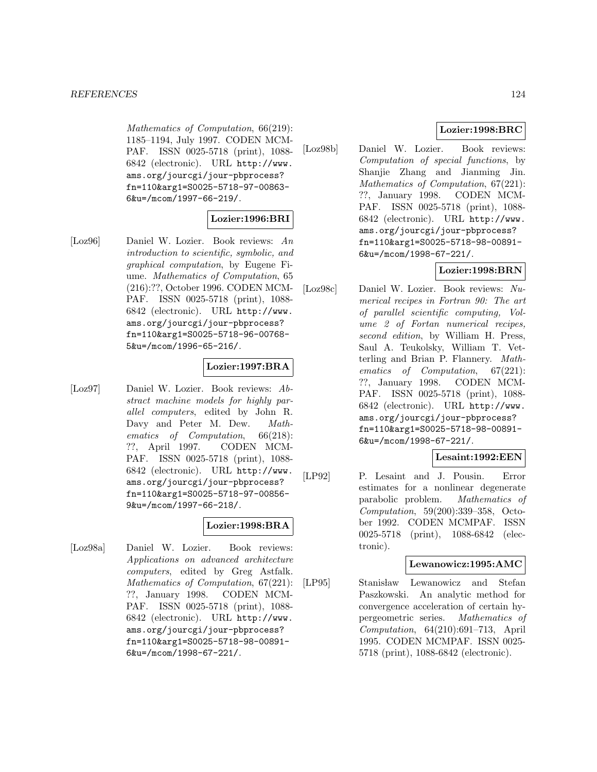*Mathematics of Computation*, 66(219): 1185–1194, July 1997. CODEN MCMPAF. ISSN 0025-5718 (print), 1088-6842 (electronic). URL `http://www.ams.org/jourcgi/jour-pbprocess?fn=110&arg1=S0025-5718-97-00863-6&u=/mcom/1997-66-219/`.

**Lozier:1996:BRI**

[Loz96] Daniel W. Lozier. Book reviews: *An introduction to scientific, symbolic, and graphical computation*, by Eugene Fiume. *Mathematics of Computation*, 65 (216):??, October 1996. CODEN MCMPAF. ISSN 0025-5718 (print), 1088-6842 (electronic). URL `http://www.ams.org/jourcgi/jour-pbprocess?fn=110&arg1=S0025-5718-96-00768-5&u=/mcom/1996-65-216/`.

**Lozier:1997:BRA**

[Loz97] Daniel W. Lozier. Book reviews: *Abstract machine models for highly parallel computers*, edited by John R. Davy and Peter M. Dew. *Mathematics of Computation*, 66(218): ??, April 1997. CODEN MCMPAF. ISSN 0025-5718 (print), 1088-6842 (electronic). URL `http://www.ams.org/jourcgi/jour-pbprocess?fn=110&arg1=S0025-5718-97-00856-9&u=/mcom/1997-66-218/`.

**Lozier:1998:BRA**

[Loz98a] Daniel W. Lozier. Book reviews: *Applications on advanced architecture computers*, edited by Greg Astfalk. *Mathematics of Computation*, 67(221): ??, January 1998. CODEN MCMPAF. ISSN 0025-5718 (print), 1088-6842 (electronic). URL `http://www.ams.org/jourcgi/jour-pbprocess?fn=110&arg1=S0025-5718-98-00891-6&u=/mcom/1998-67-221/`.

**Lozier:1998:BRC**

[Loz98b] Daniel W. Lozier. Book reviews: *Computation of special functions*, by Shanjie Zhang and Jianming Jin. *Mathematics of Computation*, 67(221): ??, January 1998. CODEN MCMPAF. ISSN 0025-5718 (print), 1088-6842 (electronic). URL `http://www.ams.org/jourcgi/jour-pbprocess?fn=110&arg1=S0025-5718-98-00891-6&u=/mcom/1998-67-221/`.

**Lozier:1998:BRN**

[Loz98c] Daniel W. Lozier. Book reviews: *Numerical recipes in Fortran 90: The art of parallel scientific computing, Volume 2 of Fortan numerical recipes, second edition*, by William H. Press, Saul A. Teukolsky, William T. Vetterling and Brian P. Flannery. *Mathematics of Computation*, 67(221): ??, January 1998. CODEN MCMPAF. ISSN 0025-5718 (print), 1088-6842 (electronic). URL `http://www.ams.org/jourcgi/jour-pbprocess?fn=110&arg1=S0025-5718-98-00891-6&u=/mcom/1998-67-221/`.

**Lesaint:1992:EEN**

[LP92] P. Lesaint and J. Pousin. Error estimates for a nonlinear degenerate parabolic problem. *Mathematics of Computation*, 59(200):339–358, October 1992. CODEN MCMPAF. ISSN 0025-5718 (print), 1088-6842 (electronic).

**Lewanowicz:1995:AMC**

[LP95] Stanisław Lewanowicz and Stefan Paszkowski. An analytic method for convergence acceleration of certain hypergeometric series. *Mathematics of Computation*, 64(210):691–713, April 1995. CODEN MCMPAF. ISSN 0025-5718 (print), 1088-6842 (electronic).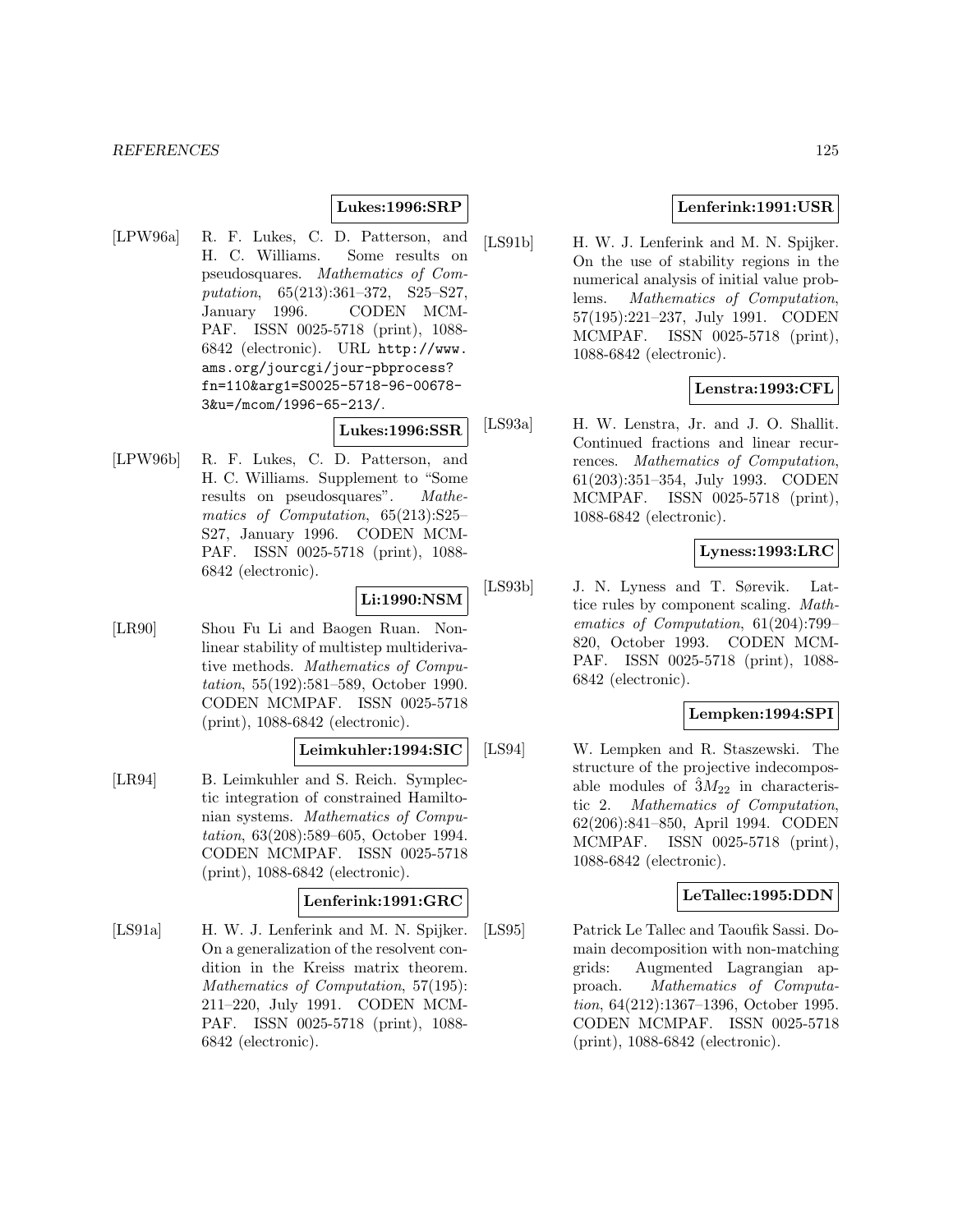**Lukes:1996:SRP**

[LPW96a] R. F. Lukes, C. D. Patterson, and H. C. Williams. Some results on pseudosquares. *Mathematics of Computation*, 65(213):361–372, S25–S27, January 1996. CODEN MCMPAF. ISSN 0025-5718 (print), 1088-6842 (electronic). URL `http://www.ams.org/jourcgi/jour-pbprocess?fn=110&arg1=S0025-5718-96-00678-3&u=/mcom/1996-65-213/`.

**Lukes:1996:SSR**

[LPW96b] R. F. Lukes, C. D. Patterson, and H. C. Williams. Supplement to "Some results on pseudosquares". *Mathematics of Computation*, 65(213):S25–S27, January 1996. CODEN MCMPAF. ISSN 0025-5718 (print), 1088-6842 (electronic).

**Li:1990:NSM**

[LR90] Shou Fu Li and Baogen Ruan. Nonlinear stability of multistep multiderivative methods. *Mathematics of Computation*, 55(192):581–589, October 1990. CODEN MCMPAF. ISSN 0025-5718 (print), 1088-6842 (electronic).

**Leimkuhler:1994:SIC**

[LR94] B. Leimkuhler and S. Reich. Symplectic integration of constrained Hamiltonian systems. *Mathematics of Computation*, 63(208):589–605, October 1994. CODEN MCMPAF. ISSN 0025-5718 (print), 1088-6842 (electronic).

**Lenferink:1991:GRC**

[LS91a] H. W. J. Lenferink and M. N. Spijker. On a generalization of the resolvent condition in the Kreiss matrix theorem. *Mathematics of Computation*, 57(195): 211–220, July 1991. CODEN MCMPAF. ISSN 0025-5718 (print), 1088-6842 (electronic).

**Lenferink:1991:USR**

[LS91b] H. W. J. Lenferink and M. N. Spijker. On the use of stability regions in the numerical analysis of initial value problems. *Mathematics of Computation*, 57(195):221–237, July 1991. CODEN MCMPAF. ISSN 0025-5718 (print), 1088-6842 (electronic).

**Lenstra:1993:CFL**

[LS93a] H. W. Lenstra, Jr. and J. O. Shallit. Continued fractions and linear recurrences. *Mathematics of Computation*, 61(203):351–354, July 1993. CODEN MCMPAF. ISSN 0025-5718 (print), 1088-6842 (electronic).

**Lyness:1993:LRC**

[LS93b] J. N. Lyness and T. Sørevik. Lattice rules by component scaling. *Mathematics of Computation*, 61(204):799–820, October 1993. CODEN MCMPAF. ISSN 0025-5718 (print), 1088-6842 (electronic).

**Lempken:1994:SPI**

[LS94] W. Lempken and R. Staszewski. The structure of the projective indecomposable modules of $\hat{3}M_{22}$ in characteristic 2. *Mathematics of Computation*, 62(206):841–850, April 1994. CODEN MCMPAF. ISSN 0025-5718 (print), 1088-6842 (electronic).

**LeTallec:1995:DDN**

[LS95] Patrick Le Tallec and Taoufik Sassi. Domain decomposition with non-matching grids: Augmented Lagrangian approach. *Mathematics of Computation*, 64(212):1367–1396, October 1995. CODEN MCMPAF. ISSN 0025-5718 (print), 1088-6842 (electronic).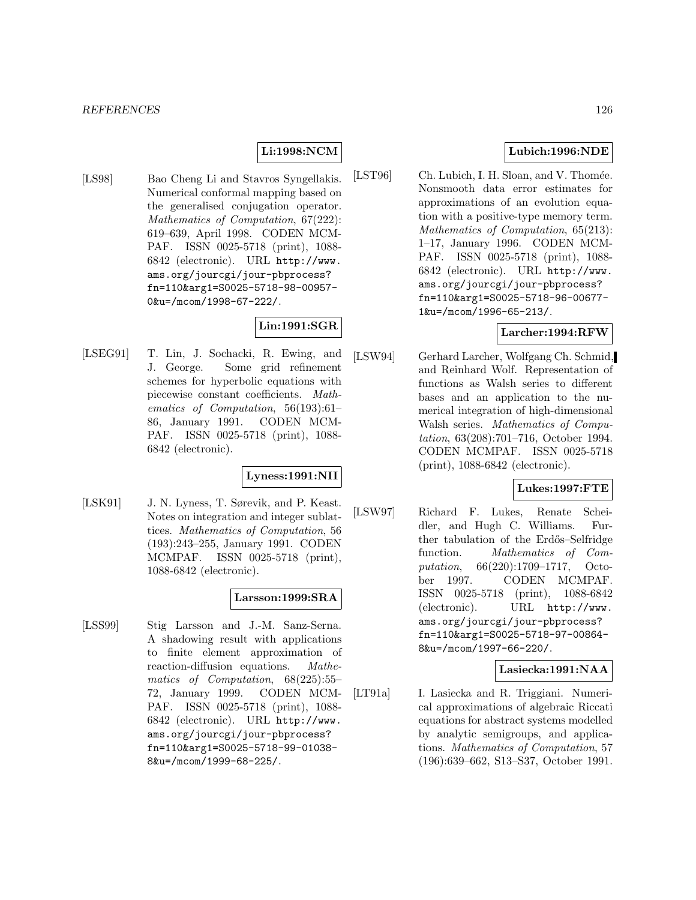**Li:1998:NCM**

[LS98] Bao Cheng Li and Stavros Syngellakis. Numerical conformal mapping based on the generalised conjugation operator. *Mathematics of Computation*, 67(222): 619–639, April 1998. CODEN MCMPAF. ISSN 0025-5718 (print), 1088-6842 (electronic). URL http://www.ams.org/jourcgi/jour-pbprocess?fn=110&arg1=S0025-5718-98-00957-0&u=/mcom/1998-67-222/.

**Lin:1991:SGR**

[LSEG91] T. Lin, J. Sochacki, R. Ewing, and J. George. Some grid refinement schemes for hyperbolic equations with piecewise constant coefficients. *Mathematics of Computation*, 56(193):61–86, January 1991. CODEN MCMPAF. ISSN 0025-5718 (print), 1088-6842 (electronic).

**Lyness:1991:NII**

[LSK91] J. N. Lyness, T. Sørevik, and P. Keast. Notes on integration and integer sublattices. *Mathematics of Computation*, 56 (193):243–255, January 1991. CODEN MCMPAF. ISSN 0025-5718 (print), 1088-6842 (electronic).

**Larsson:1999:SRA**

[LSS99] Stig Larsson and J.-M. Sanz-Serna. A shadowing result with applications to finite element approximation of reaction-diffusion equations. *Mathematics of Computation*, 68(225):55–72, January 1999. CODEN MCMPAF. ISSN 0025-5718 (print), 1088-6842 (electronic). URL http://www.ams.org/jourcgi/jour-pbprocess?fn=110&arg1=S0025-5718-99-01038-8&u=/mcom/1999-68-225/.

**Lubich:1996:NDE**

[LST96] Ch. Lubich, I. H. Sloan, and V. Thomée. Nonsmooth data error estimates for approximations of an evolution equation with a positive-type memory term. *Mathematics of Computation*, 65(213): 1–17, January 1996. CODEN MCMPAF. ISSN 0025-5718 (print), 1088-6842 (electronic). URL http://www.ams.org/jourcgi/jour-pbprocess?fn=110&arg1=S0025-5718-96-00677-1&u=/mcom/1996-65-213/.

**Larcher:1994:RFW**

[LSW94] Gerhard Larcher, Wolfgang Ch. Schmid, and Reinhard Wolf. Representation of functions as Walsh series to different bases and an application to the numerical integration of high-dimensional Walsh series. *Mathematics of Computation*, 63(208):701–716, October 1994. CODEN MCMPAF. ISSN 0025-5718 (print), 1088-6842 (electronic).

**Lukes:1997:FTE**

[LSW97] Richard F. Lukes, Renate Scheidler, and Hugh C. Williams. Further tabulation of the Erdős–Selfridge function. *Mathematics of Computation*, 66(220):1709–1717, October 1997. CODEN MCMPAF. ISSN 0025-5718 (print), 1088-6842 (electronic). URL http://www.ams.org/jourcgi/jour-pbprocess?fn=110&arg1=S0025-5718-97-00864-8&u=/mcom/1997-66-220/.

**Lasiecka:1991:NAA**

[LT91a] I. Lasiecka and R. Triggiani. Numerical approximations of algebraic Riccati equations for abstract systems modelled by analytic semigroups, and applications. *Mathematics of Computation*, 57 (196):639–662, S13–S37, October 1991.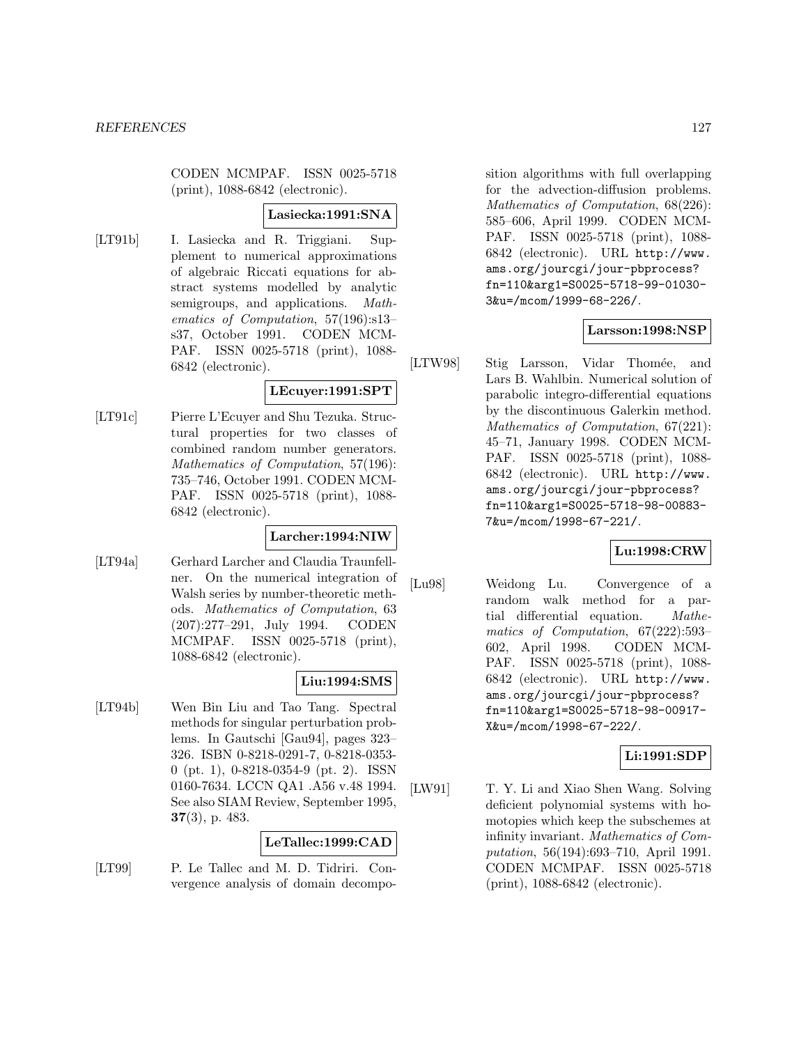CODEN MCMPAF. ISSN 0025-5718 (print), 1088-6842 (electronic).

**Lasiecka:1991:SNA**

[LT91b] I. Lasiecka and R. Triggiani. Supplement to numerical approximations of algebraic Riccati equations for abstract systems modelled by analytic semigroups, and applications. *Mathematics of Computation*, 57(196):s13–s37, October 1991. CODEN MCMPAF. ISSN 0025-5718 (print), 1088-6842 (electronic).

**LEcuyer:1991:SPT**

[LT91c] Pierre L'Ecuyer and Shu Tezuka. Structural properties for two classes of combined random number generators. *Mathematics of Computation*, 57(196): 735–746, October 1991. CODEN MCMPAF. ISSN 0025-5718 (print), 1088-6842 (electronic).

**Larcher:1994:NIW**

[LT94a] Gerhard Larcher and Claudia Traunfellner. On the numerical integration of Walsh series by number-theoretic methods. *Mathematics of Computation*, 63 (207):277–291, July 1994. CODEN MCMPAF. ISSN 0025-5718 (print), 1088-6842 (electronic).

**Liu:1994:SMS**

[LT94b] Wen Bin Liu and Tao Tang. Spectral methods for singular perturbation problems. In Gautschi [Gau94], pages 323–326. ISBN 0-8218-0291-7, 0-8218-0353-0 (pt. 1), 0-8218-0354-9 (pt. 2). ISSN 0160-7634. LCCN QA1 .A56 v.48 1994. See also SIAM Review, September 1995, **37**(3), p. 483.

**LeTallec:1999:CAD**

[LT99] P. Le Tallec and M. D. Tidriri. Convergence analysis of domain decomposition algorithms with full overlapping for the advection-diffusion problems. *Mathematics of Computation*, 68(226): 585–606, April 1999. CODEN MCMPAF. ISSN 0025-5718 (print), 1088-6842 (electronic). URL http://www.ams.org/jourcgi/jour-pbprocess?fn=110&arg1=S0025-5718-99-01030-3&u=/mcom/1999-68-226/.

**Larsson:1998:NSP**

[LTW98] Stig Larsson, Vidar Thomée, and Lars B. Wahlbin. Numerical solution of parabolic integro-differential equations by the discontinuous Galerkin method. *Mathematics of Computation*, 67(221): 45–71, January 1998. CODEN MCMPAF. ISSN 0025-5718 (print), 1088-6842 (electronic). URL http://www.ams.org/jourcgi/jour-pbprocess?fn=110&arg1=S0025-5718-98-00883-7&u=/mcom/1998-67-221/.

**Lu:1998:CRW**

[Lu98] Weidong Lu. Convergence of a random walk method for a partial differential equation. *Mathematics of Computation*, 67(222):593–602, April 1998. CODEN MCMPAF. ISSN 0025-5718 (print), 1088-6842 (electronic). URL http://www.ams.org/jourcgi/jour-pbprocess?fn=110&arg1=S0025-5718-98-00917-X&u=/mcom/1998-67-222/.

**Li:1991:SDP**

[LW91] T. Y. Li and Xiao Shen Wang. Solving deficient polynomial systems with homotopies which keep the subschemes at infinity invariant. *Mathematics of Computation*, 56(194):693–710, April 1991. CODEN MCMPAF. ISSN 0025-5718 (print), 1088-6842 (electronic).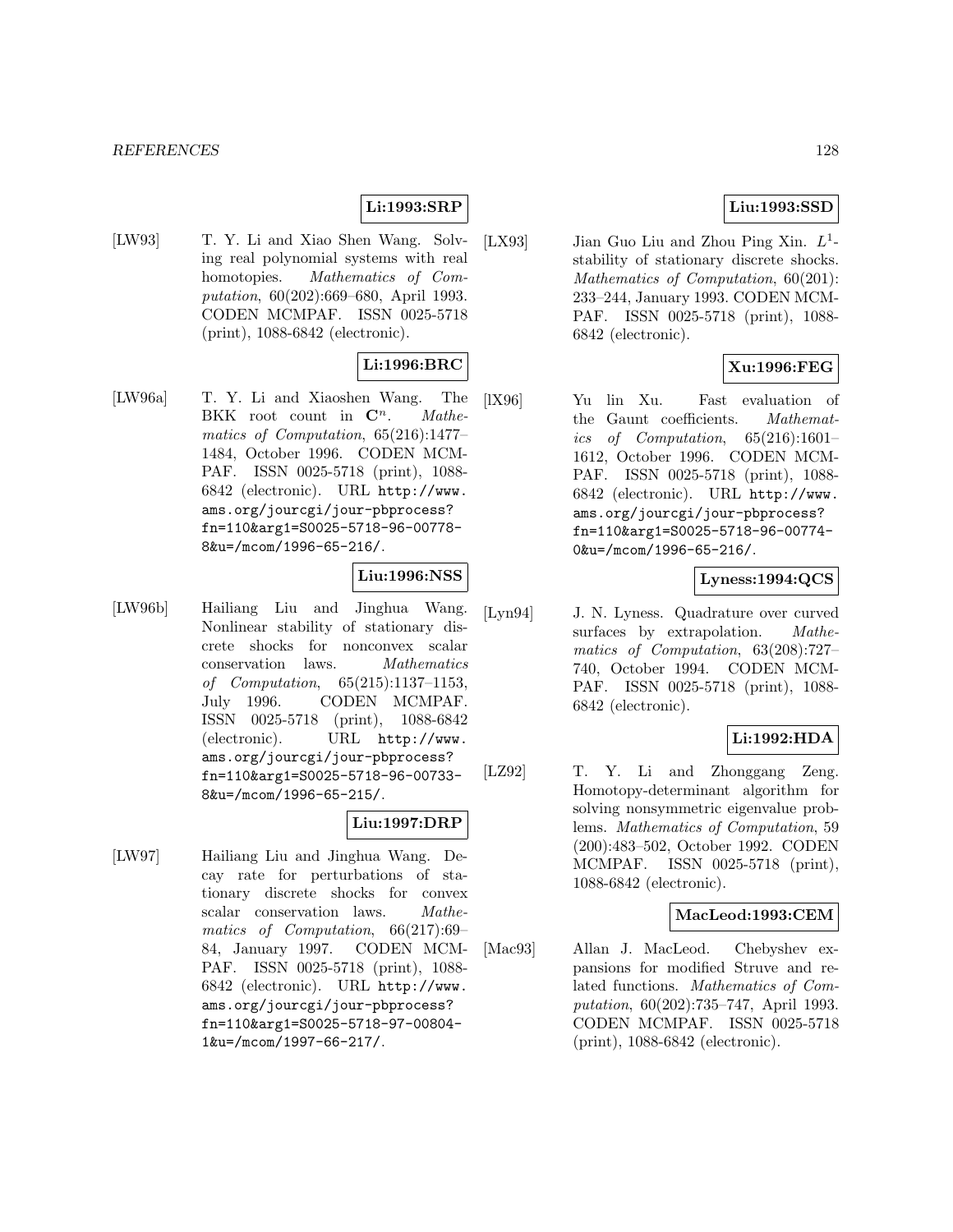**Li:1993:SRP**

[LW93] T. Y. Li and Xiao Shen Wang. Solving real polynomial systems with real homotopies. *Mathematics of Computation*, 60(202):669–680, April 1993. CODEN MCMPAF. ISSN 0025-5718 (print), 1088-6842 (electronic).

**Li:1996:BRC**

[LW96a] T. Y. Li and Xiaoshen Wang. The BKK root count in $\mathbf{C}^n$. *Mathematics of Computation*, 65(216):1477–1484, October 1996. CODEN MCMPAF. ISSN 0025-5718 (print), 1088-6842 (electronic). URL http://www.ams.org/jourcgi/jour-pbprocess?fn=110&arg1=S0025-5718-96-00778-8&u=/mcom/1996-65-216/.

**Liu:1996:NSS**

[LW96b] Hailiang Liu and Jinghua Wang. Nonlinear stability of stationary discrete shocks for nonconvex scalar conservation laws. *Mathematics of Computation*, 65(215):1137–1153, July 1996. CODEN MCMPAF. ISSN 0025-5718 (print), 1088-6842 (electronic). URL http://www.ams.org/jourcgi/jour-pbprocess?fn=110&arg1=S0025-5718-96-00733-8&u=/mcom/1996-65-215/.

**Liu:1997:DRP**

[LW97] Hailiang Liu and Jinghua Wang. Decay rate for perturbations of stationary discrete shocks for convex scalar conservation laws. *Mathematics of Computation*, 66(217):69–84, January 1997. CODEN MCMPAF. ISSN 0025-5718 (print), 1088-6842 (electronic). URL http://www.ams.org/jourcgi/jour-pbprocess?fn=110&arg1=S0025-5718-97-00804-1&u=/mcom/1997-66-217/.

**Liu:1993:SSD**

[LX93] Jian Guo Liu and Zhou Ping Xin. $L^1$-stability of stationary discrete shocks. *Mathematics of Computation*, 60(201):233–244, January 1993. CODEN MCMPAF. ISSN 0025-5718 (print), 1088-6842 (electronic).

**Xu:1996:FEG**

[lX96] Yu lin Xu. Fast evaluation of the Gaunt coefficients. *Mathematics of Computation*, 65(216):1601–1612, October 1996. CODEN MCMPAF. ISSN 0025-5718 (print), 1088-6842 (electronic). URL http://www.ams.org/jourcgi/jour-pbprocess?fn=110&arg1=S0025-5718-96-00774-0&u=/mcom/1996-65-216/.

**Lyness:1994:QCS**

[Lyn94] J. N. Lyness. Quadrature over curved surfaces by extrapolation. *Mathematics of Computation*, 63(208):727–740, October 1994. CODEN MCMPAF. ISSN 0025-5718 (print), 1088-6842 (electronic).

**Li:1992:HDA**

[LZ92] T. Y. Li and Zhonggang Zeng. Homotopy-determinant algorithm for solving nonsymmetric eigenvalue problems. *Mathematics of Computation*, 59 (200):483–502, October 1992. CODEN MCMPAF. ISSN 0025-5718 (print), 1088-6842 (electronic).

**MacLeod:1993:CEM**

[Mac93] Allan J. MacLeod. Chebyshev expansions for modified Struve and related functions. *Mathematics of Computation*, 60(202):735–747, April 1993. CODEN MCMPAF. ISSN 0025-5718 (print), 1088-6842 (electronic).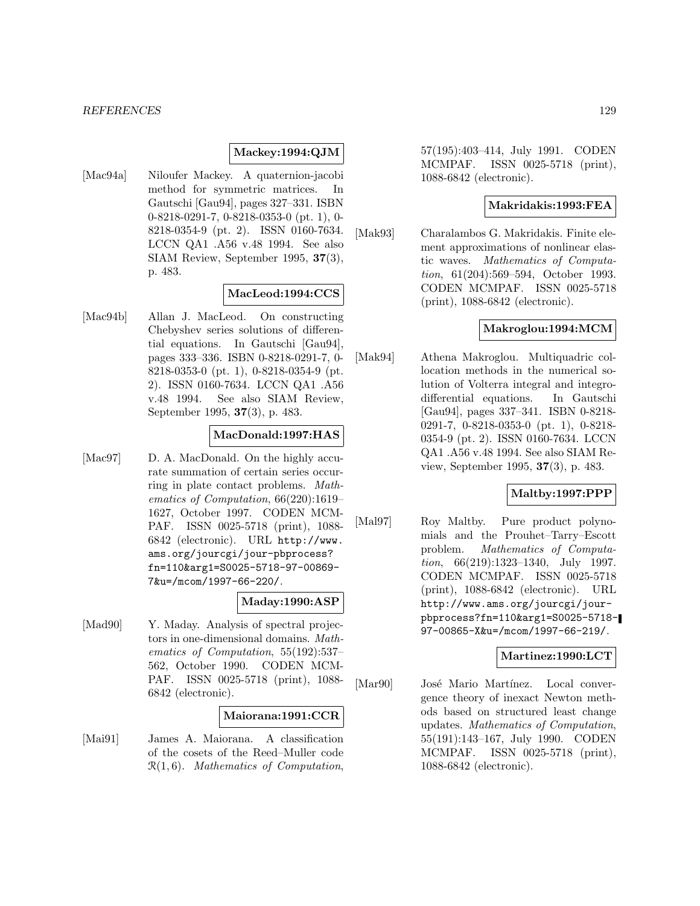**Mackey:1994:QJM**

[Mac94a] Niloufer Mackey. A quaternion-jacobi method for symmetric matrices. In Gautschi [Gau94], pages 327–331. ISBN 0-8218-0291-7, 0-8218-0353-0 (pt. 1), 0-8218-0354-9 (pt. 2). ISSN 0160-7634. LCCN QA1 .A56 v.48 1994. See also SIAM Review, September 1995, **37**(3), p. 483.

**MacLeod:1994:CCS**

[Mac94b] Allan J. MacLeod. On constructing Chebyshev series solutions of differential equations. In Gautschi [Gau94], pages 333–336. ISBN 0-8218-0291-7, 0-8218-0353-0 (pt. 1), 0-8218-0354-9 (pt. 2). ISSN 0160-7634. LCCN QA1 .A56 v.48 1994. See also SIAM Review, September 1995, **37**(3), p. 483.

**MacDonald:1997:HAS**

[Mac97] D. A. MacDonald. On the highly accurate summation of certain series occurring in plate contact problems. *Mathematics of Computation*, 66(220):1619–1627, October 1997. CODEN MCMPAF. ISSN 0025-5718 (print), 1088-6842 (electronic). URL http://www.ams.org/jourcgi/jour-pbprocess?fn=110&arg1=S0025-5718-97-00869-7&u=/mcom/1997-66-220/.

**Maday:1990:ASP**

[Mad90] Y. Maday. Analysis of spectral projectors in one-dimensional domains. *Mathematics of Computation*, 55(192):537–562, October 1990. CODEN MCMPAF. ISSN 0025-5718 (print), 1088-6842 (electronic).

**Maiorana:1991:CCR**

[Mai91] James A. Maiorana. A classification of the cosets of the Reed–Muller code $\mathfrak{R}(1, 6)$. *Mathematics of Computation*, 57(195):403–414, July 1991. CODEN MCMPAF. ISSN 0025-5718 (print), 1088-6842 (electronic).

**Makridakis:1993:FEA**

[Mak93] Charalambos G. Makridakis. Finite element approximations of nonlinear elastic waves. *Mathematics of Computation*, 61(204):569–594, October 1993. CODEN MCMPAF. ISSN 0025-5718 (print), 1088-6842 (electronic).

**Makroglou:1994:MCM**

[Mak94] Athena Makroglou. Multiquadric collocation methods in the numerical solution of Volterra integral and integro-differential equations. In Gautschi [Gau94], pages 337–341. ISBN 0-8218-0291-7, 0-8218-0353-0 (pt. 1), 0-8218-0354-9 (pt. 2). ISSN 0160-7634. LCCN QA1 .A56 v.48 1994. See also SIAM Review, September 1995, **37**(3), p. 483.

**Maltby:1997:PPP**

[Mal97] Roy Maltby. Pure product polynomials and the Prouhet–Tarry–Escott problem. *Mathematics of Computation*, 66(219):1323–1340, July 1997. CODEN MCMPAF. ISSN 0025-5718 (print), 1088-6842 (electronic). URL http://www.ams.org/jourcgi/jour-pbprocess?fn=110&arg1=S0025-5718-97-00865-X&u=/mcom/1997-66-219/.

**Martinez:1990:LCT**

[Mar90] José Mario Martínez. Local convergence theory of inexact Newton methods based on structured least change updates. *Mathematics of Computation*, 55(191):143–167, July 1990. CODEN MCMPAF. ISSN 0025-5718 (print), 1088-6842 (electronic).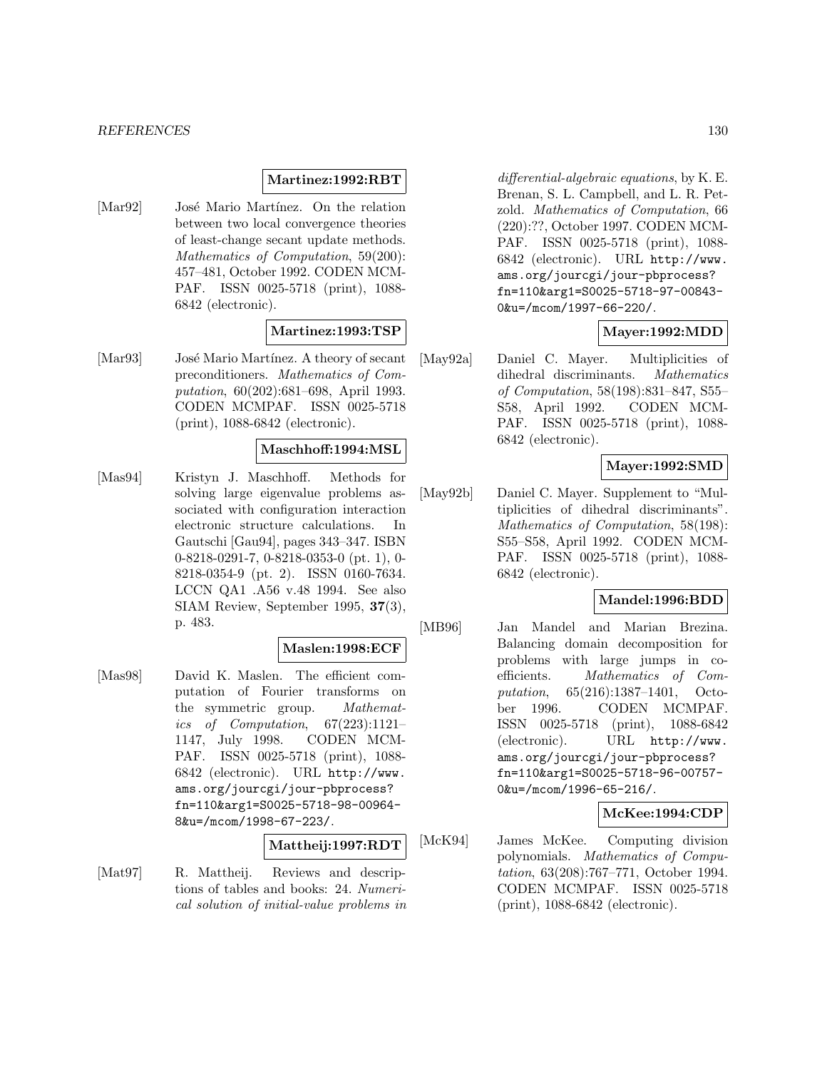**Martinez:1992:RBT**

[Mar92] José Mario Martínez. On the relation between two local convergence theories of least-change secant update methods. *Mathematics of Computation*, 59(200): 457–481, October 1992. CODEN MCMPAF. ISSN 0025-5718 (print), 1088-6842 (electronic).

**Martinez:1993:TSP**

[Mar93] José Mario Martínez. A theory of secant preconditioners. *Mathematics of Computation*, 60(202):681–698, April 1993. CODEN MCMPAF. ISSN 0025-5718 (print), 1088-6842 (electronic).

**Maschhoff:1994:MSL**

[Mas94] Kristyn J. Maschhoff. Methods for solving large eigenvalue problems associated with configuration interaction electronic structure calculations. In Gautschi [Gau94], pages 343–347. ISBN 0-8218-0291-7, 0-8218-0353-0 (pt. 1), 0-8218-0354-9 (pt. 2). ISSN 0160-7634. LCCN QA1 .A56 v.48 1994. See also SIAM Review, September 1995, **37**(3), p. 483.

**Maslen:1998:ECF**

[Mas98] David K. Maslen. The efficient computation of Fourier transforms on the symmetric group. *Mathematics of Computation*, 67(223):1121–1147, July 1998. CODEN MCMPAF. ISSN 0025-5718 (print), 1088-6842 (electronic). URL http://www.ams.org/jourcgi/jour-pbprocess?fn=110&arg1=S0025-5718-98-00964-8&u=/mcom/1998-67-223/.

**Mattheij:1997:RDT**

[Mat97] R. Mattheij. Reviews and descriptions of tables and books: 24. *Numerical solution of initial-value problems in differential-algebraic equations*, by K. E. Brenan, S. L. Campbell, and L. R. Petzold. *Mathematics of Computation*, 66 (220):??, October 1997. CODEN MCMPAF. ISSN 0025-5718 (print), 1088-6842 (electronic). URL http://www.ams.org/jourcgi/jour-pbprocess?fn=110&arg1=S0025-5718-97-00843-0&u=/mcom/1997-66-220/.

**Mayer:1992:MDD**

[May92a] Daniel C. Mayer. Multiplicities of dihedral discriminants. *Mathematics of Computation*, 58(198):831–847, S55–S58, April 1992. CODEN MCMPAF. ISSN 0025-5718 (print), 1088-6842 (electronic).

**Mayer:1992:SMD**

[May92b] Daniel C. Mayer. Supplement to "Multiplicities of dihedral discriminants". *Mathematics of Computation*, 58(198): S55–S58, April 1992. CODEN MCMPAF. ISSN 0025-5718 (print), 1088-6842 (electronic).

**Mandel:1996:BDD**

[MB96] Jan Mandel and Marian Brezina. Balancing domain decomposition for problems with large jumps in coefficients. *Mathematics of Computation*, 65(216):1387–1401, October 1996. CODEN MCMPAF. ISSN 0025-5718 (print), 1088-6842 (electronic). URL http://www.ams.org/jourcgi/jour-pbprocess?fn=110&arg1=S0025-5718-96-00757-0&u=/mcom/1996-65-216/.

**McKee:1994:CDP**

[McK94] James McKee. Computing division polynomials. *Mathematics of Computation*, 63(208):767–771, October 1994. CODEN MCMPAF. ISSN 0025-5718 (print), 1088-6842 (electronic).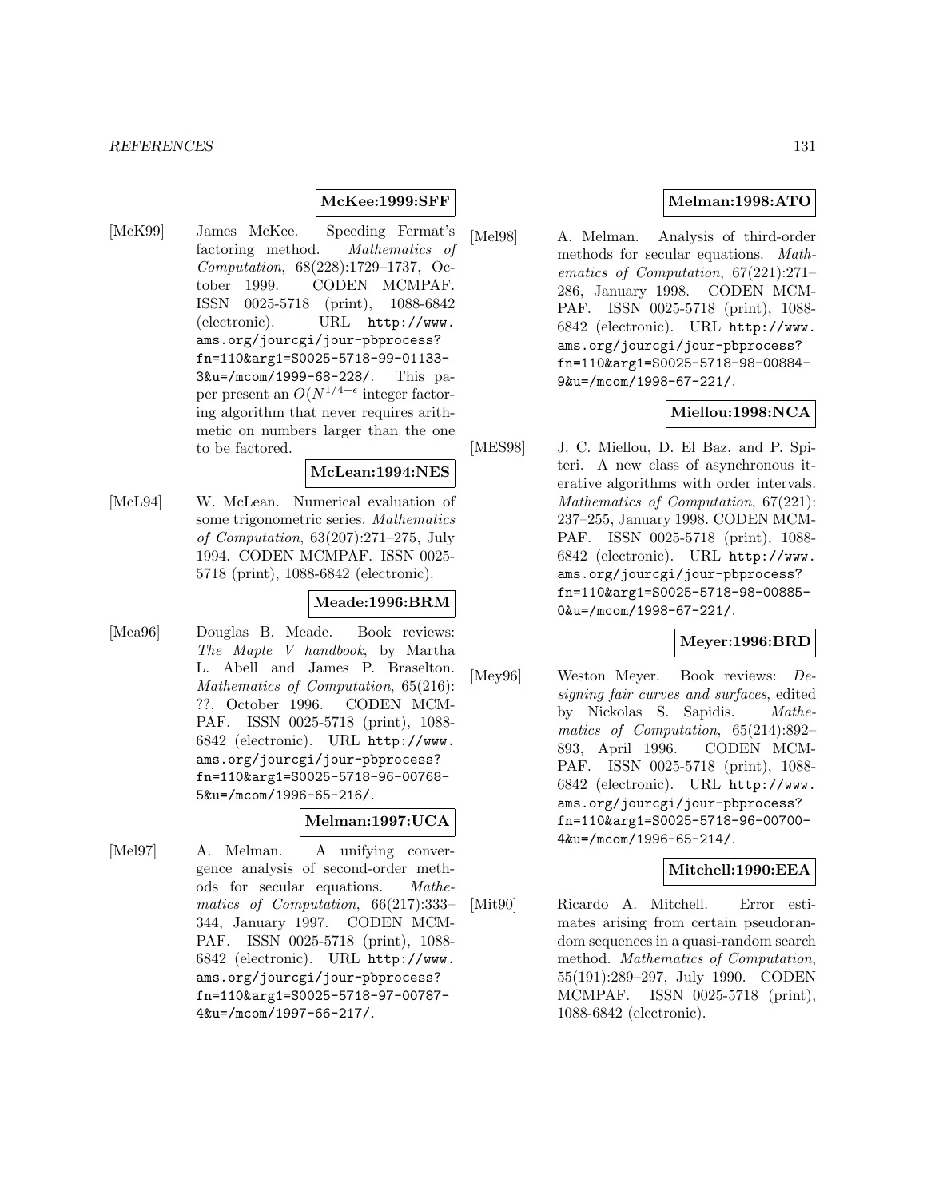**McKee:1999:SFF**

[McK99] James McKee. Speeding Fermat's factoring method. *Mathematics of Computation*, 68(228):1729–1737, October 1999. CODEN MCMPAF. ISSN 0025-5718 (print), 1088-6842 (electronic). URL `http://www.ams.org/jourcgi/jour-pbprocess?fn=110&arg1=S0025-5718-99-01133-3&u=/mcom/1999-68-228/`. This paper present an $O(N^{1/4+\epsilon}$ integer factoring algorithm that never requires arithmetic on numbers larger than the one to be factored.

**McLean:1994:NES**

[McL94] W. McLean. Numerical evaluation of some trigonometric series. *Mathematics of Computation*, 63(207):271–275, July 1994. CODEN MCMPAF. ISSN 0025-5718 (print), 1088-6842 (electronic).

**Meade:1996:BRM**

[Mea96] Douglas B. Meade. Book reviews: *The Maple V handbook*, by Martha L. Abell and James P. Braselton. *Mathematics of Computation*, 65(216): ??, October 1996. CODEN MCMPAF. ISSN 0025-5718 (print), 1088-6842 (electronic). URL `http://www.ams.org/jourcgi/jour-pbprocess?fn=110&arg1=S0025-5718-96-00768-5&u=/mcom/1996-65-216/`.

**Melman:1997:UCA**

[Mel97] A. Melman. A unifying convergence analysis of second-order methods for secular equations. *Mathematics of Computation*, 66(217):333–344, January 1997. CODEN MCMPAF. ISSN 0025-5718 (print), 1088-6842 (electronic). URL `http://www.ams.org/jourcgi/jour-pbprocess?fn=110&arg1=S0025-5718-97-00787-4&u=/mcom/1997-66-217/`.

**Melman:1998:ATO**

[Mel98] A. Melman. Analysis of third-order methods for secular equations. *Mathematics of Computation*, 67(221):271–286, January 1998. CODEN MCMPAF. ISSN 0025-5718 (print), 1088-6842 (electronic). URL `http://www.ams.org/jourcgi/jour-pbprocess?fn=110&arg1=S0025-5718-98-00884-9&u=/mcom/1998-67-221/`.

**Miellou:1998:NCA**

[MES98] J. C. Miellou, D. El Baz, and P. Spiteri. A new class of asynchronous iterative algorithms with order intervals. *Mathematics of Computation*, 67(221): 237–255, January 1998. CODEN MCMPAF. ISSN 0025-5718 (print), 1088-6842 (electronic). URL `http://www.ams.org/jourcgi/jour-pbprocess?fn=110&arg1=S0025-5718-98-00885-0&u=/mcom/1998-67-221/`.

**Meyer:1996:BRD**

[Mey96] Weston Meyer. Book reviews: *Designing fair curves and surfaces*, edited by Nickolas S. Sapidis. *Mathematics of Computation*, 65(214):892–893, April 1996. CODEN MCMPAF. ISSN 0025-5718 (print), 1088-6842 (electronic). URL `http://www.ams.org/jourcgi/jour-pbprocess?fn=110&arg1=S0025-5718-96-00700-4&u=/mcom/1996-65-214/`.

**Mitchell:1990:EEA**

[Mit90] Ricardo A. Mitchell. Error estimates arising from certain pseudorandom sequences in a quasi-random search method. *Mathematics of Computation*, 55(191):289–297, July 1990. CODEN MCMPAF. ISSN 0025-5718 (print), 1088-6842 (electronic).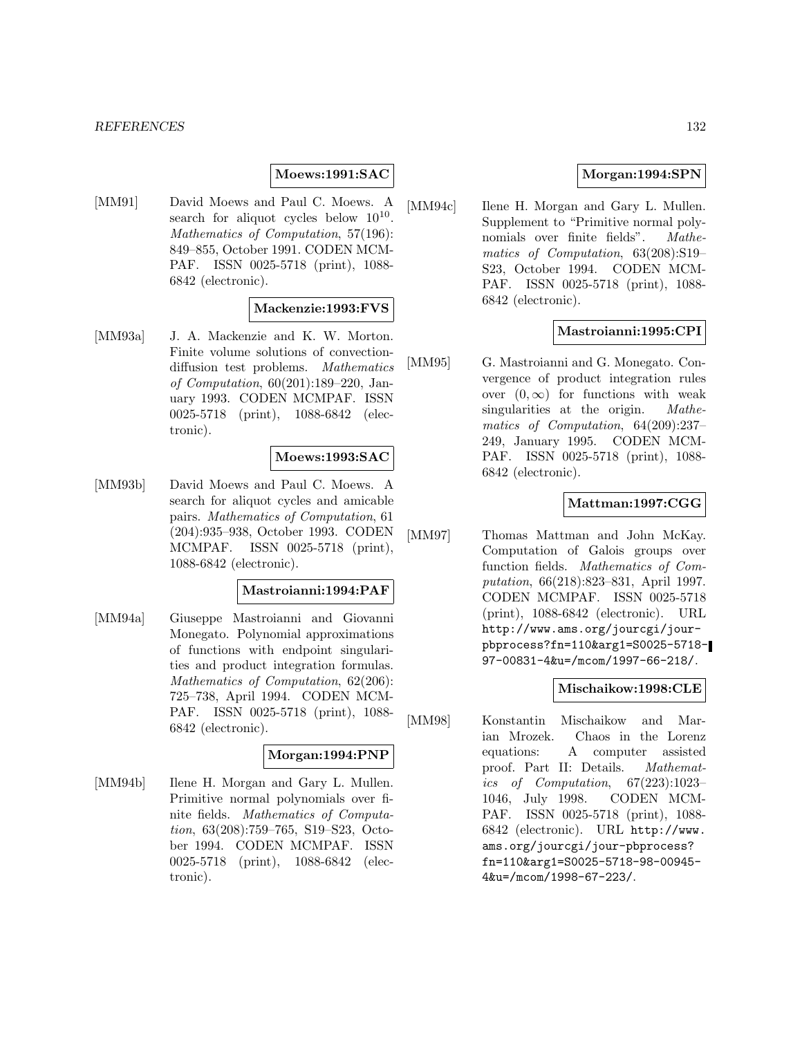**Moews:1991:SAC**

[MM91] David Moews and Paul C. Moews. A search for aliquot cycles below $10^{10}$. *Mathematics of Computation*, 57(196): 849–855, October 1991. CODEN MCMPAF. ISSN 0025-5718 (print), 1088-6842 (electronic).

**Mackenzie:1993:FVS**

[MM93a] J. A. Mackenzie and K. W. Morton. Finite volume solutions of convection-diffusion test problems. *Mathematics of Computation*, 60(201):189–220, January 1993. CODEN MCMPAF. ISSN 0025-5718 (print), 1088-6842 (electronic).

**Moews:1993:SAC**

[MM93b] David Moews and Paul C. Moews. A search for aliquot cycles and amicable pairs. *Mathematics of Computation*, 61 (204):935–938, October 1993. CODEN MCMPAF. ISSN 0025-5718 (print), 1088-6842 (electronic).

**Mastroianni:1994:PAF**

[MM94a] Giuseppe Mastroianni and Giovanni Monegato. Polynomial approximations of functions with endpoint singularities and product integration formulas. *Mathematics of Computation*, 62(206): 725–738, April 1994. CODEN MCMPAF. ISSN 0025-5718 (print), 1088-6842 (electronic).

**Morgan:1994:PNP**

[MM94b] Ilene H. Morgan and Gary L. Mullen. Primitive normal polynomials over finite fields. *Mathematics of Computation*, 63(208):759–765, S19–S23, October 1994. CODEN MCMPAF. ISSN 0025-5718 (print), 1088-6842 (electronic).

**Morgan:1994:SPN**

[MM94c] Ilene H. Morgan and Gary L. Mullen. Supplement to "Primitive normal polynomials over finite fields". *Mathematics of Computation*, 63(208):S19–S23, October 1994. CODEN MCMPAF. ISSN 0025-5718 (print), 1088-6842 (electronic).

**Mastroianni:1995:CPI**

[MM95] G. Mastroianni and G. Monegato. Convergence of product integration rules over $(0, \infty)$ for functions with weak singularities at the origin. *Mathematics of Computation*, 64(209):237–249, January 1995. CODEN MCMPAF. ISSN 0025-5718 (print), 1088-6842 (electronic).

**Mattman:1997:CGG**

[MM97] Thomas Mattman and John McKay. Computation of Galois groups over function fields. *Mathematics of Computation*, 66(218):823–831, April 1997. CODEN MCMPAF. ISSN 0025-5718 (print), 1088-6842 (electronic). URL http://www.ams.org/jourcgi/jour-pbprocess?fn=110&arg1=S0025-5718-97-00831-4&u=/mcom/1997-66-218/.

**Mischaikow:1998:CLE**

[MM98] Konstantin Mischaikow and Marian Mrozek. Chaos in the Lorenz equations: A computer assisted proof. Part II: Details. *Mathematics of Computation*, 67(223):1023–1046, July 1998. CODEN MCMPAF. ISSN 0025-5718 (print), 1088-6842 (electronic). URL http://www.ams.org/jourcgi/jour-pbprocess?fn=110&arg1=S0025-5718-98-00945-4&u=/mcom/1998-67-223/.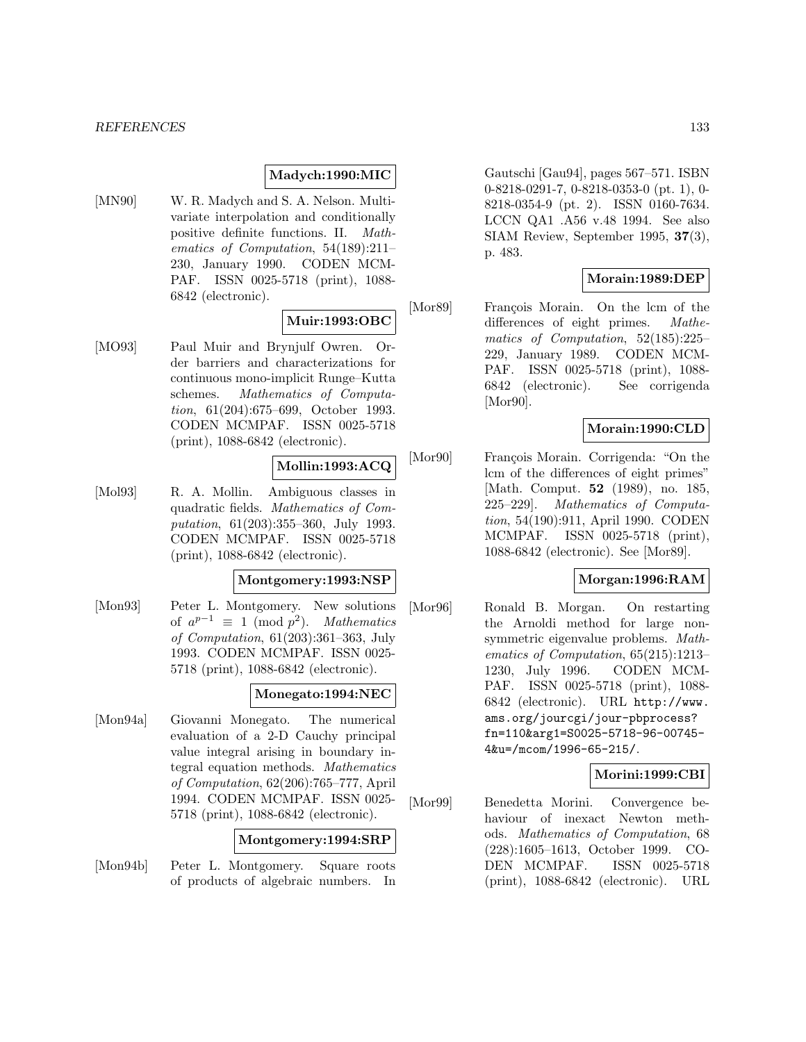**Madych:1990:MIC**

[MN90] W. R. Madych and S. A. Nelson. Multivariate interpolation and conditionally positive definite functions. II. *Mathematics of Computation*, 54(189):211–230, January 1990. CODEN MCMPAF. ISSN 0025-5718 (print), 1088-6842 (electronic).

**Muir:1993:OBC**

[MO93] Paul Muir and Brynjulf Owren. Order barriers and characterizations for continuous mono-implicit Runge–Kutta schemes. *Mathematics of Computation*, 61(204):675–699, October 1993. CODEN MCMPAF. ISSN 0025-5718 (print), 1088-6842 (electronic).

**Mollin:1993:ACQ**

[Mol93] R. A. Mollin. Ambiguous classes in quadratic fields. *Mathematics of Computation*, 61(203):355–360, July 1993. CODEN MCMPAF. ISSN 0025-5718 (print), 1088-6842 (electronic).

**Montgomery:1993:NSP**

[Mon93] Peter L. Montgomery. New solutions of $a^{p-1} \equiv 1 \pmod{p^2}$. *Mathematics of Computation*, 61(203):361–363, July 1993. CODEN MCMPAF. ISSN 0025-5718 (print), 1088-6842 (electronic).

**Monegato:1994:NEC**

[Mon94a] Giovanni Monegato. The numerical evaluation of a 2-D Cauchy principal value integral arising in boundary integral equation methods. *Mathematics of Computation*, 62(206):765–777, April 1994. CODEN MCMPAF. ISSN 0025-5718 (print), 1088-6842 (electronic).

**Montgomery:1994:SRP**

[Mon94b] Peter L. Montgomery. Square roots of products of algebraic numbers. In Gautschi [Gau94], pages 567–571. ISBN 0-8218-0291-7, 0-8218-0353-0 (pt. 1), 0-8218-0354-9 (pt. 2). ISSN 0160-7634. LCCN QA1 .A56 v.48 1994. See also SIAM Review, September 1995, **37**(3), p. 483.

**Morain:1989:DEP**

[Mor89] François Morain. On the lcm of the differences of eight primes. *Mathematics of Computation*, 52(185):225–229, January 1989. CODEN MCMPAF. ISSN 0025-5718 (print), 1088-6842 (electronic). See corrigenda [Mor90].

**Morain:1990:CLD**

[Mor90] François Morain. Corrigenda: "On the lcm of the differences of eight primes" [Math. Comput. **52** (1989), no. 185, 225–229]. *Mathematics of Computation*, 54(190):911, April 1990. CODEN MCMPAF. ISSN 0025-5718 (print), 1088-6842 (electronic). See [Mor89].

**Morgan:1996:RAM**

[Mor96] Ronald B. Morgan. On restarting the Arnoldi method for large nonsymmetric eigenvalue problems. *Mathematics of Computation*, 65(215):1213–1230, July 1996. CODEN MCMPAF. ISSN 0025-5718 (print), 1088-6842 (electronic). URL http://www.ams.org/jourcgi/jour-pbprocess?fn=110&arg1=S0025-5718-96-00745-4&u=/mcom/1996-65-215/.

**Morini:1999:CBI**

[Mor99] Benedetta Morini. Convergence behaviour of inexact Newton methods. *Mathematics of Computation*, 68(228):1605–1613, October 1999. CODEN MCMPAF. ISSN 0025-5718 (print), 1088-6842 (electronic). URL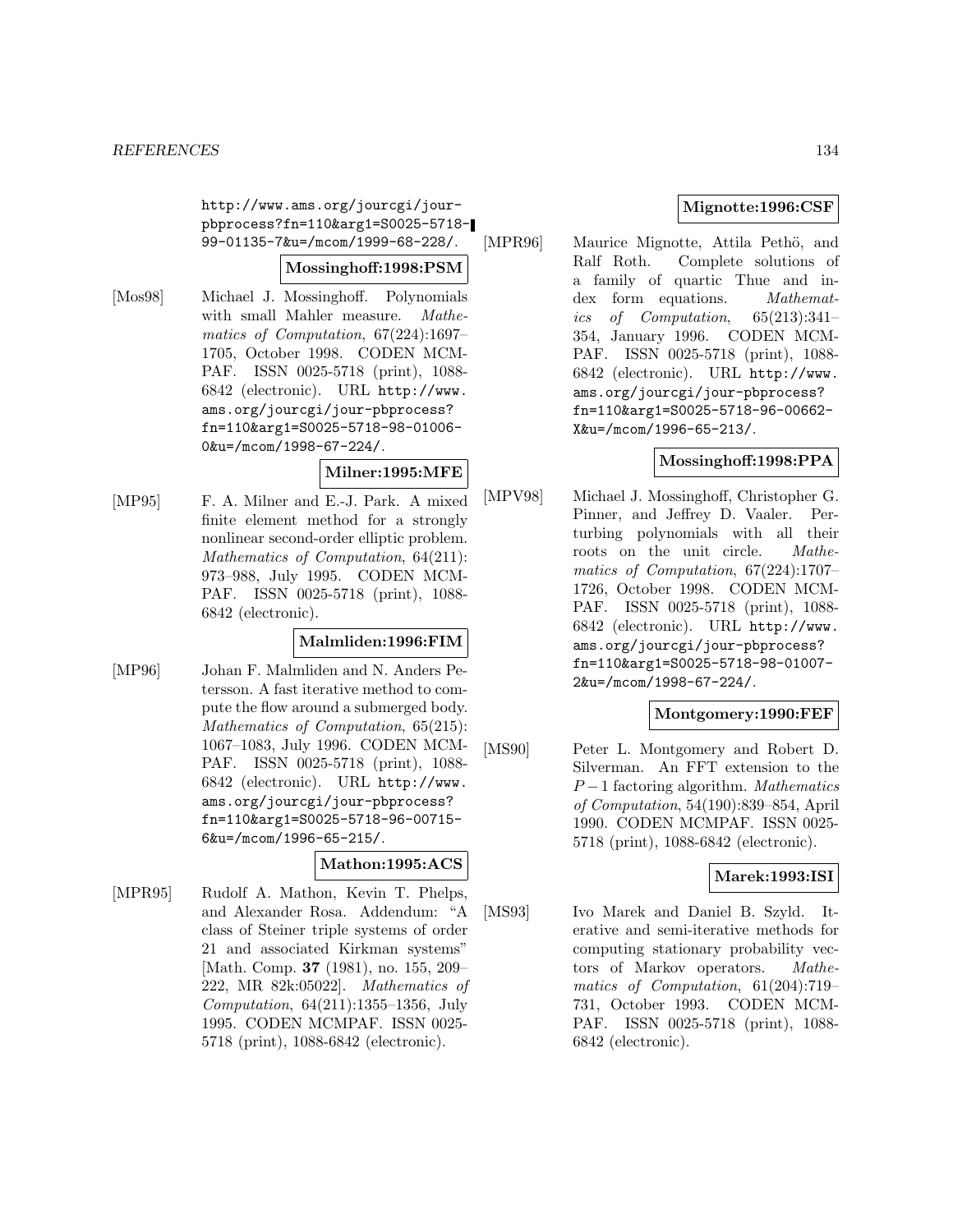http://www.ams.org/jourcgi/jour-pbprocess?fn=110&arg1=S0025-5718-99-01135-7&u=/mcom/1999-68-228/.

**Mossinghoff:1998:PSM**

[Mos98] Michael J. Mossinghoff. Polynomials with small Mahler measure. *Mathematics of Computation*, 67(224):1697–1705, October 1998. CODEN MCMPAF. ISSN 0025-5718 (print), 1088-6842 (electronic). URL http://www.ams.org/jourcgi/jour-pbprocess?fn=110&arg1=S0025-5718-98-01006-0&u=/mcom/1998-67-224/.

**Milner:1995:MFE**

[MP95] F. A. Milner and E.-J. Park. A mixed finite element method for a strongly nonlinear second-order elliptic problem. *Mathematics of Computation*, 64(211): 973–988, July 1995. CODEN MCMPAF. ISSN 0025-5718 (print), 1088-6842 (electronic).

**Malmliden:1996:FIM**

[MP96] Johan F. Malmliden and N. Anders Petersson. A fast iterative method to compute the flow around a submerged body. *Mathematics of Computation*, 65(215): 1067–1083, July 1996. CODEN MCMPAF. ISSN 0025-5718 (print), 1088-6842 (electronic). URL http://www.ams.org/jourcgi/jour-pbprocess?fn=110&arg1=S0025-5718-96-00715-6&u=/mcom/1996-65-215/.

**Mathon:1995:ACS**

[MPR95] Rudolf A. Mathon, Kevin T. Phelps, and Alexander Rosa. Addendum: "A class of Steiner triple systems of order 21 and associated Kirkman systems" [Math. Comp. **37** (1981), no. 155, 209–222, MR 82k:05022]. *Mathematics of Computation*, 64(211):1355–1356, July 1995. CODEN MCMPAF. ISSN 0025-5718 (print), 1088-6842 (electronic).

**Mignotte:1996:CSF**

[MPR96] Maurice Mignotte, Attila Pethö, and Ralf Roth. Complete solutions of a family of quartic Thue and index form equations. *Mathematics of Computation*, 65(213):341–354, January 1996. CODEN MCMPAF. ISSN 0025-5718 (print), 1088-6842 (electronic). URL http://www.ams.org/jourcgi/jour-pbprocess?fn=110&arg1=S0025-5718-96-00662-X&u=/mcom/1996-65-213/.

**Mossinghoff:1998:PPA**

[MPV98] Michael J. Mossinghoff, Christopher G. Pinner, and Jeffrey D. Vaaler. Perturbing polynomials with all their roots on the unit circle. *Mathematics of Computation*, 67(224):1707–1726, October 1998. CODEN MCMPAF. ISSN 0025-5718 (print), 1088-6842 (electronic). URL http://www.ams.org/jourcgi/jour-pbprocess?fn=110&arg1=S0025-5718-98-01007-2&u=/mcom/1998-67-224/.

**Montgomery:1990:FEF**

[MS90] Peter L. Montgomery and Robert D. Silverman. An FFT extension to the $P-1$ factoring algorithm. *Mathematics of Computation*, 54(190):839–854, April 1990. CODEN MCMPAF. ISSN 0025-5718 (print), 1088-6842 (electronic).

**Marek:1993:ISI**

[MS93] Ivo Marek and Daniel B. Szyld. Iterative and semi-iterative methods for computing stationary probability vectors of Markov operators. *Mathematics of Computation*, 61(204):719–731, October 1993. CODEN MCMPAF. ISSN 0025-5718 (print), 1088-6842 (electronic).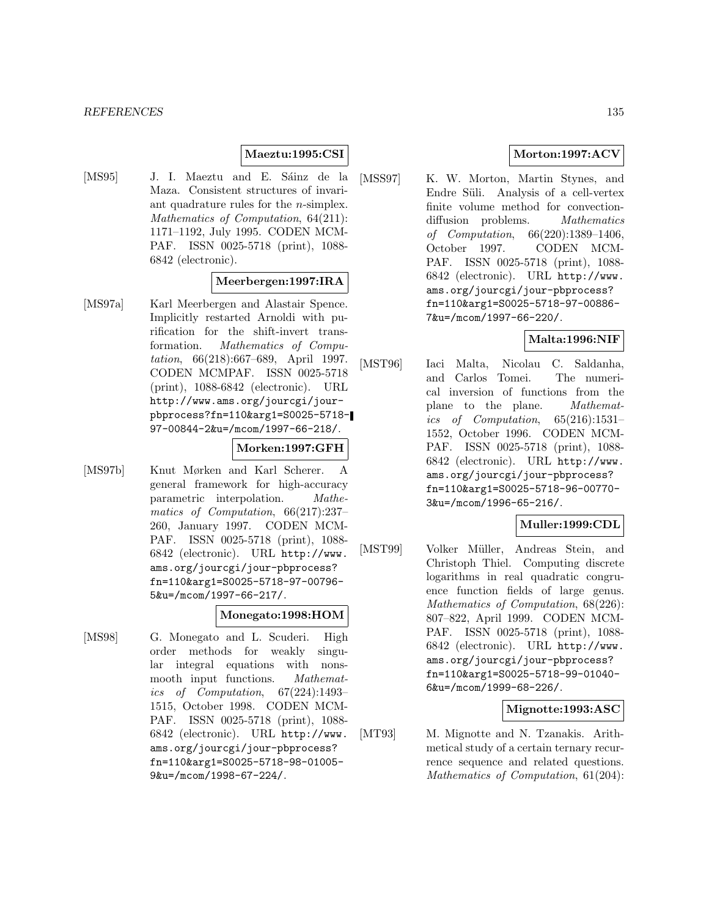**Maeztu:1995:CSI**

[MS95] J. I. Maeztu and E. Sáinz de la Maza. Consistent structures of invariant quadrature rules for the $n$-simplex. *Mathematics of Computation*, 64(211): 1171–1192, July 1995. CODEN MCMPAF. ISSN 0025-5718 (print), 1088-6842 (electronic).

**Meerbergen:1997:IRA**

[MS97a] Karl Meerbergen and Alastair Spence. Implicitly restarted Arnoldi with purification for the shift-invert transformation. *Mathematics of Computation*, 66(218):667–689, April 1997. CODEN MCMPAF. ISSN 0025-5718 (print), 1088-6842 (electronic). URL http://www.ams.org/jourcgi/jour-pbprocess?fn=110&arg1=S0025-5718-97-00844-2&u=/mcom/1997-66-218/.

**Morken:1997:GFH**

[MS97b] Knut Mørken and Karl Scherer. A general framework for high-accuracy parametric interpolation. *Mathematics of Computation*, 66(217):237–260, January 1997. CODEN MCMPAF. ISSN 0025-5718 (print), 1088-6842 (electronic). URL http://www.ams.org/jourcgi/jour-pbprocess?fn=110&arg1=S0025-5718-97-00796-5&u=/mcom/1997-66-217/.

**Monegato:1998:HOM**

[MS98] G. Monegato and L. Scuderi. High order methods for weakly singular integral equations with nonsmooth input functions. *Mathematics of Computation*, 67(224):1493–1515, October 1998. CODEN MCMPAF. ISSN 0025-5718 (print), 1088-6842 (electronic). URL http://www.ams.org/jourcgi/jour-pbprocess?fn=110&arg1=S0025-5718-98-01005-9&u=/mcom/1998-67-224/.

**Morton:1997:ACV**

[MSS97] K. W. Morton, Martin Stynes, and Endre Süli. Analysis of a cell-vertex finite volume method for convection-diffusion problems. *Mathematics of Computation*, 66(220):1389–1406, October 1997. CODEN MCMPAF. ISSN 0025-5718 (print), 1088-6842 (electronic). URL http://www.ams.org/jourcgi/jour-pbprocess?fn=110&arg1=S0025-5718-97-00886-7&u=/mcom/1997-66-220/.

**Malta:1996:NIF**

[MST96] Iaci Malta, Nicolau C. Saldanha, and Carlos Tomei. The numerical inversion of functions from the plane to the plane. *Mathematics of Computation*, 65(216):1531–1552, October 1996. CODEN MCMPAF. ISSN 0025-5718 (print), 1088-6842 (electronic). URL http://www.ams.org/jourcgi/jour-pbprocess?fn=110&arg1=S0025-5718-96-00770-3&u=/mcom/1996-65-216/.

**Muller:1999:CDL**

[MST99] Volker Müller, Andreas Stein, and Christoph Thiel. Computing discrete logarithms in real quadratic congruence function fields of large genus. *Mathematics of Computation*, 68(226): 807–822, April 1999. CODEN MCMPAF. ISSN 0025-5718 (print), 1088-6842 (electronic). URL http://www.ams.org/jourcgi/jour-pbprocess?fn=110&arg1=S0025-5718-99-01040-6&u=/mcom/1999-68-226/.

**Mignotte:1993:ASC**

[MT93] M. Mignotte and N. Tzanakis. Arithmetical study of a certain ternary recurrence sequence and related questions. *Mathematics of Computation*, 61(204):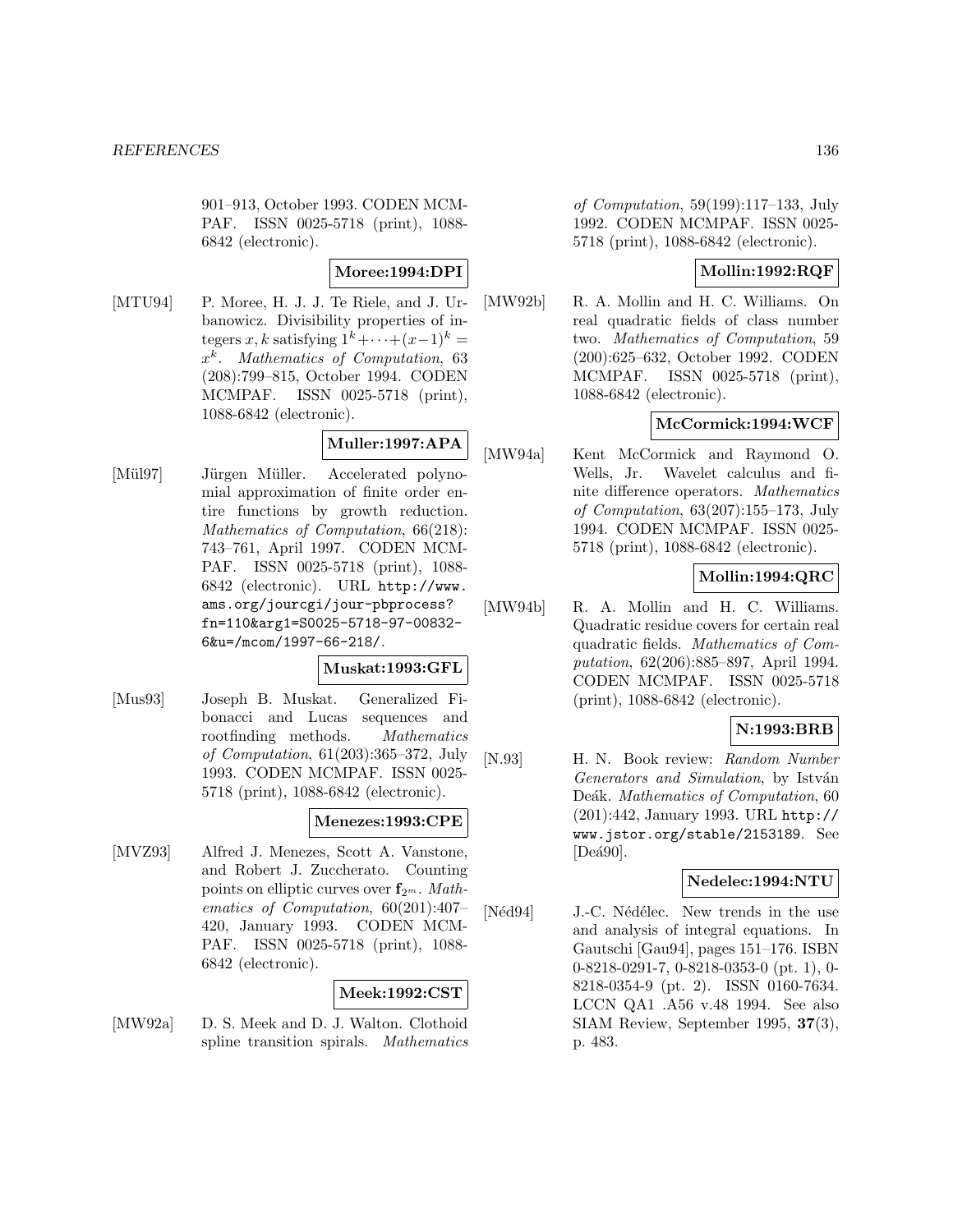901–913, October 1993. CODEN MCMPAF. ISSN 0025-5718 (print), 1088-6842 (electronic).

**Moree:1994:DPI**

[MTU94] P. Moree, H. J. J. Te Riele, and J. Urbanowicz. Divisibility properties of integers $x, k$ satisfying $1^k + \cdots + (x-1)^k = x^k$. *Mathematics of Computation*, 63 (208):799–815, October 1994. CODEN MCMPAF. ISSN 0025-5718 (print), 1088-6842 (electronic).

**Muller:1997:APA**

[Mül97] Jürgen Müller. Accelerated polynomial approximation of finite order entire functions by growth reduction. *Mathematics of Computation*, 66(218): 743–761, April 1997. CODEN MCMPAF. ISSN 0025-5718 (print), 1088-6842 (electronic). URL http://www.ams.org/jourcgi/jour-pbprocess?fn=110&arg1=S0025-5718-97-00832-6&u=/mcom/1997-66-218/.

**Muskat:1993:GFL**

[Mus93] Joseph B. Muskat. Generalized Fibonacci and Lucas sequences and rootfinding methods. *Mathematics of Computation*, 61(203):365–372, July 1993. CODEN MCMPAF. ISSN 0025-5718 (print), 1088-6842 (electronic).

**Menezes:1993:CPE**

[MVZ93] Alfred J. Menezes, Scott A. Vanstone, and Robert J. Zuccherato. Counting points on elliptic curves over $\mathbf{f}_{2^m}$. *Mathematics of Computation*, 60(201):407–420, January 1993. CODEN MCMPAF. ISSN 0025-5718 (print), 1088-6842 (electronic).

**Meek:1992:CST**

[MW92a] D. S. Meek and D. J. Walton. Clothoid spline transition spirals. *Mathematics of Computation*, 59(199):117–133, July 1992. CODEN MCMPAF. ISSN 0025-5718 (print), 1088-6842 (electronic).

**Mollin:1992:RQF**

[MW92b] R. A. Mollin and H. C. Williams. On real quadratic fields of class number two. *Mathematics of Computation*, 59 (200):625–632, October 1992. CODEN MCMPAF. ISSN 0025-5718 (print), 1088-6842 (electronic).

**McCormick:1994:WCF**

[MW94a] Kent McCormick and Raymond O. Wells, Jr. Wavelet calculus and finite difference operators. *Mathematics of Computation*, 63(207):155–173, July 1994. CODEN MCMPAF. ISSN 0025-5718 (print), 1088-6842 (electronic).

**Mollin:1994:QRC**

[MW94b] R. A. Mollin and H. C. Williams. Quadratic residue covers for certain real quadratic fields. *Mathematics of Computation*, 62(206):885–897, April 1994. CODEN MCMPAF. ISSN 0025-5718 (print), 1088-6842 (electronic).

**N:1993:BRB**

[N.93] H. N. Book review: *Random Number Generators and Simulation*, by István Deák. *Mathematics of Computation*, 60 (201):442, January 1993. URL http://www.jstor.org/stable/2153189. See [Deá90].

**Nedelec:1994:NTU**

[Néd94] J.-C. Nédélec. New trends in the use and analysis of integral equations. In Gautschi [Gau94], pages 151–176. ISBN 0-8218-0291-7, 0-8218-0353-0 (pt. 1), 0-8218-0354-9 (pt. 2). ISSN 0160-7634. LCCN QA1 .A56 v.48 1994. See also SIAM Review, September 1995, **37**(3), p. 483.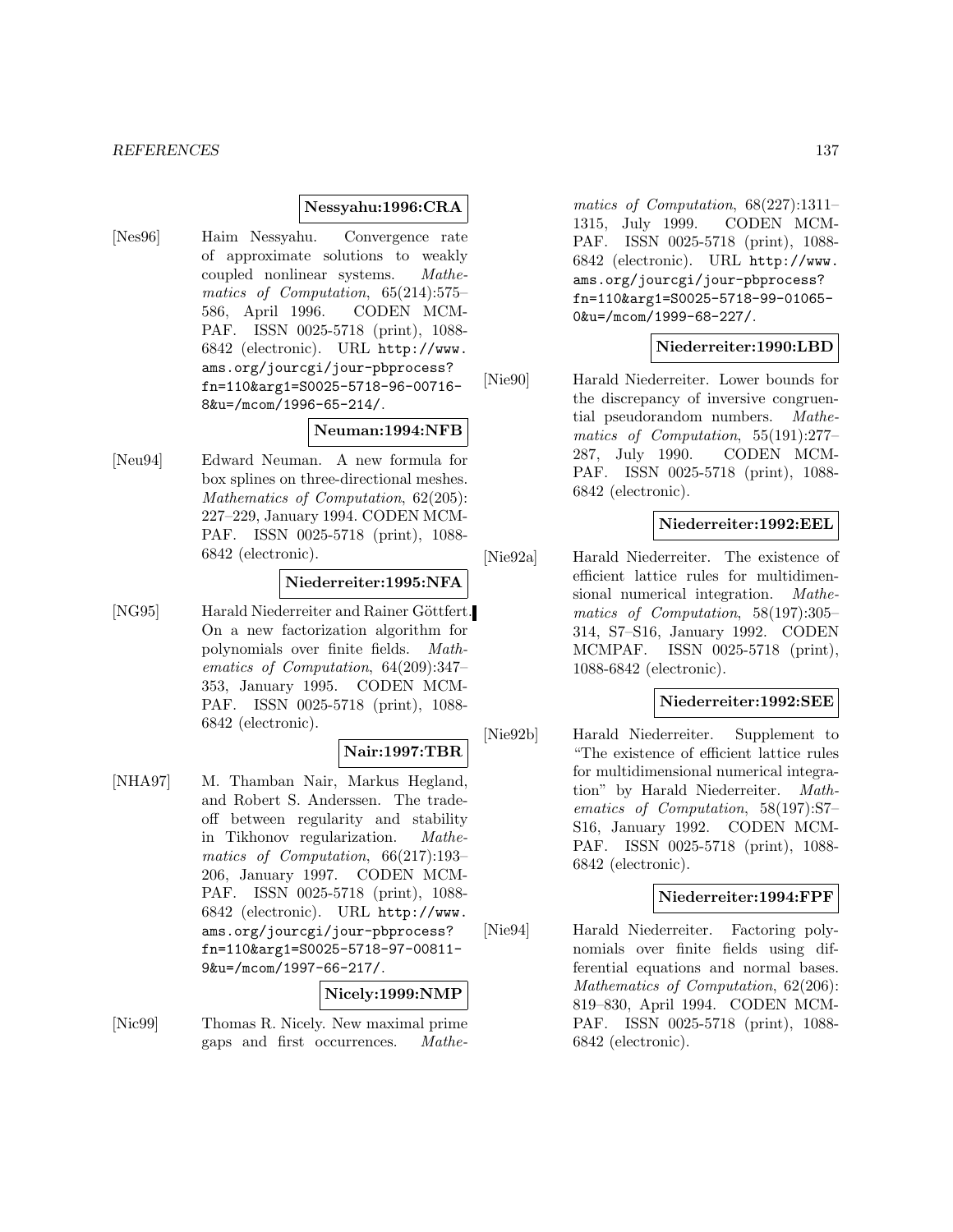**Nessyahu:1996:CRA**

[Nes96] Haim Nessyahu. Convergence rate of approximate solutions to weakly coupled nonlinear systems. *Mathematics of Computation*, 65(214):575–586, April 1996. CODEN MCMPAF. ISSN 0025-5718 (print), 1088-6842 (electronic). URL http://www.ams.org/jourcgi/jour-pbprocess?fn=110&arg1=S0025-5718-96-00716-8&u=/mcom/1996-65-214/.

**Neuman:1994:NFB**

[Neu94] Edward Neuman. A new formula for box splines on three-directional meshes. *Mathematics of Computation*, 62(205):227–229, January 1994. CODEN MCMPAF. ISSN 0025-5718 (print), 1088-6842 (electronic).

**Niederreiter:1995:NFA**

[NG95] Harald Niederreiter and Rainer Göttfert. On a new factorization algorithm for polynomials over finite fields. *Mathematics of Computation*, 64(209):347–353, January 1995. CODEN MCMPAF. ISSN 0025-5718 (print), 1088-6842 (electronic).

**Nair:1997:TBR**

[NHA97] M. Thamban Nair, Markus Hegland, and Robert S. Anderssen. The trade-off between regularity and stability in Tikhonov regularization. *Mathematics of Computation*, 66(217):193–206, January 1997. CODEN MCMPAF. ISSN 0025-5718 (print), 1088-6842 (electronic). URL http://www.ams.org/jourcgi/jour-pbprocess?fn=110&arg1=S0025-5718-97-00811-9&u=/mcom/1997-66-217/.

**Nicely:1999:NMP**

[Nic99] Thomas R. Nicely. New maximal prime gaps and first occurrences. *Mathematics of Computation*, 68(227):1311–1315, July 1999. CODEN MCMPAF. ISSN 0025-5718 (print), 1088-6842 (electronic). URL http://www.ams.org/jourcgi/jour-pbprocess?fn=110&arg1=S0025-5718-99-01065-0&u=/mcom/1999-68-227/.

**Niederreiter:1990:LBD**

[Nie90] Harald Niederreiter. Lower bounds for the discrepancy of inversive congruential pseudorandom numbers. *Mathematics of Computation*, 55(191):277–287, July 1990. CODEN MCMPAF. ISSN 0025-5718 (print), 1088-6842 (electronic).

**Niederreiter:1992:EEL**

[Nie92a] Harald Niederreiter. The existence of efficient lattice rules for multidimensional numerical integration. *Mathematics of Computation*, 58(197):305–314, S7–S16, January 1992. CODEN MCMPAF. ISSN 0025-5718 (print), 1088-6842 (electronic).

**Niederreiter:1992:SEE**

[Nie92b] Harald Niederreiter. Supplement to "The existence of efficient lattice rules for multidimensional numerical integration" by Harald Niederreiter. *Mathematics of Computation*, 58(197):S7–S16, January 1992. CODEN MCMPAF. ISSN 0025-5718 (print), 1088-6842 (electronic).

**Niederreiter:1994:FPF**

[Nie94] Harald Niederreiter. Factoring polynomials over finite fields using differential equations and normal bases. *Mathematics of Computation*, 62(206):819–830, April 1994. CODEN MCMPAF. ISSN 0025-5718 (print), 1088-6842 (electronic).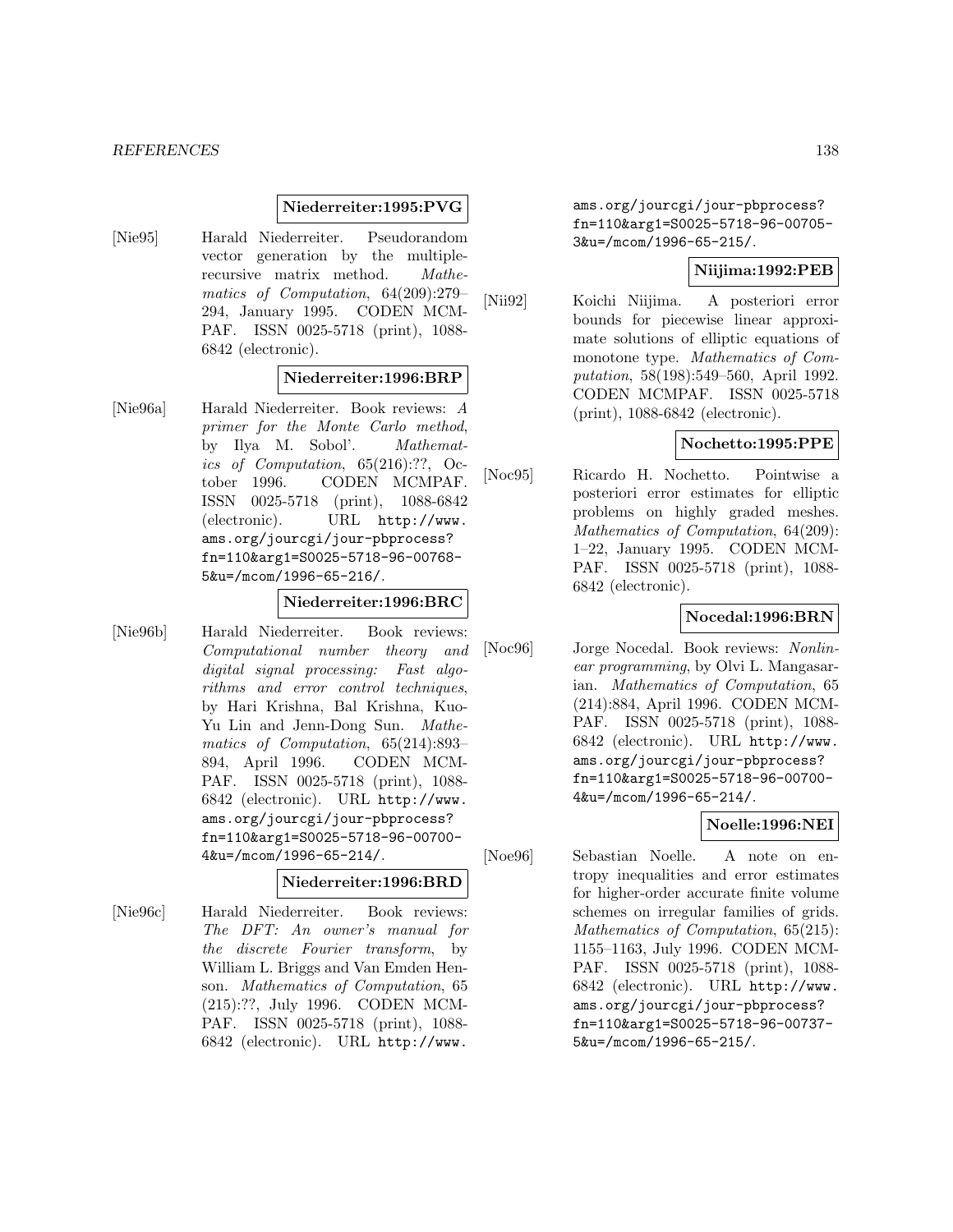**Niederreiter:1995:PVG**

[Nie95] Harald Niederreiter. Pseudorandom vector generation by the multiple-recursive matrix method. *Mathematics of Computation*, 64(209):279–294, January 1995. CODEN MCMPAF. ISSN 0025-5718 (print), 1088-6842 (electronic).

**Niederreiter:1996:BRP**

[Nie96a] Harald Niederreiter. Book reviews: *A primer for the Monte Carlo method*, by Ilya M. Sobol'. *Mathematics of Computation*, 65(216):??, October 1996. CODEN MCMPAF. ISSN 0025-5718 (print), 1088-6842 (electronic). URL http://www.ams.org/jourcgi/jour-pbprocess?fn=110&arg1=S0025-5718-96-00768-5&u=/mcom/1996-65-216/.

**Niederreiter:1996:BRC**

[Nie96b] Harald Niederreiter. Book reviews: *Computational number theory and digital signal processing: Fast algorithms and error control techniques*, by Hari Krishna, Bal Krishna, Kuo-Yu Lin and Jenn-Dong Sun. *Mathematics of Computation*, 65(214):893–894, April 1996. CODEN MCMPAF. ISSN 0025-5718 (print), 1088-6842 (electronic). URL http://www.ams.org/jourcgi/jour-pbprocess?fn=110&arg1=S0025-5718-96-00700-4&u=/mcom/1996-65-214/.

**Niederreiter:1996:BRD**

[Nie96c] Harald Niederreiter. Book reviews: *The DFT: An owner's manual for the discrete Fourier transform*, by William L. Briggs and Van Emden Henson. *Mathematics of Computation*, 65(215):??, July 1996. CODEN MCMPAF. ISSN 0025-5718 (print), 1088-6842 (electronic). URL http://www.ams.org/jourcgi/jour-pbprocess?fn=110&arg1=S0025-5718-96-00705-3&u=/mcom/1996-65-215/.

**Niijima:1992:PEB**

[Nii92] Koichi Niijima. A posteriori error bounds for piecewise linear approximate solutions of elliptic equations of monotone type. *Mathematics of Computation*, 58(198):549–560, April 1992. CODEN MCMPAF. ISSN 0025-5718 (print), 1088-6842 (electronic).

**Nochetto:1995:PPE**

[Noc95] Ricardo H. Nochetto. Pointwise a posteriori error estimates for elliptic problems on highly graded meshes. *Mathematics of Computation*, 64(209):1–22, January 1995. CODEN MCMPAF. ISSN 0025-5718 (print), 1088-6842 (electronic).

**Nocedal:1996:BRN**

[Noc96] Jorge Nocedal. Book reviews: *Nonlinear programming*, by Olvi L. Mangasarian. *Mathematics of Computation*, 65(214):884, April 1996. CODEN MCMPAF. ISSN 0025-5718 (print), 1088-6842 (electronic). URL http://www.ams.org/jourcgi/jour-pbprocess?fn=110&arg1=S0025-5718-96-00700-4&u=/mcom/1996-65-214/.

**Noelle:1996:NEI**

[Noe96] Sebastian Noelle. A note on entropy inequalities and error estimates for higher-order accurate finite volume schemes on irregular families of grids. *Mathematics of Computation*, 65(215):1155–1163, July 1996. CODEN MCMPAF. ISSN 0025-5718 (print), 1088-6842 (electronic). URL http://www.ams.org/jourcgi/jour-pbprocess?fn=110&arg1=S0025-5718-96-00737-5&u=/mcom/1996-65-215/.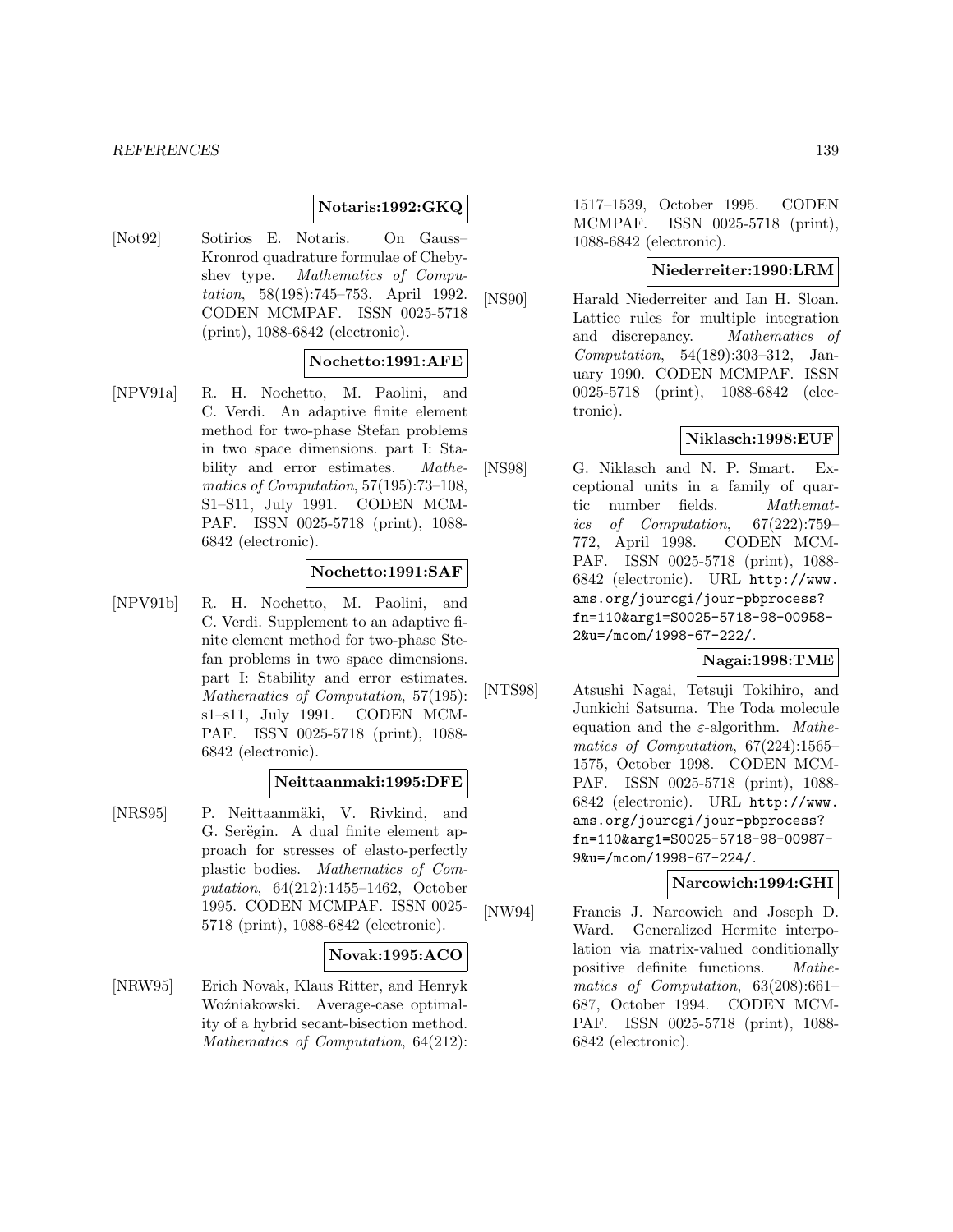**Notaris:1992:GKQ**

[Not92] Sotirios E. Notaris. On Gauss–Kronrod quadrature formulae of Chebyshev type. *Mathematics of Computation*, 58(198):745–753, April 1992. CODEN MCMPAF. ISSN 0025-5718 (print), 1088-6842 (electronic).

**Nochetto:1991:AFE**

[NPV91a] R. H. Nochetto, M. Paolini, and C. Verdi. An adaptive finite element method for two-phase Stefan problems in two space dimensions. part I: Stability and error estimates. *Mathematics of Computation*, 57(195):73–108, S1–S11, July 1991. CODEN MCMPAF. ISSN 0025-5718 (print), 1088-6842 (electronic).

**Nochetto:1991:SAF**

[NPV91b] R. H. Nochetto, M. Paolini, and C. Verdi. Supplement to an adaptive finite element method for two-phase Stefan problems in two space dimensions. part I: Stability and error estimates. *Mathematics of Computation*, 57(195): s1–s11, July 1991. CODEN MCMPAF. ISSN 0025-5718 (print), 1088-6842 (electronic).

**Neittaanmaki:1995:DFE**

[NRS95] P. Neittaanmäki, V. Rivkind, and G. Serëgin. A dual finite element approach for stresses of elasto-perfectly plastic bodies. *Mathematics of Computation*, 64(212):1455–1462, October 1995. CODEN MCMPAF. ISSN 0025-5718 (print), 1088-6842 (electronic).

**Novak:1995:ACO**

[NRW95] Erich Novak, Klaus Ritter, and Henryk Woźniakowski. Average-case optimality of a hybrid secant-bisection method. *Mathematics of Computation*, 64(212): 1517–1539, October 1995. CODEN MCMPAF. ISSN 0025-5718 (print), 1088-6842 (electronic).

**Niederreiter:1990:LRM**

[NS90] Harald Niederreiter and Ian H. Sloan. Lattice rules for multiple integration and discrepancy. *Mathematics of Computation*, 54(189):303–312, January 1990. CODEN MCMPAF. ISSN 0025-5718 (print), 1088-6842 (electronic).

**Niklasch:1998:EUF**

[NS98] G. Niklasch and N. P. Smart. Exceptional units in a family of quartic number fields. *Mathematics of Computation*, 67(222):759–772, April 1998. CODEN MCMPAF. ISSN 0025-5718 (print), 1088-6842 (electronic). URL `http://www.ams.org/jourcgi/jour-pbprocess?fn=110&arg1=S0025-5718-98-00958-2&u=/mcom/1998-67-222/`.

**Nagai:1998:TME**

[NTS98] Atsushi Nagai, Tetsuji Tokihiro, and Junkichi Satsuma. The Toda molecule equation and the $\varepsilon$-algorithm. *Mathematics of Computation*, 67(224):1565–1575, October 1998. CODEN MCMPAF. ISSN 0025-5718 (print), 1088-6842 (electronic). URL `http://www.ams.org/jourcgi/jour-pbprocess?fn=110&arg1=S0025-5718-98-00987-9&u=/mcom/1998-67-224/`.

**Narcowich:1994:GHI**

[NW94] Francis J. Narcowich and Joseph D. Ward. Generalized Hermite interpolation via matrix-valued conditionally positive definite functions. *Mathematics of Computation*, 63(208):661–687, October 1994. CODEN MCMPAF. ISSN 0025-5718 (print), 1088-6842 (electronic).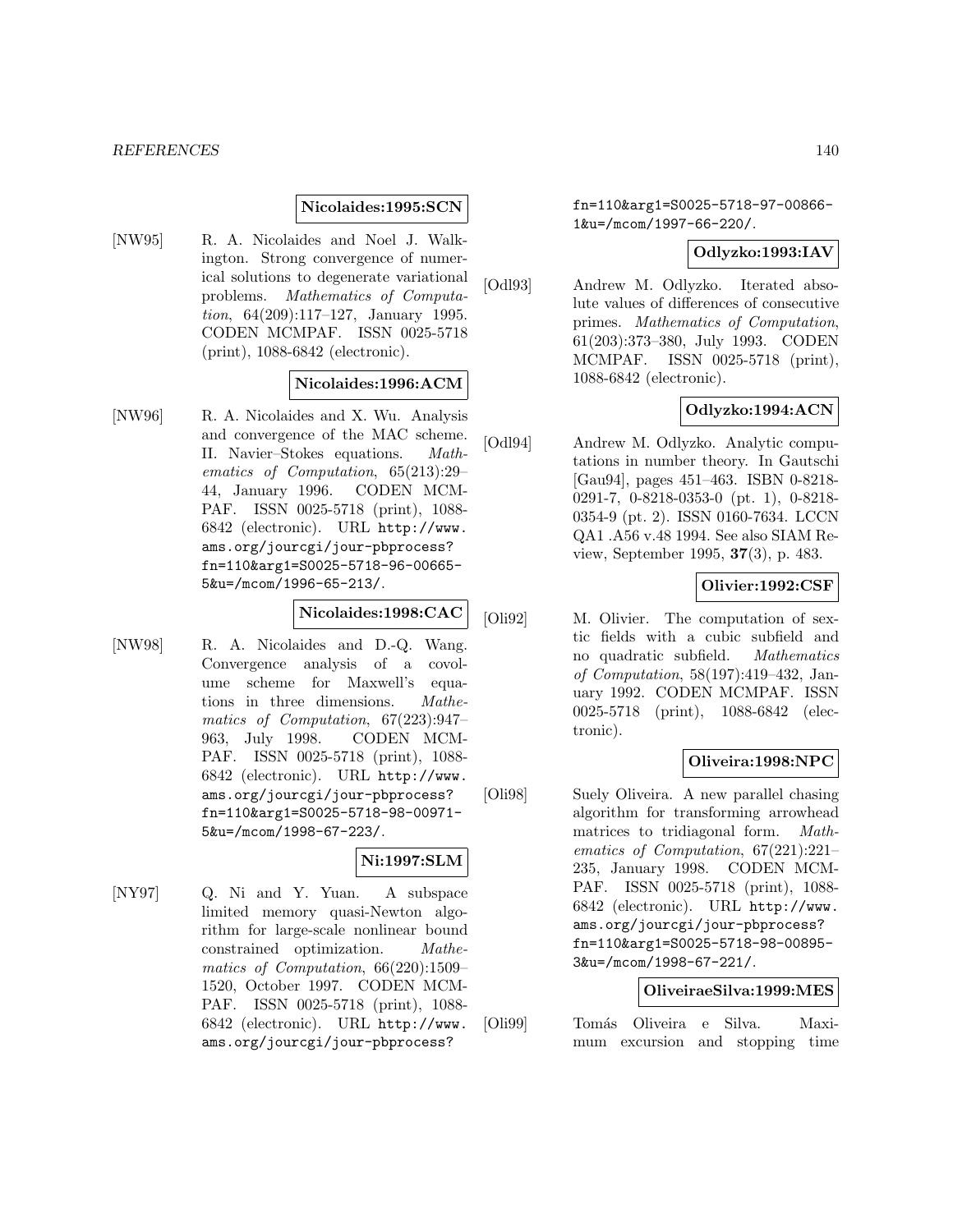**Nicolaides:1995:SCN**

[NW95] R. A. Nicolaides and Noel J. Walkington. Strong convergence of numerical solutions to degenerate variational problems. *Mathematics of Computation*, 64(209):117–127, January 1995. CODEN MCMPAF. ISSN 0025-5718 (print), 1088-6842 (electronic).

**Nicolaides:1996:ACM**

[NW96] R. A. Nicolaides and X. Wu. Analysis and convergence of the MAC scheme. II. Navier–Stokes equations. *Mathematics of Computation*, 65(213):29–44, January 1996. CODEN MCMPAF. ISSN 0025-5718 (print), 1088-6842 (electronic). URL http://www.ams.org/jourcgi/jour-pbprocess?fn=110&arg1=S0025-5718-96-00665-5&u=/mcom/1996-65-213/.

**Nicolaides:1998:CAC**

[NW98] R. A. Nicolaides and D.-Q. Wang. Convergence analysis of a covolume scheme for Maxwell's equations in three dimensions. *Mathematics of Computation*, 67(223):947–963, July 1998. CODEN MCMPAF. ISSN 0025-5718 (print), 1088-6842 (electronic). URL http://www.ams.org/jourcgi/jour-pbprocess?fn=110&arg1=S0025-5718-98-00971-5&u=/mcom/1998-67-223/.

**Ni:1997:SLM**

[NY97] Q. Ni and Y. Yuan. A subspace limited memory quasi-Newton algorithm for large-scale nonlinear bound constrained optimization. *Mathematics of Computation*, 66(220):1509–1520, October 1997. CODEN MCMPAF. ISSN 0025-5718 (print), 1088-6842 (electronic). URL http://www.ams.org/jourcgi/jour-pbprocess?fn=110&arg1=S0025-5718-97-00866-1&u=/mcom/1997-66-220/.

**Odlyzko:1993:IAV**

[Odl93] Andrew M. Odlyzko. Iterated absolute values of differences of consecutive primes. *Mathematics of Computation*, 61(203):373–380, July 1993. CODEN MCMPAF. ISSN 0025-5718 (print), 1088-6842 (electronic).

**Odlyzko:1994:ACN**

[Odl94] Andrew M. Odlyzko. Analytic computations in number theory. In Gautschi [Gau94], pages 451–463. ISBN 0-8218-0291-7, 0-8218-0353-0 (pt. 1), 0-8218-0354-9 (pt. 2). ISSN 0160-7634. LCCN QA1 .A56 v.48 1994. See also SIAM Review, September 1995, **37**(3), p. 483.

**Olivier:1992:CSF**

[Oli92] M. Olivier. The computation of sextic fields with a cubic subfield and no quadratic subfield. *Mathematics of Computation*, 58(197):419–432, January 1992. CODEN MCMPAF. ISSN 0025-5718 (print), 1088-6842 (electronic).

**Oliveira:1998:NPC**

[Oli98] Suely Oliveira. A new parallel chasing algorithm for transforming arrowhead matrices to tridiagonal form. *Mathematics of Computation*, 67(221):221–235, January 1998. CODEN MCMPAF. ISSN 0025-5718 (print), 1088-6842 (electronic). URL http://www.ams.org/jourcgi/jour-pbprocess?fn=110&arg1=S0025-5718-98-00895-3&u=/mcom/1998-67-221/.

**OliveiraeSilva:1999:MES**

[Oli99] Tomás Oliveira e Silva. Maximum excursion and stopping time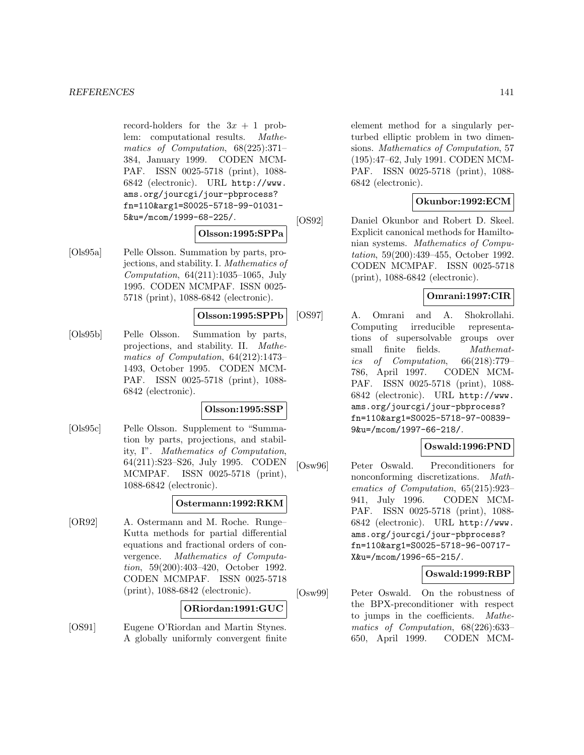record-holders for the $3x + 1$ problem: computational results. *Mathematics of Computation*, 68(225):371–384, January 1999. CODEN MCMPAF. ISSN 0025-5718 (print), 1088-6842 (electronic). URL `http://www.ams.org/jourcgi/jour-pbprocess?fn=110&arg1=S0025-5718-99-01031-5&u=/mcom/1999-68-225/`.

**Olsson:1995:SPPa**

[Ols95a] Pelle Olsson. Summation by parts, projections, and stability. I. *Mathematics of Computation*, 64(211):1035–1065, July 1995. CODEN MCMPAF. ISSN 0025-5718 (print), 1088-6842 (electronic).

**Olsson:1995:SPPb**

[Ols95b] Pelle Olsson. Summation by parts, projections, and stability. II. *Mathematics of Computation*, 64(212):1473–1493, October 1995. CODEN MCMPAF. ISSN 0025-5718 (print), 1088-6842 (electronic).

**Olsson:1995:SSP**

[Ols95c] Pelle Olsson. Supplement to "Summation by parts, projections, and stability, I". *Mathematics of Computation*, 64(211):S23–S26, July 1995. CODEN MCMPAF. ISSN 0025-5718 (print), 1088-6842 (electronic).

**Ostermann:1992:RKM**

[OR92] A. Ostermann and M. Roche. Runge–Kutta methods for partial differential equations and fractional orders of convergence. *Mathematics of Computation*, 59(200):403–420, October 1992. CODEN MCMPAF. ISSN 0025-5718 (print), 1088-6842 (electronic).

**ORiordan:1991:GUC**

[OS91] Eugene O'Riordan and Martin Stynes. A globally uniformly convergent finite element method for a singularly perturbed elliptic problem in two dimensions. *Mathematics of Computation*, 57 (195):47–62, July 1991. CODEN MCMPAF. ISSN 0025-5718 (print), 1088-6842 (electronic).

**Okunbor:1992:ECM**

[OS92] Daniel Okunbor and Robert D. Skeel. Explicit canonical methods for Hamiltonian systems. *Mathematics of Computation*, 59(200):439–455, October 1992. CODEN MCMPAF. ISSN 0025-5718 (print), 1088-6842 (electronic).

**Omrani:1997:CIR**

[OS97] A. Omrani and A. Shokrollahi. Computing irreducible representations of supersolvable groups over small finite fields. *Mathematics of Computation*, 66(218):779–786, April 1997. CODEN MCMPAF. ISSN 0025-5718 (print), 1088-6842 (electronic). URL `http://www.ams.org/jourcgi/jour-pbprocess?fn=110&arg1=S0025-5718-97-00839-9&u=/mcom/1997-66-218/`.

**Oswald:1996:PND**

[Osw96] Peter Oswald. Preconditioners for nonconforming discretizations. *Mathematics of Computation*, 65(215):923–941, July 1996. CODEN MCMPAF. ISSN 0025-5718 (print), 1088-6842 (electronic). URL `http://www.ams.org/jourcgi/jour-pbprocess?fn=110&arg1=S0025-5718-96-00717-X&u=/mcom/1996-65-215/`.

**Oswald:1999:RBP**

[Osw99] Peter Oswald. On the robustness of the BPX-preconditioner with respect to jumps in the coefficients. *Mathematics of Computation*, 68(226):633–650, April 1999. CODEN MCM-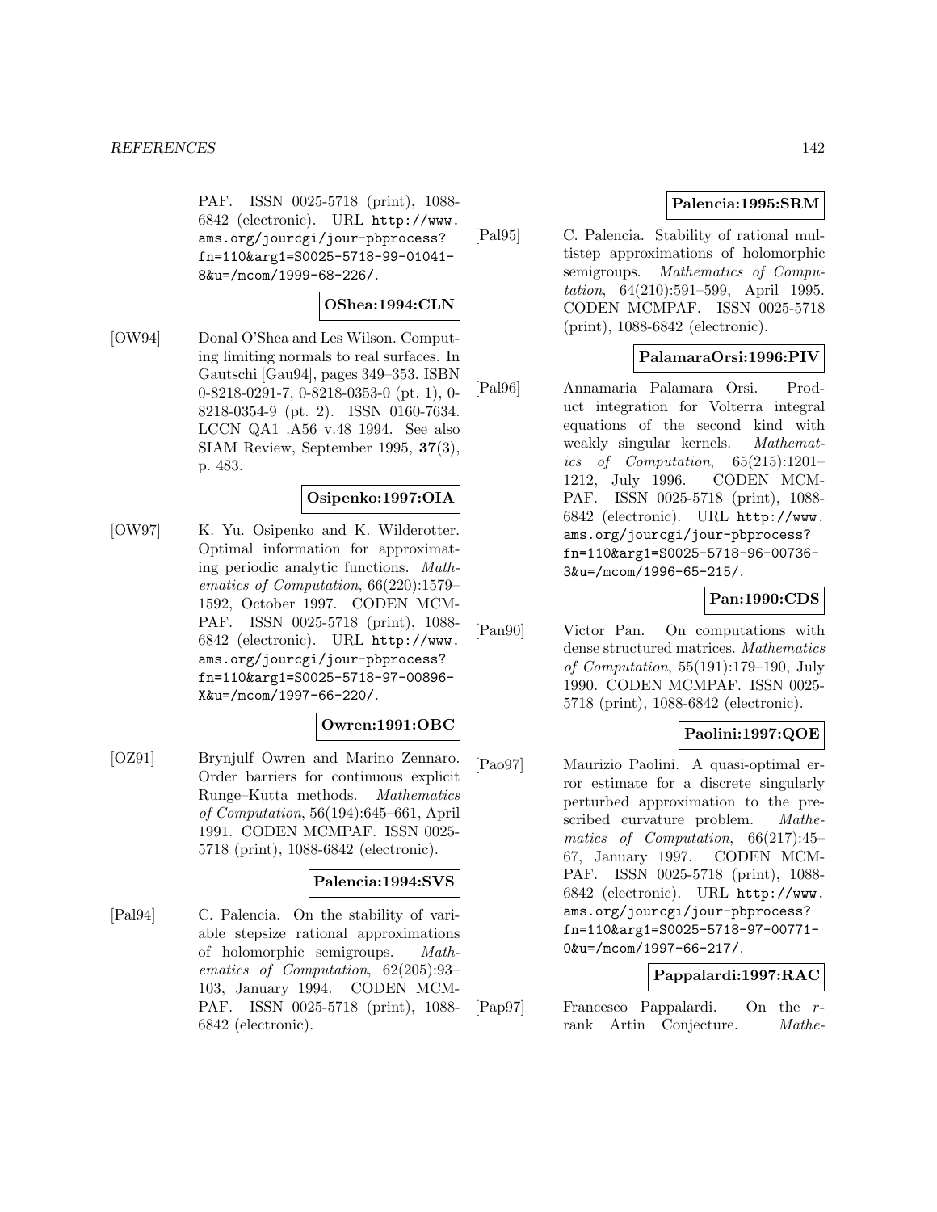PAF. ISSN 0025-5718 (print), 1088-6842 (electronic). URL http://www.ams.org/jourcgi/jour-pbprocess?fn=110&arg1=S0025-5718-99-01041-8&u=/mcom/1999-68-226/.

**OShea:1994:CLN**

[OW94] Donal O'Shea and Les Wilson. Computing limiting normals to real surfaces. In Gautschi [Gau94], pages 349–353. ISBN 0-8218-0291-7, 0-8218-0353-0 (pt. 1), 0-8218-0354-9 (pt. 2). ISSN 0160-7634. LCCN QA1 .A56 v.48 1994. See also SIAM Review, September 1995, **37**(3), p. 483.

**Osipenko:1997:OIA**

[OW97] K. Yu. Osipenko and K. Wilderotter. Optimal information for approximating periodic analytic functions. *Mathematics of Computation*, 66(220):1579–1592, October 1997. CODEN MCMPAF. ISSN 0025-5718 (print), 1088-6842 (electronic). URL http://www.ams.org/jourcgi/jour-pbprocess?fn=110&arg1=S0025-5718-97-00896-X&u=/mcom/1997-66-220/.

**Owren:1991:OBC**

[OZ91] Brynjulf Owren and Marino Zennaro. Order barriers for continuous explicit Runge–Kutta methods. *Mathematics of Computation*, 56(194):645–661, April 1991. CODEN MCMPAF. ISSN 0025-5718 (print), 1088-6842 (electronic).

**Palencia:1994:SVS**

[Pal94] C. Palencia. On the stability of variable stepsize rational approximations of holomorphic semigroups. *Mathematics of Computation*, 62(205):93–103, January 1994. CODEN MCMPAF. ISSN 0025-5718 (print), 1088-6842 (electronic).

**Palencia:1995:SRM**

[Pal95] C. Palencia. Stability of rational multistep approximations of holomorphic semigroups. *Mathematics of Computation*, 64(210):591–599, April 1995. CODEN MCMPAF. ISSN 0025-5718 (print), 1088-6842 (electronic).

**PalamaraOrsi:1996:PIV**

[Pal96] Annamaria Palamara Orsi. Product integration for Volterra integral equations of the second kind with weakly singular kernels. *Mathematics of Computation*, 65(215):1201–1212, July 1996. CODEN MCMPAF. ISSN 0025-5718 (print), 1088-6842 (electronic). URL http://www.ams.org/jourcgi/jour-pbprocess?fn=110&arg1=S0025-5718-96-00736-3&u=/mcom/1996-65-215/.

**Pan:1990:CDS**

[Pan90] Victor Pan. On computations with dense structured matrices. *Mathematics of Computation*, 55(191):179–190, July 1990. CODEN MCMPAF. ISSN 0025-5718 (print), 1088-6842 (electronic).

**Paolini:1997:QOE**

[Pao97] Maurizio Paolini. A quasi-optimal error estimate for a discrete singularly perturbed approximation to the prescribed curvature problem. *Mathematics of Computation*, 66(217):45–67, January 1997. CODEN MCMPAF. ISSN 0025-5718 (print), 1088-6842 (electronic). URL http://www.ams.org/jourcgi/jour-pbprocess?fn=110&arg1=S0025-5718-97-00771-0&u=/mcom/1997-66-217/.

**Pappalardi:1997:RAC**

[Pap97] Francesco Pappalardi. On the $r$-rank Artin Conjecture. *Mathe-*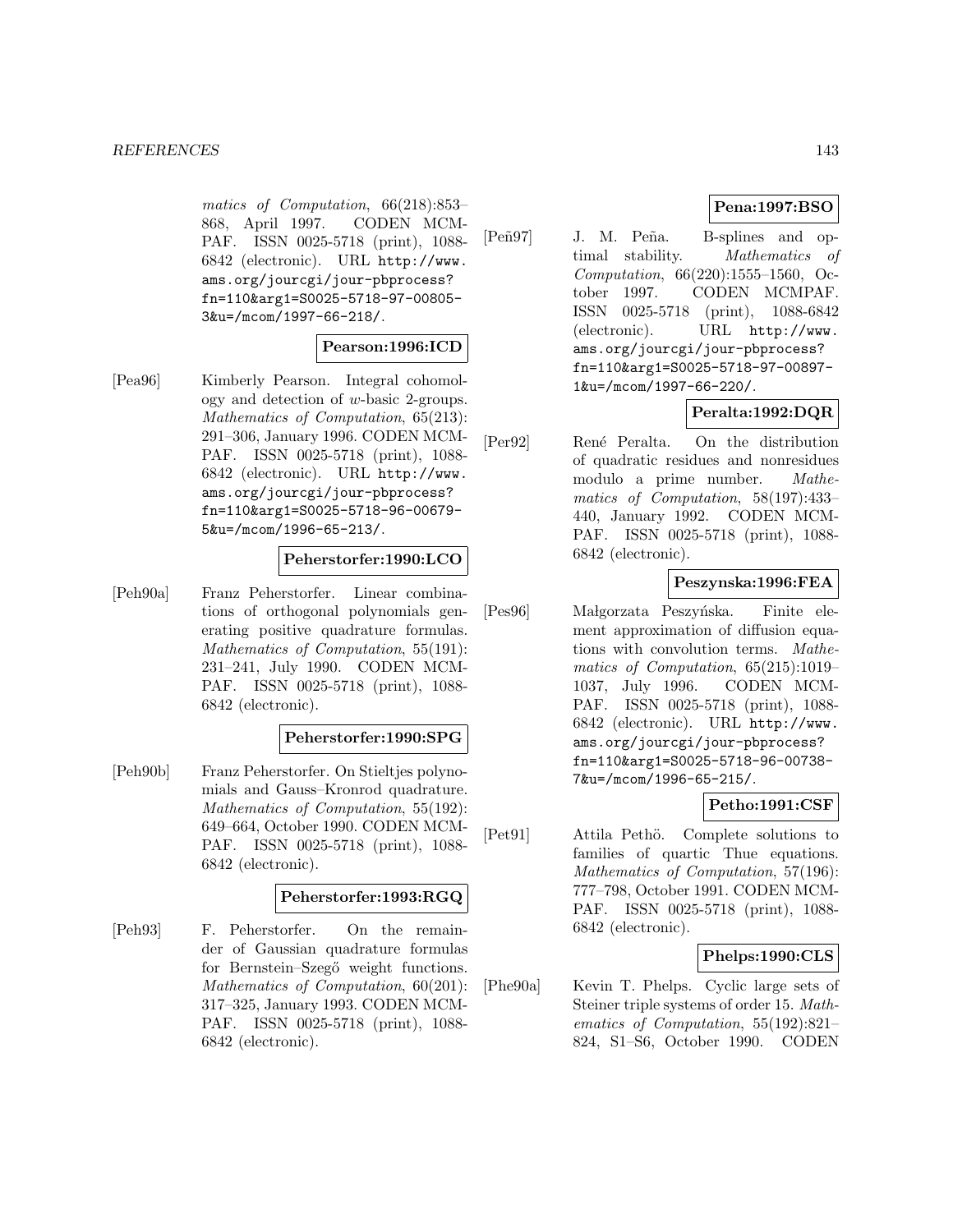*matics of Computation*, 66(218):853–868, April 1997. CODEN MCMPAF. ISSN 0025-5718 (print), 1088-6842 (electronic). URL http://www.ams.org/jourcgi/jour-pbprocess?fn=110&arg1=S0025-5718-97-00805-3&u=/mcom/1997-66-218/.

**Pearson:1996:ICD**

[Pea96] Kimberly Pearson. Integral cohomology and detection of $w$-basic 2-groups. *Mathematics of Computation*, 65(213): 291–306, January 1996. CODEN MCMPAF. ISSN 0025-5718 (print), 1088-6842 (electronic). URL http://www.ams.org/jourcgi/jour-pbprocess?fn=110&arg1=S0025-5718-96-00679-5&u=/mcom/1996-65-213/.

**Peherstorfer:1990:LCO**

[Peh90a] Franz Peherstorfer. Linear combinations of orthogonal polynomials generating positive quadrature formulas. *Mathematics of Computation*, 55(191): 231–241, July 1990. CODEN MCMPAF. ISSN 0025-5718 (print), 1088-6842 (electronic).

**Peherstorfer:1990:SPG**

[Peh90b] Franz Peherstorfer. On Stieltjes polynomials and Gauss–Kronrod quadrature. *Mathematics of Computation*, 55(192): 649–664, October 1990. CODEN MCMPAF. ISSN 0025-5718 (print), 1088-6842 (electronic).

**Peherstorfer:1993:RGQ**

[Peh93] F. Peherstorfer. On the remainder of Gaussian quadrature formulas for Bernstein–Szegő weight functions. *Mathematics of Computation*, 60(201): 317–325, January 1993. CODEN MCMPAF. ISSN 0025-5718 (print), 1088-6842 (electronic).

**Pena:1997:BSO**

[Peñ97] J. M. Peña. B-splines and optimal stability. *Mathematics of Computation*, 66(220):1555–1560, October 1997. CODEN MCMPAF. ISSN 0025-5718 (print), 1088-6842 (electronic). URL http://www.ams.org/jourcgi/jour-pbprocess?fn=110&arg1=S0025-5718-97-00897-1&u=/mcom/1997-66-220/.

**Peralta:1992:DQR**

[Per92] René Peralta. On the distribution of quadratic residues and nonresidues modulo a prime number. *Mathematics of Computation*, 58(197):433–440, January 1992. CODEN MCMPAF. ISSN 0025-5718 (print), 1088-6842 (electronic).

**Peszynska:1996:FEA**

[Pes96] Małgorzata Peszyńska. Finite element approximation of diffusion equations with convolution terms. *Mathematics of Computation*, 65(215):1019–1037, July 1996. CODEN MCMPAF. ISSN 0025-5718 (print), 1088-6842 (electronic). URL http://www.ams.org/jourcgi/jour-pbprocess?fn=110&arg1=S0025-5718-96-00738-7&u=/mcom/1996-65-215/.

**Petho:1991:CSF**

[Pet91] Attila Pethö. Complete solutions to families of quartic Thue equations. *Mathematics of Computation*, 57(196): 777–798, October 1991. CODEN MCMPAF. ISSN 0025-5718 (print), 1088-6842 (electronic).

**Phelps:1990:CLS**

[Phe90a] Kevin T. Phelps. Cyclic large sets of Steiner triple systems of order 15. *Mathematics of Computation*, 55(192):821–824, S1–S6, October 1990. CODEN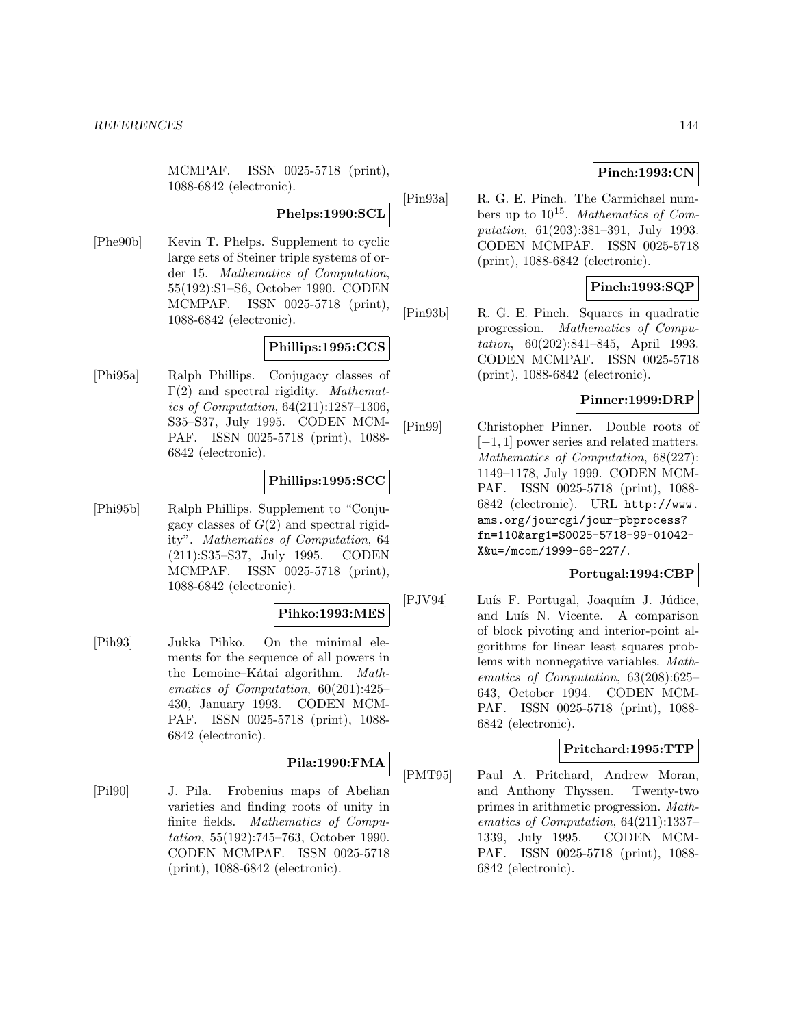MCMPAF. ISSN 0025-5718 (print), 1088-6842 (electronic).

**Phelps:1990:SCL**

[Phe90b] Kevin T. Phelps. Supplement to cyclic large sets of Steiner triple systems of order 15. *Mathematics of Computation*, 55(192):S1–S6, October 1990. CODEN MCMPAF. ISSN 0025-5718 (print), 1088-6842 (electronic).

**Phillips:1995:CCS**

[Phi95a] Ralph Phillips. Conjugacy classes of $\Gamma(2)$ and spectral rigidity. *Mathematics of Computation*, 64(211):1287–1306, S35–S37, July 1995. CODEN MCMPAF. ISSN 0025-5718 (print), 1088-6842 (electronic).

**Phillips:1995:SCC**

[Phi95b] Ralph Phillips. Supplement to "Conjugacy classes of $G(2)$ and spectral rigidity". *Mathematics of Computation*, 64 (211):S35–S37, July 1995. CODEN MCMPAF. ISSN 0025-5718 (print), 1088-6842 (electronic).

**Pihko:1993:MES**

[Pih93] Jukka Pihko. On the minimal elements for the sequence of all powers in the Lemoine–Kátai algorithm. *Mathematics of Computation*, 60(201):425–430, January 1993. CODEN MCMPAF. ISSN 0025-5718 (print), 1088-6842 (electronic).

**Pila:1990:FMA**

[Pil90] J. Pila. Frobenius maps of Abelian varieties and finding roots of unity in finite fields. *Mathematics of Computation*, 55(192):745–763, October 1990. CODEN MCMPAF. ISSN 0025-5718 (print), 1088-6842 (electronic).

**Pinch:1993:CN**

[Pin93a] R. G. E. Pinch. The Carmichael numbers up to $10^{15}$. *Mathematics of Computation*, 61(203):381–391, July 1993. CODEN MCMPAF. ISSN 0025-5718 (print), 1088-6842 (electronic).

**Pinch:1993:SQP**

[Pin93b] R. G. E. Pinch. Squares in quadratic progression. *Mathematics of Computation*, 60(202):841–845, April 1993. CODEN MCMPAF. ISSN 0025-5718 (print), 1088-6842 (electronic).

**Pinner:1999:DRP**

[Pin99] Christopher Pinner. Double roots of $[-1, 1]$ power series and related matters. *Mathematics of Computation*, 68(227): 1149–1178, July 1999. CODEN MCMPAF. ISSN 0025-5718 (print), 1088-6842 (electronic). URL `http://www.ams.org/jourcgi/jour-pbprocess?fn=110&arg1=S0025-5718-99-01042-X&u=/mcom/1999-68-227/`.

**Portugal:1994:CBP**

[PJV94] Luís F. Portugal, Joaquím J. Júdice, and Luís N. Vicente. A comparison of block pivoting and interior-point algorithms for linear least squares problems with nonnegative variables. *Mathematics of Computation*, 63(208):625–643, October 1994. CODEN MCMPAF. ISSN 0025-5718 (print), 1088-6842 (electronic).

**Pritchard:1995:TTP**

[PMT95] Paul A. Pritchard, Andrew Moran, and Anthony Thyssen. Twenty-two primes in arithmetic progression. *Mathematics of Computation*, 64(211):1337–1339, July 1995. CODEN MCMPAF. ISSN 0025-5718 (print), 1088-6842 (electronic).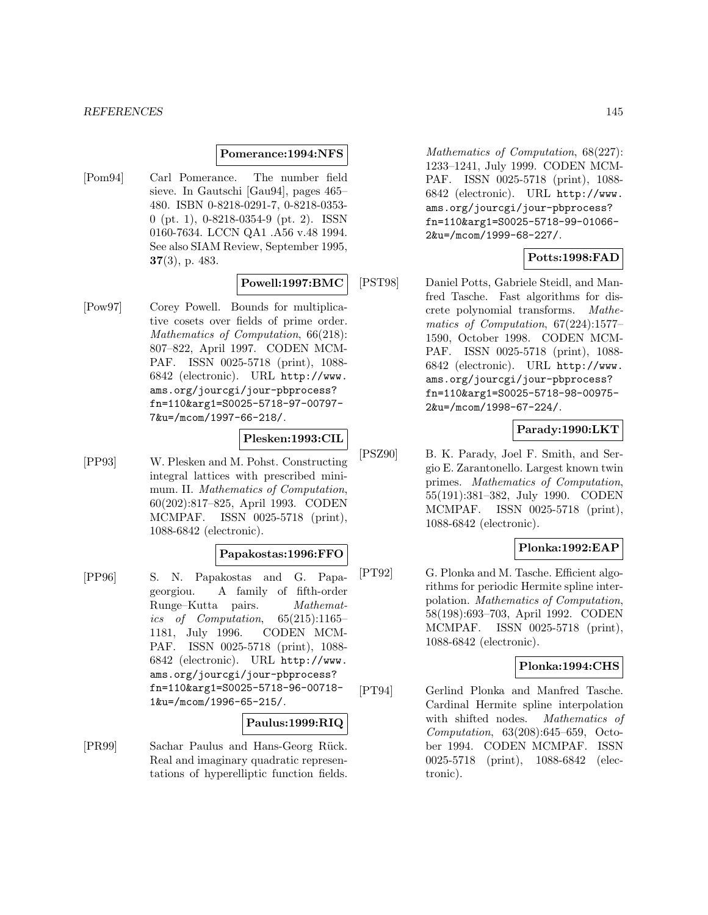**Pomerance:1994:NFS**

[Pom94] Carl Pomerance. The number field sieve. In Gautschi [Gau94], pages 465–480. ISBN 0-8218-0291-7, 0-8218-0353-0 (pt. 1), 0-8218-0354-9 (pt. 2). ISSN 0160-7634. LCCN QA1 .A56 v.48 1994. See also SIAM Review, September 1995, **37**(3), p. 483.

**Powell:1997:BMC**

[Pow97] Corey Powell. Bounds for multiplicative cosets over fields of prime order. *Mathematics of Computation*, 66(218): 807–822, April 1997. CODEN MCMPAF. ISSN 0025-5718 (print), 1088-6842 (electronic). URL `http://www.ams.org/jourcgi/jour-pbprocess?fn=110&arg1=S0025-5718-97-00797-7&u=/mcom/1997-66-218/`.

**Plesken:1993:CIL**

[PP93] W. Plesken and M. Pohst. Constructing integral lattices with prescribed minimum. II. *Mathematics of Computation*, 60(202):817–825, April 1993. CODEN MCMPAF. ISSN 0025-5718 (print), 1088-6842 (electronic).

**Papakostas:1996:FFO**

[PP96] S. N. Papakostas and G. Papageorgiou. A family of fifth-order Runge–Kutta pairs. *Mathematics of Computation*, 65(215):1165–1181, July 1996. CODEN MCMPAF. ISSN 0025-5718 (print), 1088-6842 (electronic). URL `http://www.ams.org/jourcgi/jour-pbprocess?fn=110&arg1=S0025-5718-96-00718-1&u=/mcom/1996-65-215/`.

**Paulus:1999:RIQ**

[PR99] Sachar Paulus and Hans-Georg Rück. Real and imaginary quadratic representations of hyperelliptic function fields. *Mathematics of Computation*, 68(227): 1233–1241, July 1999. CODEN MCMPAF. ISSN 0025-5718 (print), 1088-6842 (electronic). URL `http://www.ams.org/jourcgi/jour-pbprocess?fn=110&arg1=S0025-5718-99-01066-2&u=/mcom/1999-68-227/`.

**Potts:1998:FAD**

[PST98] Daniel Potts, Gabriele Steidl, and Manfred Tasche. Fast algorithms for discrete polynomial transforms. *Mathematics of Computation*, 67(224):1577–1590, October 1998. CODEN MCMPAF. ISSN 0025-5718 (print), 1088-6842 (electronic). URL `http://www.ams.org/jourcgi/jour-pbprocess?fn=110&arg1=S0025-5718-98-00975-2&u=/mcom/1998-67-224/`.

**Parady:1990:LKT**

[PSZ90] B. K. Parady, Joel F. Smith, and Sergio E. Zarantonello. Largest known twin primes. *Mathematics of Computation*, 55(191):381–382, July 1990. CODEN MCMPAF. ISSN 0025-5718 (print), 1088-6842 (electronic).

**Plonka:1992:EAP**

[PT92] G. Plonka and M. Tasche. Efficient algorithms for periodic Hermite spline interpolation. *Mathematics of Computation*, 58(198):693–703, April 1992. CODEN MCMPAF. ISSN 0025-5718 (print), 1088-6842 (electronic).

**Plonka:1994:CHS**

[PT94] Gerlind Plonka and Manfred Tasche. Cardinal Hermite spline interpolation with shifted nodes. *Mathematics of Computation*, 63(208):645–659, October 1994. CODEN MCMPAF. ISSN 0025-5718 (print), 1088-6842 (electronic).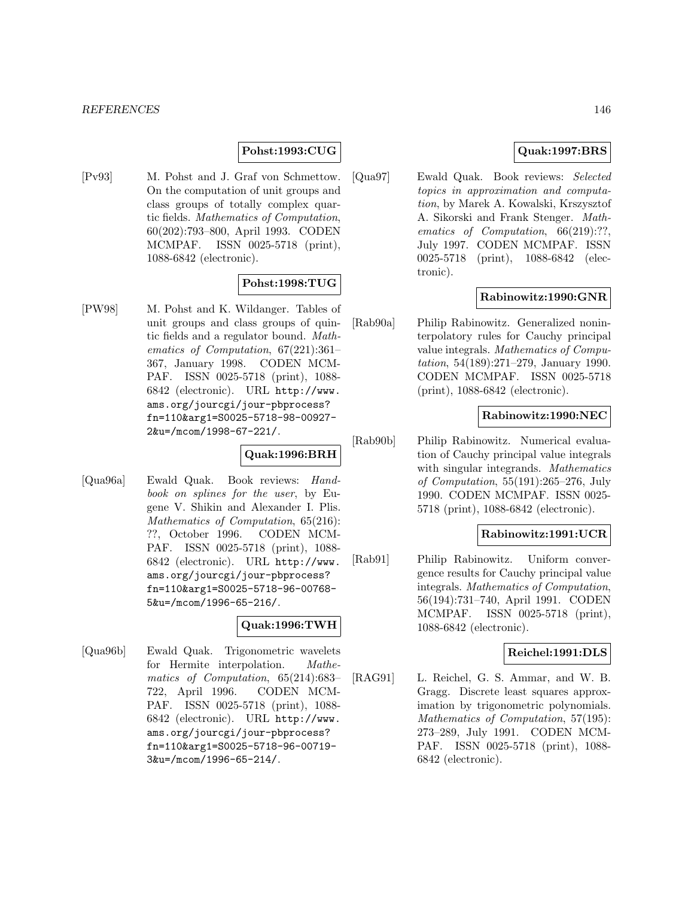**Pohst:1993:CUG**

[Pv93] M. Pohst and J. Graf von Schmettow. On the computation of unit groups and class groups of totally complex quartic fields. *Mathematics of Computation*, 60(202):793–800, April 1993. CODEN MCMPAF. ISSN 0025-5718 (print), 1088-6842 (electronic).

**Pohst:1998:TUG**

[PW98] M. Pohst and K. Wildanger. Tables of unit groups and class groups of quintic fields and a regulator bound. *Mathematics of Computation*, 67(221):361–367, January 1998. CODEN MCMPAF. ISSN 0025-5718 (print), 1088-6842 (electronic). URL http://www.ams.org/jourcgi/jour-pbprocess?fn=110&arg1=S0025-5718-98-00927-2&u=/mcom/1998-67-221/.

**Quak:1996:BRH**

[Qua96a] Ewald Quak. Book reviews: *Handbook on splines for the user*, by Eugene V. Shikin and Alexander I. Plis. *Mathematics of Computation*, 65(216):??, October 1996. CODEN MCMPAF. ISSN 0025-5718 (print), 1088-6842 (electronic). URL http://www.ams.org/jourcgi/jour-pbprocess?fn=110&arg1=S0025-5718-96-00768-5&u=/mcom/1996-65-216/.

**Quak:1996:TWH**

[Qua96b] Ewald Quak. Trigonometric wavelets for Hermite interpolation. *Mathematics of Computation*, 65(214):683–722, April 1996. CODEN MCMPAF. ISSN 0025-5718 (print), 1088-6842 (electronic). URL http://www.ams.org/jourcgi/jour-pbprocess?fn=110&arg1=S0025-5718-96-00719-3&u=/mcom/1996-65-214/.

**Quak:1997:BRS**

[Qua97] Ewald Quak. Book reviews: *Selected topics in approximation and computation*, by Marek A. Kowalski, Krszysztof A. Sikorski and Frank Stenger. *Mathematics of Computation*, 66(219):??, July 1997. CODEN MCMPAF. ISSN 0025-5718 (print), 1088-6842 (electronic).

**Rabinowitz:1990:GNR**

[Rab90a] Philip Rabinowitz. Generalized noninterpolatory rules for Cauchy principal value integrals. *Mathematics of Computation*, 54(189):271–279, January 1990. CODEN MCMPAF. ISSN 0025-5718 (print), 1088-6842 (electronic).

**Rabinowitz:1990:NEC**

[Rab90b] Philip Rabinowitz. Numerical evaluation of Cauchy principal value integrals with singular integrands. *Mathematics of Computation*, 55(191):265–276, July 1990. CODEN MCMPAF. ISSN 0025-5718 (print), 1088-6842 (electronic).

**Rabinowitz:1991:UCR**

[Rab91] Philip Rabinowitz. Uniform convergence results for Cauchy principal value integrals. *Mathematics of Computation*, 56(194):731–740, April 1991. CODEN MCMPAF. ISSN 0025-5718 (print), 1088-6842 (electronic).

**Reichel:1991:DLS**

[RAG91] L. Reichel, G. S. Ammar, and W. B. Gragg. Discrete least squares approximation by trigonometric polynomials. *Mathematics of Computation*, 57(195):273–289, July 1991. CODEN MCMPAF. ISSN 0025-5718 (print), 1088-6842 (electronic).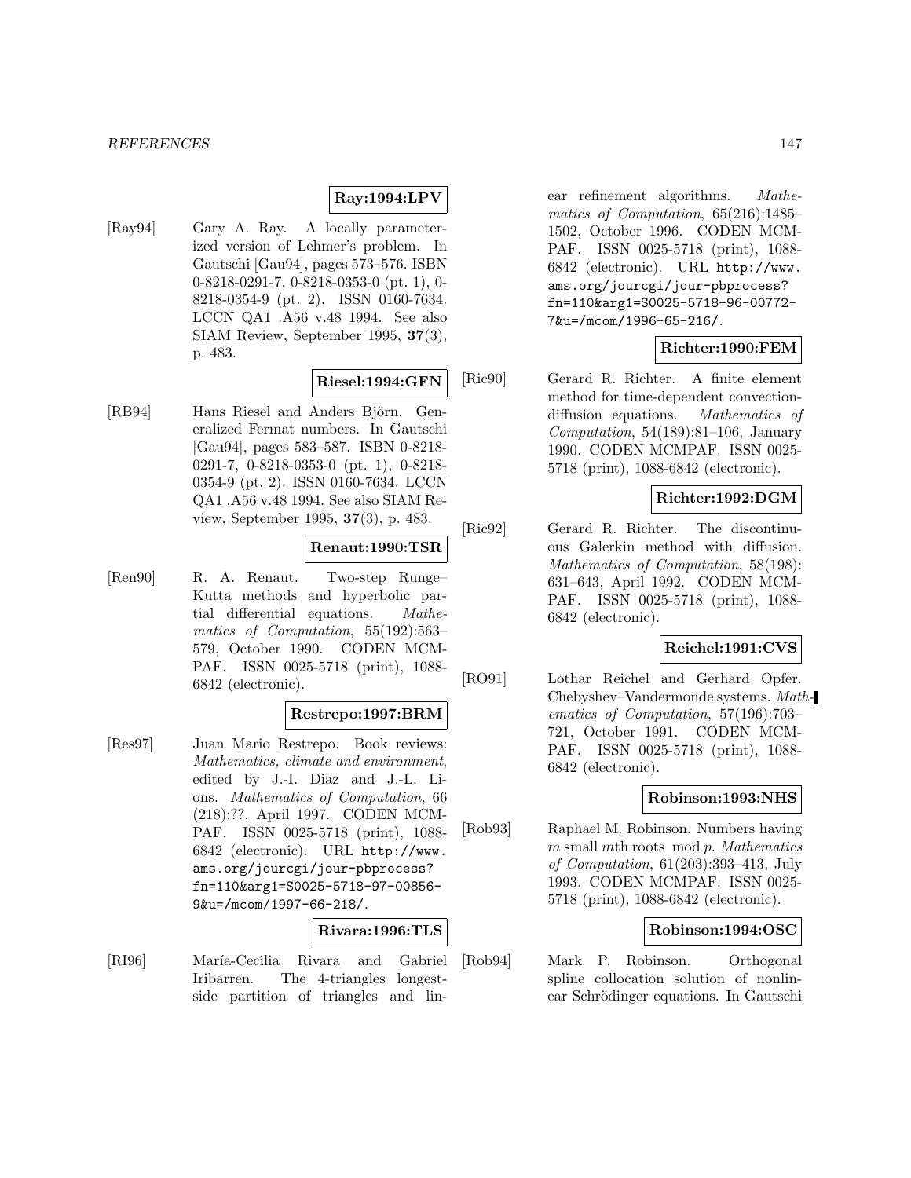**Ray:1994:LPV**

[Ray94] Gary A. Ray. A locally parameterized version of Lehmer's problem. In Gautschi [Gau94], pages 573–576. ISBN 0-8218-0291-7, 0-8218-0353-0 (pt. 1), 0-8218-0354-9 (pt. 2). ISSN 0160-7634. LCCN QA1 .A56 v.48 1994. See also SIAM Review, September 1995, **37**(3), p. 483.

**Riesel:1994:GFN**

[RB94] Hans Riesel and Anders Björn. Generalized Fermat numbers. In Gautschi [Gau94], pages 583–587. ISBN 0-8218-0291-7, 0-8218-0353-0 (pt. 1), 0-8218-0354-9 (pt. 2). ISSN 0160-7634. LCCN QA1 .A56 v.48 1994. See also SIAM Review, September 1995, **37**(3), p. 483.

**Renaut:1990:TSR**

[Ren90] R. A. Renaut. Two-step Runge–Kutta methods and hyperbolic partial differential equations. *Mathematics of Computation*, 55(192):563–579, October 1990. CODEN MCMPAF. ISSN 0025-5718 (print), 1088-6842 (electronic).

**Restrepo:1997:BRM**

[Res97] Juan Mario Restrepo. Book reviews: *Mathematics, climate and environment*, edited by J.-I. Diaz and J.-L. Lions. *Mathematics of Computation*, 66 (218):??, April 1997. CODEN MCMPAF. ISSN 0025-5718 (print), 1088-6842 (electronic). URL http://www.ams.org/jourcgi/jour-pbprocess?fn=110&arg1=S0025-5718-97-00856-9&u=/mcom/1997-66-218/.

**Rivara:1996:TLS**

[RI96] María-Cecilia Rivara and Gabriel Iribarren. The 4-triangles longest-side partition of triangles and linear refinement algorithms. *Mathematics of Computation*, 65(216):1485–1502, October 1996. CODEN MCMPAF. ISSN 0025-5718 (print), 1088-6842 (electronic). URL http://www.ams.org/jourcgi/jour-pbprocess?fn=110&arg1=S0025-5718-96-00772-7&u=/mcom/1996-65-216/.

**Richter:1990:FEM**

[Ric90] Gerard R. Richter. A finite element method for time-dependent convection-diffusion equations. *Mathematics of Computation*, 54(189):81–106, January 1990. CODEN MCMPAF. ISSN 0025-5718 (print), 1088-6842 (electronic).

**Richter:1992:DGM**

[Ric92] Gerard R. Richter. The discontinuous Galerkin method with diffusion. *Mathematics of Computation*, 58(198): 631–643, April 1992. CODEN MCMPAF. ISSN 0025-5718 (print), 1088-6842 (electronic).

**Reichel:1991:CVS**

[RO91] Lothar Reichel and Gerhard Opfer. Chebyshev–Vandermonde systems. *Mathematics of Computation*, 57(196):703–721, October 1991. CODEN MCMPAF. ISSN 0025-5718 (print), 1088-6842 (electronic).

**Robinson:1993:NHS**

[Rob93] Raphael M. Robinson. Numbers having $m$ small $m$th roots mod $p$. *Mathematics of Computation*, 61(203):393–413, July 1993. CODEN MCMPAF. ISSN 0025-5718 (print), 1088-6842 (electronic).

**Robinson:1994:OSC**

[Rob94] Mark P. Robinson. Orthogonal spline collocation solution of nonlinear Schrödinger equations. In Gautschi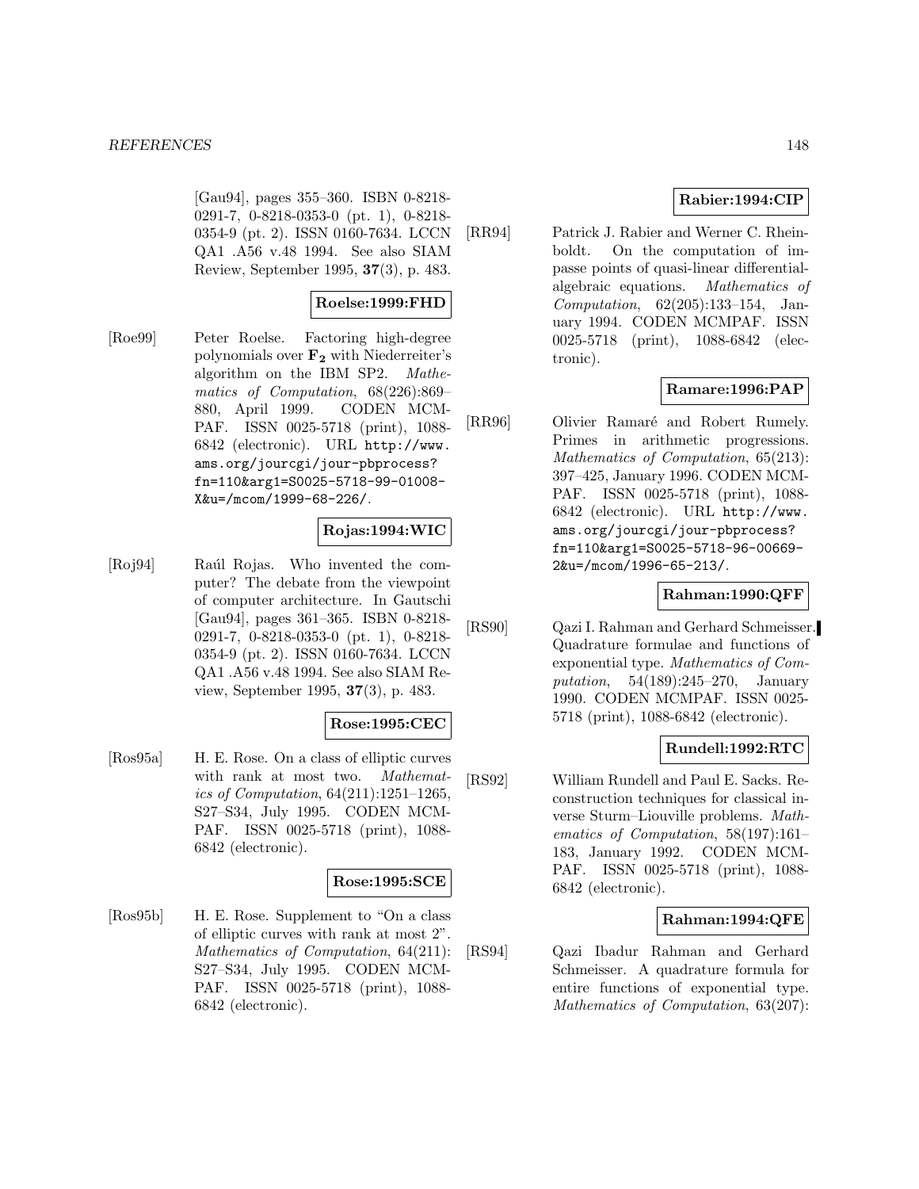[Gau94], pages 355–360. ISBN 0-8218-0291-7, 0-8218-0353-0 (pt. 1), 0-8218-0354-9 (pt. 2). ISSN 0160-7634. LCCN QA1 .A56 v.48 1994. See also SIAM Review, September 1995, **37**(3), p. 483.

**Roelse:1999:FHD**

[Roe99] Peter Roelse. Factoring high-degree polynomials over $\mathbf{F_2}$ with Niederreiter's algorithm on the IBM SP2. *Mathematics of Computation*, 68(226):869–880, April 1999. CODEN MCMPAF. ISSN 0025-5718 (print), 1088-6842 (electronic). URL http://www.ams.org/jourcgi/jour-pbprocess?fn=110&arg1=S0025-5718-99-01008-X&u=/mcom/1999-68-226/.

**Rojas:1994:WIC**

[Roj94] Raúl Rojas. Who invented the computer? The debate from the viewpoint of computer architecture. In Gautschi [Gau94], pages 361–365. ISBN 0-8218-0291-7, 0-8218-0353-0 (pt. 1), 0-8218-0354-9 (pt. 2). ISSN 0160-7634. LCCN QA1 .A56 v.48 1994. See also SIAM Review, September 1995, **37**(3), p. 483.

**Rose:1995:CEC**

[Ros95a] H. E. Rose. On a class of elliptic curves with rank at most two. *Mathematics of Computation*, 64(211):1251–1265, S27–S34, July 1995. CODEN MCMPAF. ISSN 0025-5718 (print), 1088-6842 (electronic).

**Rose:1995:SCE**

[Ros95b] H. E. Rose. Supplement to "On a class of elliptic curves with rank at most 2". *Mathematics of Computation*, 64(211): S27–S34, July 1995. CODEN MCMPAF. ISSN 0025-5718 (print), 1088-6842 (electronic).

**Rabier:1994:CIP**

[RR94] Patrick J. Rabier and Werner C. Rheinboldt. On the computation of impasse points of quasi-linear differential-algebraic equations. *Mathematics of Computation*, 62(205):133–154, January 1994. CODEN MCMPAF. ISSN 0025-5718 (print), 1088-6842 (electronic).

**Ramare:1996:PAP**

[RR96] Olivier Ramaré and Robert Rumely. Primes in arithmetic progressions. *Mathematics of Computation*, 65(213): 397–425, January 1996. CODEN MCMPAF. ISSN 0025-5718 (print), 1088-6842 (electronic). URL http://www.ams.org/jourcgi/jour-pbprocess?fn=110&arg1=S0025-5718-96-00669-2&u=/mcom/1996-65-213/.

**Rahman:1990:QFF**

[RS90] Qazi I. Rahman and Gerhard Schmeisser. Quadrature formulae and functions of exponential type. *Mathematics of Computation*, 54(189):245–270, January 1990. CODEN MCMPAF. ISSN 0025-5718 (print), 1088-6842 (electronic).

**Rundell:1992:RTC**

[RS92] William Rundell and Paul E. Sacks. Reconstruction techniques for classical inverse Sturm–Liouville problems. *Mathematics of Computation*, 58(197):161–183, January 1992. CODEN MCMPAF. ISSN 0025-5718 (print), 1088-6842 (electronic).

**Rahman:1994:QFE**

[RS94] Qazi Ibadur Rahman and Gerhard Schmeisser. A quadrature formula for entire functions of exponential type. *Mathematics of Computation*, 63(207):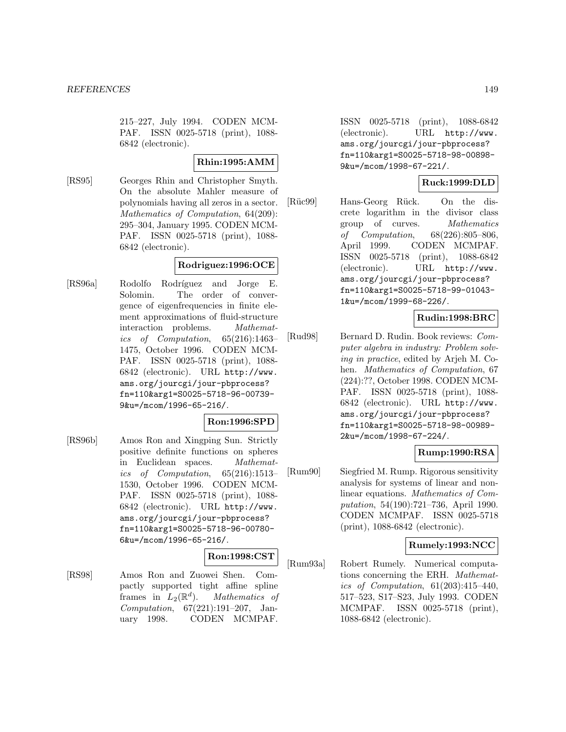215–227, July 1994. CODEN MCMPAF. ISSN 0025-5718 (print), 1088-6842 (electronic).

**Rhin:1995:AMM**

[RS95] Georges Rhin and Christopher Smyth. On the absolute Mahler measure of polynomials having all zeros in a sector. *Mathematics of Computation*, 64(209): 295–304, January 1995. CODEN MCMPAF. ISSN 0025-5718 (print), 1088-6842 (electronic).

**Rodriguez:1996:OCE**

[RS96a] Rodolfo Rodríguez and Jorge E. Solomin. The order of convergence of eigenfrequencies in finite element approximations of fluid-structure interaction problems. *Mathematics of Computation*, 65(216):1463–1475, October 1996. CODEN MCMPAF. ISSN 0025-5718 (print), 1088-6842 (electronic). URL `http://www.ams.org/jourcgi/jour-pbprocess?fn=110&arg1=S0025-5718-96-00739-9&u=/mcom/1996-65-216/`.

**Ron:1996:SPD**

[RS96b] Amos Ron and Xingping Sun. Strictly positive definite functions on spheres in Euclidean spaces. *Mathematics of Computation*, 65(216):1513–1530, October 1996. CODEN MCMPAF. ISSN 0025-5718 (print), 1088-6842 (electronic). URL `http://www.ams.org/jourcgi/jour-pbprocess?fn=110&arg1=S0025-5718-96-00780-6&u=/mcom/1996-65-216/`.

**Ron:1998:CST**

[RS98] Amos Ron and Zuowei Shen. Compactly supported tight affine spline frames in $L_2(\mathbb{R}^d)$. *Mathematics of Computation*, 67(221):191–207, January 1998. CODEN MCMPAF. ISSN 0025-5718 (print), 1088-6842 (electronic). URL `http://www.ams.org/jourcgi/jour-pbprocess?fn=110&arg1=S0025-5718-98-00898-9&u=/mcom/1998-67-221/`.

**Ruck:1999:DLD**

[Rüc99] Hans-Georg Rück. On the discrete logarithm in the divisor class group of curves. *Mathematics of Computation*, 68(226):805–806, April 1999. CODEN MCMPAF. ISSN 0025-5718 (print), 1088-6842 (electronic). URL `http://www.ams.org/jourcgi/jour-pbprocess?fn=110&arg1=S0025-5718-99-01043-1&u=/mcom/1999-68-226/`.

**Rudin:1998:BRC**

[Rud98] Bernard D. Rudin. Book reviews: *Computer algebra in industry: Problem solving in practice*, edited by Arjeh M. Cohen. *Mathematics of Computation*, 67 (224):??, October 1998. CODEN MCMPAF. ISSN 0025-5718 (print), 1088-6842 (electronic). URL `http://www.ams.org/jourcgi/jour-pbprocess?fn=110&arg1=S0025-5718-98-00989-2&u=/mcom/1998-67-224/`.

**Rump:1990:RSA**

[Rum90] Siegfried M. Rump. Rigorous sensitivity analysis for systems of linear and nonlinear equations. *Mathematics of Computation*, 54(190):721–736, April 1990. CODEN MCMPAF. ISSN 0025-5718 (print), 1088-6842 (electronic).

**Rumely:1993:NCC**

[Rum93a] Robert Rumely. Numerical computations concerning the ERH. *Mathematics of Computation*, 61(203):415–440, 517–523, S17–S23, July 1993. CODEN MCMPAF. ISSN 0025-5718 (print), 1088-6842 (electronic).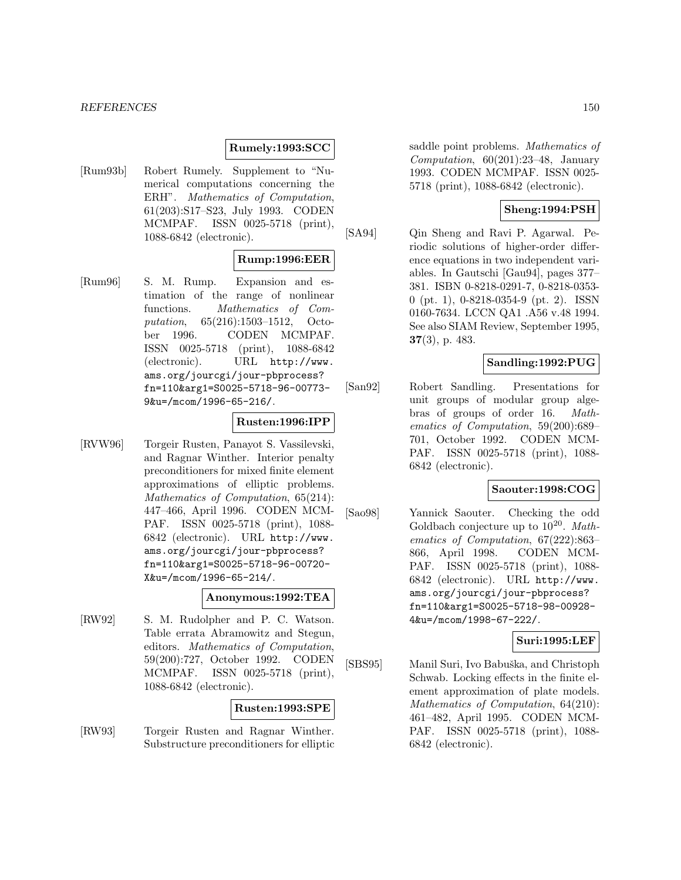**Rumely:1993:SCC**

[Rum93b] Robert Rumely. Supplement to "Numerical computations concerning the ERH". *Mathematics of Computation*, 61(203):S17–S23, July 1993. CODEN MCMPAF. ISSN 0025-5718 (print), 1088-6842 (electronic).

**Rump:1996:EER**

[Rum96] S. M. Rump. Expansion and estimation of the range of nonlinear functions. *Mathematics of Computation*, 65(216):1503–1512, October 1996. CODEN MCMPAF. ISSN 0025-5718 (print), 1088-6842 (electronic). URL http://www.ams.org/jourcgi/jour-pbprocess?fn=110&arg1=S0025-5718-96-00773-9&u=/mcom/1996-65-216/.

**Rusten:1996:IPP**

[RVW96] Torgeir Rusten, Panayot S. Vassilevski, and Ragnar Winther. Interior penalty preconditioners for mixed finite element approximations of elliptic problems. *Mathematics of Computation*, 65(214):447–466, April 1996. CODEN MCMPAF. ISSN 0025-5718 (print), 1088-6842 (electronic). URL http://www.ams.org/jourcgi/jour-pbprocess?fn=110&arg1=S0025-5718-96-00720-X&u=/mcom/1996-65-214/.

**Anonymous:1992:TEA**

[RW92] S. M. Rudolpher and P. C. Watson. Table errata Abramowitz and Stegun, editors. *Mathematics of Computation*, 59(200):727, October 1992. CODEN MCMPAF. ISSN 0025-5718 (print), 1088-6842 (electronic).

**Rusten:1993:SPE**

[RW93] Torgeir Rusten and Ragnar Winther. Substructure preconditioners for elliptic saddle point problems. *Mathematics of Computation*, 60(201):23–48, January 1993. CODEN MCMPAF. ISSN 0025-5718 (print), 1088-6842 (electronic).

**Sheng:1994:PSH**

[SA94] Qin Sheng and Ravi P. Agarwal. Periodic solutions of higher-order difference equations in two independent variables. In Gautschi [Gau94], pages 377–381. ISBN 0-8218-0291-7, 0-8218-0353-0 (pt. 1), 0-8218-0354-9 (pt. 2). ISSN 0160-7634. LCCN QA1 .A56 v.48 1994. See also SIAM Review, September 1995, **37**(3), p. 483.

**Sandling:1992:PUG**

[San92] Robert Sandling. Presentations for unit groups of modular group algebras of groups of order 16. *Mathematics of Computation*, 59(200):689–701, October 1992. CODEN MCMPAF. ISSN 0025-5718 (print), 1088-6842 (electronic).

**Saouter:1998:COG**

[Sao98] Yannick Saouter. Checking the odd Goldbach conjecture up to $10^{20}$. *Mathematics of Computation*, 67(222):863–866, April 1998. CODEN MCMPAF. ISSN 0025-5718 (print), 1088-6842 (electronic). URL http://www.ams.org/jourcgi/jour-pbprocess?fn=110&arg1=S0025-5718-98-00928-4&u=/mcom/1998-67-222/.

**Suri:1995:LEF**

[SBS95] Manil Suri, Ivo Babuška, and Christoph Schwab. Locking effects in the finite element approximation of plate models. *Mathematics of Computation*, 64(210):461–482, April 1995. CODEN MCMPAF. ISSN 0025-5718 (print), 1088-6842 (electronic).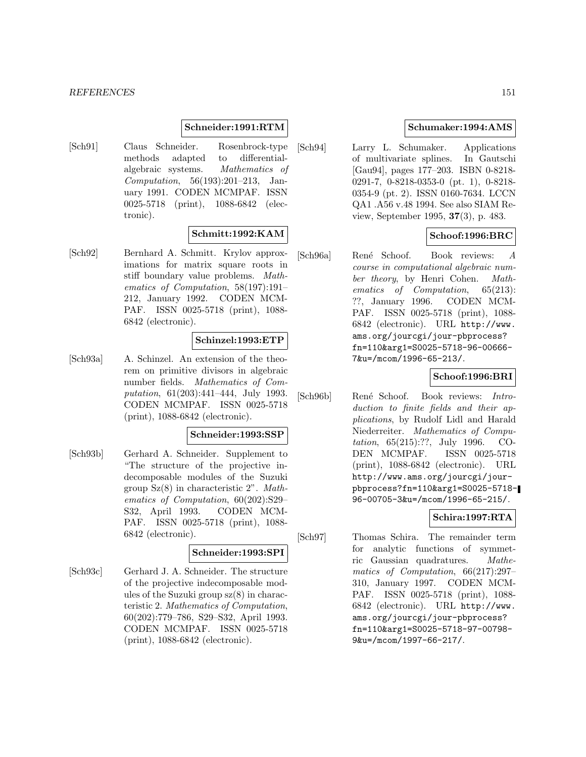**Schneider:1991:RTM**

[Sch91] Claus Schneider. Rosenbrock-type methods adapted to differential-algebraic systems. *Mathematics of Computation*, 56(193):201–213, January 1991. CODEN MCMPAF. ISSN 0025-5718 (print), 1088-6842 (electronic).

**Schmitt:1992:KAM**

[Sch92] Bernhard A. Schmitt. Krylov approximations for matrix square roots in stiff boundary value problems. *Mathematics of Computation*, 58(197):191–212, January 1992. CODEN MCMPAF. ISSN 0025-5718 (print), 1088-6842 (electronic).

**Schinzel:1993:ETP**

[Sch93a] A. Schinzel. An extension of the theorem on primitive divisors in algebraic number fields. *Mathematics of Computation*, 61(203):441–444, July 1993. CODEN MCMPAF. ISSN 0025-5718 (print), 1088-6842 (electronic).

**Schneider:1993:SSP**

[Sch93b] Gerhard A. Schneider. Supplement to "The structure of the projective indecomposable modules of the Suzuki group Sz(8) in characteristic 2". *Mathematics of Computation*, 60(202):S29–S32, April 1993. CODEN MCMPAF. ISSN 0025-5718 (print), 1088-6842 (electronic).

**Schneider:1993:SPI**

[Sch93c] Gerhard J. A. Schneider. The structure of the projective indecomposable modules of the Suzuki group sz(8) in characteristic 2. *Mathematics of Computation*, 60(202):779–786, S29–S32, April 1993. CODEN MCMPAF. ISSN 0025-5718 (print), 1088-6842 (electronic).

**Schumaker:1994:AMS**

[Sch94] Larry L. Schumaker. Applications of multivariate splines. In Gautschi [Gau94], pages 177–203. ISBN 0-8218-0291-7, 0-8218-0353-0 (pt. 1), 0-8218-0354-9 (pt. 2). ISSN 0160-7634. LCCN QA1 .A56 v.48 1994. See also SIAM Review, September 1995, **37**(3), p. 483.

**Schoof:1996:BRC**

[Sch96a] René Schoof. Book reviews: *A course in computational algebraic number theory*, by Henri Cohen. *Mathematics of Computation*, 65(213): ??, January 1996. CODEN MCMPAF. ISSN 0025-5718 (print), 1088-6842 (electronic). URL http://www.ams.org/jourcgi/jour-pbprocess?fn=110&arg1=S0025-5718-96-00666-7&u=/mcom/1996-65-213/.

**Schoof:1996:BRI**

[Sch96b] René Schoof. Book reviews: *Introduction to finite fields and their applications*, by Rudolf Lidl and Harald Niederreiter. *Mathematics of Computation*, 65(215):??, July 1996. CODEN MCMPAF. ISSN 0025-5718 (print), 1088-6842 (electronic). URL http://www.ams.org/jourcgi/jour-pbprocess?fn=110&arg1=S0025-5718-96-00705-3&u=/mcom/1996-65-215/.

**Schira:1997:RTA**

[Sch97] Thomas Schira. The remainder term for analytic functions of symmetric Gaussian quadratures. *Mathematics of Computation*, 66(217):297–310, January 1997. CODEN MCMPAF. ISSN 0025-5718 (print), 1088-6842 (electronic). URL http://www.ams.org/jourcgi/jour-pbprocess?fn=110&arg1=S0025-5718-97-00798-9&u=/mcom/1997-66-217/.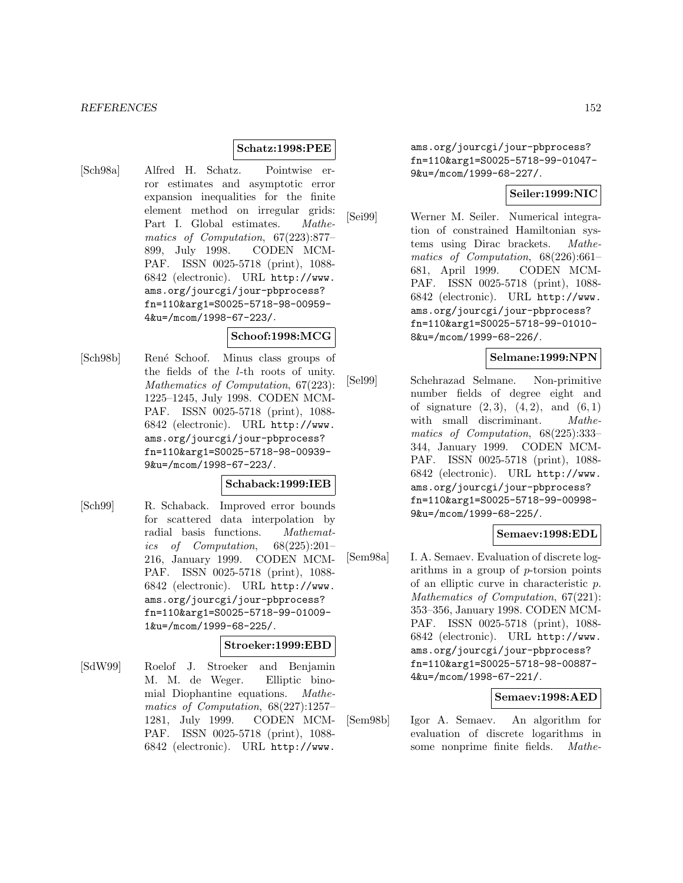**Schatz:1998:PEE**

[Sch98a] Alfred H. Schatz. Pointwise error estimates and asymptotic error expansion inequalities for the finite element method on irregular grids: Part I. Global estimates. *Mathematics of Computation*, 67(223):877–899, July 1998. CODEN MCMPAF. ISSN 0025-5718 (print), 1088-6842 (electronic). URL `http://www.ams.org/jourcgi/jour-pbprocess?fn=110&arg1=S0025-5718-98-00959-4&u=/mcom/1998-67-223/`.

**Schoof:1998:MCG**

[Sch98b] René Schoof. Minus class groups of the fields of the $l$-th roots of unity. *Mathematics of Computation*, 67(223): 1225–1245, July 1998. CODEN MCMPAF. ISSN 0025-5718 (print), 1088-6842 (electronic). URL `http://www.ams.org/jourcgi/jour-pbprocess?fn=110&arg1=S0025-5718-98-00939-9&u=/mcom/1998-67-223/`.

**Schaback:1999:IEB**

[Sch99] R. Schaback. Improved error bounds for scattered data interpolation by radial basis functions. *Mathematics of Computation*, 68(225):201–216, January 1999. CODEN MCMPAF. ISSN 0025-5718 (print), 1088-6842 (electronic). URL `http://www.ams.org/jourcgi/jour-pbprocess?fn=110&arg1=S0025-5718-99-01009-1&u=/mcom/1999-68-225/`.

**Stroeker:1999:EBD**

[SdW99] Roelof J. Stroeker and Benjamin M. M. de Weger. Elliptic binomial Diophantine equations. *Mathematics of Computation*, 68(227):1257–1281, July 1999. CODEN MCMPAF. ISSN 0025-5718 (print), 1088-6842 (electronic). URL `http://www.ams.org/jourcgi/jour-pbprocess?fn=110&arg1=S0025-5718-99-01047-9&u=/mcom/1999-68-227/`.

**Seiler:1999:NIC**

[Sei99] Werner M. Seiler. Numerical integration of constrained Hamiltonian systems using Dirac brackets. *Mathematics of Computation*, 68(226):661–681, April 1999. CODEN MCMPAF. ISSN 0025-5718 (print), 1088-6842 (electronic). URL `http://www.ams.org/jourcgi/jour-pbprocess?fn=110&arg1=S0025-5718-99-01010-8&u=/mcom/1999-68-226/`.

**Selmane:1999:NPN**

[Sel99] Schehrazad Selmane. Non-primitive number fields of degree eight and of signature $(2,3)$, $(4,2)$, and $(6,1)$ with small discriminant. *Mathematics of Computation*, 68(225):333–344, January 1999. CODEN MCMPAF. ISSN 0025-5718 (print), 1088-6842 (electronic). URL `http://www.ams.org/jourcgi/jour-pbprocess?fn=110&arg1=S0025-5718-99-00998-9&u=/mcom/1999-68-225/`.

**Semaev:1998:EDL**

[Sem98a] I. A. Semaev. Evaluation of discrete logarithms in a group of $p$-torsion points of an elliptic curve in characteristic $p$. *Mathematics of Computation*, 67(221): 353–356, January 1998. CODEN MCMPAF. ISSN 0025-5718 (print), 1088-6842 (electronic). URL `http://www.ams.org/jourcgi/jour-pbprocess?fn=110&arg1=S0025-5718-98-00887-4&u=/mcom/1998-67-221/`.

**Semaev:1998:AED**

[Sem98b] Igor A. Semaev. An algorithm for evaluation of discrete logarithms in some nonprime finite fields. *Mathe-*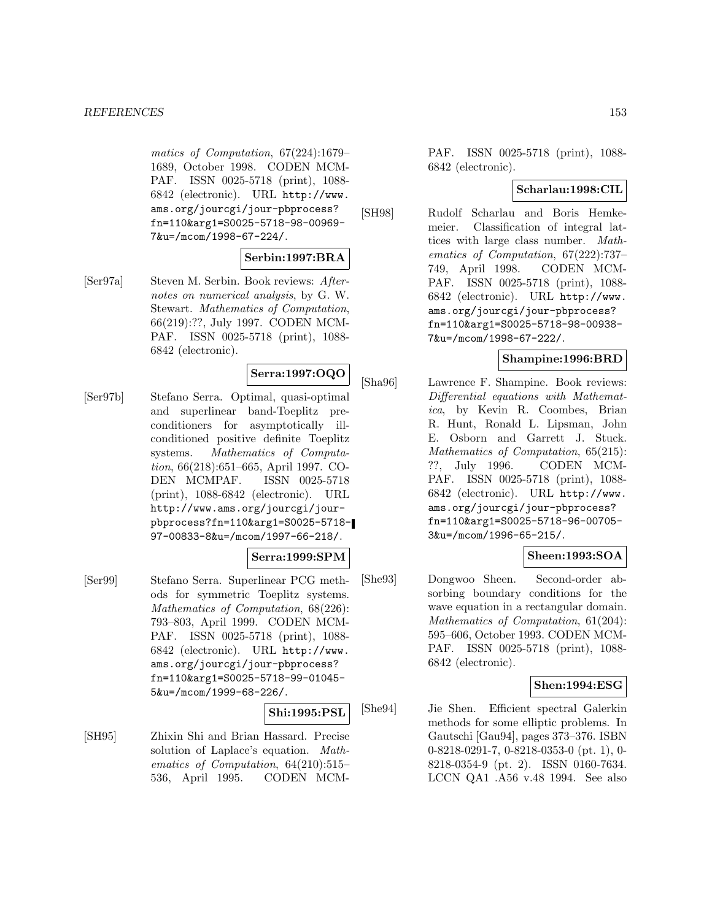*matics of Computation*, 67(224):1679–1689, October 1998. CODEN MCMPAF. ISSN 0025-5718 (print), 1088-6842 (electronic). URL http://www.ams.org/jourcgi/jour-pbprocess?fn=110&arg1=S0025-5718-98-00969-7&u=/mcom/1998-67-224/.

**Serbin:1997:BRA**

[Ser97a] Steven M. Serbin. Book reviews: *Afternotes on numerical analysis*, by G. W. Stewart. *Mathematics of Computation*, 66(219):??, July 1997. CODEN MCMPAF. ISSN 0025-5718 (print), 1088-6842 (electronic).

**Serra:1997:OQO**

[Ser97b] Stefano Serra. Optimal, quasi-optimal and superlinear band-Toeplitz preconditioners for asymptotically ill-conditioned positive definite Toeplitz systems. *Mathematics of Computation*, 66(218):651–665, April 1997. CODEN MCMPAF. ISSN 0025-5718 (print), 1088-6842 (electronic). URL http://www.ams.org/jourcgi/jour-pbprocess?fn=110&arg1=S0025-5718-97-00833-8&u=/mcom/1997-66-218/.

**Serra:1999:SPM**

[Ser99] Stefano Serra. Superlinear PCG methods for symmetric Toeplitz systems. *Mathematics of Computation*, 68(226):793–803, April 1999. CODEN MCMPAF. ISSN 0025-5718 (print), 1088-6842 (electronic). URL http://www.ams.org/jourcgi/jour-pbprocess?fn=110&arg1=S0025-5718-99-01045-5&u=/mcom/1999-68-226/.

**Shi:1995:PSL**

[SH95] Zhixin Shi and Brian Hassard. Precise solution of Laplace's equation. *Mathematics of Computation*, 64(210):515–536, April 1995. CODEN MCMPAF. ISSN 0025-5718 (print), 1088-6842 (electronic).

**Scharlau:1998:CIL**

[SH98] Rudolf Scharlau and Boris Hemkemeier. Classification of integral lattices with large class number. *Mathematics of Computation*, 67(222):737–749, April 1998. CODEN MCMPAF. ISSN 0025-5718 (print), 1088-6842 (electronic). URL http://www.ams.org/jourcgi/jour-pbprocess?fn=110&arg1=S0025-5718-98-00938-7&u=/mcom/1998-67-222/.

**Shampine:1996:BRD**

[Sha96] Lawrence F. Shampine. Book reviews: *Differential equations with Mathematica*, by Kevin R. Coombes, Brian R. Hunt, Ronald L. Lipsman, John E. Osborn and Garrett J. Stuck. *Mathematics of Computation*, 65(215):??, July 1996. CODEN MCMPAF. ISSN 0025-5718 (print), 1088-6842 (electronic). URL http://www.ams.org/jourcgi/jour-pbprocess?fn=110&arg1=S0025-5718-96-00705-3&u=/mcom/1996-65-215/.

**Sheen:1993:SOA**

[She93] Dongwoo Sheen. Second-order absorbing boundary conditions for the wave equation in a rectangular domain. *Mathematics of Computation*, 61(204):595–606, October 1993. CODEN MCMPAF. ISSN 0025-5718 (print), 1088-6842 (electronic).

**Shen:1994:ESG**

[She94] Jie Shen. Efficient spectral Galerkin methods for some elliptic problems. In Gautschi [Gau94], pages 373–376. ISBN 0-8218-0291-7, 0-8218-0353-0 (pt. 1), 0-8218-0354-9 (pt. 2). ISSN 0160-7634. LCCN QA1 .A56 v.48 1994. See also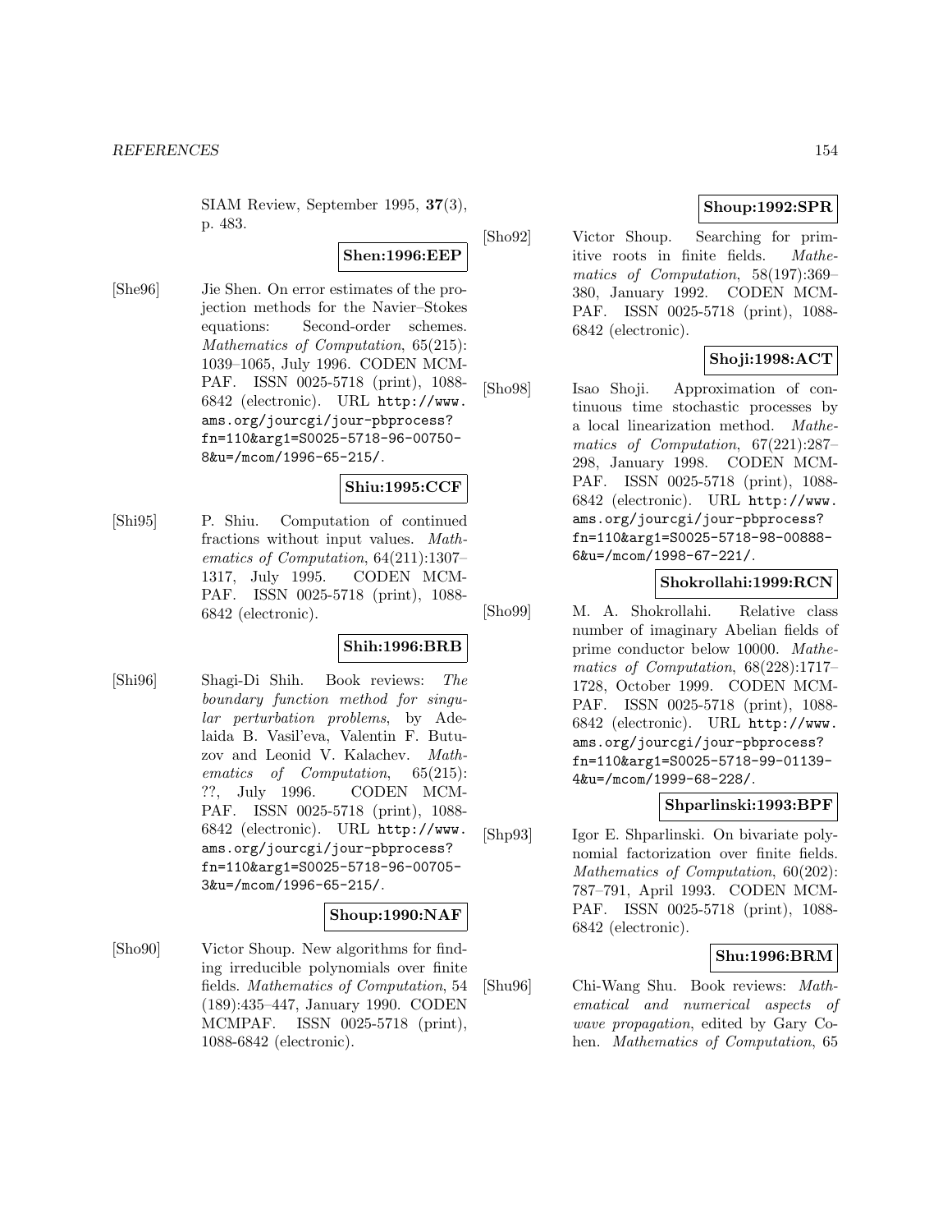SIAM Review, September 1995, **37**(3), p. 483.

**Shen:1996:EEP**

[She96] Jie Shen. On error estimates of the projection methods for the Navier–Stokes equations: Second-order schemes. *Mathematics of Computation*, 65(215): 1039–1065, July 1996. CODEN MCMPAF. ISSN 0025-5718 (print), 1088-6842 (electronic). URL `http://www.ams.org/jourcgi/jour-pbprocess?fn=110&arg1=S0025-5718-96-00750-8&u=/mcom/1996-65-215/`.

**Shiu:1995:CCF**

[Shi95] P. Shiu. Computation of continued fractions without input values. *Mathematics of Computation*, 64(211):1307–1317, July 1995. CODEN MCMPAF. ISSN 0025-5718 (print), 1088-6842 (electronic).

**Shih:1996:BRB**

[Shi96] Shagi-Di Shih. Book reviews: *The boundary function method for singular perturbation problems*, by Adelaida B. Vasil'eva, Valentin F. Butuzov and Leonid V. Kalachev. *Mathematics of Computation*, 65(215): ??, July 1996. CODEN MCMPAF. ISSN 0025-5718 (print), 1088-6842 (electronic). URL `http://www.ams.org/jourcgi/jour-pbprocess?fn=110&arg1=S0025-5718-96-00705-3&u=/mcom/1996-65-215/`.

**Shoup:1990:NAF**

[Sho90] Victor Shoup. New algorithms for finding irreducible polynomials over finite fields. *Mathematics of Computation*, 54 (189):435–447, January 1990. CODEN MCMPAF. ISSN 0025-5718 (print), 1088-6842 (electronic).

**Shoup:1992:SPR**

[Sho92] Victor Shoup. Searching for primitive roots in finite fields. *Mathematics of Computation*, 58(197):369–380, January 1992. CODEN MCMPAF. ISSN 0025-5718 (print), 1088-6842 (electronic).

**Shoji:1998:ACT**

[Sho98] Isao Shoji. Approximation of continuous time stochastic processes by a local linearization method. *Mathematics of Computation*, 67(221):287–298, January 1998. CODEN MCMPAF. ISSN 0025-5718 (print), 1088-6842 (electronic). URL `http://www.ams.org/jourcgi/jour-pbprocess?fn=110&arg1=S0025-5718-98-00888-6&u=/mcom/1998-67-221/`.

**Shokrollahi:1999:RCN**

[Sho99] M. A. Shokrollahi. Relative class number of imaginary Abelian fields of prime conductor below 10000. *Mathematics of Computation*, 68(228):1717–1728, October 1999. CODEN MCMPAF. ISSN 0025-5718 (print), 1088-6842 (electronic). URL `http://www.ams.org/jourcgi/jour-pbprocess?fn=110&arg1=S0025-5718-99-01139-4&u=/mcom/1999-68-228/`.

**Shparlinski:1993:BPF**

[Shp93] Igor E. Shparlinski. On bivariate polynomial factorization over finite fields. *Mathematics of Computation*, 60(202): 787–791, April 1993. CODEN MCMPAF. ISSN 0025-5718 (print), 1088-6842 (electronic).

**Shu:1996:BRM**

[Shu96] Chi-Wang Shu. Book reviews: *Mathematical and numerical aspects of wave propagation*, edited by Gary Cohen. *Mathematics of Computation*, 65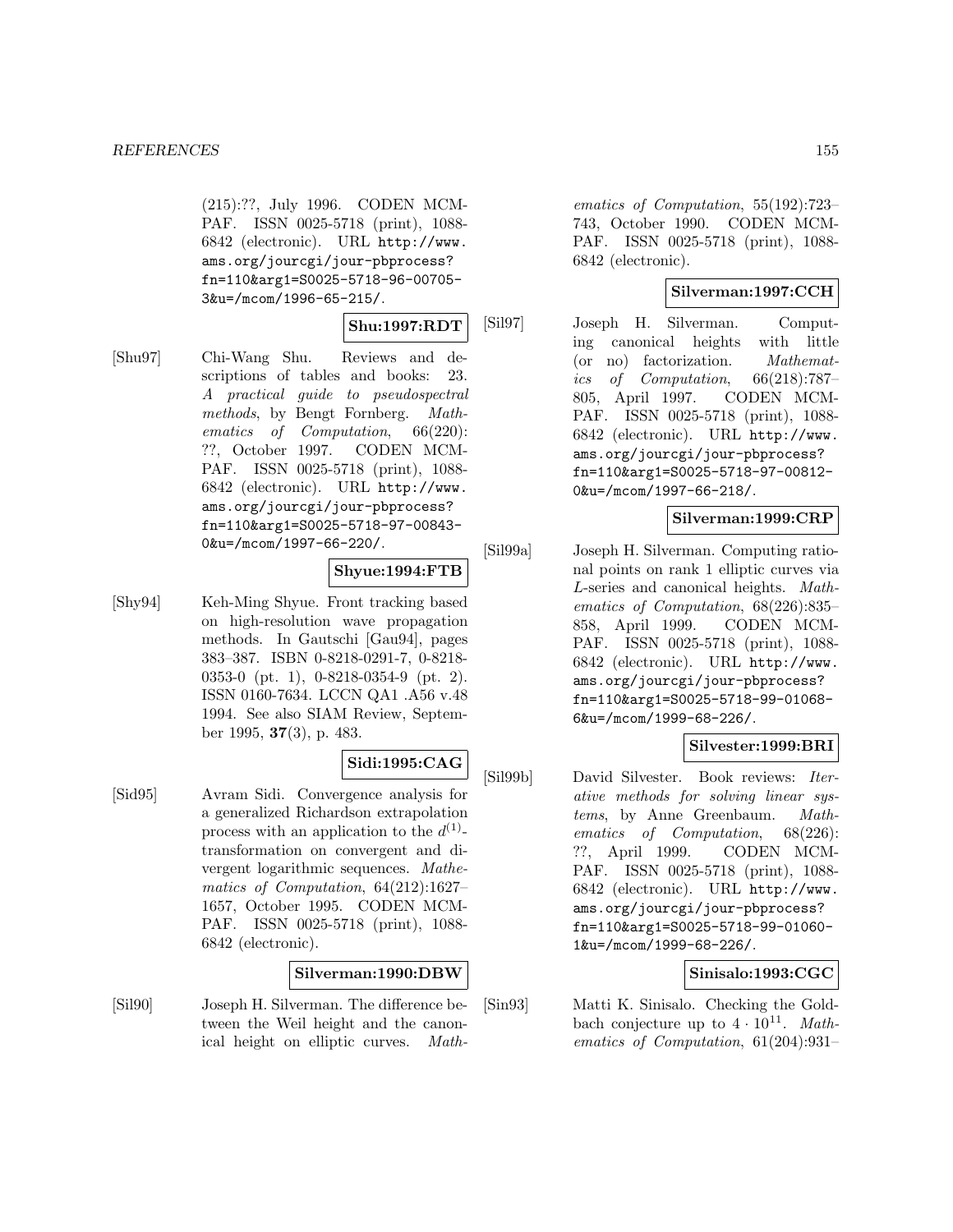(215):??, July 1996. CODEN MCMPAF. ISSN 0025-5718 (print), 1088-6842 (electronic). URL http://www.ams.org/jourcgi/jour-pbprocess?fn=110&arg1=S0025-5718-96-00705-3&u=/mcom/1996-65-215/.

**Shu:1997:RDT**

[Shu97] Chi-Wang Shu. Reviews and descriptions of tables and books: 23. *A practical guide to pseudospectral methods*, by Bengt Fornberg. *Mathematics of Computation*, 66(220): ??, October 1997. CODEN MCMPAF. ISSN 0025-5718 (print), 1088-6842 (electronic). URL http://www.ams.org/jourcgi/jour-pbprocess?fn=110&arg1=S0025-5718-97-00843-0&u=/mcom/1997-66-220/.

**Shyue:1994:FTB**

[Shy94] Keh-Ming Shyue. Front tracking based on high-resolution wave propagation methods. In Gautschi [Gau94], pages 383–387. ISBN 0-8218-0291-7, 0-8218-0353-0 (pt. 1), 0-8218-0354-9 (pt. 2). ISSN 0160-7634. LCCN QA1 .A56 v.48 1994. See also SIAM Review, September 1995, **37**(3), p. 483.

**Sidi:1995:CAG**

[Sid95] Avram Sidi. Convergence analysis for a generalized Richardson extrapolation process with an application to the $d^{(1)}$-transformation on convergent and divergent logarithmic sequences. *Mathematics of Computation*, 64(212):1627–1657, October 1995. CODEN MCMPAF. ISSN 0025-5718 (print), 1088-6842 (electronic).

**Silverman:1990:DBW**

[Sil90] Joseph H. Silverman. The difference between the Weil height and the canonical height on elliptic curves. *Mathematics of Computation*, 55(192):723–743, October 1990. CODEN MCMPAF. ISSN 0025-5718 (print), 1088-6842 (electronic).

**Silverman:1997:CCH**

[Sil97] Joseph H. Silverman. Computing canonical heights with little (or no) factorization. *Mathematics of Computation*, 66(218):787–805, April 1997. CODEN MCMPAF. ISSN 0025-5718 (print), 1088-6842 (electronic). URL http://www.ams.org/jourcgi/jour-pbprocess?fn=110&arg1=S0025-5718-97-00812-0&u=/mcom/1997-66-218/.

**Silverman:1999:CRP**

[Sil99a] Joseph H. Silverman. Computing rational points on rank 1 elliptic curves via $L$-series and canonical heights. *Mathematics of Computation*, 68(226):835–858, April 1999. CODEN MCMPAF. ISSN 0025-5718 (print), 1088-6842 (electronic). URL http://www.ams.org/jourcgi/jour-pbprocess?fn=110&arg1=S0025-5718-99-01068-6&u=/mcom/1999-68-226/.

**Silvester:1999:BRI**

[Sil99b] David Silvester. Book reviews: *Iterative methods for solving linear systems*, by Anne Greenbaum. *Mathematics of Computation*, 68(226): ??, April 1999. CODEN MCMPAF. ISSN 0025-5718 (print), 1088-6842 (electronic). URL http://www.ams.org/jourcgi/jour-pbprocess?fn=110&arg1=S0025-5718-99-01060-1&u=/mcom/1999-68-226/.

**Sinisalo:1993:CGC**

[Sin93] Matti K. Sinisalo. Checking the Goldbach conjecture up to $4 \cdot 10^{11}$. *Mathematics of Computation*, 61(204):931–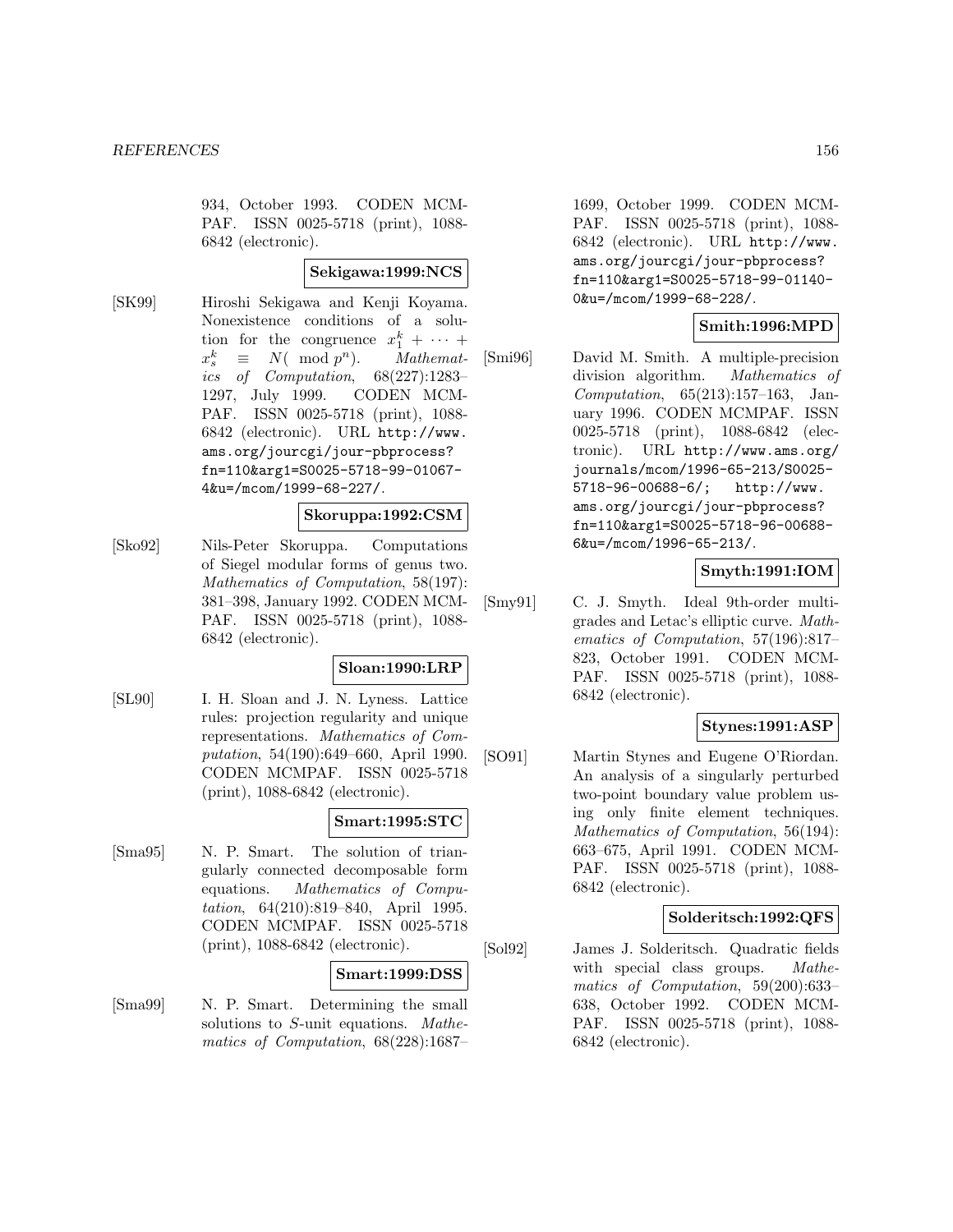934, October 1993. CODEN MCMPAF. ISSN 0025-5718 (print), 1088-6842 (electronic).

**Sekigawa:1999:NCS**

[SK99] Hiroshi Sekigawa and Kenji Koyama. Nonexistence conditions of a solution for the congruence $x_1^k + \cdots + x_s^k \equiv N(\mod p^n)$. *Mathematics of Computation*, 68(227):1283–1297, July 1999. CODEN MCMPAF. ISSN 0025-5718 (print), 1088-6842 (electronic). URL http://www.ams.org/jourcgi/jour-pbprocess?fn=110&arg1=S0025-5718-99-01067-4&u=/mcom/1999-68-227/.

**Skoruppa:1992:CSM**

[Sko92] Nils-Peter Skoruppa. Computations of Siegel modular forms of genus two. *Mathematics of Computation*, 58(197):381–398, January 1992. CODEN MCMPAF. ISSN 0025-5718 (print), 1088-6842 (electronic).

**Sloan:1990:LRP**

[SL90] I. H. Sloan and J. N. Lyness. Lattice rules: projection regularity and unique representations. *Mathematics of Computation*, 54(190):649–660, April 1990. CODEN MCMPAF. ISSN 0025-5718 (print), 1088-6842 (electronic).

**Smart:1995:STC**

[Sma95] N. P. Smart. The solution of triangularly connected decomposable form equations. *Mathematics of Computation*, 64(210):819–840, April 1995. CODEN MCMPAF. ISSN 0025-5718 (print), 1088-6842 (electronic).

**Smart:1999:DSS**

[Sma99] N. P. Smart. Determining the small solutions to $S$-unit equations. *Mathematics of Computation*, 68(228):1687–1699, October 1999. CODEN MCMPAF. ISSN 0025-5718 (print), 1088-6842 (electronic). URL http://www.ams.org/jourcgi/jour-pbprocess?fn=110&arg1=S0025-5718-99-01140-0&u=/mcom/1999-68-228/.

**Smith:1996:MPD**

[Smi96] David M. Smith. A multiple-precision division algorithm. *Mathematics of Computation*, 65(213):157–163, January 1996. CODEN MCMPAF. ISSN 0025-5718 (print), 1088-6842 (electronic). URL http://www.ams.org/journals/mcom/1996-65-213/S0025-5718-96-00688-6/; http://www.ams.org/jourcgi/jour-pbprocess?fn=110&arg1=S0025-5718-96-00688-6&u=/mcom/1996-65-213/.

**Smyth:1991:IOM**

[Smy91] C. J. Smyth. Ideal 9th-order multigrades and Letac's elliptic curve. *Mathematics of Computation*, 57(196):817–823, October 1991. CODEN MCMPAF. ISSN 0025-5718 (print), 1088-6842 (electronic).

**Stynes:1991:ASP**

[SO91] Martin Stynes and Eugene O'Riordan. An analysis of a singularly perturbed two-point boundary value problem using only finite element techniques. *Mathematics of Computation*, 56(194):663–675, April 1991. CODEN MCMPAF. ISSN 0025-5718 (print), 1088-6842 (electronic).

**Solderitsch:1992:QFS**

[Sol92] James J. Solderitsch. Quadratic fields with special class groups. *Mathematics of Computation*, 59(200):633–638, October 1992. CODEN MCMPAF. ISSN 0025-5718 (print), 1088-6842 (electronic).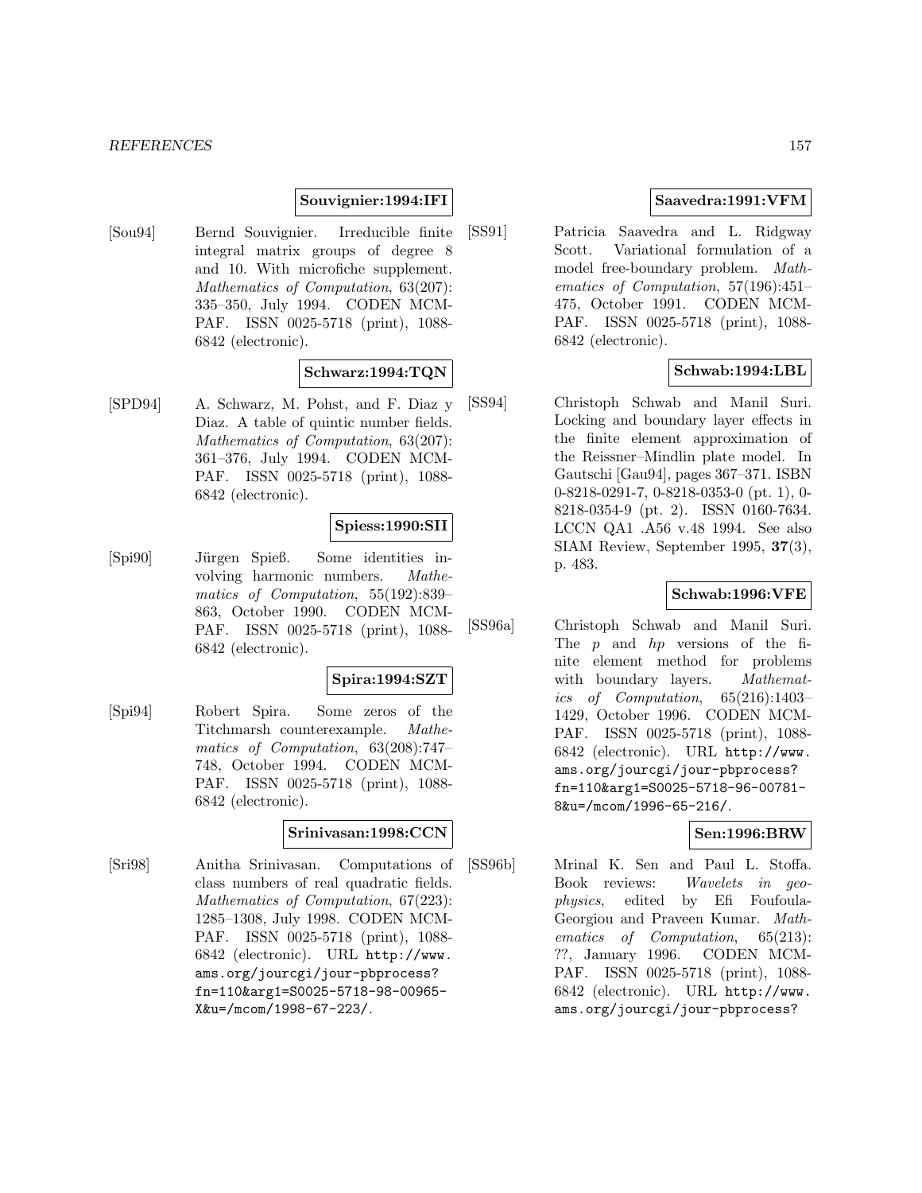**Souvignier:1994:IFI**

[Sou94] Bernd Souvignier. Irreducible finite integral matrix groups of degree 8 and 10. With microfiche supplement. *Mathematics of Computation*, 63(207): 335–350, July 1994. CODEN MCMPAF. ISSN 0025-5718 (print), 1088-6842 (electronic).

**Schwarz:1994:TQN**

[SPD94] A. Schwarz, M. Pohst, and F. Diaz y Diaz. A table of quintic number fields. *Mathematics of Computation*, 63(207): 361–376, July 1994. CODEN MCMPAF. ISSN 0025-5718 (print), 1088-6842 (electronic).

**Spiess:1990:SII**

[Spi90] Jürgen Spieß. Some identities involving harmonic numbers. *Mathematics of Computation*, 55(192):839–863, October 1990. CODEN MCMPAF. ISSN 0025-5718 (print), 1088-6842 (electronic).

**Spira:1994:SZT**

[Spi94] Robert Spira. Some zeros of the Titchmarsh counterexample. *Mathematics of Computation*, 63(208):747–748, October 1994. CODEN MCMPAF. ISSN 0025-5718 (print), 1088-6842 (electronic).

**Srinivasan:1998:CCN**

[Sri98] Anitha Srinivasan. Computations of class numbers of real quadratic fields. *Mathematics of Computation*, 67(223): 1285–1308, July 1998. CODEN MCMPAF. ISSN 0025-5718 (print), 1088-6842 (electronic). URL http://www.ams.org/jourcgi/jour-pbprocess?fn=110&arg1=S0025-5718-98-00965-X&u=/mcom/1998-67-223/.

**Saavedra:1991:VFM**

[SS91] Patricia Saavedra and L. Ridgway Scott. Variational formulation of a model free-boundary problem. *Mathematics of Computation*, 57(196):451–475, October 1991. CODEN MCMPAF. ISSN 0025-5718 (print), 1088-6842 (electronic).

**Schwab:1994:LBL**

[SS94] Christoph Schwab and Manil Suri. Locking and boundary layer effects in the finite element approximation of the Reissner–Mindlin plate model. In Gautschi [Gau94], pages 367–371. ISBN 0-8218-0291-7, 0-8218-0353-0 (pt. 1), 0-8218-0354-9 (pt. 2). ISSN 0160-7634. LCCN QA1 .A56 v.48 1994. See also SIAM Review, September 1995, **37**(3), p. 483.

**Schwab:1996:VFE**

[SS96a] Christoph Schwab and Manil Suri. The $p$ and $hp$ versions of the finite element method for problems with boundary layers. *Mathematics of Computation*, 65(216):1403–1429, October 1996. CODEN MCMPAF. ISSN 0025-5718 (print), 1088-6842 (electronic). URL http://www.ams.org/jourcgi/jour-pbprocess?fn=110&arg1=S0025-5718-96-00781-8&u=/mcom/1996-65-216/.

**Sen:1996:BRW**

[SS96b] Mrinal K. Sen and Paul L. Stoffa. Book reviews: *Wavelets in geophysics*, edited by Efi Foufoula-Georgiou and Praveen Kumar. *Mathematics of Computation*, 65(213): ??, January 1996. CODEN MCMPAF. ISSN 0025-5718 (print), 1088-6842 (electronic). URL http://www.ams.org/jourcgi/jour-pbprocess?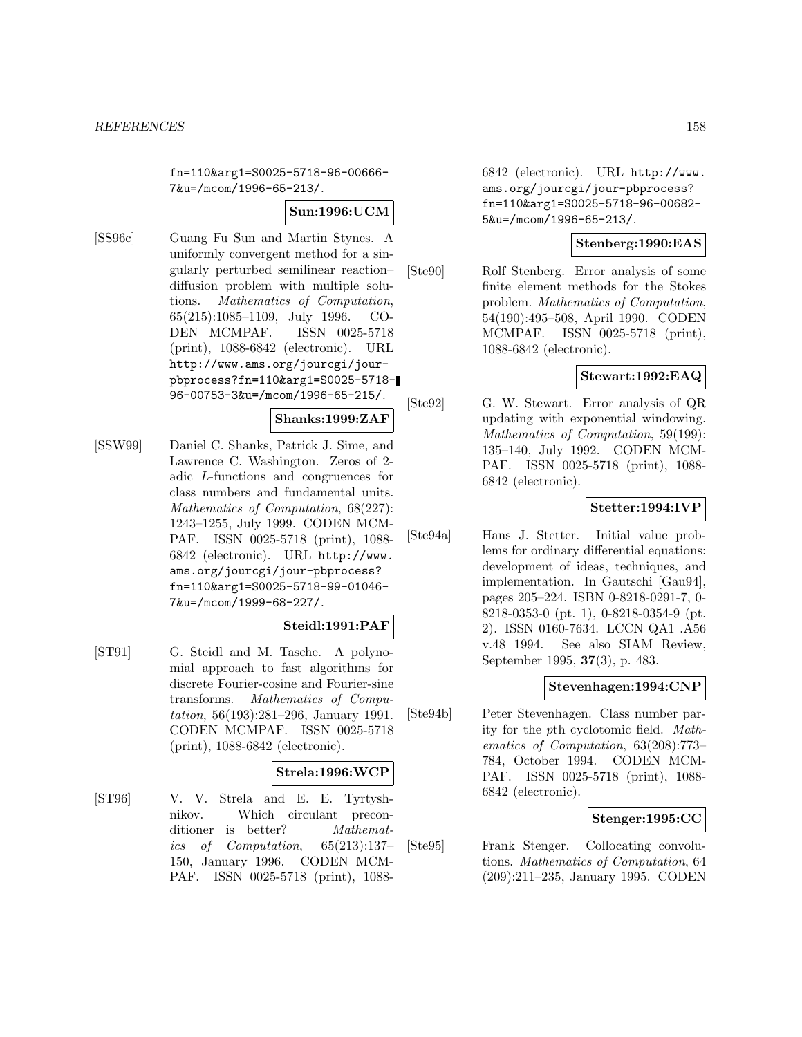fn=110&arg1=S0025-5718-96-00666-7&u=/mcom/1996-65-213/.

**Sun:1996:UCM**

[SS96c] Guang Fu Sun and Martin Stynes. A uniformly convergent method for a singularly perturbed semilinear reaction–diffusion problem with multiple solutions. *Mathematics of Computation*, 65(215):1085–1109, July 1996. CODEN MCMPAF. ISSN 0025-5718 (print), 1088-6842 (electronic). URL http://www.ams.org/jourcgi/jour-pbprocess?fn=110&arg1=S0025-5718-96-00753-3&u=/mcom/1996-65-215/.

**Shanks:1999:ZAF**

[SSW99] Daniel C. Shanks, Patrick J. Sime, and Lawrence C. Washington. Zeros of 2-adic *L*-functions and congruences for class numbers and fundamental units. *Mathematics of Computation*, 68(227): 1243–1255, July 1999. CODEN MCMPAF. ISSN 0025-5718 (print), 1088-6842 (electronic). URL http://www.ams.org/jourcgi/jour-pbprocess?fn=110&arg1=S0025-5718-99-01046-7&u=/mcom/1999-68-227/.

**Steidl:1991:PAF**

[ST91] G. Steidl and M. Tasche. A polynomial approach to fast algorithms for discrete Fourier-cosine and Fourier-sine transforms. *Mathematics of Computation*, 56(193):281–296, January 1991. CODEN MCMPAF. ISSN 0025-5718 (print), 1088-6842 (electronic).

**Strela:1996:WCP**

[ST96] V. V. Strela and E. E. Tyrtyshnikov. Which circulant preconditioner is better? *Mathematics of Computation*, 65(213):137–150, January 1996. CODEN MCMPAF. ISSN 0025-5718 (print), 1088-6842 (electronic). URL http://www.ams.org/jourcgi/jour-pbprocess?fn=110&arg1=S0025-5718-96-00682-5&u=/mcom/1996-65-213/.

**Stenberg:1990:EAS**

[Ste90] Rolf Stenberg. Error analysis of some finite element methods for the Stokes problem. *Mathematics of Computation*, 54(190):495–508, April 1990. CODEN MCMPAF. ISSN 0025-5718 (print), 1088-6842 (electronic).

**Stewart:1992:EAQ**

[Ste92] G. W. Stewart. Error analysis of QR updating with exponential windowing. *Mathematics of Computation*, 59(199): 135–140, July 1992. CODEN MCMPAF. ISSN 0025-5718 (print), 1088-6842 (electronic).

**Stetter:1994:IVP**

[Ste94a] Hans J. Stetter. Initial value problems for ordinary differential equations: development of ideas, techniques, and implementation. In Gautschi [Gau94], pages 205–224. ISBN 0-8218-0291-7, 0-8218-0353-0 (pt. 1), 0-8218-0354-9 (pt. 2). ISSN 0160-7634. LCCN QA1 .A56 v.48 1994. See also SIAM Review, September 1995, **37**(3), p. 483.

**Stevenhagen:1994:CNP**

[Ste94b] Peter Stevenhagen. Class number parity for the *p*th cyclotomic field. *Mathematics of Computation*, 63(208):773–784, October 1994. CODEN MCMPAF. ISSN 0025-5718 (print), 1088-6842 (electronic).

**Stenger:1995:CC**

[Ste95] Frank Stenger. Collocating convolutions. *Mathematics of Computation*, 64 (209):211–235, January 1995. CODEN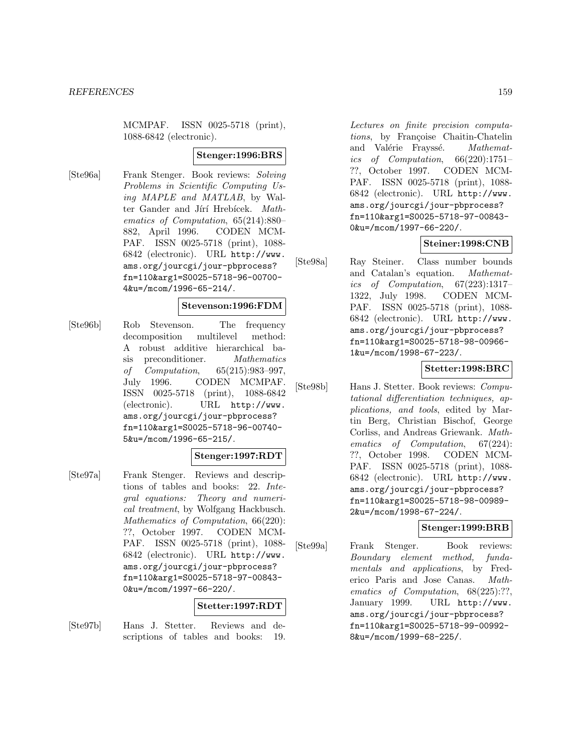MCMPAF. ISSN 0025-5718 (print), 1088-6842 (electronic).

**Stenger:1996:BRS**

[Ste96a] Frank Stenger. Book reviews: *Solving Problems in Scientific Computing Using MAPLE and MATLAB*, by Walter Gander and Jírí Hrebícek. *Mathematics of Computation*, 65(214):880–882, April 1996. CODEN MCMPAF. ISSN 0025-5718 (print), 1088-6842 (electronic). URL http://www.ams.org/jourcgi/jour-pbprocess?fn=110&arg1=S0025-5718-96-00700-4&u=/mcom/1996-65-214/.

**Stevenson:1996:FDM**

[Ste96b] Rob Stevenson. The frequency decomposition multilevel method: A robust additive hierarchical basis preconditioner. *Mathematics of Computation*, 65(215):983–997, July 1996. CODEN MCMPAF. ISSN 0025-5718 (print), 1088-6842 (electronic). URL http://www.ams.org/jourcgi/jour-pbprocess?fn=110&arg1=S0025-5718-96-00740-5&u=/mcom/1996-65-215/.

**Stenger:1997:RDT**

[Ste97a] Frank Stenger. Reviews and descriptions of tables and books: 22. *Integral equations: Theory and numerical treatment*, by Wolfgang Hackbusch. *Mathematics of Computation*, 66(220): ??, October 1997. CODEN MCMPAF. ISSN 0025-5718 (print), 1088-6842 (electronic). URL http://www.ams.org/jourcgi/jour-pbprocess?fn=110&arg1=S0025-5718-97-00843-0&u=/mcom/1997-66-220/.

**Stetter:1997:RDT**

[Ste97b] Hans J. Stetter. Reviews and descriptions of tables and books: 19. *Lectures on finite precision computations*, by Françoise Chaitin-Chatelin and Valérie Frayssé. *Mathematics of Computation*, 66(220):1751–??, October 1997. CODEN MCMPAF. ISSN 0025-5718 (print), 1088-6842 (electronic). URL http://www.ams.org/jourcgi/jour-pbprocess?fn=110&arg1=S0025-5718-97-00843-0&u=/mcom/1997-66-220/.

**Steiner:1998:CNB**

[Ste98a] Ray Steiner. Class number bounds and Catalan's equation. *Mathematics of Computation*, 67(223):1317–1322, July 1998. CODEN MCMPAF. ISSN 0025-5718 (print), 1088-6842 (electronic). URL http://www.ams.org/jourcgi/jour-pbprocess?fn=110&arg1=S0025-5718-98-00966-1&u=/mcom/1998-67-223/.

**Stetter:1998:BRC**

[Ste98b] Hans J. Stetter. Book reviews: *Computational differentiation techniques, applications, and tools*, edited by Martin Berg, Christian Bischof, George Corliss, and Andreas Griewank. *Mathematics of Computation*, 67(224): ??, October 1998. CODEN MCMPAF. ISSN 0025-5718 (print), 1088-6842 (electronic). URL http://www.ams.org/jourcgi/jour-pbprocess?fn=110&arg1=S0025-5718-98-00989-2&u=/mcom/1998-67-224/.

**Stenger:1999:BRB**

[Ste99a] Frank Stenger. Book reviews: *Boundary element method, fundamentals and applications*, by Frederico Paris and Jose Canas. *Mathematics of Computation*, 68(225):??, January 1999. URL http://www.ams.org/jourcgi/jour-pbprocess?fn=110&arg1=S0025-5718-99-00992-8&u=/mcom/1999-68-225/.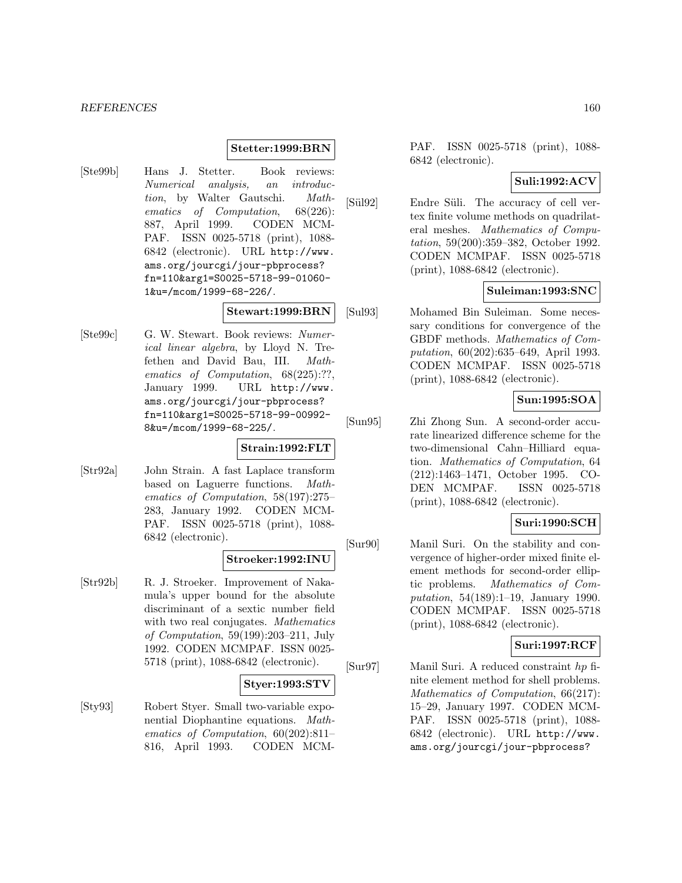**Stetter:1999:BRN**

[Ste99b] Hans J. Stetter. Book reviews: *Numerical analysis, an introduction*, by Walter Gautschi. *Mathematics of Computation*, 68(226): 887, April 1999. CODEN MCMPAF. ISSN 0025-5718 (print), 1088-6842 (electronic). URL http://www.ams.org/jourcgi/jour-pbprocess?fn=110&arg1=S0025-5718-99-01060-1&u=/mcom/1999-68-226/.

**Stewart:1999:BRN**

[Ste99c] G. W. Stewart. Book reviews: *Numerical linear algebra*, by Lloyd N. Trefethen and David Bau, III. *Mathematics of Computation*, 68(225):??, January 1999. URL http://www.ams.org/jourcgi/jour-pbprocess?fn=110&arg1=S0025-5718-99-00992-8&u=/mcom/1999-68-225/.

**Strain:1992:FLT**

[Str92a] John Strain. A fast Laplace transform based on Laguerre functions. *Mathematics of Computation*, 58(197):275–283, January 1992. CODEN MCMPAF. ISSN 0025-5718 (print), 1088-6842 (electronic).

**Stroeker:1992:INU**

[Str92b] R. J. Stroeker. Improvement of Nakamula's upper bound for the absolute discriminant of a sextic number field with two real conjugates. *Mathematics of Computation*, 59(199):203–211, July 1992. CODEN MCMPAF. ISSN 0025-5718 (print), 1088-6842 (electronic).

**Styer:1993:STV**

[Sty93] Robert Styer. Small two-variable exponential Diophantine equations. *Mathematics of Computation*, 60(202):811–816, April 1993. CODEN MCMPAF. ISSN 0025-5718 (print), 1088-6842 (electronic).

**Suli:1992:ACV**

[Sül92] Endre Süli. The accuracy of cell vertex finite volume methods on quadrilateral meshes. *Mathematics of Computation*, 59(200):359–382, October 1992. CODEN MCMPAF. ISSN 0025-5718 (print), 1088-6842 (electronic).

**Suleiman:1993:SNC**

[Sul93] Mohamed Bin Suleiman. Some necessary conditions for convergence of the GBDF methods. *Mathematics of Computation*, 60(202):635–649, April 1993. CODEN MCMPAF. ISSN 0025-5718 (print), 1088-6842 (electronic).

**Sun:1995:SOA**

[Sun95] Zhi Zhong Sun. A second-order accurate linearized difference scheme for the two-dimensional Cahn–Hilliard equation. *Mathematics of Computation*, 64 (212):1463–1471, October 1995. CODEN MCMPAF. ISSN 0025-5718 (print), 1088-6842 (electronic).

**Suri:1990:SCH**

[Sur90] Manil Suri. On the stability and convergence of higher-order mixed finite element methods for second-order elliptic problems. *Mathematics of Computation*, 54(189):1–19, January 1990. CODEN MCMPAF. ISSN 0025-5718 (print), 1088-6842 (electronic).

**Suri:1997:RCF**

[Sur97] Manil Suri. A reduced constraint *hp* finite element method for shell problems. *Mathematics of Computation*, 66(217): 15–29, January 1997. CODEN MCMPAF. ISSN 0025-5718 (print), 1088-6842 (electronic). URL http://www.ams.org/jourcgi/jour-pbprocess?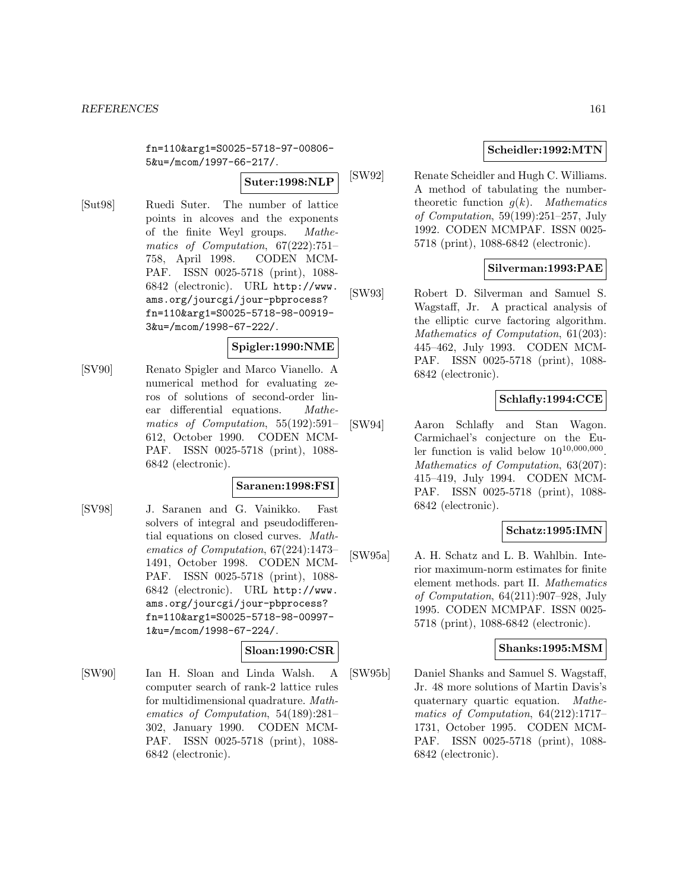fn=110&arg1=S0025-5718-97-00806-5&u=/mcom/1997-66-217/.

**Suter:1998:NLP**

[Sut98] Ruedi Suter. The number of lattice points in alcoves and the exponents of the finite Weyl groups. *Mathematics of Computation*, 67(222):751–758, April 1998. CODEN MCMPAF. ISSN 0025-5718 (print), 1088-6842 (electronic). URL http://www.ams.org/jourcgi/jour-pbprocess?fn=110&arg1=S0025-5718-98-00919-3&u=/mcom/1998-67-222/.

**Spigler:1990:NME**

[SV90] Renato Spigler and Marco Vianello. A numerical method for evaluating zeros of solutions of second-order linear differential equations. *Mathematics of Computation*, 55(192):591–612, October 1990. CODEN MCMPAF. ISSN 0025-5718 (print), 1088-6842 (electronic).

**Saranen:1998:FSI**

[SV98] J. Saranen and G. Vainikko. Fast solvers of integral and pseudodifferential equations on closed curves. *Mathematics of Computation*, 67(224):1473–1491, October 1998. CODEN MCMPAF. ISSN 0025-5718 (print), 1088-6842 (electronic). URL http://www.ams.org/jourcgi/jour-pbprocess?fn=110&arg1=S0025-5718-98-00997-1&u=/mcom/1998-67-224/.

**Sloan:1990:CSR**

[SW90] Ian H. Sloan and Linda Walsh. A computer search of rank-2 lattice rules for multidimensional quadrature. *Mathematics of Computation*, 54(189):281–302, January 1990. CODEN MCMPAF. ISSN 0025-5718 (print), 1088-6842 (electronic).

**Scheidler:1992:MTN**

[SW92] Renate Scheidler and Hugh C. Williams. A method of tabulating the number-theoretic function $g(k)$. *Mathematics of Computation*, 59(199):251–257, July 1992. CODEN MCMPAF. ISSN 0025-5718 (print), 1088-6842 (electronic).

**Silverman:1993:PAE**

[SW93] Robert D. Silverman and Samuel S. Wagstaff, Jr. A practical analysis of the elliptic curve factoring algorithm. *Mathematics of Computation*, 61(203):445–462, July 1993. CODEN MCMPAF. ISSN 0025-5718 (print), 1088-6842 (electronic).

**Schlafly:1994:CCE**

[SW94] Aaron Schlafly and Stan Wagon. Carmichael's conjecture on the Euler function is valid below $10^{10,000,000}$. *Mathematics of Computation*, 63(207):415–419, July 1994. CODEN MCMPAF. ISSN 0025-5718 (print), 1088-6842 (electronic).

**Schatz:1995:IMN**

[SW95a] A. H. Schatz and L. B. Wahlbin. Interior maximum-norm estimates for finite element methods. part II. *Mathematics of Computation*, 64(211):907–928, July 1995. CODEN MCMPAF. ISSN 0025-5718 (print), 1088-6842 (electronic).

**Shanks:1995:MSM**

[SW95b] Daniel Shanks and Samuel S. Wagstaff, Jr. 48 more solutions of Martin Davis's quaternary quartic equation. *Mathematics of Computation*, 64(212):1717–1731, October 1995. CODEN MCMPAF. ISSN 0025-5718 (print), 1088-6842 (electronic).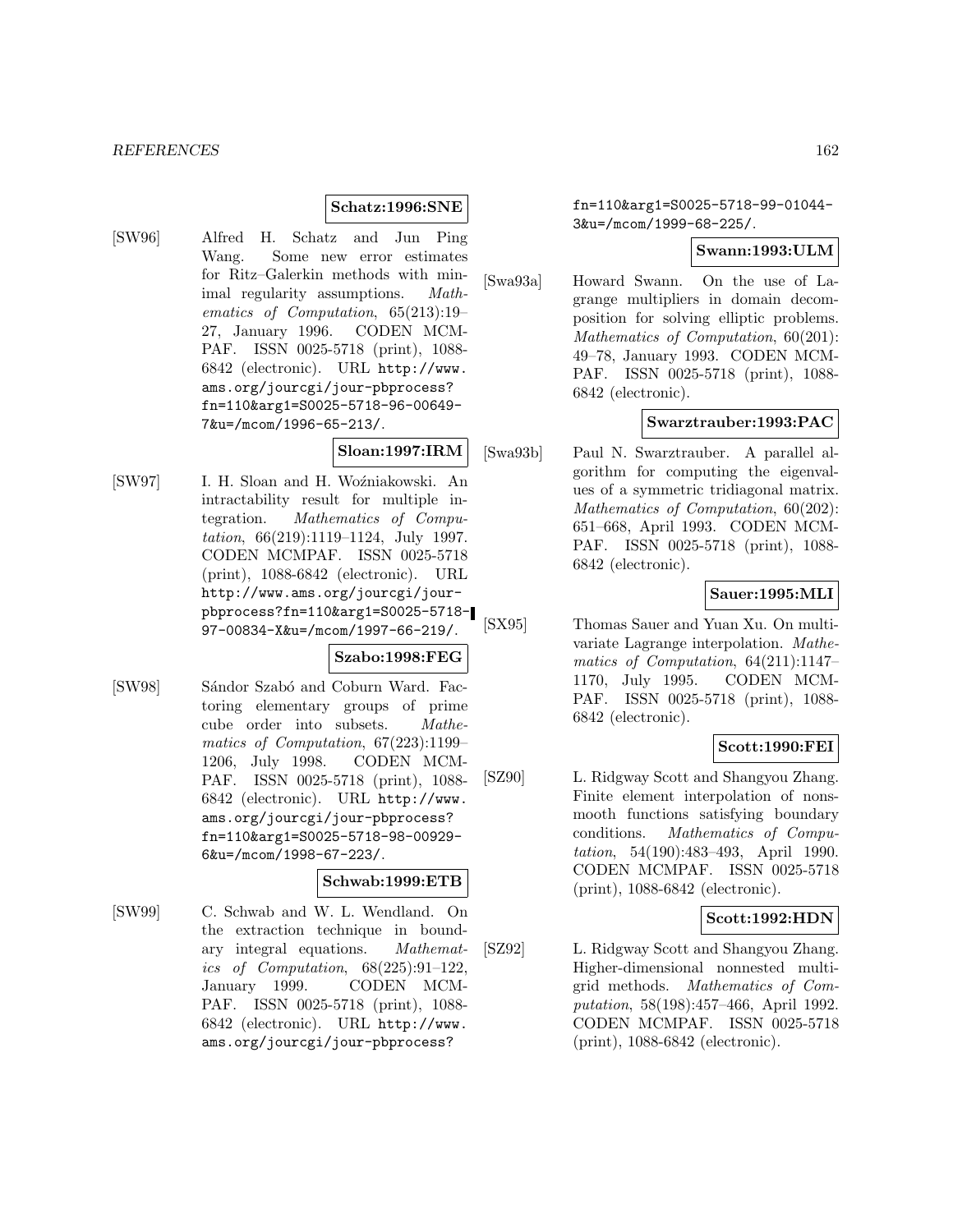**Schatz:1996:SNE**

[SW96] Alfred H. Schatz and Jun Ping Wang. Some new error estimates for Ritz–Galerkin methods with minimal regularity assumptions. *Mathematics of Computation*, 65(213):19–27, January 1996. CODEN MCMPAF. ISSN 0025-5718 (print), 1088-6842 (electronic). URL http://www.ams.org/jourcgi/jour-pbprocess?fn=110&arg1=S0025-5718-96-00649-7&u=/mcom/1996-65-213/.

**Sloan:1997:IRM**

[SW97] I. H. Sloan and H. Woźniakowski. An intractability result for multiple integration. *Mathematics of Computation*, 66(219):1119–1124, July 1997. CODEN MCMPAF. ISSN 0025-5718 (print), 1088-6842 (electronic). URL http://www.ams.org/jourcgi/jour-pbprocess?fn=110&arg1=S0025-5718-97-00834-X&u=/mcom/1997-66-219/.

**Szabo:1998:FEG**

[SW98] Sándor Szabó and Coburn Ward. Factoring elementary groups of prime cube order into subsets. *Mathematics of Computation*, 67(223):1199–1206, July 1998. CODEN MCMPAF. ISSN 0025-5718 (print), 1088-6842 (electronic). URL http://www.ams.org/jourcgi/jour-pbprocess?fn=110&arg1=S0025-5718-98-00929-6&u=/mcom/1998-67-223/.

**Schwab:1999:ETB**

[SW99] C. Schwab and W. L. Wendland. On the extraction technique in boundary integral equations. *Mathematics of Computation*, 68(225):91–122, January 1999. CODEN MCMPAF. ISSN 0025-5718 (print), 1088-6842 (electronic). URL http://www.ams.org/jourcgi/jour-pbprocess?fn=110&arg1=S0025-5718-99-01044-3&u=/mcom/1999-68-225/.

**Swann:1993:ULM**

[Swa93a] Howard Swann. On the use of Lagrange multipliers in domain decomposition for solving elliptic problems. *Mathematics of Computation*, 60(201):49–78, January 1993. CODEN MCMPAF. ISSN 0025-5718 (print), 1088-6842 (electronic).

**Swarztrauber:1993:PAC**

[Swa93b] Paul N. Swarztrauber. A parallel algorithm for computing the eigenvalues of a symmetric tridiagonal matrix. *Mathematics of Computation*, 60(202):651–668, April 1993. CODEN MCMPAF. ISSN 0025-5718 (print), 1088-6842 (electronic).

**Sauer:1995:MLI**

[SX95] Thomas Sauer and Yuan Xu. On multivariate Lagrange interpolation. *Mathematics of Computation*, 64(211):1147–1170, July 1995. CODEN MCMPAF. ISSN 0025-5718 (print), 1088-6842 (electronic).

**Scott:1990:FEI**

[SZ90] L. Ridgway Scott and Shangyou Zhang. Finite element interpolation of nonsmooth functions satisfying boundary conditions. *Mathematics of Computation*, 54(190):483–493, April 1990. CODEN MCMPAF. ISSN 0025-5718 (print), 1088-6842 (electronic).

**Scott:1992:HDN**

[SZ92] L. Ridgway Scott and Shangyou Zhang. Higher-dimensional nonnested multigrid methods. *Mathematics of Computation*, 58(198):457–466, April 1992. CODEN MCMPAF. ISSN 0025-5718 (print), 1088-6842 (electronic).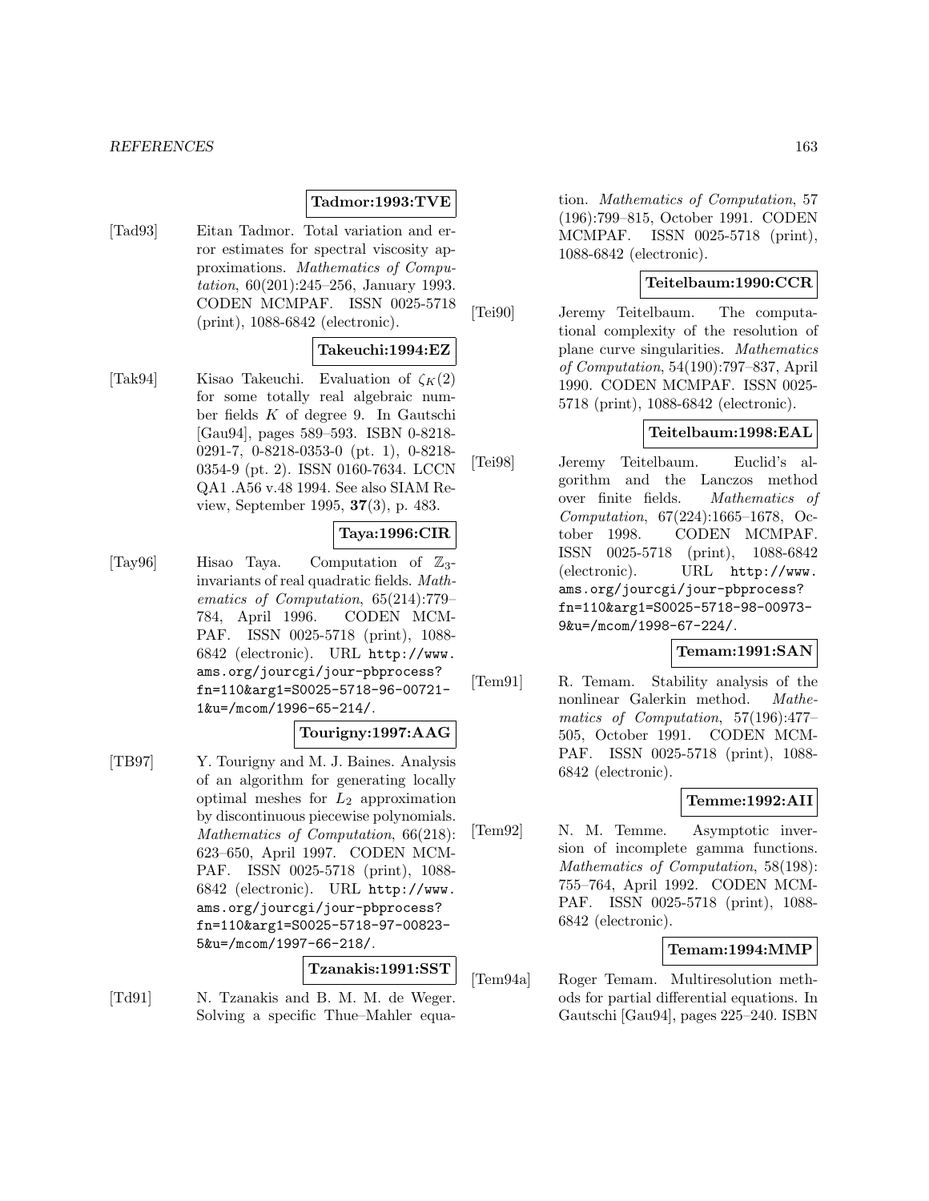**Tadmor:1993:TVE**

[Tad93] Eitan Tadmor. Total variation and error estimates for spectral viscosity approximations. *Mathematics of Computation*, 60(201):245–256, January 1993. CODEN MCMPAF. ISSN 0025-5718 (print), 1088-6842 (electronic).

**Takeuchi:1994:EZ**

[Tak94] Kisao Takeuchi. Evaluation of $\zeta_K(2)$ for some totally real algebraic number fields $K$ of degree 9. In Gautschi [Gau94], pages 589–593. ISBN 0-8218-0291-7, 0-8218-0353-0 (pt. 1), 0-8218-0354-9 (pt. 2). ISSN 0160-7634. LCCN QA1 .A56 v.48 1994. See also SIAM Review, September 1995, **37**(3), p. 483.

**Taya:1996:CIR**

[Tay96] Hisao Taya. Computation of $\mathbb{Z}_3$-invariants of real quadratic fields. *Mathematics of Computation*, 65(214):779–784, April 1996. CODEN MCMPAF. ISSN 0025-5718 (print), 1088-6842 (electronic). URL http://www.ams.org/jourcgi/jour-pbprocess?fn=110&arg1=S0025-5718-96-00721-1&u=/mcom/1996-65-214/.

**Tourigny:1997:AAG**

[TB97] Y. Tourigny and M. J. Baines. Analysis of an algorithm for generating locally optimal meshes for $L_2$ approximation by discontinuous piecewise polynomials. *Mathematics of Computation*, 66(218):623–650, April 1997. CODEN MCMPAF. ISSN 0025-5718 (print), 1088-6842 (electronic). URL http://www.ams.org/jourcgi/jour-pbprocess?fn=110&arg1=S0025-5718-97-00823-5&u=/mcom/1997-66-218/.

**Tzanakis:1991:SST**

[Td91] N. Tzanakis and B. M. M. de Weger. Solving a specific Thue–Mahler equation. *Mathematics of Computation*, 57(196):799–815, October 1991. CODEN MCMPAF. ISSN 0025-5718 (print), 1088-6842 (electronic).

**Teitelbaum:1990:CCR**

[Tei90] Jeremy Teitelbaum. The computational complexity of the resolution of plane curve singularities. *Mathematics of Computation*, 54(190):797–837, April 1990. CODEN MCMPAF. ISSN 0025-5718 (print), 1088-6842 (electronic).

**Teitelbaum:1998:EAL**

[Tei98] Jeremy Teitelbaum. Euclid's algorithm and the Lanczos method over finite fields. *Mathematics of Computation*, 67(224):1665–1678, October 1998. CODEN MCMPAF. ISSN 0025-5718 (print), 1088-6842 (electronic). URL http://www.ams.org/jourcgi/jour-pbprocess?fn=110&arg1=S0025-5718-98-00973-9&u=/mcom/1998-67-224/.

**Temam:1991:SAN**

[Tem91] R. Temam. Stability analysis of the nonlinear Galerkin method. *Mathematics of Computation*, 57(196):477–505, October 1991. CODEN MCMPAF. ISSN 0025-5718 (print), 1088-6842 (electronic).

**Temme:1992:AII**

[Tem92] N. M. Temme. Asymptotic inversion of incomplete gamma functions. *Mathematics of Computation*, 58(198):755–764, April 1992. CODEN MCMPAF. ISSN 0025-5718 (print), 1088-6842 (electronic).

**Temam:1994:MMP**

[Tem94a] Roger Temam. Multiresolution methods for partial differential equations. In Gautschi [Gau94], pages 225–240. ISBN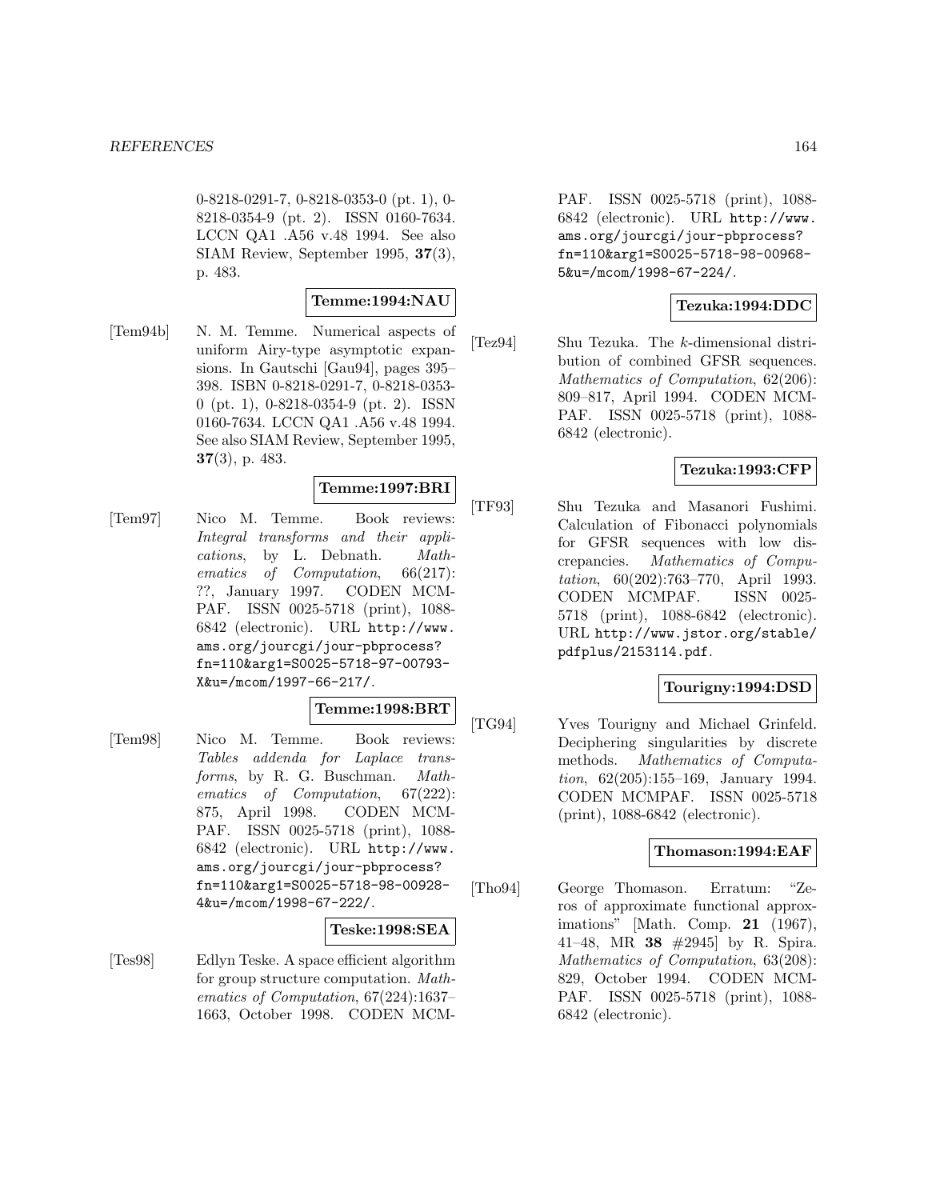0-8218-0291-7, 0-8218-0353-0 (pt. 1), 0-8218-0354-9 (pt. 2). ISSN 0160-7634. LCCN QA1 .A56 v.48 1994. See also SIAM Review, September 1995, **37**(3), p. 483.

**Temme:1994:NAU**

[Tem94b] N. M. Temme. Numerical aspects of uniform Airy-type asymptotic expansions. In Gautschi [Gau94], pages 395–398. ISBN 0-8218-0291-7, 0-8218-0353-0 (pt. 1), 0-8218-0354-9 (pt. 2). ISSN 0160-7634. LCCN QA1 .A56 v.48 1994. See also SIAM Review, September 1995, **37**(3), p. 483.

**Temme:1997:BRI**

[Tem97] Nico M. Temme. Book reviews: *Integral transforms and their applications*, by L. Debnath. *Mathematics of Computation*, 66(217): ??, January 1997. CODEN MCMPAF. ISSN 0025-5718 (print), 1088-6842 (electronic). URL http://www.ams.org/jourcgi/jour-pbprocess?fn=110&arg1=S0025-5718-97-00793-X&u=/mcom/1997-66-217/.

**Temme:1998:BRT**

[Tem98] Nico M. Temme. Book reviews: *Tables addenda for Laplace transforms*, by R. G. Buschman. *Mathematics of Computation*, 67(222): 875, April 1998. CODEN MCMPAF. ISSN 0025-5718 (print), 1088-6842 (electronic). URL http://www.ams.org/jourcgi/jour-pbprocess?fn=110&arg1=S0025-5718-98-00928-4&u=/mcom/1998-67-222/.

**Teske:1998:SEA**

[Tes98] Edlyn Teske. A space efficient algorithm for group structure computation. *Mathematics of Computation*, 67(224):1637–1663, October 1998. CODEN MCMPAF. ISSN 0025-5718 (print), 1088-6842 (electronic). URL http://www.ams.org/jourcgi/jour-pbprocess?fn=110&arg1=S0025-5718-98-00968-5&u=/mcom/1998-67-224/.

**Tezuka:1994:DDC**

[Tez94] Shu Tezuka. The $k$-dimensional distribution of combined GFSR sequences. *Mathematics of Computation*, 62(206): 809–817, April 1994. CODEN MCMPAF. ISSN 0025-5718 (print), 1088-6842 (electronic).

**Tezuka:1993:CFP**

[TF93] Shu Tezuka and Masanori Fushimi. Calculation of Fibonacci polynomials for GFSR sequences with low discrepancies. *Mathematics of Computation*, 60(202):763–770, April 1993. CODEN MCMPAF. ISSN 0025-5718 (print), 1088-6842 (electronic). URL http://www.jstor.org/stable/pdfplus/2153114.pdf.

**Tourigny:1994:DSD**

[TG94] Yves Tourigny and Michael Grinfeld. Deciphering singularities by discrete methods. *Mathematics of Computation*, 62(205):155–169, January 1994. CODEN MCMPAF. ISSN 0025-5718 (print), 1088-6842 (electronic).

**Thomason:1994:EAF**

[Tho94] George Thomason. Erratum: "Zeros of approximate functional approximations" [Math. Comp. **21** (1967), 41–48, MR **38** #2945] by R. Spira. *Mathematics of Computation*, 63(208): 829, October 1994. CODEN MCMPAF. ISSN 0025-5718 (print), 1088-6842 (electronic).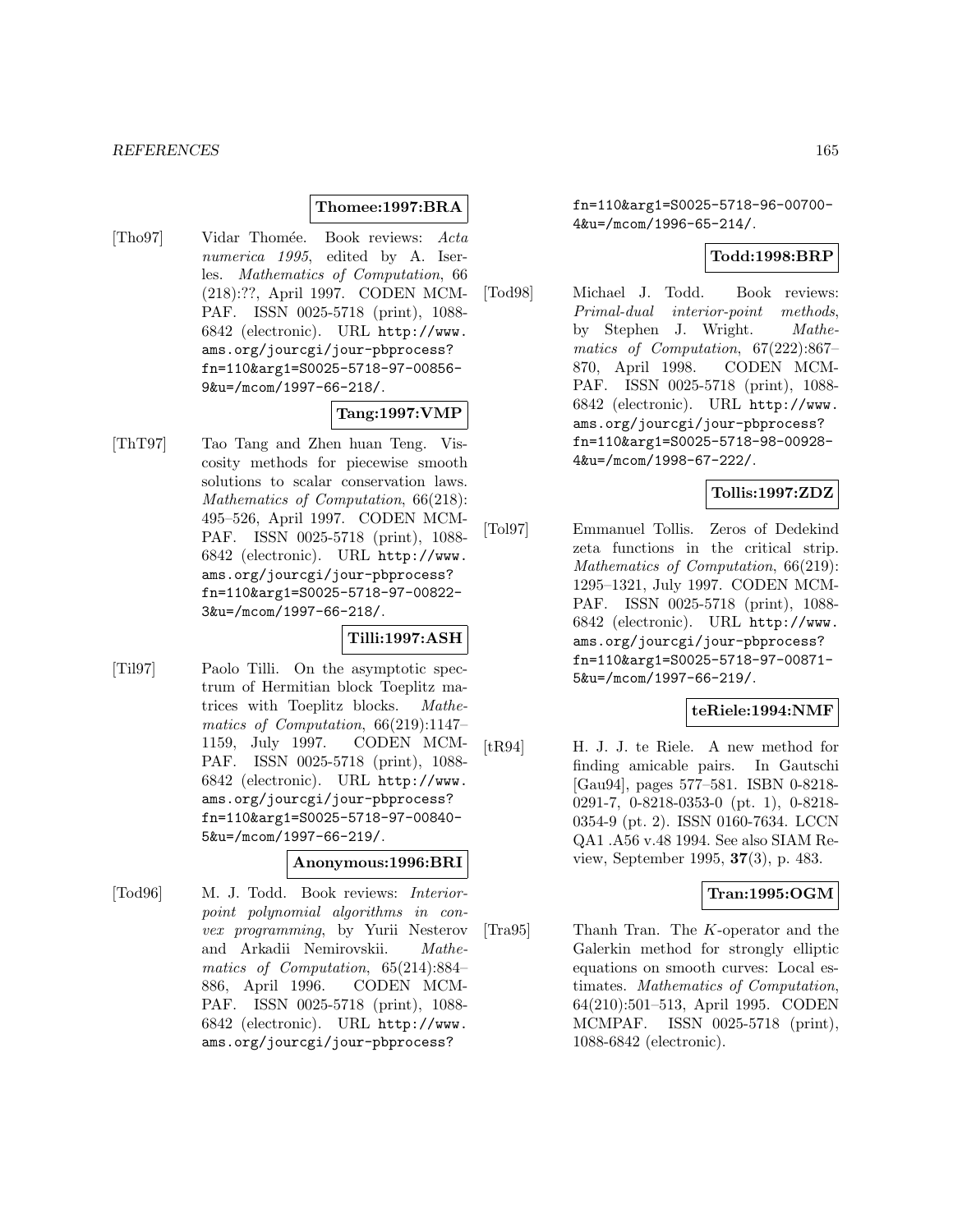**Thomee:1997:BRA**

[Tho97] Vidar Thomée. Book reviews: *Acta numerica 1995*, edited by A. Iserles. *Mathematics of Computation*, 66 (218):??, April 1997. CODEN MCMPAF. ISSN 0025-5718 (print), 1088-6842 (electronic). URL http://www.ams.org/jourcgi/jour-pbprocess?fn=110&arg1=S0025-5718-97-00856-9&u=/mcom/1997-66-218/.

**Tang:1997:VMP**

[ThT97] Tao Tang and Zhen huan Teng. Viscosity methods for piecewise smooth solutions to scalar conservation laws. *Mathematics of Computation*, 66(218): 495–526, April 1997. CODEN MCMPAF. ISSN 0025-5718 (print), 1088-6842 (electronic). URL http://www.ams.org/jourcgi/jour-pbprocess?fn=110&arg1=S0025-5718-97-00822-3&u=/mcom/1997-66-218/.

**Tilli:1997:ASH**

[Til97] Paolo Tilli. On the asymptotic spectrum of Hermitian block Toeplitz matrices with Toeplitz blocks. *Mathematics of Computation*, 66(219):1147–1159, July 1997. CODEN MCMPAF. ISSN 0025-5718 (print), 1088-6842 (electronic). URL http://www.ams.org/jourcgi/jour-pbprocess?fn=110&arg1=S0025-5718-97-00840-5&u=/mcom/1997-66-219/.

**Anonymous:1996:BRI**

[Tod96] M. J. Todd. Book reviews: *Interior-point polynomial algorithms in convex programming*, by Yurii Nesterov and Arkadii Nemirovskii. *Mathematics of Computation*, 65(214):884–886, April 1996. CODEN MCMPAF. ISSN 0025-5718 (print), 1088-6842 (electronic). URL http://www.ams.org/jourcgi/jour-pbprocess?fn=110&arg1=S0025-5718-96-00700-4&u=/mcom/1996-65-214/.

**Todd:1998:BRP**

[Tod98] Michael J. Todd. Book reviews: *Primal-dual interior-point methods*, by Stephen J. Wright. *Mathematics of Computation*, 67(222):867–870, April 1998. CODEN MCMPAF. ISSN 0025-5718 (print), 1088-6842 (electronic). URL http://www.ams.org/jourcgi/jour-pbprocess?fn=110&arg1=S0025-5718-98-00928-4&u=/mcom/1998-67-222/.

**Tollis:1997:ZDZ**

[Tol97] Emmanuel Tollis. Zeros of Dedekind zeta functions in the critical strip. *Mathematics of Computation*, 66(219): 1295–1321, July 1997. CODEN MCMPAF. ISSN 0025-5718 (print), 1088-6842 (electronic). URL http://www.ams.org/jourcgi/jour-pbprocess?fn=110&arg1=S0025-5718-97-00871-5&u=/mcom/1997-66-219/.

**teRiele:1994:NMF**

[tR94] H. J. J. te Riele. A new method for finding amicable pairs. In Gautschi [Gau94], pages 577–581. ISBN 0-8218-0291-7, 0-8218-0353-0 (pt. 1), 0-8218-0354-9 (pt. 2). ISSN 0160-7634. LCCN QA1 .A56 v.48 1994. See also SIAM Review, September 1995, **37**(3), p. 483.

**Tran:1995:OGM**

[Tra95] Thanh Tran. The $K$-operator and the Galerkin method for strongly elliptic equations on smooth curves: Local estimates. *Mathematics of Computation*, 64(210):501–513, April 1995. CODEN MCMPAF. ISSN 0025-5718 (print), 1088-6842 (electronic).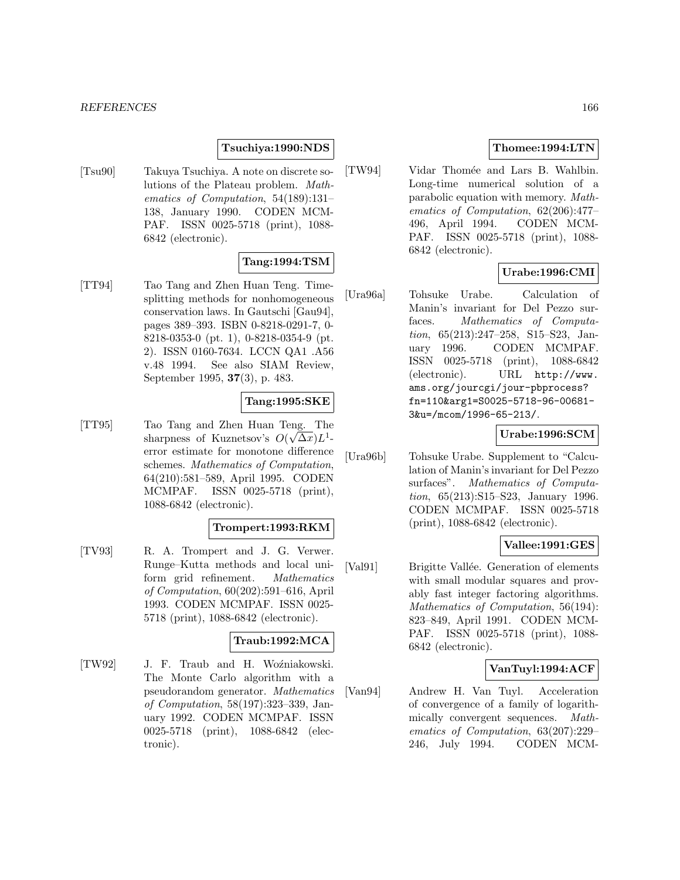**Tsuchiya:1990:NDS**

[Tsu90] Takuya Tsuchiya. A note on discrete solutions of the Plateau problem. *Mathematics of Computation*, 54(189):131–138, January 1990. CODEN MCMPAF. ISSN 0025-5718 (print), 1088-6842 (electronic).

**Tang:1994:TSM**

[TT94] Tao Tang and Zhen Huan Teng. Time-splitting methods for nonhomogeneous conservation laws. In Gautschi [Gau94], pages 389–393. ISBN 0-8218-0291-7, 0-8218-0353-0 (pt. 1), 0-8218-0354-9 (pt. 2). ISSN 0160-7634. LCCN QA1 .A56 v.48 1994. See also SIAM Review, September 1995, **37**(3), p. 483.

**Tang:1995:SKE**

[TT95] Tao Tang and Zhen Huan Teng. The sharpness of Kuznetsov's $O(\sqrt{\Delta x})L^1$-error estimate for monotone difference schemes. *Mathematics of Computation*, 64(210):581–589, April 1995. CODEN MCMPAF. ISSN 0025-5718 (print), 1088-6842 (electronic).

**Trompert:1993:RKM**

[TV93] R. A. Trompert and J. G. Verwer. Runge–Kutta methods and local uniform grid refinement. *Mathematics of Computation*, 60(202):591–616, April 1993. CODEN MCMPAF. ISSN 0025-5718 (print), 1088-6842 (electronic).

**Traub:1992:MCA**

[TW92] J. F. Traub and H. Woźniakowski. The Monte Carlo algorithm with a pseudorandom generator. *Mathematics of Computation*, 58(197):323–339, January 1992. CODEN MCMPAF. ISSN 0025-5718 (print), 1088-6842 (electronic).

**Thomee:1994:LTN**

[TW94] Vidar Thomée and Lars B. Wahlbin. Long-time numerical solution of a parabolic equation with memory. *Mathematics of Computation*, 62(206):477–496, April 1994. CODEN MCMPAF. ISSN 0025-5718 (print), 1088-6842 (electronic).

**Urabe:1996:CMI**

[Ura96a] Tohsuke Urabe. Calculation of Manin's invariant for Del Pezzo surfaces. *Mathematics of Computation*, 65(213):247–258, S15–S23, January 1996. CODEN MCMPAF. ISSN 0025-5718 (print), 1088-6842 (electronic). URL `http://www.ams.org/jourcgi/jour-pbprocess?fn=110&arg1=S0025-5718-96-00681-3&u=/mcom/1996-65-213/`.

**Urabe:1996:SCM**

[Ura96b] Tohsuke Urabe. Supplement to "Calculation of Manin's invariant for Del Pezzo surfaces". *Mathematics of Computation*, 65(213):S15–S23, January 1996. CODEN MCMPAF. ISSN 0025-5718 (print), 1088-6842 (electronic).

**Vallee:1991:GES**

[Val91] Brigitte Vallée. Generation of elements with small modular squares and provably fast integer factoring algorithms. *Mathematics of Computation*, 56(194):823–849, April 1991. CODEN MCMPAF. ISSN 0025-5718 (print), 1088-6842 (electronic).

**VanTuyl:1994:ACF**

[Van94] Andrew H. Van Tuyl. Acceleration of convergence of a family of logarithmically convergent sequences. *Mathematics of Computation*, 63(207):229–246, July 1994. CODEN MCM-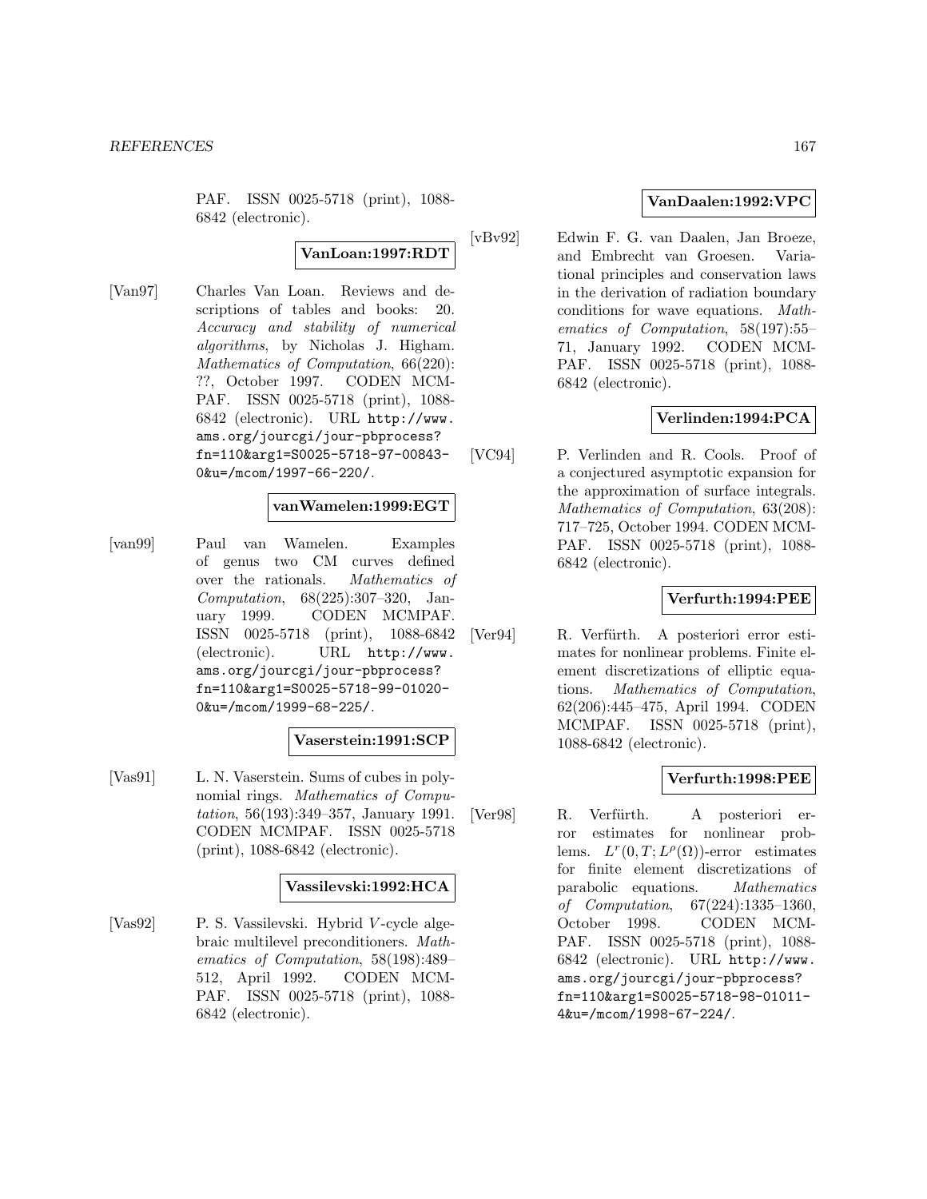PAF. ISSN 0025-5718 (print), 1088-6842 (electronic).

**VanLoan:1997:RDT**

[Van97] Charles Van Loan. Reviews and descriptions of tables and books: 20. *Accuracy and stability of numerical algorithms*, by Nicholas J. Higham. *Mathematics of Computation*, 66(220): ??, October 1997. CODEN MCMPAF. ISSN 0025-5718 (print), 1088-6842 (electronic). URL http://www.ams.org/jourcgi/jour-pbprocess?fn=110&arg1=S0025-5718-97-00843-0&u=/mcom/1997-66-220/.

**vanWamelen:1999:EGT**

[van99] Paul van Wamelen. Examples of genus two CM curves defined over the rationals. *Mathematics of Computation*, 68(225):307–320, January 1999. CODEN MCMPAF. ISSN 0025-5718 (print), 1088-6842 (electronic). URL http://www.ams.org/jourcgi/jour-pbprocess?fn=110&arg1=S0025-5718-99-01020-0&u=/mcom/1999-68-225/.

**Vaserstein:1991:SCP**

[Vas91] L. N. Vaserstein. Sums of cubes in polynomial rings. *Mathematics of Computation*, 56(193):349–357, January 1991. CODEN MCMPAF. ISSN 0025-5718 (print), 1088-6842 (electronic).

**Vassilevski:1992:HCA**

[Vas92] P. S. Vassilevski. Hybrid $V$-cycle algebraic multilevel preconditioners. *Mathematics of Computation*, 58(198):489–512, April 1992. CODEN MCMPAF. ISSN 0025-5718 (print), 1088-6842 (electronic).

**VanDaalen:1992:VPC**

[vBv92] Edwin F. G. van Daalen, Jan Broeze, and Embrecht van Groesen. Variational principles and conservation laws in the derivation of radiation boundary conditions for wave equations. *Mathematics of Computation*, 58(197):55–71, January 1992. CODEN MCMPAF. ISSN 0025-5718 (print), 1088-6842 (electronic).

**Verlinden:1994:PCA**

[VC94] P. Verlinden and R. Cools. Proof of a conjectured asymptotic expansion for the approximation of surface integrals. *Mathematics of Computation*, 63(208): 717–725, October 1994. CODEN MCMPAF. ISSN 0025-5718 (print), 1088-6842 (electronic).

**Verfurth:1994:PEE**

[Ver94] R. Verfürth. A posteriori error estimates for nonlinear problems. Finite element discretizations of elliptic equations. *Mathematics of Computation*, 62(206):445–475, April 1994. CODEN MCMPAF. ISSN 0025-5718 (print), 1088-6842 (electronic).

**Verfurth:1998:PEE**

[Ver98] R. Verfürth. A posteriori error estimates for nonlinear problems. $L^r(0,T;L^\rho(\Omega))$-error estimates for finite element discretizations of parabolic equations. *Mathematics of Computation*, 67(224):1335–1360, October 1998. CODEN MCMPAF. ISSN 0025-5718 (print), 1088-6842 (electronic). URL http://www.ams.org/jourcgi/jour-pbprocess?fn=110&arg1=S0025-5718-98-01011-4&u=/mcom/1998-67-224/.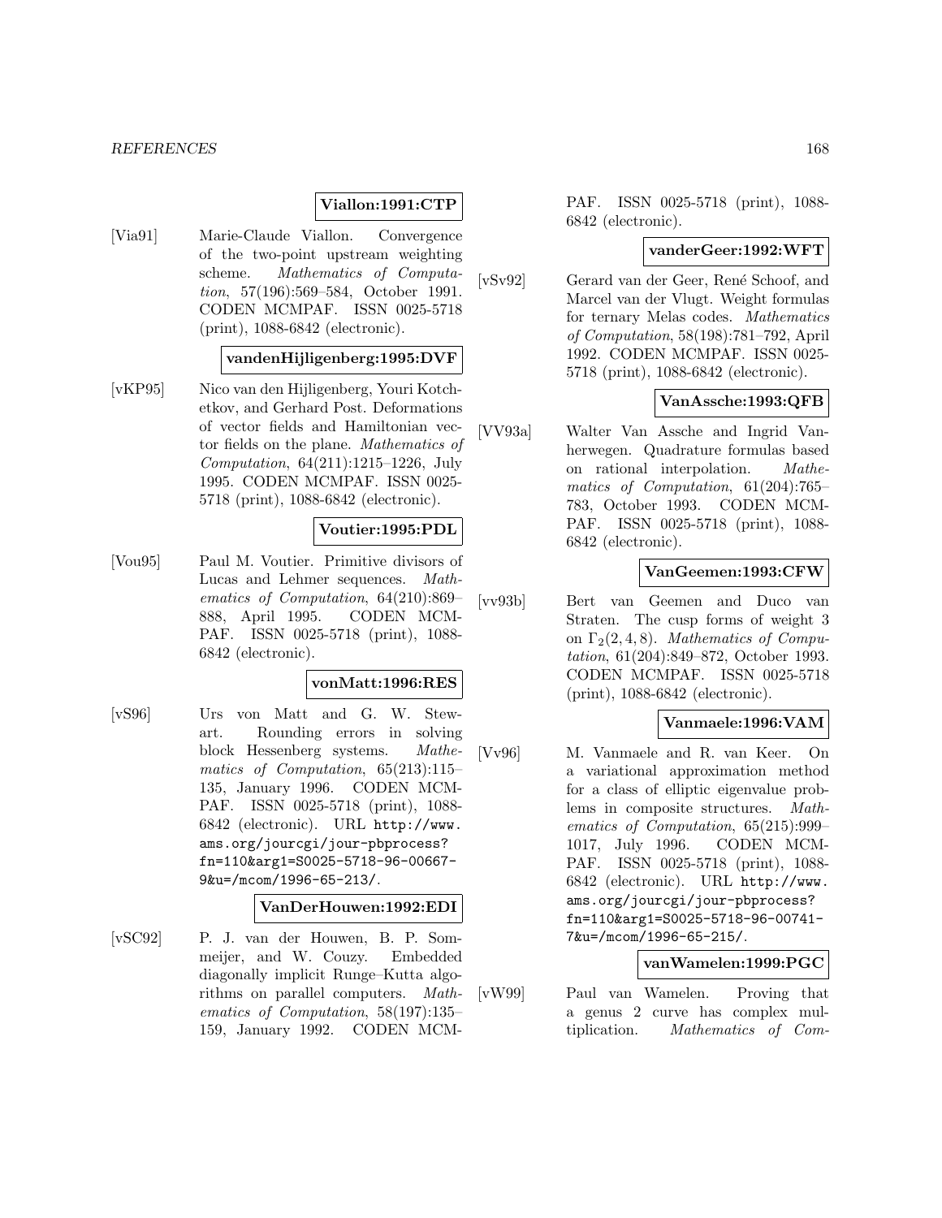**Viallon:1991:CTP**

[Via91] Marie-Claude Viallon. Convergence of the two-point upstream weighting scheme. *Mathematics of Computation*, 57(196):569–584, October 1991. CODEN MCMPAF. ISSN 0025-5718 (print), 1088-6842 (electronic).

**vandenHijligenberg:1995:DVF**

[vKP95] Nico van den Hijligenberg, Youri Kotchetkov, and Gerhard Post. Deformations of vector fields and Hamiltonian vector fields on the plane. *Mathematics of Computation*, 64(211):1215–1226, July 1995. CODEN MCMPAF. ISSN 0025-5718 (print), 1088-6842 (electronic).

**Voutier:1995:PDL**

[Vou95] Paul M. Voutier. Primitive divisors of Lucas and Lehmer sequences. *Mathematics of Computation*, 64(210):869–888, April 1995. CODEN MCMPAF. ISSN 0025-5718 (print), 1088-6842 (electronic).

**vonMatt:1996:RES**

[vS96] Urs von Matt and G. W. Stewart. Rounding errors in solving block Hessenberg systems. *Mathematics of Computation*, 65(213):115–135, January 1996. CODEN MCMPAF. ISSN 0025-5718 (print), 1088-6842 (electronic). URL http://www.ams.org/jourcgi/jour-pbprocess?fn=110&arg1=S0025-5718-96-00667-9&u=/mcom/1996-65-213/.

**VanDerHouwen:1992:EDI**

[vSC92] P. J. van der Houwen, B. P. Sommeijer, and W. Couzy. Embedded diagonally implicit Runge–Kutta algorithms on parallel computers. *Mathematics of Computation*, 58(197):135–159, January 1992. CODEN MCMPAF. ISSN 0025-5718 (print), 1088-6842 (electronic).

**vanderGeer:1992:WFT**

[vSv92] Gerard van der Geer, René Schoof, and Marcel van der Vlugt. Weight formulas for ternary Melas codes. *Mathematics of Computation*, 58(198):781–792, April 1992. CODEN MCMPAF. ISSN 0025-5718 (print), 1088-6842 (electronic).

**VanAssche:1993:QFB**

[VV93a] Walter Van Assche and Ingrid Vanherwegen. Quadrature formulas based on rational interpolation. *Mathematics of Computation*, 61(204):765–783, October 1993. CODEN MCMPAF. ISSN 0025-5718 (print), 1088-6842 (electronic).

**VanGeemen:1993:CFW**

[vv93b] Bert van Geemen and Duco van Straten. The cusp forms of weight 3 on $\Gamma_2(2, 4, 8)$. *Mathematics of Computation*, 61(204):849–872, October 1993. CODEN MCMPAF. ISSN 0025-5718 (print), 1088-6842 (electronic).

**Vanmaele:1996:VAM**

[Vv96] M. Vanmaele and R. van Keer. On a variational approximation method for a class of elliptic eigenvalue problems in composite structures. *Mathematics of Computation*, 65(215):999–1017, July 1996. CODEN MCMPAF. ISSN 0025-5718 (print), 1088-6842 (electronic). URL http://www.ams.org/jourcgi/jour-pbprocess?fn=110&arg1=S0025-5718-96-00741-7&u=/mcom/1996-65-215/.

**vanWamelen:1999:PGC**

[vW99] Paul van Wamelen. Proving that a genus 2 curve has complex multiplication. *Mathematics of Com-*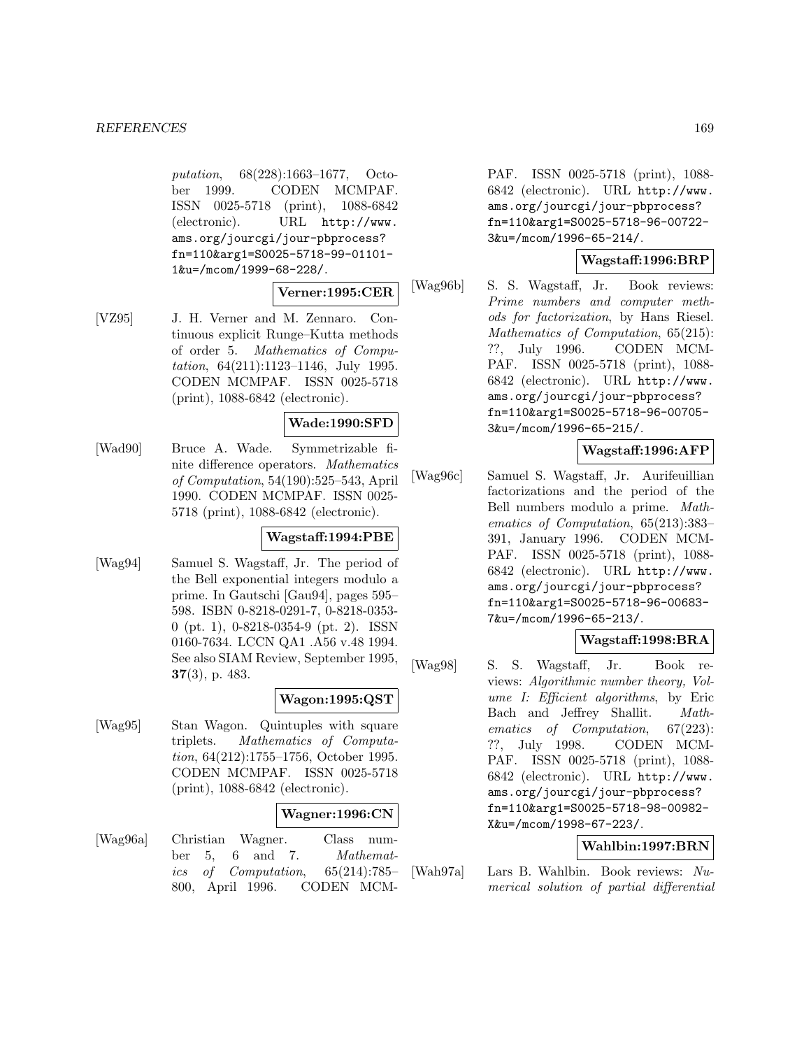*putation*, 68(228):1663–1677, October 1999. CODEN MCMPAF. ISSN 0025-5718 (print), 1088-6842 (electronic). URL http://www.ams.org/jourcgi/jour-pbprocess?fn=110&arg1=S0025-5718-99-01101-1&u=/mcom/1999-68-228/.

**Verner:1995:CER**

[VZ95] J. H. Verner and M. Zennaro. Continuous explicit Runge–Kutta methods of order 5. *Mathematics of Computation*, 64(211):1123–1146, July 1995. CODEN MCMPAF. ISSN 0025-5718 (print), 1088-6842 (electronic).

**Wade:1990:SFD**

[Wad90] Bruce A. Wade. Symmetrizable finite difference operators. *Mathematics of Computation*, 54(190):525–543, April 1990. CODEN MCMPAF. ISSN 0025-5718 (print), 1088-6842 (electronic).

**Wagstaff:1994:PBE**

[Wag94] Samuel S. Wagstaff, Jr. The period of the Bell exponential integers modulo a prime. In Gautschi [Gau94], pages 595–598. ISBN 0-8218-0291-7, 0-8218-0353-0 (pt. 1), 0-8218-0354-9 (pt. 2). ISSN 0160-7634. LCCN QA1 .A56 v.48 1994. See also SIAM Review, September 1995, **37**(3), p. 483.

**Wagon:1995:QST**

[Wag95] Stan Wagon. Quintuples with square triplets. *Mathematics of Computation*, 64(212):1755–1756, October 1995. CODEN MCMPAF. ISSN 0025-5718 (print), 1088-6842 (electronic).

**Wagner:1996:CN**

[Wag96a] Christian Wagner. Class number 5, 6 and 7. *Mathematics of Computation*, 65(214):785–800, April 1996. CODEN MCMPAF. ISSN 0025-5718 (print), 1088-6842 (electronic). URL http://www.ams.org/jourcgi/jour-pbprocess?fn=110&arg1=S0025-5718-96-00722-3&u=/mcom/1996-65-214/.

**Wagstaff:1996:BRP**

[Wag96b] S. S. Wagstaff, Jr. Book reviews: *Prime numbers and computer methods for factorization*, by Hans Riesel. *Mathematics of Computation*, 65(215): ??, July 1996. CODEN MCMPAF. ISSN 0025-5718 (print), 1088-6842 (electronic). URL http://www.ams.org/jourcgi/jour-pbprocess?fn=110&arg1=S0025-5718-96-00705-3&u=/mcom/1996-65-215/.

**Wagstaff:1996:AFP**

[Wag96c] Samuel S. Wagstaff, Jr. Aurifeuillian factorizations and the period of the Bell numbers modulo a prime. *Mathematics of Computation*, 65(213):383–391, January 1996. CODEN MCMPAF. ISSN 0025-5718 (print), 1088-6842 (electronic). URL http://www.ams.org/jourcgi/jour-pbprocess?fn=110&arg1=S0025-5718-96-00683-7&u=/mcom/1996-65-213/.

**Wagstaff:1998:BRA**

[Wag98] S. S. Wagstaff, Jr. Book reviews: *Algorithmic number theory, Volume I: Efficient algorithms*, by Eric Bach and Jeffrey Shallit. *Mathematics of Computation*, 67(223): ??, July 1998. CODEN MCMPAF. ISSN 0025-5718 (print), 1088-6842 (electronic). URL http://www.ams.org/jourcgi/jour-pbprocess?fn=110&arg1=S0025-5718-98-00982-X&u=/mcom/1998-67-223/.

**Wahlbin:1997:BRN**

[Wah97a] Lars B. Wahlbin. Book reviews: *Numerical solution of partial differential*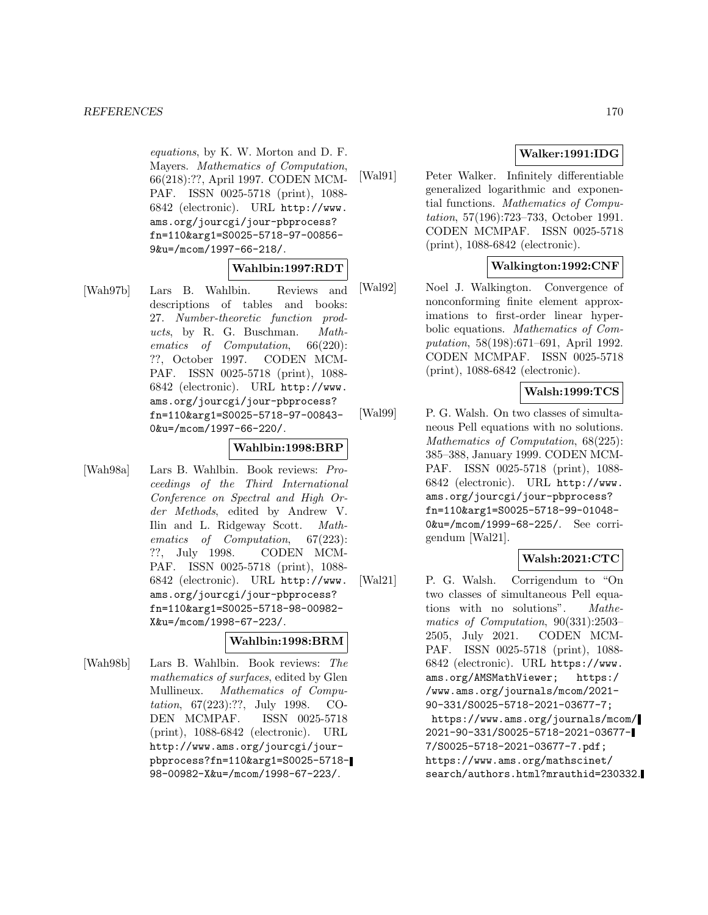*equations*, by K. W. Morton and D. F. Mayers. *Mathematics of Computation*, 66(218):??, April 1997. CODEN MCMPAF. ISSN 0025-5718 (print), 1088-6842 (electronic). URL http://www.ams.org/jourcgi/jour-pbprocess?fn=110&arg1=S0025-5718-97-00856-9&u=/mcom/1997-66-218/.

**Wahlbin:1997:RDT**

[Wah97b] Lars B. Wahlbin. Reviews and descriptions of tables and books: 27. *Number-theoretic function products*, by R. G. Buschman. *Mathematics of Computation*, 66(220):??, October 1997. CODEN MCMPAF. ISSN 0025-5718 (print), 1088-6842 (electronic). URL http://www.ams.org/jourcgi/jour-pbprocess?fn=110&arg1=S0025-5718-97-00843-0&u=/mcom/1997-66-220/.

**Wahlbin:1998:BRP**

[Wah98a] Lars B. Wahlbin. Book reviews: *Proceedings of the Third International Conference on Spectral and High Order Methods*, edited by Andrew V. Ilin and L. Ridgeway Scott. *Mathematics of Computation*, 67(223):??, July 1998. CODEN MCMPAF. ISSN 0025-5718 (print), 1088-6842 (electronic). URL http://www.ams.org/jourcgi/jour-pbprocess?fn=110&arg1=S0025-5718-98-00982-X&u=/mcom/1998-67-223/.

**Wahlbin:1998:BRM**

[Wah98b] Lars B. Wahlbin. Book reviews: *The mathematics of surfaces*, edited by Glen Mullineux. *Mathematics of Computation*, 67(223):??, July 1998. CODEN MCMPAF. ISSN 0025-5718 (print), 1088-6842 (electronic). URL http://www.ams.org/jourcgi/jour-pbprocess?fn=110&arg1=S0025-5718-98-00982-X&u=/mcom/1998-67-223/.

**Walker:1991:IDG**

[Wal91] Peter Walker. Infinitely differentiable generalized logarithmic and exponential functions. *Mathematics of Computation*, 57(196):723–733, October 1991. CODEN MCMPAF. ISSN 0025-5718 (print), 1088-6842 (electronic).

**Walkington:1992:CNF**

[Wal92] Noel J. Walkington. Convergence of nonconforming finite element approximations to first-order linear hyperbolic equations. *Mathematics of Computation*, 58(198):671–691, April 1992. CODEN MCMPAF. ISSN 0025-5718 (print), 1088-6842 (electronic).

**Walsh:1999:TCS**

[Wal99] P. G. Walsh. On two classes of simultaneous Pell equations with no solutions. *Mathematics of Computation*, 68(225):385–388, January 1999. CODEN MCMPAF. ISSN 0025-5718 (print), 1088-6842 (electronic). URL http://www.ams.org/jourcgi/jour-pbprocess?fn=110&arg1=S0025-5718-99-01048-0&u=/mcom/1999-68-225/. See corrigendum [Wal21].

**Walsh:2021:CTC**

[Wal21] P. G. Walsh. Corrigendum to "On two classes of simultaneous Pell equations with no solutions". *Mathematics of Computation*, 90(331):2503–2505, July 2021. CODEN MCMPAF. ISSN 0025-5718 (print), 1088-6842 (electronic). URL https://www.ams.org/AMSMathViewer; https://www.ams.org/journals/mcom/2021-90-331/S0025-5718-2021-03677-7; https://www.ams.org/journals/mcom/2021-90-331/S0025-5718-2021-03677-7/S0025-5718-2021-03677-7.pdf; https://www.ams.org/mathscinet/search/authors.html?mrauthid=230332.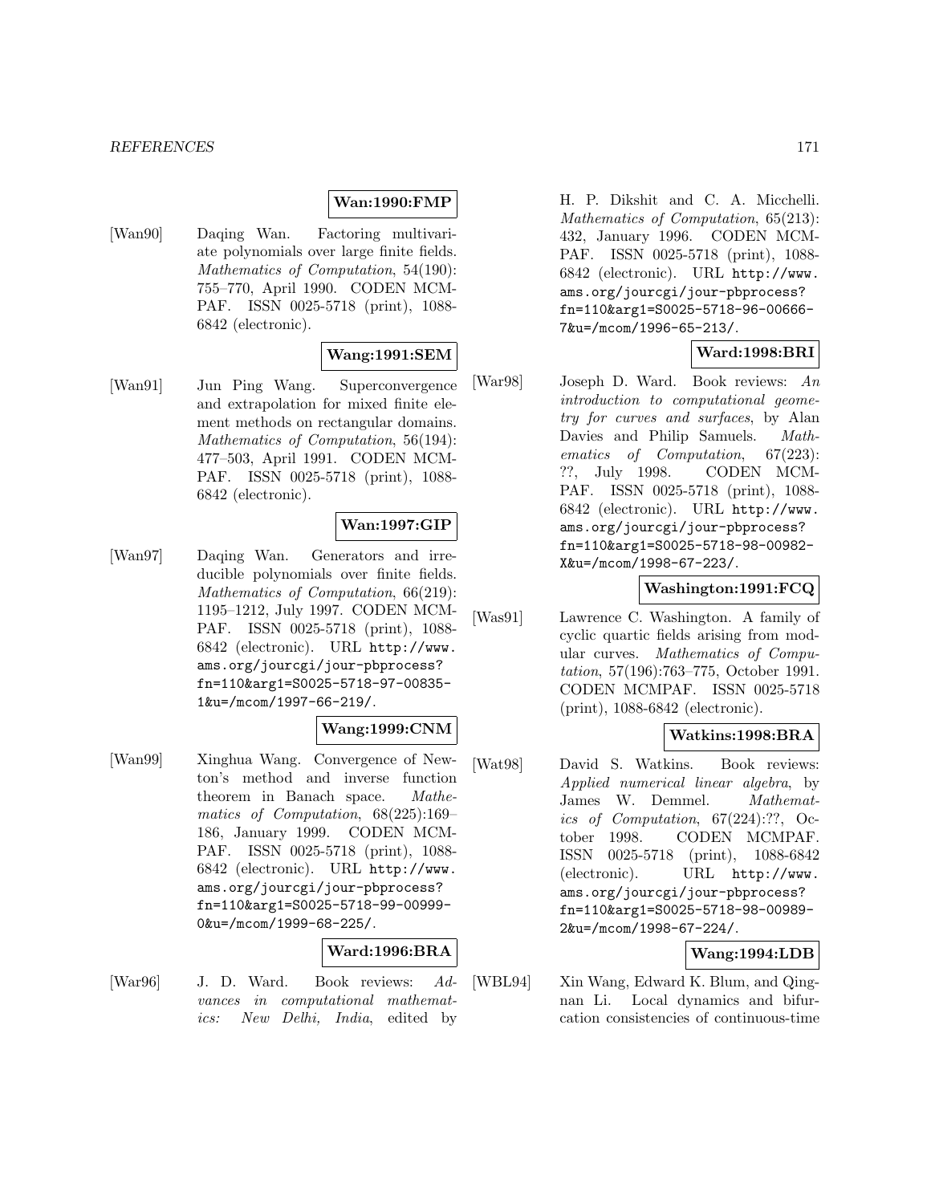**Wan:1990:FMP**

[Wan90] Daqing Wan. Factoring multivariate polynomials over large finite fields. *Mathematics of Computation*, 54(190): 755–770, April 1990. CODEN MCMPAF. ISSN 0025-5718 (print), 1088-6842 (electronic).

**Wang:1991:SEM**

[Wan91] Jun Ping Wang. Superconvergence and extrapolation for mixed finite element methods on rectangular domains. *Mathematics of Computation*, 56(194): 477–503, April 1991. CODEN MCMPAF. ISSN 0025-5718 (print), 1088-6842 (electronic).

**Wan:1997:GIP**

[Wan97] Daqing Wan. Generators and irreducible polynomials over finite fields. *Mathematics of Computation*, 66(219): 1195–1212, July 1997. CODEN MCMPAF. ISSN 0025-5718 (print), 1088-6842 (electronic). URL http://www.ams.org/jourcgi/jour-pbprocess?fn=110&arg1=S0025-5718-97-00835-1&u=/mcom/1997-66-219/.

**Wang:1999:CNM**

[Wan99] Xinghua Wang. Convergence of Newton's method and inverse function theorem in Banach space. *Mathematics of Computation*, 68(225):169–186, January 1999. CODEN MCMPAF. ISSN 0025-5718 (print), 1088-6842 (electronic). URL http://www.ams.org/jourcgi/jour-pbprocess?fn=110&arg1=S0025-5718-99-00999-0&u=/mcom/1999-68-225/.

**Ward:1996:BRA**

[War96] J. D. Ward. Book reviews: *Advances in computational mathematics: New Delhi, India*, edited by H. P. Dikshit and C. A. Micchelli. *Mathematics of Computation*, 65(213): 432, January 1996. CODEN MCMPAF. ISSN 0025-5718 (print), 1088-6842 (electronic). URL http://www.ams.org/jourcgi/jour-pbprocess?fn=110&arg1=S0025-5718-96-00666-7&u=/mcom/1996-65-213/.

**Ward:1998:BRI**

[War98] Joseph D. Ward. Book reviews: *An introduction to computational geometry for curves and surfaces*, by Alan Davies and Philip Samuels. *Mathematics of Computation*, 67(223): ??, July 1998. CODEN MCMPAF. ISSN 0025-5718 (print), 1088-6842 (electronic). URL http://www.ams.org/jourcgi/jour-pbprocess?fn=110&arg1=S0025-5718-98-00982-X&u=/mcom/1998-67-223/.

**Washington:1991:FCQ**

[Was91] Lawrence C. Washington. A family of cyclic quartic fields arising from modular curves. *Mathematics of Computation*, 57(196):763–775, October 1991. CODEN MCMPAF. ISSN 0025-5718 (print), 1088-6842 (electronic).

**Watkins:1998:BRA**

[Wat98] David S. Watkins. Book reviews: *Applied numerical linear algebra*, by James W. Demmel. *Mathematics of Computation*, 67(224):??, October 1998. CODEN MCMPAF. ISSN 0025-5718 (print), 1088-6842 (electronic). URL http://www.ams.org/jourcgi/jour-pbprocess?fn=110&arg1=S0025-5718-98-00989-2&u=/mcom/1998-67-224/.

**Wang:1994:LDB**

[WBL94] Xin Wang, Edward K. Blum, and Qingnan Li. Local dynamics and bifurcation consistencies of continuous-time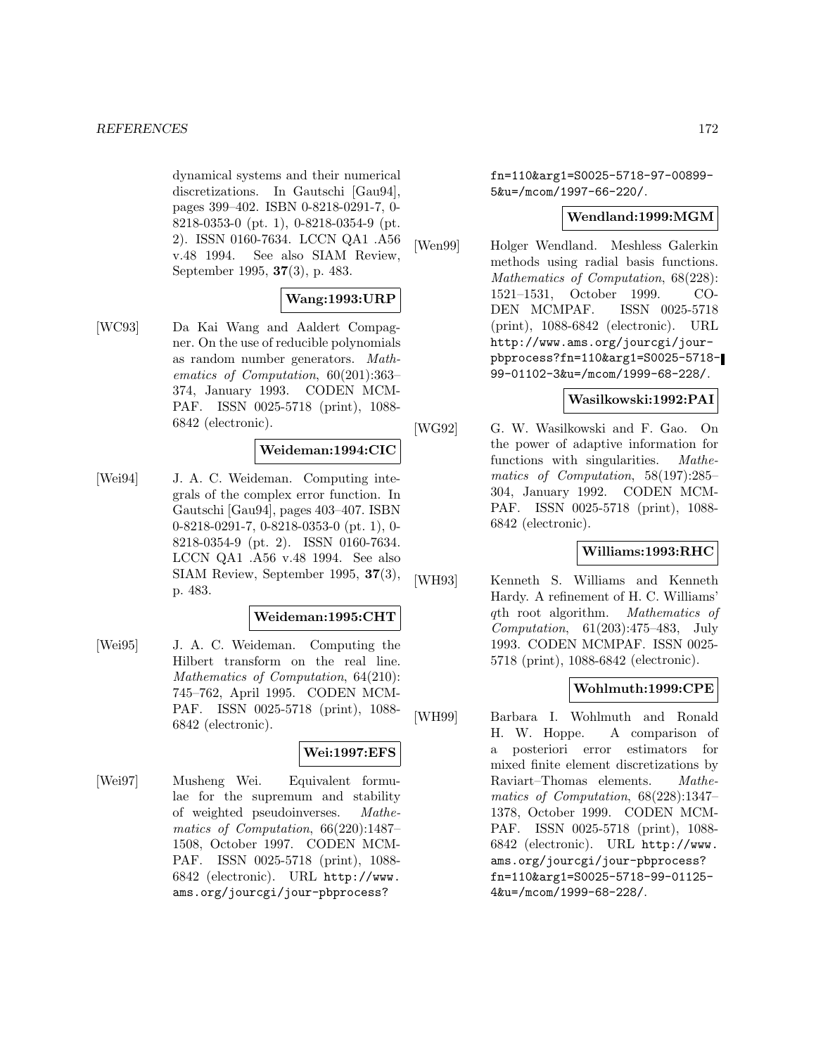dynamical systems and their numerical discretizations. In Gautschi [Gau94], pages 399–402. ISBN 0-8218-0291-7, 0-8218-0353-0 (pt. 1), 0-8218-0354-9 (pt. 2). ISSN 0160-7634. LCCN QA1 .A56 v.48 1994. See also SIAM Review, September 1995, **37**(3), p. 483.

**Wang:1993:URP**

[WC93] Da Kai Wang and Aaldert Compagner. On the use of reducible polynomials as random number generators. *Mathematics of Computation*, 60(201):363–374, January 1993. CODEN MCMPAF. ISSN 0025-5718 (print), 1088-6842 (electronic).

**Weideman:1994:CIC**

[Wei94] J. A. C. Weideman. Computing integrals of the complex error function. In Gautschi [Gau94], pages 403–407. ISBN 0-8218-0291-7, 0-8218-0353-0 (pt. 1), 0-8218-0354-9 (pt. 2). ISSN 0160-7634. LCCN QA1 .A56 v.48 1994. See also SIAM Review, September 1995, **37**(3), p. 483.

**Weideman:1995:CHT**

[Wei95] J. A. C. Weideman. Computing the Hilbert transform on the real line. *Mathematics of Computation*, 64(210):745–762, April 1995. CODEN MCMPAF. ISSN 0025-5718 (print), 1088-6842 (electronic).

**Wei:1997:EFS**

[Wei97] Musheng Wei. Equivalent formulae for the supremum and stability of weighted pseudoinverses. *Mathematics of Computation*, 66(220):1487–1508, October 1997. CODEN MCMPAF. ISSN 0025-5718 (print), 1088-6842 (electronic). URL http://www.ams.org/jourcgi/jour-pbprocess?fn=110&arg1=S0025-5718-97-00899-5&u=/mcom/1997-66-220/.

**Wendland:1999:MGM**

[Wen99] Holger Wendland. Meshless Galerkin methods using radial basis functions. *Mathematics of Computation*, 68(228):1521–1531, October 1999. CODEN MCMPAF. ISSN 0025-5718 (print), 1088-6842 (electronic). URL http://www.ams.org/jourcgi/jour-pbprocess?fn=110&arg1=S0025-5718-99-01102-3&u=/mcom/1999-68-228/.

**Wasilkowski:1992:PAI**

[WG92] G. W. Wasilkowski and F. Gao. On the power of adaptive information for functions with singularities. *Mathematics of Computation*, 58(197):285–304, January 1992. CODEN MCMPAF. ISSN 0025-5718 (print), 1088-6842 (electronic).

**Williams:1993:RHC**

[WH93] Kenneth S. Williams and Kenneth Hardy. A refinement of H. C. Williams' $q$th root algorithm. *Mathematics of Computation*, 61(203):475–483, July 1993. CODEN MCMPAF. ISSN 0025-5718 (print), 1088-6842 (electronic).

**Wohlmuth:1999:CPE**

[WH99] Barbara I. Wohlmuth and Ronald H. W. Hoppe. A comparison of a posteriori error estimators for mixed finite element discretizations by Raviart–Thomas elements. *Mathematics of Computation*, 68(228):1347–1378, October 1999. CODEN MCMPAF. ISSN 0025-5718 (print), 1088-6842 (electronic). URL http://www.ams.org/jourcgi/jour-pbprocess?fn=110&arg1=S0025-5718-99-01125-4&u=/mcom/1999-68-228/.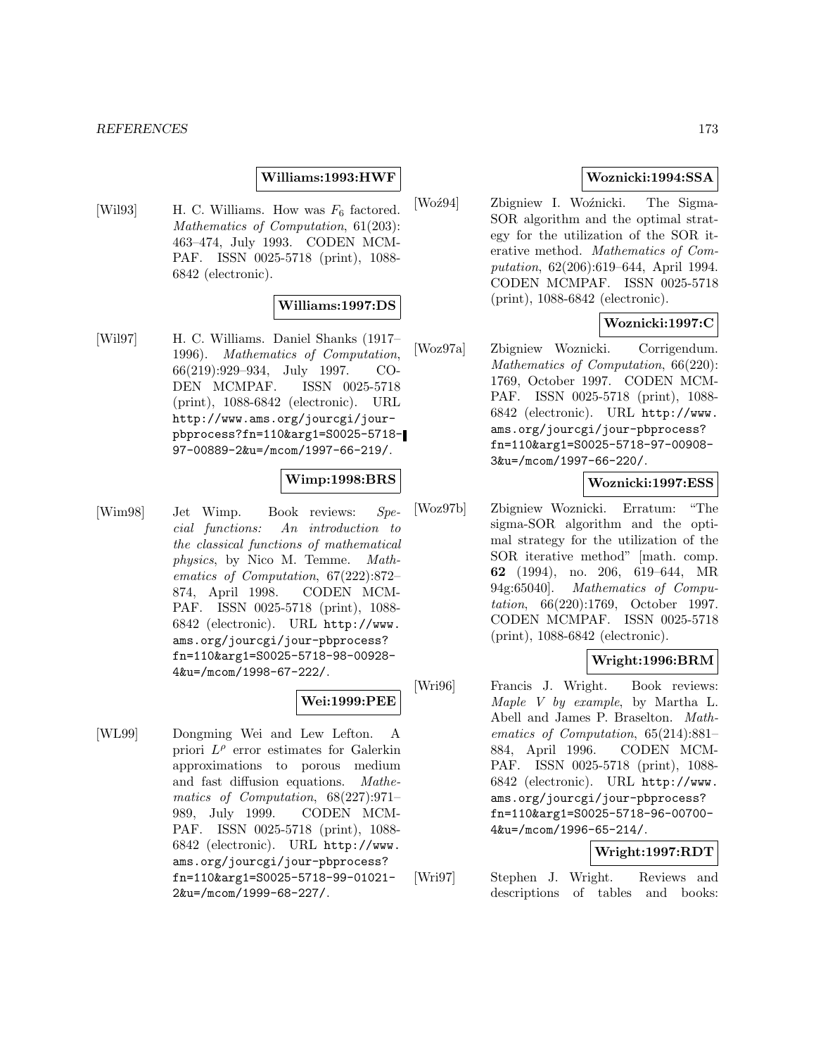**Williams:1993:HWF**

[Wil93] H. C. Williams. How was $F_6$ factored. *Mathematics of Computation*, 61(203): 463–474, July 1993. CODEN MCMPAF. ISSN 0025-5718 (print), 1088-6842 (electronic).

**Williams:1997:DS**

[Wil97] H. C. Williams. Daniel Shanks (1917–1996). *Mathematics of Computation*, 66(219):929–934, July 1997. CODEN MCMPAF. ISSN 0025-5718 (print), 1088-6842 (electronic). URL http://www.ams.org/jourcgi/jour-pbprocess?fn=110&arg1=S0025-5718-97-00889-2&u=/mcom/1997-66-219/.

**Wimp:1998:BRS**

[Wim98] Jet Wimp. Book reviews: *Special functions: An introduction to the classical functions of mathematical physics*, by Nico M. Temme. *Mathematics of Computation*, 67(222):872–874, April 1998. CODEN MCMPAF. ISSN 0025-5718 (print), 1088-6842 (electronic). URL http://www.ams.org/jourcgi/jour-pbprocess?fn=110&arg1=S0025-5718-98-00928-4&u=/mcom/1998-67-222/.

**Wei:1999:PEE**

[WL99] Dongming Wei and Lew Lefton. A priori $L^\rho$ error estimates for Galerkin approximations to porous medium and fast diffusion equations. *Mathematics of Computation*, 68(227):971–989, July 1999. CODEN MCMPAF. ISSN 0025-5718 (print), 1088-6842 (electronic). URL http://www.ams.org/jourcgi/jour-pbprocess?fn=110&arg1=S0025-5718-99-01021-2&u=/mcom/1999-68-227/.

**Woznicki:1994:SSA**

[Woź94] Zbigniew I. Woźnicki. The Sigma-SOR algorithm and the optimal strategy for the utilization of the SOR iterative method. *Mathematics of Computation*, 62(206):619–644, April 1994. CODEN MCMPAF. ISSN 0025-5718 (print), 1088-6842 (electronic).

**Woznicki:1997:C**

[Woz97a] Zbigniew Woznicki. Corrigendum. *Mathematics of Computation*, 66(220): 1769, October 1997. CODEN MCMPAF. ISSN 0025-5718 (print), 1088-6842 (electronic). URL http://www.ams.org/jourcgi/jour-pbprocess?fn=110&arg1=S0025-5718-97-00908-3&u=/mcom/1997-66-220/.

**Woznicki:1997:ESS**

[Woz97b] Zbigniew Woznicki. Erratum: "The sigma-SOR algorithm and the optimal strategy for the utilization of the SOR iterative method" [math. comp. **62** (1994), no. 206, 619–644, MR 94g:65040]. *Mathematics of Computation*, 66(220):1769, October 1997. CODEN MCMPAF. ISSN 0025-5718 (print), 1088-6842 (electronic).

**Wright:1996:BRM**

[Wri96] Francis J. Wright. Book reviews: *Maple V by example*, by Martha L. Abell and James P. Braselton. *Mathematics of Computation*, 65(214):881–884, April 1996. CODEN MCMPAF. ISSN 0025-5718 (print), 1088-6842 (electronic). URL http://www.ams.org/jourcgi/jour-pbprocess?fn=110&arg1=S0025-5718-96-00700-4&u=/mcom/1996-65-214/.

**Wright:1997:RDT**

[Wri97] Stephen J. Wright. Reviews and descriptions of tables and books: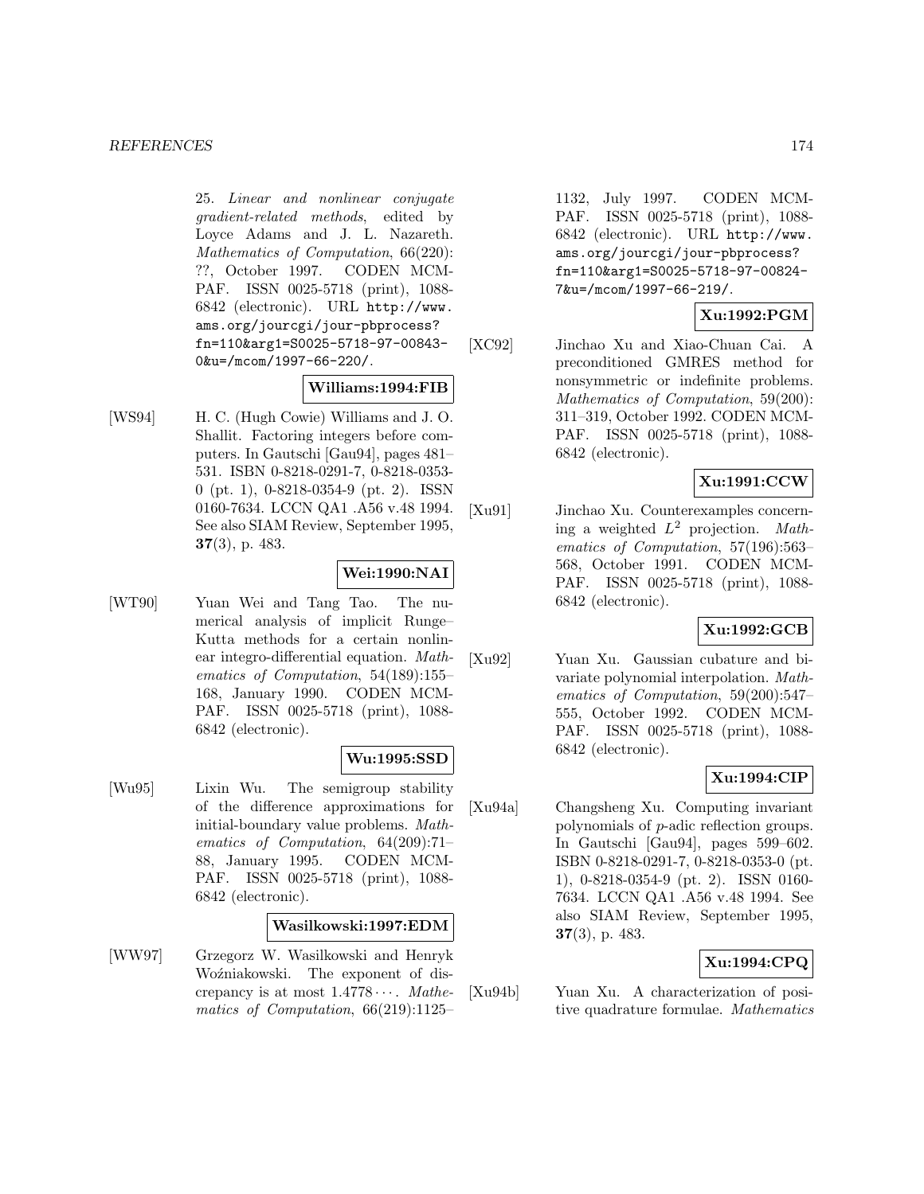25. *Linear and nonlinear conjugate gradient-related methods*, edited by Loyce Adams and J. L. Nazareth. *Mathematics of Computation*, 66(220): ??, October 1997. CODEN MCMPAF. ISSN 0025-5718 (print), 1088-6842 (electronic). URL http://www.ams.org/jourcgi/jour-pbprocess?fn=110&arg1=S0025-5718-97-00843-0&u=/mcom/1997-66-220/.

**Williams:1994:FIB**

[WS94] H. C. (Hugh Cowie) Williams and J. O. Shallit. Factoring integers before computers. In Gautschi [Gau94], pages 481–531. ISBN 0-8218-0291-7, 0-8218-0353-0 (pt. 1), 0-8218-0354-9 (pt. 2). ISSN 0160-7634. LCCN QA1 .A56 v.48 1994. See also SIAM Review, September 1995, **37**(3), p. 483.

**Wei:1990:NAI**

[WT90] Yuan Wei and Tang Tao. The numerical analysis of implicit Runge–Kutta methods for a certain nonlinear integro-differential equation. *Mathematics of Computation*, 54(189):155–168, January 1990. CODEN MCMPAF. ISSN 0025-5718 (print), 1088-6842 (electronic).

**Wu:1995:SSD**

[Wu95] Lixin Wu. The semigroup stability of the difference approximations for initial-boundary value problems. *Mathematics of Computation*, 64(209):71–88, January 1995. CODEN MCMPAF. ISSN 0025-5718 (print), 1088-6842 (electronic).

**Wasilkowski:1997:EDM**

[WW97] Grzegorz W. Wasilkowski and Henryk Woźniakowski. The exponent of discrepancy is at most $1.4778\cdots$. *Mathematics of Computation*, 66(219):1125–1132, July 1997. CODEN MCMPAF. ISSN 0025-5718 (print), 1088-6842 (electronic). URL http://www.ams.org/jourcgi/jour-pbprocess?fn=110&arg1=S0025-5718-97-00824-7&u=/mcom/1997-66-219/.

**Xu:1992:PGM**

[XC92] Jinchao Xu and Xiao-Chuan Cai. A preconditioned GMRES method for nonsymmetric or indefinite problems. *Mathematics of Computation*, 59(200): 311–319, October 1992. CODEN MCMPAF. ISSN 0025-5718 (print), 1088-6842 (electronic).

**Xu:1991:CCW**

[Xu91] Jinchao Xu. Counterexamples concerning a weighted $L^2$ projection. *Mathematics of Computation*, 57(196):563–568, October 1991. CODEN MCMPAF. ISSN 0025-5718 (print), 1088-6842 (electronic).

**Xu:1992:GCB**

[Xu92] Yuan Xu. Gaussian cubature and bivariate polynomial interpolation. *Mathematics of Computation*, 59(200):547–555, October 1992. CODEN MCMPAF. ISSN 0025-5718 (print), 1088-6842 (electronic).

**Xu:1994:CIP**

[Xu94a] Changsheng Xu. Computing invariant polynomials of $p$-adic reflection groups. In Gautschi [Gau94], pages 599–602. ISBN 0-8218-0291-7, 0-8218-0353-0 (pt. 1), 0-8218-0354-9 (pt. 2). ISSN 0160-7634. LCCN QA1 .A56 v.48 1994. See also SIAM Review, September 1995, **37**(3), p. 483.

**Xu:1994:CPQ**

[Xu94b] Yuan Xu. A characterization of positive quadrature formulae. *Mathematics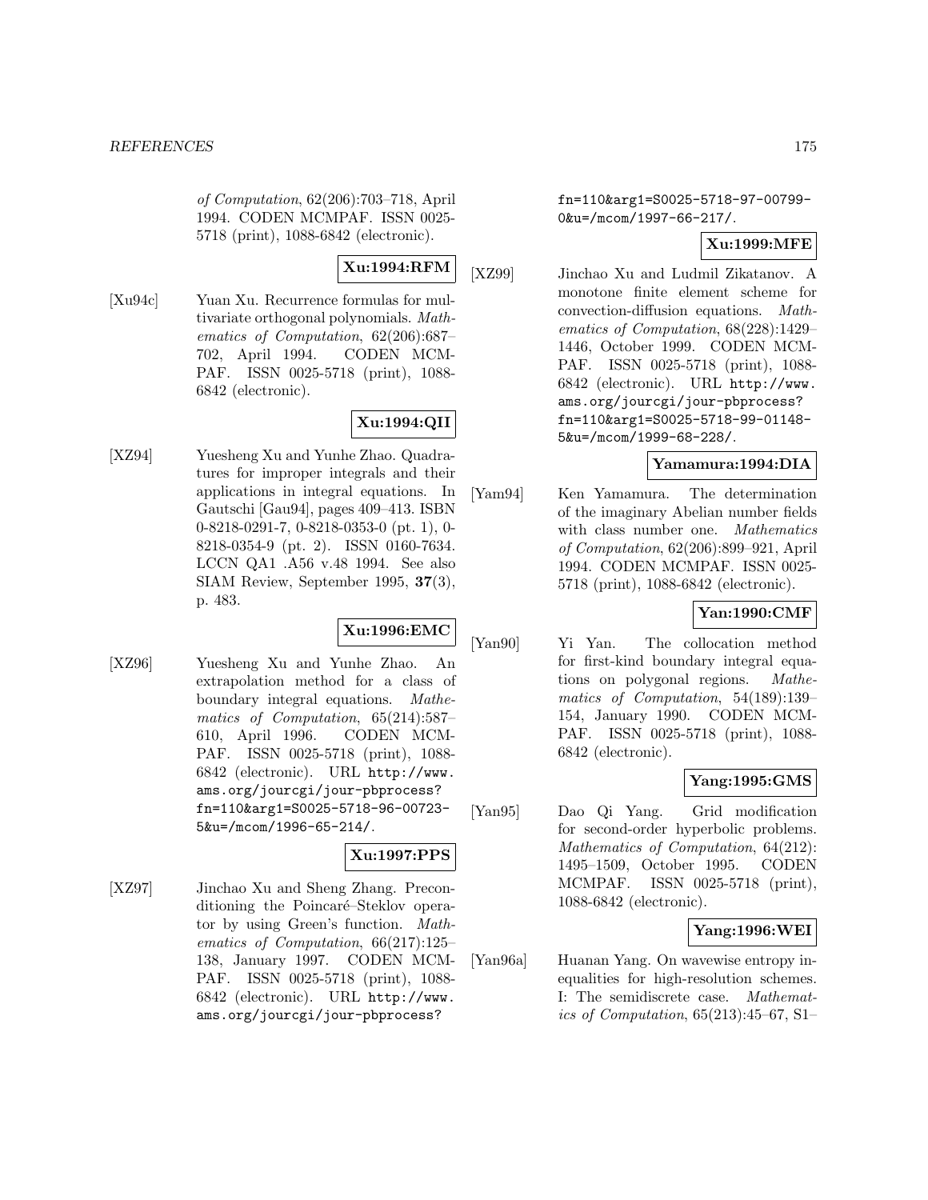*of Computation*, 62(206):703–718, April 1994. CODEN MCMPAF. ISSN 0025-5718 (print), 1088-6842 (electronic).

**Xu:1994:RFM**

[Xu94c] Yuan Xu. Recurrence formulas for multivariate orthogonal polynomials. *Mathematics of Computation*, 62(206):687–702, April 1994. CODEN MCMPAF. ISSN 0025-5718 (print), 1088-6842 (electronic).

**Xu:1994:QII**

[XZ94] Yuesheng Xu and Yunhe Zhao. Quadratures for improper integrals and their applications in integral equations. In Gautschi [Gau94], pages 409–413. ISBN 0-8218-0291-7, 0-8218-0353-0 (pt. 1), 0-8218-0354-9 (pt. 2). ISSN 0160-7634. LCCN QA1 .A56 v.48 1994. See also SIAM Review, September 1995, **37**(3), p. 483.

**Xu:1996:EMC**

[XZ96] Yuesheng Xu and Yunhe Zhao. An extrapolation method for a class of boundary integral equations. *Mathematics of Computation*, 65(214):587–610, April 1996. CODEN MCMPAF. ISSN 0025-5718 (print), 1088-6842 (electronic). URL http://www.ams.org/jourcgi/jour-pbprocess?fn=110&arg1=S0025-5718-96-00723-5&u=/mcom/1996-65-214/.

**Xu:1997:PPS**

[XZ97] Jinchao Xu and Sheng Zhang. Preconditioning the Poincaré–Steklov operator by using Green's function. *Mathematics of Computation*, 66(217):125–138, January 1997. CODEN MCMPAF. ISSN 0025-5718 (print), 1088-6842 (electronic). URL http://www.ams.org/jourcgi/jour-pbprocess?fn=110&arg1=S0025-5718-97-00799-0&u=/mcom/1997-66-217/.

**Xu:1999:MFE**

[XZ99] Jinchao Xu and Ludmil Zikatanov. A monotone finite element scheme for convection-diffusion equations. *Mathematics of Computation*, 68(228):1429–1446, October 1999. CODEN MCMPAF. ISSN 0025-5718 (print), 1088-6842 (electronic). URL http://www.ams.org/jourcgi/jour-pbprocess?fn=110&arg1=S0025-5718-99-01148-5&u=/mcom/1999-68-228/.

**Yamamura:1994:DIA**

[Yam94] Ken Yamamura. The determination of the imaginary Abelian number fields with class number one. *Mathematics of Computation*, 62(206):899–921, April 1994. CODEN MCMPAF. ISSN 0025-5718 (print), 1088-6842 (electronic).

**Yan:1990:CMF**

[Yan90] Yi Yan. The collocation method for first-kind boundary integral equations on polygonal regions. *Mathematics of Computation*, 54(189):139–154, January 1990. CODEN MCMPAF. ISSN 0025-5718 (print), 1088-6842 (electronic).

**Yang:1995:GMS**

[Yan95] Dao Qi Yang. Grid modification for second-order hyperbolic problems. *Mathematics of Computation*, 64(212): 1495–1509, October 1995. CODEN MCMPAF. ISSN 0025-5718 (print), 1088-6842 (electronic).

**Yang:1996:WEI**

[Yan96a] Huanan Yang. On wavewise entropy inequalities for high-resolution schemes. I: The semidiscrete case. *Mathematics of Computation*, 65(213):45–67, S1–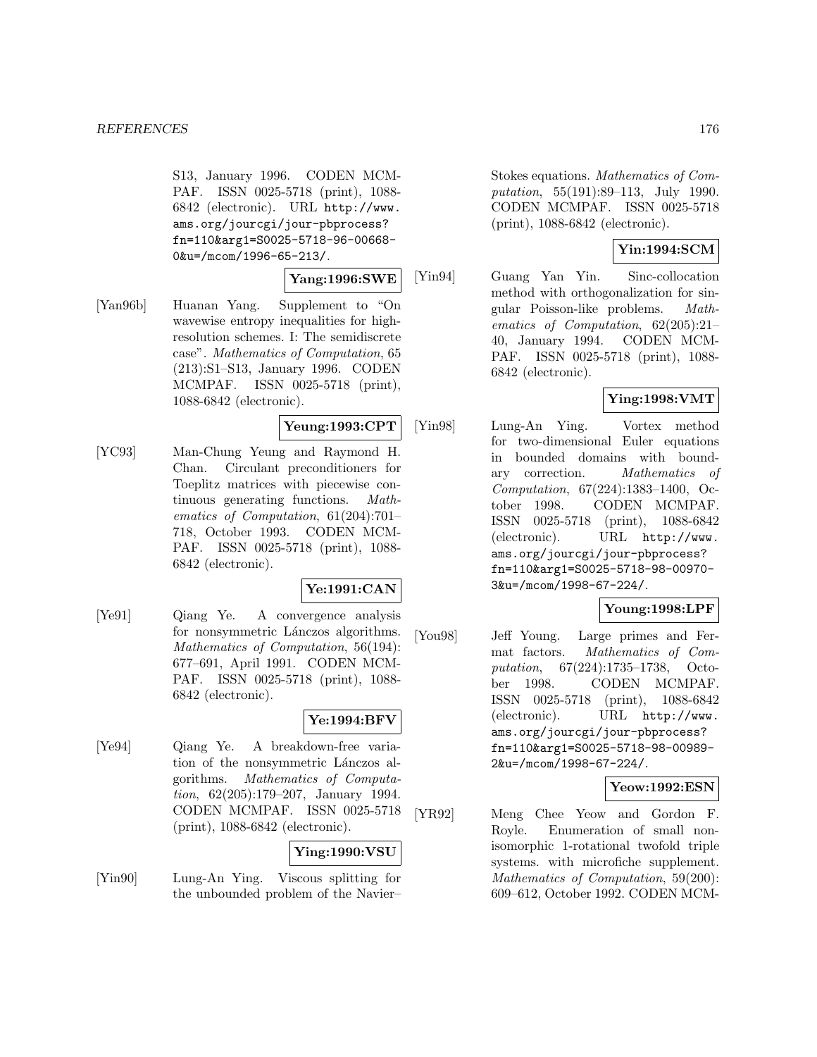S13, January 1996. CODEN MCMPAF. ISSN 0025-5718 (print), 1088-6842 (electronic). URL http://www.ams.org/jourcgi/jour-pbprocess?fn=110&arg1=S0025-5718-96-00668-0&u=/mcom/1996-65-213/.

**Yang:1996:SWE**

[Yan96b] Huanan Yang. Supplement to "On wavewise entropy inequalities for high-resolution schemes. I: The semidiscrete case". *Mathematics of Computation*, 65 (213):S1–S13, January 1996. CODEN MCMPAF. ISSN 0025-5718 (print), 1088-6842 (electronic).

**Yeung:1993:CPT**

[YC93] Man-Chung Yeung and Raymond H. Chan. Circulant preconditioners for Toeplitz matrices with piecewise continuous generating functions. *Mathematics of Computation*, 61(204):701–718, October 1993. CODEN MCMPAF. ISSN 0025-5718 (print), 1088-6842 (electronic).

**Ye:1991:CAN**

[Ye91] Qiang Ye. A convergence analysis for nonsymmetric Lánczos algorithms. *Mathematics of Computation*, 56(194): 677–691, April 1991. CODEN MCMPAF. ISSN 0025-5718 (print), 1088-6842 (electronic).

**Ye:1994:BFV**

[Ye94] Qiang Ye. A breakdown-free variation of the nonsymmetric Lánczos algorithms. *Mathematics of Computation*, 62(205):179–207, January 1994. CODEN MCMPAF. ISSN 0025-5718 (print), 1088-6842 (electronic).

**Ying:1990:VSU**

[Yin90] Lung-An Ying. Viscous splitting for the unbounded problem of the Navier–Stokes equations. *Mathematics of Computation*, 55(191):89–113, July 1990. CODEN MCMPAF. ISSN 0025-5718 (print), 1088-6842 (electronic).

**Yin:1994:SCM**

[Yin94] Guang Yan Yin. Sinc-collocation method with orthogonalization for singular Poisson-like problems. *Mathematics of Computation*, 62(205):21–40, January 1994. CODEN MCMPAF. ISSN 0025-5718 (print), 1088-6842 (electronic).

**Ying:1998:VMT**

[Yin98] Lung-An Ying. Vortex method for two-dimensional Euler equations in bounded domains with boundary correction. *Mathematics of Computation*, 67(224):1383–1400, October 1998. CODEN MCMPAF. ISSN 0025-5718 (print), 1088-6842 (electronic). URL http://www.ams.org/jourcgi/jour-pbprocess?fn=110&arg1=S0025-5718-98-00970-3&u=/mcom/1998-67-224/.

**Young:1998:LPF**

[You98] Jeff Young. Large primes and Fermat factors. *Mathematics of Computation*, 67(224):1735–1738, October 1998. CODEN MCMPAF. ISSN 0025-5718 (print), 1088-6842 (electronic). URL http://www.ams.org/jourcgi/jour-pbprocess?fn=110&arg1=S0025-5718-98-00989-2&u=/mcom/1998-67-224/.

**Yeow:1992:ESN**

[YR92] Meng Chee Yeow and Gordon F. Royle. Enumeration of small nonisomorphic 1-rotational twofold triple systems. with microfiche supplement. *Mathematics of Computation*, 59(200): 609–612, October 1992. CODEN MCM-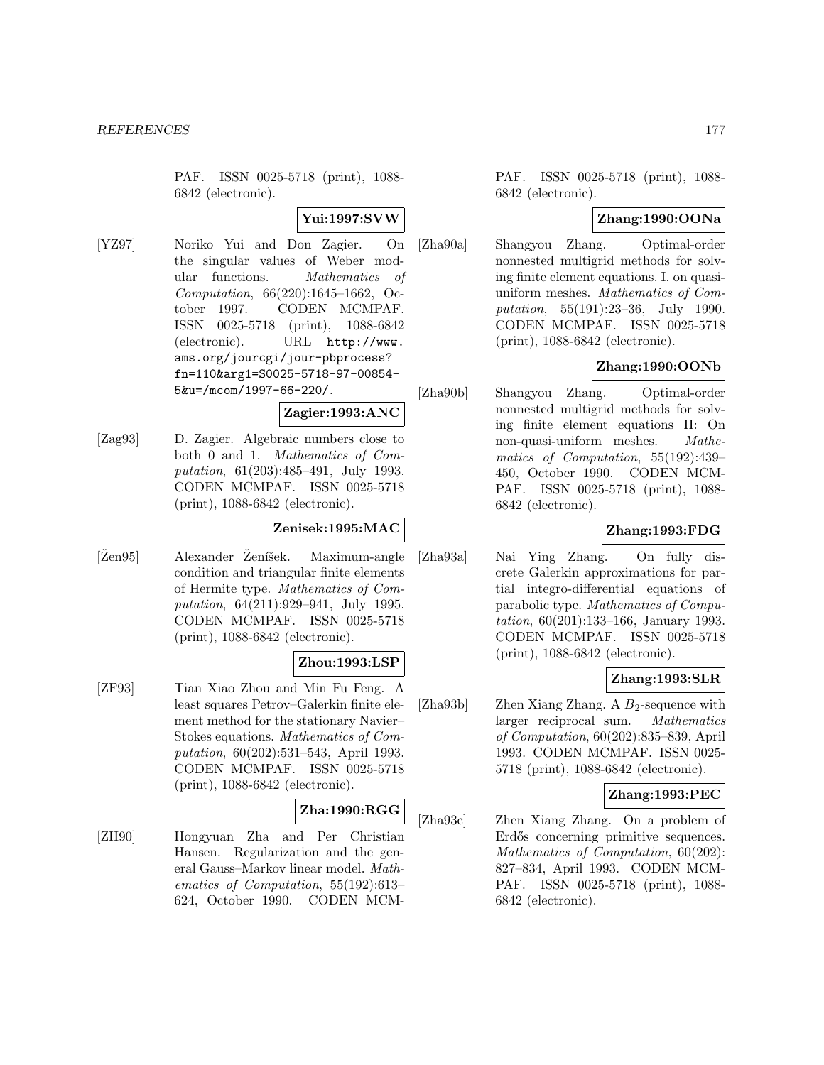PAF. ISSN 0025-5718 (print), 1088-6842 (electronic).

**Yui:1997:SVW**

[YZ97] Noriko Yui and Don Zagier. On the singular values of Weber modular functions. *Mathematics of Computation*, 66(220):1645–1662, October 1997. CODEN MCMPAF. ISSN 0025-5718 (print), 1088-6842 (electronic). URL `http://www.ams.org/jourcgi/jour-pbprocess?fn=110&arg1=S0025-5718-97-00854-5&u=/mcom/1997-66-220/`.

**Zagier:1993:ANC**

[Zag93] D. Zagier. Algebraic numbers close to both 0 and 1. *Mathematics of Computation*, 61(203):485–491, July 1993. CODEN MCMPAF. ISSN 0025-5718 (print), 1088-6842 (electronic).

**Zenisek:1995:MAC**

[Žen95] Alexander Ženíšek. Maximum-angle condition and triangular finite elements of Hermite type. *Mathematics of Computation*, 64(211):929–941, July 1995. CODEN MCMPAF. ISSN 0025-5718 (print), 1088-6842 (electronic).

**Zhou:1993:LSP**

[ZF93] Tian Xiao Zhou and Min Fu Feng. A least squares Petrov–Galerkin finite element method for the stationary Navier–Stokes equations. *Mathematics of Computation*, 60(202):531–543, April 1993. CODEN MCMPAF. ISSN 0025-5718 (print), 1088-6842 (electronic).

**Zha:1990:RGG**

[ZH90] Hongyuan Zha and Per Christian Hansen. Regularization and the general Gauss–Markov linear model. *Mathematics of Computation*, 55(192):613–624, October 1990. CODEN MCMPAF. ISSN 0025-5718 (print), 1088-6842 (electronic).

**Zhang:1990:OONa**

[Zha90a] Shangyou Zhang. Optimal-order nonnested multigrid methods for solving finite element equations. I. on quasi-uniform meshes. *Mathematics of Computation*, 55(191):23–36, July 1990. CODEN MCMPAF. ISSN 0025-5718 (print), 1088-6842 (electronic).

**Zhang:1990:OONb**

[Zha90b] Shangyou Zhang. Optimal-order nonnested multigrid methods for solving finite element equations II: On non-quasi-uniform meshes. *Mathematics of Computation*, 55(192):439–450, October 1990. CODEN MCMPAF. ISSN 0025-5718 (print), 1088-6842 (electronic).

**Zhang:1993:FDG**

[Zha93a] Nai Ying Zhang. On fully discrete Galerkin approximations for partial integro-differential equations of parabolic type. *Mathematics of Computation*, 60(201):133–166, January 1993. CODEN MCMPAF. ISSN 0025-5718 (print), 1088-6842 (electronic).

**Zhang:1993:SLR**

[Zha93b] Zhen Xiang Zhang. A $B_2$-sequence with larger reciprocal sum. *Mathematics of Computation*, 60(202):835–839, April 1993. CODEN MCMPAF. ISSN 0025-5718 (print), 1088-6842 (electronic).

**Zhang:1993:PEC**

[Zha93c] Zhen Xiang Zhang. On a problem of Erdős concerning primitive sequences. *Mathematics of Computation*, 60(202):827–834, April 1993. CODEN MCMPAF. ISSN 0025-5718 (print), 1088-6842 (electronic).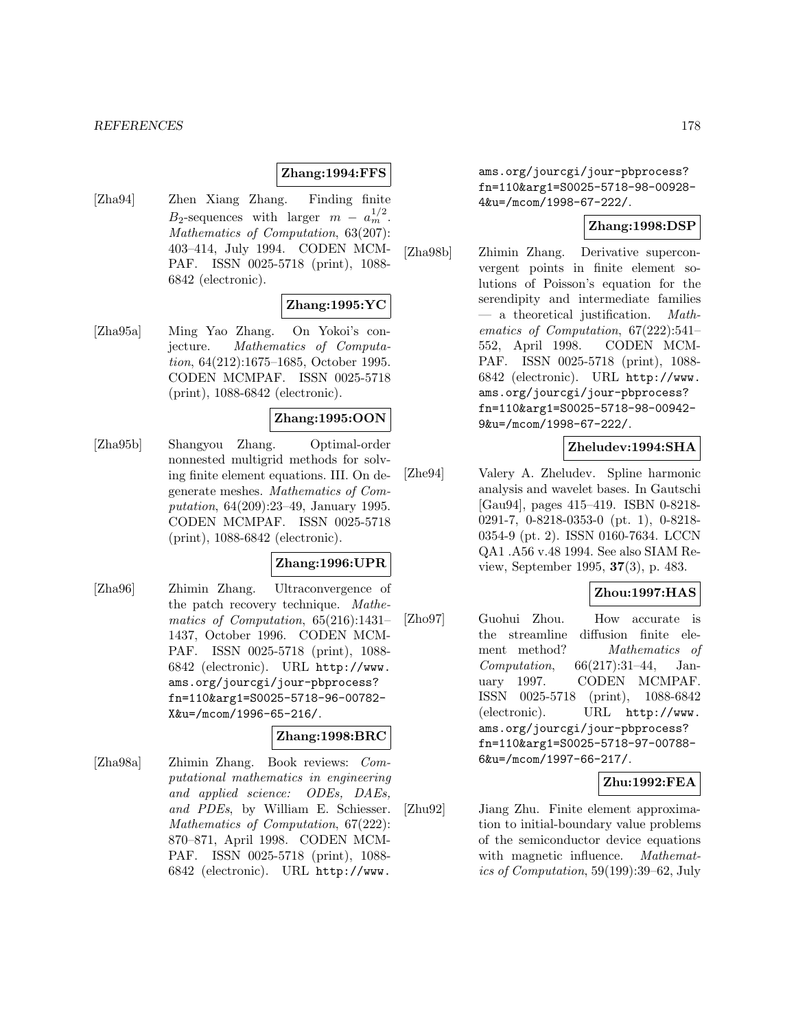**Zhang:1994:FFS**

[Zha94] Zhen Xiang Zhang. Finding finite $B_2$-sequences with larger $m - a_m^{1/2}$. *Mathematics of Computation*, 63(207): 403–414, July 1994. CODEN MCMPAF. ISSN 0025-5718 (print), 1088-6842 (electronic).

**Zhang:1995:YC**

[Zha95a] Ming Yao Zhang. On Yokoi's conjecture. *Mathematics of Computation*, 64(212):1675–1685, October 1995. CODEN MCMPAF. ISSN 0025-5718 (print), 1088-6842 (electronic).

**Zhang:1995:OON**

[Zha95b] Shangyou Zhang. Optimal-order nonnested multigrid methods for solving finite element equations. III. On degenerate meshes. *Mathematics of Computation*, 64(209):23–49, January 1995. CODEN MCMPAF. ISSN 0025-5718 (print), 1088-6842 (electronic).

**Zhang:1996:UPR**

[Zha96] Zhimin Zhang. Ultraconvergence of the patch recovery technique. *Mathematics of Computation*, 65(216):1431–1437, October 1996. CODEN MCMPAF. ISSN 0025-5718 (print), 1088-6842 (electronic). URL http://www.ams.org/jourcgi/jour-pbprocess?fn=110&arg1=S0025-5718-96-00782-X&u=/mcom/1996-65-216/.

**Zhang:1998:BRC**

[Zha98a] Zhimin Zhang. Book reviews: *Computational mathematics in engineering and applied science: ODEs, DAEs, and PDEs*, by William E. Schiesser. *Mathematics of Computation*, 67(222): 870–871, April 1998. CODEN MCMPAF. ISSN 0025-5718 (print), 1088-6842 (electronic). URL http://www.ams.org/jourcgi/jour-pbprocess?fn=110&arg1=S0025-5718-98-00928-4&u=/mcom/1998-67-222/.

**Zhang:1998:DSP**

[Zha98b] Zhimin Zhang. Derivative superconvergent points in finite element solutions of Poisson's equation for the serendipity and intermediate families — a theoretical justification. *Mathematics of Computation*, 67(222):541–552, April 1998. CODEN MCMPAF. ISSN 0025-5718 (print), 1088-6842 (electronic). URL http://www.ams.org/jourcgi/jour-pbprocess?fn=110&arg1=S0025-5718-98-00942-9&u=/mcom/1998-67-222/.

**Zheludev:1994:SHA**

[Zhe94] Valery A. Zheludev. Spline harmonic analysis and wavelet bases. In Gautschi [Gau94], pages 415–419. ISBN 0-8218-0291-7, 0-8218-0353-0 (pt. 1), 0-8218-0354-9 (pt. 2). ISSN 0160-7634. LCCN QA1 .A56 v.48 1994. See also SIAM Review, September 1995, **37**(3), p. 483.

**Zhou:1997:HAS**

[Zho97] Guohui Zhou. How accurate is the streamline diffusion finite element method? *Mathematics of Computation*, 66(217):31–44, January 1997. CODEN MCMPAF. ISSN 0025-5718 (print), 1088-6842 (electronic). URL http://www.ams.org/jourcgi/jour-pbprocess?fn=110&arg1=S0025-5718-97-00788-6&u=/mcom/1997-66-217/.

**Zhu:1992:FEA**

[Zhu92] Jiang Zhu. Finite element approximation to initial-boundary value problems of the semiconductor device equations with magnetic influence. *Mathematics of Computation*, 59(199):39–62, July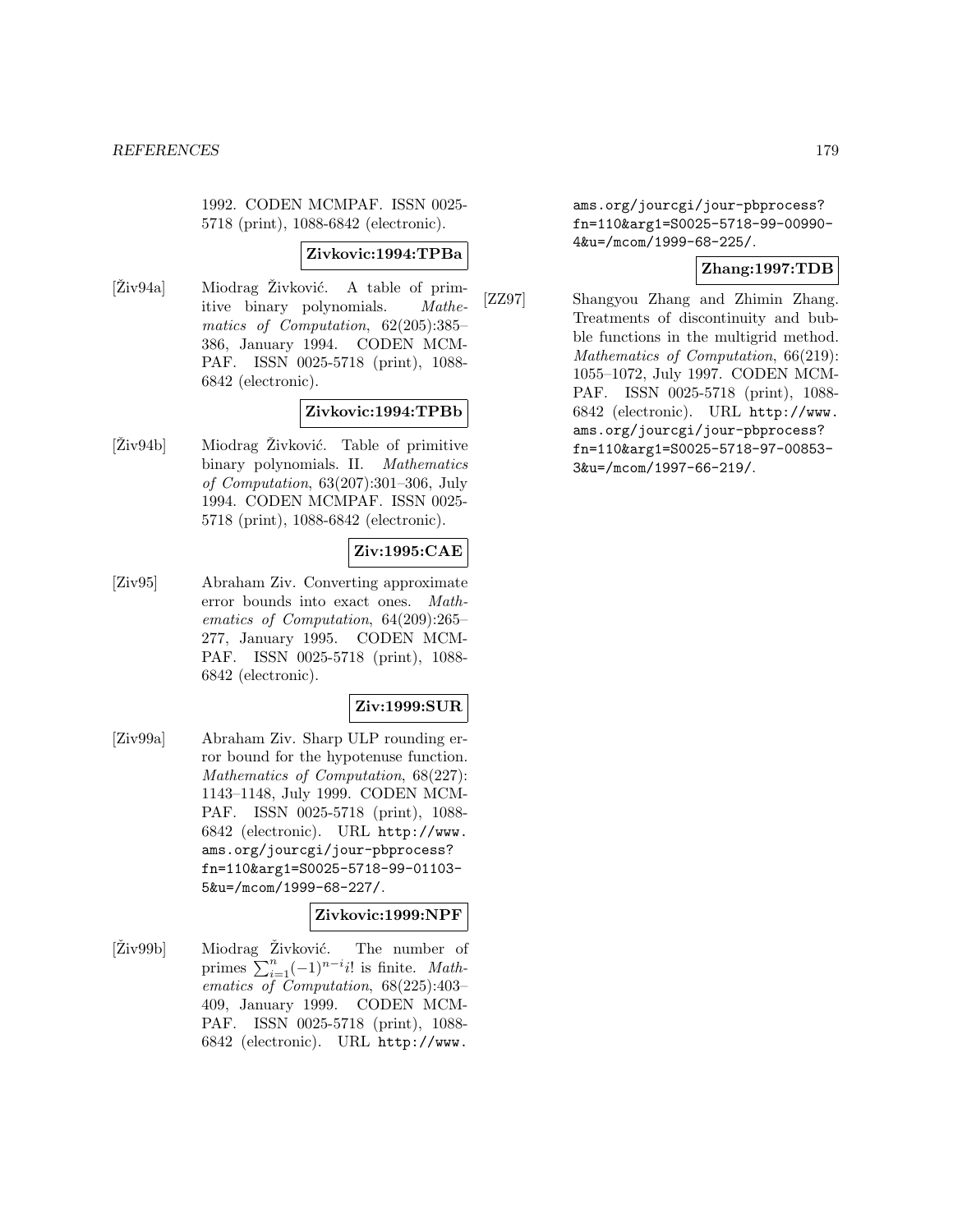1992. CODEN MCMPAF. ISSN 0025-5718 (print), 1088-6842 (electronic).

**Zivkovic:1994:TPBa**

[Živ94a] Miodrag Živković. A table of primitive binary polynomials. *Mathematics of Computation*, 62(205):385–386, January 1994. CODEN MCMPAF. ISSN 0025-5718 (print), 1088-6842 (electronic).

**Zivkovic:1994:TPBb**

[Živ94b] Miodrag Živković. Table of primitive binary polynomials. II. *Mathematics of Computation*, 63(207):301–306, July 1994. CODEN MCMPAF. ISSN 0025-5718 (print), 1088-6842 (electronic).

**Ziv:1995:CAE**

[Ziv95] Abraham Ziv. Converting approximate error bounds into exact ones. *Mathematics of Computation*, 64(209):265–277, January 1995. CODEN MCMPAF. ISSN 0025-5718 (print), 1088-6842 (electronic).

**Ziv:1999:SUR**

[Ziv99a] Abraham Ziv. Sharp ULP rounding error bound for the hypotenuse function. *Mathematics of Computation*, 68(227): 1143–1148, July 1999. CODEN MCMPAF. ISSN 0025-5718 (print), 1088-6842 (electronic). URL http://www.ams.org/jourcgi/jour-pbprocess?fn=110&arg1=S0025-5718-99-01103-5&u=/mcom/1999-68-227/.

**Zivkovic:1999:NPF**

[Živ99b] Miodrag Živković. The number of primes $\sum_{i=1}^{n}(-1)^{n-i}i!$ is finite. *Mathematics of Computation*, 68(225):403–409, January 1999. CODEN MCMPAF. ISSN 0025-5718 (print), 1088-6842 (electronic). URL http://www.ams.org/jourcgi/jour-pbprocess?fn=110&arg1=S0025-5718-99-00990-4&u=/mcom/1999-68-225/.

**Zhang:1997:TDB**

[ZZ97] Shangyou Zhang and Zhimin Zhang. Treatments of discontinuity and bubble functions in the multigrid method. *Mathematics of Computation*, 66(219): 1055–1072, July 1997. CODEN MCMPAF. ISSN 0025-5718 (print), 1088-6842 (electronic). URL http://www.ams.org/jourcgi/jour-pbprocess?fn=110&arg1=S0025-5718-97-00853-3&u=/mcom/1997-66-219/.